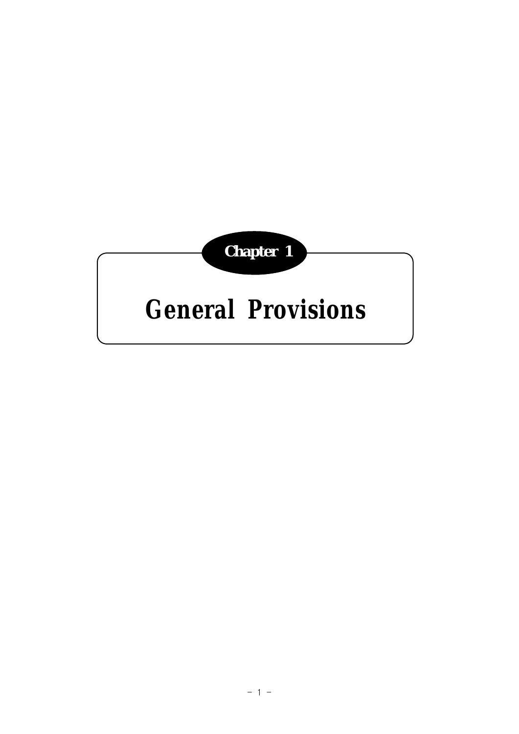# Chapter 1

# General Provisions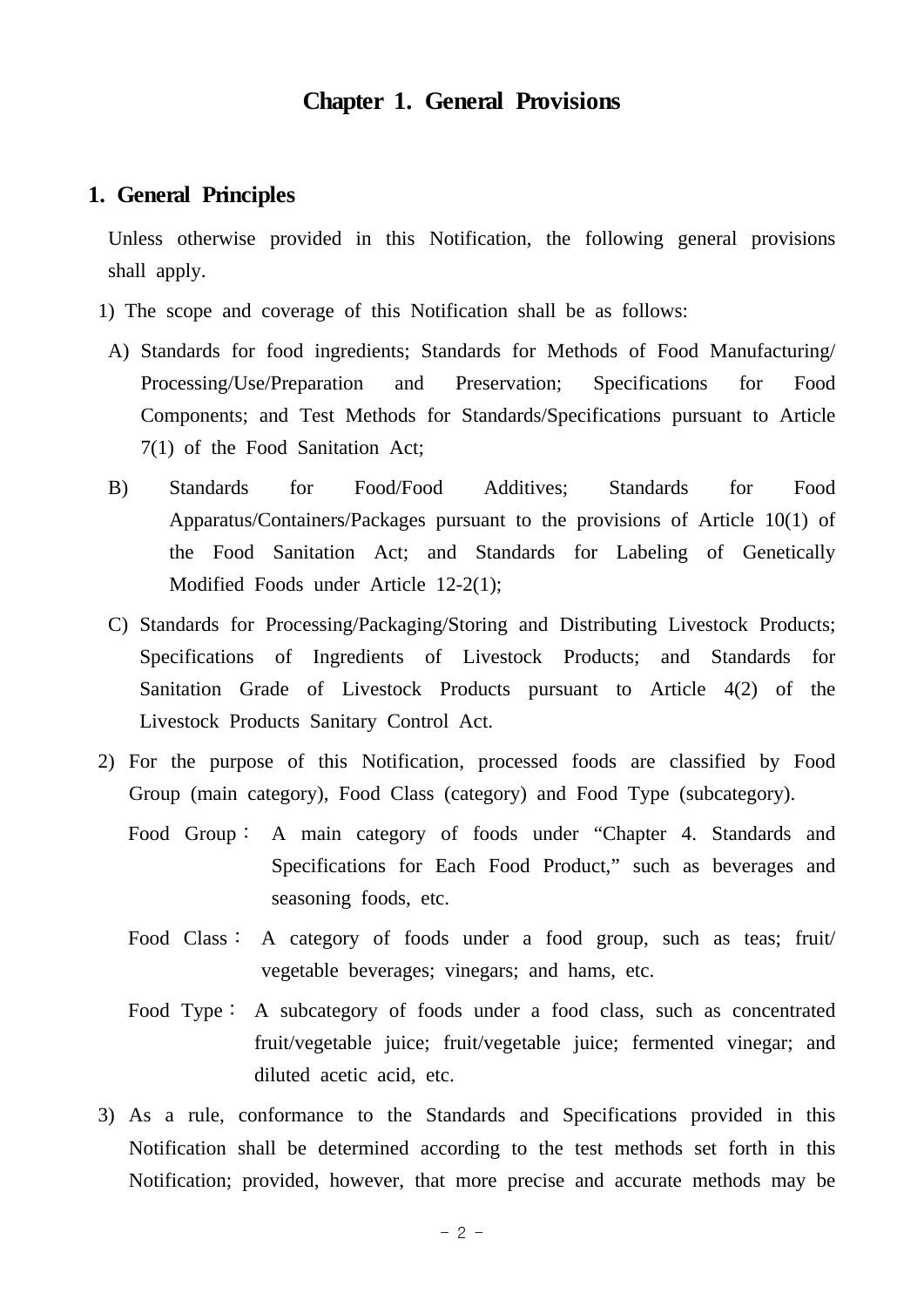# Chapter 1. General Provisions

## 1. General Principles

Unless otherwise provided in this Notification, the following general provisions shall apply.

1) The scope and coverage of this Notification shall be as follows:

A) Standards for food ingredients; Standards for Methods of Food Manufacturing/ Processing/Use/Preparation and Preservation; Specifications for Food Components; and Test Methods for Standards/Specifications pursuant to Article 7(1) of the Food Sanitation Act;

B) Standards for Food/Food Additives; Standards for Food Apparatus/Containers/Packages pursuant to the provisions of Article 10(1) of the Food Sanitation Act; and Standards for Labeling of Genetically Modified Foods under Article 12-2(1);

C) Standards for Processing/Packaging/Storing and Distributing Livestock Products; Specifications of Ingredients of Livestock Products; and Standards for Sanitation Grade of Livestock Products pursuant to Article 4(2) of the Livestock Products Sanitary Control Act.

2) For the purpose of this Notification, processed foods are classified by Food Group (main category), Food Class (category) and Food Type (subcategory).

Food Group : A main category of foods under "Chapter 4. Standards and Specifications for Each Food Product," such as beverages and seasoning foods, etc.

Food Class : A category of foods under a food group, such as teas; fruit/ vegetable beverages; vinegars; and hams, etc.

Food Type : A subcategory of foods under a food class, such as concentrated fruit/vegetable juice; fruit/vegetable juice; fermented vinegar; and diluted acetic acid, etc.

3) As a rule, conformance to the Standards and Specifications provided in this Notification shall be determined according to the test methods set forth in this Notification; provided, however, that more precise and accurate methods may be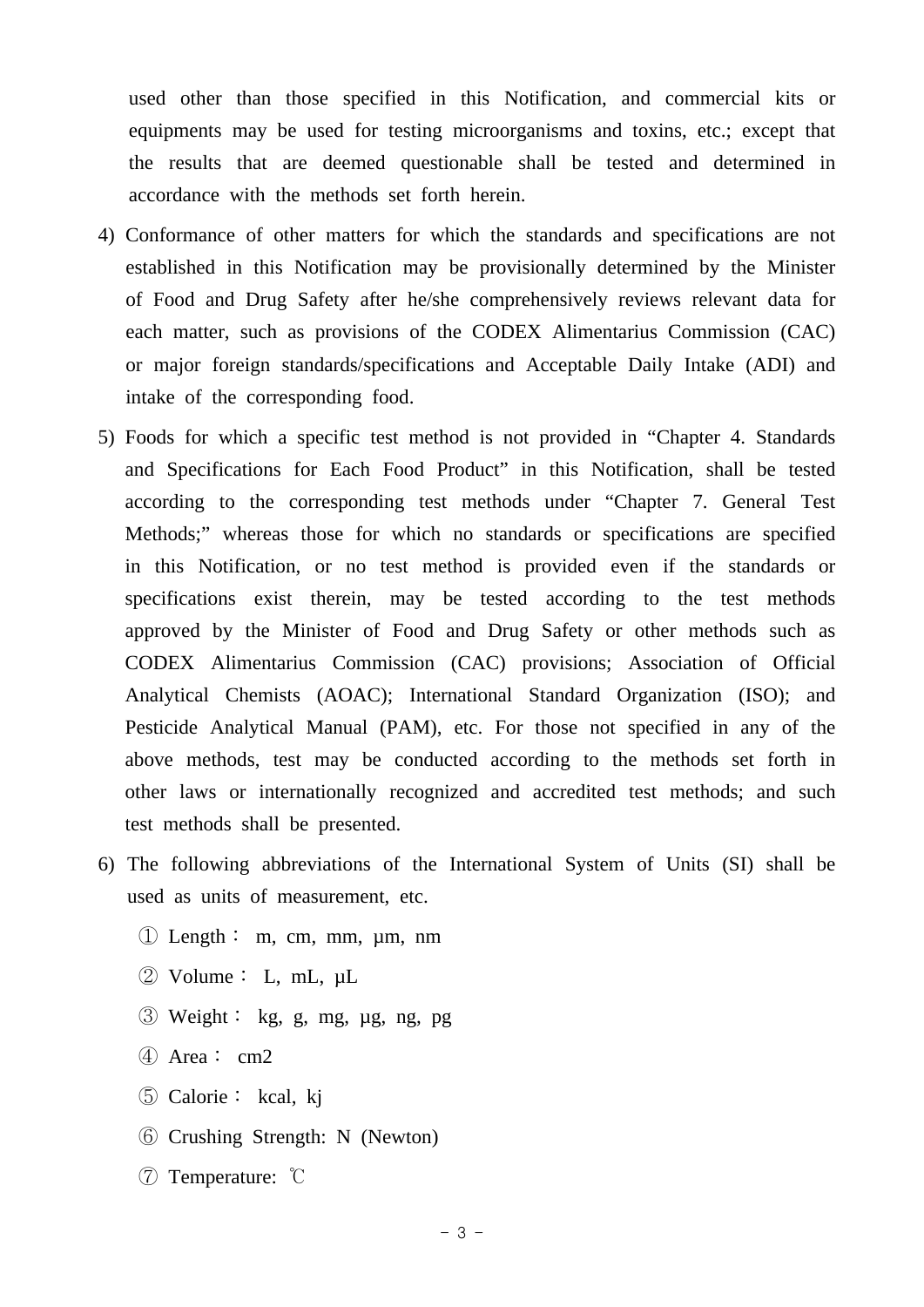used other than those specified in this Notification, and commercial kits or equipments may be used for testing microorganisms and toxins, etc.; except that the results that are deemed questionable shall be tested and determined in accordance with the methods set forth herein.

4) Conformance of other matters for which the standards and specifications are not established in this Notification may be provisionally determined by the Minister of Food and Drug Safety after he/she comprehensively reviews relevant data for each matter, such as provisions of the CODEX Alimentarius Commission (CAC) or major foreign standards/specifications and Acceptable Daily Intake (ADI) and intake of the corresponding food.

5) Foods for which a specific test method is not provided in “Chapter 4. Standards and Specifications for Each Food Product” in this Notification, shall be tested according to the corresponding test methods under “Chapter 7. General Test Methods;” whereas those for which no standards or specifications are specified in this Notification, or no test method is provided even if the standards or specifications exist therein, may be tested according to the test methods approved by the Minister of Food and Drug Safety or other methods such as CODEX Alimentarius Commission (CAC) provisions; Association of Official Analytical Chemists (AOAC); International Standard Organization (ISO); and Pesticide Analytical Manual (PAM), etc. For those not specified in any of the above methods, test may be conducted according to the methods set forth in other laws or internationally recognized and accredited test methods; and such test methods shall be presented.

6) The following abbreviations of the International System of Units (SI) shall be used as units of measurement, etc.

① Length : m, cm, mm, μm, nm

② Volume : L, mL, μL

③ Weight : kg, g, mg, μg, ng, pg

④ Area : cm2

⑤ Calorie : kcal, kj

⑥ Crushing Strength: N (Newton)

⑦ Temperature: ℃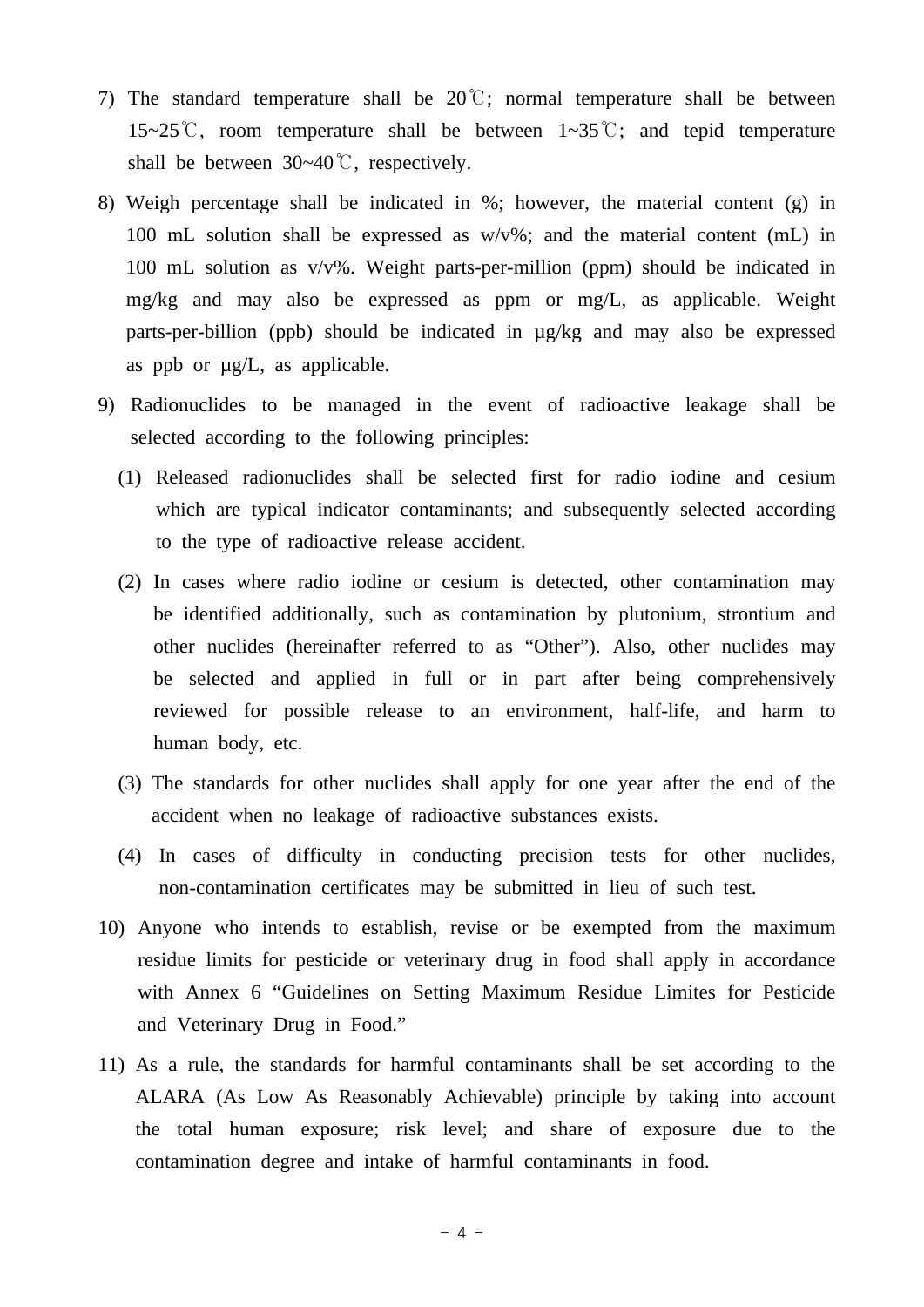7) The standard temperature shall be 20℃; normal temperature shall be between 15~25℃, room temperature shall be between 1~35℃; and tepid temperature shall be between 30~40℃, respectively.

8) Weigh percentage shall be indicated in %; however, the material content (g) in 100 mL solution shall be expressed as w/v%; and the material content (mL) in 100 mL solution as v/v%. Weight parts-per-million (ppm) should be indicated in mg/kg and may also be expressed as ppm or mg/L, as applicable. Weight parts-per-billion (ppb) should be indicated in µg/kg and may also be expressed as ppb or µg/L, as applicable.

9) Radionuclides to be managed in the event of radioactive leakage shall be selected according to the following principles:

   (1) Released radionuclides shall be selected first for radio iodine and cesium which are typical indicator contaminants; and subsequently selected according to the type of radioactive release accident.

   (2) In cases where radio iodine or cesium is detected, other contamination may be identified additionally, such as contamination by plutonium, strontium and other nuclides (hereinafter referred to as “Other”). Also, other nuclides may be selected and applied in full or in part after being comprehensively reviewed for possible release to an environment, half-life, and harm to human body, etc.

   (3) The standards for other nuclides shall apply for one year after the end of the accident when no leakage of radioactive substances exists.

   (4) In cases of difficulty in conducting precision tests for other nuclides, non-contamination certificates may be submitted in lieu of such test.

10) Anyone who intends to establish, revise or be exempted from the maximum residue limits for pesticide or veterinary drug in food shall apply in accordance with Annex 6 “Guidelines on Setting Maximum Residue Limites for Pesticide and Veterinary Drug in Food.”

11) As a rule, the standards for harmful contaminants shall be set according to the ALARA (As Low As Reasonably Achievable) principle by taking into account the total human exposure; risk level; and share of exposure due to the contamination degree and intake of harmful contaminants in food.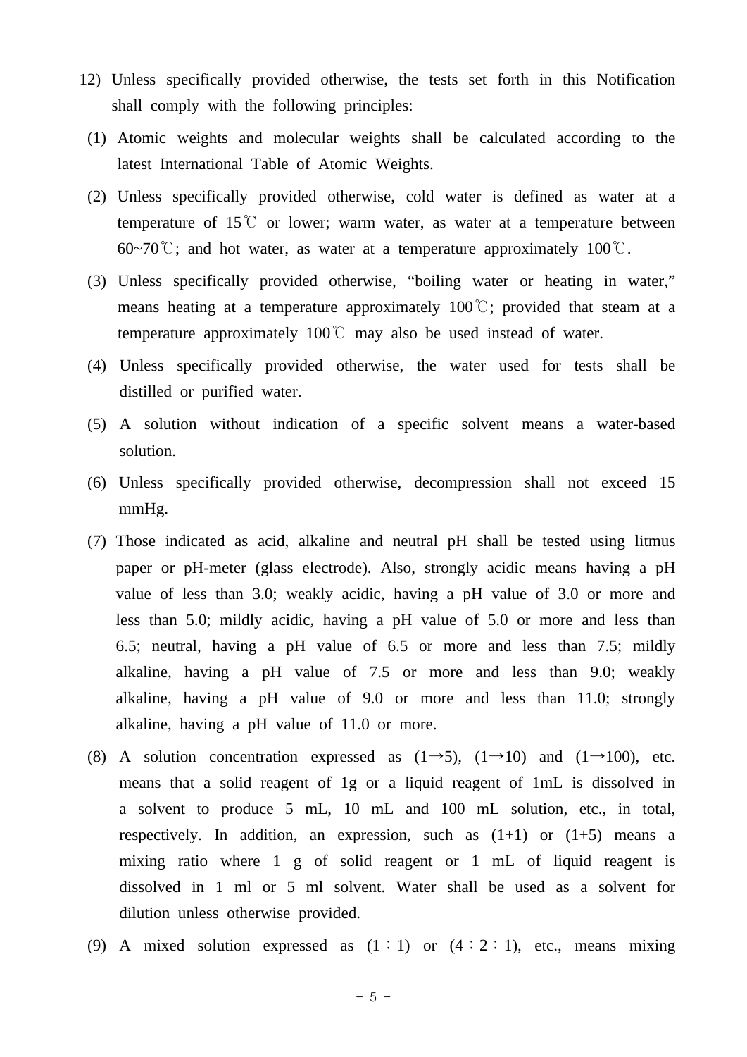12) Unless specifically provided otherwise, the tests set forth in this Notification shall comply with the following principles:

(1) Atomic weights and molecular weights shall be calculated according to the latest International Table of Atomic Weights.

(2) Unless specifically provided otherwise, cold water is defined as water at a temperature of 15℃ or lower; warm water, as water at a temperature between 60~70℃; and hot water, as water at a temperature approximately 100℃.

(3) Unless specifically provided otherwise, "boiling water or heating in water," means heating at a temperature approximately 100℃; provided that steam at a temperature approximately 100℃ may also be used instead of water.

(4) Unless specifically provided otherwise, the water used for tests shall be distilled or purified water.

(5) A solution without indication of a specific solvent means a water-based solution.

(6) Unless specifically provided otherwise, decompression shall not exceed 15 mmHg.

(7) Those indicated as acid, alkaline and neutral pH shall be tested using litmus paper or pH-meter (glass electrode). Also, strongly acidic means having a pH value of less than 3.0; weakly acidic, having a pH value of 3.0 or more and less than 5.0; mildly acidic, having a pH value of 5.0 or more and less than 6.5; neutral, having a pH value of 6.5 or more and less than 7.5; mildly alkaline, having a pH value of 7.5 or more and less than 9.0; weakly alkaline, having a pH value of 9.0 or more and less than 11.0; strongly alkaline, having a pH value of 11.0 or more.

(8) A solution concentration expressed as (1→5), (1→10) and (1→100), etc. means that a solid reagent of 1g or a liquid reagent of 1mL is dissolved in a solvent to produce 5 mL, 10 mL and 100 mL solution, etc., in total, respectively. In addition, an expression, such as (1+1) or (1+5) means a mixing ratio where 1 g of solid reagent or 1 mL of liquid reagent is dissolved in 1 ml or 5 ml solvent. Water shall be used as a solvent for dilution unless otherwise provided.

(9) A mixed solution expressed as (1 : 1) or (4 : 2 : 1), etc., means mixing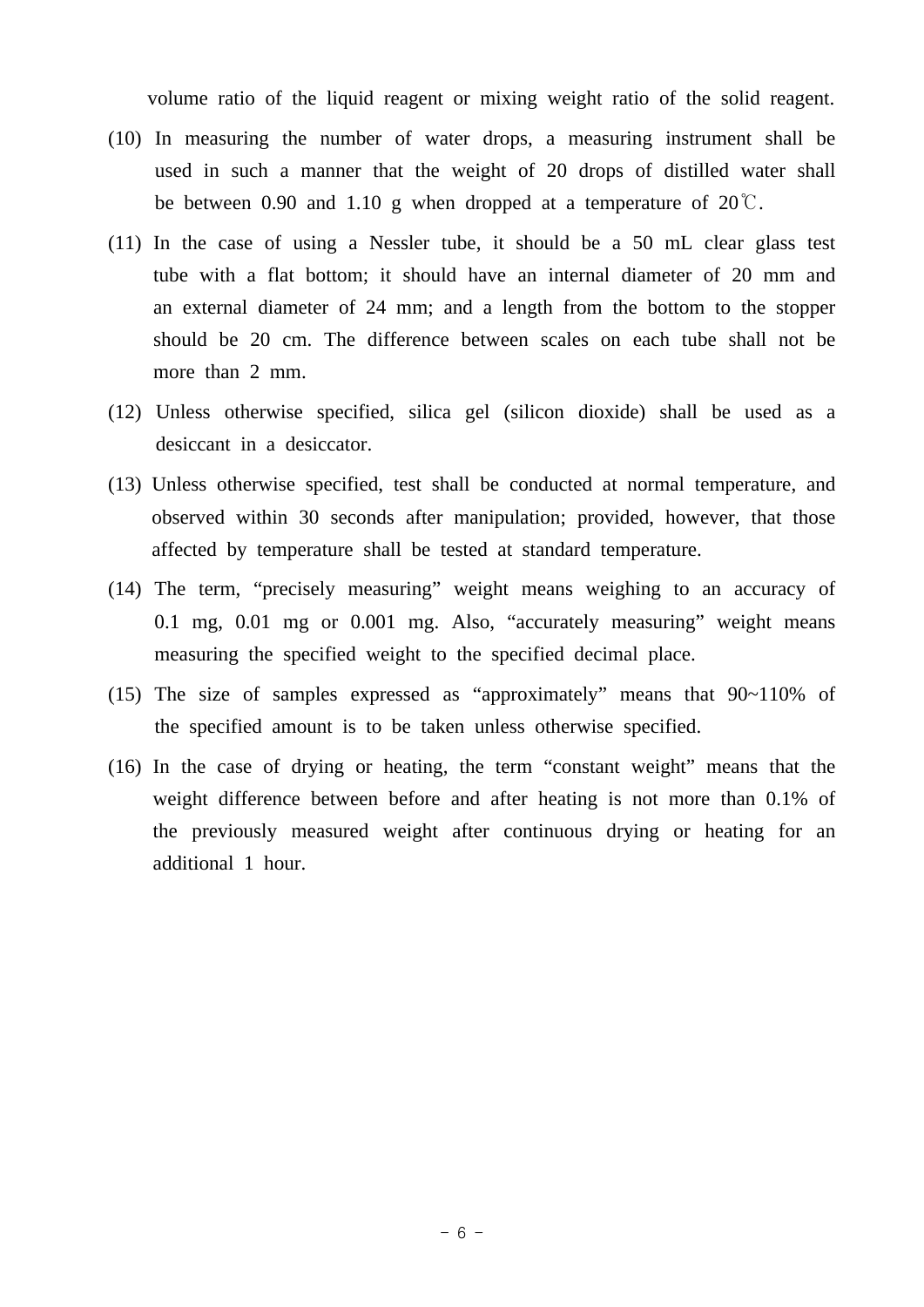volume ratio of the liquid reagent or mixing weight ratio of the solid reagent.

(10) In measuring the number of water drops, a measuring instrument shall be used in such a manner that the weight of 20 drops of distilled water shall be between 0.90 and 1.10 g when dropped at a temperature of 20℃.

(11) In the case of using a Nessler tube, it should be a 50 mL clear glass test tube with a flat bottom; it should have an internal diameter of 20 mm and an external diameter of 24 mm; and a length from the bottom to the stopper should be 20 cm. The difference between scales on each tube shall not be more than 2 mm.

(12) Unless otherwise specified, silica gel (silicon dioxide) shall be used as a desiccant in a desiccator.

(13) Unless otherwise specified, test shall be conducted at normal temperature, and observed within 30 seconds after manipulation; provided, however, that those affected by temperature shall be tested at standard temperature.

(14) The term, “precisely measuring” weight means weighing to an accuracy of 0.1 mg, 0.01 mg or 0.001 mg. Also, “accurately measuring” weight means measuring the specified weight to the specified decimal place.

(15) The size of samples expressed as “approximately” means that 90~110% of the specified amount is to be taken unless otherwise specified.

(16) In the case of drying or heating, the term “constant weight” means that the weight difference between before and after heating is not more than 0.1% of the previously measured weight after continuous drying or heating for an additional 1 hour.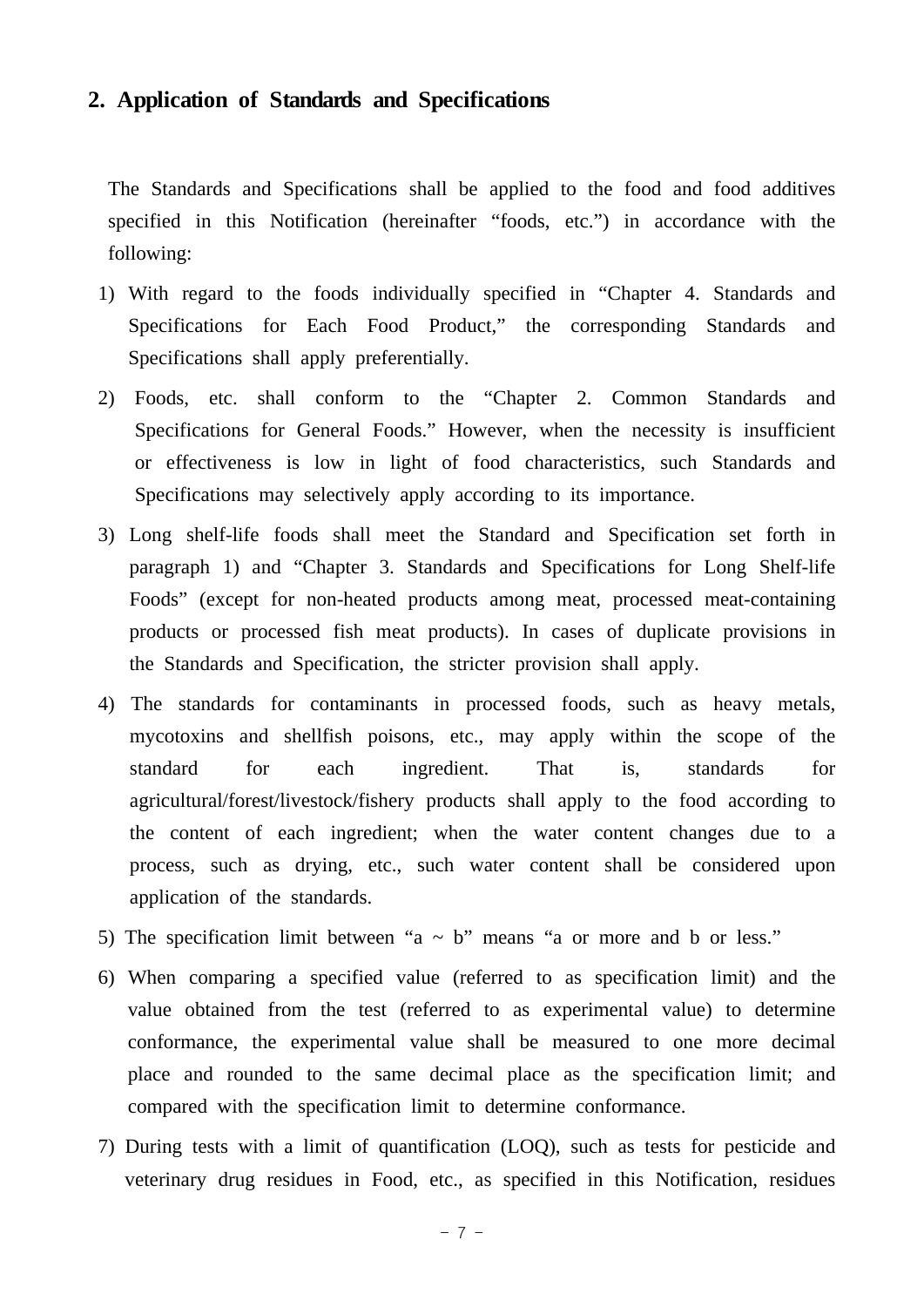## 2. Application of Standards and Specifications

The Standards and Specifications shall be applied to the food and food additives specified in this Notification (hereinafter "foods, etc.") in accordance with the following:

1) With regard to the foods individually specified in "Chapter 4. Standards and Specifications for Each Food Product," the corresponding Standards and Specifications shall apply preferentially.

2) Foods, etc. shall conform to the "Chapter 2. Common Standards and Specifications for General Foods." However, when the necessity is insufficient or effectiveness is low in light of food characteristics, such Standards and Specifications may selectively apply according to its importance.

3) Long shelf-life foods shall meet the Standard and Specification set forth in paragraph 1) and "Chapter 3. Standards and Specifications for Long Shelf-life Foods" (except for non-heated products among meat, processed meat-containing products or processed fish meat products). In cases of duplicate provisions in the Standards and Specification, the stricter provision shall apply.

4) The standards for contaminants in processed foods, such as heavy metals, mycotoxins and shellfish poisons, etc., may apply within the scope of the standard for each ingredient. That is, standards for agricultural/forest/livestock/fishery products shall apply to the food according to the content of each ingredient; when the water content changes due to a process, such as drying, etc., such water content shall be considered upon application of the standards.

5) The specification limit between "a ~ b" means "a or more and b or less."

6) When comparing a specified value (referred to as specification limit) and the value obtained from the test (referred to as experimental value) to determine conformance, the experimental value shall be measured to one more decimal place and rounded to the same decimal place as the specification limit; and compared with the specification limit to determine conformance.

7) During tests with a limit of quantification (LOQ), such as tests for pesticide and veterinary drug residues in Food, etc., as specified in this Notification, residues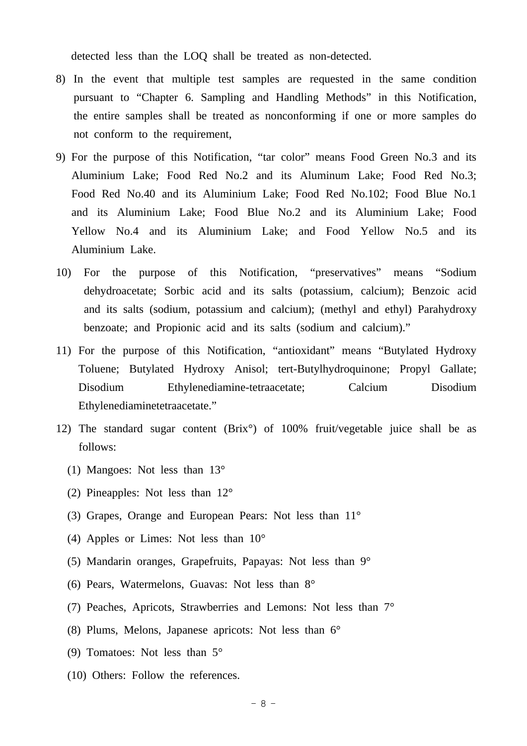detected less than the LOQ shall be treated as non-detected.

8) In the event that multiple test samples are requested in the same condition pursuant to “Chapter 6. Sampling and Handling Methods” in this Notification, the entire samples shall be treated as nonconforming if one or more samples do not conform to the requirement,

9) For the purpose of this Notification, “tar color” means Food Green No.3 and its Aluminium Lake; Food Red No.2 and its Aluminum Lake; Food Red No.3; Food Red No.40 and its Aluminium Lake; Food Red No.102; Food Blue No.1 and its Aluminium Lake; Food Blue No.2 and its Aluminium Lake; Food Yellow No.4 and its Aluminium Lake; and Food Yellow No.5 and its Aluminium Lake.

10) For the purpose of this Notification, “preservatives” means “Sodium dehydroacetate; Sorbic acid and its salts (potassium, calcium); Benzoic acid and its salts (sodium, potassium and calcium); (methyl and ethyl) Parahydroxy benzoate; and Propionic acid and its salts (sodium and calcium).”

11) For the purpose of this Notification, “antioxidant” means “Butylated Hydroxy Toluene; Butylated Hydroxy Anisol; tert-Butylhydroquinone; Propyl Gallate; Disodium Ethylenediamine-tetraacetate; Calcium Disodium Ethylenediaminetetraacetate.”

12) The standard sugar content (Brix°) of 100% fruit/vegetable juice shall be as follows:

(1) Mangoes: Not less than 13°

(2) Pineapples: Not less than 12°

(3) Grapes, Orange and European Pears: Not less than 11°

(4) Apples or Limes: Not less than 10°

(5) Mandarin oranges, Grapefruits, Papayas: Not less than 9°

(6) Pears, Watermelons, Guavas: Not less than 8°

(7) Peaches, Apricots, Strawberries and Lemons: Not less than 7°

(8) Plums, Melons, Japanese apricots: Not less than 6°

(9) Tomatoes: Not less than 5°

(10) Others: Follow the references.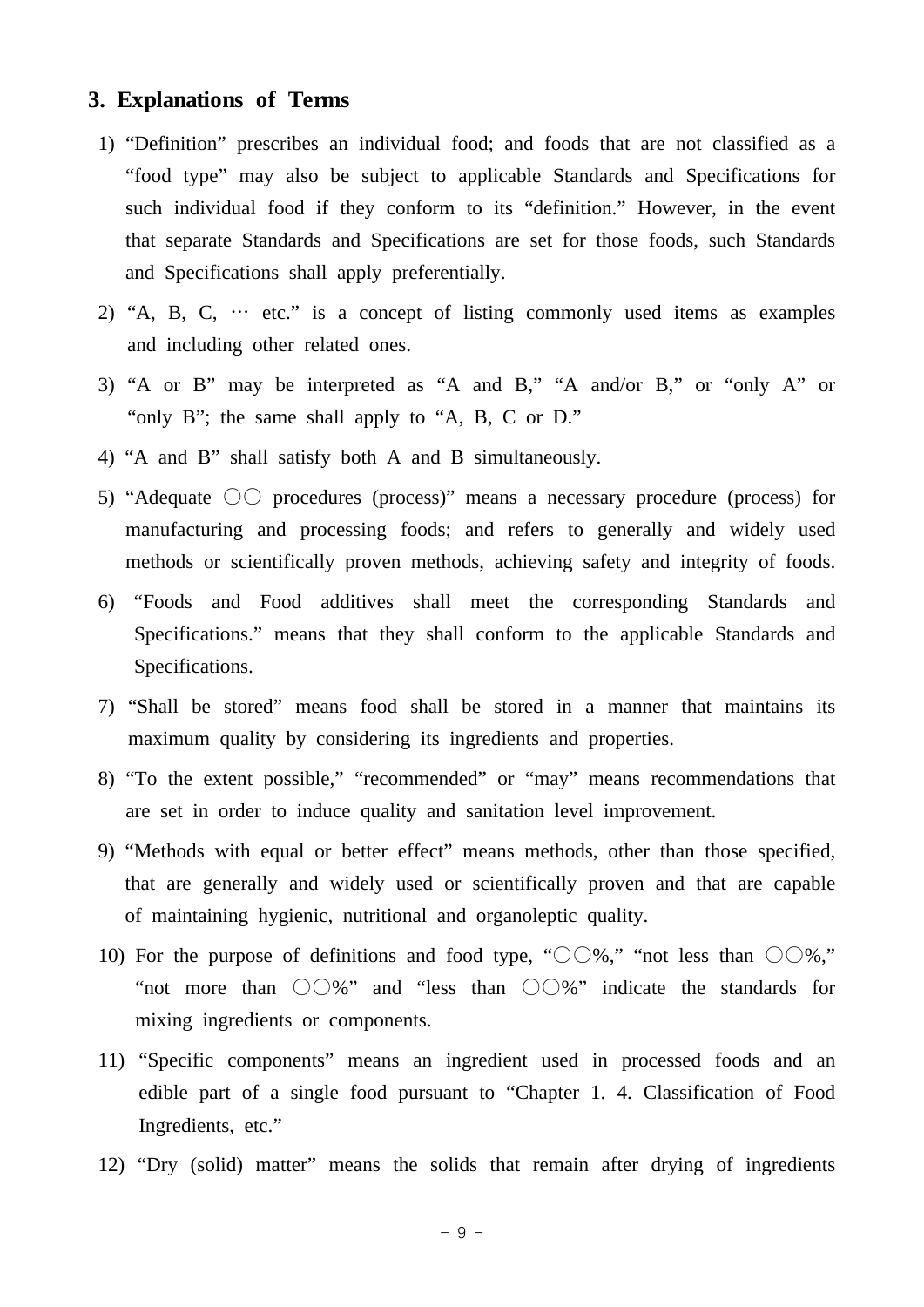## 3. Explanations of Terms

1) "Definition" prescribes an individual food; and foods that are not classified as a "food type" may also be subject to applicable Standards and Specifications for such individual food if they conform to its "definition." However, in the event that separate Standards and Specifications are set for those foods, such Standards and Specifications shall apply preferentially.

2) "A, B, C, ··· etc." is a concept of listing commonly used items as examples and including other related ones.

3) "A or B" may be interpreted as "A and B," "A and/or B," or "only A" or "only B"; the same shall apply to "A, B, C or D."

4) "A and B" shall satisfy both A and B simultaneously.

5) "Adequate ○○ procedures (process)" means a necessary procedure (process) for manufacturing and processing foods; and refers to generally and widely used methods or scientifically proven methods, achieving safety and integrity of foods.

6) "Foods and Food additives shall meet the corresponding Standards and Specifications." means that they shall conform to the applicable Standards and Specifications.

7) "Shall be stored" means food shall be stored in a manner that maintains its maximum quality by considering its ingredients and properties.

8) "To the extent possible," "recommended" or "may" means recommendations that are set in order to induce quality and sanitation level improvement.

9) "Methods with equal or better effect" means methods, other than those specified, that are generally and widely used or scientifically proven and that are capable of maintaining hygienic, nutritional and organoleptic quality.

10) For the purpose of definitions and food type, "○○%," "not less than ○○%," "not more than ○○%" and "less than ○○%" indicate the standards for mixing ingredients or components.

11) "Specific components" means an ingredient used in processed foods and an edible part of a single food pursuant to "Chapter 1. 4. Classification of Food Ingredients, etc."

12) "Dry (solid) matter" means the solids that remain after drying of ingredients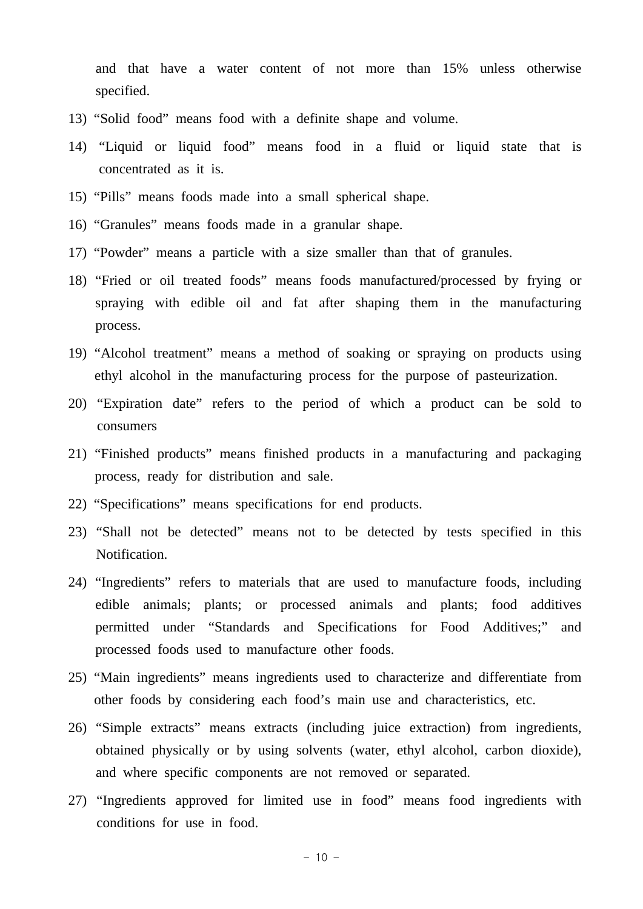and that have a water content of not more than 15% unless otherwise specified.

13) "Solid food" means food with a definite shape and volume.

14) "Liquid or liquid food" means food in a fluid or liquid state that is concentrated as it is.

15) "Pills" means foods made into a small spherical shape.

16) "Granules" means foods made in a granular shape.

17) "Powder" means a particle with a size smaller than that of granules.

18) "Fried or oil treated foods" means foods manufactured/processed by frying or spraying with edible oil and fat after shaping them in the manufacturing process.

19) "Alcohol treatment" means a method of soaking or spraying on products using ethyl alcohol in the manufacturing process for the purpose of pasteurization.

20) "Expiration date" refers to the period of which a product can be sold to consumers

21) "Finished products" means finished products in a manufacturing and packaging process, ready for distribution and sale.

22) "Specifications" means specifications for end products.

23) "Shall not be detected" means not to be detected by tests specified in this Notification.

24) "Ingredients" refers to materials that are used to manufacture foods, including edible animals; plants; or processed animals and plants; food additives permitted under "Standards and Specifications for Food Additives;" and processed foods used to manufacture other foods.

25) "Main ingredients" means ingredients used to characterize and differentiate from other foods by considering each food's main use and characteristics, etc.

26) "Simple extracts" means extracts (including juice extraction) from ingredients, obtained physically or by using solvents (water, ethyl alcohol, carbon dioxide), and where specific components are not removed or separated.

27) "Ingredients approved for limited use in food" means food ingredients with conditions for use in food.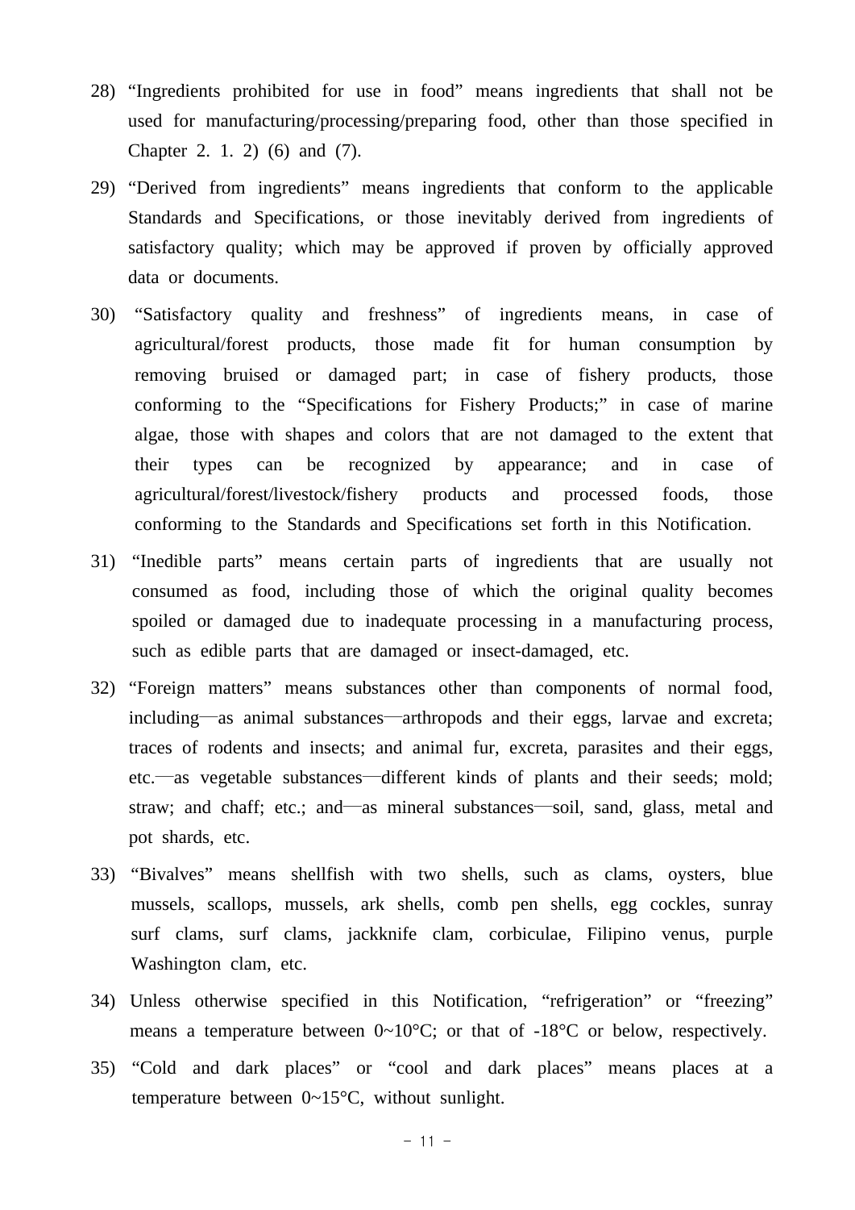28) “Ingredients prohibited for use in food” means ingredients that shall not be used for manufacturing/processing/preparing food, other than those specified in Chapter 2. 1. 2) (6) and (7).

29) “Derived from ingredients” means ingredients that conform to the applicable Standards and Specifications, or those inevitably derived from ingredients of satisfactory quality; which may be approved if proven by officially approved data or documents.

30) “Satisfactory quality and freshness” of ingredients means, in case of agricultural/forest products, those made fit for human consumption by removing bruised or damaged part; in case of fishery products, those conforming to the “Specifications for Fishery Products;” in case of marine algae, those with shapes and colors that are not damaged to the extent that their types can be recognized by appearance; and in case of agricultural/forest/livestock/fishery products and processed foods, those conforming to the Standards and Specifications set forth in this Notification.

31) “Inedible parts” means certain parts of ingredients that are usually not consumed as food, including those of which the original quality becomes spoiled or damaged due to inadequate processing in a manufacturing process, such as edible parts that are damaged or insect-damaged, etc.

32) “Foreign matters” means substances other than components of normal food, including—as animal substances—arthropods and their eggs, larvae and excreta; traces of rodents and insects; and animal fur, excreta, parasites and their eggs, etc.—as vegetable substances—different kinds of plants and their seeds; mold; straw; and chaff; etc.; and—as mineral substances—soil, sand, glass, metal and pot shards, etc.

33) “Bivalves” means shellfish with two shells, such as clams, oysters, blue mussels, scallops, mussels, ark shells, comb pen shells, egg cockles, sunray surf clams, surf clams, jackknife clam, corbiculae, Filipino venus, purple Washington clam, etc.

34) Unless otherwise specified in this Notification, “refrigeration” or “freezing” means a temperature between 0~10°C; or that of -18°C or below, respectively.

35) “Cold and dark places” or “cool and dark places” means places at a temperature between 0~15°C, without sunlight.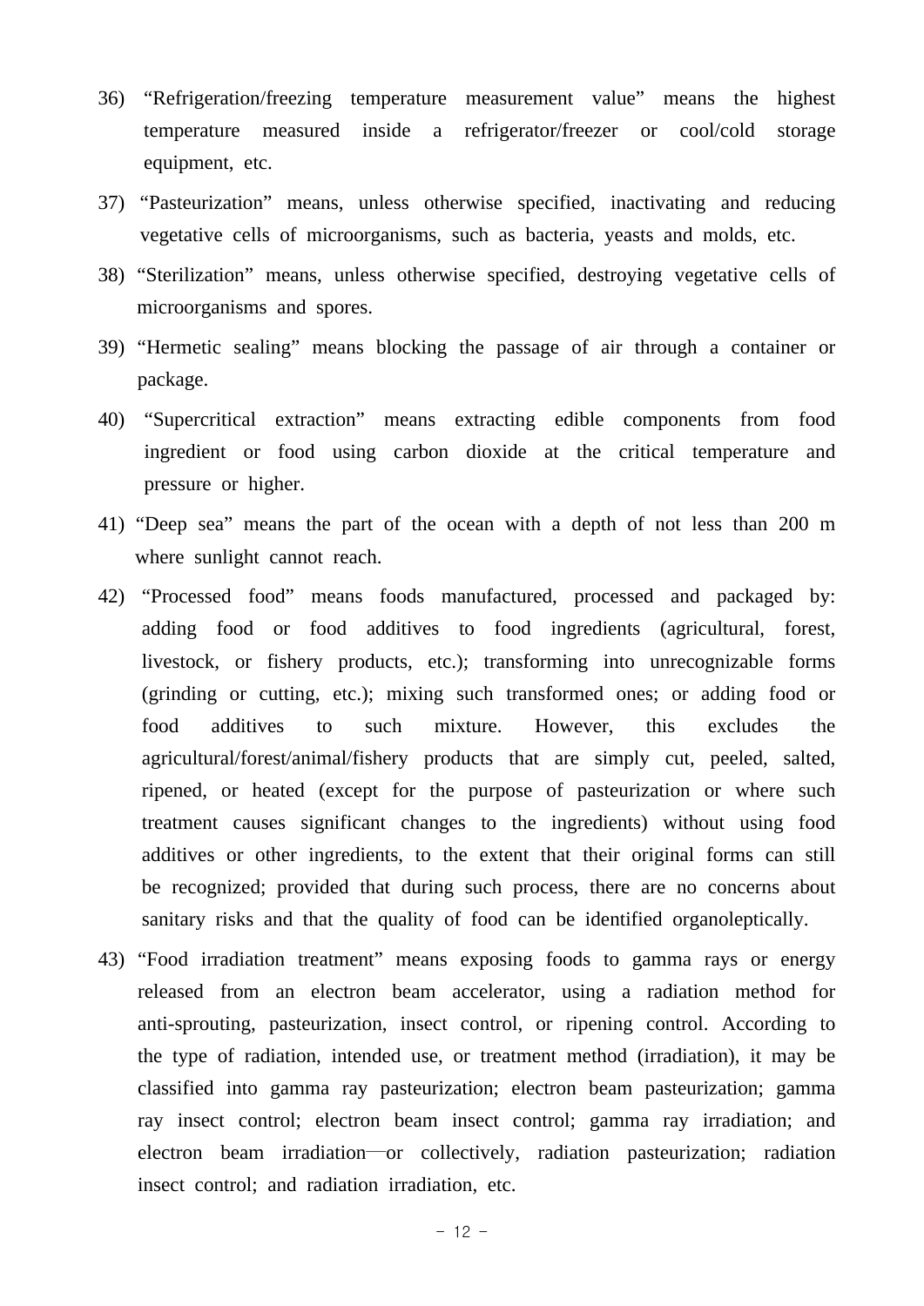36) “Refrigeration/freezing temperature measurement value” means the highest temperature measured inside a refrigerator/freezer or cool/cold storage equipment, etc.

37) “Pasteurization” means, unless otherwise specified, inactivating and reducing vegetative cells of microorganisms, such as bacteria, yeasts and molds, etc.

38) “Sterilization” means, unless otherwise specified, destroying vegetative cells of microorganisms and spores.

39) “Hermetic sealing” means blocking the passage of air through a container or package.

40) “Supercritical extraction” means extracting edible components from food ingredient or food using carbon dioxide at the critical temperature and pressure or higher.

41) “Deep sea” means the part of the ocean with a depth of not less than 200 m where sunlight cannot reach.

42) “Processed food” means foods manufactured, processed and packaged by: adding food or food additives to food ingredients (agricultural, forest, livestock, or fishery products, etc.); transforming into unrecognizable forms (grinding or cutting, etc.); mixing such transformed ones; or adding food or food additives to such mixture. However, this excludes the agricultural/forest/animal/fishery products that are simply cut, peeled, salted, ripened, or heated (except for the purpose of pasteurization or where such treatment causes significant changes to the ingredients) without using food additives or other ingredients, to the extent that their original forms can still be recognized; provided that during such process, there are no concerns about sanitary risks and that the quality of food can be identified organoleptically.

43) “Food irradiation treatment” means exposing foods to gamma rays or energy released from an electron beam accelerator, using a radiation method for anti-sprouting, pasteurization, insect control, or ripening control. According to the type of radiation, intended use, or treatment method (irradiation), it may be classified into gamma ray pasteurization; electron beam pasteurization; gamma ray insect control; electron beam insect control; gamma ray irradiation; and electron beam irradiation—or collectively, radiation pasteurization; radiation insect control; and radiation irradiation, etc.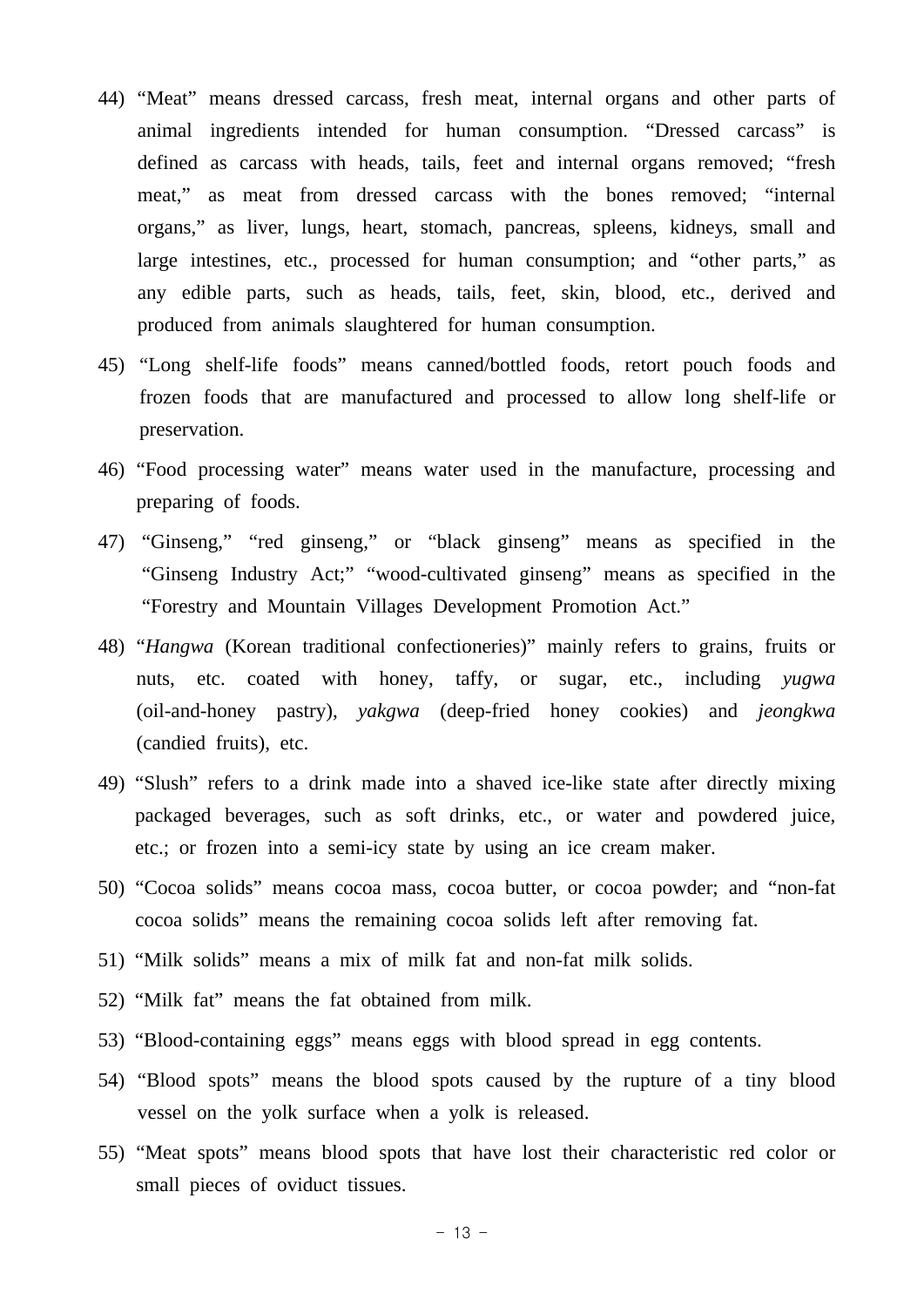44) “Meat” means dressed carcass, fresh meat, internal organs and other parts of animal ingredients intended for human consumption. “Dressed carcass” is defined as carcass with heads, tails, feet and internal organs removed; “fresh meat,” as meat from dressed carcass with the bones removed; “internal organs,” as liver, lungs, heart, stomach, pancreas, spleens, kidneys, small and large intestines, etc., processed for human consumption; and “other parts,” as any edible parts, such as heads, tails, feet, skin, blood, etc., derived and produced from animals slaughtered for human consumption.

45) “Long shelf-life foods” means canned/bottled foods, retort pouch foods and frozen foods that are manufactured and processed to allow long shelf-life or preservation.

46) “Food processing water” means water used in the manufacture, processing and preparing of foods.

47) “Ginseng,” “red ginseng,” or “black ginseng” means as specified in the “Ginseng Industry Act;” “wood-cultivated ginseng” means as specified in the “Forestry and Mountain Villages Development Promotion Act.”

48) “*Hangwa* (Korean traditional confectioneries)” mainly refers to grains, fruits or nuts, etc. coated with honey, taffy, or sugar, etc., including *yugwa* (oil-and-honey pastry), *yakgwa* (deep-fried honey cookies) and *jeongkwa* (candied fruits), etc.

49) “Slush” refers to a drink made into a shaved ice-like state after directly mixing packaged beverages, such as soft drinks, etc., or water and powdered juice, etc.; or frozen into a semi-icy state by using an ice cream maker.

50) “Cocoa solids” means cocoa mass, cocoa butter, or cocoa powder; and “non-fat cocoa solids” means the remaining cocoa solids left after removing fat.

51) “Milk solids” means a mix of milk fat and non-fat milk solids.

52) “Milk fat” means the fat obtained from milk.

53) “Blood-containing eggs” means eggs with blood spread in egg contents.

54) “Blood spots” means the blood spots caused by the rupture of a tiny blood vessel on the yolk surface when a yolk is released.

55) “Meat spots” means blood spots that have lost their characteristic red color or small pieces of oviduct tissues.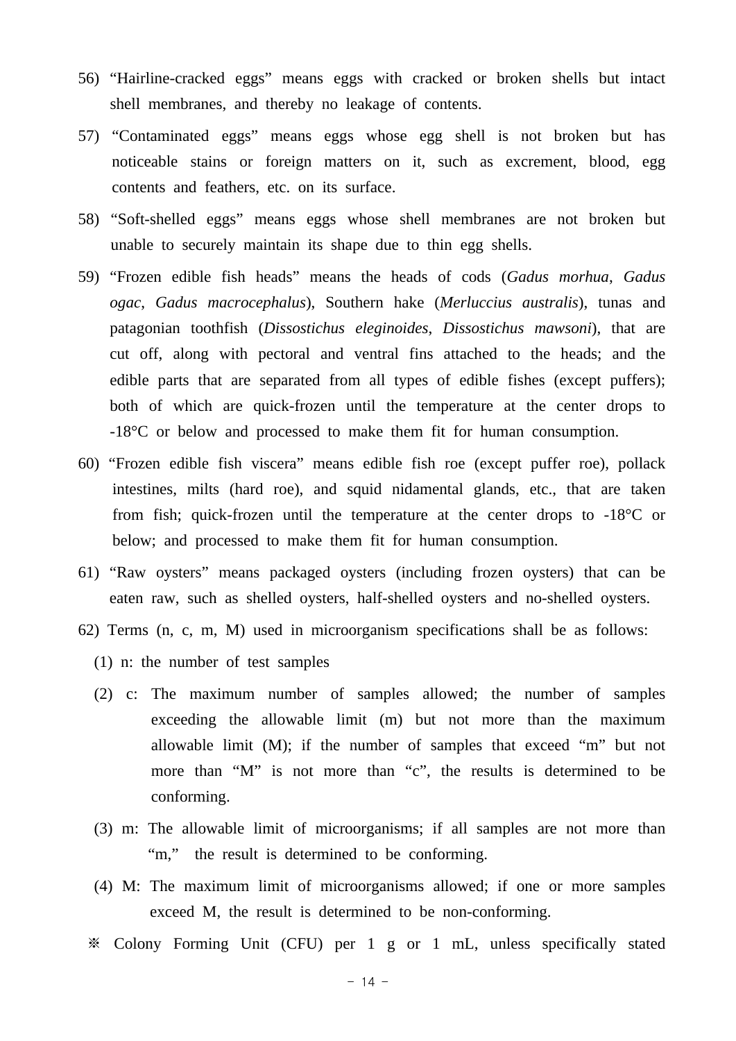56) “Hairline-cracked eggs” means eggs with cracked or broken shells but intact shell membranes, and thereby no leakage of contents.

57) “Contaminated eggs” means eggs whose egg shell is not broken but has noticeable stains or foreign matters on it, such as excrement, blood, egg contents and feathers, etc. on its surface.

58) “Soft-shelled eggs” means eggs whose shell membranes are not broken but unable to securely maintain its shape due to thin egg shells.

59) “Frozen edible fish heads” means the heads of cods (*Gadus morhua*, *Gadus ogac*, *Gadus macrocephalus*), Southern hake (*Merluccius australis*), tunas and patagonian toothfish (*Dissostichus eleginoides*, *Dissostichus mawsoni*), that are cut off, along with pectoral and ventral fins attached to the heads; and the edible parts that are separated from all types of edible fishes (except puffers); both of which are quick-frozen until the temperature at the center drops to -18°C or below and processed to make them fit for human consumption.

60) “Frozen edible fish viscera” means edible fish roe (except puffer roe), pollack intestines, milts (hard roe), and squid nidamental glands, etc., that are taken from fish; quick-frozen until the temperature at the center drops to -18°C or below; and processed to make them fit for human consumption.

61) “Raw oysters” means packaged oysters (including frozen oysters) that can be eaten raw, such as shelled oysters, half-shelled oysters and no-shelled oysters.

62) Terms (n, c, m, M) used in microorganism specifications shall be as follows:

(1) n: the number of test samples

(2) c: The maximum number of samples allowed; the number of samples exceeding the allowable limit (m) but not more than the maximum allowable limit (M); if the number of samples that exceed “m” but not more than “M” is not more than “c”, the results is determined to be conforming.

(3) m: The allowable limit of microorganisms; if all samples are not more than “m,” the result is determined to be conforming.

(4) M: The maximum limit of microorganisms allowed; if one or more samples exceed M, the result is determined to be non-conforming.

※ Colony Forming Unit (CFU) per 1 g or 1 mL, unless specifically stated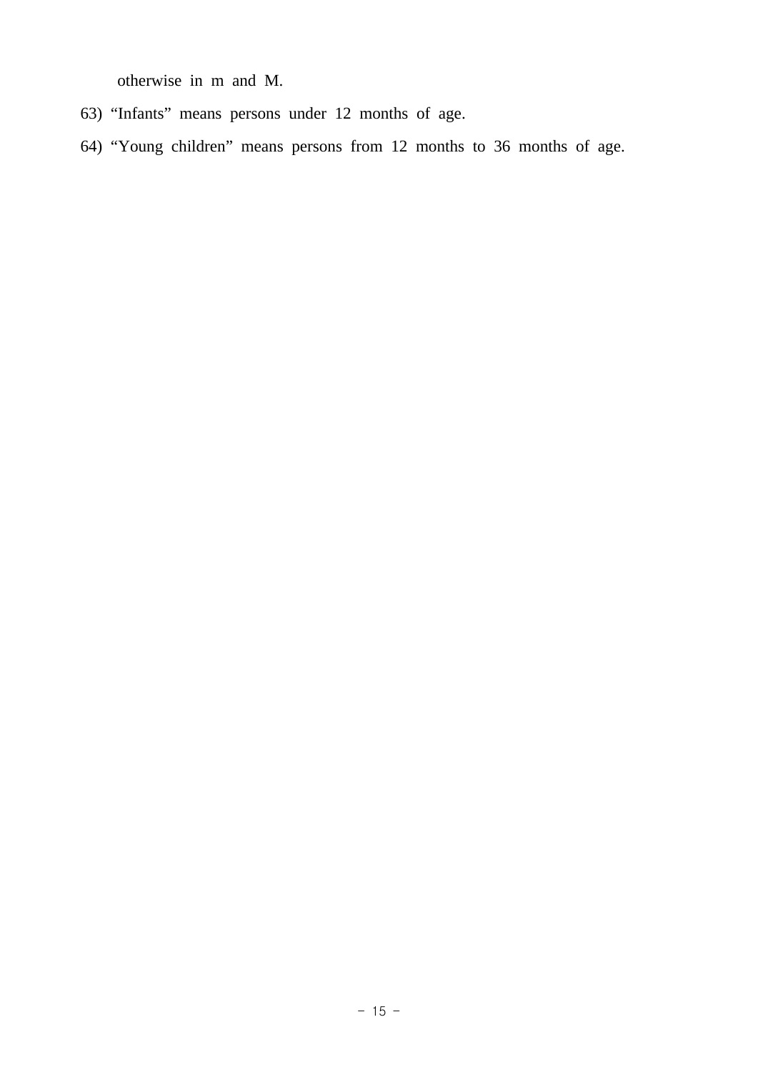otherwise in m and M.

63) “Infants” means persons under 12 months of age.

64) “Young children” means persons from 12 months to 36 months of age.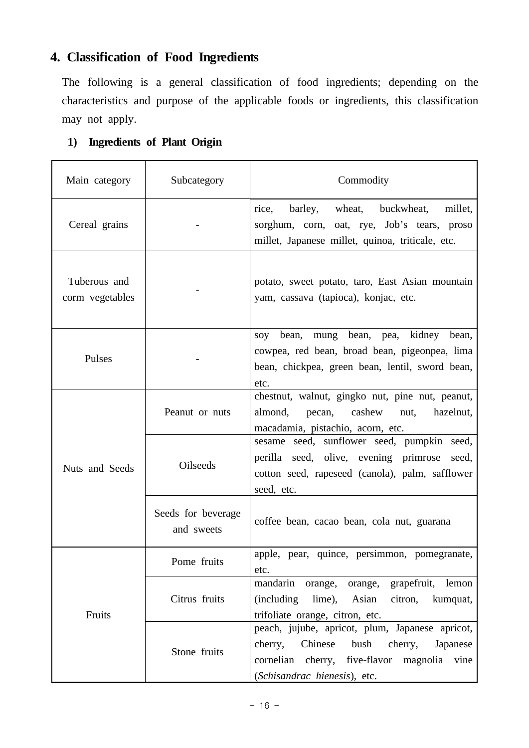## 4. Classification of Food Ingredients

The following is a general classification of food ingredients; depending on the characteristics and purpose of the applicable foods or ingredients, this classification may not apply.

### 1) Ingredients of Plant Origin

| Main category | Subcategory | Commodity |
|---|---|---|
| Cereal grains | - | rice, barley, wheat, buckwheat, millet, sorghum, corn, oat, rye, Job's tears, proso millet, Japanese millet, quinoa, triticale, etc. |
| Tuberous and corm vegetables | - | potato, sweet potato, taro, East Asian mountain yam, cassava (tapioca), konjac, etc. |
| Pulses | - | soy bean, mung bean, pea, kidney bean, cowpea, red bean, broad bean, pigeonpea, lima bean, chickpea, green bean, lentil, sword bean, etc. |
| Nuts and Seeds | Peanut or nuts | chestnut, walnut, gingko nut, pine nut, peanut, almond, pecan, cashew nut, hazelnut, macadamia, pistachio, acorn, etc. |
| | Oilseeds | sesame seed, sunflower seed, pumpkin seed, perilla seed, olive, evening primrose seed, cotton seed, rapeseed (canola), palm, safflower seed, etc. |
| | Seeds for beverage and sweets | coffee bean, cacao bean, cola nut, guarana |
| Fruits | Pome fruits | apple, pear, quince, persimmon, pomegranate, etc. |
| | Citrus fruits | mandarin orange, orange, grapefruit, lemon (including lime), Asian citron, kumquat, trifoliate orange, citron, etc. |
| | Stone fruits | peach, jujube, apricot, plum, Japanese apricot, cherry, Chinese bush cherry, Japanese cornelian cherry, five-flavor magnolia vine (*Schisandrac hienesis*), etc. |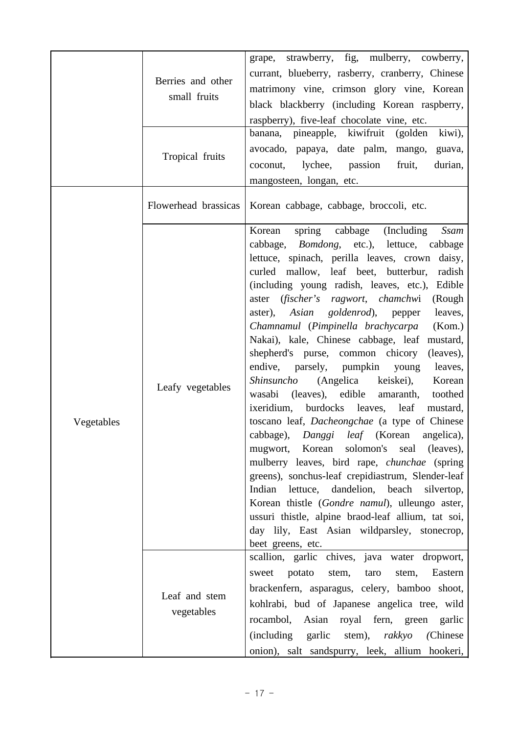| | | |
|---|---|---|
| | Berries and other small fruits | grape, strawberry, fig, mulberry, cowberry, currant, blueberry, rasberry, cranberry, Chinese matrimony vine, crimson glory vine, Korean black blackberry (including Korean raspberry, raspberry), five-leaf chocolate vine, etc. |
| | Tropical fruits | banana, pineapple, kiwifruit (golden kiwi), avocado, papaya, date palm, mango, guava, coconut, lychee, passion fruit, durian, mangosteen, longan, etc. |
| Vegetables | Flowerhead brassicas | Korean cabbage, cabbage, broccoli, etc. |
| | Leafy vegetables | Korean spring cabbage (Including *Ssam* cabbage, *Bomdong*, etc.), lettuce, cabbage lettuce, spinach, perilla leaves, crown daisy, curled mallow, leaf beet, butterbur, radish (including young radish, leaves, etc.), Edible aster (*fischer's ragwort*, *chamchwi* (Rough aster), *Asian goldenrod*), pepper leaves, *Chamnamul* (*Pimpinella brachycarpa* (Kom.) Nakai), kale, Chinese cabbage, leaf mustard, shepherd's purse, common chicory (leaves), endive, parsely, pumpkin young leaves, *Shinsuncho* (Angelica keiskei), Korean wasabi (leaves), edible amaranth, toothed ixeridium, burdocks leaves, leaf mustard, toscano leaf, *Dacheongchae* (a type of Chinese cabbage), *Danggi leaf* (Korean angelica), mugwort, Korean solomon's seal (leaves), mulberry leaves, bird rape, *chunchae* (spring greens), sonchus-leaf crepidiastrum, Slender-leaf Indian lettuce, dandelion, beach silvertop, Korean thistle (*Gondre namul*), ulleungo aster, ussuri thistle, alpine braod-leaf allium, tat soi, day lily, East Asian wildparsley, stonecrop, beet greens, etc. |
| | Leaf and stem vegetables | scallion, garlic chives, java water dropwort, sweet potato stem, taro stem, Eastern brackenfern, asparagus, celery, bamboo shoot, kohlrabi, bud of Japanese angelica tree, wild rocambol, Asian royal fern, green garlic (including garlic stem), *rakkyo* (Chinese onion), salt sandspurry, leek, allium hookeri, |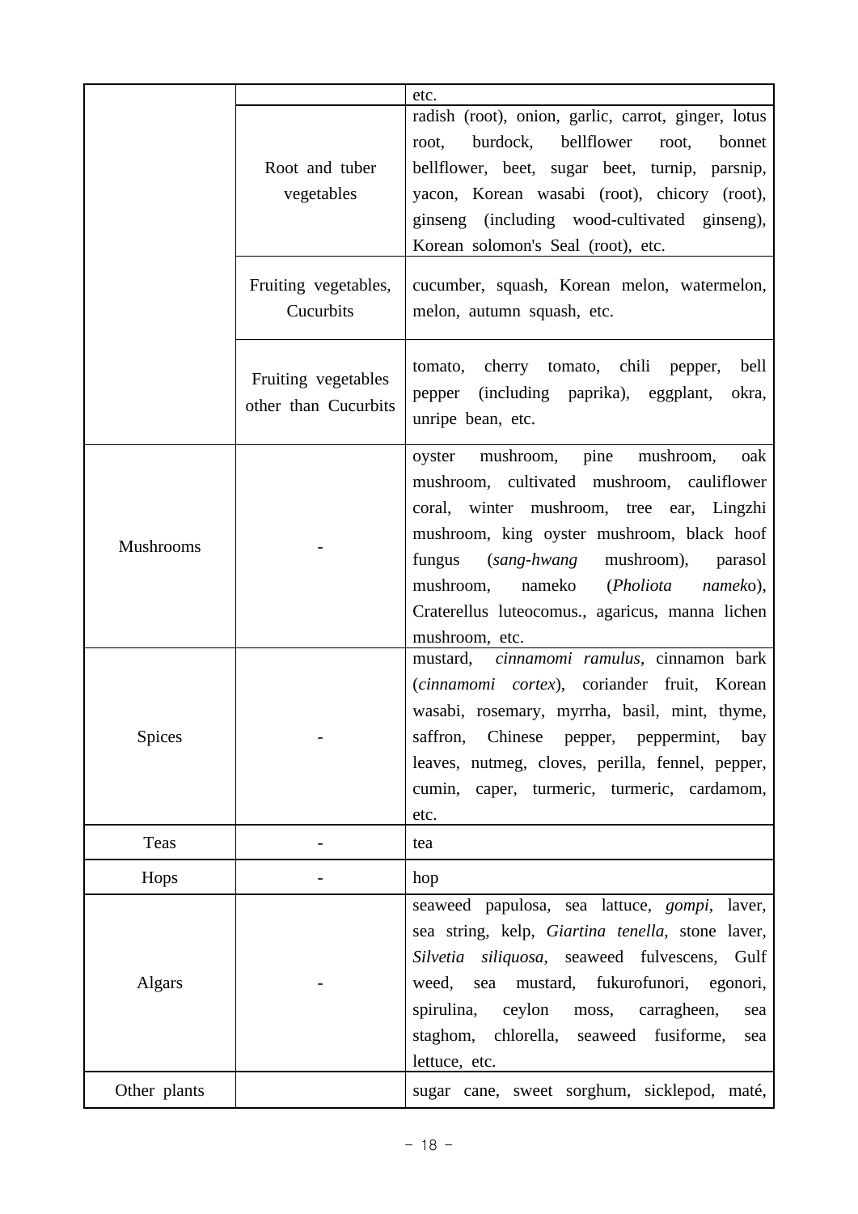|  |  | etc. |
| --- | --- | --- |
|  | Root and tuber vegetables | radish (root), onion, garlic, carrot, ginger, lotus root, burdock, bellflower root, bonnet bellflower, beet, sugar beet, turnip, parsnip, yacon, Korean wasabi (root), chicory (root), ginseng (including wood-cultivated ginseng), Korean solomon's Seal (root), etc. |
|  | Fruiting vegetables, Cucurbits | cucumber, squash, Korean melon, watermelon, melon, autumn squash, etc. |
|  | Fruiting vegetables other than Cucurbits | tomato, cherry tomato, chili pepper, bell pepper (including paprika), eggplant, okra, unripe bean, etc. |
| Mushrooms | - | oyster mushroom, pine mushroom, oak mushroom, cultivated mushroom, cauliflower coral, winter mushroom, tree ear, Lingzhi mushroom, king oyster mushroom, black hoof fungus (*sang-hwang* mushroom), parasol mushroom, nameko (*Pholiota nameko*), Craterellus luteocomus., agaricus, manna lichen mushroom, etc. |
| Spices | - | mustard, *cinnamomi ramulus*, cinnamon bark (*cinnamomi cortex*), coriander fruit, Korean wasabi, rosemary, myrrha, basil, mint, thyme, saffron, Chinese pepper, peppermint, bay leaves, nutmeg, cloves, perilla, fennel, pepper, cumin, caper, turmeric, turmeric, cardamom, etc. |
| Teas | - | tea |
| Hops | - | hop |
| Algars | - | seaweed papulosa, sea lattuce, *gompi*, laver, sea string, kelp, *Giartina tenella*, stone laver, *Silvetia siliquosa*, seaweed fulvescens, Gulf weed, sea mustard, fukurofunori, egonori, spirulina, ceylon moss, carragheen, sea staghom, chlorella, seaweed fusiforme, sea lettuce, etc. |
| Other plants |  | sugar cane, sweet sorghum, sicklepod, maté, |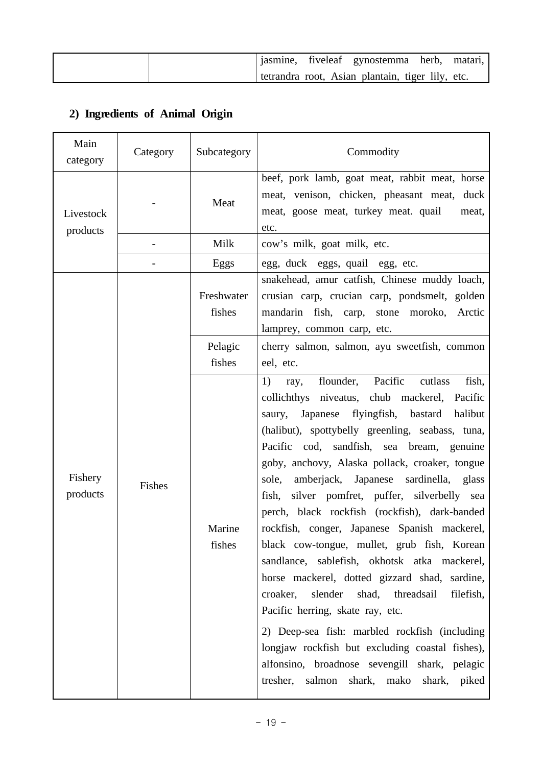|  |  | jasmine, fiveleaf gynostemma herb, matari, tetrandra root, Asian plantain, tiger lily, etc. |
|---|---|---|

## 2) Ingredients of Animal Origin

| Main category | Category | Subcategory | Commodity |
|---|---|---|---|
| Livestock products | - | Meat | beef, pork lamb, goat meat, rabbit meat, horse meat, venison, chicken, pheasant meat, duck meat, goose meat, turkey meat. quail meat, etc. |
| | - | Milk | cow's milk, goat milk, etc. |
| | - | Eggs | egg, duck eggs, quail egg, etc. |
| Fishery products | Fishes | Freshwater fishes | snakehead, amur catfish, Chinese muddy loach, crusian carp, crucian carp, pondsmelt, golden mandarin fish, carp, stone moroko, Arctic lamprey, common carp, etc. |
| | | Pelagic fishes | cherry salmon, salmon, ayu sweetfish, common eel, etc. |
| | | Marine fishes | 1) ray, flounder, Pacific cutlass fish, collichthys niveatus, chub mackerel, Pacific saury, Japanese flyingfish, bastard halibut (halibut), spottybelly greenling, seabass, tuna, Pacific cod, sandfish, sea bream, genuine goby, anchovy, Alaska pollack, croaker, tongue sole, amberjack, Japanese sardinella, glass fish, silver pomfret, puffer, silverbelly sea perch, black rockfish (rockfish), dark-banded rockfish, conger, Japanese Spanish mackerel, black cow-tongue, mullet, grub fish, Korean sandlance, sablefish, okhotsk atka mackerel, horse mackerel, dotted gizzard shad, sardine, croaker, slender shad, threadsail filefish, Pacific herring, skate ray, etc.<br><br>2) Deep-sea fish: marbled rockfish (including longjaw rockfish but excluding coastal fishes), alfonsino, broadnose sevengill shark, pelagic tresher, salmon shark, mako shark, piked |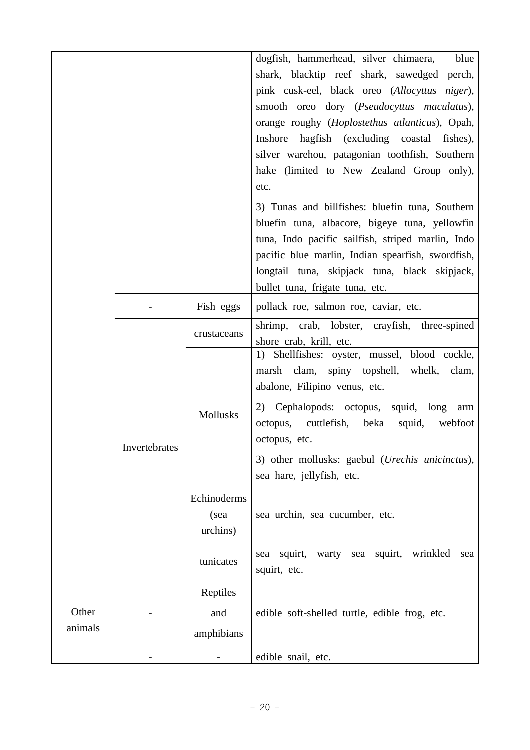| | | | |
|---|---|---|---|
| | | | dogfish, hammerhead, silver chimaera, blue shark, blacktip reef shark, sawedged perch, pink cusk-eel, black oreo (*Allocyttus niger*), smooth oreo dory (*Pseudocyttus maculatus*), orange roughy (*Hoplostethus atlanticus*), Opah, Inshore hagfish (excluding coastal fishes), silver warehou, patagonian toothfish, Southern hake (limited to New Zealand Group only), etc.<br><br>3) Tunas and billfishes: bluefin tuna, Southern bluefin tuna, albacore, bigeye tuna, yellowfin tuna, Indo pacific sailfish, striped marlin, Indo pacific blue marlin, Indian spearfish, swordfish, longtail tuna, skipjack tuna, black skipjack, bullet tuna, frigate tuna, etc. |
| | - | Fish eggs | pollack roe, salmon roe, caviar, etc. |
| | Invertebrates | crustaceans | shrimp, crab, lobster, crayfish, three-spined shore crab, krill, etc. |
| | | Mollusks | 1) Shellfishes: oyster, mussel, blood cockle, marsh clam, spiny topshell, whelk, clam, abalone, Filipino venus, etc.<br><br>2) Cephalopods: octopus, squid, long arm octopus, cuttlefish, beka squid, webfoot octopus, etc.<br><br>3) other mollusks: gaebul (*Urechis unicinctus*), sea hare, jellyfish, etc. |
| | | Echinoderms (sea urchins) | sea urchin, sea cucumber, etc. |
| | | tunicates | sea squirt, warty sea squirt, wrinkled sea squirt, etc. |
| Other animals | - | Reptiles and amphibians | edible soft-shelled turtle, edible frog, etc. |
| | - | - | edible snail, etc. |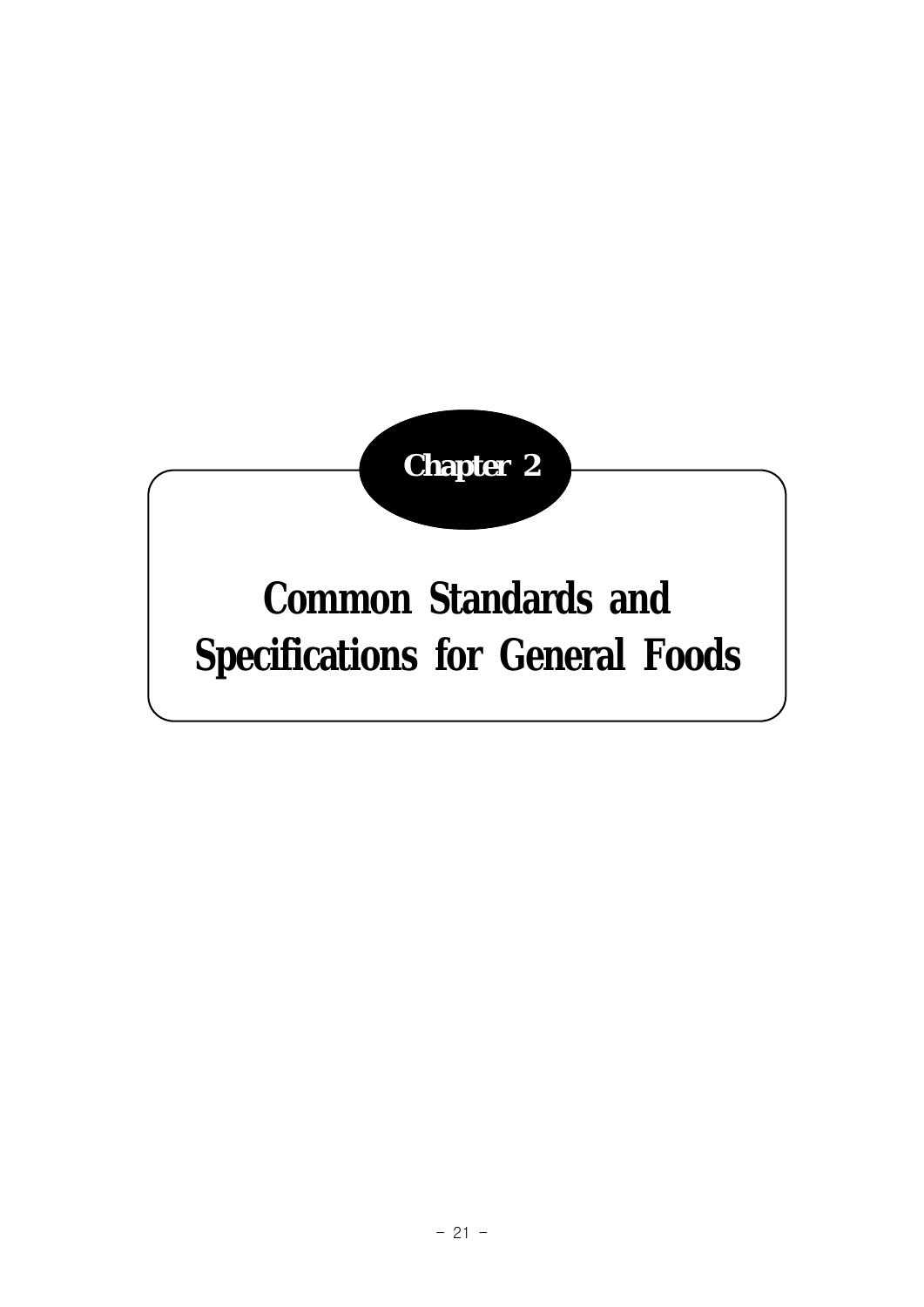# Chapter 2

# Common Standards and Specifications for General Foods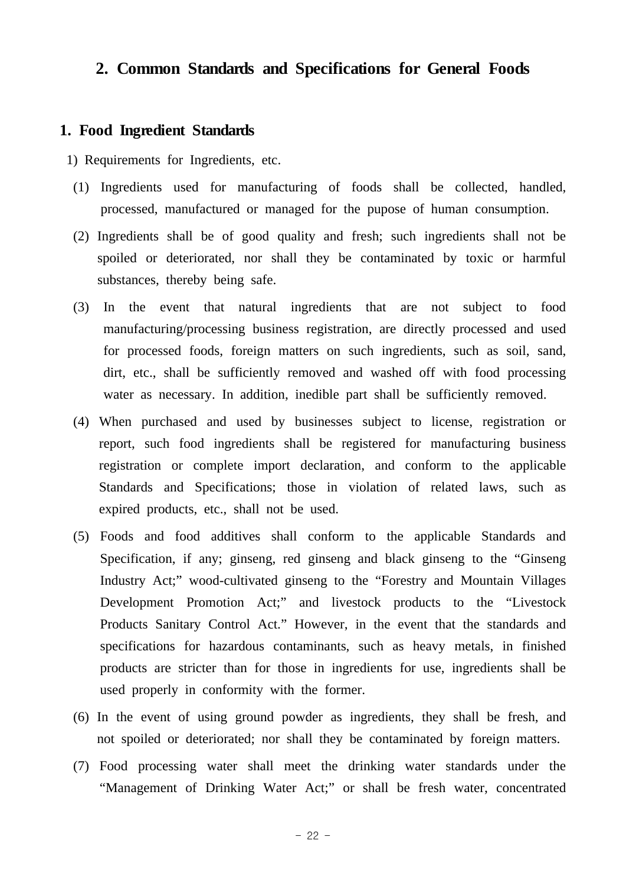## 2. Common Standards and Specifications for General Foods

### 1. Food Ingredient Standards

1) Requirements for Ingredients, etc.

(1) Ingredients used for manufacturing of foods shall be collected, handled, processed, manufactured or managed for the pupose of human consumption.

(2) Ingredients shall be of good quality and fresh; such ingredients shall not be spoiled or deteriorated, nor shall they be contaminated by toxic or harmful substances, thereby being safe.

(3) In the event that natural ingredients that are not subject to food manufacturing/processing business registration, are directly processed and used for processed foods, foreign matters on such ingredients, such as soil, sand, dirt, etc., shall be sufficiently removed and washed off with food processing water as necessary. In addition, inedible part shall be sufficiently removed.

(4) When purchased and used by businesses subject to license, registration or report, such food ingredients shall be registered for manufacturing business registration or complete import declaration, and conform to the applicable Standards and Specifications; those in violation of related laws, such as expired products, etc., shall not be used.

(5) Foods and food additives shall conform to the applicable Standards and Specification, if any; ginseng, red ginseng and black ginseng to the "Ginseng Industry Act;" wood-cultivated ginseng to the "Forestry and Mountain Villages Development Promotion Act;" and livestock products to the "Livestock Products Sanitary Control Act." However, in the event that the standards and specifications for hazardous contaminants, such as heavy metals, in finished products are stricter than for those in ingredients for use, ingredients shall be used properly in conformity with the former.

(6) In the event of using ground powder as ingredients, they shall be fresh, and not spoiled or deteriorated; nor shall they be contaminated by foreign matters.

(7) Food processing water shall meet the drinking water standards under the "Management of Drinking Water Act;" or shall be fresh water, concentrated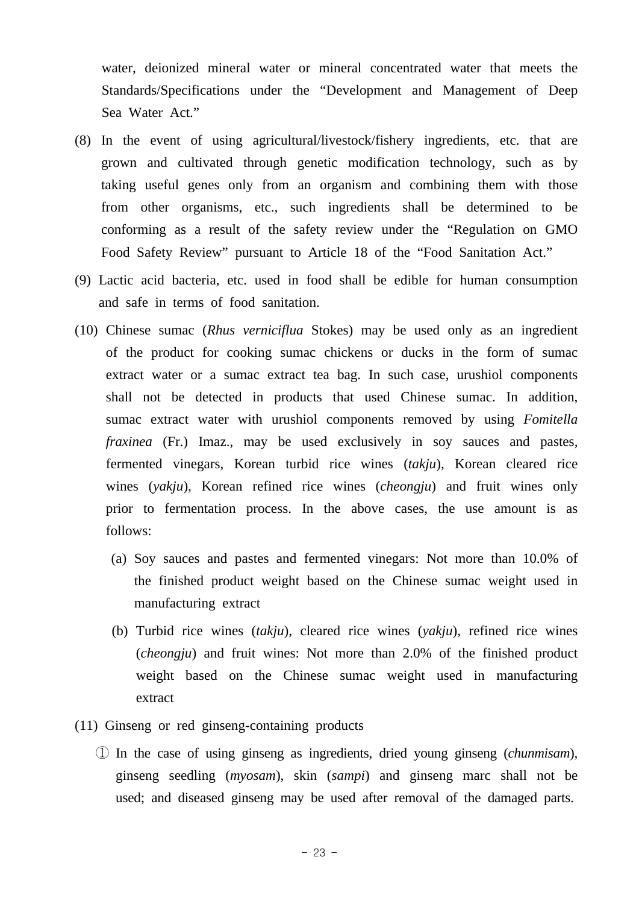water, deionized mineral water or mineral concentrated water that meets the Standards/Specifications under the "Development and Management of Deep Sea Water Act."

(8) In the event of using agricultural/livestock/fishery ingredients, etc. that are grown and cultivated through genetic modification technology, such as by taking useful genes only from an organism and combining them with those from other organisms, etc., such ingredients shall be determined to be conforming as a result of the safety review under the "Regulation on GMO Food Safety Review" pursuant to Article 18 of the "Food Sanitation Act."

(9) Lactic acid bacteria, etc. used in food shall be edible for human consumption and safe in terms of food sanitation.

(10) Chinese sumac (*Rhus verniciflua* Stokes) may be used only as an ingredient of the product for cooking sumac chickens or ducks in the form of sumac extract water or a sumac extract tea bag. In such case, urushiol components shall not be detected in products that used Chinese sumac. In addition, sumac extract water with urushiol components removed by using *Fomitella fraxinea* (Fr.) Imaz., may be used exclusively in soy sauces and pastes, fermented vinegars, Korean turbid rice wines (*takju*), Korean cleared rice wines (*yakju*), Korean refined rice wines (*cheongju*) and fruit wines only prior to fermentation process. In the above cases, the use amount is as follows:

 (a) Soy sauces and pastes and fermented vinegars: Not more than 10.0% of the finished product weight based on the Chinese sumac weight used in manufacturing extract

 (b) Turbid rice wines (*takju*), cleared rice wines (*yakju*), refined rice wines (*cheongju*) and fruit wines: Not more than 2.0% of the finished product weight based on the Chinese sumac weight used in manufacturing extract

(11) Ginseng or red ginseng-containing products

 ① In the case of using ginseng as ingredients, dried young ginseng (*chunmisam*), ginseng seedling (*myosam*), skin (*sampi*) and ginseng marc shall not be used; and diseased ginseng may be used after removal of the damaged parts.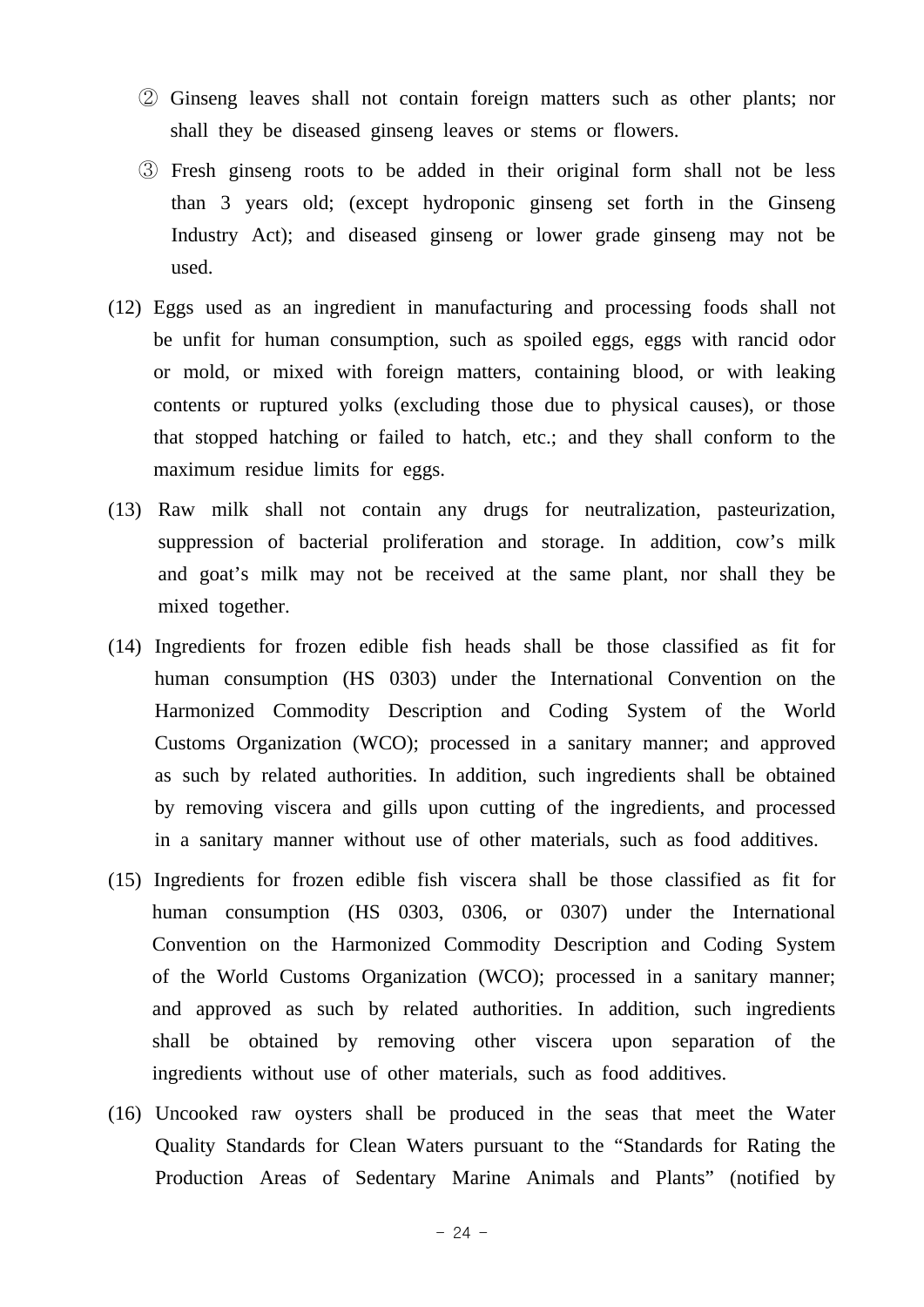② Ginseng leaves shall not contain foreign matters such as other plants; nor shall they be diseased ginseng leaves or stems or flowers.

③ Fresh ginseng roots to be added in their original form shall not be less than 3 years old; (except hydroponic ginseng set forth in the Ginseng Industry Act); and diseased ginseng or lower grade ginseng may not be used.

(12) Eggs used as an ingredient in manufacturing and processing foods shall not be unfit for human consumption, such as spoiled eggs, eggs with rancid odor or mold, or mixed with foreign matters, containing blood, or with leaking contents or ruptured yolks (excluding those due to physical causes), or those that stopped hatching or failed to hatch, etc.; and they shall conform to the maximum residue limits for eggs.

(13) Raw milk shall not contain any drugs for neutralization, pasteurization, suppression of bacterial proliferation and storage. In addition, cow's milk and goat's milk may not be received at the same plant, nor shall they be mixed together.

(14) Ingredients for frozen edible fish heads shall be those classified as fit for human consumption (HS 0303) under the International Convention on the Harmonized Commodity Description and Coding System of the World Customs Organization (WCO); processed in a sanitary manner; and approved as such by related authorities. In addition, such ingredients shall be obtained by removing viscera and gills upon cutting of the ingredients, and processed in a sanitary manner without use of other materials, such as food additives.

(15) Ingredients for frozen edible fish viscera shall be those classified as fit for human consumption (HS 0303, 0306, or 0307) under the International Convention on the Harmonized Commodity Description and Coding System of the World Customs Organization (WCO); processed in a sanitary manner; and approved as such by related authorities. In addition, such ingredients shall be obtained by removing other viscera upon separation of the ingredients without use of other materials, such as food additives.

(16) Uncooked raw oysters shall be produced in the seas that meet the Water Quality Standards for Clean Waters pursuant to the "Standards for Rating the Production Areas of Sedentary Marine Animals and Plants" (notified by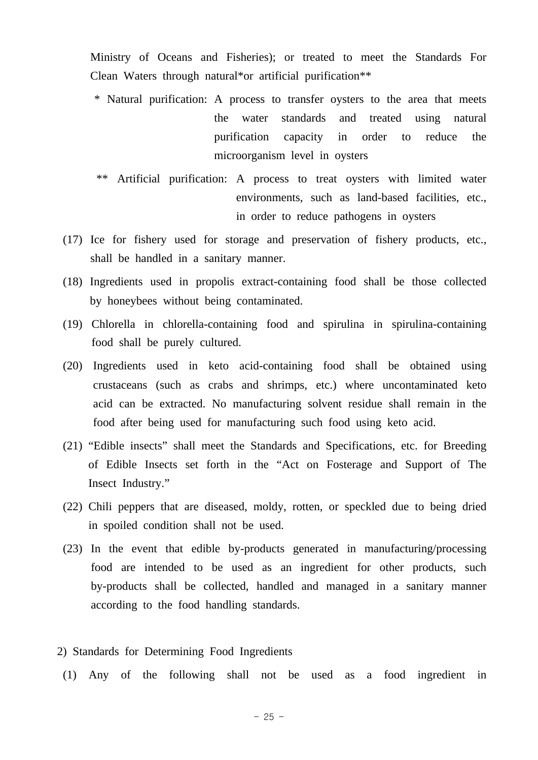Ministry of Oceans and Fisheries); or treated to meet the Standards For Clean Waters through natural*or artificial purification**

* Natural purification: A process to transfer oysters to the area that meets the water standards and treated using natural purification capacity in order to reduce the microorganism level in oysters

** Artificial purification: A process to treat oysters with limited water environments, such as land-based facilities, etc., in order to reduce pathogens in oysters

(17) Ice for fishery used for storage and preservation of fishery products, etc., shall be handled in a sanitary manner.

(18) Ingredients used in propolis extract-containing food shall be those collected by honeybees without being contaminated.

(19) Chlorella in chlorella-containing food and spirulina in spirulina-containing food shall be purely cultured.

(20) Ingredients used in keto acid-containing food shall be obtained using crustaceans (such as crabs and shrimps, etc.) where uncontaminated keto acid can be extracted. No manufacturing solvent residue shall remain in the food after being used for manufacturing such food using keto acid.

(21) “Edible insects” shall meet the Standards and Specifications, etc. for Breeding of Edible Insects set forth in the “Act on Fosterage and Support of The Insect Industry.”

(22) Chili peppers that are diseased, moldy, rotten, or speckled due to being dried in spoiled condition shall not be used.

(23) In the event that edible by-products generated in manufacturing/processing food are intended to be used as an ingredient for other products, such by-products shall be collected, handled and managed in a sanitary manner according to the food handling standards.

2) Standards for Determining Food Ingredients

(1) Any of the following shall not be used as a food ingredient in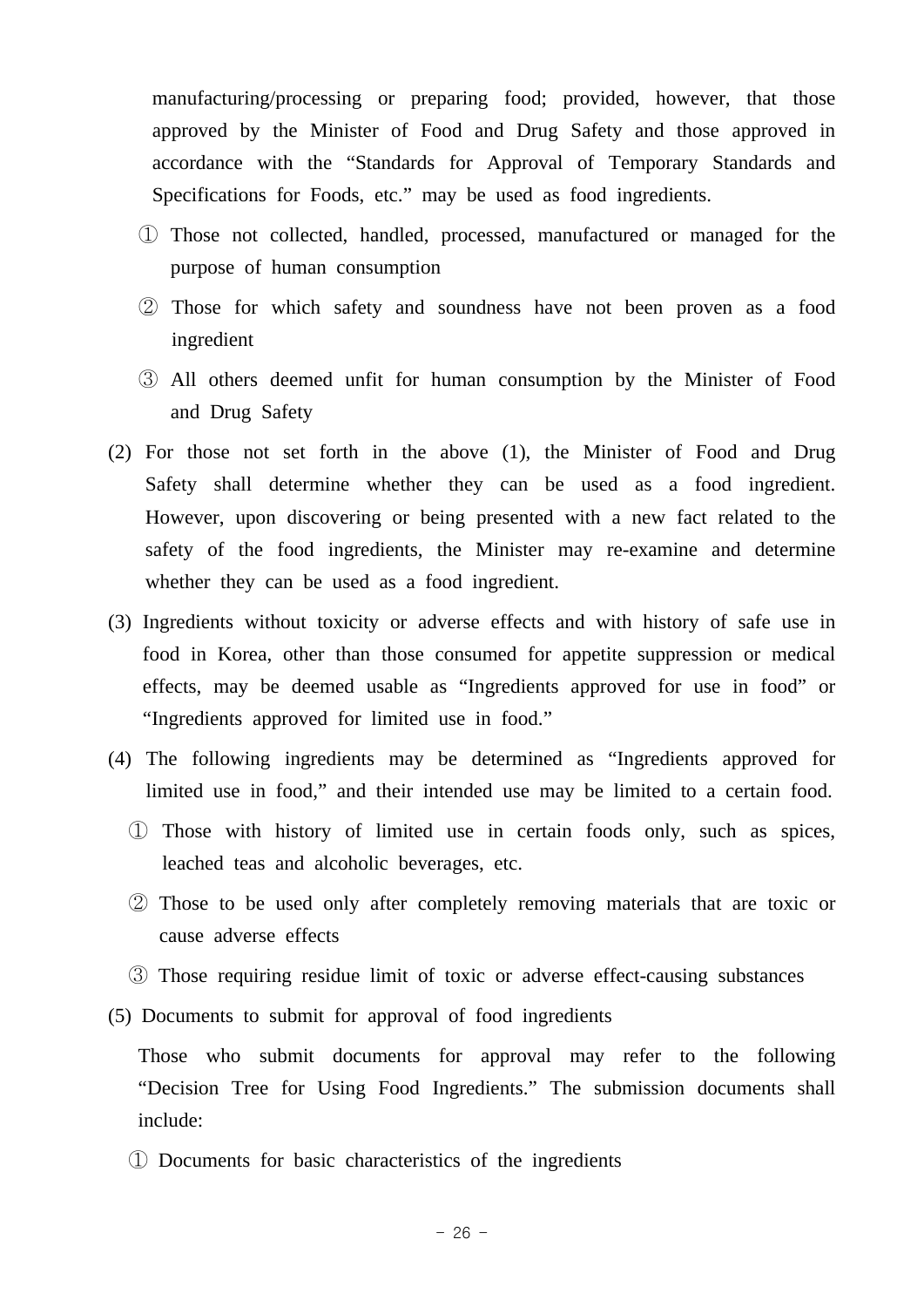manufacturing/processing or preparing food; provided, however, that those approved by the Minister of Food and Drug Safety and those approved in accordance with the “Standards for Approval of Temporary Standards and Specifications for Foods, etc.” may be used as food ingredients.

① Those not collected, handled, processed, manufactured or managed for the purpose of human consumption

② Those for which safety and soundness have not been proven as a food ingredient

③ All others deemed unfit for human consumption by the Minister of Food and Drug Safety

(2) For those not set forth in the above (1), the Minister of Food and Drug Safety shall determine whether they can be used as a food ingredient. However, upon discovering or being presented with a new fact related to the safety of the food ingredients, the Minister may re-examine and determine whether they can be used as a food ingredient.

(3) Ingredients without toxicity or adverse effects and with history of safe use in food in Korea, other than those consumed for appetite suppression or medical effects, may be deemed usable as “Ingredients approved for use in food” or “Ingredients approved for limited use in food.”

(4) The following ingredients may be determined as “Ingredients approved for limited use in food,” and their intended use may be limited to a certain food.

① Those with history of limited use in certain foods only, such as spices, leached teas and alcoholic beverages, etc.

② Those to be used only after completely removing materials that are toxic or cause adverse effects

③ Those requiring residue limit of toxic or adverse effect-causing substances

(5) Documents to submit for approval of food ingredients

Those who submit documents for approval may refer to the following “Decision Tree for Using Food Ingredients.” The submission documents shall include:

① Documents for basic characteristics of the ingredients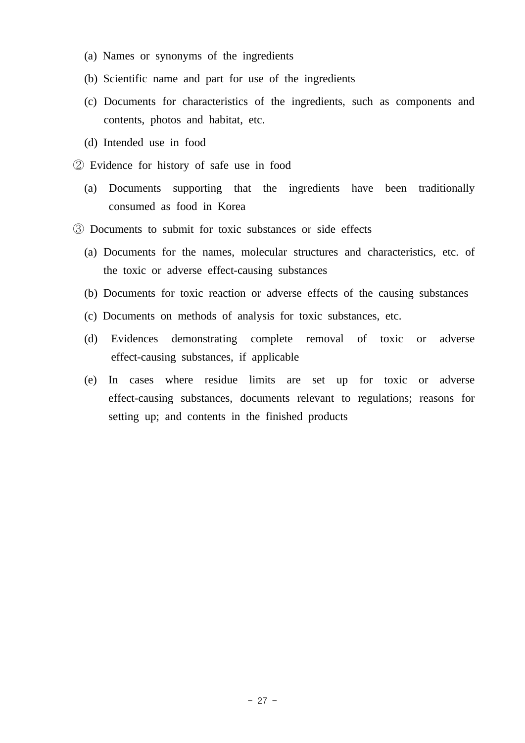(a) Names or synonyms of the ingredients

(b) Scientific name and part for use of the ingredients

(c) Documents for characteristics of the ingredients, such as components and contents, photos and habitat, etc.

(d) Intended use in food

② Evidence for history of safe use in food

(a) Documents supporting that the ingredients have been traditionally consumed as food in Korea

③ Documents to submit for toxic substances or side effects

(a) Documents for the names, molecular structures and characteristics, etc. of the toxic or adverse effect-causing substances

(b) Documents for toxic reaction or adverse effects of the causing substances

(c) Documents on methods of analysis for toxic substances, etc.

(d) Evidences demonstrating complete removal of toxic or adverse effect-causing substances, if applicable

(e) In cases where residue limits are set up for toxic or adverse effect-causing substances, documents relevant to regulations; reasons for setting up; and contents in the finished products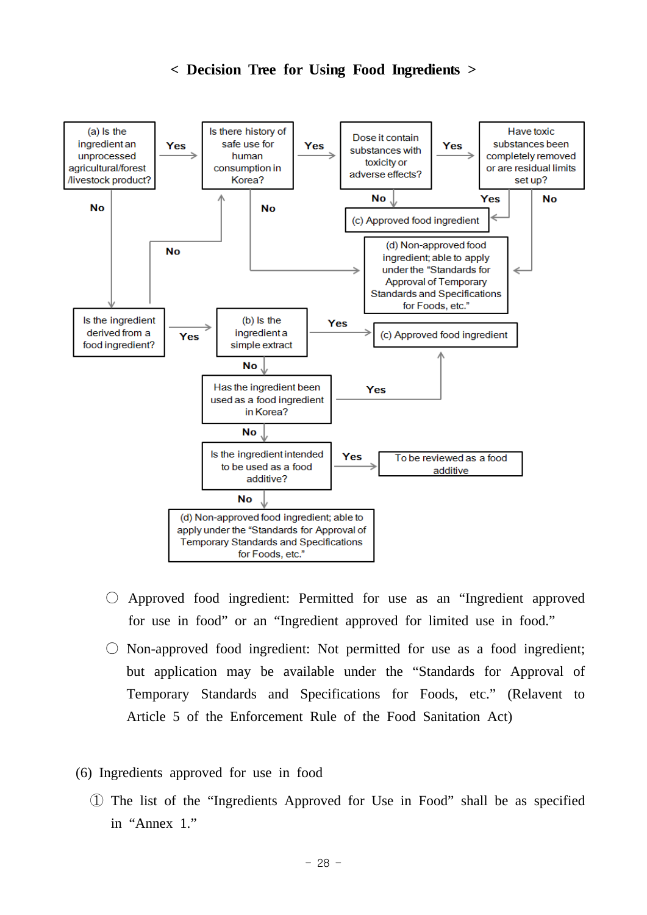< **Decision Tree for Using Food Ingredients** >

(a) Is the ingredient an unprocessed agricultural/forest /livestock product?
- Yes → Is there history of safe use for human consumption in Korea?
  - Yes → Dose it contain substances with toxicity or adverse effects?
    - No → (c) Approved food ingredient
    - Yes → Have toxic substances been completely removed or are residual limits set up?
      - Yes → (c) Approved food ingredient
      - No → (d) Non-approved food ingredient; able to apply under the "Standards for Approval of Temporary Standards and Specifications for Foods, etc."
  - No → (d) Non-approved food ingredient; able to apply under the "Standards for Approval of Temporary Standards and Specifications for Foods, etc."
- No → Is the ingredient derived from a food ingredient?
  - No → Is there history of safe use for human consumption in Korea?
  - Yes → (b) Is the ingredient a simple extract
    - Yes → (c) Approved food ingredient
    - No → Has the ingredient been used as a food ingredient in Korea?
      - Yes → (c) Approved food ingredient
      - No → Is the ingredient intended to be used as a food additive?
        - Yes → To be reviewed as a food additive
        - No → (d) Non-approved food ingredient; able to apply under the "Standards for Approval of Temporary Standards and Specifications for Foods, etc."

○ Approved food ingredient: Permitted for use as an "Ingredient approved for use in food" or an "Ingredient approved for limited use in food."

○ Non-approved food ingredient: Not permitted for use as a food ingredient; but application may be available under the "Standards for Approval of Temporary Standards and Specifications for Foods, etc." (Relavent to Article 5 of the Enforcement Rule of the Food Sanitation Act)

(6) Ingredients approved for use in food

① The list of the "Ingredients Approved for Use in Food" shall be as specified in "Annex 1."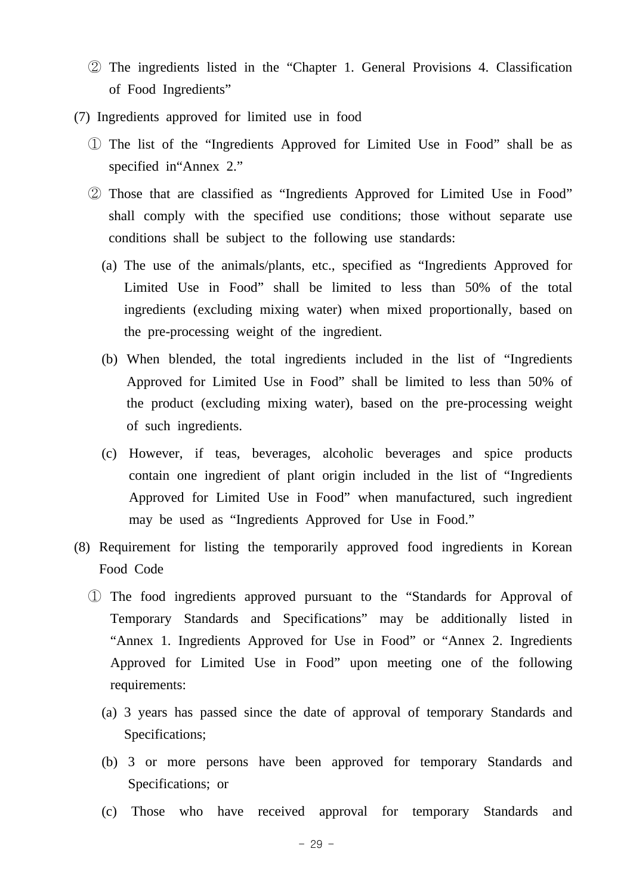② The ingredients listed in the “Chapter 1. General Provisions 4. Classification of Food Ingredients”

(7) Ingredients approved for limited use in food

① The list of the “Ingredients Approved for Limited Use in Food” shall be as specified in“Annex 2.”

② Those that are classified as “Ingredients Approved for Limited Use in Food” shall comply with the specified use conditions; those without separate use conditions shall be subject to the following use standards:

(a) The use of the animals/plants, etc., specified as “Ingredients Approved for Limited Use in Food” shall be limited to less than 50% of the total ingredients (excluding mixing water) when mixed proportionally, based on the pre-processing weight of the ingredient.

(b) When blended, the total ingredients included in the list of “Ingredients Approved for Limited Use in Food” shall be limited to less than 50% of the product (excluding mixing water), based on the pre-processing weight of such ingredients.

(c) However, if teas, beverages, alcoholic beverages and spice products contain one ingredient of plant origin included in the list of “Ingredients Approved for Limited Use in Food” when manufactured, such ingredient may be used as “Ingredients Approved for Use in Food.”

(8) Requirement for listing the temporarily approved food ingredients in Korean Food Code

① The food ingredients approved pursuant to the “Standards for Approval of Temporary Standards and Specifications” may be additionally listed in “Annex 1. Ingredients Approved for Use in Food” or “Annex 2. Ingredients Approved for Limited Use in Food” upon meeting one of the following requirements:

(a) 3 years has passed since the date of approval of temporary Standards and Specifications;

(b) 3 or more persons have been approved for temporary Standards and Specifications; or

(c) Those who have received approval for temporary Standards and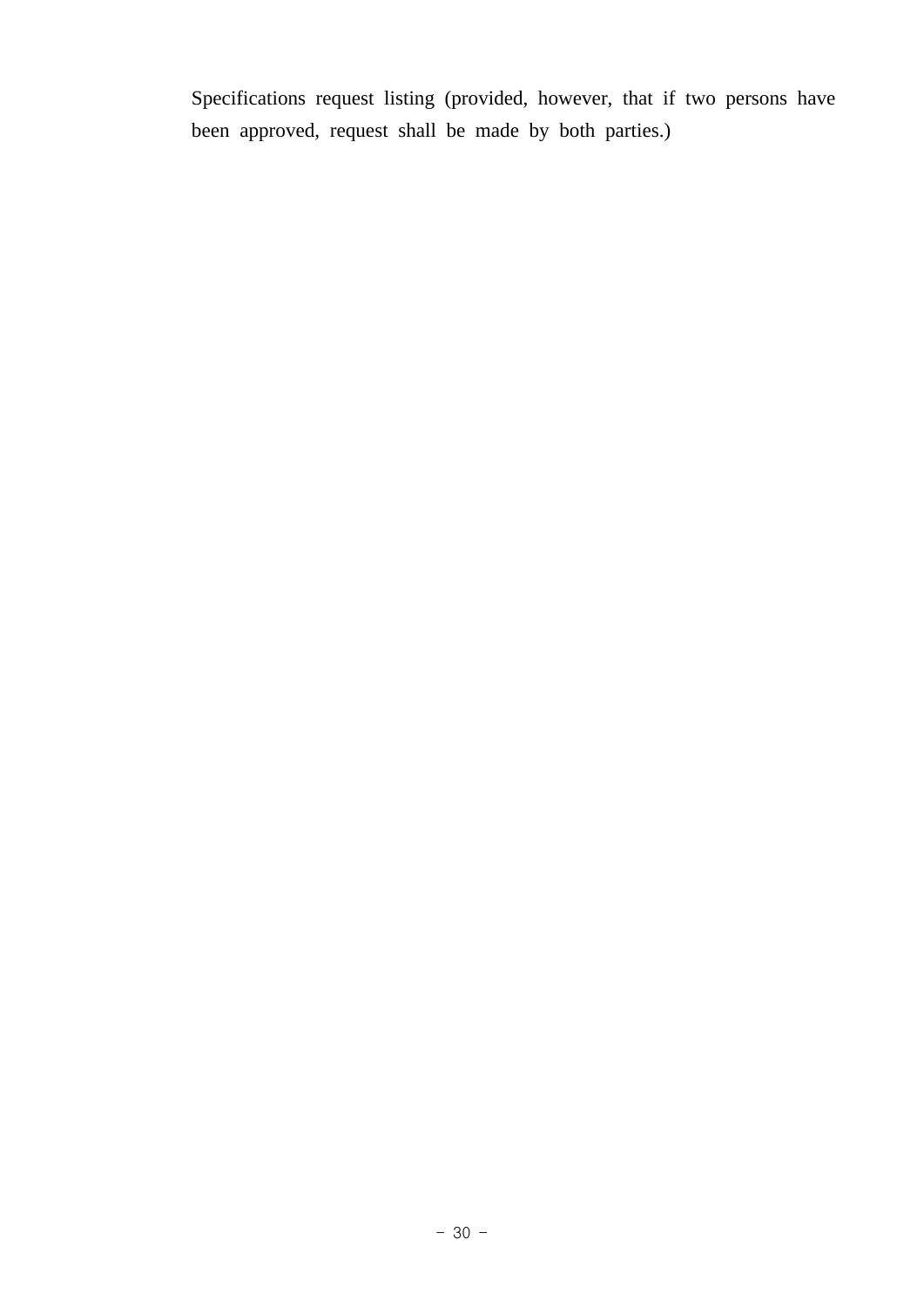Specifications request listing (provided, however, that if two persons have been approved, request shall be made by both parties.)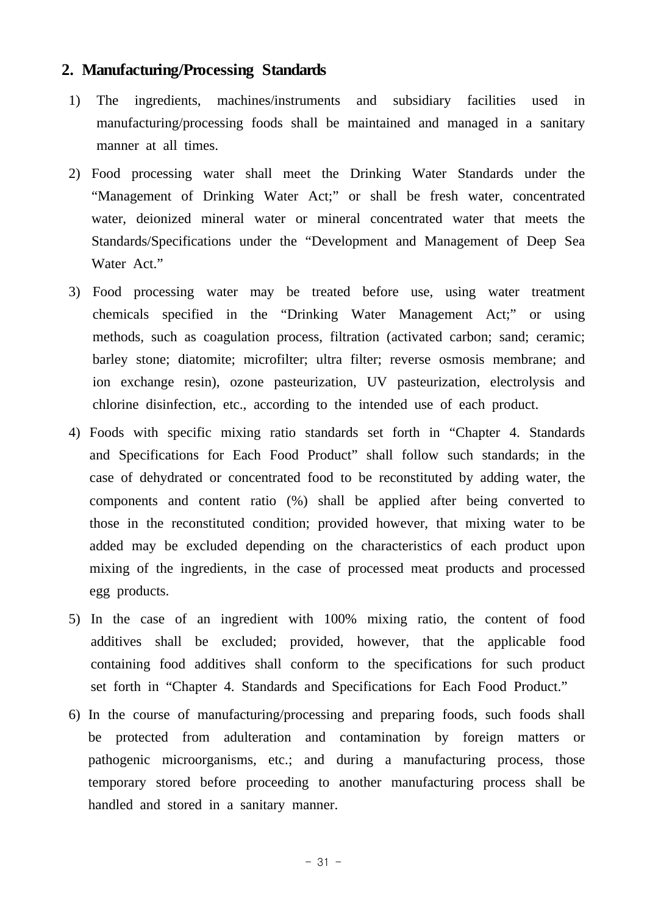## 2. Manufacturing/Processing Standards

1) The ingredients, machines/instruments and subsidiary facilities used in manufacturing/processing foods shall be maintained and managed in a sanitary manner at all times.

2) Food processing water shall meet the Drinking Water Standards under the “Management of Drinking Water Act;” or shall be fresh water, concentrated water, deionized mineral water or mineral concentrated water that meets the Standards/Specifications under the “Development and Management of Deep Sea Water Act.”

3) Food processing water may be treated before use, using water treatment chemicals specified in the “Drinking Water Management Act;” or using methods, such as coagulation process, filtration (activated carbon; sand; ceramic; barley stone; diatomite; microfilter; ultra filter; reverse osmosis membrane; and ion exchange resin), ozone pasteurization, UV pasteurization, electrolysis and chlorine disinfection, etc., according to the intended use of each product.

4) Foods with specific mixing ratio standards set forth in “Chapter 4. Standards and Specifications for Each Food Product” shall follow such standards; in the case of dehydrated or concentrated food to be reconstituted by adding water, the components and content ratio (%) shall be applied after being converted to those in the reconstituted condition; provided however, that mixing water to be added may be excluded depending on the characteristics of each product upon mixing of the ingredients, in the case of processed meat products and processed egg products.

5) In the case of an ingredient with 100% mixing ratio, the content of food additives shall be excluded; provided, however, that the applicable food containing food additives shall conform to the specifications for such product set forth in “Chapter 4. Standards and Specifications for Each Food Product.”

6) In the course of manufacturing/processing and preparing foods, such foods shall be protected from adulteration and contamination by foreign matters or pathogenic microorganisms, etc.; and during a manufacturing process, those temporary stored before proceeding to another manufacturing process shall be handled and stored in a sanitary manner.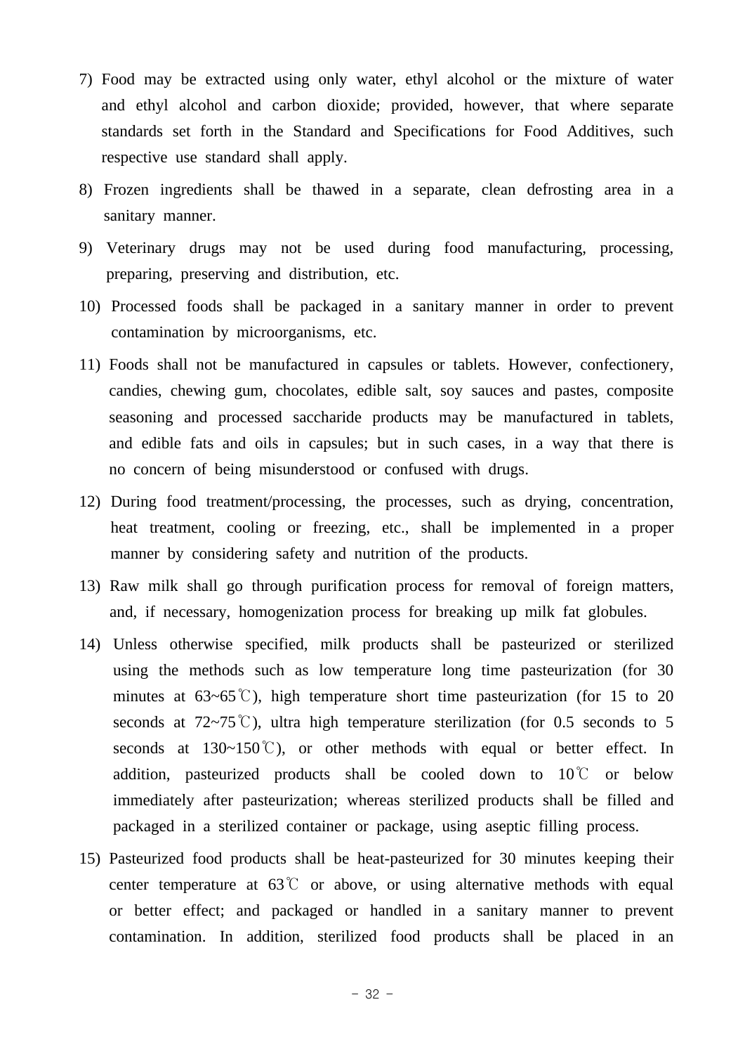7) Food may be extracted using only water, ethyl alcohol or the mixture of water and ethyl alcohol and carbon dioxide; provided, however, that where separate standards set forth in the Standard and Specifications for Food Additives, such respective use standard shall apply.

8) Frozen ingredients shall be thawed in a separate, clean defrosting area in a sanitary manner.

9) Veterinary drugs may not be used during food manufacturing, processing, preparing, preserving and distribution, etc.

10) Processed foods shall be packaged in a sanitary manner in order to prevent contamination by microorganisms, etc.

11) Foods shall not be manufactured in capsules or tablets. However, confectionery, candies, chewing gum, chocolates, edible salt, soy sauces and pastes, composite seasoning and processed saccharide products may be manufactured in tablets, and edible fats and oils in capsules; but in such cases, in a way that there is no concern of being misunderstood or confused with drugs.

12) During food treatment/processing, the processes, such as drying, concentration, heat treatment, cooling or freezing, etc., shall be implemented in a proper manner by considering safety and nutrition of the products.

13) Raw milk shall go through purification process for removal of foreign matters, and, if necessary, homogenization process for breaking up milk fat globules.

14) Unless otherwise specified, milk products shall be pasteurized or sterilized using the methods such as low temperature long time pasteurization (for 30 minutes at 63~65℃), high temperature short time pasteurization (for 15 to 20 seconds at 72~75℃), ultra high temperature sterilization (for 0.5 seconds to 5 seconds at 130~150℃), or other methods with equal or better effect. In addition, pasteurized products shall be cooled down to 10℃ or below immediately after pasteurization; whereas sterilized products shall be filled and packaged in a sterilized container or package, using aseptic filling process.

15) Pasteurized food products shall be heat-pasteurized for 30 minutes keeping their center temperature at 63℃ or above, or using alternative methods with equal or better effect; and packaged or handled in a sanitary manner to prevent contamination. In addition, sterilized food products shall be placed in an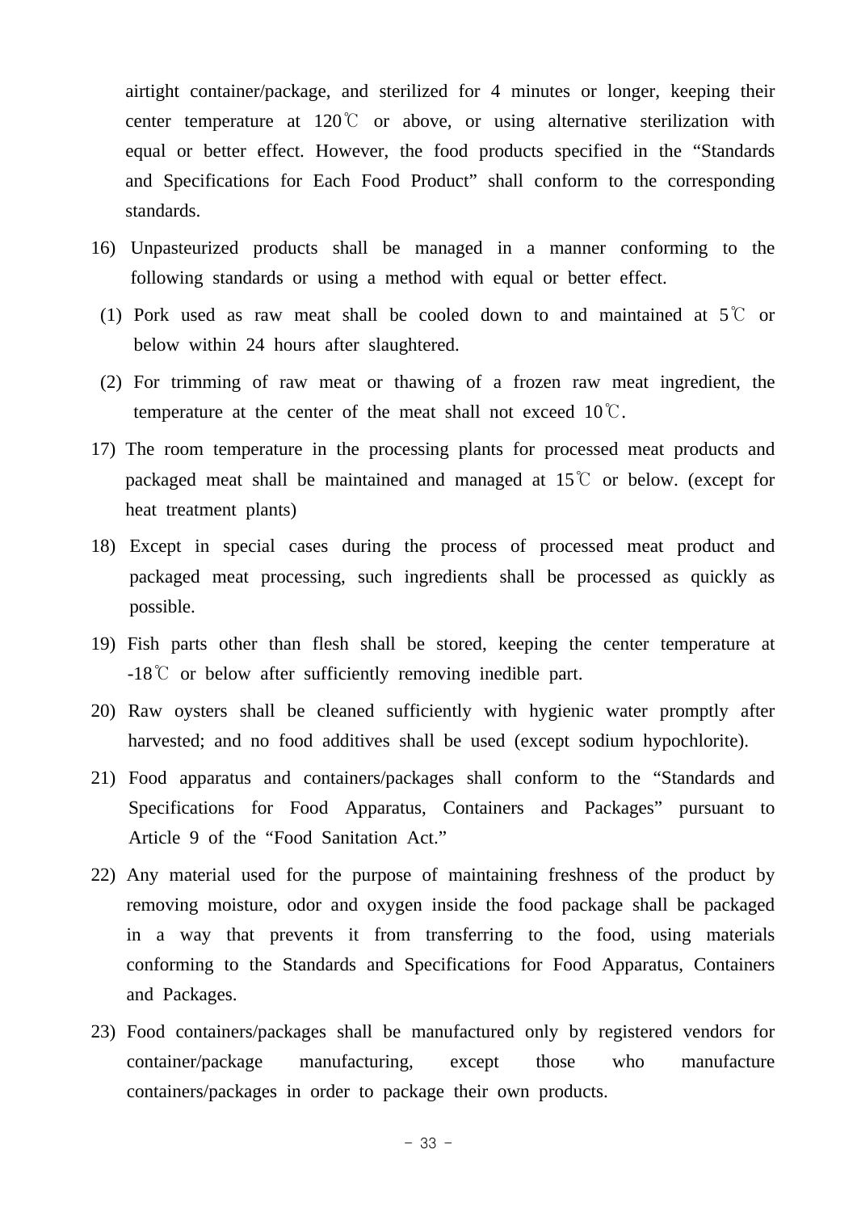airtight container/package, and sterilized for 4 minutes or longer, keeping their center temperature at 120℃ or above, or using alternative sterilization with equal or better effect. However, the food products specified in the “Standards and Specifications for Each Food Product” shall conform to the corresponding standards.

16) Unpasteurized products shall be managed in a manner conforming to the following standards or using a method with equal or better effect.

  (1) Pork used as raw meat shall be cooled down to and maintained at 5℃ or below within 24 hours after slaughtered.

  (2) For trimming of raw meat or thawing of a frozen raw meat ingredient, the temperature at the center of the meat shall not exceed 10℃.

17) The room temperature in the processing plants for processed meat products and packaged meat shall be maintained and managed at 15℃ or below. (except for heat treatment plants)

18) Except in special cases during the process of processed meat product and packaged meat processing, such ingredients shall be processed as quickly as possible.

19) Fish parts other than flesh shall be stored, keeping the center temperature at -18℃ or below after sufficiently removing inedible part.

20) Raw oysters shall be cleaned sufficiently with hygienic water promptly after harvested; and no food additives shall be used (except sodium hypochlorite).

21) Food apparatus and containers/packages shall conform to the “Standards and Specifications for Food Apparatus, Containers and Packages” pursuant to Article 9 of the “Food Sanitation Act.”

22) Any material used for the purpose of maintaining freshness of the product by removing moisture, odor and oxygen inside the food package shall be packaged in a way that prevents it from transferring to the food, using materials conforming to the Standards and Specifications for Food Apparatus, Containers and Packages.

23) Food containers/packages shall be manufactured only by registered vendors for container/package manufacturing, except those who manufacture containers/packages in order to package their own products.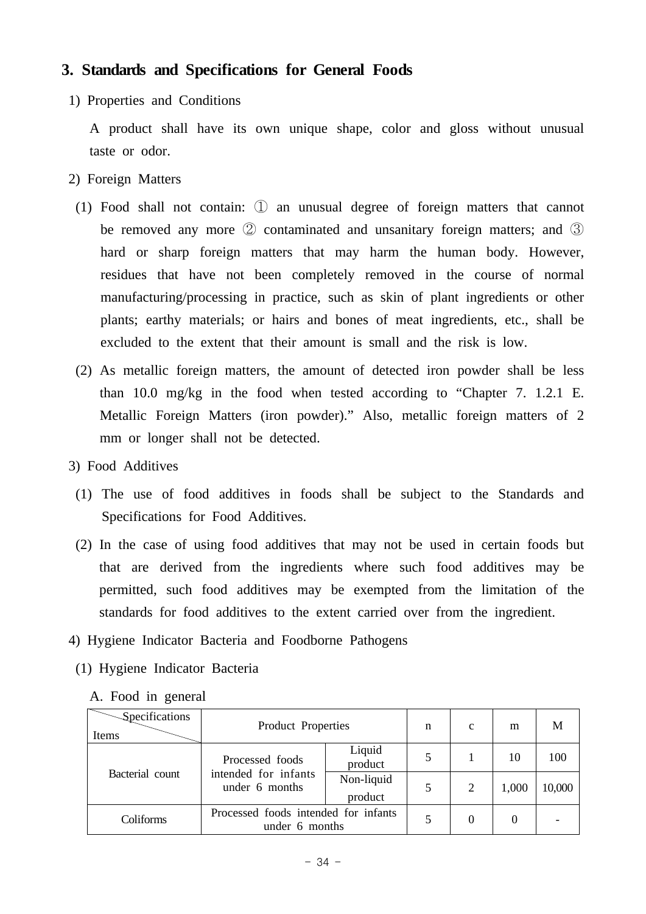## 3. Standards and Specifications for General Foods

1) Properties and Conditions

A product shall have its own unique shape, color and gloss without unusual taste or odor.

2) Foreign Matters

(1) Food shall not contain: ① an unusual degree of foreign matters that cannot be removed any more ② contaminated and unsanitary foreign matters; and ③ hard or sharp foreign matters that may harm the human body. However, residues that have not been completely removed in the course of normal manufacturing/processing in practice, such as skin of plant ingredients or other plants; earthy materials; or hairs and bones of meat ingredients, etc., shall be excluded to the extent that their amount is small and the risk is low.

(2) As metallic foreign matters, the amount of detected iron powder shall be less than 10.0 mg/kg in the food when tested according to "Chapter 7. 1.2.1 E. Metallic Foreign Matters (iron powder)." Also, metallic foreign matters of 2 mm or longer shall not be detected.

3) Food Additives

(1) The use of food additives in foods shall be subject to the Standards and Specifications for Food Additives.

(2) In the case of using food additives that may not be used in certain foods but that are derived from the ingredients where such food additives may be permitted, such food additives may be exempted from the limitation of the standards for food additives to the extent carried over from the ingredient.

4) Hygiene Indicator Bacteria and Foodborne Pathogens

(1) Hygiene Indicator Bacteria

A. Food in general

| Items \ Specifications | Product Properties | | n | c | m | M |
|---|---|---|---|---|---|---|
| Bacterial count | Processed foods intended for infants under 6 months | Liquid product | 5 | 1 | 10 | 100 |
| | | Non-liquid product | 5 | 2 | 1,000 | 10,000 |
| Coliforms | Processed foods intended for infants under 6 months | | 5 | 0 | 0 | - |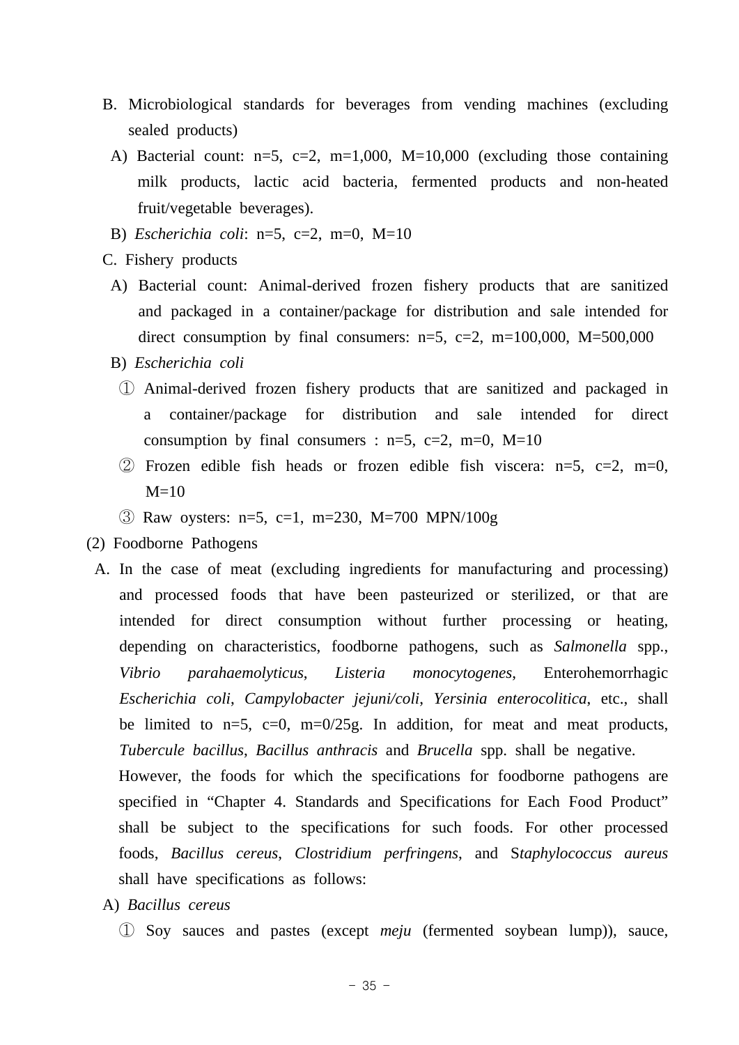B. Microbiological standards for beverages from vending machines (excluding sealed products)

A) Bacterial count: n=5, c=2, m=1,000, M=10,000 (excluding those containing milk products, lactic acid bacteria, fermented products and non-heated fruit/vegetable beverages).

B) *Escherichia coli*: n=5, c=2, m=0, M=10

C. Fishery products

A) Bacterial count: Animal-derived frozen fishery products that are sanitized and packaged in a container/package for distribution and sale intended for direct consumption by final consumers: n=5, c=2, m=100,000, M=500,000

B) *Escherichia coli*

① Animal-derived frozen fishery products that are sanitized and packaged in a container/package for distribution and sale intended for direct consumption by final consumers : n=5, c=2, m=0, M=10

② Frozen edible fish heads or frozen edible fish viscera: n=5, c=2, m=0, M=10

③ Raw oysters: n=5, c=1, m=230, M=700 MPN/100g

(2) Foodborne Pathogens

A. In the case of meat (excluding ingredients for manufacturing and processing) and processed foods that have been pasteurized or sterilized, or that are intended for direct consumption without further processing or heating, depending on characteristics, foodborne pathogens, such as *Salmonella* spp., *Vibrio parahaemolyticus*, *Listeria monocytogenes*, Enterohemorrhagic *Escherichia coli*, *Campylobacter jejuni/coli*, *Yersinia enterocolitica*, etc., shall be limited to n=5, c=0, m=0/25g. In addition, for meat and meat products, *Tubercule bacillus*, *Bacillus anthracis* and *Brucella* spp. shall be negative.

However, the foods for which the specifications for foodborne pathogens are specified in “Chapter 4. Standards and Specifications for Each Food Product” shall be subject to the specifications for such foods. For other processed foods, *Bacillus cereus*, *Clostridium perfringens*, and S*taphylococcus aureus* shall have specifications as follows:

A) *Bacillus cereus*

① Soy sauces and pastes (except *meju* (fermented soybean lump)), sauce,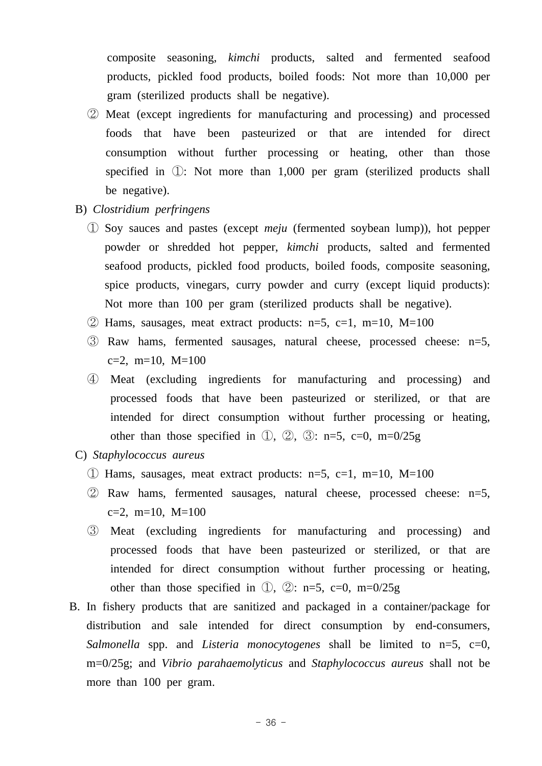composite seasoning, *kimchi* products, salted and fermented seafood products, pickled food products, boiled foods: Not more than 10,000 per gram (sterilized products shall be negative).

② Meat (except ingredients for manufacturing and processing) and processed foods that have been pasteurized or that are intended for direct consumption without further processing or heating, other than those specified in ①: Not more than 1,000 per gram (sterilized products shall be negative).

B) *Clostridium perfringens*

① Soy sauces and pastes (except *meju* (fermented soybean lump)), hot pepper powder or shredded hot pepper, *kimchi* products, salted and fermented seafood products, pickled food products, boiled foods, composite seasoning, spice products, vinegars, curry powder and curry (except liquid products): Not more than 100 per gram (sterilized products shall be negative).

② Hams, sausages, meat extract products: n=5, c=1, m=10, M=100

③ Raw hams, fermented sausages, natural cheese, processed cheese: n=5, c=2, m=10, M=100

④ Meat (excluding ingredients for manufacturing and processing) and processed foods that have been pasteurized or sterilized, or that are intended for direct consumption without further processing or heating, other than those specified in ①, ②, ③: n=5, c=0, m=0/25g

C) *Staphylococcus aureus*

① Hams, sausages, meat extract products: n=5, c=1, m=10, M=100

② Raw hams, fermented sausages, natural cheese, processed cheese: n=5, c=2, m=10, M=100

③ Meat (excluding ingredients for manufacturing and processing) and processed foods that have been pasteurized or sterilized, or that are intended for direct consumption without further processing or heating, other than those specified in ①, ②: n=5, c=0, m=0/25g

B. In fishery products that are sanitized and packaged in a container/package for distribution and sale intended for direct consumption by end-consumers, *Salmonella* spp. and *Listeria monocytogenes* shall be limited to n=5, c=0, m=0/25g; and *Vibrio parahaemolyticus* and *Staphylococcus aureus* shall not be more than 100 per gram.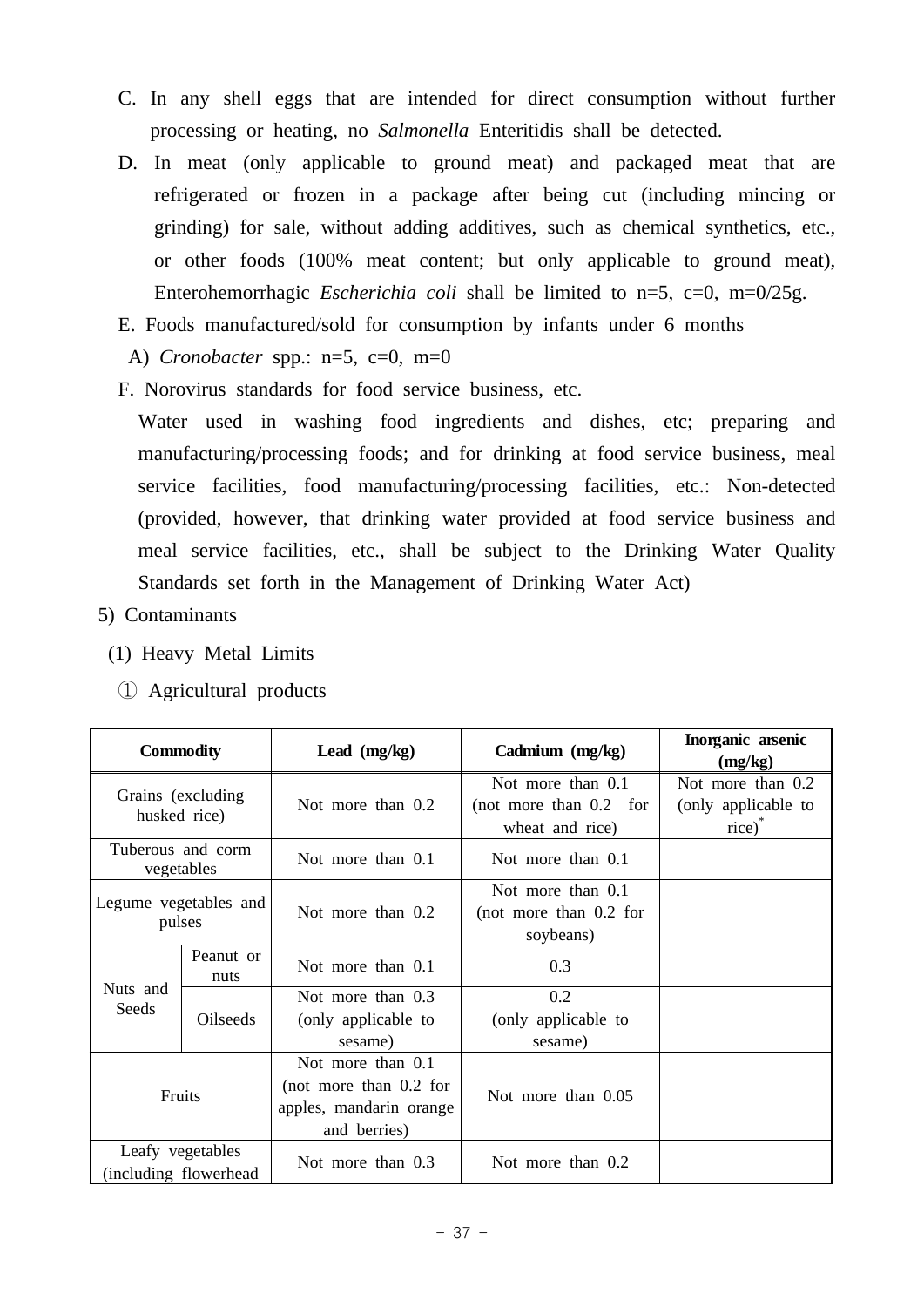C. In any shell eggs that are intended for direct consumption without further processing or heating, no *Salmonella* Enteritidis shall be detected.

D. In meat (only applicable to ground meat) and packaged meat that are refrigerated or frozen in a package after being cut (including mincing or grinding) for sale, without adding additives, such as chemical synthetics, etc., or other foods (100% meat content; but only applicable to ground meat), Enterohemorrhagic *Escherichia coli* shall be limited to n=5, c=0, m=0/25g.

E. Foods manufactured/sold for consumption by infants under 6 months

A) *Cronobacter* spp.: n=5, c=0, m=0

F. Norovirus standards for food service business, etc.

Water used in washing food ingredients and dishes, etc; preparing and manufacturing/processing foods; and for drinking at food service business, meal service facilities, food manufacturing/processing facilities, etc.: Non-detected (provided, however, that drinking water provided at food service business and meal service facilities, etc., shall be subject to the Drinking Water Quality Standards set forth in the Management of Drinking Water Act)

5) Contaminants

(1) Heavy Metal Limits

① Agricultural products

| Commodity | | Lead (mg/kg) | Cadmium (mg/kg) | Inorganic arsenic (mg/kg) |
|---|---|---|---|---|
| Grains (excluding husked rice) | | Not more than 0.2 | Not more than 0.1 (not more than 0.2 for wheat and rice) | Not more than 0.2 (only applicable to rice)* |
| Tuberous and corm vegetables | | Not more than 0.1 | Not more than 0.1 | |
| Legume vegetables and pulses | | Not more than 0.2 | Not more than 0.1 (not more than 0.2 for soybeans) | |
| Nuts and Seeds | Peanut or nuts | Not more than 0.1 | 0.3 | |
| | Oilseeds | Not more than 0.3 (only applicable to sesame) | 0.2 (only applicable to sesame) | |
| Fruits | | Not more than 0.1 (not more than 0.2 for apples, mandarin orange and berries) | Not more than 0.05 | |
| Leafy vegetables (including flowerhead | | Not more than 0.3 | Not more than 0.2 | |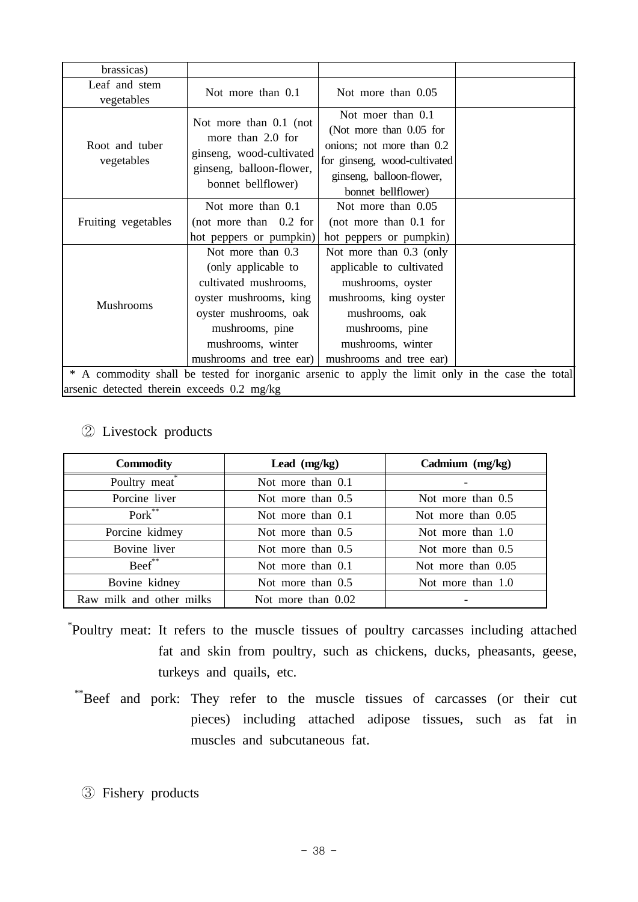| brassicas) | | | |
|---|---|---|---|
| Leaf and stem vegetables | Not more than 0.1 | Not more than 0.05 | |
| Root and tuber vegetables | Not more than 0.1 (not more than 2.0 for ginseng, wood-cultivated ginseng, balloon-flower, bonnet bellflower) | Not moer than 0.1 (Not more than 0.05 for onions; not more than 0.2 for ginseng, wood-cultivated ginseng, balloon-flower, bonnet bellflower) | |
| Fruiting vegetables | Not more than 0.1 (not more than 0.2 for hot peppers or pumpkin) | Not more than 0.05 (not more than 0.1 for hot peppers or pumpkin) | |
| Mushrooms | Not more than 0.3 (only applicable to cultivated mushrooms, oyster mushrooms, king oyster mushrooms, oak mushrooms, pine mushrooms, winter mushrooms and tree ear) | Not more than 0.3 (only applicable to cultivated mushrooms, oyster mushrooms, king oyster mushrooms, oak mushrooms, pine mushrooms, winter mushrooms and tree ear) | |
| * A commodity shall be tested for inorganic arsenic to apply the limit only in the case the total arsenic detected therein exceeds 0.2 mg/kg | | | |

② Livestock products

| Commodity | Lead (mg/kg) | Cadmium (mg/kg) |
|---|---|---|
| Poultry meat* | Not more than 0.1 | - |
| Porcine liver | Not more than 0.5 | Not more than 0.5 |
| Pork** | Not more than 0.1 | Not more than 0.05 |
| Porcine kidmey | Not more than 0.5 | Not more than 1.0 |
| Bovine liver | Not more than 0.5 | Not more than 0.5 |
| Beef** | Not more than 0.1 | Not more than 0.05 |
| Bovine kidney | Not more than 0.5 | Not more than 1.0 |
| Raw milk and other milks | Not more than 0.02 | - |

*Poultry meat: It refers to the muscle tissues of poultry carcasses including attached fat and skin from poultry, such as chickens, ducks, pheasants, geese, turkeys and quails, etc.

**Beef and pork: They refer to the muscle tissues of carcasses (or their cut pieces) including attached adipose tissues, such as fat in muscles and subcutaneous fat.

③ Fishery products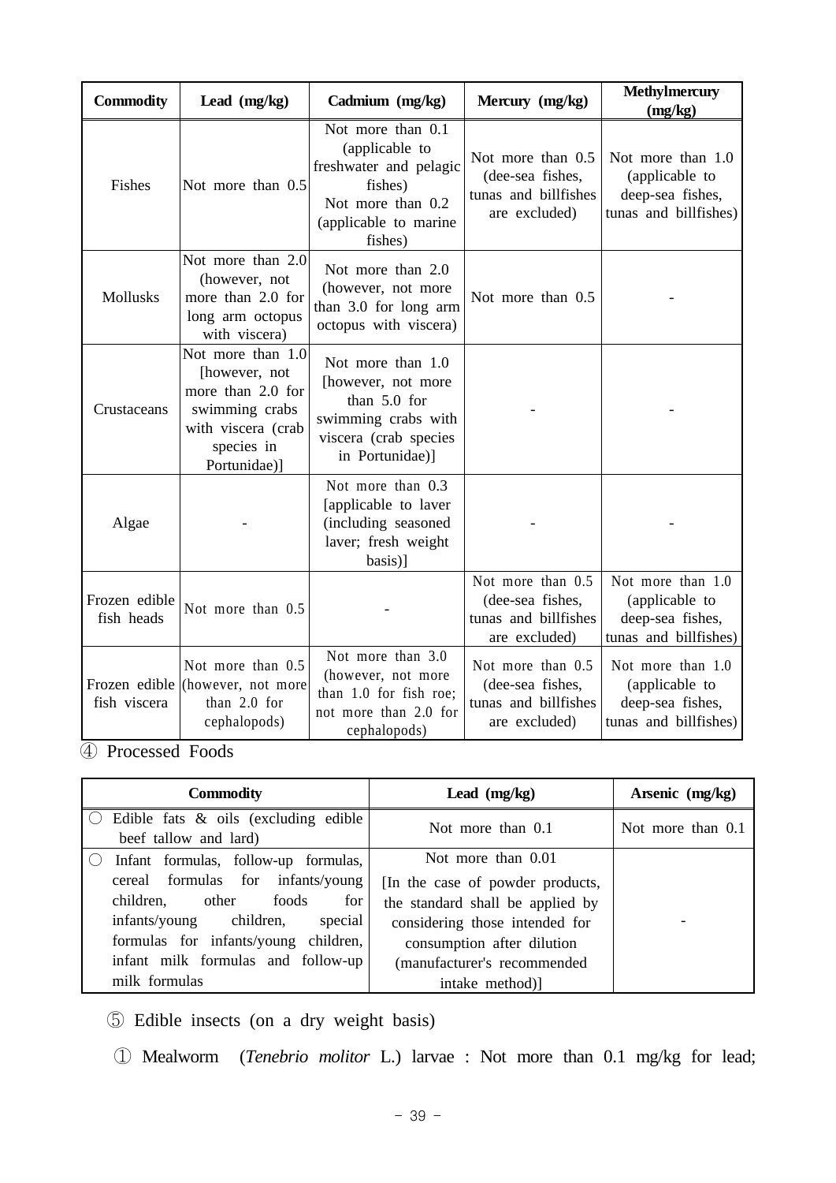| Commodity | Lead (mg/kg) | Cadmium (mg/kg) | Mercury (mg/kg) | Methylmercury (mg/kg) |
|---|---|---|---|---|
| Fishes | Not more than 0.5 | Not more than 0.1 (applicable to freshwater and pelagic fishes) Not more than 0.2 (applicable to marine fishes) | Not more than 0.5 (dee-sea fishes, tunas and billfishes are excluded) | Not more than 1.0 (applicable to deep-sea fishes, tunas and billfishes) |
| Mollusks | Not more than 2.0 (however, not more than 2.0 for long arm octopus with viscera) | Not more than 2.0 (however, not more than 3.0 for long arm octopus with viscera) | Not more than 0.5 | - |
| Crustaceans | Not more than 1.0 [however, not more than 2.0 for swimming crabs with viscera (crab species in Portunidae)] | Not more than 1.0 [however, not more than 5.0 for swimming crabs with viscera (crab species in Portunidae)] | - | - |
| Algae | - | Not more than 0.3 [applicable to laver (including seasoned laver; fresh weight basis)] | - | - |
| Frozen edible fish heads | Not more than 0.5 | - | Not more than 0.5 (dee-sea fishes, tunas and billfishes are excluded) | Not more than 1.0 (applicable to deep-sea fishes, tunas and billfishes) |
| Frozen edible fish viscera | Not more than 0.5 (however, not more than 2.0 for cephalopods) | Not more than 3.0 (however, not more than 1.0 for fish roe; not more than 2.0 for cephalopods) | Not more than 0.5 (dee-sea fishes, tunas and billfishes are excluded) | Not more than 1.0 (applicable to deep-sea fishes, tunas and billfishes) |

④ Processed Foods

| Commodity | Lead (mg/kg) | Arsenic (mg/kg) |
|---|---|---|
| ○ Edible fats & oils (excluding edible beef tallow and lard) | Not more than 0.1 | Not more than 0.1 |
| ○ Infant formulas, follow-up formulas, cereal formulas for infants/young children, other foods for infants/young children, special formulas for infants/young children, infant milk formulas and follow-up milk formulas | Not more than 0.01 [In the case of powder products, the standard shall be applied by considering those intended for consumption after dilution (manufacturer's recommended intake method)] | - |

⑤ Edible insects (on a dry weight basis)

① Mealworm (*Tenebrio molitor* L.) larvae : Not more than 0.1 mg/kg for lead;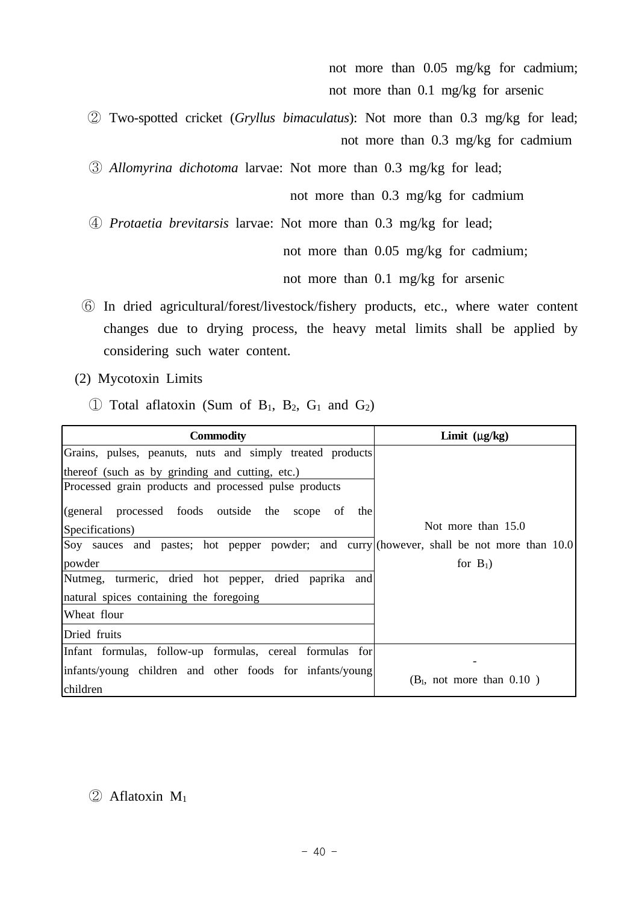not more than 0.05 mg/kg for cadmium;
not more than 0.1 mg/kg for arsenic

② Two-spotted cricket (*Gryllus bimaculatus*): Not more than 0.3 mg/kg for lead;
not more than 0.3 mg/kg for cadmium

③ *Allomyrina dichotoma* larvae: Not more than 0.3 mg/kg for lead;
not more than 0.3 mg/kg for cadmium

④ *Protaetia brevitarsis* larvae: Not more than 0.3 mg/kg for lead;
not more than 0.05 mg/kg for cadmium;
not more than 0.1 mg/kg for arsenic

⑥ In dried agricultural/forest/livestock/fishery products, etc., where water content changes due to drying process, the heavy metal limits shall be applied by considering such water content.

(2) Mycotoxin Limits

① Total aflatoxin (Sum of $B_1$, $B_2$, $G_1$ and $G_2$)

| Commodity | Limit (μg/kg) |
|---|---|
| Grains, pulses, peanuts, nuts and simply treated products thereof (such as by grinding and cutting, etc.) | Not more than 15.0 (however, shall be not more than 10.0 for $B_1$) |
| Processed grain products and processed pulse products (general processed foods outside the scope of the Specifications) | |
| Soy sauces and pastes; hot pepper powder; and curry powder | |
| Nutmeg, turmeric, dried hot pepper, dried paprika and natural spices containing the foregoing | |
| Wheat flour | |
| Dried fruits | |
| Infant formulas, follow-up formulas, cereal formulas for infants/young children and other foods for infants/young children | - ($B_1$, not more than 0.10 ) |

② Aflatoxin $M_1$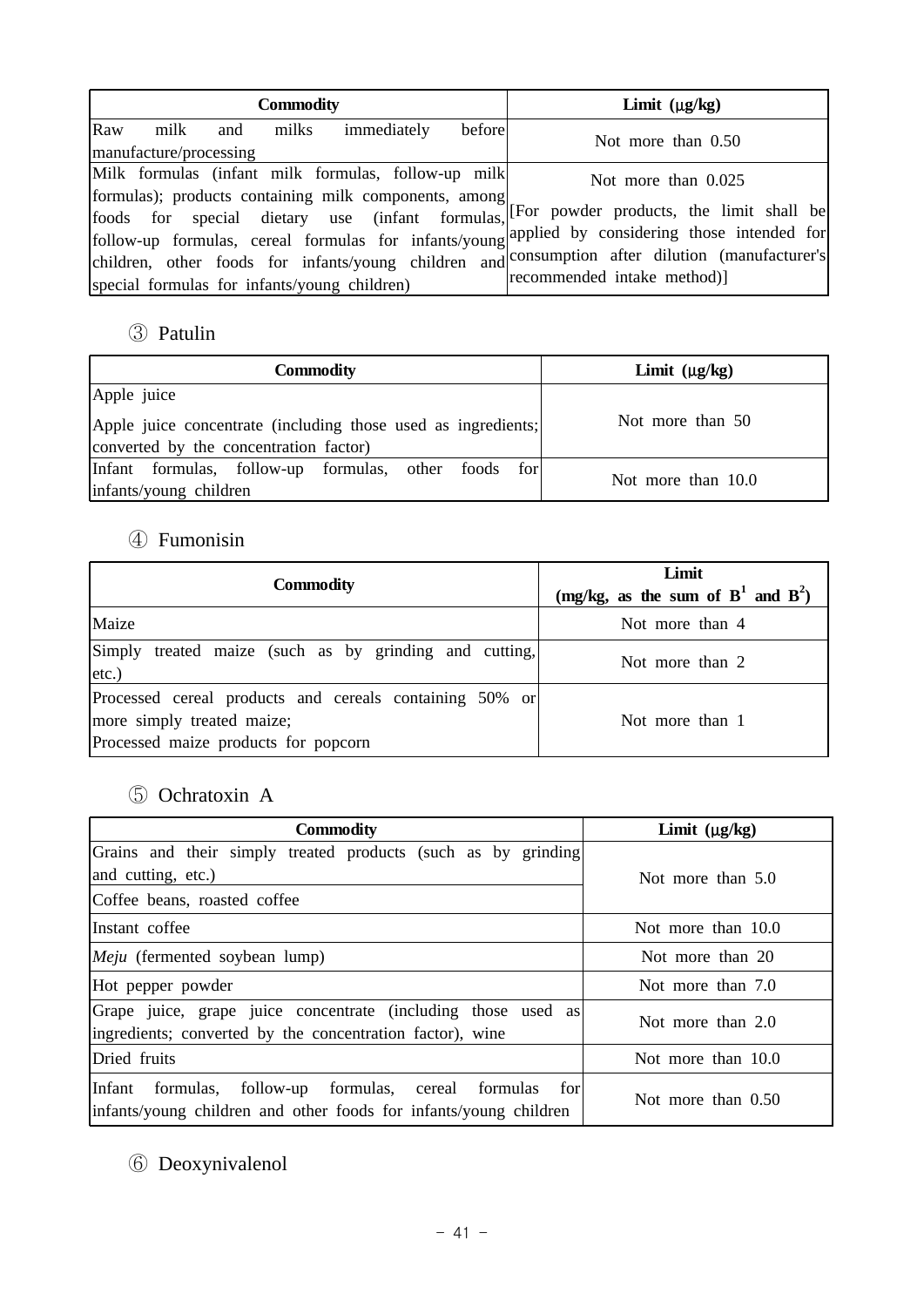| Commodity | Limit (μg/kg) |
|---|---|
| Raw milk and milks immediately before manufacture/processing | Not more than 0.50 |
| Milk formulas (infant milk formulas, follow-up milk formulas); products containing milk components, among foods for special dietary use (infant formulas, follow-up formulas, cereal formulas for infants/young children, other foods for infants/young children and special formulas for infants/young children) | Not more than 0.025<br><br>[For powder products, the limit shall be applied by considering those intended for consumption after dilution (manufacturer's recommended intake method)] |

③ Patulin

| Commodity | Limit (μg/kg) |
|---|---|
| Apple juice<br>Apple juice concentrate (including those used as ingredients; converted by the concentration factor) | Not more than 50 |
| Infant formulas, follow-up formulas, other foods for infants/young children | Not more than 10.0 |

④ Fumonisin

| Commodity | Limit (mg/kg, as the sum of $B^1$ and $B^2$) |
|---|---|
| Maize | Not more than 4 |
| Simply treated maize (such as by grinding and cutting, etc.) | Not more than 2 |
| Processed cereal products and cereals containing 50% or more simply treated maize;<br>Processed maize products for popcorn | Not more than 1 |

⑤ Ochratoxin A

| Commodity | Limit (μg/kg) |
|---|---|
| Grains and their simply treated products (such as by grinding and cutting, etc.)<br>Coffee beans, roasted coffee | Not more than 5.0 |
| Instant coffee | Not more than 10.0 |
| *Meju* (fermented soybean lump) | Not more than 20 |
| Hot pepper powder | Not more than 7.0 |
| Grape juice, grape juice concentrate (including those used as ingredients; converted by the concentration factor), wine | Not more than 2.0 |
| Dried fruits | Not more than 10.0 |
| Infant formulas, follow-up formulas, cereal formulas for infants/young children and other foods for infants/young children | Not more than 0.50 |

⑥ Deoxynivalenol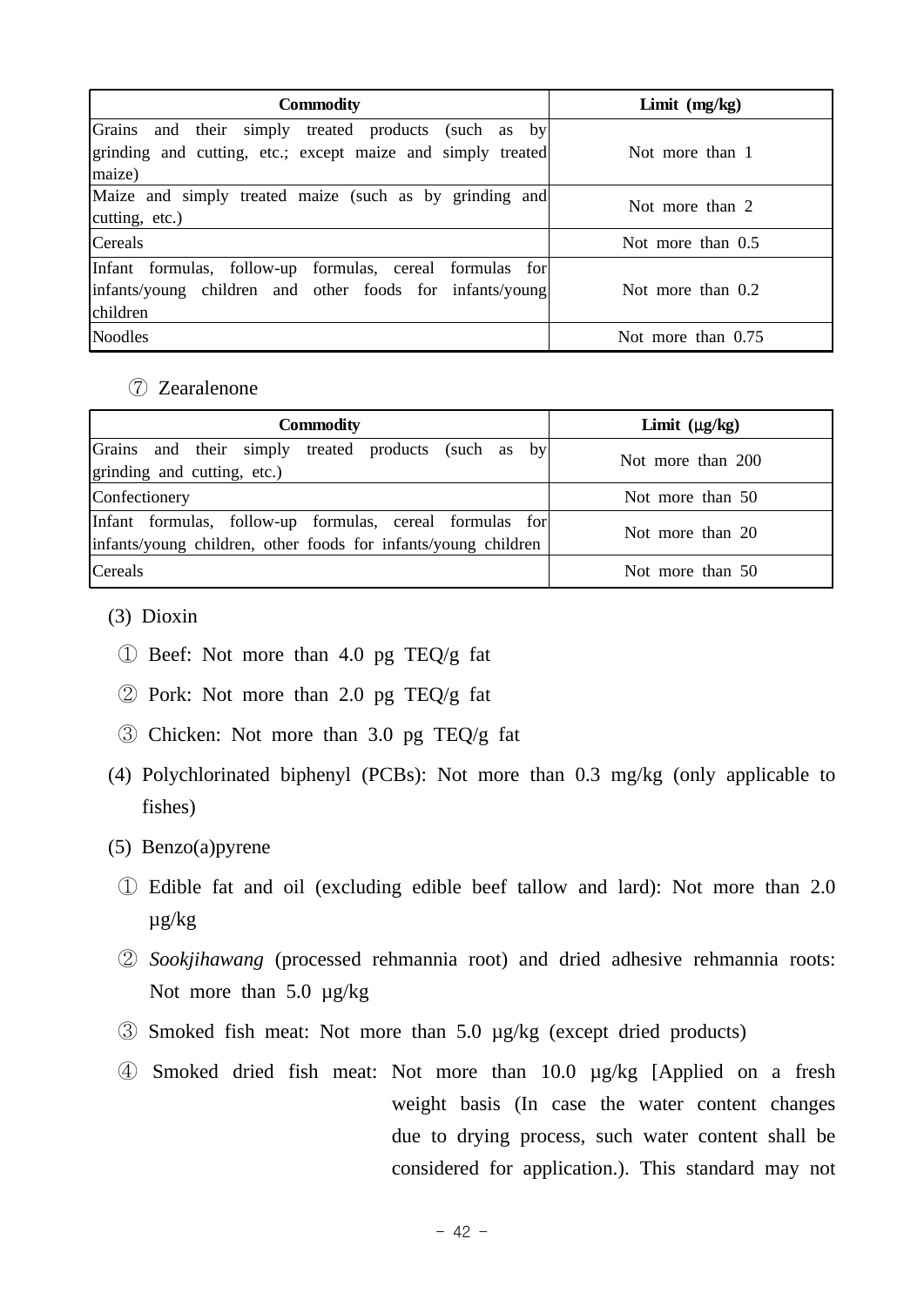| Commodity | Limit (mg/kg) |
|---|---|
| Grains and their simply treated products (such as by grinding and cutting, etc.; except maize and simply treated maize) | Not more than 1 |
| Maize and simply treated maize (such as by grinding and cutting, etc.) | Not more than 2 |
| Cereals | Not more than 0.5 |
| Infant formulas, follow-up formulas, cereal formulas for infants/young children and other foods for infants/young children | Not more than 0.2 |
| Noodles | Not more than 0.75 |

⑦ Zearalenone

| Commodity | Limit (μg/kg) |
|---|---|
| Grains and their simply treated products (such as by grinding and cutting, etc.) | Not more than 200 |
| Confectionery | Not more than 50 |
| Infant formulas, follow-up formulas, cereal formulas for infants/young children, other foods for infants/young children | Not more than 20 |
| Cereals | Not more than 50 |

(3) Dioxin

① Beef: Not more than 4.0 pg TEQ/g fat

② Pork: Not more than 2.0 pg TEQ/g fat

③ Chicken: Not more than 3.0 pg TEQ/g fat

(4) Polychlorinated biphenyl (PCBs): Not more than 0.3 mg/kg (only applicable to fishes)

(5) Benzo(a)pyrene

① Edible fat and oil (excluding edible beef tallow and lard): Not more than 2.0 μg/kg

② *Sookjihawang* (processed rehmannia root) and dried adhesive rehmannia roots: Not more than 5.0 μg/kg

③ Smoked fish meat: Not more than 5.0 μg/kg (except dried products)

④ Smoked dried fish meat: Not more than 10.0 μg/kg [Applied on a fresh weight basis (In case the water content changes due to drying process, such water content shall be considered for application.). This standard may not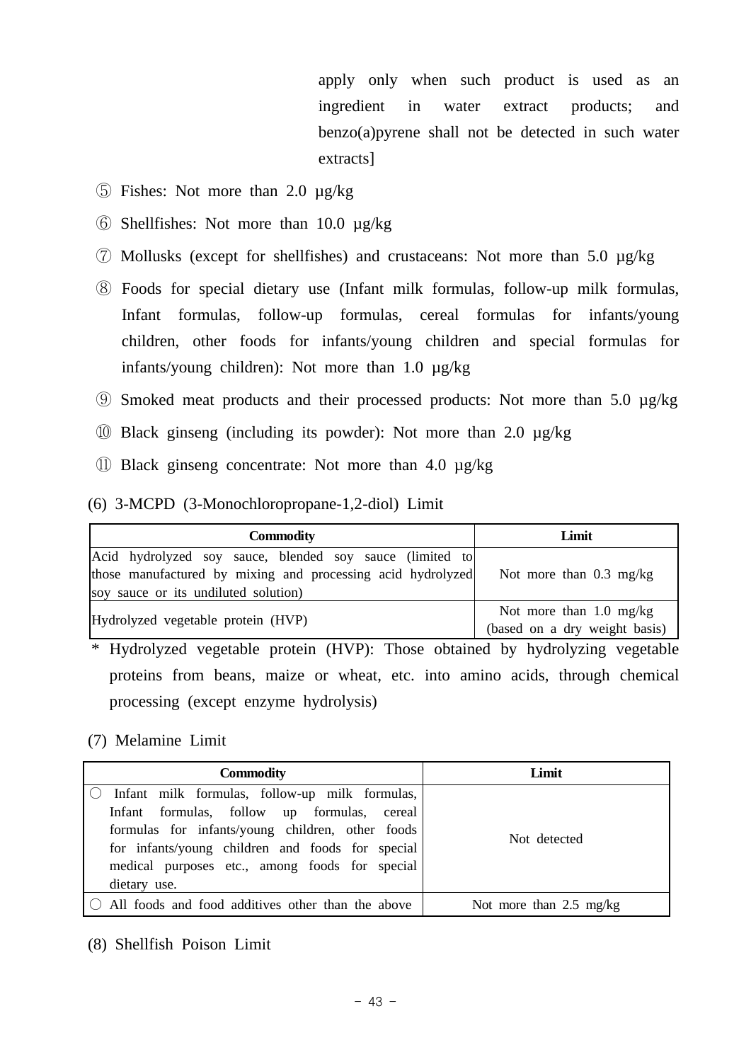apply only when such product is used as an ingredient in water extract products; and benzo(a)pyrene shall not be detected in such water extracts]

⑤ Fishes: Not more than 2.0 μg/kg

⑥ Shellfishes: Not more than 10.0 μg/kg

⑦ Mollusks (except for shellfishes) and crustaceans: Not more than 5.0 μg/kg

⑧ Foods for special dietary use (Infant milk formulas, follow-up milk formulas, Infant formulas, follow-up formulas, cereal formulas for infants/young children, other foods for infants/young children and special formulas for infants/young children): Not more than 1.0 μg/kg

⑨ Smoked meat products and their processed products: Not more than 5.0 μg/kg

⑩ Black ginseng (including its powder): Not more than 2.0 μg/kg

⑪ Black ginseng concentrate: Not more than 4.0 μg/kg

(6) 3-MCPD (3-Monochloropropane-1,2-diol) Limit

| Commodity | Limit |
|---|---|
| Acid hydrolyzed soy sauce, blended soy sauce (limited to those manufactured by mixing and processing acid hydrolyzed soy sauce or its undiluted solution) | Not more than 0.3 mg/kg |
| Hydrolyzed vegetable protein (HVP) | Not more than 1.0 mg/kg (based on a dry weight basis) |

* Hydrolyzed vegetable protein (HVP): Those obtained by hydrolyzing vegetable proteins from beans, maize or wheat, etc. into amino acids, through chemical processing (except enzyme hydrolysis)

(7) Melamine Limit

| Commodity | Limit |
|---|---|
| ○ Infant milk formulas, follow-up milk formulas, Infant formulas, follow up formulas, cereal formulas for infants/young children, other foods for infants/young children and foods for special medical purposes etc., among foods for special dietary use. | Not detected |
| ○ All foods and food additives other than the above | Not more than 2.5 mg/kg |

(8) Shellfish Poison Limit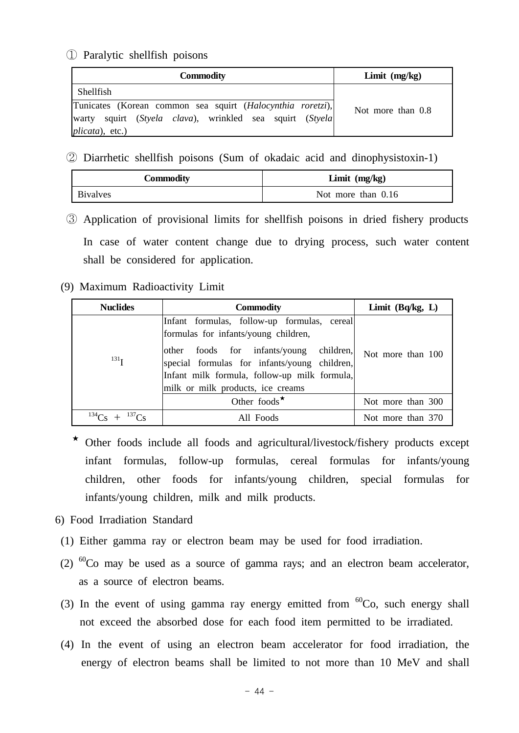① Paralytic shellfish poisons

| Commodity | Limit (mg/kg) |
|---|---|
| Shellfish | Not more than 0.8 |
| Tunicates (Korean common sea squirt (*Halocynthia roretzi*), warty squirt (*Styela clava*), wrinkled sea squirt (*Styela plicata*), etc.) | |

② Diarrhetic shellfish poisons (Sum of okadaic acid and dinophysistoxin-1)

| Commodity | Limit (mg/kg) |
|---|---|
| Bivalves | Not more than 0.16 |

③ Application of provisional limits for shellfish poisons in dried fishery products

In case of water content change due to drying process, such water content shall be considered for application.

(9) Maximum Radioactivity Limit

| Nuclides | Commodity | Limit (Bq/kg, L) |
|---|---|---|
| $^{131}I$ | Infant formulas, follow-up formulas, cereal formulas for infants/young children, other foods for infants/young children, special formulas for infants/young children, Infant milk formula, follow-up milk formula, milk or milk products, ice creams | Not more than 100 |
| | Other foods★ | Not more than 300 |
| $^{134}Cs$ + $^{137}Cs$ | All Foods | Not more than 370 |

★ Other foods include all foods and agricultural/livestock/fishery products except infant formulas, follow-up formulas, cereal formulas for infants/young children, other foods for infants/young children, special formulas for infants/young children, milk and milk products.

6) Food Irradiation Standard

(1) Either gamma ray or electron beam may be used for food irradiation.

(2) $^{60}Co$ may be used as a source of gamma rays; and an electron beam accelerator, as a source of electron beams.

(3) In the event of using gamma ray energy emitted from $^{60}Co$, such energy shall not exceed the absorbed dose for each food item permitted to be irradiated.

(4) In the event of using an electron beam accelerator for food irradiation, the energy of electron beams shall be limited to not more than 10 MeV and shall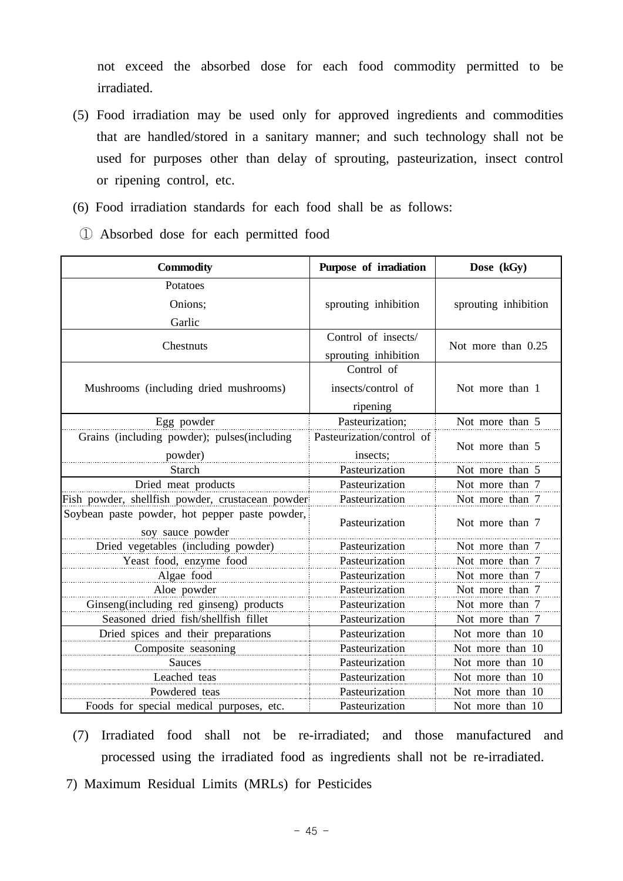not exceed the absorbed dose for each food commodity permitted to be irradiated.

(5) Food irradiation may be used only for approved ingredients and commodities that are handled/stored in a sanitary manner; and such technology shall not be used for purposes other than delay of sprouting, pasteurization, insect control or ripening control, etc.

(6) Food irradiation standards for each food shall be as follows:

① Absorbed dose for each permitted food

| Commodity | Purpose of irradiation | Dose (kGy) |
|---|---|---|
| Potatoes<br>Onions;<br>Garlic | sprouting inhibition | sprouting inhibition |
| Chestnuts | Control of insects/ sprouting inhibition | Not more than 0.25 |
| Mushrooms (including dried mushrooms) | Control of insects/control of ripening | Not more than 1 |
| Egg powder | Pasteurization; | Not more than 5 |
| Grains (including powder); pulses(including powder) | Pasteurization/control of insects; | Not more than 5 |
| Starch | Pasteurization | Not more than 5 |
| Dried meat products | Pasteurization | Not more than 7 |
| Fish powder, shellfish powder, crustacean powder | Pasteurization | Not more than 7 |
| Soybean paste powder, hot pepper paste powder, soy sauce powder | Pasteurization | Not more than 7 |
| Dried vegetables (including powder) | Pasteurization | Not more than 7 |
| Yeast food, enzyme food | Pasteurization | Not more than 7 |
| Algae food | Pasteurization | Not more than 7 |
| Aloe powder | Pasteurization | Not more than 7 |
| Ginseng(including red ginseng) products | Pasteurization | Not more than 7 |
| Seasoned dried fish/shellfish fillet | Pasteurization | Not more than 7 |
| Dried spices and their preparations | Pasteurization | Not more than 10 |
| Composite seasoning | Pasteurization | Not more than 10 |
| Sauces | Pasteurization | Not more than 10 |
| Leached teas | Pasteurization | Not more than 10 |
| Powdered teas | Pasteurization | Not more than 10 |
| Foods for special medical purposes, etc. | Pasteurization | Not more than 10 |

(7) Irradiated food shall not be re-irradiated; and those manufactured and processed using the irradiated food as ingredients shall not be re-irradiated.

7) Maximum Residual Limits (MRLs) for Pesticides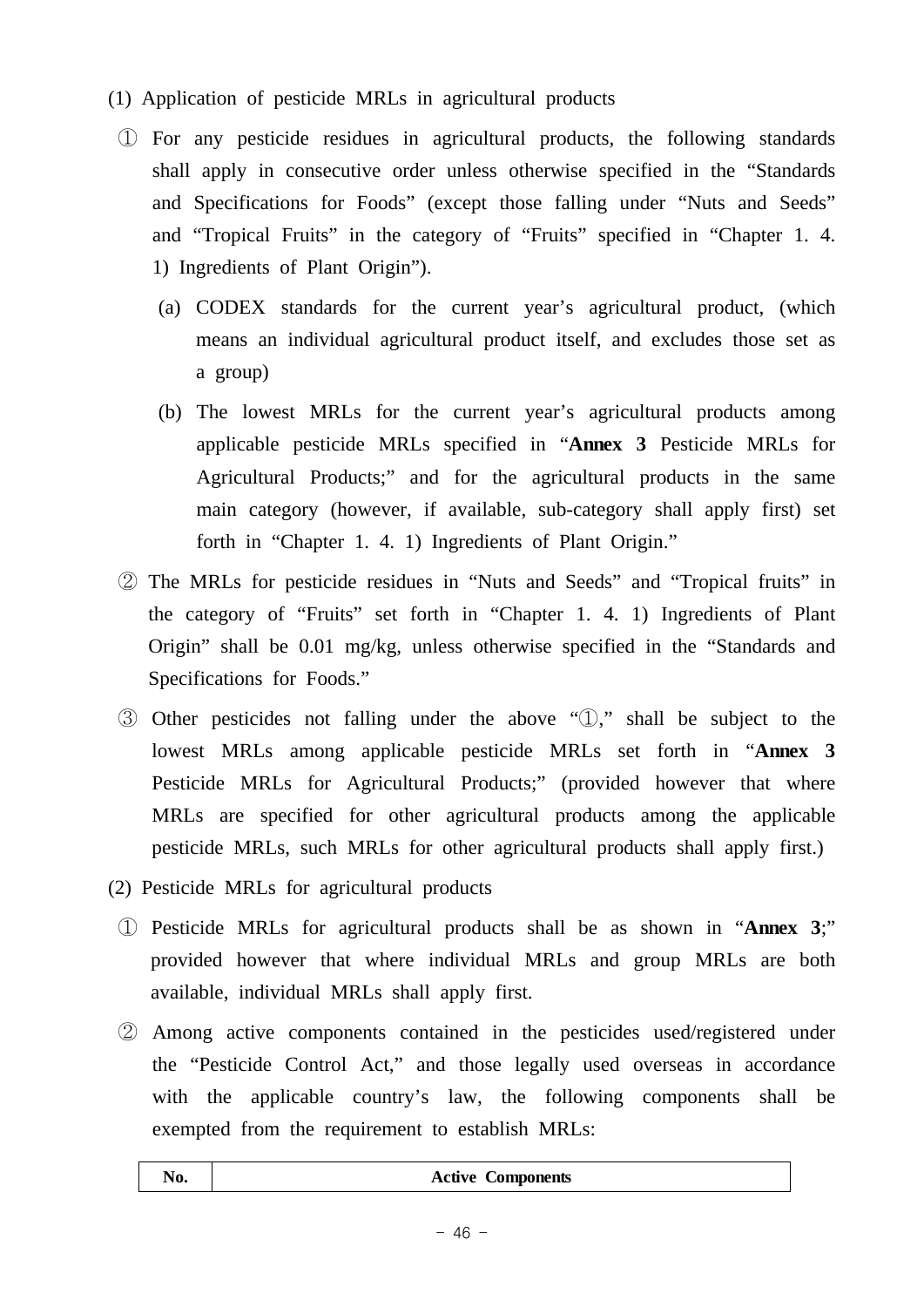(1) Application of pesticide MRLs in agricultural products

① For any pesticide residues in agricultural products, the following standards shall apply in consecutive order unless otherwise specified in the “Standards and Specifications for Foods” (except those falling under “Nuts and Seeds” and “Tropical Fruits” in the category of “Fruits” specified in “Chapter 1. 4. 1) Ingredients of Plant Origin”).

(a) CODEX standards for the current year’s agricultural product, (which means an individual agricultural product itself, and excludes those set as a group)

(b) The lowest MRLs for the current year’s agricultural products among applicable pesticide MRLs specified in “**Annex 3** Pesticide MRLs for Agricultural Products;” and for the agricultural products in the same main category (however, if available, sub-category shall apply first) set forth in “Chapter 1. 4. 1) Ingredients of Plant Origin.”

② The MRLs for pesticide residues in “Nuts and Seeds” and “Tropical fruits” in the category of “Fruits” set forth in “Chapter 1. 4. 1) Ingredients of Plant Origin” shall be 0.01 mg/kg, unless otherwise specified in the “Standards and Specifications for Foods.”

③ Other pesticides not falling under the above “①,” shall be subject to the lowest MRLs among applicable pesticide MRLs set forth in “**Annex 3** Pesticide MRLs for Agricultural Products;” (provided however that where MRLs are specified for other agricultural products among the applicable pesticide MRLs, such MRLs for other agricultural products shall apply first.)

(2) Pesticide MRLs for agricultural products

① Pesticide MRLs for agricultural products shall be as shown in “**Annex 3**;” provided however that where individual MRLs and group MRLs are both available, individual MRLs shall apply first.

② Among active components contained in the pesticides used/registered under the “Pesticide Control Act,” and those legally used overseas in accordance with the applicable country’s law, the following components shall be exempted from the requirement to establish MRLs:

| No. | Active Components |
| --- | --- |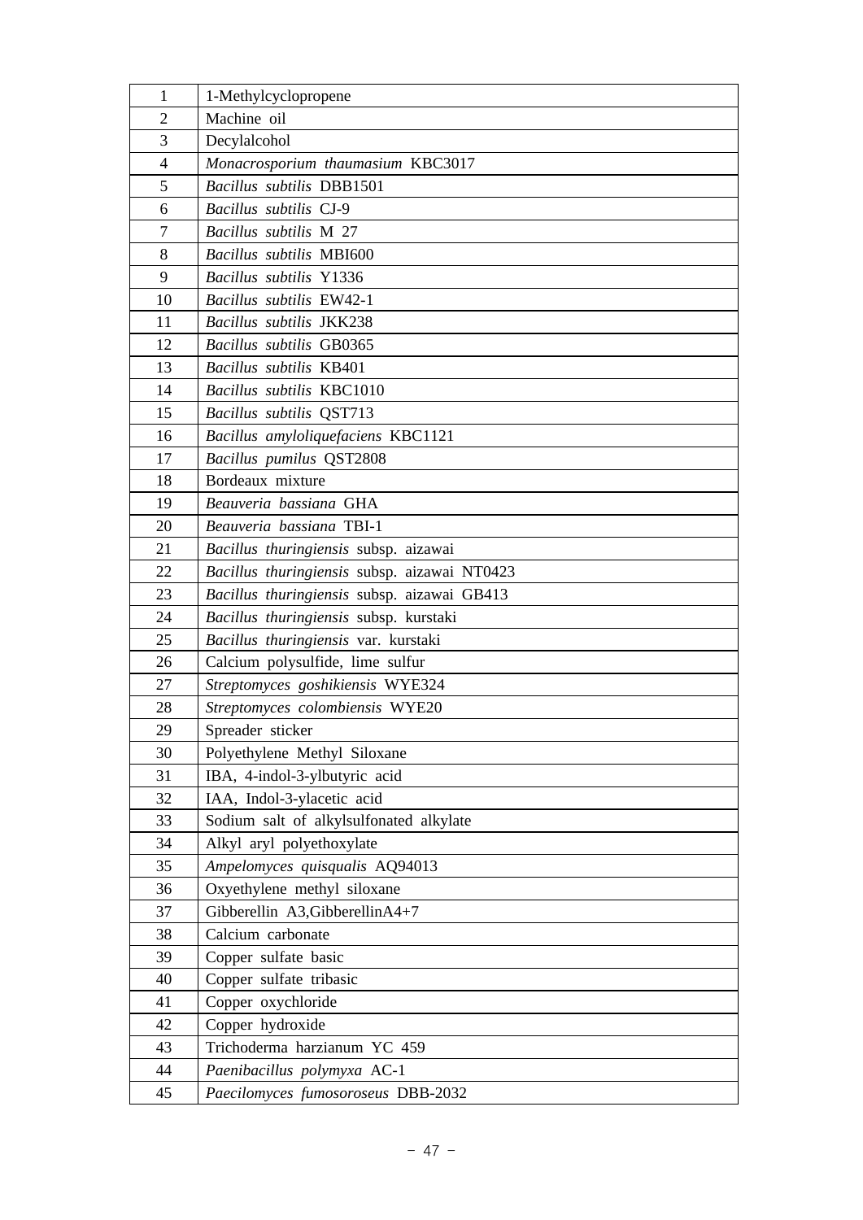| | |
|---|---|
| 1 | 1-Methylcyclopropene |
| 2 | Machine oil |
| 3 | Decylalcohol |
| 4 | *Monacrosporium thaumasium* KBC3017 |
| 5 | *Bacillus subtilis* DBB1501 |
| 6 | *Bacillus subtilis* CJ-9 |
| 7 | *Bacillus subtilis* M 27 |
| 8 | *Bacillus subtilis* MBI600 |
| 9 | *Bacillus subtilis* Y1336 |
| 10 | *Bacillus subtilis* EW42-1 |
| 11 | *Bacillus subtilis* JKK238 |
| 12 | *Bacillus subtilis* GB0365 |
| 13 | *Bacillus subtilis* KB401 |
| 14 | *Bacillus subtilis* KBC1010 |
| 15 | *Bacillus subtilis* QST713 |
| 16 | *Bacillus amyloliquefaciens* KBC1121 |
| 17 | *Bacillus pumilus* QST2808 |
| 18 | Bordeaux mixture |
| 19 | *Beauveria bassiana* GHA |
| 20 | *Beauveria bassiana* TBI-1 |
| 21 | *Bacillus thuringiensis* subsp. aizawai |
| 22 | *Bacillus thuringiensis* subsp. aizawai NT0423 |
| 23 | *Bacillus thuringiensis* subsp. aizawai GB413 |
| 24 | *Bacillus thuringiensis* subsp. kurstaki |
| 25 | *Bacillus thuringiensis* var. kurstaki |
| 26 | Calcium polysulfide, lime sulfur |
| 27 | *Streptomyces goshikiensis* WYE324 |
| 28 | *Streptomyces colombiensis* WYE20 |
| 29 | Spreader sticker |
| 30 | Polyethylene Methyl Siloxane |
| 31 | IBA, 4-indol-3-ylbutyric acid |
| 32 | IAA, Indol-3-ylacetic acid |
| 33 | Sodium salt of alkylsulfonated alkylate |
| 34 | Alkyl aryl polyethoxylate |
| 35 | *Ampelomyces quisqualis* AQ94013 |
| 36 | Oxyethylene methyl siloxane |
| 37 | Gibberellin A3,GibberellinA4+7 |
| 38 | Calcium carbonate |
| 39 | Copper sulfate basic |
| 40 | Copper sulfate tribasic |
| 41 | Copper oxychloride |
| 42 | Copper hydroxide |
| 43 | Trichoderma harzianum YC 459 |
| 44 | *Paenibacillus polymyxa* AC-1 |
| 45 | *Paecilomyces fumosoroseus* DBB-2032 |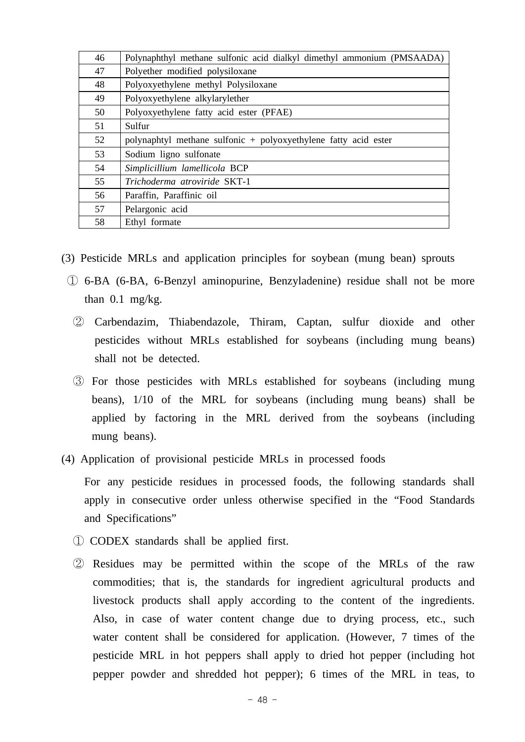| | |
|---|---|
| 46 | Polynaphthyl methane sulfonic acid dialkyl dimethyl ammonium (PMSAADA) |
| 47 | Polyether modified polysiloxane |
| 48 | Polyoxyethylene methyl Polysiloxane |
| 49 | Polyoxyethylene alkylarylether |
| 50 | Polyoxyethylene fatty acid ester (PFAE) |
| 51 | Sulfur |
| 52 | polynaphtyl methane sulfonic + polyoxyethylene fatty acid ester |
| 53 | Sodium ligno sulfonate |
| 54 | *Simplicillium lamellicola* BCP |
| 55 | *Trichoderma atroviride* SKT-1 |
| 56 | Paraffin, Paraffinic oil |
| 57 | Pelargonic acid |
| 58 | Ethyl formate |

(3) Pesticide MRLs and application principles for soybean (mung bean) sprouts

① 6-BA (6-BA, 6-Benzyl aminopurine, Benzyladenine) residue shall not be more than 0.1 mg/kg.

② Carbendazim, Thiabendazole, Thiram, Captan, sulfur dioxide and other pesticides without MRLs established for soybeans (including mung beans) shall not be detected.

③ For those pesticides with MRLs established for soybeans (including mung beans), 1/10 of the MRL for soybeans (including mung beans) shall be applied by factoring in the MRL derived from the soybeans (including mung beans).

(4) Application of provisional pesticide MRLs in processed foods

For any pesticide residues in processed foods, the following standards shall apply in consecutive order unless otherwise specified in the “Food Standards and Specifications”

① CODEX standards shall be applied first.

② Residues may be permitted within the scope of the MRLs of the raw commodities; that is, the standards for ingredient agricultural products and livestock products shall apply according to the content of the ingredients. Also, in case of water content change due to drying process, etc., such water content shall be considered for application. (However, 7 times of the pesticide MRL in hot peppers shall apply to dried hot pepper (including hot pepper powder and shredded hot pepper); 6 times of the MRL in teas, to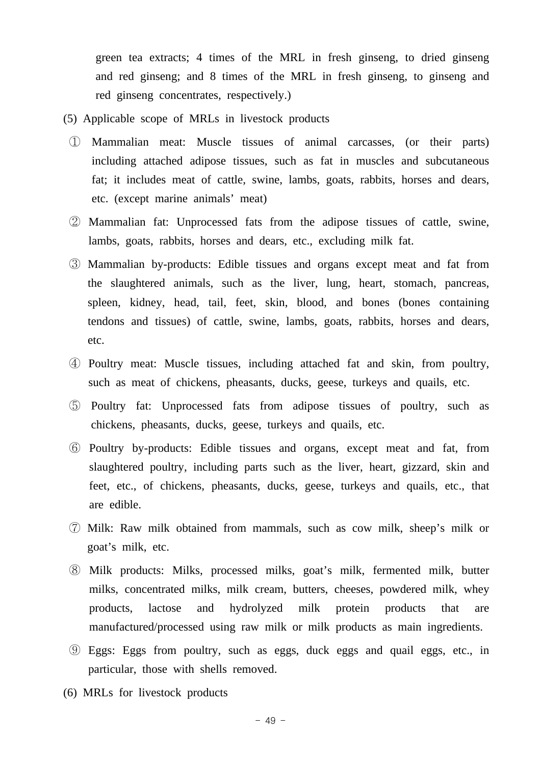green tea extracts; 4 times of the MRL in fresh ginseng, to dried ginseng and red ginseng; and 8 times of the MRL in fresh ginseng, to ginseng and red ginseng concentrates, respectively.)

(5) Applicable scope of MRLs in livestock products

① Mammalian meat: Muscle tissues of animal carcasses, (or their parts) including attached adipose tissues, such as fat in muscles and subcutaneous fat; it includes meat of cattle, swine, lambs, goats, rabbits, horses and dears, etc. (except marine animals' meat)

② Mammalian fat: Unprocessed fats from the adipose tissues of cattle, swine, lambs, goats, rabbits, horses and dears, etc., excluding milk fat.

③ Mammalian by-products: Edible tissues and organs except meat and fat from the slaughtered animals, such as the liver, lung, heart, stomach, pancreas, spleen, kidney, head, tail, feet, skin, blood, and bones (bones containing tendons and tissues) of cattle, swine, lambs, goats, rabbits, horses and dears, etc.

④ Poultry meat: Muscle tissues, including attached fat and skin, from poultry, such as meat of chickens, pheasants, ducks, geese, turkeys and quails, etc.

⑤ Poultry fat: Unprocessed fats from adipose tissues of poultry, such as chickens, pheasants, ducks, geese, turkeys and quails, etc.

⑥ Poultry by-products: Edible tissues and organs, except meat and fat, from slaughtered poultry, including parts such as the liver, heart, gizzard, skin and feet, etc., of chickens, pheasants, ducks, geese, turkeys and quails, etc., that are edible.

⑦ Milk: Raw milk obtained from mammals, such as cow milk, sheep's milk or goat's milk, etc.

⑧ Milk products: Milks, processed milks, goat's milk, fermented milk, butter milks, concentrated milks, milk cream, butters, cheeses, powdered milk, whey products, lactose and hydrolyzed milk protein products that are manufactured/processed using raw milk or milk products as main ingredients.

⑨ Eggs: Eggs from poultry, such as eggs, duck eggs and quail eggs, etc., in particular, those with shells removed.

(6) MRLs for livestock products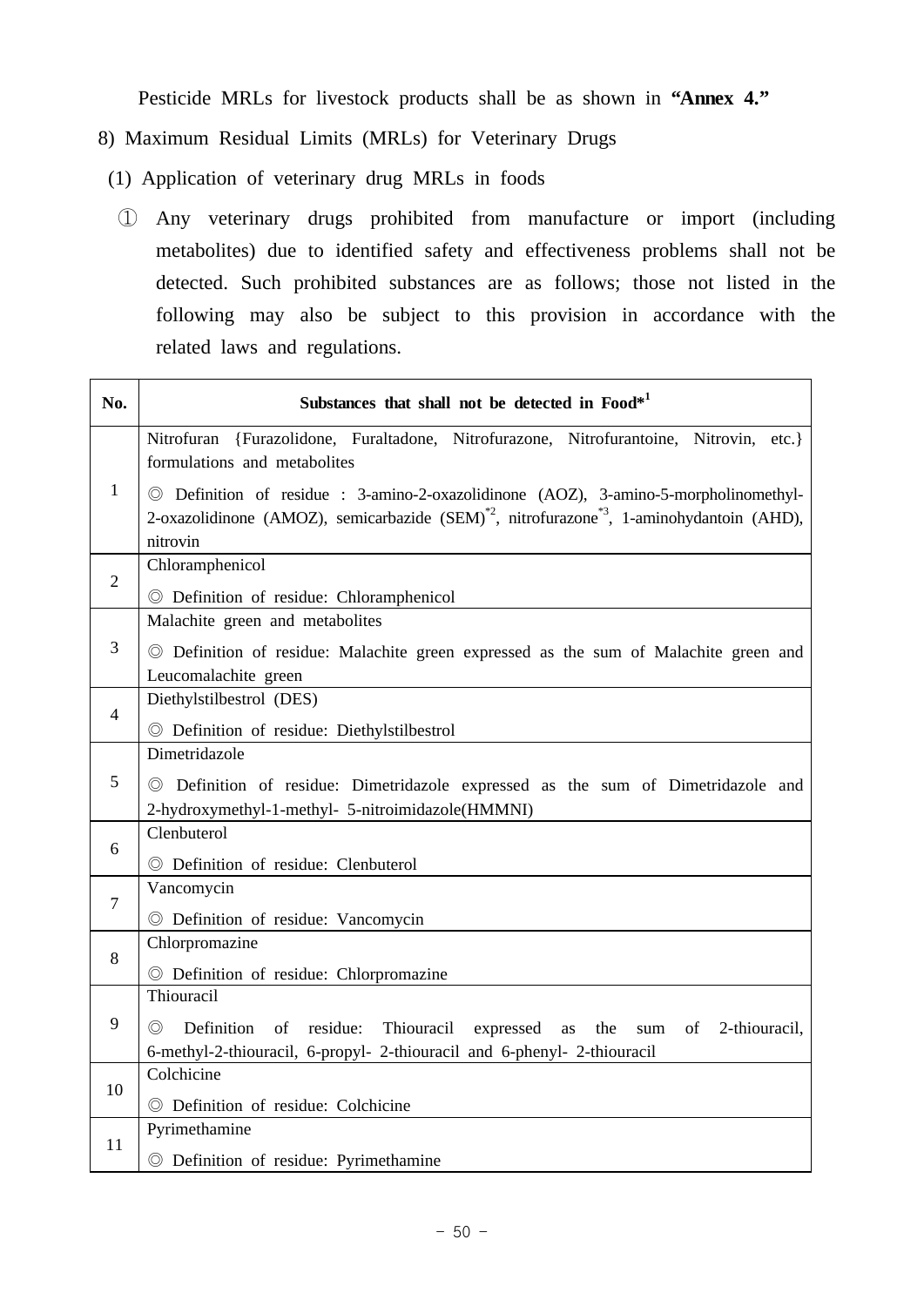Pesticide MRLs for livestock products shall be as shown in **"Annex 4."**

8) Maximum Residual Limits (MRLs) for Veterinary Drugs

(1) Application of veterinary drug MRLs in foods

① Any veterinary drugs prohibited from manufacture or import (including metabolites) due to identified safety and effectiveness problems shall not be detected. Such prohibited substances are as follows; those not listed in the following may also be subject to this provision in accordance with the related laws and regulations.

| No. | Substances that shall not be detected in Food*[1] |
|---|---|
| 1 | Nitrofuran {Furazolidone, Furaltadone, Nitrofurazone, Nitrofurantoine, Nitrovin, etc.} formulations and metabolites<br>◎ Definition of residue : 3-amino-2-oxazolidinone (AOZ), 3-amino-5-morpholinomethyl-2-oxazolidinone (AMOZ), semicarbazide (SEM)*[2], nitrofurazone*[3], 1-aminohydantoin (AHD), nitrovin |
| 2 | Chloramphenicol<br>◎ Definition of residue: Chloramphenicol |
| 3 | Malachite green and metabolites<br>◎ Definition of residue: Malachite green expressed as the sum of Malachite green and Leucomalachite green |
| 4 | Diethylstilbestrol (DES)<br>◎ Definition of residue: Diethylstilbestrol |
| 5 | Dimetridazole<br>◎ Definition of residue: Dimetridazole expressed as the sum of Dimetridazole and 2-hydroxymethyl-1-methyl- 5-nitroimidazole(HMMNI) |
| 6 | Clenbuterol<br>◎ Definition of residue: Clenbuterol |
| 7 | Vancomycin<br>◎ Definition of residue: Vancomycin |
| 8 | Chlorpromazine<br>◎ Definition of residue: Chlorpromazine |
| 9 | Thiouracil<br>◎ Definition of residue: Thiouracil expressed as the sum of 2-thiouracil, 6-methyl-2-thiouracil, 6-propyl- 2-thiouracil and 6-phenyl- 2-thiouracil |
| 10 | Colchicine<br>◎ Definition of residue: Colchicine |
| 11 | Pyrimethamine<br>◎ Definition of residue: Pyrimethamine |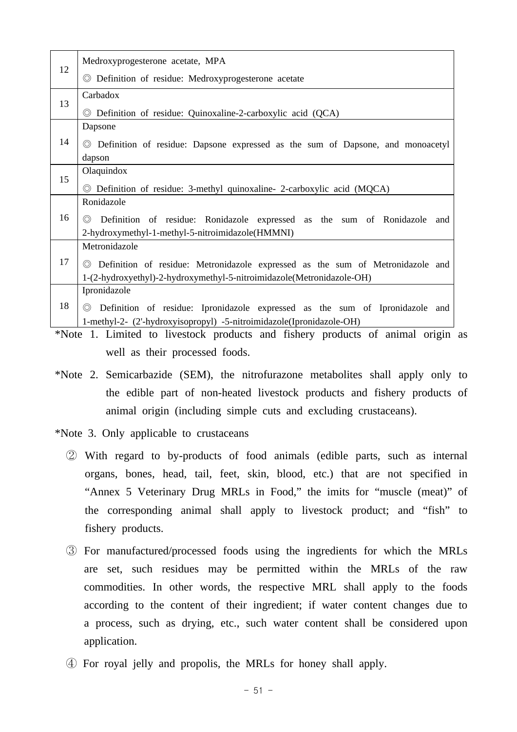| | |
|---|---|
| 12 | Medroxyprogesterone acetate, MPA<br>◎ Definition of residue: Medroxyprogesterone acetate |
| 13 | Carbadox<br>◎ Definition of residue: Quinoxaline-2-carboxylic acid (QCA) |
| 14 | Dapsone<br>◎ Definition of residue: Dapsone expressed as the sum of Dapsone, and monoacetyl dapson |
| 15 | Olaquindox<br>◎ Definition of residue: 3-methyl quinoxaline- 2-carboxylic acid (MQCA) |
| 16 | Ronidazole<br>◎ Definition of residue: Ronidazole expressed as the sum of Ronidazole and 2-hydroxymethyl-1-methyl-5-nitroimidazole(HMMNI) |
| 17 | Metronidazole<br>◎ Definition of residue: Metronidazole expressed as the sum of Metronidazole and 1-(2-hydroxyethyl)-2-hydroxymethyl-5-nitroimidazole(Metronidazole-OH) |
| 18 | Ipronidazole<br>◎ Definition of residue: Ipronidazole expressed as the sum of Ipronidazole and 1-methyl-2- (2'-hydroxyisopropyl) -5-nitroimidazole(Ipronidazole-OH) |

*Note 1. Limited to livestock products and fishery products of animal origin as well as their processed foods.

*Note 2. Semicarbazide (SEM), the nitrofurazone metabolites shall apply only to the edible part of non-heated livestock products and fishery products of animal origin (including simple cuts and excluding crustaceans).

*Note 3. Only applicable to crustaceans

② With regard to by-products of food animals (edible parts, such as internal organs, bones, head, tail, feet, skin, blood, etc.) that are not specified in “Annex 5 Veterinary Drug MRLs in Food,” the imits for “muscle (meat)” of the corresponding animal shall apply to livestock product; and “fish” to fishery products.

③ For manufactured/processed foods using the ingredients for which the MRLs are set, such residues may be permitted within the MRLs of the raw commodities. In other words, the respective MRL shall apply to the foods according to the content of their ingredient; if water content changes due to a process, such as drying, etc., such water content shall be considered upon application.

④ For royal jelly and propolis, the MRLs for honey shall apply.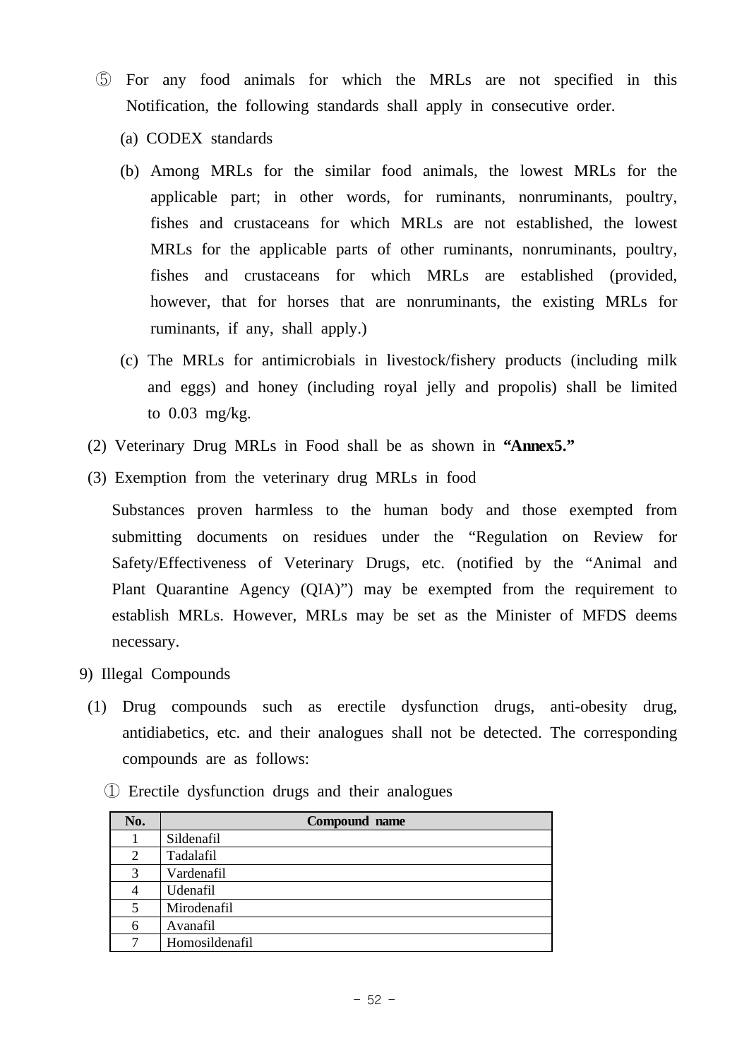⑤ For any food animals for which the MRLs are not specified in this Notification, the following standards shall apply in consecutive order.

(a) CODEX standards

(b) Among MRLs for the similar food animals, the lowest MRLs for the applicable part; in other words, for ruminants, nonruminants, poultry, fishes and crustaceans for which MRLs are not established, the lowest MRLs for the applicable parts of other ruminants, nonruminants, poultry, fishes and crustaceans for which MRLs are established (provided, however, that for horses that are nonruminants, the existing MRLs for ruminants, if any, shall apply.)

(c) The MRLs for antimicrobials in livestock/fishery products (including milk and eggs) and honey (including royal jelly and propolis) shall be limited to 0.03 mg/kg.

(2) Veterinary Drug MRLs in Food shall be as shown in **“Annex5.”**

(3) Exemption from the veterinary drug MRLs in food

Substances proven harmless to the human body and those exempted from submitting documents on residues under the “Regulation on Review for Safety/Effectiveness of Veterinary Drugs, etc. (notified by the “Animal and Plant Quarantine Agency (QIA)”) may be exempted from the requirement to establish MRLs. However, MRLs may be set as the Minister of MFDS deems necessary.

9) Illegal Compounds

(1) Drug compounds such as erectile dysfunction drugs, anti-obesity drug, antidiabetics, etc. and their analogues shall not be detected. The corresponding compounds are as follows:

① Erectile dysfunction drugs and their analogues

| No. | Compound name |
|---|---|
| 1 | Sildenafil |
| 2 | Tadalafil |
| 3 | Vardenafil |
| 4 | Udenafil |
| 5 | Mirodenafil |
| 6 | Avanafil |
| 7 | Homosildenafil |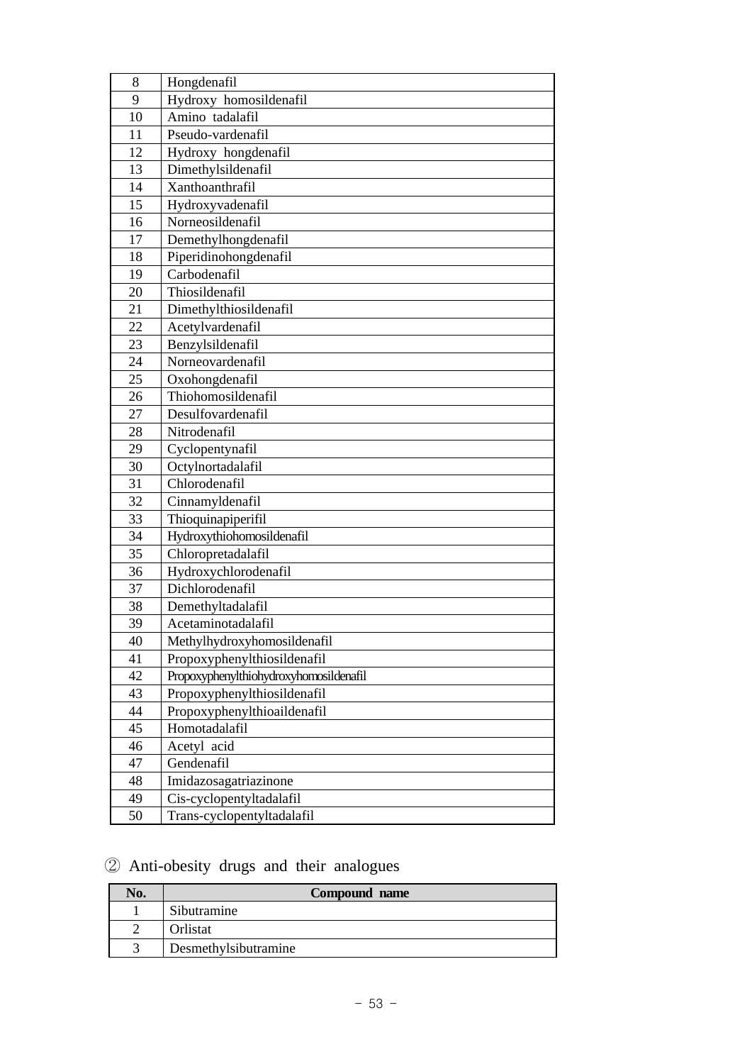| 8 | Hongdenafil |
|---|---|
| 9 | Hydroxy homosildenafil |
| 10 | Amino tadalafil |
| 11 | Pseudo-vardenafil |
| 12 | Hydroxy hongdenafil |
| 13 | Dimethylsildenafil |
| 14 | Xanthoanthrafil |
| 15 | Hydroxyvadenafil |
| 16 | Norneosildenafil |
| 17 | Demethylhongdenafil |
| 18 | Piperidinohongdenafil |
| 19 | Carbodenafil |
| 20 | Thiosildenafil |
| 21 | Dimethylthiosildenafil |
| 22 | Acetylvardenafil |
| 23 | Benzylsildenafil |
| 24 | Norneovardenafil |
| 25 | Oxohongdenafil |
| 26 | Thiohomosildenafil |
| 27 | Desulfovardenafil |
| 28 | Nitrodenafil |
| 29 | Cyclopentynafil |
| 30 | Octylnortadalafil |
| 31 | Chlorodenafil |
| 32 | Cinnamyldenafil |
| 33 | Thioquinapiperifil |
| 34 | Hydroxythiohomosildenafil |
| 35 | Chloropretadalafil |
| 36 | Hydroxychlorodenafil |
| 37 | Dichlorodenafil |
| 38 | Demethyltadalafil |
| 39 | Acetaminotadalafil |
| 40 | Methylhydroxyhomosildenafil |
| 41 | Propoxyphenylthiosildenafil |
| 42 | Propoxyphenylthiohydroxyhomosildenafil |
| 43 | Propoxyphenylthiosildenafil |
| 44 | Propoxyphenylthioaildenafil |
| 45 | Homotadalafil |
| 46 | Acetyl acid |
| 47 | Gendenafil |
| 48 | Imidazosagatriazinone |
| 49 | Cis-cyclopentyltadalafil |
| 50 | Trans-cyclopentyltadalafil |

② Anti-obesity drugs and their analogues

| No. | Compound name |
|---|---|
| 1 | Sibutramine |
| 2 | Orlistat |
| 3 | Desmethylsibutramine |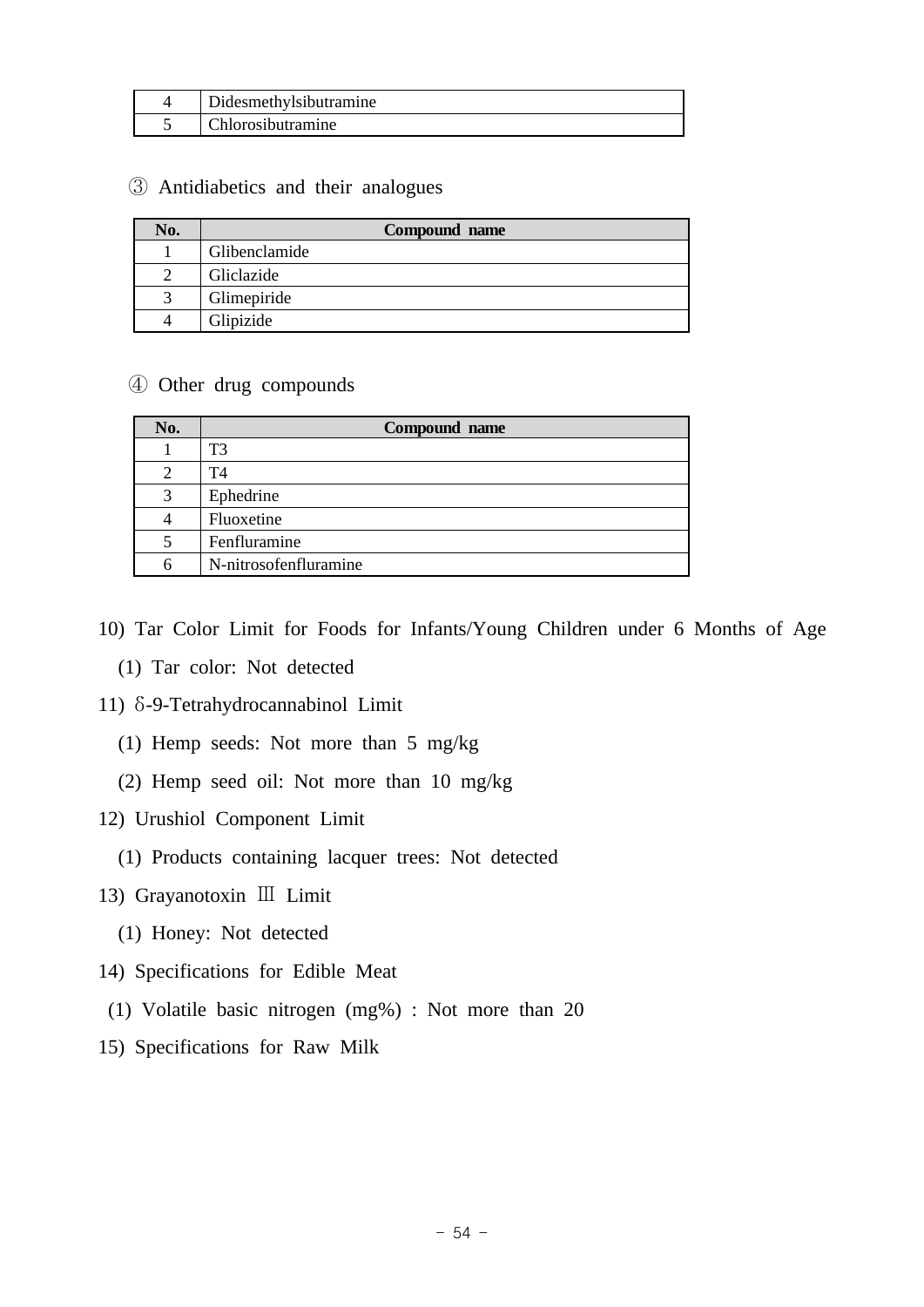| | |
|---|---|
| 4 | Didesmethylsibutramine |
| 5 | Chlorosibutramine |

③ Antidiabetics and their analogues

| No. | Compound name |
|---|---|
| 1 | Glibenclamide |
| 2 | Gliclazide |
| 3 | Glimepiride |
| 4 | Glipizide |

④ Other drug compounds

| No. | Compound name |
|---|---|
| 1 | T3 |
| 2 | T4 |
| 3 | Ephedrine |
| 4 | Fluoxetine |
| 5 | Fenfluramine |
| 6 | N-nitrosofenfluramine |

10) Tar Color Limit for Foods for Infants/Young Children under 6 Months of Age

(1) Tar color: Not detected

11) δ-9-Tetrahydrocannabinol Limit

(1) Hemp seeds: Not more than 5 mg/kg

(2) Hemp seed oil: Not more than 10 mg/kg

12) Urushiol Component Limit

(1) Products containing lacquer trees: Not detected

13) Grayanotoxin Ⅲ Limit

(1) Honey: Not detected

14) Specifications for Edible Meat

(1) Volatile basic nitrogen (mg%) : Not more than 20

15) Specifications for Raw Milk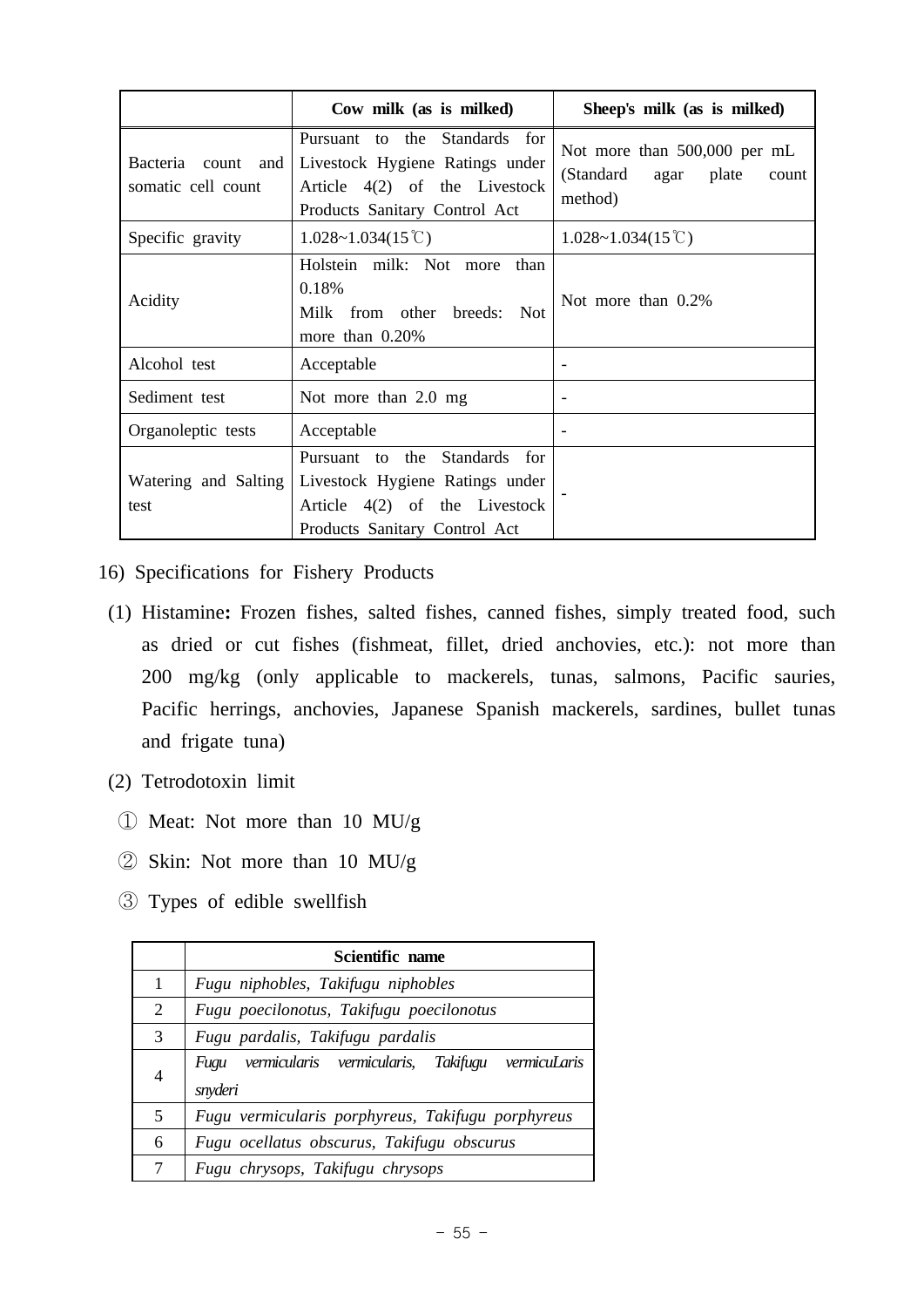| | Cow milk (as is milked) | Sheep's milk (as is milked) |
|---|---|---|
| Bacteria count and somatic cell count | Pursuant to the Standards for Livestock Hygiene Ratings under Article 4(2) of the Livestock Products Sanitary Control Act | Not more than 500,000 per mL (Standard agar plate count method) |
| Specific gravity | 1.028~1.034(15℃) | 1.028~1.034(15℃) |
| Acidity | Holstein milk: Not more than 0.18%<br>Milk from other breeds: Not more than 0.20% | Not more than 0.2% |
| Alcohol test | Acceptable | - |
| Sediment test | Not more than 2.0 mg | - |
| Organoleptic tests | Acceptable | - |
| Watering and Salting test | Pursuant to the Standards for Livestock Hygiene Ratings under Article 4(2) of the Livestock Products Sanitary Control Act | - |

16) Specifications for Fishery Products

(1) Histamine**:** Frozen fishes, salted fishes, canned fishes, simply treated food, such as dried or cut fishes (fishmeat, fillet, dried anchovies, etc.): not more than 200 mg/kg (only applicable to mackerels, tunas, salmons, Pacific sauries, Pacific herrings, anchovies, Japanese Spanish mackerels, sardines, bullet tunas and frigate tuna)

(2) Tetrodotoxin limit

① Meat: Not more than 10 MU/g

② Skin: Not more than 10 MU/g

③ Types of edible swellfish

| | Scientific name |
|---|---|
| 1 | *Fugu niphobles, Takifugu niphobles* |
| 2 | *Fugu poecilonotus, Takifugu poecilonotus* |
| 3 | *Fugu pardalis, Takifugu pardalis* |
| 4 | *Fugu vermicularis vermicularis, Takifugu vermicuLaris snyderi* |
| 5 | *Fugu vermicularis porphyreus, Takifugu porphyreus* |
| 6 | *Fugu ocellatus obscurus, Takifugu obscurus* |
| 7 | *Fugu chrysops, Takifugu chrysops* |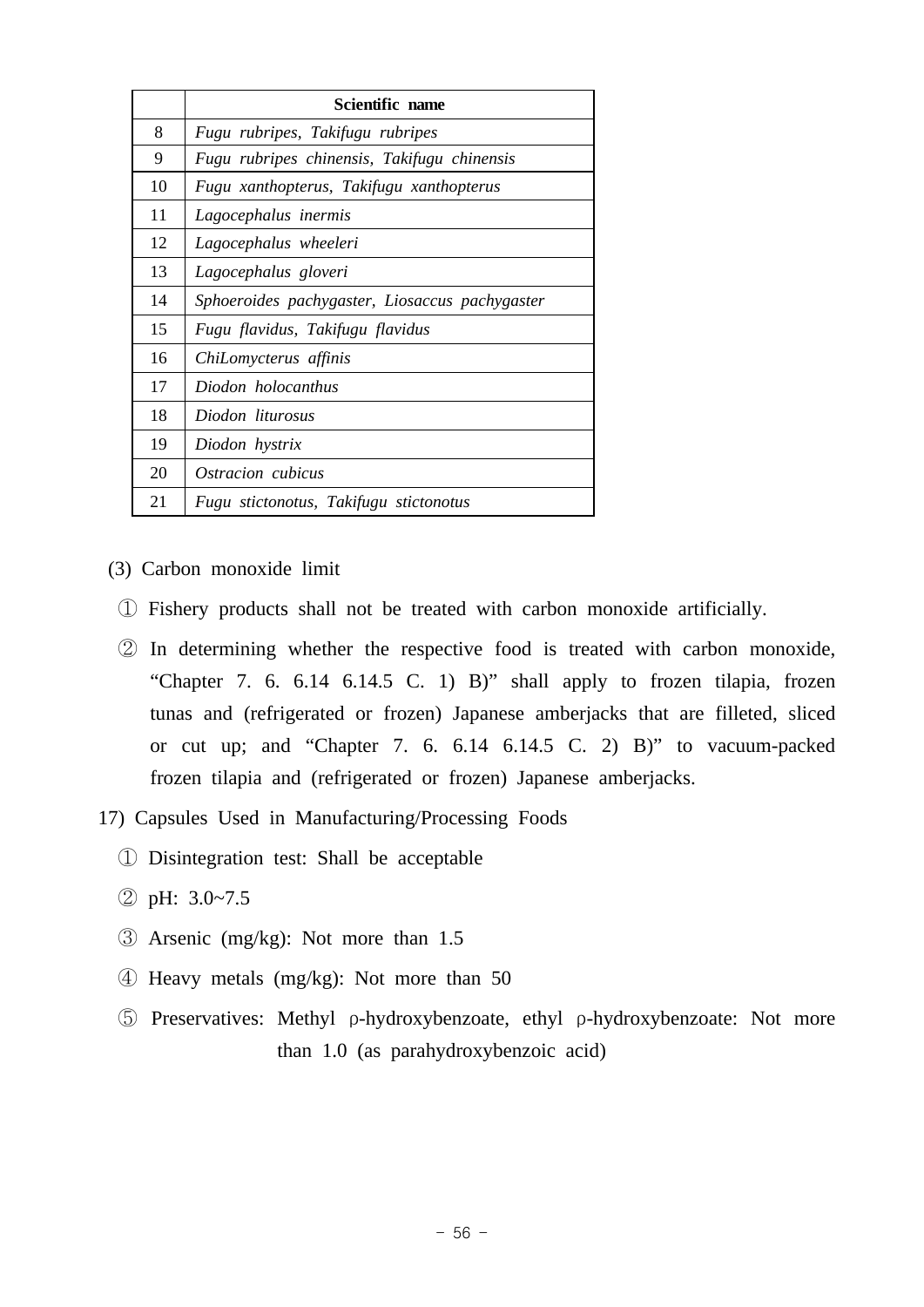|  | Scientific name |
|---|---|
| 8 | *Fugu rubripes, Takifugu rubripes* |
| 9 | *Fugu rubripes chinensis, Takifugu chinensis* |
| 10 | *Fugu xanthopterus, Takifugu xanthopterus* |
| 11 | *Lagocephalus inermis* |
| 12 | *Lagocephalus wheeleri* |
| 13 | *Lagocephalus gloveri* |
| 14 | *Sphoeroides pachygaster, Liosaccus pachygaster* |
| 15 | *Fugu flavidus, Takifugu flavidus* |
| 16 | *ChiLomycterus affinis* |
| 17 | *Diodon holocanthus* |
| 18 | *Diodon liturosus* |
| 19 | *Diodon hystrix* |
| 20 | *Ostracion cubicus* |
| 21 | *Fugu stictonotus, Takifugu stictonotus* |

(3) Carbon monoxide limit

① Fishery products shall not be treated with carbon monoxide artificially.

② In determining whether the respective food is treated with carbon monoxide, “Chapter 7. 6. 6.14 6.14.5 C. 1) B)” shall apply to frozen tilapia, frozen tunas and (refrigerated or frozen) Japanese amberjacks that are filleted, sliced or cut up; and “Chapter 7. 6. 6.14 6.14.5 C. 2) B)” to vacuum-packed frozen tilapia and (refrigerated or frozen) Japanese amberjacks.

17) Capsules Used in Manufacturing/Processing Foods

① Disintegration test: Shall be acceptable

② pH: 3.0~7.5

③ Arsenic (mg/kg): Not more than 1.5

④ Heavy metals (mg/kg): Not more than 50

⑤ Preservatives: Methyl ρ-hydroxybenzoate, ethyl ρ-hydroxybenzoate: Not more than 1.0 (as parahydroxybenzoic acid)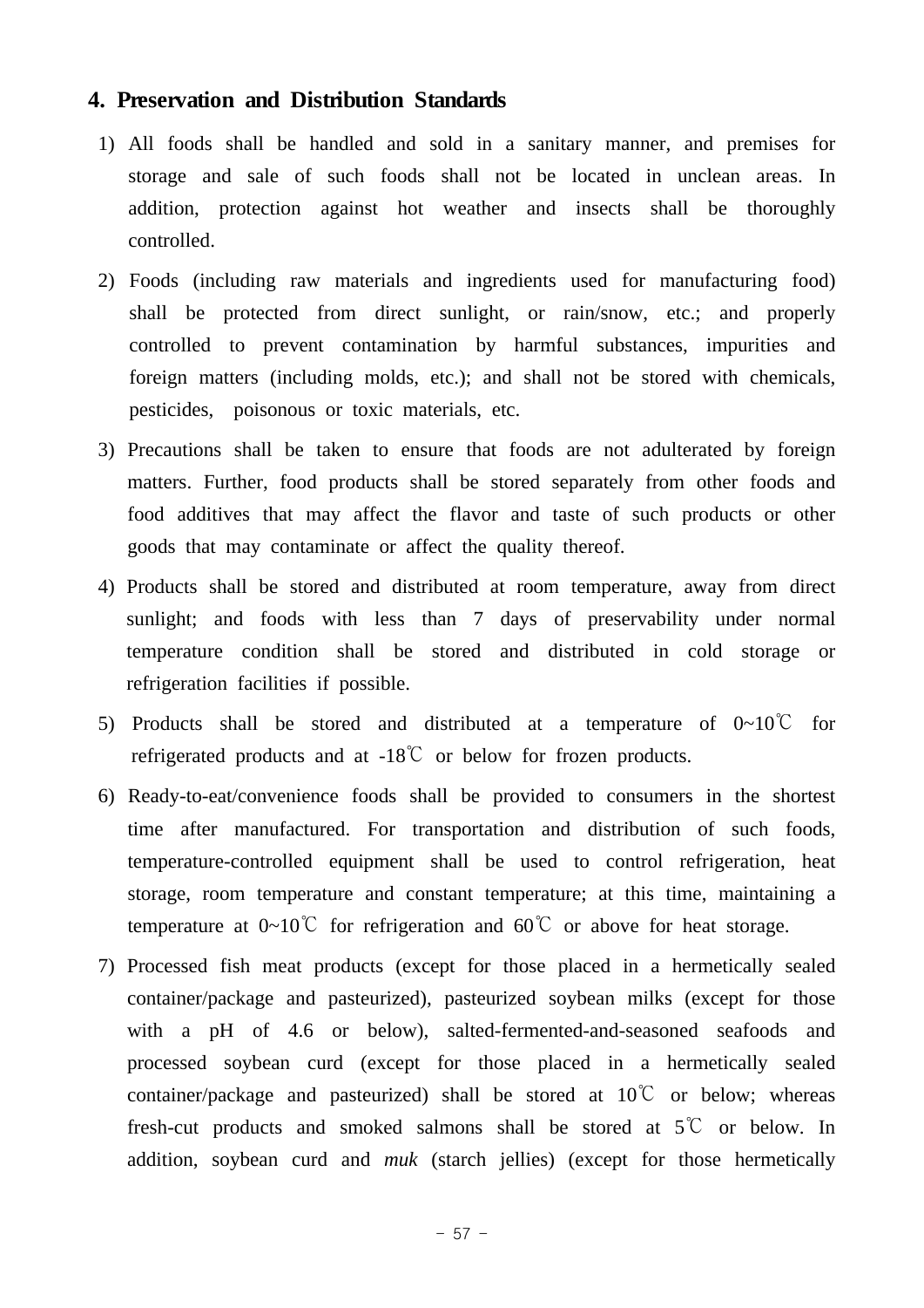## 4. Preservation and Distribution Standards

1) All foods shall be handled and sold in a sanitary manner, and premises for storage and sale of such foods shall not be located in unclean areas. In addition, protection against hot weather and insects shall be thoroughly controlled.

2) Foods (including raw materials and ingredients used for manufacturing food) shall be protected from direct sunlight, or rain/snow, etc.; and properly controlled to prevent contamination by harmful substances, impurities and foreign matters (including molds, etc.); and shall not be stored with chemicals, pesticides, poisonous or toxic materials, etc.

3) Precautions shall be taken to ensure that foods are not adulterated by foreign matters. Further, food products shall be stored separately from other foods and food additives that may affect the flavor and taste of such products or other goods that may contaminate or affect the quality thereof.

4) Products shall be stored and distributed at room temperature, away from direct sunlight; and foods with less than 7 days of preservability under normal temperature condition shall be stored and distributed in cold storage or refrigeration facilities if possible.

5) Products shall be stored and distributed at a temperature of 0~10℃ for refrigerated products and at -18℃ or below for frozen products.

6) Ready-to-eat/convenience foods shall be provided to consumers in the shortest time after manufactured. For transportation and distribution of such foods, temperature-controlled equipment shall be used to control refrigeration, heat storage, room temperature and constant temperature; at this time, maintaining a temperature at 0~10℃ for refrigeration and 60℃ or above for heat storage.

7) Processed fish meat products (except for those placed in a hermetically sealed container/package and pasteurized), pasteurized soybean milks (except for those with a pH of 4.6 or below), salted-fermented-and-seasoned seafoods and processed soybean curd (except for those placed in a hermetically sealed container/package and pasteurized) shall be stored at 10℃ or below; whereas fresh-cut products and smoked salmons shall be stored at 5℃ or below. In addition, soybean curd and *muk* (starch jellies) (except for those hermetically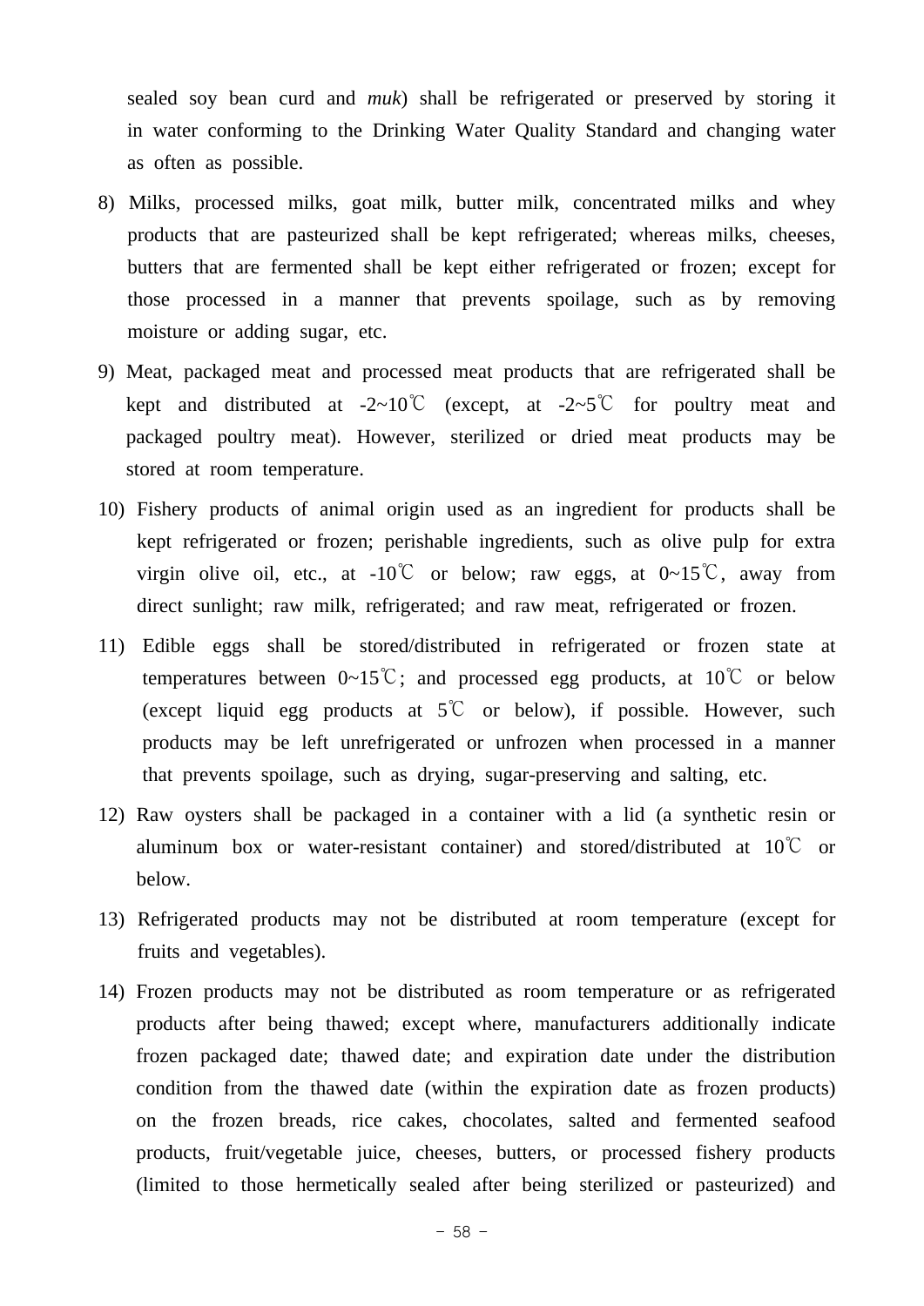sealed soy bean curd and *muk*) shall be refrigerated or preserved by storing it in water conforming to the Drinking Water Quality Standard and changing water as often as possible.

8) Milks, processed milks, goat milk, butter milk, concentrated milks and whey products that are pasteurized shall be kept refrigerated; whereas milks, cheeses, butters that are fermented shall be kept either refrigerated or frozen; except for those processed in a manner that prevents spoilage, such as by removing moisture or adding sugar, etc.

9) Meat, packaged meat and processed meat products that are refrigerated shall be kept and distributed at -2~10℃ (except, at -2~5℃ for poultry meat and packaged poultry meat). However, sterilized or dried meat products may be stored at room temperature.

10) Fishery products of animal origin used as an ingredient for products shall be kept refrigerated or frozen; perishable ingredients, such as olive pulp for extra virgin olive oil, etc., at -10℃ or below; raw eggs, at 0~15℃, away from direct sunlight; raw milk, refrigerated; and raw meat, refrigerated or frozen.

11) Edible eggs shall be stored/distributed in refrigerated or frozen state at temperatures between 0~15℃; and processed egg products, at 10℃ or below (except liquid egg products at 5℃ or below), if possible. However, such products may be left unrefrigerated or unfrozen when processed in a manner that prevents spoilage, such as drying, sugar-preserving and salting, etc.

12) Raw oysters shall be packaged in a container with a lid (a synthetic resin or aluminum box or water-resistant container) and stored/distributed at 10℃ or below.

13) Refrigerated products may not be distributed at room temperature (except for fruits and vegetables).

14) Frozen products may not be distributed as room temperature or as refrigerated products after being thawed; except where, manufacturers additionally indicate frozen packaged date; thawed date; and expiration date under the distribution condition from the thawed date (within the expiration date as frozen products) on the frozen breads, rice cakes, chocolates, salted and fermented seafood products, fruit/vegetable juice, cheeses, butters, or processed fishery products (limited to those hermetically sealed after being sterilized or pasteurized) and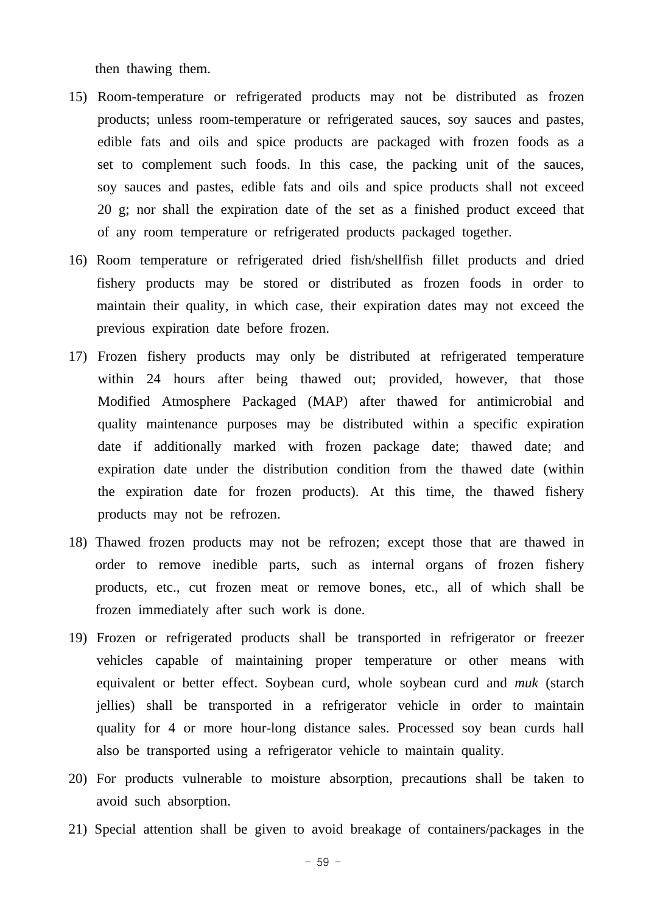then thawing them.

15) Room-temperature or refrigerated products may not be distributed as frozen products; unless room-temperature or refrigerated sauces, soy sauces and pastes, edible fats and oils and spice products are packaged with frozen foods as a set to complement such foods. In this case, the packing unit of the sauces, soy sauces and pastes, edible fats and oils and spice products shall not exceed 20 g; nor shall the expiration date of the set as a finished product exceed that of any room temperature or refrigerated products packaged together.

16) Room temperature or refrigerated dried fish/shellfish fillet products and dried fishery products may be stored or distributed as frozen foods in order to maintain their quality, in which case, their expiration dates may not exceed the previous expiration date before frozen.

17) Frozen fishery products may only be distributed at refrigerated temperature within 24 hours after being thawed out; provided, however, that those Modified Atmosphere Packaged (MAP) after thawed for antimicrobial and quality maintenance purposes may be distributed within a specific expiration date if additionally marked with frozen package date; thawed date; and expiration date under the distribution condition from the thawed date (within the expiration date for frozen products). At this time, the thawed fishery products may not be refrozen.

18) Thawed frozen products may not be refrozen; except those that are thawed in order to remove inedible parts, such as internal organs of frozen fishery products, etc., cut frozen meat or remove bones, etc., all of which shall be frozen immediately after such work is done.

19) Frozen or refrigerated products shall be transported in refrigerator or freezer vehicles capable of maintaining proper temperature or other means with equivalent or better effect. Soybean curd, whole soybean curd and *muk* (starch jellies) shall be transported in a refrigerator vehicle in order to maintain quality for 4 or more hour-long distance sales. Processed soy bean curds hall also be transported using a refrigerator vehicle to maintain quality.

20) For products vulnerable to moisture absorption, precautions shall be taken to avoid such absorption.

21) Special attention shall be given to avoid breakage of containers/packages in the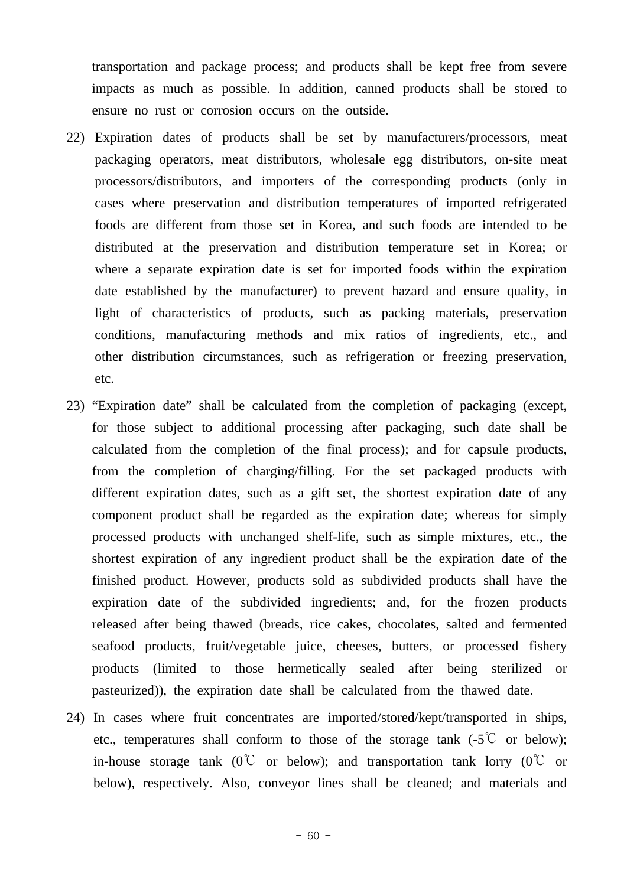transportation and package process; and products shall be kept free from severe impacts as much as possible. In addition, canned products shall be stored to ensure no rust or corrosion occurs on the outside.

22) Expiration dates of products shall be set by manufacturers/processors, meat packaging operators, meat distributors, wholesale egg distributors, on-site meat processors/distributors, and importers of the corresponding products (only in cases where preservation and distribution temperatures of imported refrigerated foods are different from those set in Korea, and such foods are intended to be distributed at the preservation and distribution temperature set in Korea; or where a separate expiration date is set for imported foods within the expiration date established by the manufacturer) to prevent hazard and ensure quality, in light of characteristics of products, such as packing materials, preservation conditions, manufacturing methods and mix ratios of ingredients, etc., and other distribution circumstances, such as refrigeration or freezing preservation, etc.

23) "Expiration date" shall be calculated from the completion of packaging (except, for those subject to additional processing after packaging, such date shall be calculated from the completion of the final process); and for capsule products, from the completion of charging/filling. For the set packaged products with different expiration dates, such as a gift set, the shortest expiration date of any component product shall be regarded as the expiration date; whereas for simply processed products with unchanged shelf-life, such as simple mixtures, etc., the shortest expiration of any ingredient product shall be the expiration date of the finished product. However, products sold as subdivided products shall have the expiration date of the subdivided ingredients; and, for the frozen products released after being thawed (breads, rice cakes, chocolates, salted and fermented seafood products, fruit/vegetable juice, cheeses, butters, or processed fishery products (limited to those hermetically sealed after being sterilized or pasteurized)), the expiration date shall be calculated from the thawed date.

24) In cases where fruit concentrates are imported/stored/kept/transported in ships, etc., temperatures shall conform to those of the storage tank (-5℃ or below); in-house storage tank (0℃ or below); and transportation tank lorry (0℃ or below), respectively. Also, conveyor lines shall be cleaned; and materials and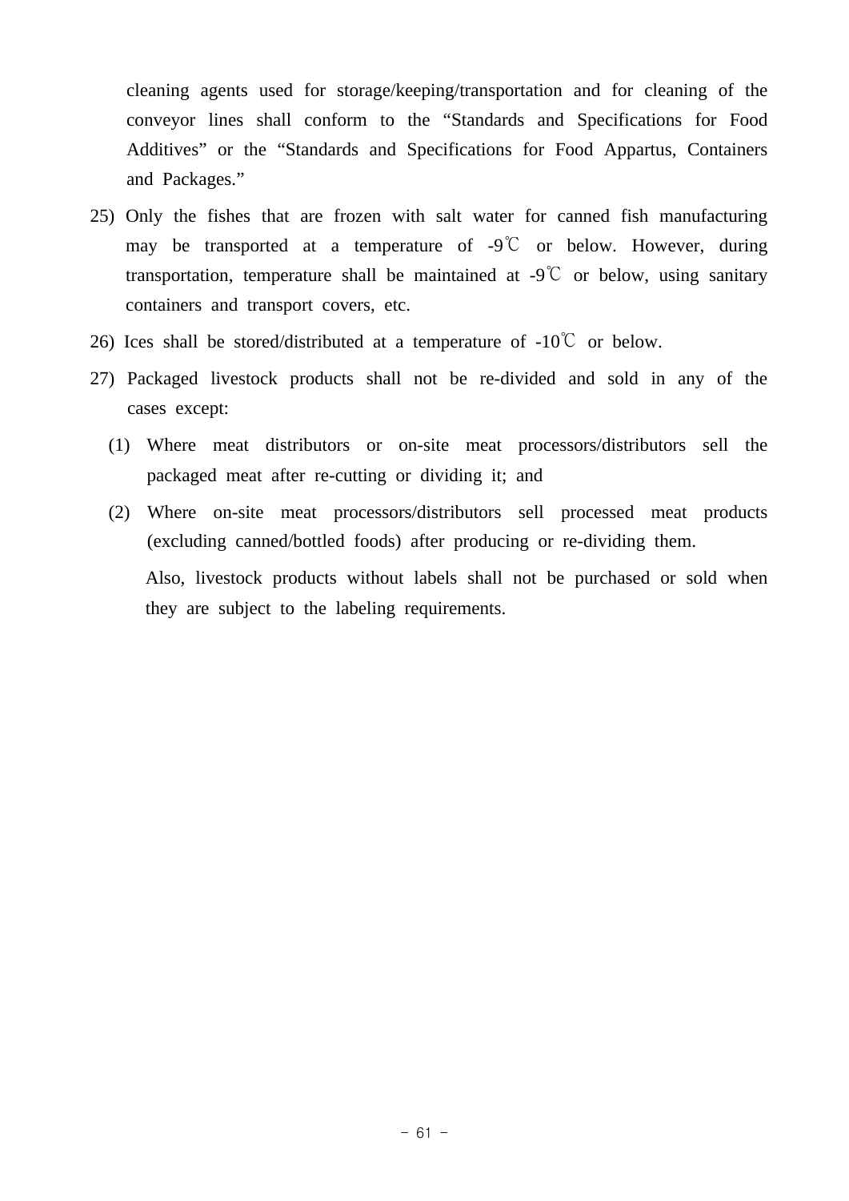cleaning agents used for storage/keeping/transportation and for cleaning of the conveyor lines shall conform to the “Standards and Specifications for Food Additives” or the “Standards and Specifications for Food Appartus, Containers and Packages.”

25) Only the fishes that are frozen with salt water for canned fish manufacturing may be transported at a temperature of -9℃ or below. However, during transportation, temperature shall be maintained at -9℃ or below, using sanitary containers and transport covers, etc.

26) Ices shall be stored/distributed at a temperature of -10℃ or below.

27) Packaged livestock products shall not be re-divided and sold in any of the cases except:

   (1) Where meat distributors or on-site meat processors/distributors sell the packaged meat after re-cutting or dividing it; and

   (2) Where on-site meat processors/distributors sell processed meat products (excluding canned/bottled foods) after producing or re-dividing them.

   Also, livestock products without labels shall not be purchased or sold when they are subject to the labeling requirements.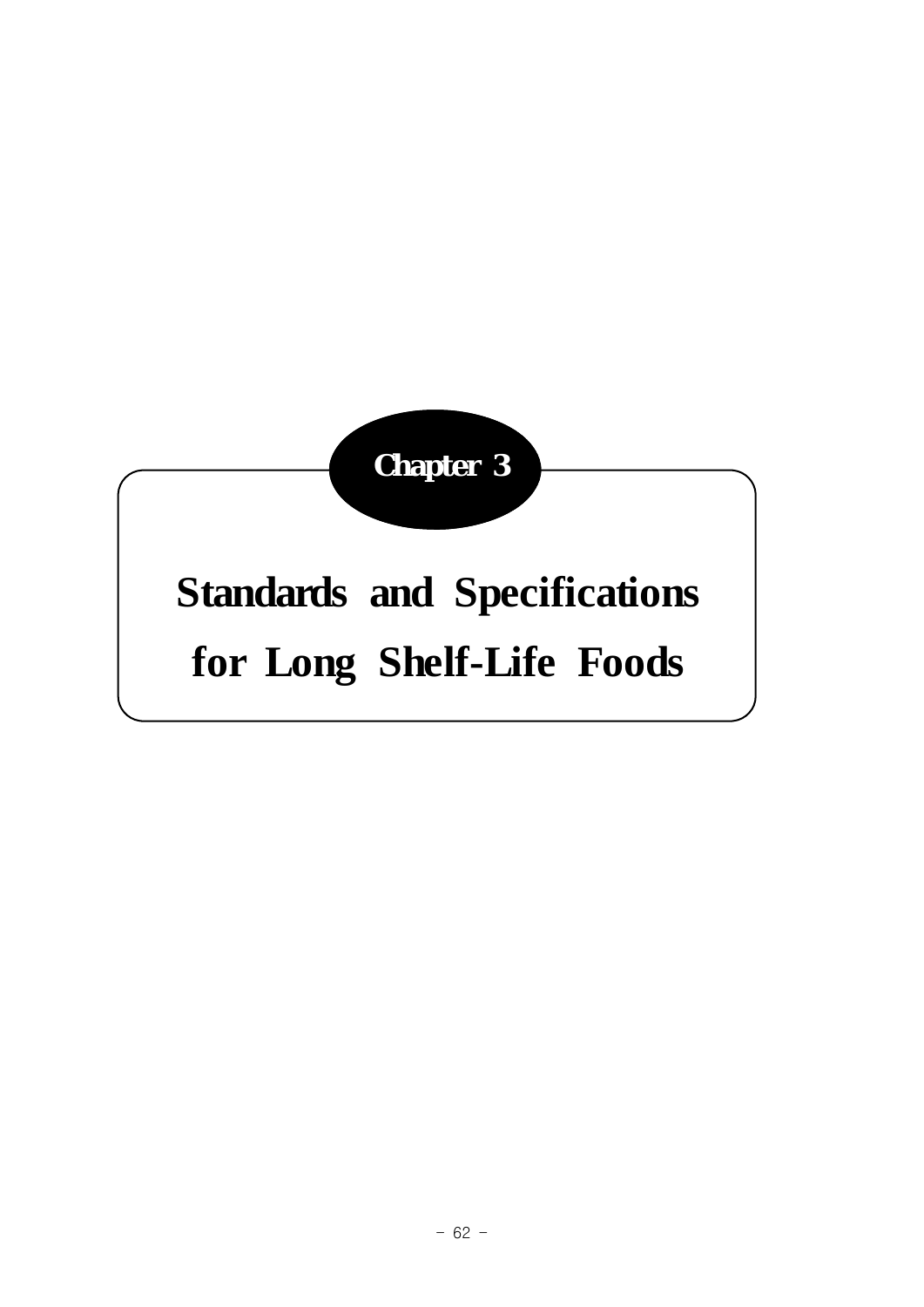# Chapter 3

# Standards and Specifications for Long Shelf-Life Foods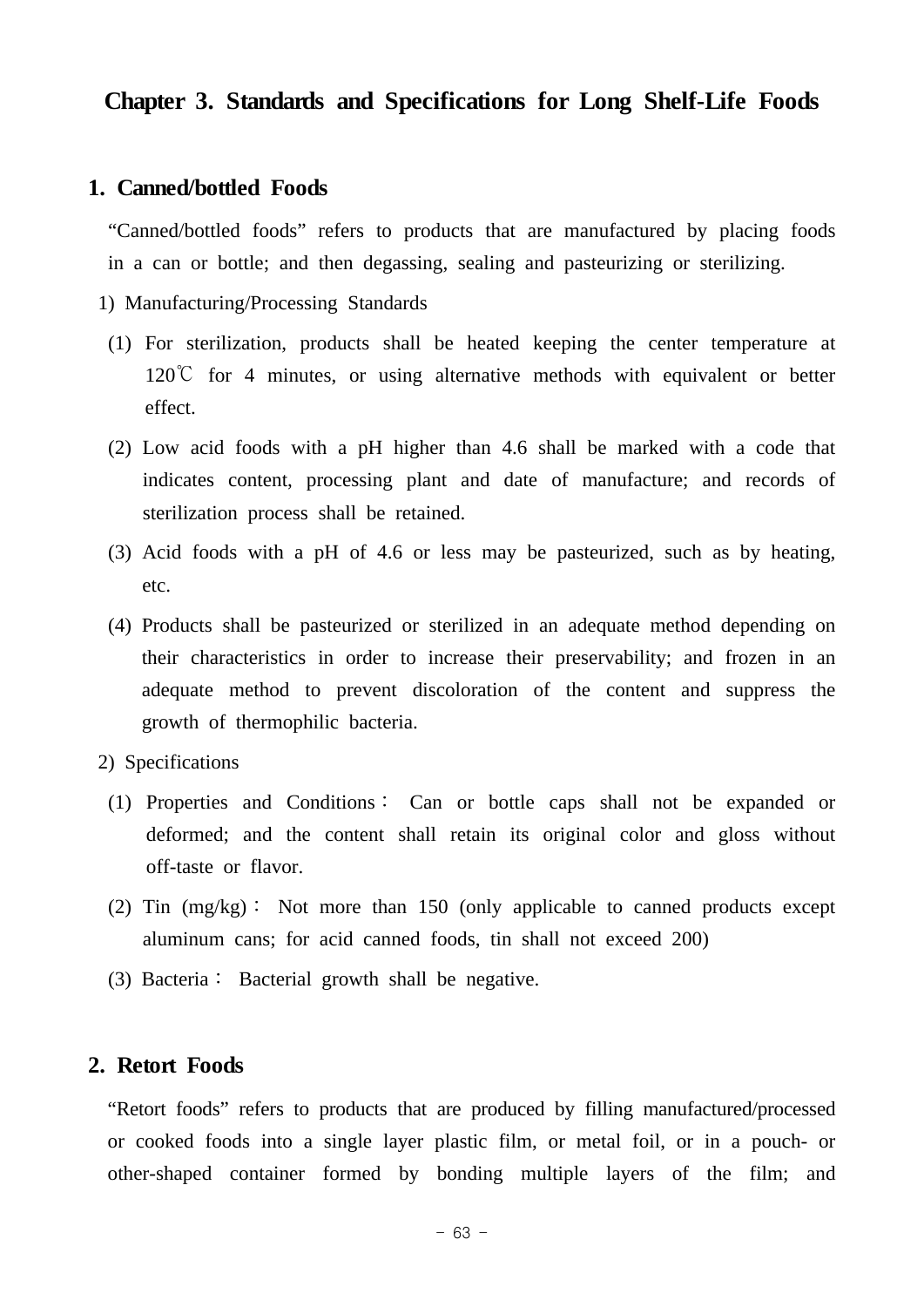# Chapter 3. Standards and Specifications for Long Shelf-Life Foods

## 1. Canned/bottled Foods

"Canned/bottled foods" refers to products that are manufactured by placing foods in a can or bottle; and then degassing, sealing and pasteurizing or sterilizing.

1) Manufacturing/Processing Standards

(1) For sterilization, products shall be heated keeping the center temperature at 120℃ for 4 minutes, or using alternative methods with equivalent or better effect.

(2) Low acid foods with a pH higher than 4.6 shall be marked with a code that indicates content, processing plant and date of manufacture; and records of sterilization process shall be retained.

(3) Acid foods with a pH of 4.6 or less may be pasteurized, such as by heating, etc.

(4) Products shall be pasteurized or sterilized in an adequate method depending on their characteristics in order to increase their preservability; and frozen in an adequate method to prevent discoloration of the content and suppress the growth of thermophilic bacteria.

2) Specifications

(1) Properties and Conditions : Can or bottle caps shall not be expanded or deformed; and the content shall retain its original color and gloss without off-taste or flavor.

(2) Tin (mg/kg) : Not more than 150 (only applicable to canned products except aluminum cans; for acid canned foods, tin shall not exceed 200)

(3) Bacteria : Bacterial growth shall be negative.

## 2. Retort Foods

"Retort foods" refers to products that are produced by filling manufactured/processed or cooked foods into a single layer plastic film, or metal foil, or in a pouch- or other-shaped container formed by bonding multiple layers of the film; and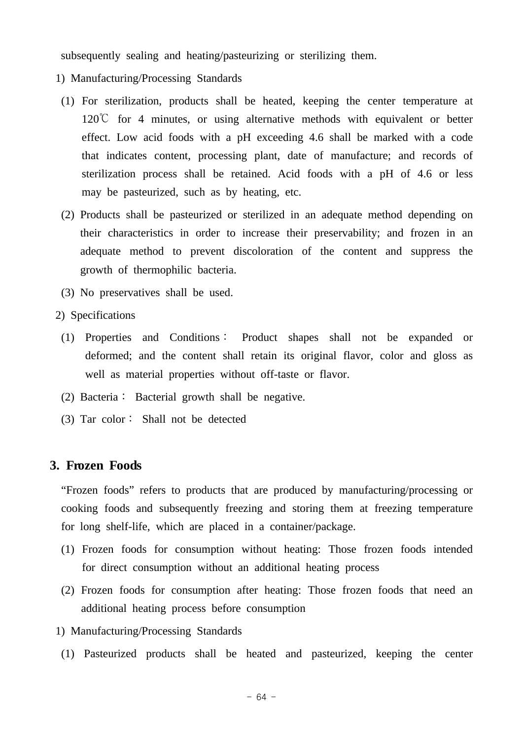subsequently sealing and heating/pasteurizing or sterilizing them.

1) Manufacturing/Processing Standards

(1) For sterilization, products shall be heated, keeping the center temperature at 120℃ for 4 minutes, or using alternative methods with equivalent or better effect. Low acid foods with a pH exceeding 4.6 shall be marked with a code that indicates content, processing plant, date of manufacture; and records of sterilization process shall be retained. Acid foods with a pH of 4.6 or less may be pasteurized, such as by heating, etc.

(2) Products shall be pasteurized or sterilized in an adequate method depending on their characteristics in order to increase their preservability; and frozen in an adequate method to prevent discoloration of the content and suppress the growth of thermophilic bacteria.

(3) No preservatives shall be used.

2) Specifications

(1) Properties and Conditions : Product shapes shall not be expanded or deformed; and the content shall retain its original flavor, color and gloss as well as material properties without off-taste or flavor.

(2) Bacteria : Bacterial growth shall be negative.

(3) Tar color : Shall not be detected

## 3. Frozen Foods

"Frozen foods" refers to products that are produced by manufacturing/processing or cooking foods and subsequently freezing and storing them at freezing temperature for long shelf-life, which are placed in a container/package.

(1) Frozen foods for consumption without heating: Those frozen foods intended for direct consumption without an additional heating process

(2) Frozen foods for consumption after heating: Those frozen foods that need an additional heating process before consumption

1) Manufacturing/Processing Standards

(1) Pasteurized products shall be heated and pasteurized, keeping the center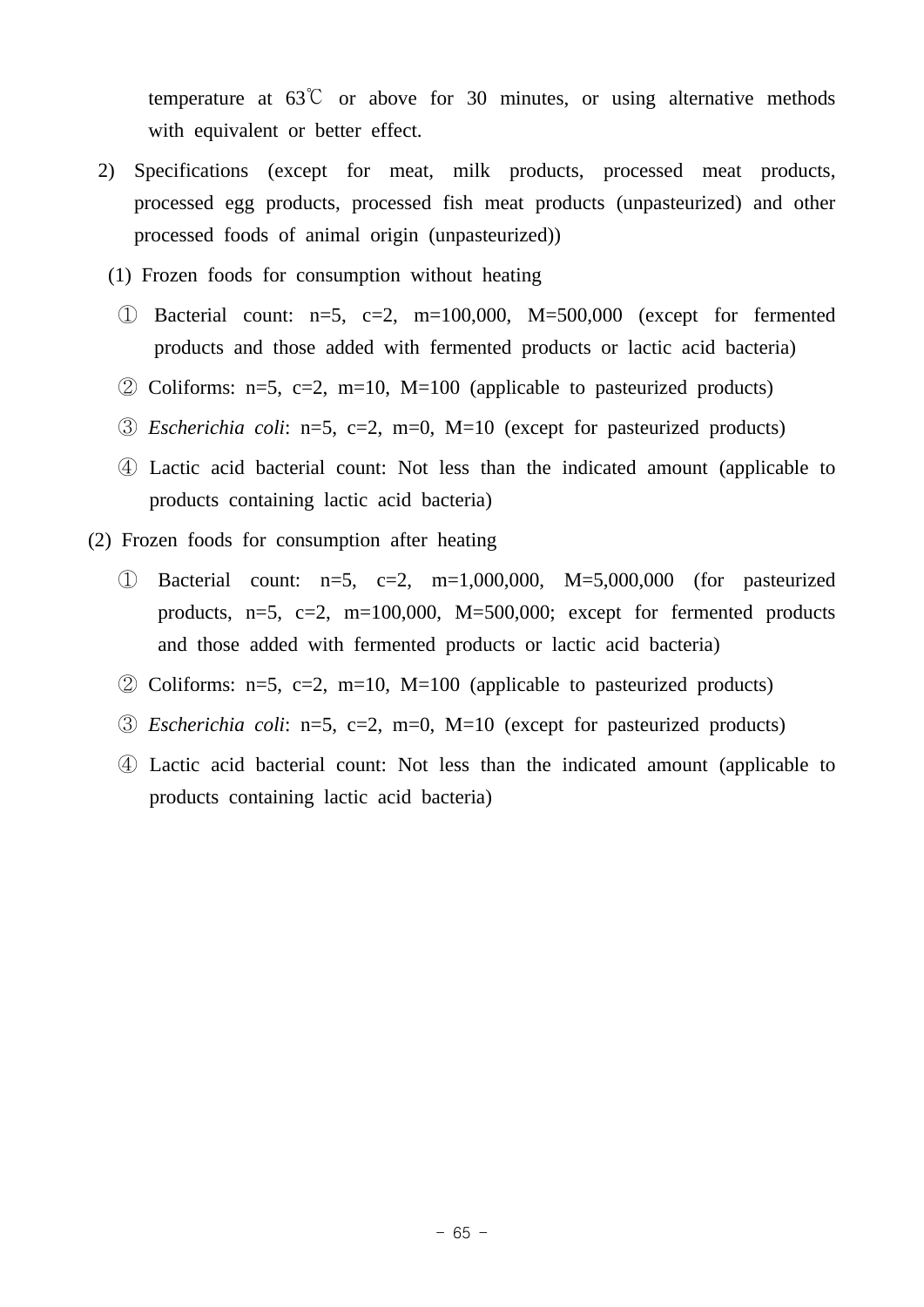temperature at 63℃ or above for 30 minutes, or using alternative methods with equivalent or better effect.

2) Specifications (except for meat, milk products, processed meat products, processed egg products, processed fish meat products (unpasteurized) and other processed foods of animal origin (unpasteurized))

(1) Frozen foods for consumption without heating

① Bacterial count: n=5, c=2, m=100,000, M=500,000 (except for fermented products and those added with fermented products or lactic acid bacteria)

② Coliforms: n=5, c=2, m=10, M=100 (applicable to pasteurized products)

③ *Escherichia coli*: n=5, c=2, m=0, M=10 (except for pasteurized products)

④ Lactic acid bacterial count: Not less than the indicated amount (applicable to products containing lactic acid bacteria)

(2) Frozen foods for consumption after heating

① Bacterial count: n=5, c=2, m=1,000,000, M=5,000,000 (for pasteurized products, n=5, c=2, m=100,000, M=500,000; except for fermented products and those added with fermented products or lactic acid bacteria)

② Coliforms: n=5, c=2, m=10, M=100 (applicable to pasteurized products)

③ *Escherichia coli*: n=5, c=2, m=0, M=10 (except for pasteurized products)

④ Lactic acid bacterial count: Not less than the indicated amount (applicable to products containing lactic acid bacteria)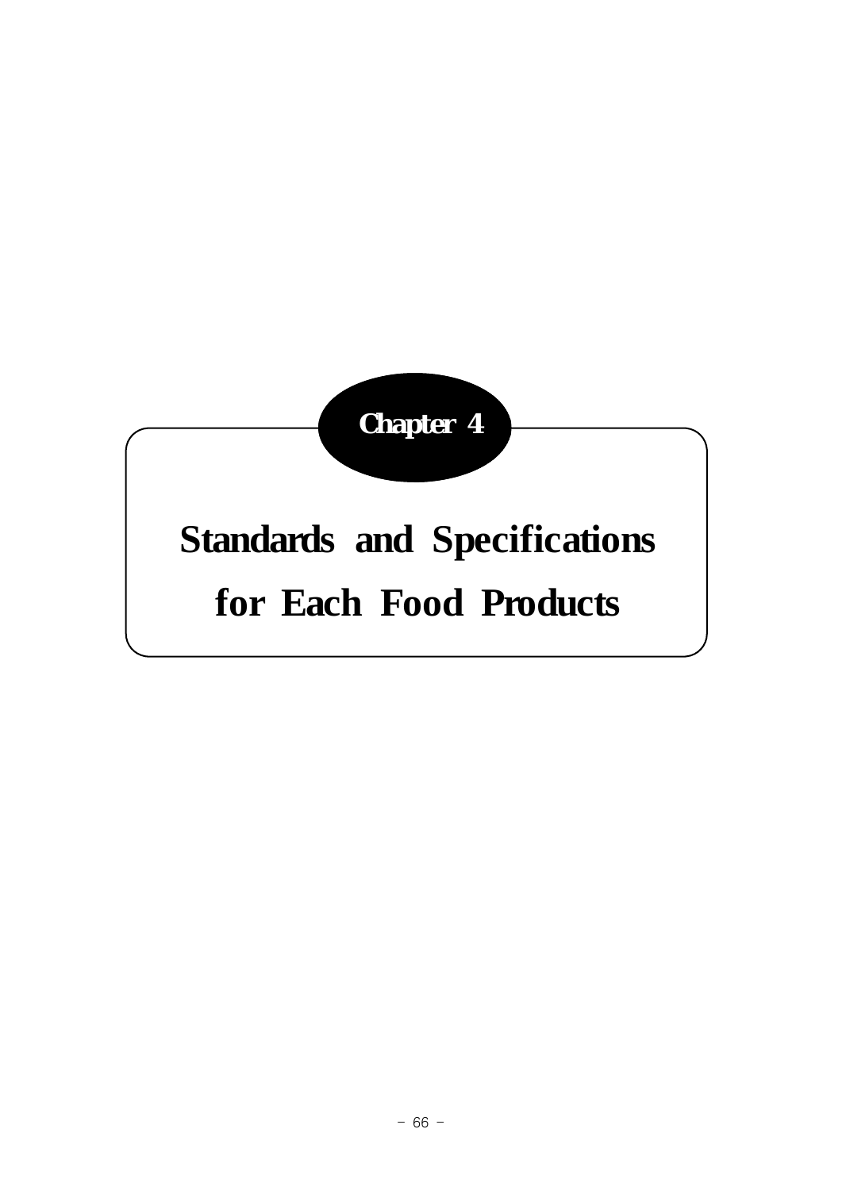# Chapter 4

# Standards and Specifications for Each Food Products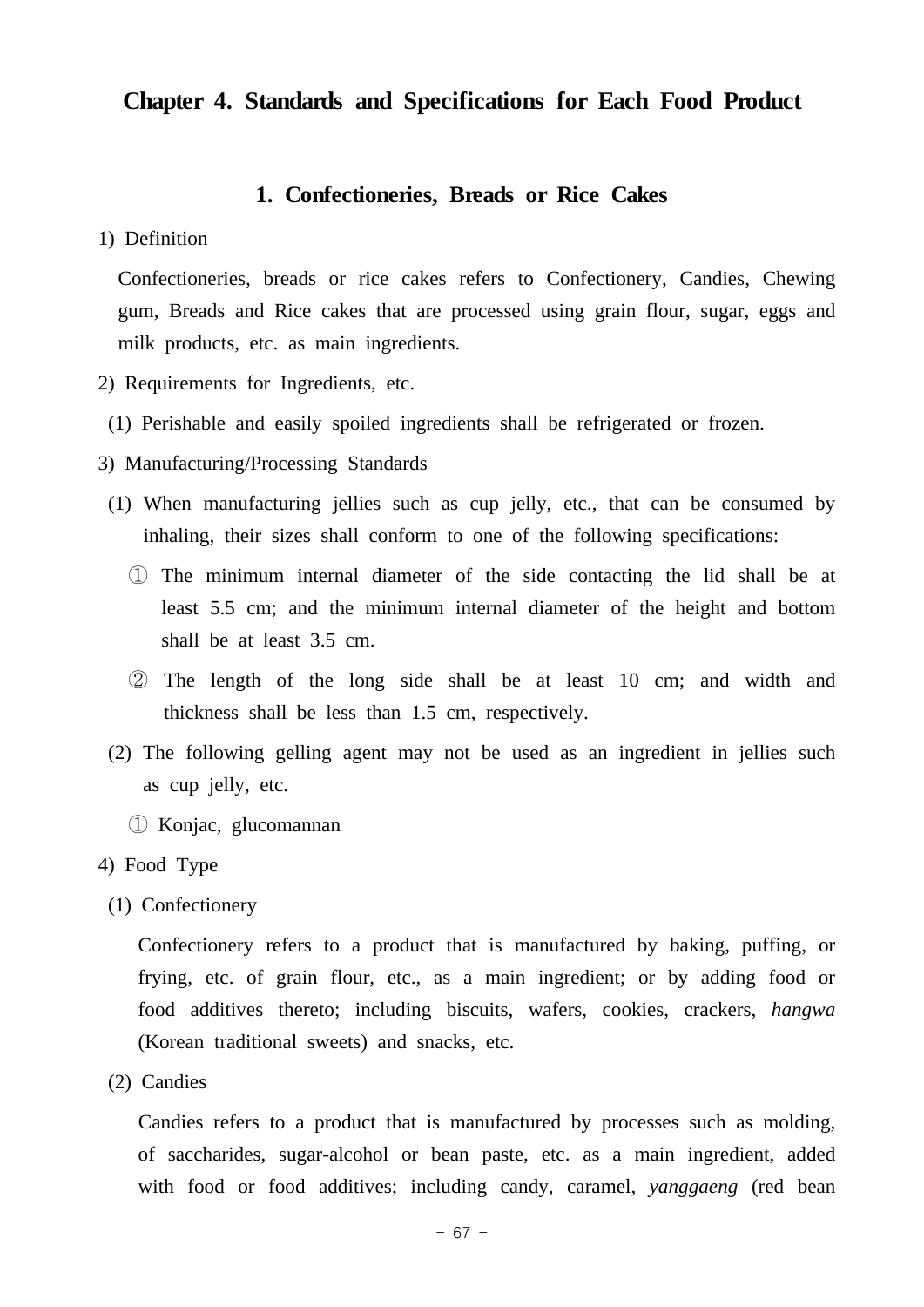# Chapter 4. Standards and Specifications for Each Food Product

## 1. Confectioneries, Breads or Rice Cakes

1) Definition

Confectioneries, breads or rice cakes refers to Confectionery, Candies, Chewing gum, Breads and Rice cakes that are processed using grain flour, sugar, eggs and milk products, etc. as main ingredients.

2) Requirements for Ingredients, etc.

(1) Perishable and easily spoiled ingredients shall be refrigerated or frozen.

3) Manufacturing/Processing Standards

(1) When manufacturing jellies such as cup jelly, etc., that can be consumed by inhaling, their sizes shall conform to one of the following specifications:

① The minimum internal diameter of the side contacting the lid shall be at least 5.5 cm; and the minimum internal diameter of the height and bottom shall be at least 3.5 cm.

② The length of the long side shall be at least 10 cm; and width and thickness shall be less than 1.5 cm, respectively.

(2) The following gelling agent may not be used as an ingredient in jellies such as cup jelly, etc.

① Konjac, glucomannan

4) Food Type

(1) Confectionery

Confectionery refers to a product that is manufactured by baking, puffing, or frying, etc. of grain flour, etc., as a main ingredient; or by adding food or food additives thereto; including biscuits, wafers, cookies, crackers, *hangwa* (Korean traditional sweets) and snacks, etc.

(2) Candies

Candies refers to a product that is manufactured by processes such as molding, of saccharides, sugar-alcohol or bean paste, etc. as a main ingredient, added with food or food additives; including candy, caramel, *yanggaeng* (red bean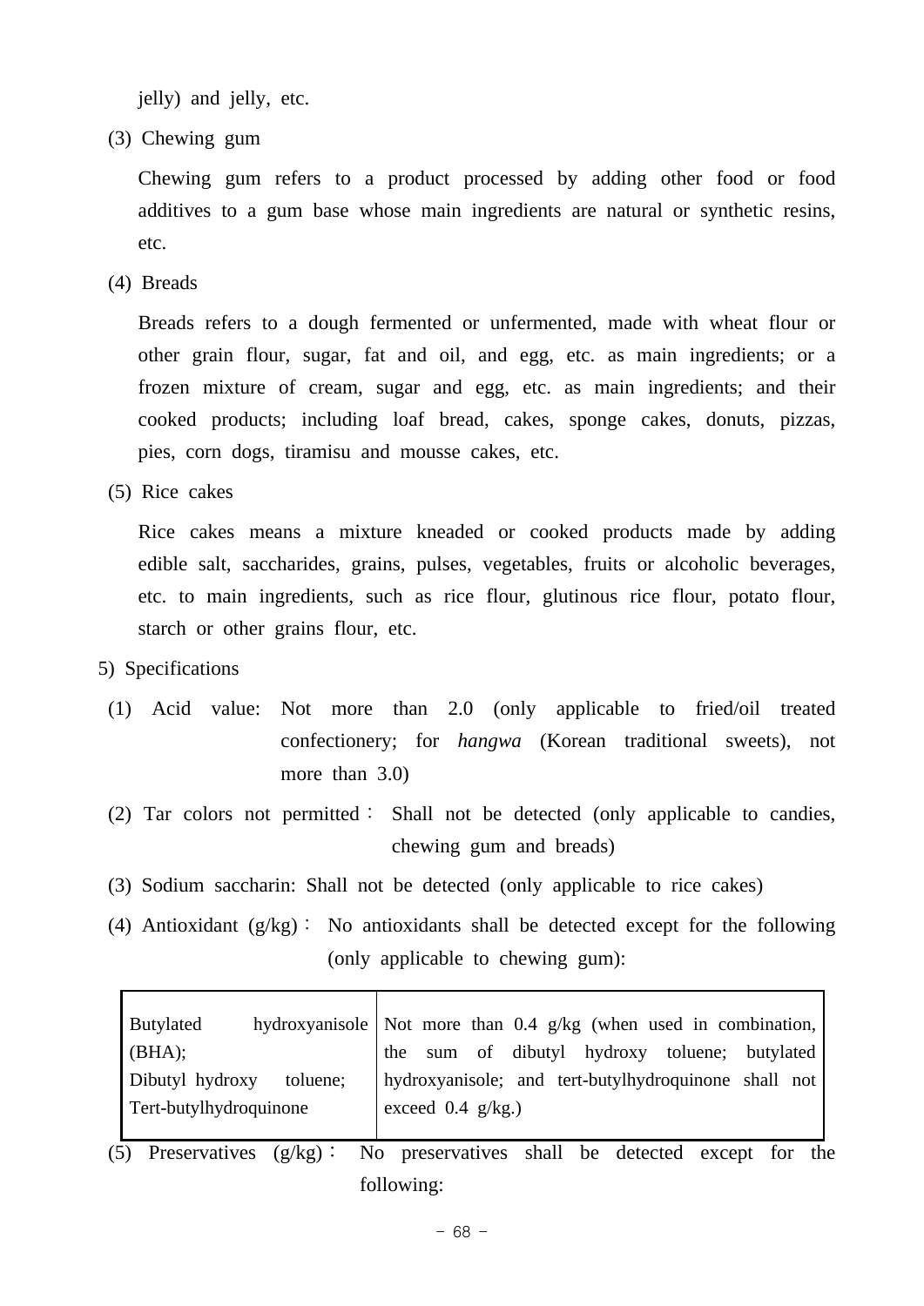jelly) and jelly, etc.

(3) Chewing gum

Chewing gum refers to a product processed by adding other food or food additives to a gum base whose main ingredients are natural or synthetic resins, etc.

(4) Breads

Breads refers to a dough fermented or unfermented, made with wheat flour or other grain flour, sugar, fat and oil, and egg, etc. as main ingredients; or a frozen mixture of cream, sugar and egg, etc. as main ingredients; and their cooked products; including loaf bread, cakes, sponge cakes, donuts, pizzas, pies, corn dogs, tiramisu and mousse cakes, etc.

(5) Rice cakes

Rice cakes means a mixture kneaded or cooked products made by adding edible salt, saccharides, grains, pulses, vegetables, fruits or alcoholic beverages, etc. to main ingredients, such as rice flour, glutinous rice flour, potato flour, starch or other grains flour, etc.

5) Specifications

(1) Acid value: Not more than 2.0 (only applicable to fried/oil treated confectionery; for *hangwa* (Korean traditional sweets), not more than 3.0)

(2) Tar colors not permitted : Shall not be detected (only applicable to candies, chewing gum and breads)

(3) Sodium saccharin: Shall not be detected (only applicable to rice cakes)

(4) Antioxidant (g/kg) : No antioxidants shall be detected except for the following (only applicable to chewing gum):

| | |
|---|---|
| Butylated hydroxyanisole (BHA);<br>Dibutyl hydroxy toluene;<br>Tert-butylhydroquinone | Not more than 0.4 g/kg (when used in combination, the sum of dibutyl hydroxy toluene; butylated hydroxyanisole; and tert-butylhydroquinone shall not exceed 0.4 g/kg.) |

(5) Preservatives (g/kg) : No preservatives shall be detected except for the following: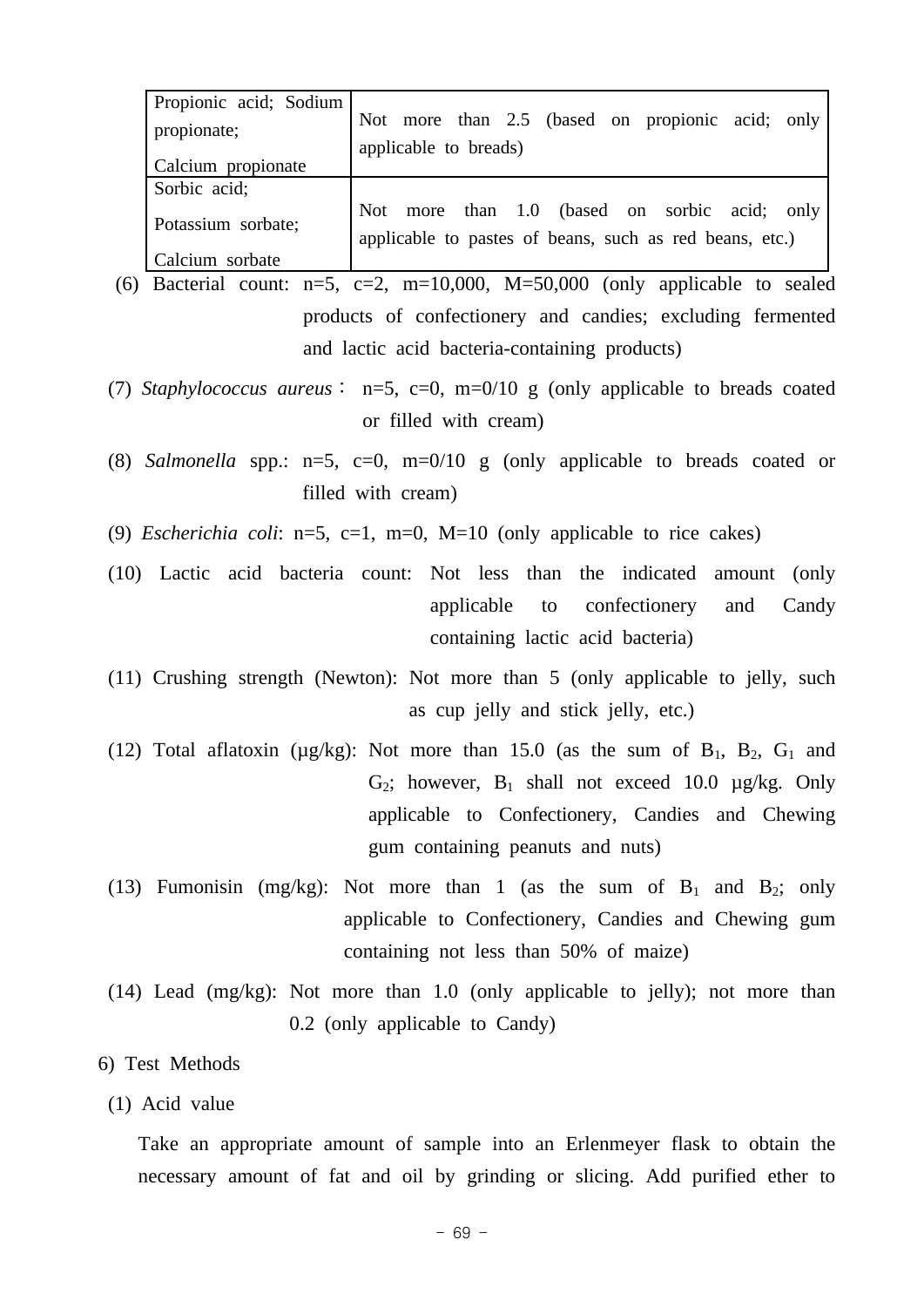| Propionic acid; Sodium propionate; Calcium propionate | Not more than 2.5 (based on propionic acid; only applicable to breads) |
|---|---|
| Sorbic acid; Potassium sorbate; Calcium sorbate | Not more than 1.0 (based on sorbic acid; only applicable to pastes of beans, such as red beans, etc.) |

(6) Bacterial count: n=5, c=2, m=10,000, M=50,000 (only applicable to sealed products of confectionery and candies; excluding fermented and lactic acid bacteria-containing products)

(7) *Staphylococcus aureus*： n=5, c=0, m=0/10 g (only applicable to breads coated or filled with cream)

(8) *Salmonella* spp.: n=5, c=0, m=0/10 g (only applicable to breads coated or filled with cream)

(9) *Escherichia coli*: n=5, c=1, m=0, M=10 (only applicable to rice cakes)

(10) Lactic acid bacteria count: Not less than the indicated amount (only applicable to confectionery and Candy containing lactic acid bacteria)

(11) Crushing strength (Newton): Not more than 5 (only applicable to jelly, such as cup jelly and stick jelly, etc.)

(12) Total aflatoxin (μg/kg): Not more than 15.0 (as the sum of $B_1$, $B_2$, $G_1$ and $G_2$; however, $B_1$ shall not exceed 10.0 μg/kg. Only applicable to Confectionery, Candies and Chewing gum containing peanuts and nuts)

(13) Fumonisin (mg/kg): Not more than 1 (as the sum of $B_1$ and $B_2$; only applicable to Confectionery, Candies and Chewing gum containing not less than 50% of maize)

(14) Lead (mg/kg): Not more than 1.0 (only applicable to jelly); not more than 0.2 (only applicable to Candy)

6) Test Methods

(1) Acid value

Take an appropriate amount of sample into an Erlenmeyer flask to obtain the necessary amount of fat and oil by grinding or slicing. Add purified ether to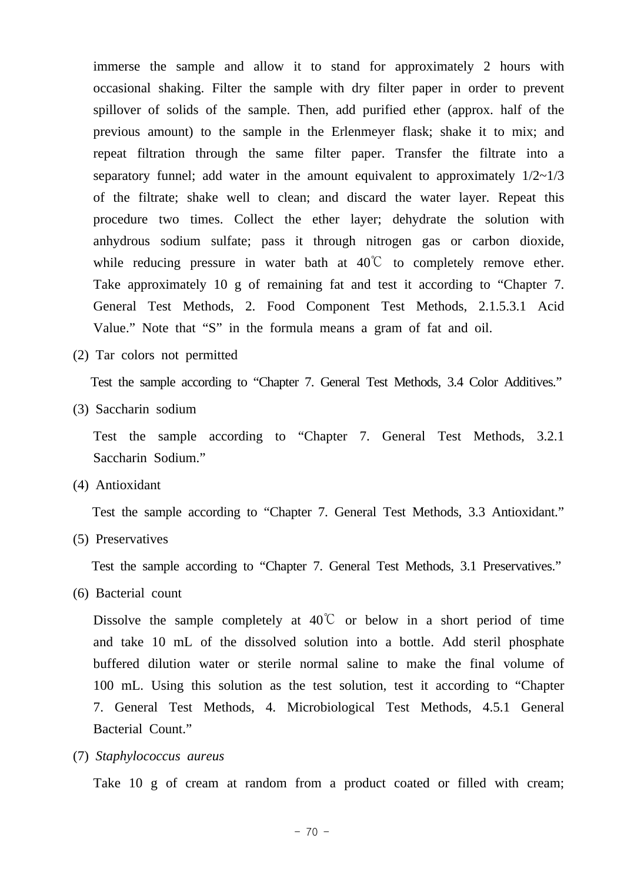immerse the sample and allow it to stand for approximately 2 hours with occasional shaking. Filter the sample with dry filter paper in order to prevent spillover of solids of the sample. Then, add purified ether (approx. half of the previous amount) to the sample in the Erlenmeyer flask; shake it to mix; and repeat filtration through the same filter paper. Transfer the filtrate into a separatory funnel; add water in the amount equivalent to approximately 1/2~1/3 of the filtrate; shake well to clean; and discard the water layer. Repeat this procedure two times. Collect the ether layer; dehydrate the solution with anhydrous sodium sulfate; pass it through nitrogen gas or carbon dioxide, while reducing pressure in water bath at 40℃ to completely remove ether. Take approximately 10 g of remaining fat and test it according to "Chapter 7. General Test Methods, 2. Food Component Test Methods, 2.1.5.3.1 Acid Value." Note that "S" in the formula means a gram of fat and oil.

(2) Tar colors not permitted

Test the sample according to "Chapter 7. General Test Methods, 3.4 Color Additives."

(3) Saccharin sodium

Test the sample according to "Chapter 7. General Test Methods, 3.2.1 Saccharin Sodium."

(4) Antioxidant

Test the sample according to "Chapter 7. General Test Methods, 3.3 Antioxidant."

(5) Preservatives

Test the sample according to "Chapter 7. General Test Methods, 3.1 Preservatives."

(6) Bacterial count

Dissolve the sample completely at 40℃ or below in a short period of time and take 10 mL of the dissolved solution into a bottle. Add steril phosphate buffered dilution water or sterile normal saline to make the final volume of 100 mL. Using this solution as the test solution, test it according to "Chapter 7. General Test Methods, 4. Microbiological Test Methods, 4.5.1 General Bacterial Count."

(7) *Staphylococcus aureus*

Take 10 g of cream at random from a product coated or filled with cream;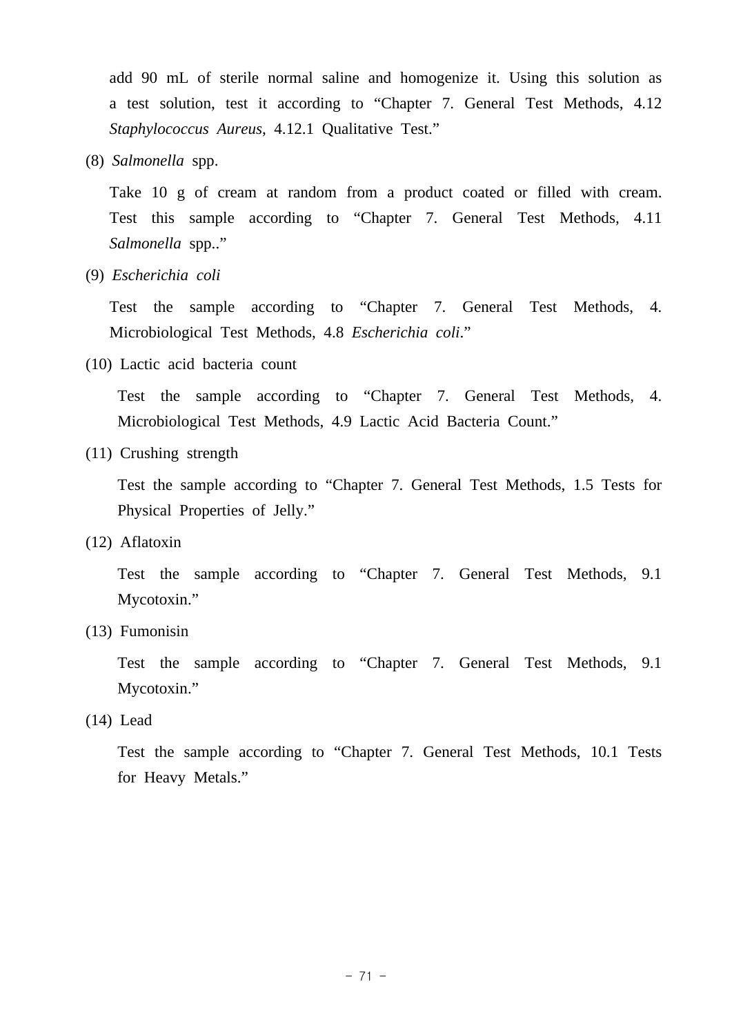add 90 mL of sterile normal saline and homogenize it. Using this solution as a test solution, test it according to “Chapter 7. General Test Methods, 4.12 *Staphylococcus Aureus*, 4.12.1 Qualitative Test.”

(8) *Salmonella* spp.

Take 10 g of cream at random from a product coated or filled with cream. Test this sample according to “Chapter 7. General Test Methods, 4.11 *Salmonella* spp..”

(9) *Escherichia coli*

Test the sample according to “Chapter 7. General Test Methods, 4. Microbiological Test Methods, 4.8 *Escherichia coli*.”

(10) Lactic acid bacteria count

Test the sample according to “Chapter 7. General Test Methods, 4. Microbiological Test Methods, 4.9 Lactic Acid Bacteria Count.”

(11) Crushing strength

Test the sample according to “Chapter 7. General Test Methods, 1.5 Tests for Physical Properties of Jelly.”

(12) Aflatoxin

Test the sample according to “Chapter 7. General Test Methods, 9.1 Mycotoxin.”

(13) Fumonisin

Test the sample according to “Chapter 7. General Test Methods, 9.1 Mycotoxin.”

(14) Lead

Test the sample according to “Chapter 7. General Test Methods, 10.1 Tests for Heavy Metals.”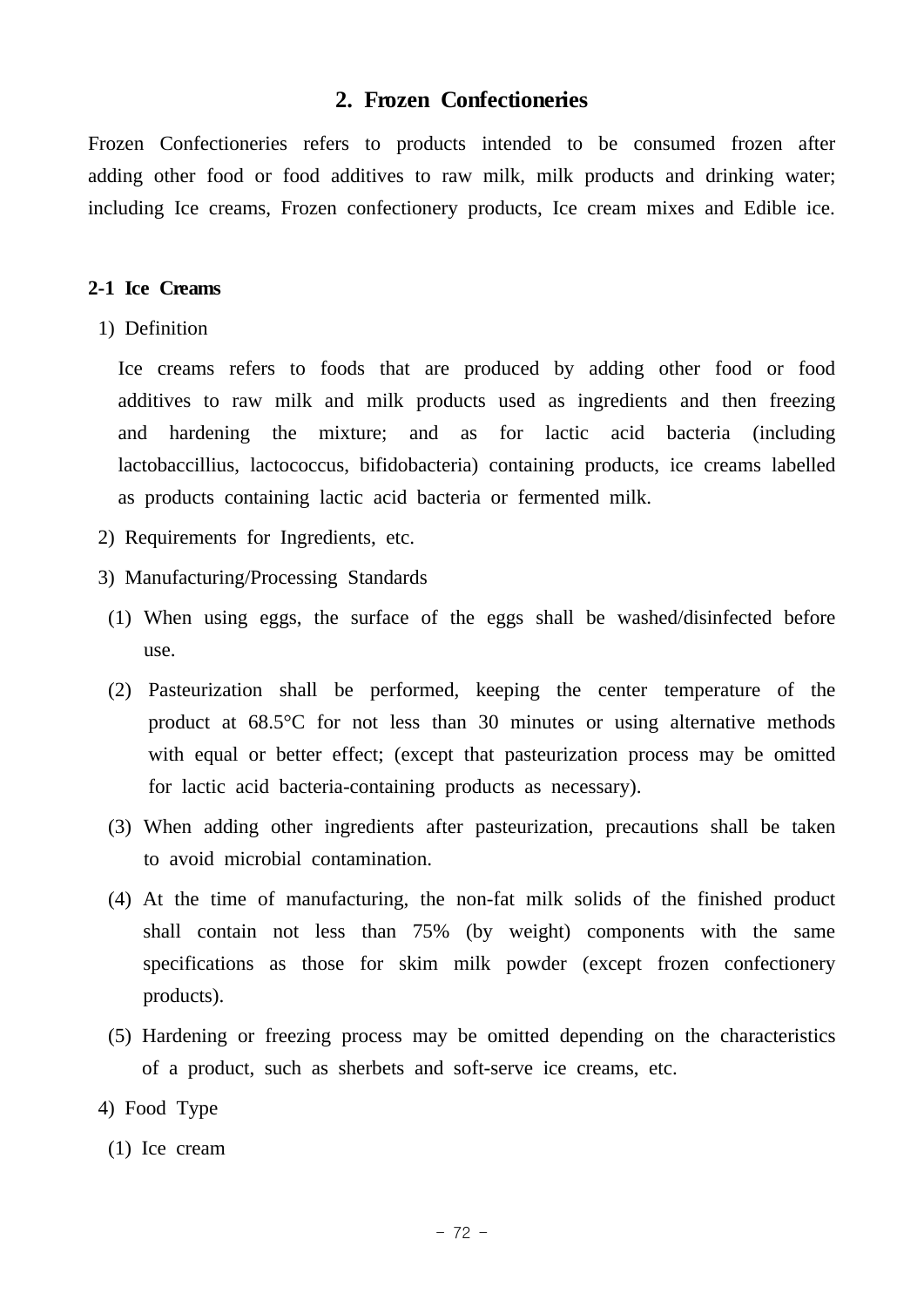## 2. Frozen Confectioneries

Frozen Confectioneries refers to products intended to be consumed frozen after adding other food or food additives to raw milk, milk products and drinking water; including Ice creams, Frozen confectionery products, Ice cream mixes and Edible ice.

### 2-1 Ice Creams

1) Definition

Ice creams refers to foods that are produced by adding other food or food additives to raw milk and milk products used as ingredients and then freezing and hardening the mixture; and as for lactic acid bacteria (including lactobaccillius, lactococcus, bifidobacteria) containing products, ice creams labelled as products containing lactic acid bacteria or fermented milk.

2) Requirements for Ingredients, etc.

3) Manufacturing/Processing Standards

(1) When using eggs, the surface of the eggs shall be washed/disinfected before use.

(2) Pasteurization shall be performed, keeping the center temperature of the product at 68.5°C for not less than 30 minutes or using alternative methods with equal or better effect; (except that pasteurization process may be omitted for lactic acid bacteria-containing products as necessary).

(3) When adding other ingredients after pasteurization, precautions shall be taken to avoid microbial contamination.

(4) At the time of manufacturing, the non-fat milk solids of the finished product shall contain not less than 75% (by weight) components with the same specifications as those for skim milk powder (except frozen confectionery products).

(5) Hardening or freezing process may be omitted depending on the characteristics of a product, such as sherbets and soft-serve ice creams, etc.

4) Food Type

(1) Ice cream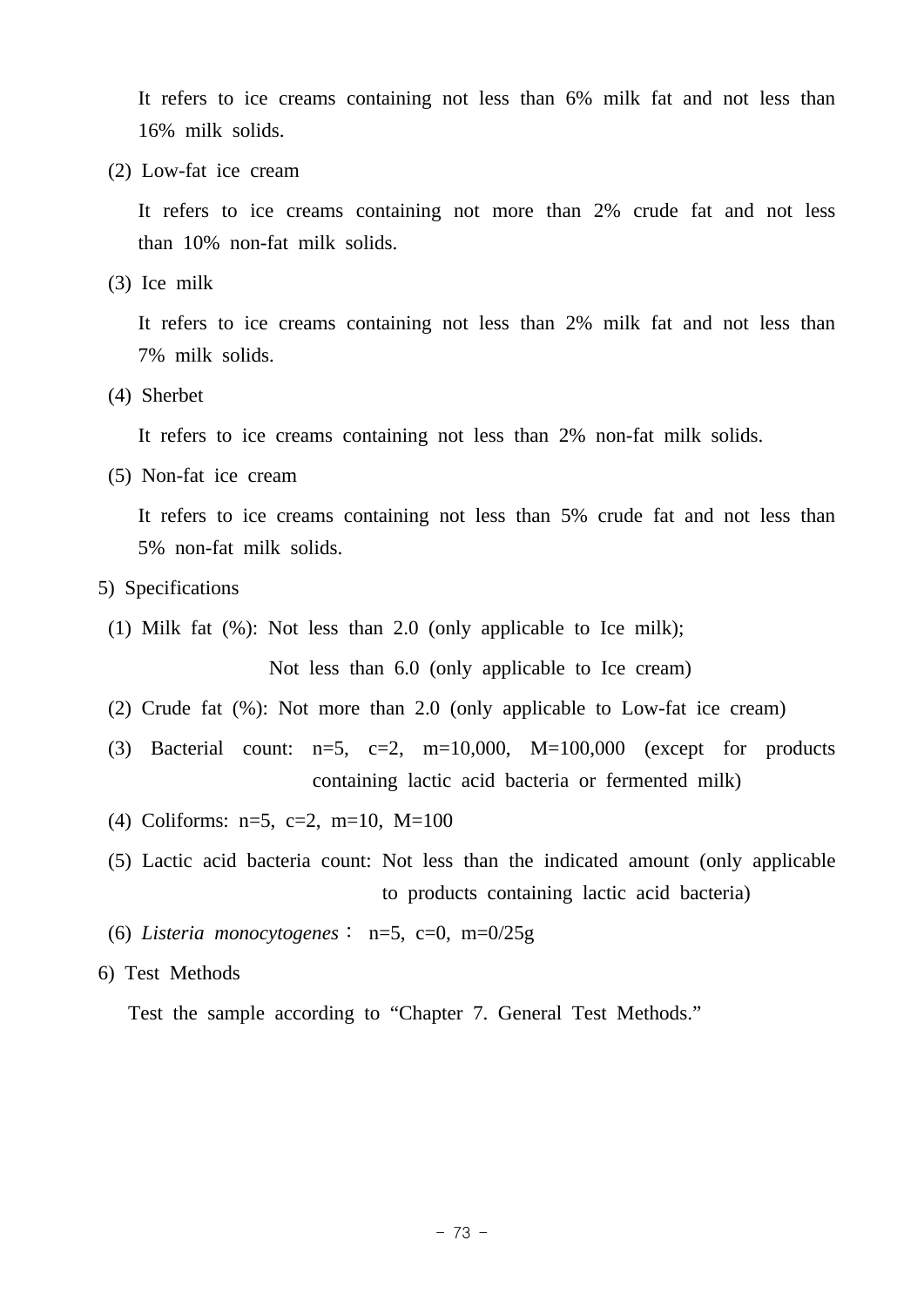It refers to ice creams containing not less than 6% milk fat and not less than 16% milk solids.

(2) Low-fat ice cream

It refers to ice creams containing not more than 2% crude fat and not less than 10% non-fat milk solids.

(3) Ice milk

It refers to ice creams containing not less than 2% milk fat and not less than 7% milk solids.

(4) Sherbet

It refers to ice creams containing not less than 2% non-fat milk solids.

(5) Non-fat ice cream

It refers to ice creams containing not less than 5% crude fat and not less than 5% non-fat milk solids.

5) Specifications

(1) Milk fat (%): Not less than 2.0 (only applicable to Ice milk);
Not less than 6.0 (only applicable to Ice cream)

(2) Crude fat (%): Not more than 2.0 (only applicable to Low-fat ice cream)

(3) Bacterial count: n=5, c=2, m=10,000, M=100,000 (except for products containing lactic acid bacteria or fermented milk)

(4) Coliforms: n=5, c=2, m=10, M=100

(5) Lactic acid bacteria count: Not less than the indicated amount (only applicable to products containing lactic acid bacteria)

(6) *Listeria monocytogenes*： n=5, c=0, m=0/25g

6) Test Methods

Test the sample according to “Chapter 7. General Test Methods.”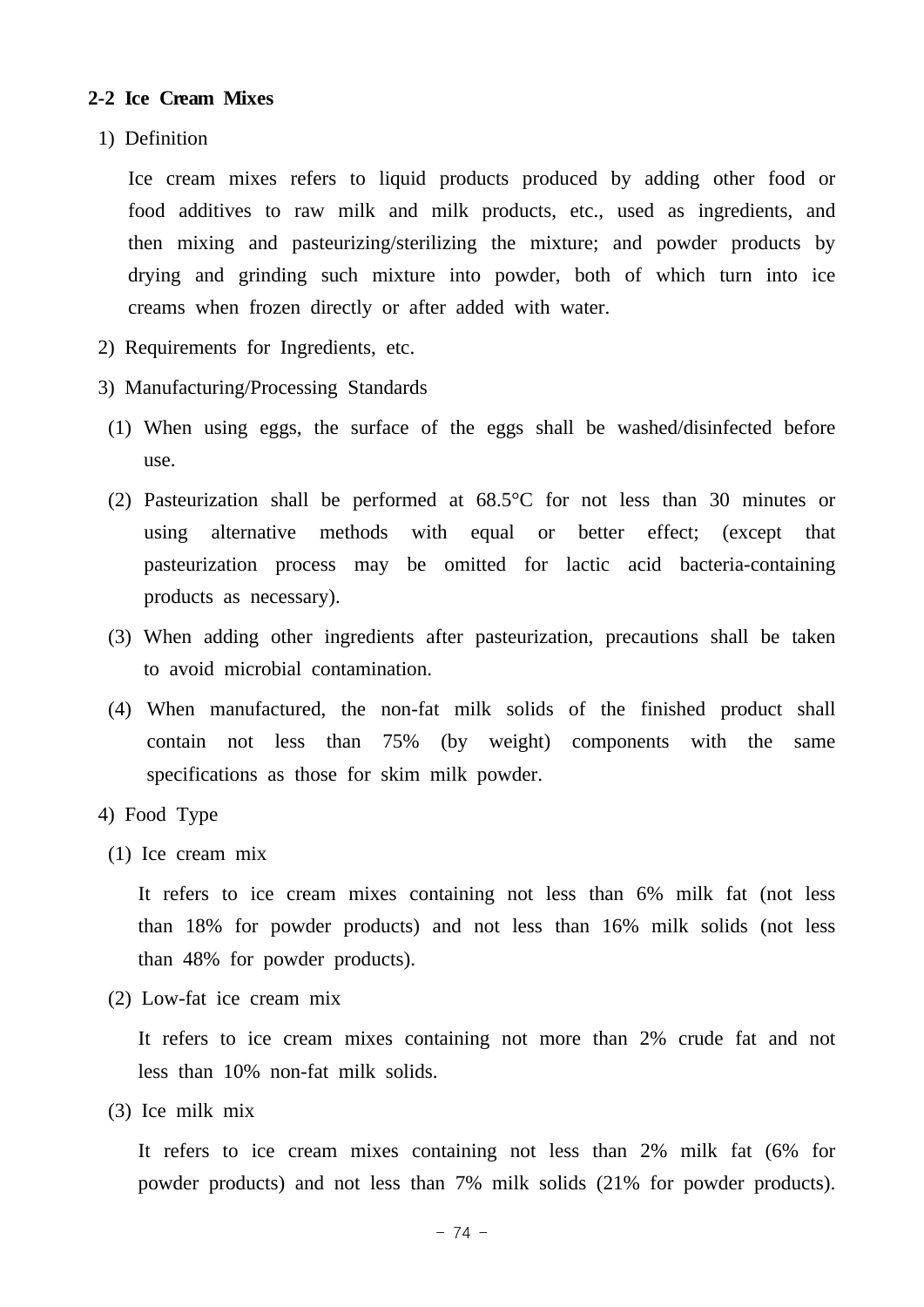## 2-2 Ice Cream Mixes

1) Definition

Ice cream mixes refers to liquid products produced by adding other food or food additives to raw milk and milk products, etc., used as ingredients, and then mixing and pasteurizing/sterilizing the mixture; and powder products by drying and grinding such mixture into powder, both of which turn into ice creams when frozen directly or after added with water.

2) Requirements for Ingredients, etc.

3) Manufacturing/Processing Standards

(1) When using eggs, the surface of the eggs shall be washed/disinfected before use.

(2) Pasteurization shall be performed at 68.5°C for not less than 30 minutes or using alternative methods with equal or better effect; (except that pasteurization process may be omitted for lactic acid bacteria-containing products as necessary).

(3) When adding other ingredients after pasteurization, precautions shall be taken to avoid microbial contamination.

(4) When manufactured, the non-fat milk solids of the finished product shall contain not less than 75% (by weight) components with the same specifications as those for skim milk powder.

4) Food Type

(1) Ice cream mix

It refers to ice cream mixes containing not less than 6% milk fat (not less than 18% for powder products) and not less than 16% milk solids (not less than 48% for powder products).

(2) Low-fat ice cream mix

It refers to ice cream mixes containing not more than 2% crude fat and not less than 10% non-fat milk solids.

(3) Ice milk mix

It refers to ice cream mixes containing not less than 2% milk fat (6% for powder products) and not less than 7% milk solids (21% for powder products).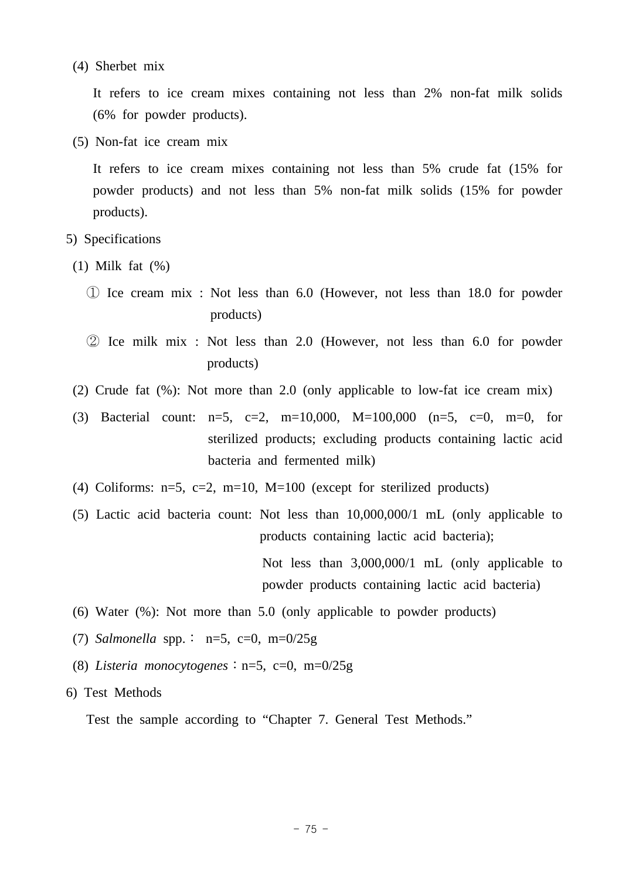(4) Sherbet mix

It refers to ice cream mixes containing not less than 2% non-fat milk solids (6% for powder products).

(5) Non-fat ice cream mix

It refers to ice cream mixes containing not less than 5% crude fat (15% for powder products) and not less than 5% non-fat milk solids (15% for powder products).

5) Specifications

(1) Milk fat (%)

① Ice cream mix : Not less than 6.0 (However, not less than 18.0 for powder products)

② Ice milk mix : Not less than 2.0 (However, not less than 6.0 for powder products)

(2) Crude fat (%): Not more than 2.0 (only applicable to low-fat ice cream mix)

(3) Bacterial count: n=5, c=2, m=10,000, M=100,000 (n=5, c=0, m=0, for sterilized products; excluding products containing lactic acid bacteria and fermented milk)

(4) Coliforms: n=5, c=2, m=10, M=100 (except for sterilized products)

(5) Lactic acid bacteria count: Not less than 10,000,000/1 mL (only applicable to products containing lactic acid bacteria);

Not less than 3,000,000/1 mL (only applicable to powder products containing lactic acid bacteria)

(6) Water (%): Not more than 5.0 (only applicable to powder products)

(7) *Salmonella* spp. : n=5, c=0, m=0/25g

(8) *Listeria monocytogenes* : n=5, c=0, m=0/25g

6) Test Methods

Test the sample according to “Chapter 7. General Test Methods.”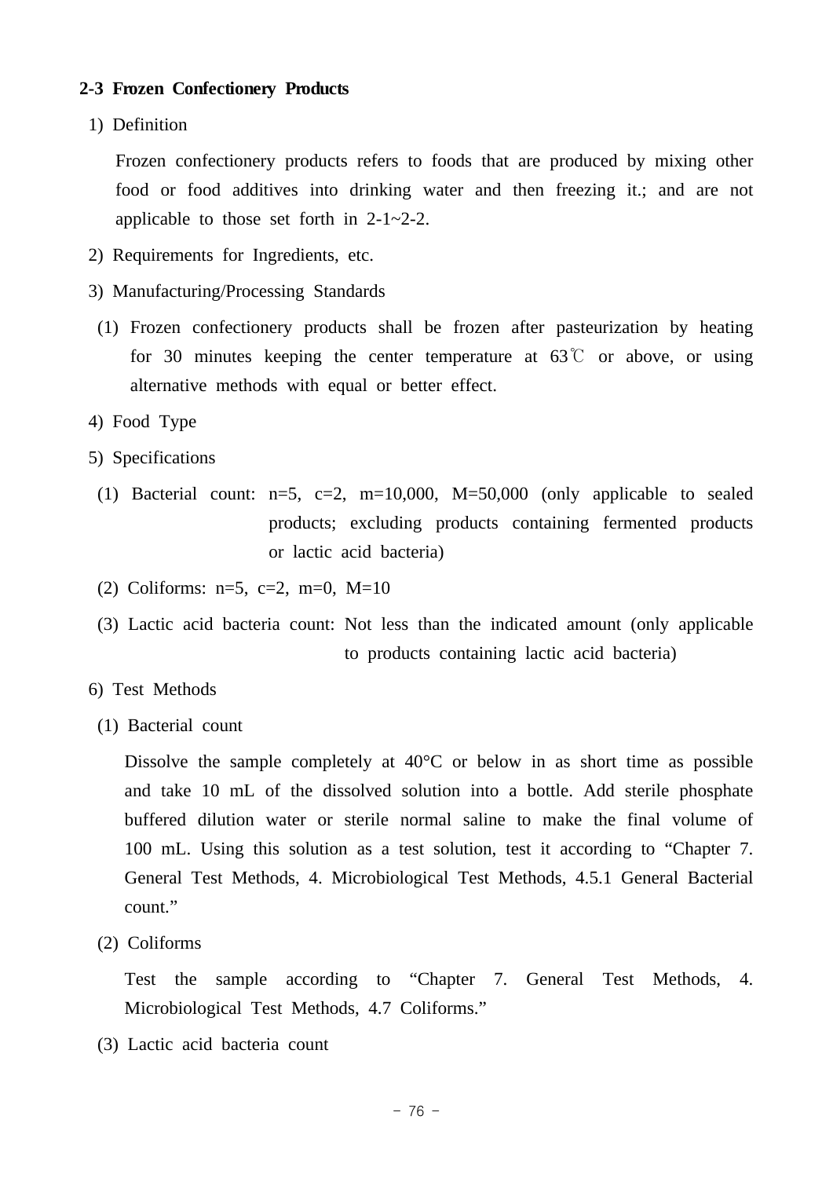### 2-3 Frozen Confectionery Products

1) Definition

Frozen confectionery products refers to foods that are produced by mixing other food or food additives into drinking water and then freezing it.; and are not applicable to those set forth in 2-1~2-2.

2) Requirements for Ingredients, etc.

3) Manufacturing/Processing Standards

(1) Frozen confectionery products shall be frozen after pasteurization by heating for 30 minutes keeping the center temperature at 63℃ or above, or using alternative methods with equal or better effect.

4) Food Type

5) Specifications

(1) Bacterial count: n=5, c=2, m=10,000, M=50,000 (only applicable to sealed products; excluding products containing fermented products or lactic acid bacteria)

(2) Coliforms: n=5, c=2, m=0, M=10

(3) Lactic acid bacteria count: Not less than the indicated amount (only applicable to products containing lactic acid bacteria)

6) Test Methods

(1) Bacterial count

Dissolve the sample completely at 40°C or below in as short time as possible and take 10 mL of the dissolved solution into a bottle. Add sterile phosphate buffered dilution water or sterile normal saline to make the final volume of 100 mL. Using this solution as a test solution, test it according to “Chapter 7. General Test Methods, 4. Microbiological Test Methods, 4.5.1 General Bacterial count.”

(2) Coliforms

Test the sample according to “Chapter 7. General Test Methods, 4. Microbiological Test Methods, 4.7 Coliforms.”

(3) Lactic acid bacteria count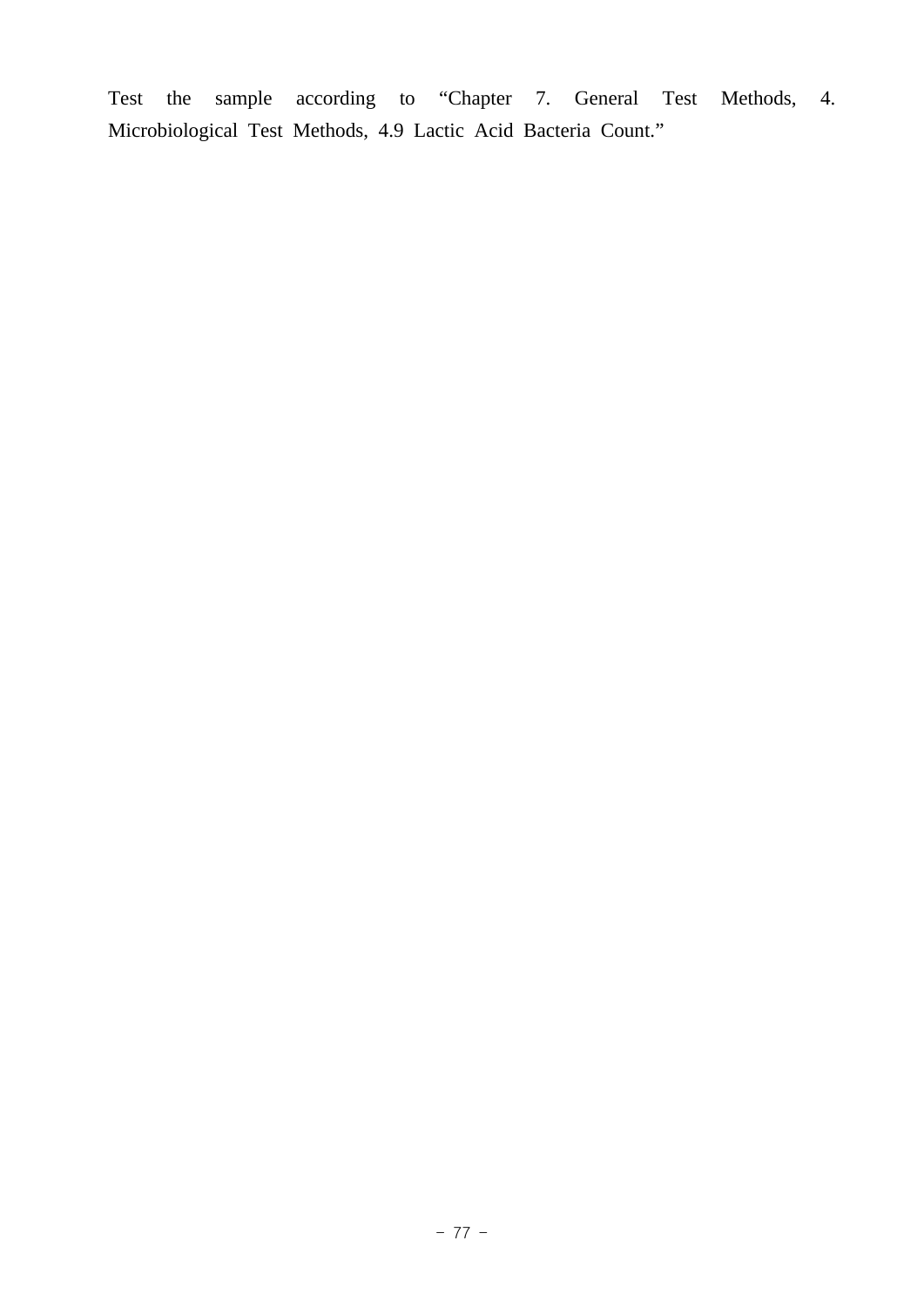Test the sample according to “Chapter 7. General Test Methods, 4. Microbiological Test Methods, 4.9 Lactic Acid Bacteria Count.”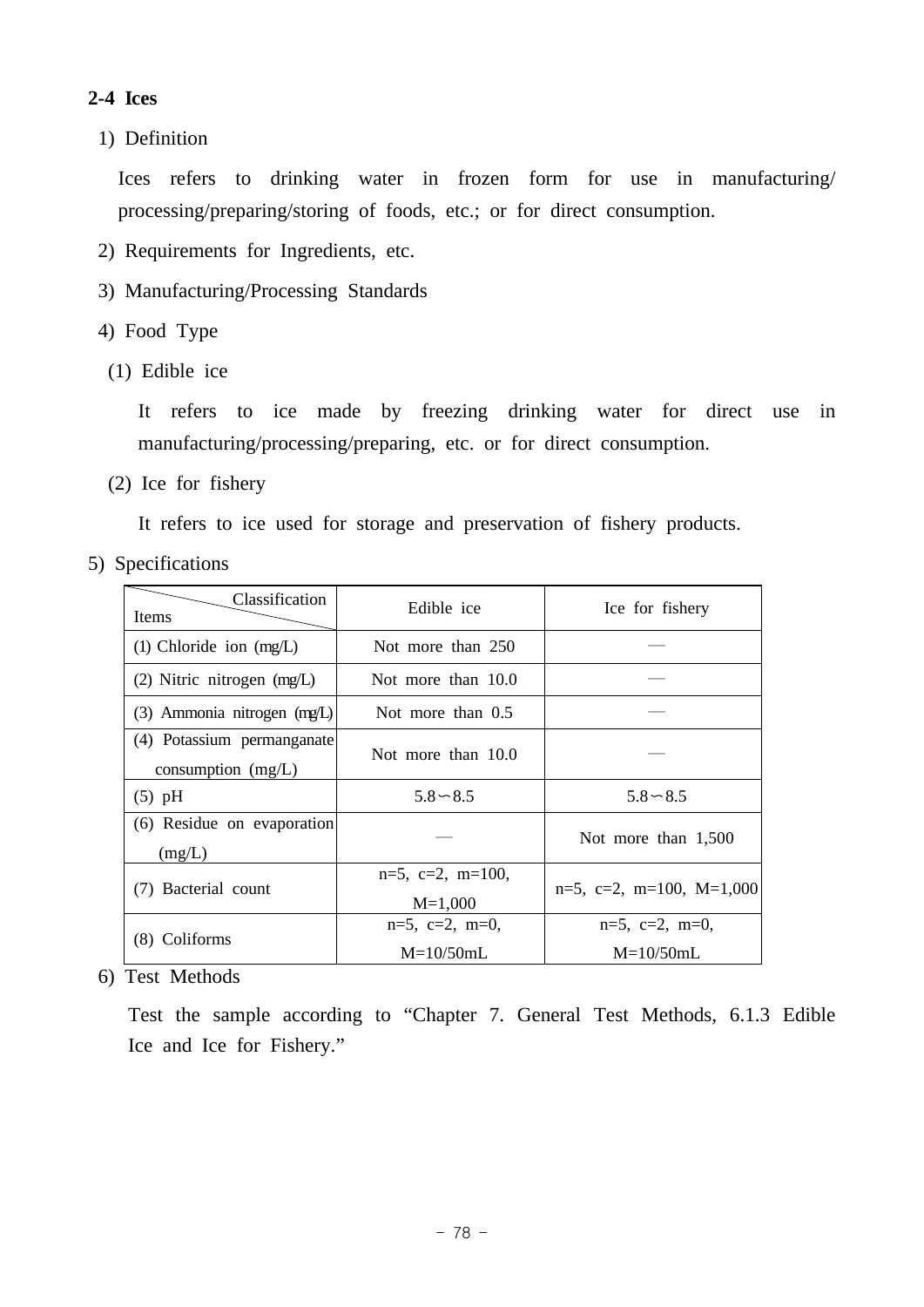## 2-4 Ices

1) Definition

Ices refers to drinking water in frozen form for use in manufacturing/ processing/preparing/storing of foods, etc.; or for direct consumption.

2) Requirements for Ingredients, etc.

3) Manufacturing/Processing Standards

4) Food Type

(1) Edible ice

It refers to ice made by freezing drinking water for direct use in manufacturing/processing/preparing, etc. or for direct consumption.

(2) Ice for fishery

It refers to ice used for storage and preservation of fishery products.

5) Specifications

| Items \ Classification | Edible ice | Ice for fishery |
|---|---|---|
| (1) Chloride ion (mg/L) | Not more than 250 | — |
| (2) Nitric nitrogen (mg/L) | Not more than 10.0 | — |
| (3) Ammonia nitrogen (mg/L) | Not more than 0.5 | — |
| (4) Potassium permanganate consumption (mg/L) | Not more than 10.0 | — |
| (5) pH | 5.8∼8.5 | 5.8∼8.5 |
| (6) Residue on evaporation (mg/L) | — | Not more than 1,500 |
| (7) Bacterial count | n=5, c=2, m=100, M=1,000 | n=5, c=2, m=100, M=1,000 |
| (8) Coliforms | n=5, c=2, m=0, M=10/50mL | n=5, c=2, m=0, M=10/50mL |

6) Test Methods

Test the sample according to "Chapter 7. General Test Methods, 6.1.3 Edible Ice and Ice for Fishery."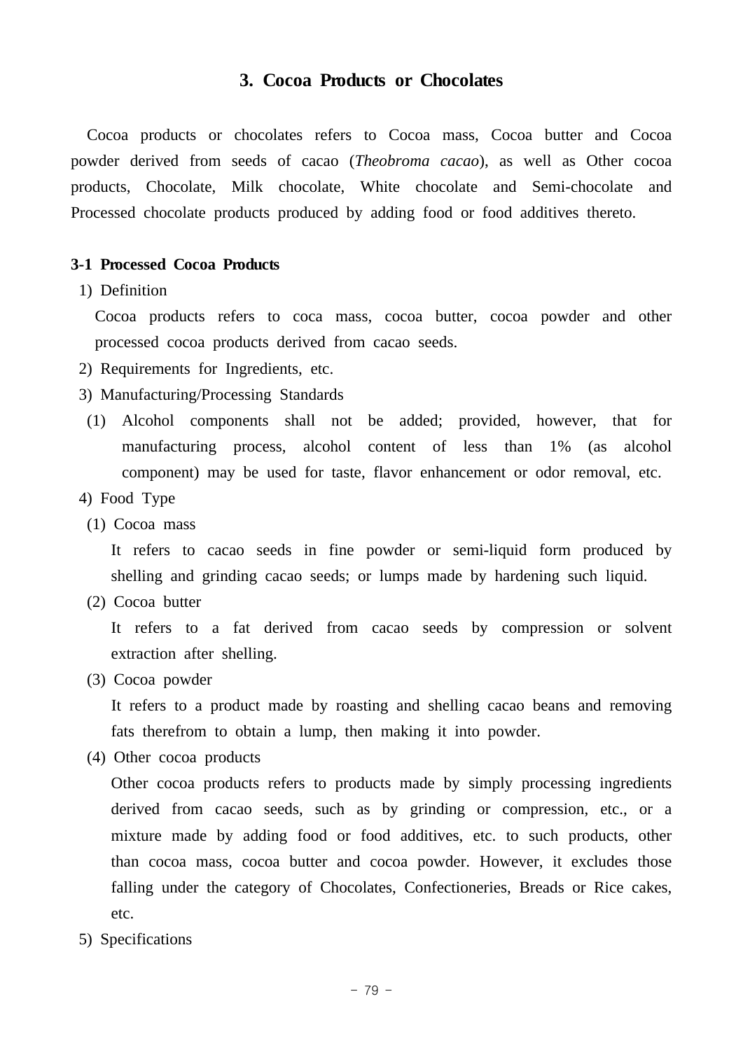## 3. Cocoa Products or Chocolates

Cocoa products or chocolates refers to Cocoa mass, Cocoa butter and Cocoa powder derived from seeds of cacao (*Theobroma cacao*), as well as Other cocoa products, Chocolate, Milk chocolate, White chocolate and Semi-chocolate and Processed chocolate products produced by adding food or food additives thereto.

### 3-1 Processed Cocoa Products

1) Definition

Cocoa products refers to coca mass, cocoa butter, cocoa powder and other processed cocoa products derived from cacao seeds.

2) Requirements for Ingredients, etc.

3) Manufacturing/Processing Standards

(1) Alcohol components shall not be added; provided, however, that for manufacturing process, alcohol content of less than 1% (as alcohol component) may be used for taste, flavor enhancement or odor removal, etc.

4) Food Type

(1) Cocoa mass

It refers to cacao seeds in fine powder or semi-liquid form produced by shelling and grinding cacao seeds; or lumps made by hardening such liquid.

(2) Cocoa butter

It refers to a fat derived from cacao seeds by compression or solvent extraction after shelling.

(3) Cocoa powder

It refers to a product made by roasting and shelling cacao beans and removing fats therefrom to obtain a lump, then making it into powder.

(4) Other cocoa products

Other cocoa products refers to products made by simply processing ingredients derived from cacao seeds, such as by grinding or compression, etc., or a mixture made by adding food or food additives, etc. to such products, other than cocoa mass, cocoa butter and cocoa powder. However, it excludes those falling under the category of Chocolates, Confectioneries, Breads or Rice cakes, etc.

5) Specifications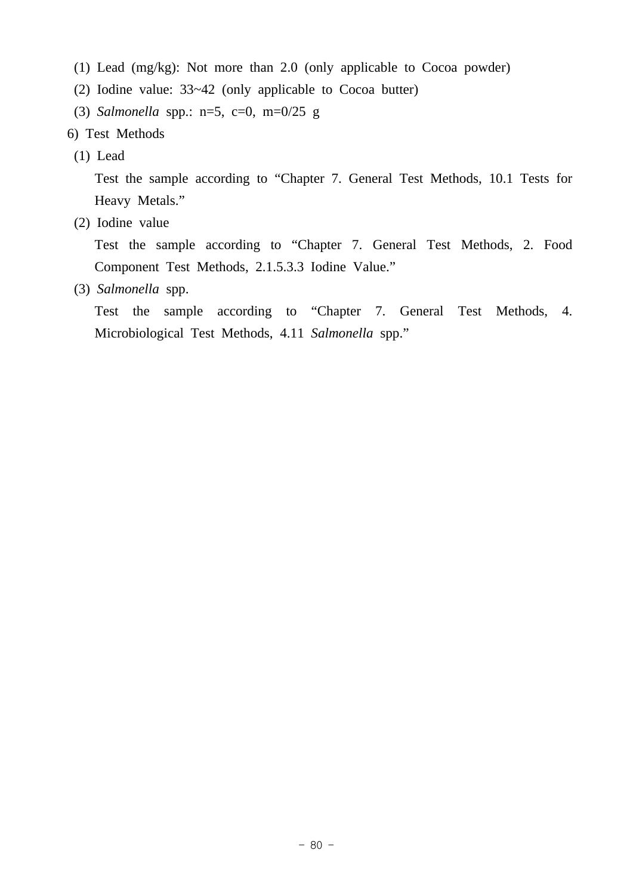(1) Lead (mg/kg): Not more than 2.0 (only applicable to Cocoa powder)

(2) Iodine value: 33~42 (only applicable to Cocoa butter)

(3) *Salmonella* spp.: n=5, c=0, m=0/25 g

6) Test Methods

(1) Lead

Test the sample according to “Chapter 7. General Test Methods, 10.1 Tests for Heavy Metals.”

(2) Iodine value

Test the sample according to “Chapter 7. General Test Methods, 2. Food Component Test Methods, 2.1.5.3.3 Iodine Value.”

(3) *Salmonella* spp.

Test the sample according to “Chapter 7. General Test Methods, 4. Microbiological Test Methods, 4.11 *Salmonella* spp.”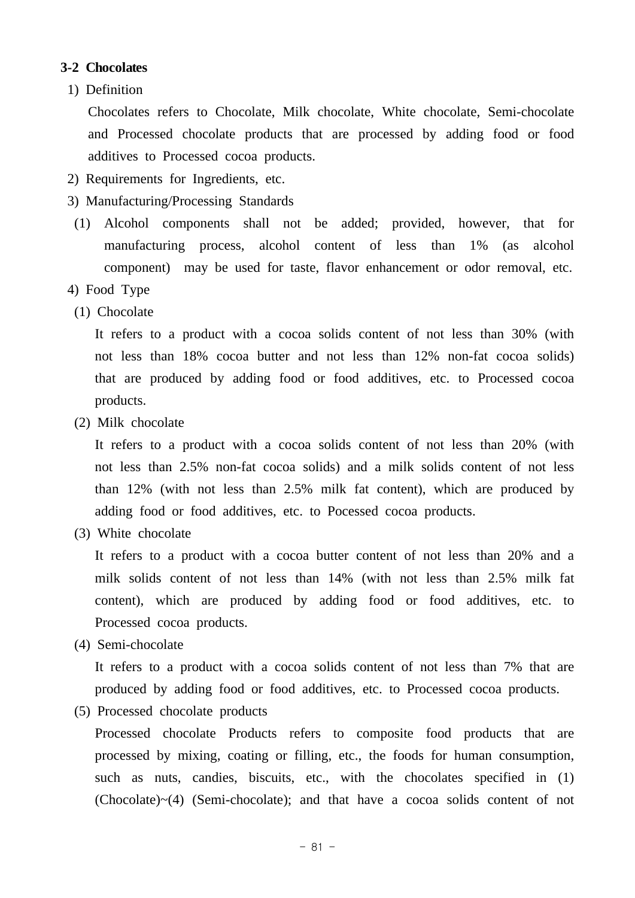**3-2 Chocolates**

1) Definition

Chocolates refers to Chocolate, Milk chocolate, White chocolate, Semi-chocolate and Processed chocolate products that are processed by adding food or food additives to Processed cocoa products.

2) Requirements for Ingredients, etc.

3) Manufacturing/Processing Standards

(1) Alcohol components shall not be added; provided, however, that for manufacturing process, alcohol content of less than 1% (as alcohol component) may be used for taste, flavor enhancement or odor removal, etc.

4) Food Type

(1) Chocolate

It refers to a product with a cocoa solids content of not less than 30% (with not less than 18% cocoa butter and not less than 12% non-fat cocoa solids) that are produced by adding food or food additives, etc. to Processed cocoa products.

(2) Milk chocolate

It refers to a product with a cocoa solids content of not less than 20% (with not less than 2.5% non-fat cocoa solids) and a milk solids content of not less than 12% (with not less than 2.5% milk fat content), which are produced by adding food or food additives, etc. to Pocessed cocoa products.

(3) White chocolate

It refers to a product with a cocoa butter content of not less than 20% and a milk solids content of not less than 14% (with not less than 2.5% milk fat content), which are produced by adding food or food additives, etc. to Processed cocoa products.

(4) Semi-chocolate

It refers to a product with a cocoa solids content of not less than 7% that are produced by adding food or food additives, etc. to Processed cocoa products.

(5) Processed chocolate products

Processed chocolate Products refers to composite food products that are processed by mixing, coating or filling, etc., the foods for human consumption, such as nuts, candies, biscuits, etc., with the chocolates specified in (1) (Chocolate)~(4) (Semi-chocolate); and that have a cocoa solids content of not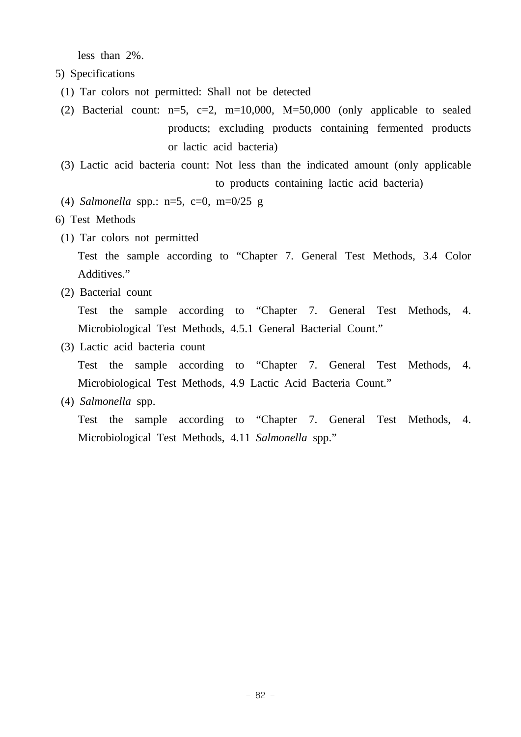less than 2%.

5) Specifications

(1) Tar colors not permitted: Shall not be detected

(2) Bacterial count: n=5, c=2, m=10,000, M=50,000 (only applicable to sealed products; excluding products containing fermented products or lactic acid bacteria)

(3) Lactic acid bacteria count: Not less than the indicated amount (only applicable to products containing lactic acid bacteria)

(4) *Salmonella* spp.: n=5, c=0, m=0/25 g

6) Test Methods

(1) Tar colors not permitted

Test the sample according to “Chapter 7. General Test Methods, 3.4 Color Additives.”

(2) Bacterial count

Test the sample according to “Chapter 7. General Test Methods, 4. Microbiological Test Methods, 4.5.1 General Bacterial Count.”

(3) Lactic acid bacteria count

Test the sample according to “Chapter 7. General Test Methods, 4. Microbiological Test Methods, 4.9 Lactic Acid Bacteria Count.”

(4) *Salmonella* spp.

Test the sample according to “Chapter 7. General Test Methods, 4. Microbiological Test Methods, 4.11 *Salmonella* spp.”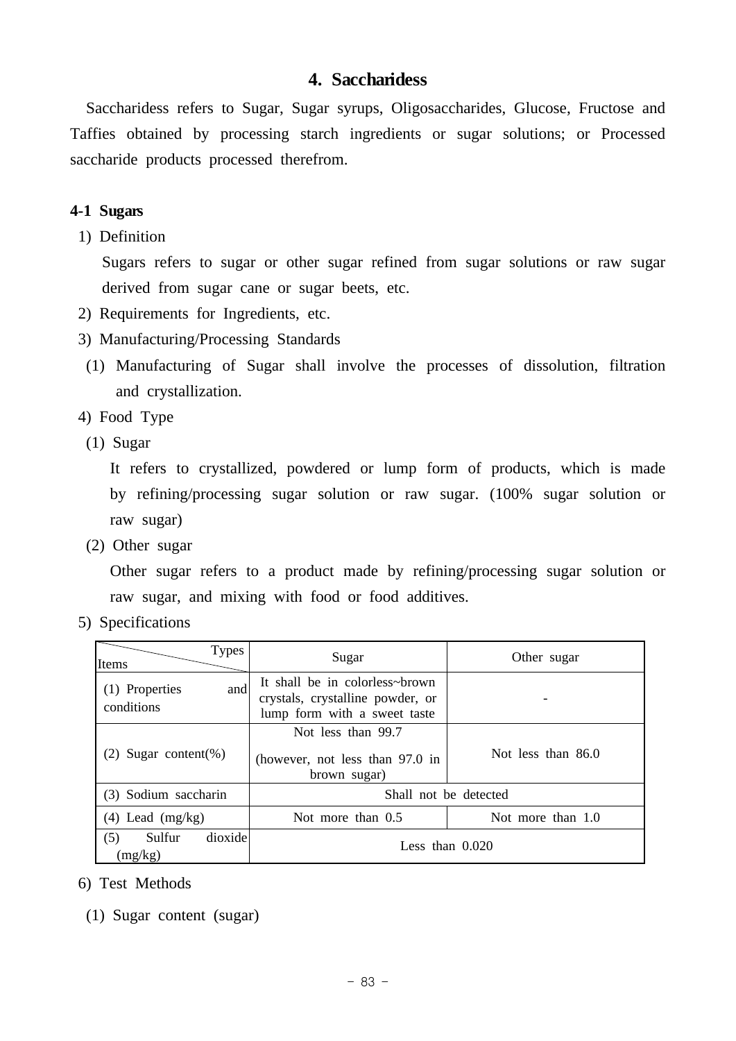## 4. Saccharidess

Saccharidess refers to Sugar, Sugar syrups, Oligosaccharides, Glucose, Fructose and Taffies obtained by processing starch ingredients or sugar solutions; or Processed saccharide products processed therefrom.

### 4-1 Sugars

1) Definition

Sugars refers to sugar or other sugar refined from sugar solutions or raw sugar derived from sugar cane or sugar beets, etc.

2) Requirements for Ingredients, etc.

3) Manufacturing/Processing Standards

(1) Manufacturing of Sugar shall involve the processes of dissolution, filtration and crystallization.

4) Food Type

(1) Sugar

It refers to crystallized, powdered or lump form of products, which is made by refining/processing sugar solution or raw sugar. (100% sugar solution or raw sugar)

(2) Other sugar

Other sugar refers to a product made by refining/processing sugar solution or raw sugar, and mixing with food or food additives.

5) Specifications

| Items \ Types | Sugar | Other sugar |
|---|---|---|
| (1) Properties and conditions | It shall be in colorless~brown crystals, crystalline powder, or lump form with a sweet taste | - |
| (2) Sugar content(%) | Not less than 99.7<br>(however, not less than 97.0 in brown sugar) | Not less than 86.0 |
| (3) Sodium saccharin | Shall not be detected | |
| (4) Lead (mg/kg) | Not more than 0.5 | Not more than 1.0 |
| (5) Sulfur dioxide (mg/kg) | Less than 0.020 | |

6) Test Methods

(1) Sugar content (sugar)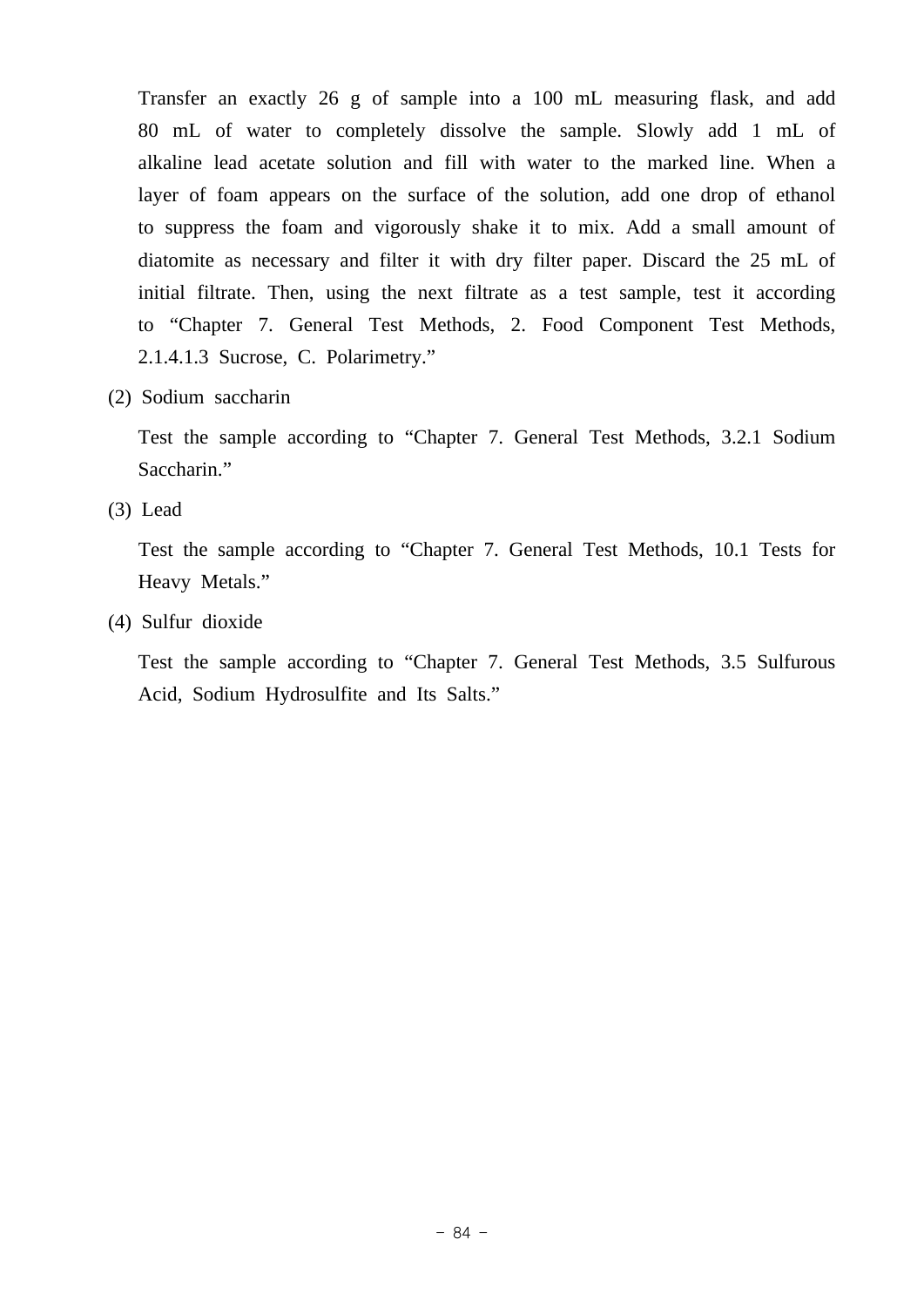Transfer an exactly 26 g of sample into a 100 mL measuring flask, and add 80 mL of water to completely dissolve the sample. Slowly add 1 mL of alkaline lead acetate solution and fill with water to the marked line. When a layer of foam appears on the surface of the solution, add one drop of ethanol to suppress the foam and vigorously shake it to mix. Add a small amount of diatomite as necessary and filter it with dry filter paper. Discard the 25 mL of initial filtrate. Then, using the next filtrate as a test sample, test it according to “Chapter 7. General Test Methods, 2. Food Component Test Methods, 2.1.4.1.3 Sucrose, C. Polarimetry.”

(2) Sodium saccharin

Test the sample according to “Chapter 7. General Test Methods, 3.2.1 Sodium Saccharin.”

(3) Lead

Test the sample according to “Chapter 7. General Test Methods, 10.1 Tests for Heavy Metals.”

(4) Sulfur dioxide

Test the sample according to “Chapter 7. General Test Methods, 3.5 Sulfurous Acid, Sodium Hydrosulfite and Its Salts.”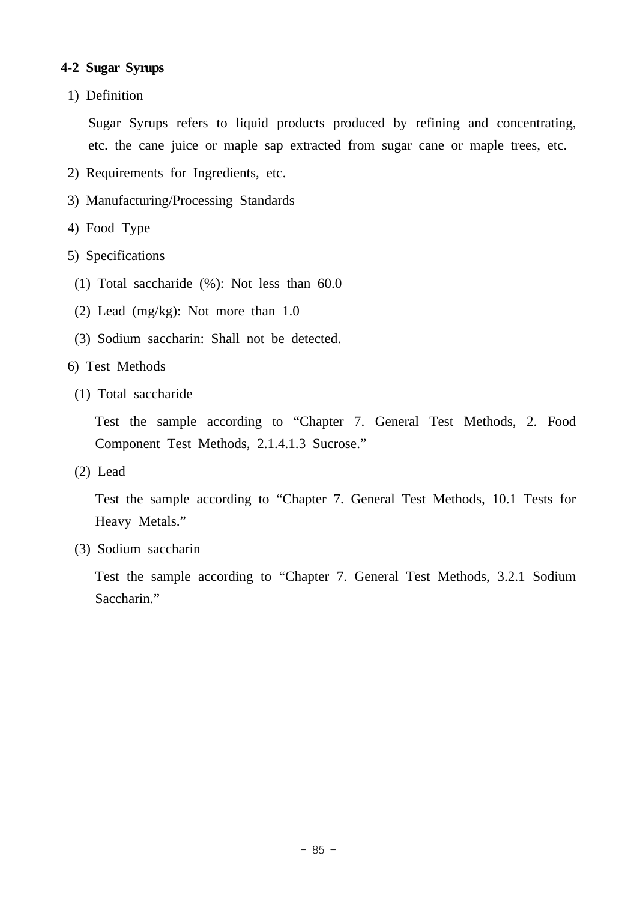## 4-2 Sugar Syrups

1) Definition

Sugar Syrups refers to liquid products produced by refining and concentrating, etc. the cane juice or maple sap extracted from sugar cane or maple trees, etc.

2) Requirements for Ingredients, etc.

3) Manufacturing/Processing Standards

4) Food Type

5) Specifications

(1) Total saccharide (%): Not less than 60.0

(2) Lead (mg/kg): Not more than 1.0

(3) Sodium saccharin: Shall not be detected.

6) Test Methods

(1) Total saccharide

Test the sample according to “Chapter 7. General Test Methods, 2. Food Component Test Methods, 2.1.4.1.3 Sucrose.”

(2) Lead

Test the sample according to “Chapter 7. General Test Methods, 10.1 Tests for Heavy Metals.”

(3) Sodium saccharin

Test the sample according to “Chapter 7. General Test Methods, 3.2.1 Sodium Saccharin.”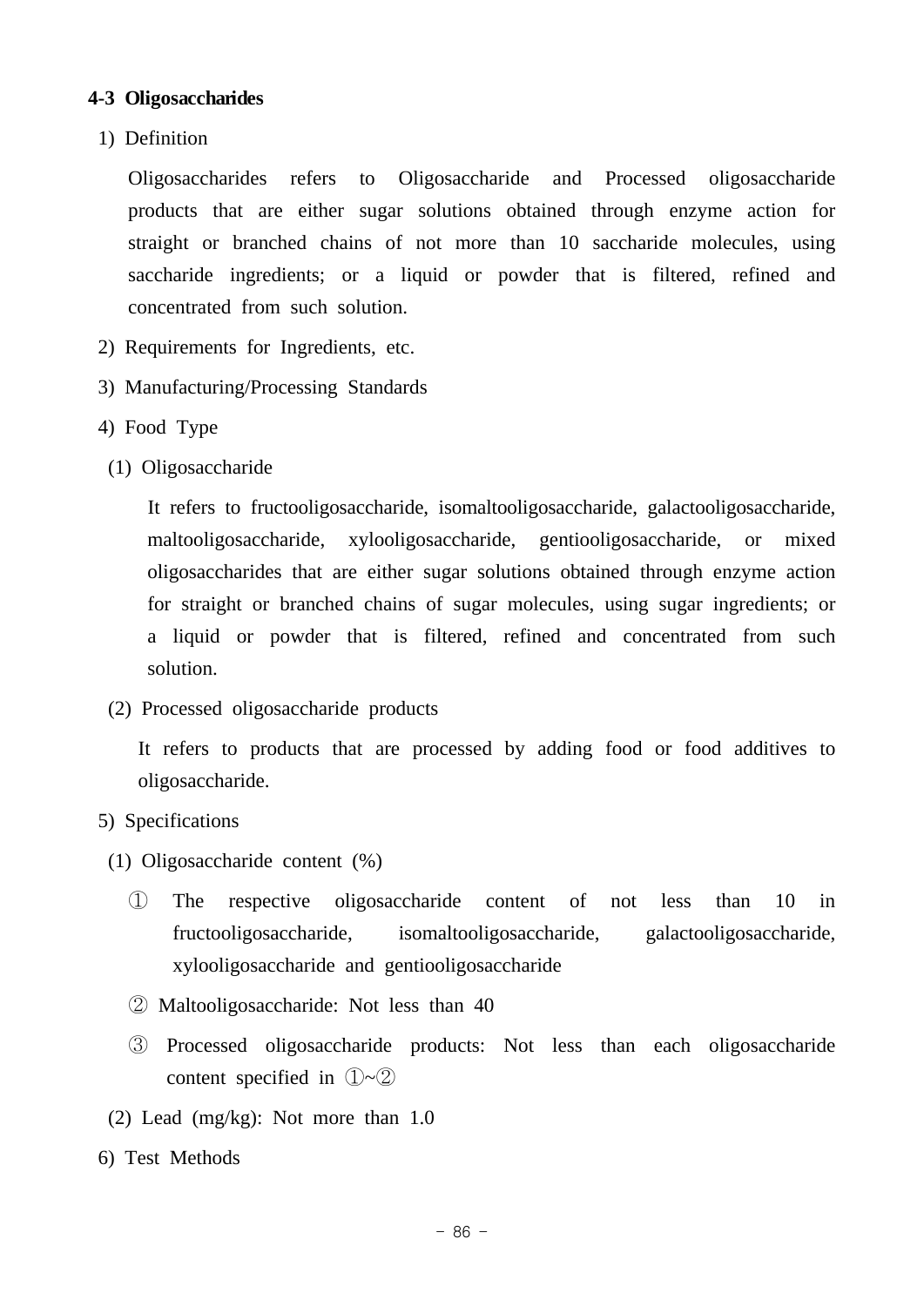### 4-3 Oligosaccharides

1) Definition

Oligosaccharides refers to Oligosaccharide and Processed oligosaccharide products that are either sugar solutions obtained through enzyme action for straight or branched chains of not more than 10 saccharide molecules, using saccharide ingredients; or a liquid or powder that is filtered, refined and concentrated from such solution.

2) Requirements for Ingredients, etc.

3) Manufacturing/Processing Standards

4) Food Type

(1) Oligosaccharide

It refers to fructooligosaccharide, isomaltooligosaccharide, galactooligosaccharide, maltooligosaccharide, xylooligosaccharide, gentiooligosaccharide, or mixed oligosaccharides that are either sugar solutions obtained through enzyme action for straight or branched chains of sugar molecules, using sugar ingredients; or a liquid or powder that is filtered, refined and concentrated from such solution.

(2) Processed oligosaccharide products

It refers to products that are processed by adding food or food additives to oligosaccharide.

5) Specifications

(1) Oligosaccharide content (%)

① The respective oligosaccharide content of not less than 10 in fructooligosaccharide, isomaltooligosaccharide, galactooligosaccharide, xylooligosaccharide and gentiooligosaccharide

② Maltooligosaccharide: Not less than 40

③ Processed oligosaccharide products: Not less than each oligosaccharide content specified in ①~②

(2) Lead (mg/kg): Not more than 1.0

6) Test Methods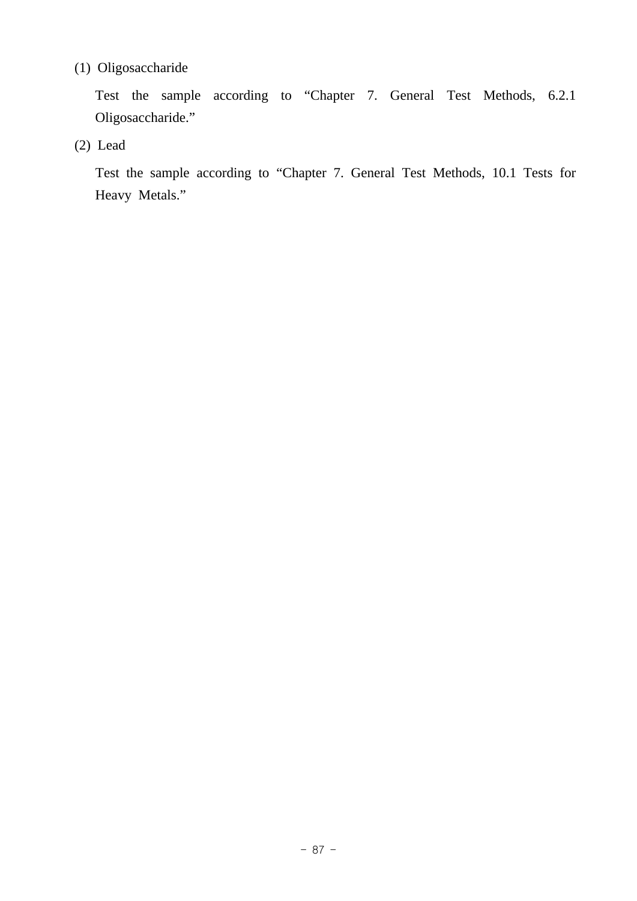(1) Oligosaccharide

Test the sample according to "Chapter 7. General Test Methods, 6.2.1 Oligosaccharide."

(2) Lead

Test the sample according to "Chapter 7. General Test Methods, 10.1 Tests for Heavy Metals."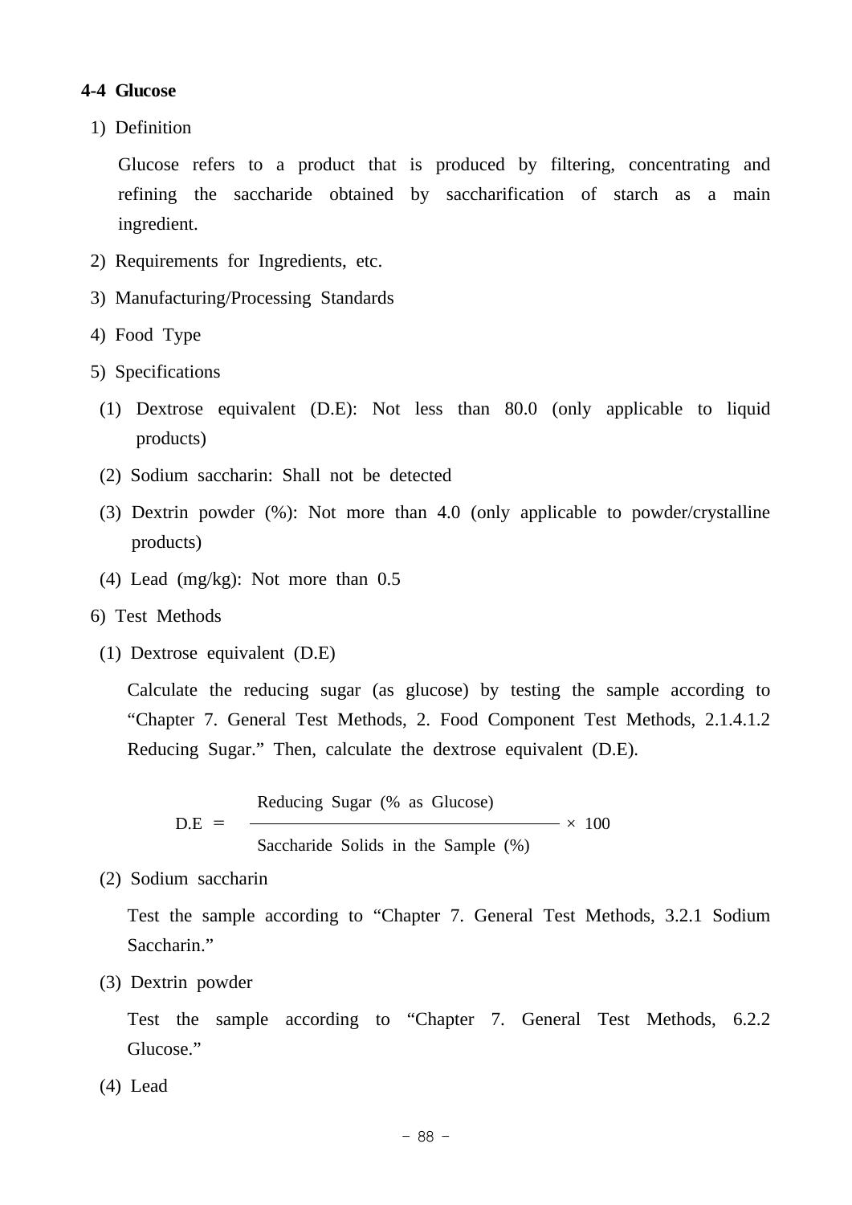### 4-4 Glucose

1) Definition

Glucose refers to a product that is produced by filtering, concentrating and refining the saccharide obtained by saccharification of starch as a main ingredient.

2) Requirements for Ingredients, etc.

3) Manufacturing/Processing Standards

4) Food Type

5) Specifications

(1) Dextrose equivalent (D.E): Not less than 80.0 (only applicable to liquid products)

(2) Sodium saccharin: Shall not be detected

(3) Dextrin powder (%): Not more than 4.0 (only applicable to powder/crystalline products)

(4) Lead (mg/kg): Not more than 0.5

6) Test Methods

(1) Dextrose equivalent (D.E)

Calculate the reducing sugar (as glucose) by testing the sample according to “Chapter 7. General Test Methods, 2. Food Component Test Methods, 2.1.4.1.2 Reducing Sugar.” Then, calculate the dextrose equivalent (D.E).

$$D.E = \frac{\text{Reducing Sugar (\% as Glucose)}}{\text{Saccharide Solids in the Sample (\%)}} \times 100$$

(2) Sodium saccharin

Test the sample according to “Chapter 7. General Test Methods, 3.2.1 Sodium Saccharin.”

(3) Dextrin powder

Test the sample according to “Chapter 7. General Test Methods, 6.2.2 Glucose.”

(4) Lead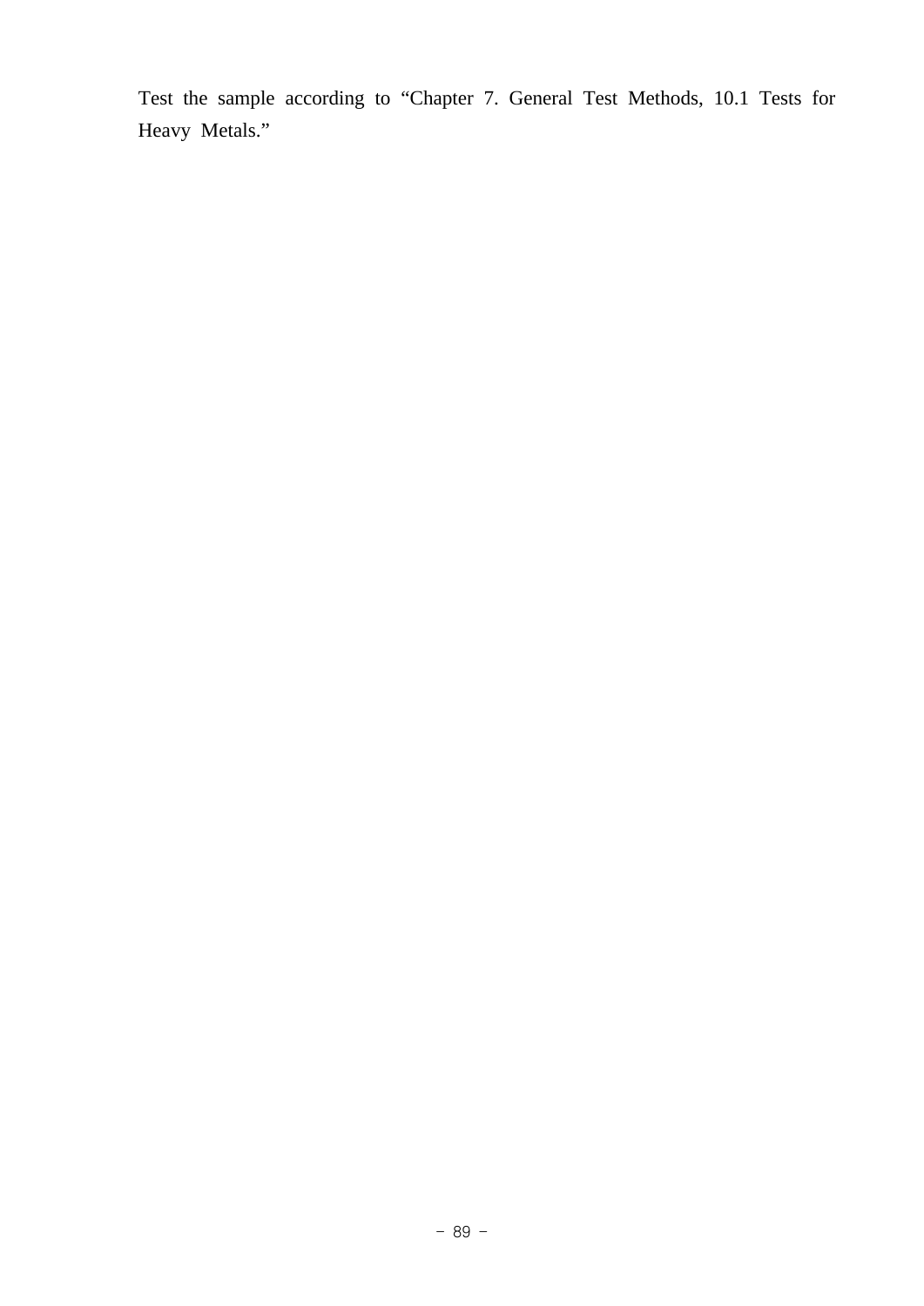Test the sample according to “Chapter 7. General Test Methods, 10.1 Tests for Heavy Metals.”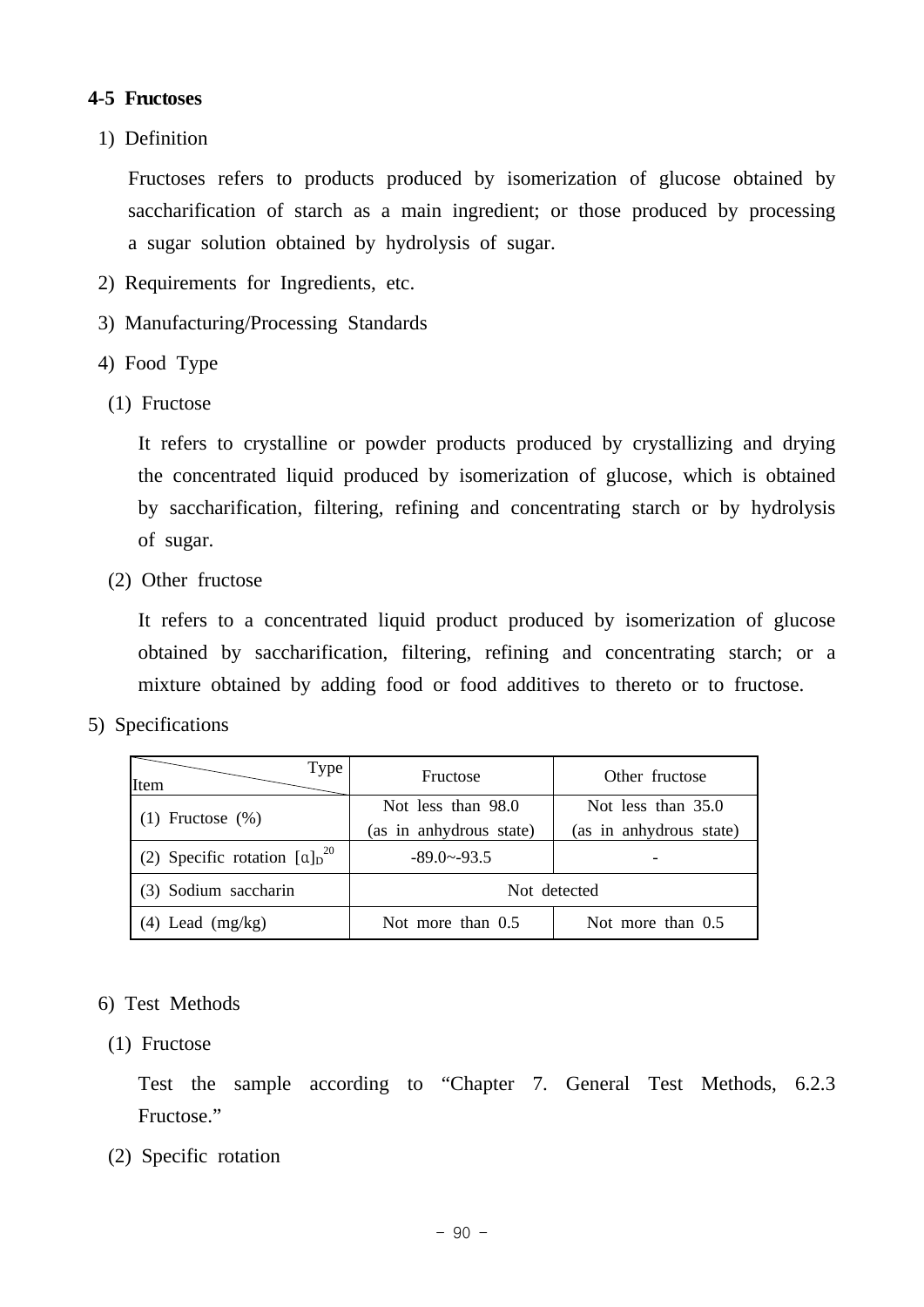### 4-5 Fructoses

1) Definition

Fructoses refers to products produced by isomerization of glucose obtained by saccharification of starch as a main ingredient; or those produced by processing a sugar solution obtained by hydrolysis of sugar.

2) Requirements for Ingredients, etc.

3) Manufacturing/Processing Standards

4) Food Type

(1) Fructose

It refers to crystalline or powder products produced by crystallizing and drying the concentrated liquid produced by isomerization of glucose, which is obtained by saccharification, filtering, refining and concentrating starch or by hydrolysis of sugar.

(2) Other fructose

It refers to a concentrated liquid product produced by isomerization of glucose obtained by saccharification, filtering, refining and concentrating starch; or a mixture obtained by adding food or food additives to thereto or to fructose.

5) Specifications

| Item \ Type | Fructose | Other fructose |
|---|---|---|
| (1) Fructose (%) | Not less than 98.0 (as in anhydrous state) | Not less than 35.0 (as in anhydrous state) |
| (2) Specific rotation $[\alpha]_D^{20}$ | -89.0~-93.5 | - |
| (3) Sodium saccharin | Not detected | |
| (4) Lead (mg/kg) | Not more than 0.5 | Not more than 0.5 |

6) Test Methods

(1) Fructose

Test the sample according to "Chapter 7. General Test Methods, 6.2.3 Fructose."

(2) Specific rotation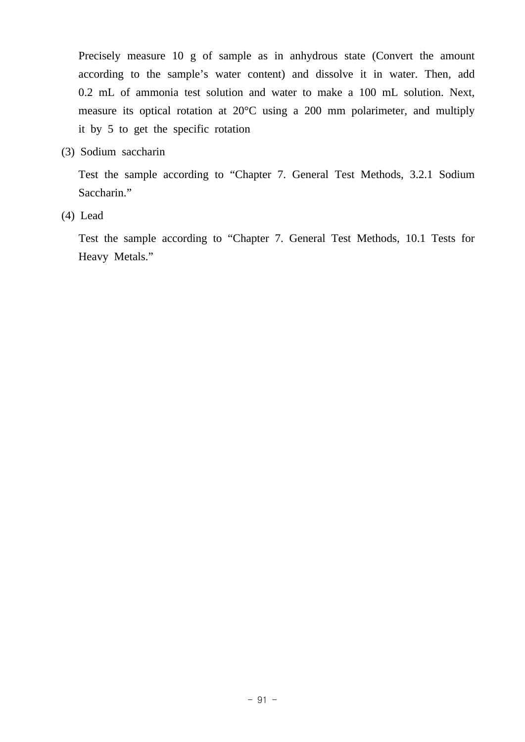Precisely measure 10 g of sample as in anhydrous state (Convert the amount according to the sample's water content) and dissolve it in water. Then, add 0.2 mL of ammonia test solution and water to make a 100 mL solution. Next, measure its optical rotation at 20°C using a 200 mm polarimeter, and multiply it by 5 to get the specific rotation

(3) Sodium saccharin

Test the sample according to "Chapter 7. General Test Methods, 3.2.1 Sodium Saccharin."

(4) Lead

Test the sample according to "Chapter 7. General Test Methods, 10.1 Tests for Heavy Metals."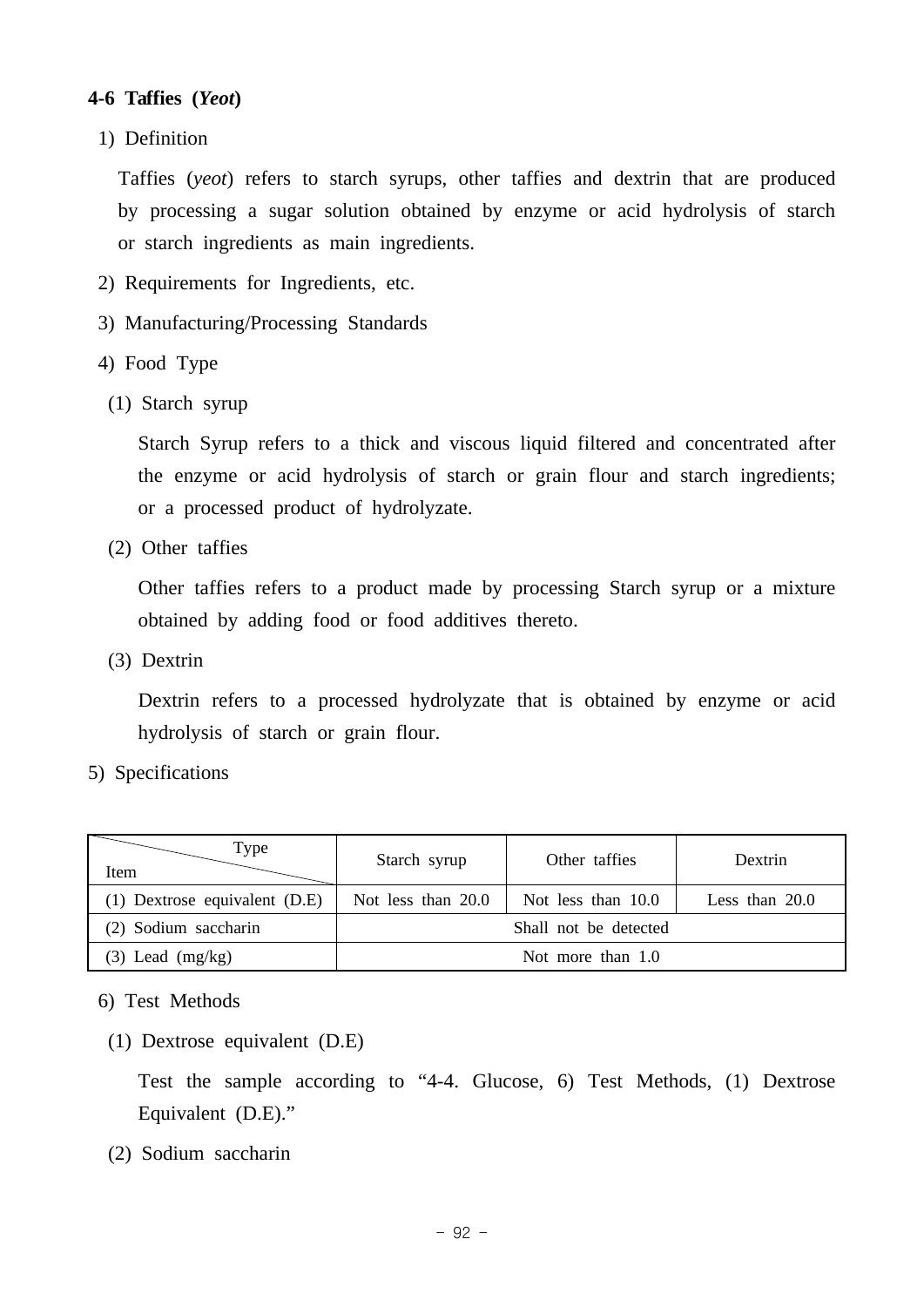### 4-6 Taffies (*Yeot*)

1) Definition

Taffies (*yeot*) refers to starch syrups, other taffies and dextrin that are produced by processing a sugar solution obtained by enzyme or acid hydrolysis of starch or starch ingredients as main ingredients.

2) Requirements for Ingredients, etc.

3) Manufacturing/Processing Standards

4) Food Type

(1) Starch syrup

Starch Syrup refers to a thick and viscous liquid filtered and concentrated after the enzyme or acid hydrolysis of starch or grain flour and starch ingredients; or a processed product of hydrolyzate.

(2) Other taffies

Other taffies refers to a product made by processing Starch syrup or a mixture obtained by adding food or food additives thereto.

(3) Dextrin

Dextrin refers to a processed hydrolyzate that is obtained by enzyme or acid hydrolysis of starch or grain flour.

5) Specifications

| Item \ Type | Starch syrup | Other taffies | Dextrin |
|---|---|---|---|
| (1) Dextrose equivalent (D.E) | Not less than 20.0 | Not less than 10.0 | Less than 20.0 |
| (2) Sodium saccharin | Shall not be detected | | |
| (3) Lead (mg/kg) | Not more than 1.0 | | |

6) Test Methods

(1) Dextrose equivalent (D.E)

Test the sample according to "4-4. Glucose, 6) Test Methods, (1) Dextrose Equivalent (D.E)."

(2) Sodium saccharin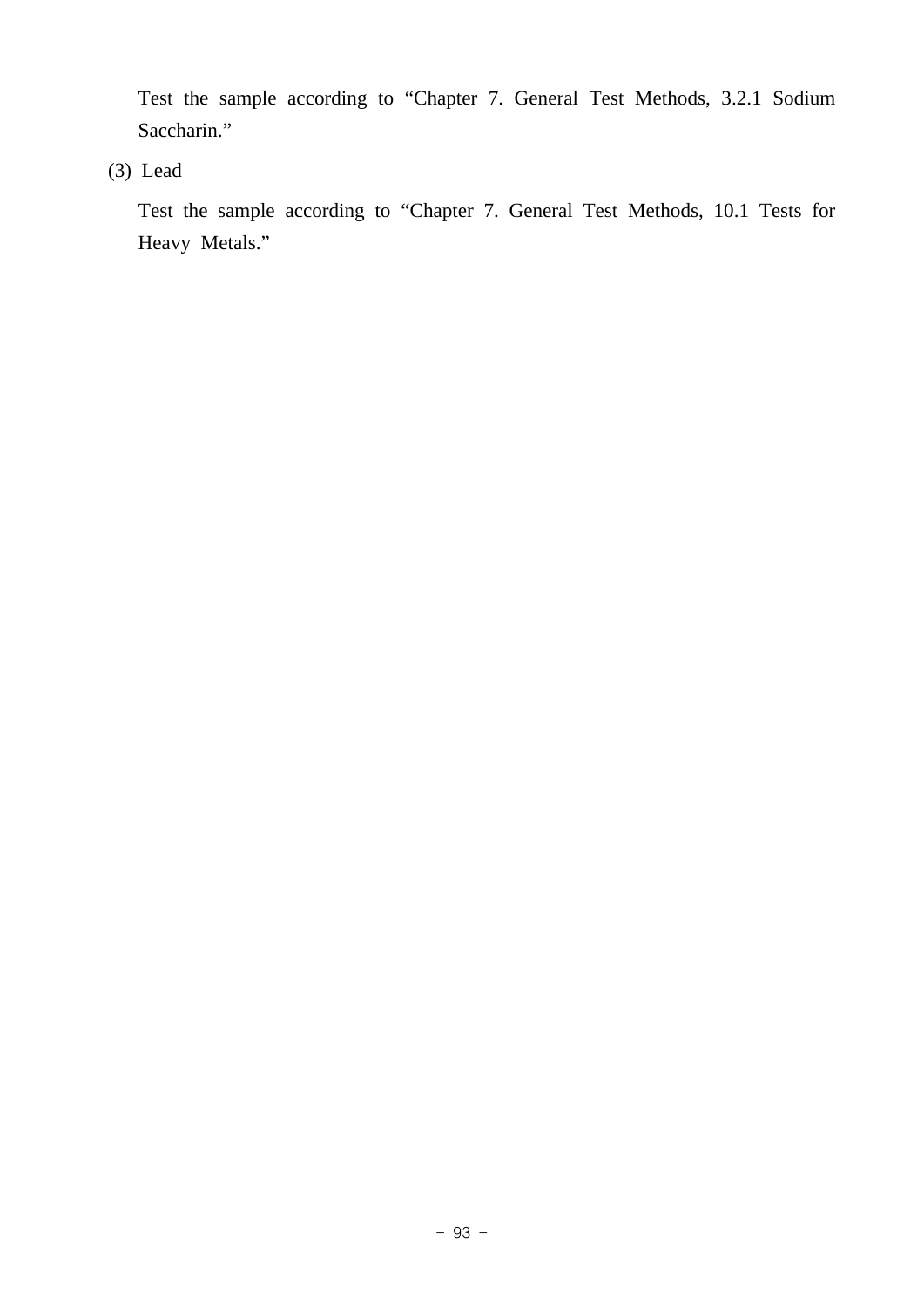Test the sample according to “Chapter 7. General Test Methods, 3.2.1 Sodium Saccharin.”

(3) Lead

Test the sample according to “Chapter 7. General Test Methods, 10.1 Tests for Heavy Metals.”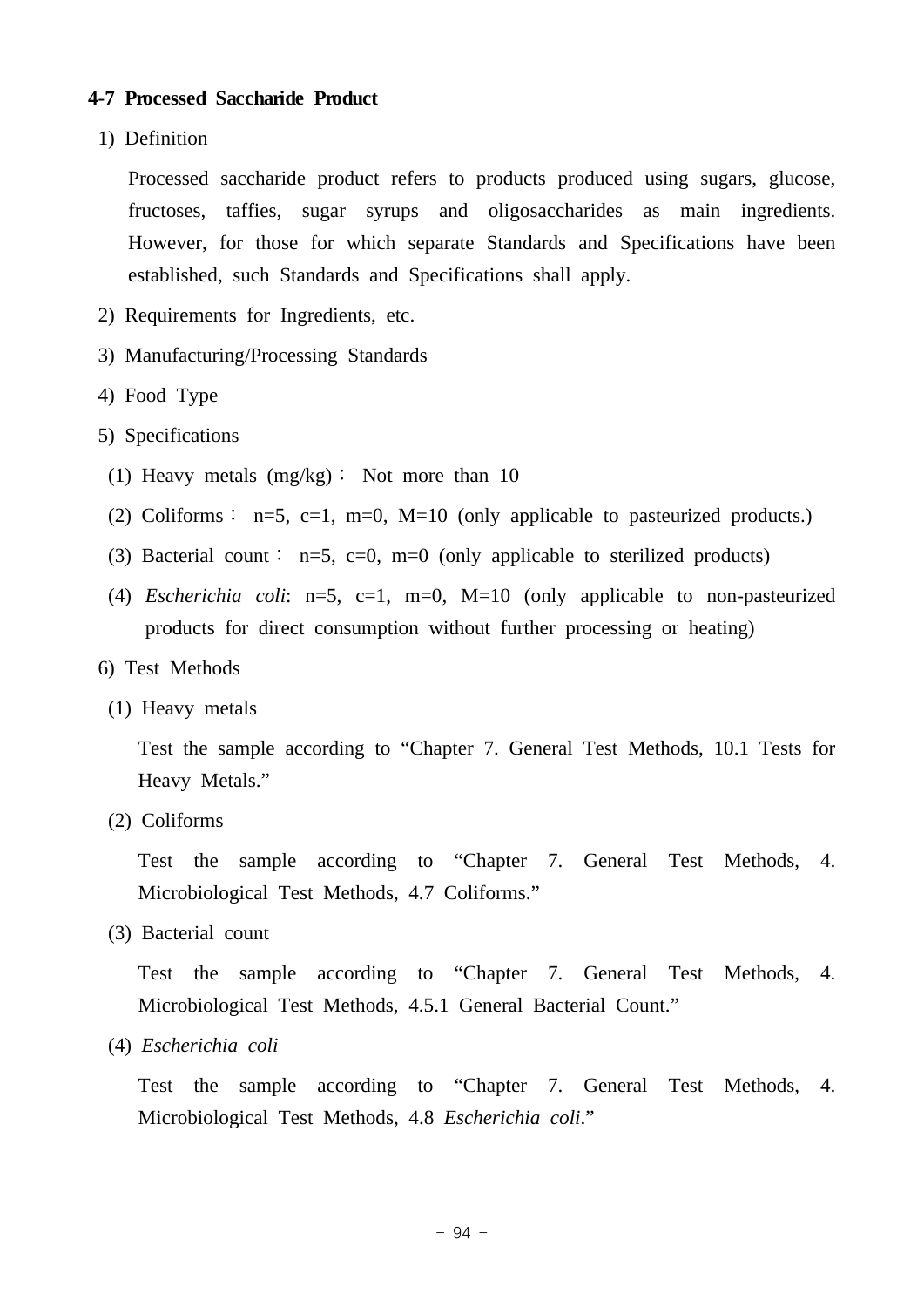### 4-7 Processed Saccharide Product

1) Definition

Processed saccharide product refers to products produced using sugars, glucose, fructoses, taffies, sugar syrups and oligosaccharides as main ingredients. However, for those for which separate Standards and Specifications have been established, such Standards and Specifications shall apply.

2) Requirements for Ingredients, etc.

3) Manufacturing/Processing Standards

4) Food Type

5) Specifications

(1) Heavy metals (mg/kg)： Not more than 10

(2) Coliforms： n=5, c=1, m=0, M=10 (only applicable to pasteurized products.)

(3) Bacterial count： n=5, c=0, m=0 (only applicable to sterilized products)

(4) *Escherichia coli*: n=5, c=1, m=0, M=10 (only applicable to non-pasteurized products for direct consumption without further processing or heating)

6) Test Methods

(1) Heavy metals

Test the sample according to “Chapter 7. General Test Methods, 10.1 Tests for Heavy Metals.”

(2) Coliforms

Test the sample according to “Chapter 7. General Test Methods, 4. Microbiological Test Methods, 4.7 Coliforms.”

(3) Bacterial count

Test the sample according to “Chapter 7. General Test Methods, 4. Microbiological Test Methods, 4.5.1 General Bacterial Count.”

(4) *Escherichia coli*

Test the sample according to “Chapter 7. General Test Methods, 4. Microbiological Test Methods, 4.8 *Escherichia coli*.”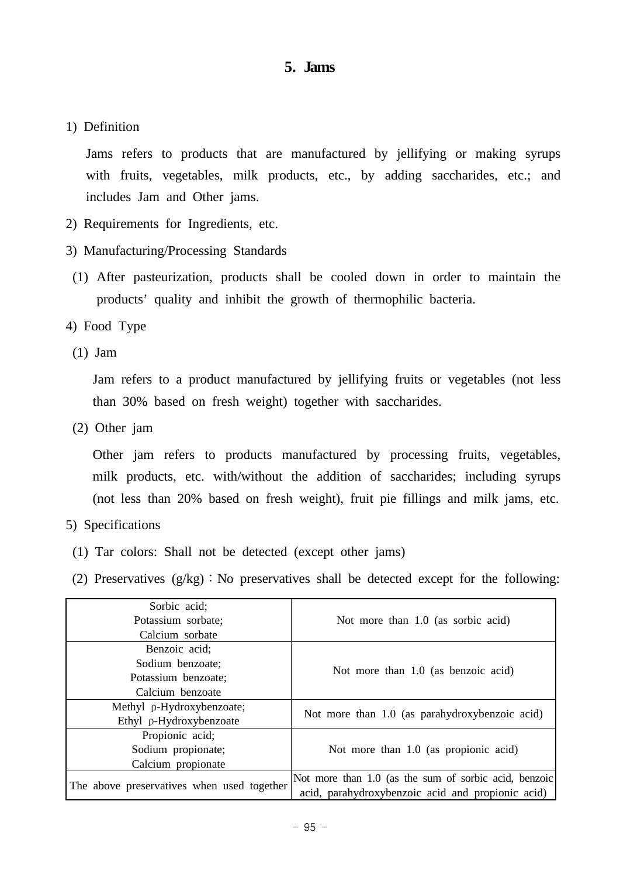## 5. Jams

1) Definition

Jams refers to products that are manufactured by jellifying or making syrups with fruits, vegetables, milk products, etc., by adding saccharides, etc.; and includes Jam and Other jams.

2) Requirements for Ingredients, etc.

3) Manufacturing/Processing Standards

(1) After pasteurization, products shall be cooled down in order to maintain the products' quality and inhibit the growth of thermophilic bacteria.

4) Food Type

(1) Jam

Jam refers to a product manufactured by jellifying fruits or vegetables (not less than 30% based on fresh weight) together with saccharides.

(2) Other jam

Other jam refers to products manufactured by processing fruits, vegetables, milk products, etc. with/without the addition of saccharides; including syrups (not less than 20% based on fresh weight), fruit pie fillings and milk jams, etc.

5) Specifications

(1) Tar colors: Shall not be detected (except other jams)

(2) Preservatives (g/kg) : No preservatives shall be detected except for the following:

| | |
|---|---|
| Sorbic acid;<br>Potassium sorbate;<br>Calcium sorbate | Not more than 1.0 (as sorbic acid) |
| Benzoic acid;<br>Sodium benzoate;<br>Potassium benzoate;<br>Calcium benzoate | Not more than 1.0 (as benzoic acid) |
| Methyl ρ-Hydroxybenzoate;<br>Ethyl ρ-Hydroxybenzoate | Not more than 1.0 (as parahydroxybenzoic acid) |
| Propionic acid;<br>Sodium propionate;<br>Calcium propionate | Not more than 1.0 (as propionic acid) |
| The above preservatives when used together | Not more than 1.0 (as the sum of sorbic acid, benzoic acid, parahydroxybenzoic acid and propionic acid) |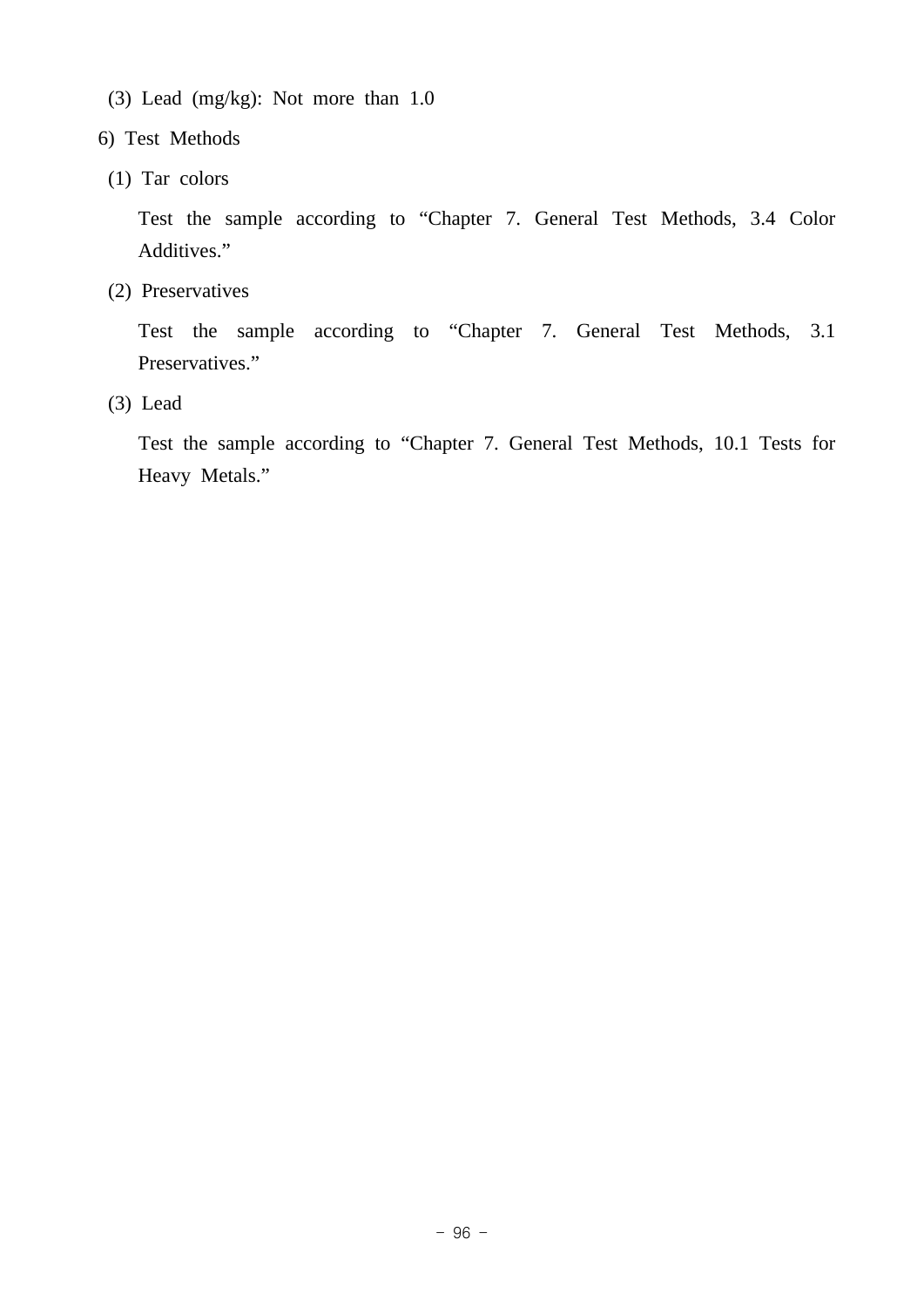(3) Lead (mg/kg): Not more than 1.0

6) Test Methods

(1) Tar colors

Test the sample according to “Chapter 7. General Test Methods, 3.4 Color Additives.”

(2) Preservatives

Test the sample according to “Chapter 7. General Test Methods, 3.1 Preservatives.”

(3) Lead

Test the sample according to “Chapter 7. General Test Methods, 10.1 Tests for Heavy Metals.”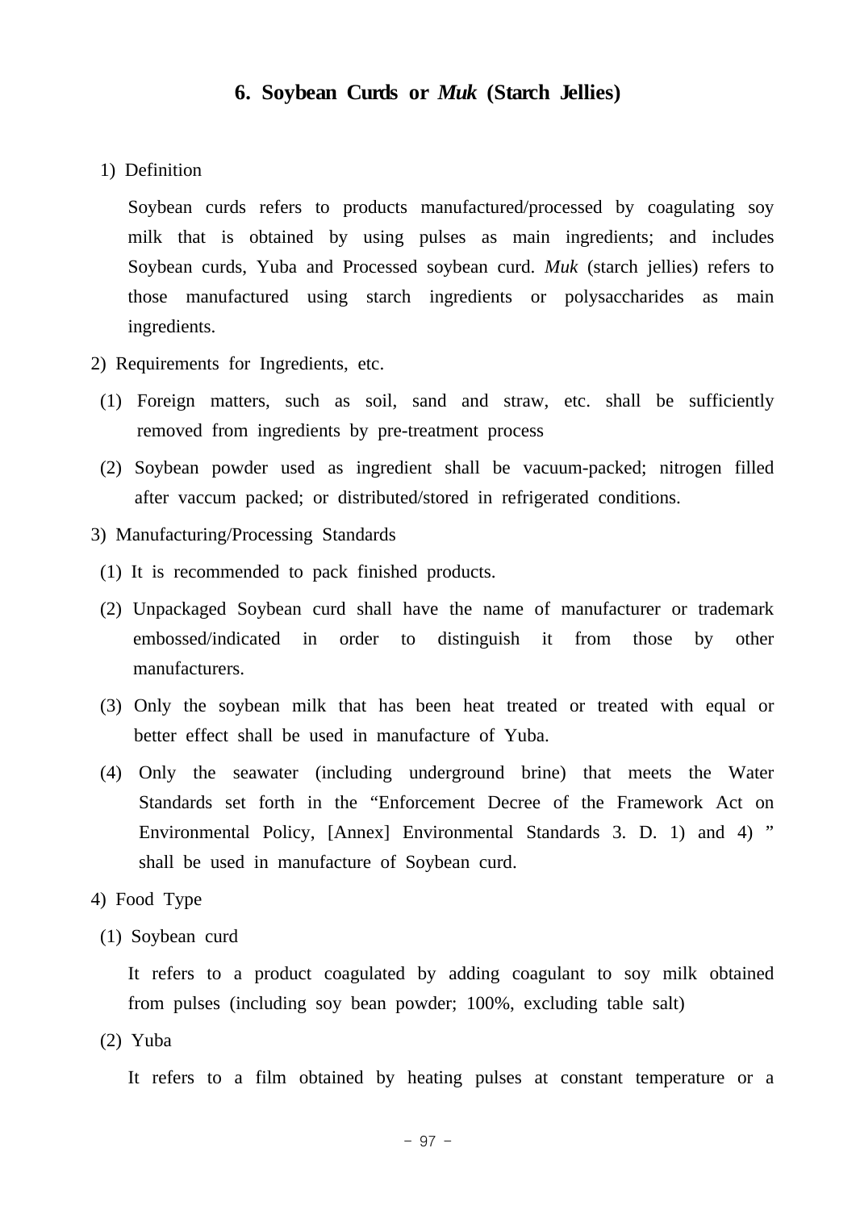## 6. Soybean Curds or *Muk* (Starch Jellies)

1) Definition

Soybean curds refers to products manufactured/processed by coagulating soy milk that is obtained by using pulses as main ingredients; and includes Soybean curds, Yuba and Processed soybean curd. *Muk* (starch jellies) refers to those manufactured using starch ingredients or polysaccharides as main ingredients.

2) Requirements for Ingredients, etc.

(1) Foreign matters, such as soil, sand and straw, etc. shall be sufficiently removed from ingredients by pre-treatment process

(2) Soybean powder used as ingredient shall be vacuum-packed; nitrogen filled after vaccum packed; or distributed/stored in refrigerated conditions.

3) Manufacturing/Processing Standards

(1) It is recommended to pack finished products.

(2) Unpackaged Soybean curd shall have the name of manufacturer or trademark embossed/indicated in order to distinguish it from those by other manufacturers.

(3) Only the soybean milk that has been heat treated or treated with equal or better effect shall be used in manufacture of Yuba.

(4) Only the seawater (including underground brine) that meets the Water Standards set forth in the “Enforcement Decree of the Framework Act on Environmental Policy, [Annex] Environmental Standards 3. D. 1) and 4) ” shall be used in manufacture of Soybean curd.

4) Food Type

(1) Soybean curd

It refers to a product coagulated by adding coagulant to soy milk obtained from pulses (including soy bean powder; 100%, excluding table salt)

(2) Yuba

It refers to a film obtained by heating pulses at constant temperature or a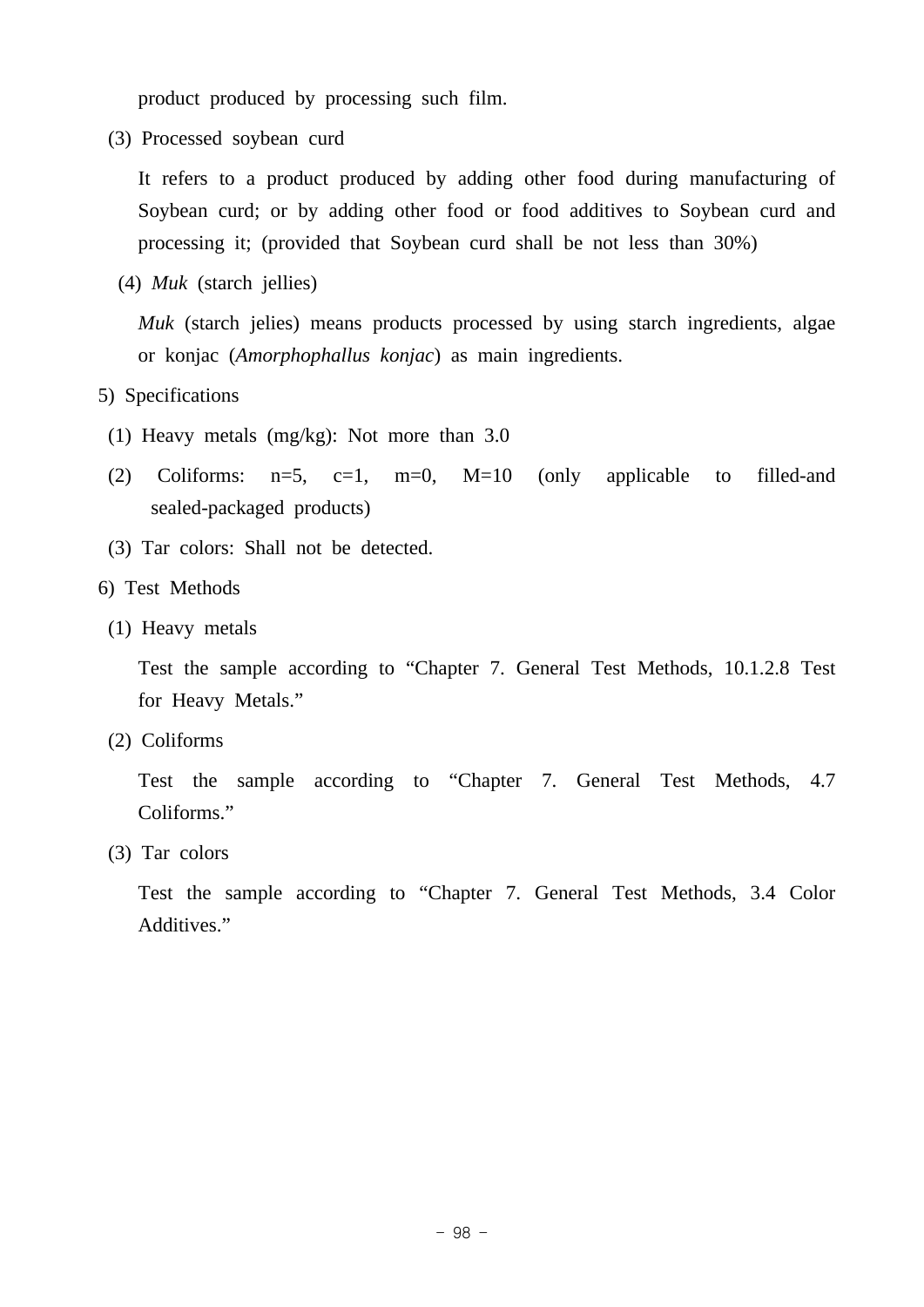product produced by processing such film.

(3) Processed soybean curd

It refers to a product produced by adding other food during manufacturing of Soybean curd; or by adding other food or food additives to Soybean curd and processing it; (provided that Soybean curd shall be not less than 30%)

(4) *Muk* (starch jellies)

*Muk* (starch jelies) means products processed by using starch ingredients, algae or konjac (*Amorphophallus konjac*) as main ingredients.

5) Specifications

(1) Heavy metals (mg/kg): Not more than 3.0

(2) Coliforms: n=5, c=1, m=0, M=10 (only applicable to filled-and sealed-packaged products)

(3) Tar colors: Shall not be detected.

6) Test Methods

(1) Heavy metals

Test the sample according to “Chapter 7. General Test Methods, 10.1.2.8 Test for Heavy Metals.”

(2) Coliforms

Test the sample according to “Chapter 7. General Test Methods, 4.7 Coliforms.”

(3) Tar colors

Test the sample according to “Chapter 7. General Test Methods, 3.4 Color Additives.”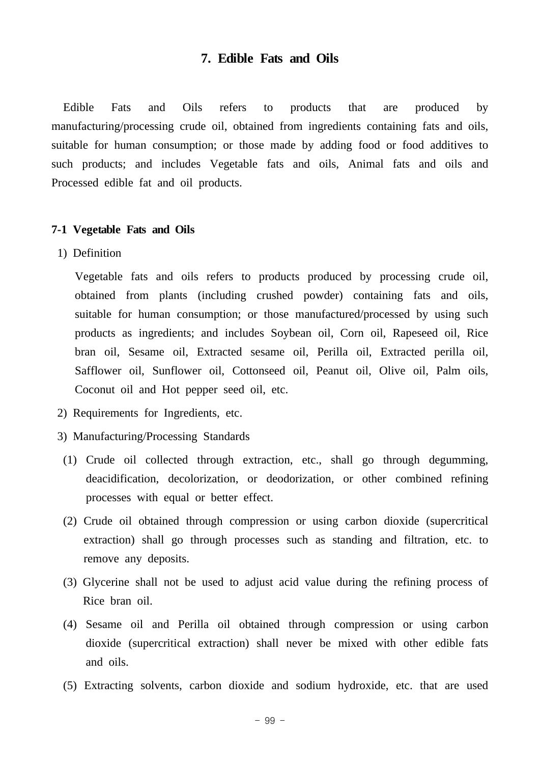# 7. Edible Fats and Oils

Edible Fats and Oils refers to products that are produced by manufacturing/processing crude oil, obtained from ingredients containing fats and oils, suitable for human consumption; or those made by adding food or food additives to such products; and includes Vegetable fats and oils, Animal fats and oils and Processed edible fat and oil products.

## 7-1 Vegetable Fats and Oils

1) Definition

Vegetable fats and oils refers to products produced by processing crude oil, obtained from plants (including crushed powder) containing fats and oils, suitable for human consumption; or those manufactured/processed by using such products as ingredients; and includes Soybean oil, Corn oil, Rapeseed oil, Rice bran oil, Sesame oil, Extracted sesame oil, Perilla oil, Extracted perilla oil, Safflower oil, Sunflower oil, Cottonseed oil, Peanut oil, Olive oil, Palm oils, Coconut oil and Hot pepper seed oil, etc.

2) Requirements for Ingredients, etc.

3) Manufacturing/Processing Standards

(1) Crude oil collected through extraction, etc., shall go through degumming, deacidification, decolorization, or deodorization, or other combined refining processes with equal or better effect.

(2) Crude oil obtained through compression or using carbon dioxide (supercritical extraction) shall go through processes such as standing and filtration, etc. to remove any deposits.

(3) Glycerine shall not be used to adjust acid value during the refining process of Rice bran oil.

(4) Sesame oil and Perilla oil obtained through compression or using carbon dioxide (supercritical extraction) shall never be mixed with other edible fats and oils.

(5) Extracting solvents, carbon dioxide and sodium hydroxide, etc. that are used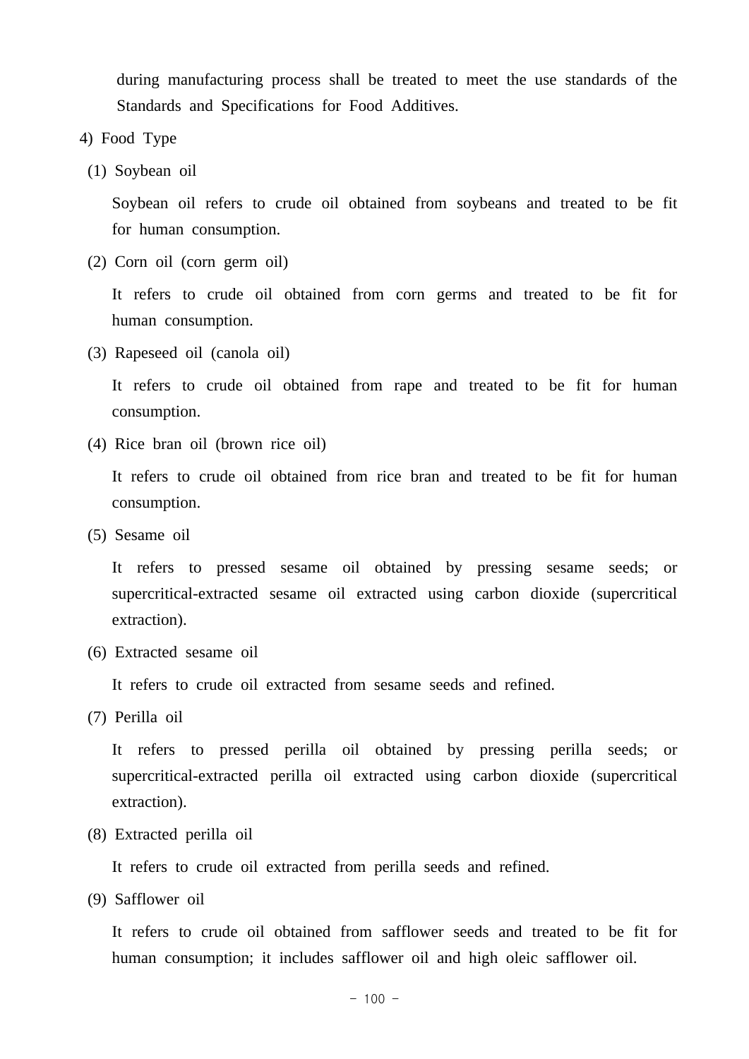during manufacturing process shall be treated to meet the use standards of the Standards and Specifications for Food Additives.

4) Food Type

(1) Soybean oil

Soybean oil refers to crude oil obtained from soybeans and treated to be fit for human consumption.

(2) Corn oil (corn germ oil)

It refers to crude oil obtained from corn germs and treated to be fit for human consumption.

(3) Rapeseed oil (canola oil)

It refers to crude oil obtained from rape and treated to be fit for human consumption.

(4) Rice bran oil (brown rice oil)

It refers to crude oil obtained from rice bran and treated to be fit for human consumption.

(5) Sesame oil

It refers to pressed sesame oil obtained by pressing sesame seeds; or supercritical-extracted sesame oil extracted using carbon dioxide (supercritical extraction).

(6) Extracted sesame oil

It refers to crude oil extracted from sesame seeds and refined.

(7) Perilla oil

It refers to pressed perilla oil obtained by pressing perilla seeds; or supercritical-extracted perilla oil extracted using carbon dioxide (supercritical extraction).

(8) Extracted perilla oil

It refers to crude oil extracted from perilla seeds and refined.

(9) Safflower oil

It refers to crude oil obtained from safflower seeds and treated to be fit for human consumption; it includes safflower oil and high oleic safflower oil.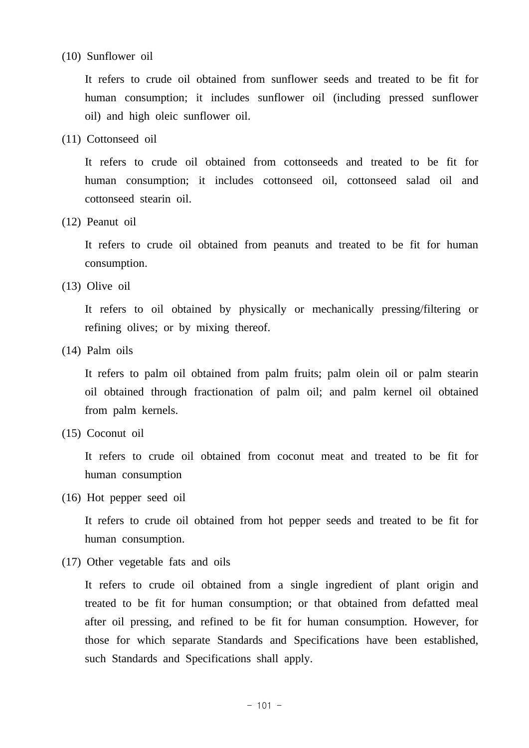(10) Sunflower oil

It refers to crude oil obtained from sunflower seeds and treated to be fit for human consumption; it includes sunflower oil (including pressed sunflower oil) and high oleic sunflower oil.

(11) Cottonseed oil

It refers to crude oil obtained from cottonseeds and treated to be fit for human consumption; it includes cottonseed oil, cottonseed salad oil and cottonseed stearin oil.

(12) Peanut oil

It refers to crude oil obtained from peanuts and treated to be fit for human consumption.

(13) Olive oil

It refers to oil obtained by physically or mechanically pressing/filtering or refining olives; or by mixing thereof.

(14) Palm oils

It refers to palm oil obtained from palm fruits; palm olein oil or palm stearin oil obtained through fractionation of palm oil; and palm kernel oil obtained from palm kernels.

(15) Coconut oil

It refers to crude oil obtained from coconut meat and treated to be fit for human consumption

(16) Hot pepper seed oil

It refers to crude oil obtained from hot pepper seeds and treated to be fit for human consumption.

(17) Other vegetable fats and oils

It refers to crude oil obtained from a single ingredient of plant origin and treated to be fit for human consumption; or that obtained from defatted meal after oil pressing, and refined to be fit for human consumption. However, for those for which separate Standards and Specifications have been established, such Standards and Specifications shall apply.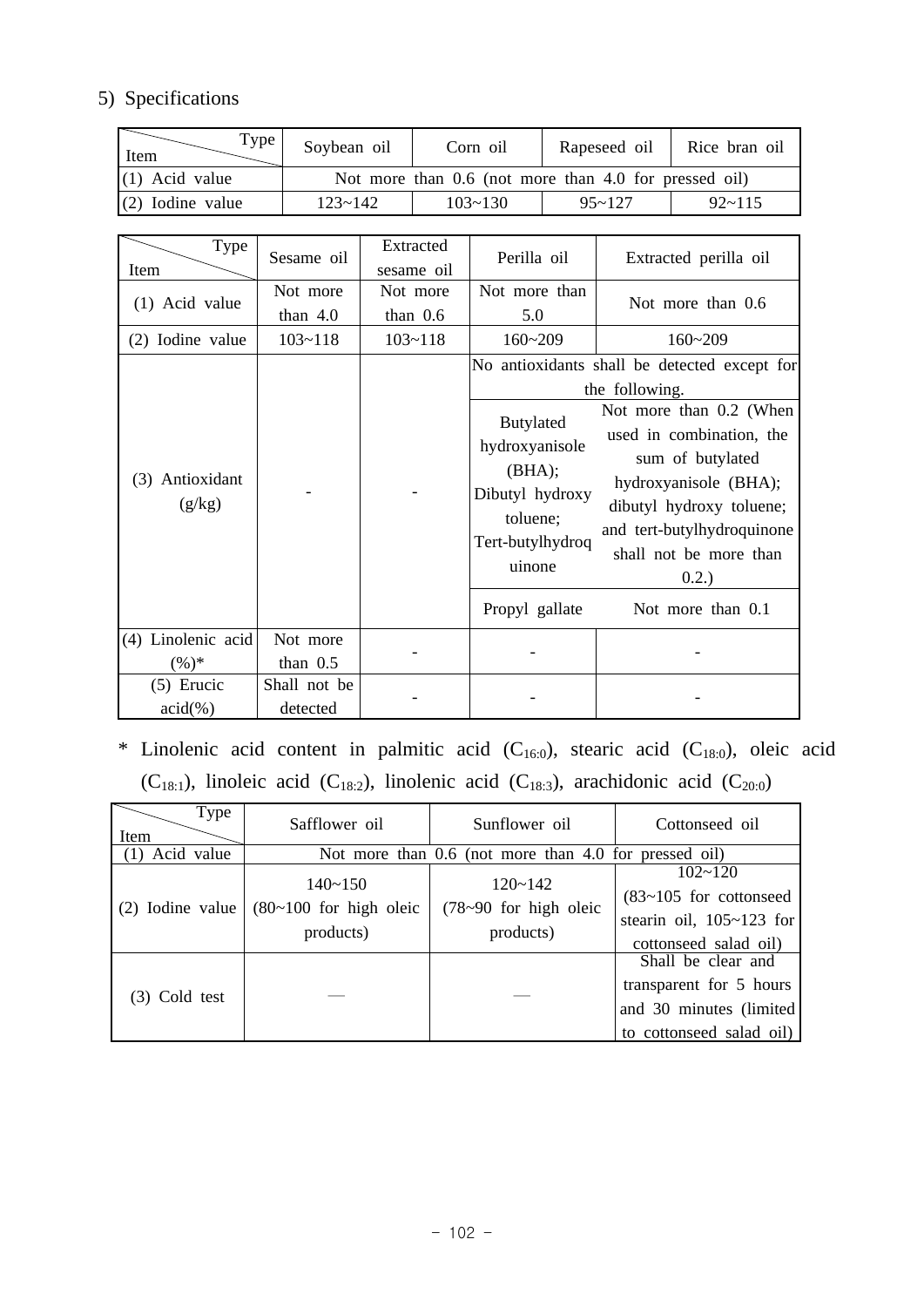5) Specifications

| Item \ Type | Soybean oil | Corn oil | Rapeseed oil | Rice bran oil |
|---|---|---|---|---|
| (1) Acid value | Not more than 0.6 (not more than 4.0 for pressed oil) | | | |
| (2) Iodine value | 123~142 | 103~130 | 95~127 | 92~115 |

| Item \ Type | Sesame oil | Extracted sesame oil | Perilla oil | Extracted perilla oil |
|---|---|---|---|---|
| (1) Acid value | Not more than 4.0 | Not more than 0.6 | Not more than 5.0 | Not more than 0.6 |
| (2) Iodine value | 103~118 | 103~118 | 160~209 | 160~209 |
| (3) Antioxidant (g/kg) | - | - | No antioxidants shall be detected except for the following. | |
| | | | Butylated hydroxyanisole (BHA); Dibutyl hydroxy toluene; Tert-butylhydroquinone | Not more than 0.2 (When used in combination, the sum of butylated hydroxyanisole (BHA); dibutyl hydroxy toluene; and tert-butylhydroquinone shall not be more than 0.2.) |
| | | | Propyl gallate | Not more than 0.1 |
| (4) Linolenic acid (%)* | Not more than 0.5 | - | - | - |
| (5) Erucic acid(%) | Shall not be detected | - | - | - |

\* Linolenic acid content in palmitic acid ($C_{16:0}$), stearic acid ($C_{18:0}$), oleic acid ($C_{18:1}$), linoleic acid ($C_{18:2}$), linolenic acid ($C_{18:3}$), arachidonic acid ($C_{20:0}$)

| Item \ Type | Safflower oil | Sunflower oil | Cottonseed oil |
|---|---|---|---|
| (1) Acid value | Not more than 0.6 (not more than 4.0 for pressed oil) | | |
| (2) Iodine value | 140~150 (80~100 for high oleic products) | 120~142 (78~90 for high oleic products) | 102~120 (83~105 for cottonseed stearin oil, 105~123 for cottonseed salad oil) |
| (3) Cold test | — | — | Shall be clear and transparent for 5 hours and 30 minutes (limited to cottonseed salad oil) |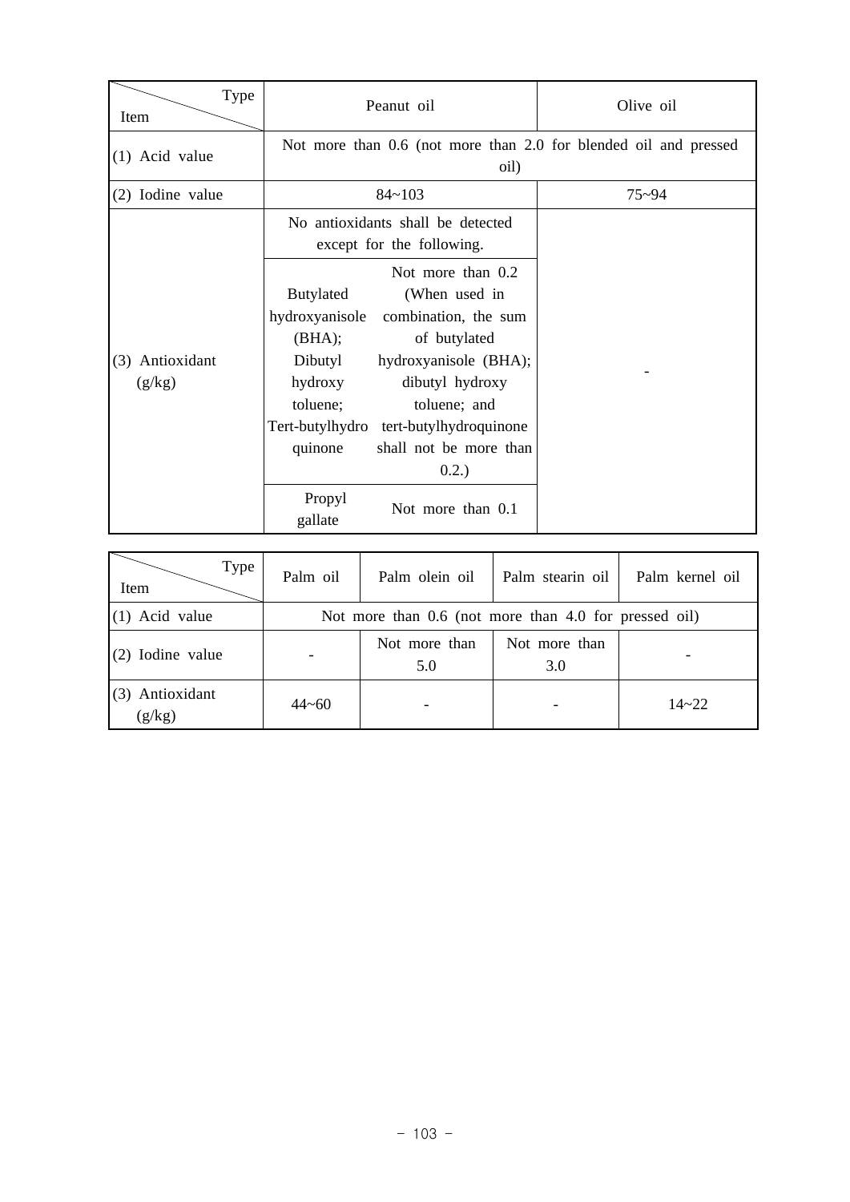| Type / Item | Peanut oil | | Olive oil |
|---|---|---|---|
| (1) Acid value | Not more than 0.6 (not more than 2.0 for blended oil and pressed oil) | | |
| (2) Iodine value | 84~103 | | 75~94 |
| (3) Antioxidant (g/kg) | No antioxidants shall be detected except for the following. | | - |
| | Butylated hydroxyanisole (BHA); Dibutyl hydroxy toluene; Tert-butylhydroquinone | Not more than 0.2 (When used in combination, the sum of butylated hydroxyanisole (BHA); dibutyl hydroxy toluene; and tert-butylhydroquinone shall not be more than 0.2.) | |
| | Propyl gallate | Not more than 0.1 | |

| Type / Item | Palm oil | Palm olein oil | Palm stearin oil | Palm kernel oil |
|---|---|---|---|---|
| (1) Acid value | Not more than 0.6 (not more than 4.0 for pressed oil) | | | |
| (2) Iodine value | - | Not more than 5.0 | Not more than 3.0 | - |
| (3) Antioxidant (g/kg) | 44~60 | - | - | 14~22 |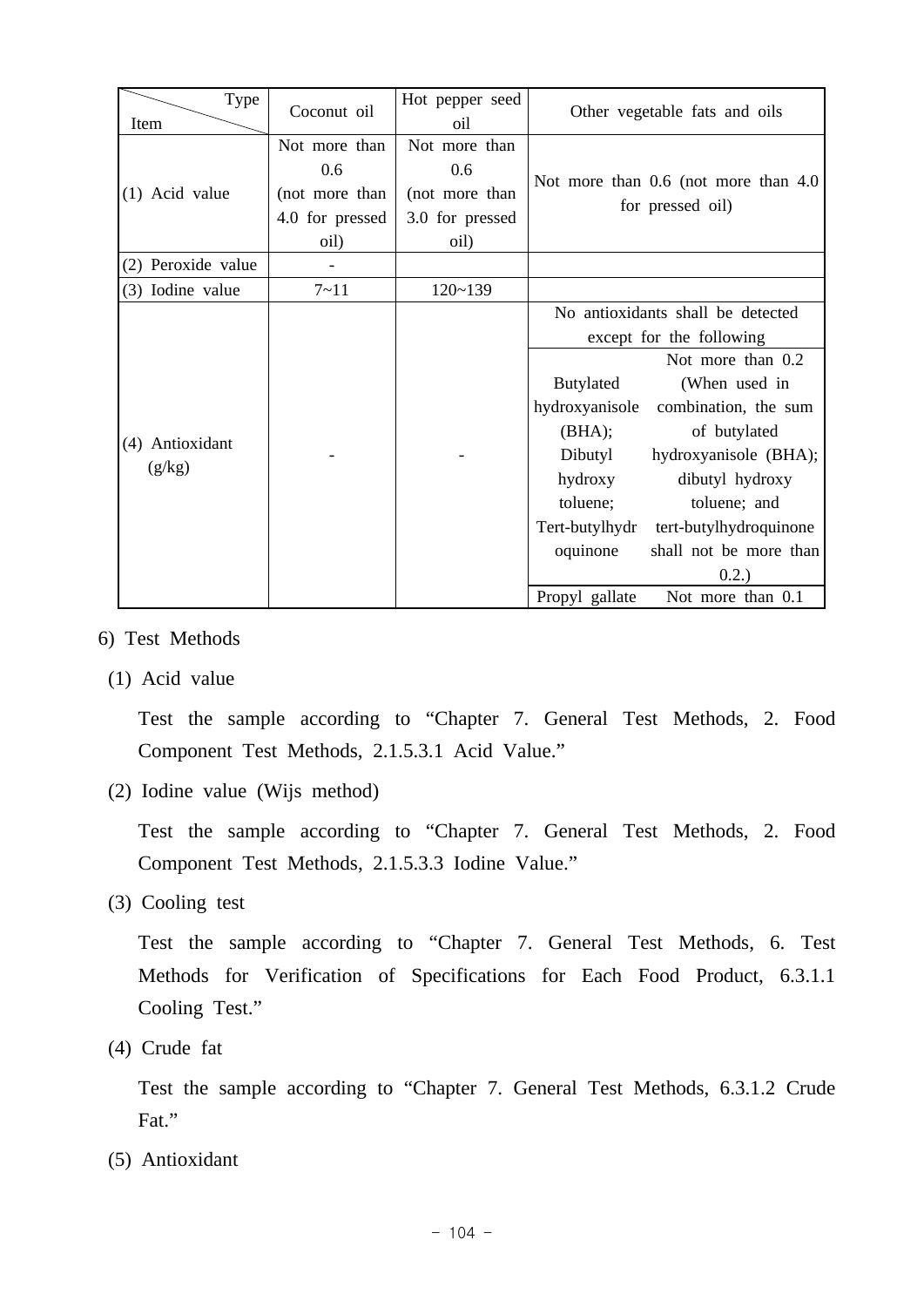| Item \ Type | Coconut oil | Hot pepper seed oil | Other vegetable fats and oils | |
|---|---|---|---|---|
| (1) Acid value | Not more than 0.6 (not more than 4.0 for pressed oil) | Not more than 0.6 (not more than 3.0 for pressed oil) | Not more than 0.6 (not more than 4.0 for pressed oil) | |
| (2) Peroxide value | - | | | |
| (3) Iodine value | 7~11 | 120~139 | | |
| (4) Antioxidant (g/kg) | - | - | No antioxidants shall be detected except for the following | |
| | | | Butylated hydroxyanisole (BHA); Dibutyl hydroxy toluene; Tert-butylhydroquinone | Not more than 0.2 (When used in combination, the sum of butylated hydroxyanisole (BHA); dibutyl hydroxy toluene; and tert-butylhydroquinone shall not be more than 0.2.) |
| | | | Propyl gallate | Not more than 0.1 |

6) Test Methods

(1) Acid value

Test the sample according to “Chapter 7. General Test Methods, 2. Food Component Test Methods, 2.1.5.3.1 Acid Value.”

(2) Iodine value (Wijs method)

Test the sample according to “Chapter 7. General Test Methods, 2. Food Component Test Methods, 2.1.5.3.3 Iodine Value.”

(3) Cooling test

Test the sample according to “Chapter 7. General Test Methods, 6. Test Methods for Verification of Specifications for Each Food Product, 6.3.1.1 Cooling Test.”

(4) Crude fat

Test the sample according to “Chapter 7. General Test Methods, 6.3.1.2 Crude Fat.”

(5) Antioxidant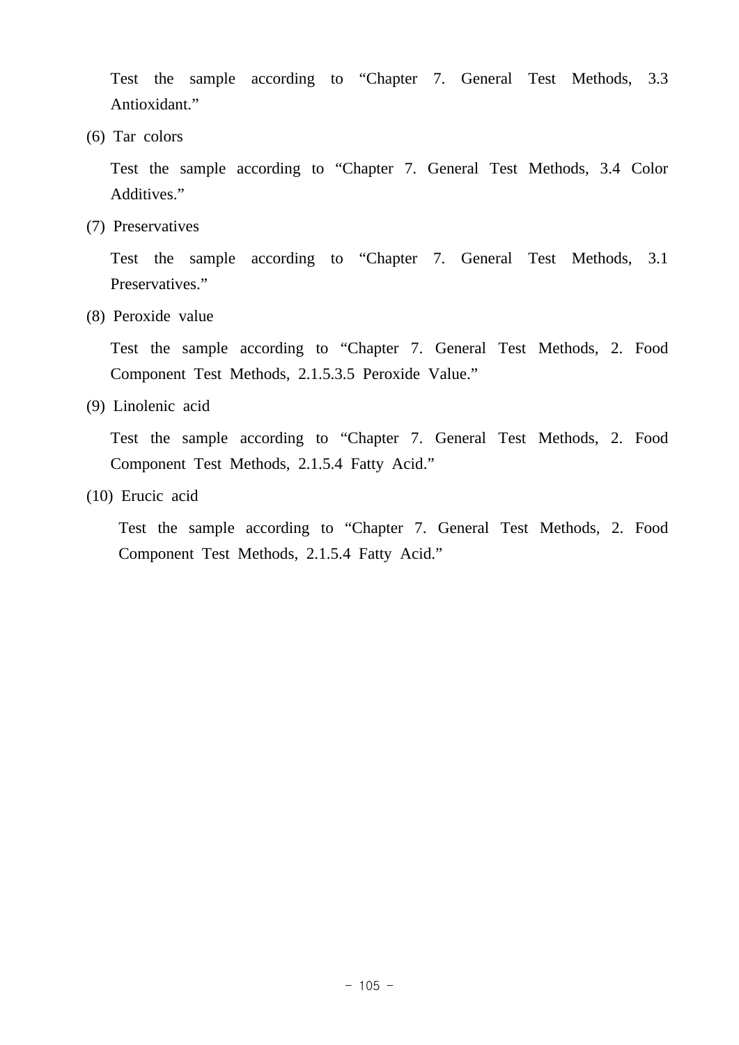Test the sample according to “Chapter 7. General Test Methods, 3.3 Antioxidant.”

(6) Tar colors

Test the sample according to “Chapter 7. General Test Methods, 3.4 Color Additives.”

(7) Preservatives

Test the sample according to “Chapter 7. General Test Methods, 3.1 Preservatives.”

(8) Peroxide value

Test the sample according to “Chapter 7. General Test Methods, 2. Food Component Test Methods, 2.1.5.3.5 Peroxide Value.”

(9) Linolenic acid

Test the sample according to “Chapter 7. General Test Methods, 2. Food Component Test Methods, 2.1.5.4 Fatty Acid.”

(10) Erucic acid

Test the sample according to “Chapter 7. General Test Methods, 2. Food Component Test Methods, 2.1.5.4 Fatty Acid.”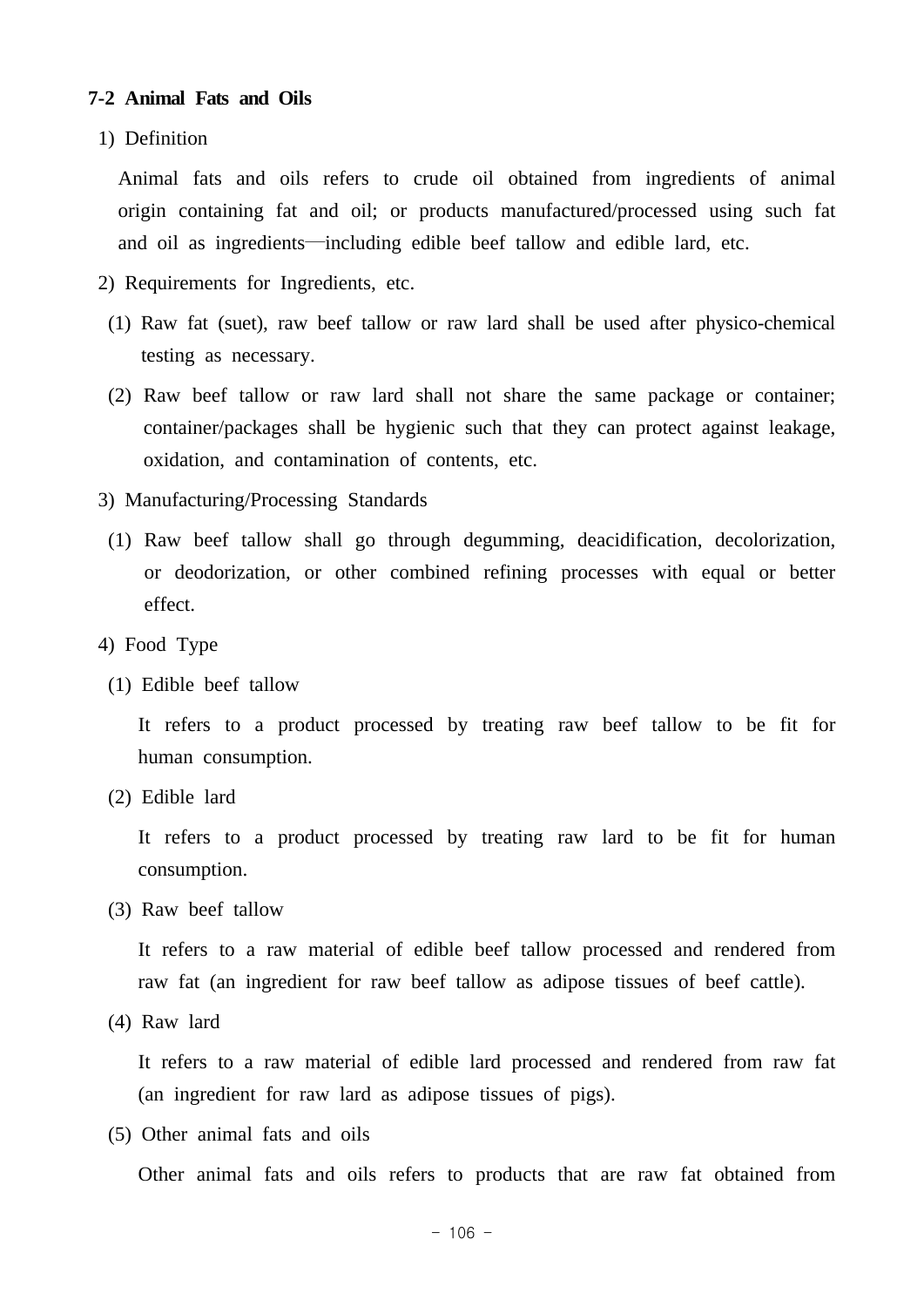### 7-2 Animal Fats and Oils

1) Definition

Animal fats and oils refers to crude oil obtained from ingredients of animal origin containing fat and oil; or products manufactured/processed using such fat and oil as ingredients—including edible beef tallow and edible lard, etc.

2) Requirements for Ingredients, etc.

(1) Raw fat (suet), raw beef tallow or raw lard shall be used after physico-chemical testing as necessary.

(2) Raw beef tallow or raw lard shall not share the same package or container; container/packages shall be hygienic such that they can protect against leakage, oxidation, and contamination of contents, etc.

3) Manufacturing/Processing Standards

(1) Raw beef tallow shall go through degumming, deacidification, decolorization, or deodorization, or other combined refining processes with equal or better effect.

4) Food Type

(1) Edible beef tallow

It refers to a product processed by treating raw beef tallow to be fit for human consumption.

(2) Edible lard

It refers to a product processed by treating raw lard to be fit for human consumption.

(3) Raw beef tallow

It refers to a raw material of edible beef tallow processed and rendered from raw fat (an ingredient for raw beef tallow as adipose tissues of beef cattle).

(4) Raw lard

It refers to a raw material of edible lard processed and rendered from raw fat (an ingredient for raw lard as adipose tissues of pigs).

(5) Other animal fats and oils

Other animal fats and oils refers to products that are raw fat obtained from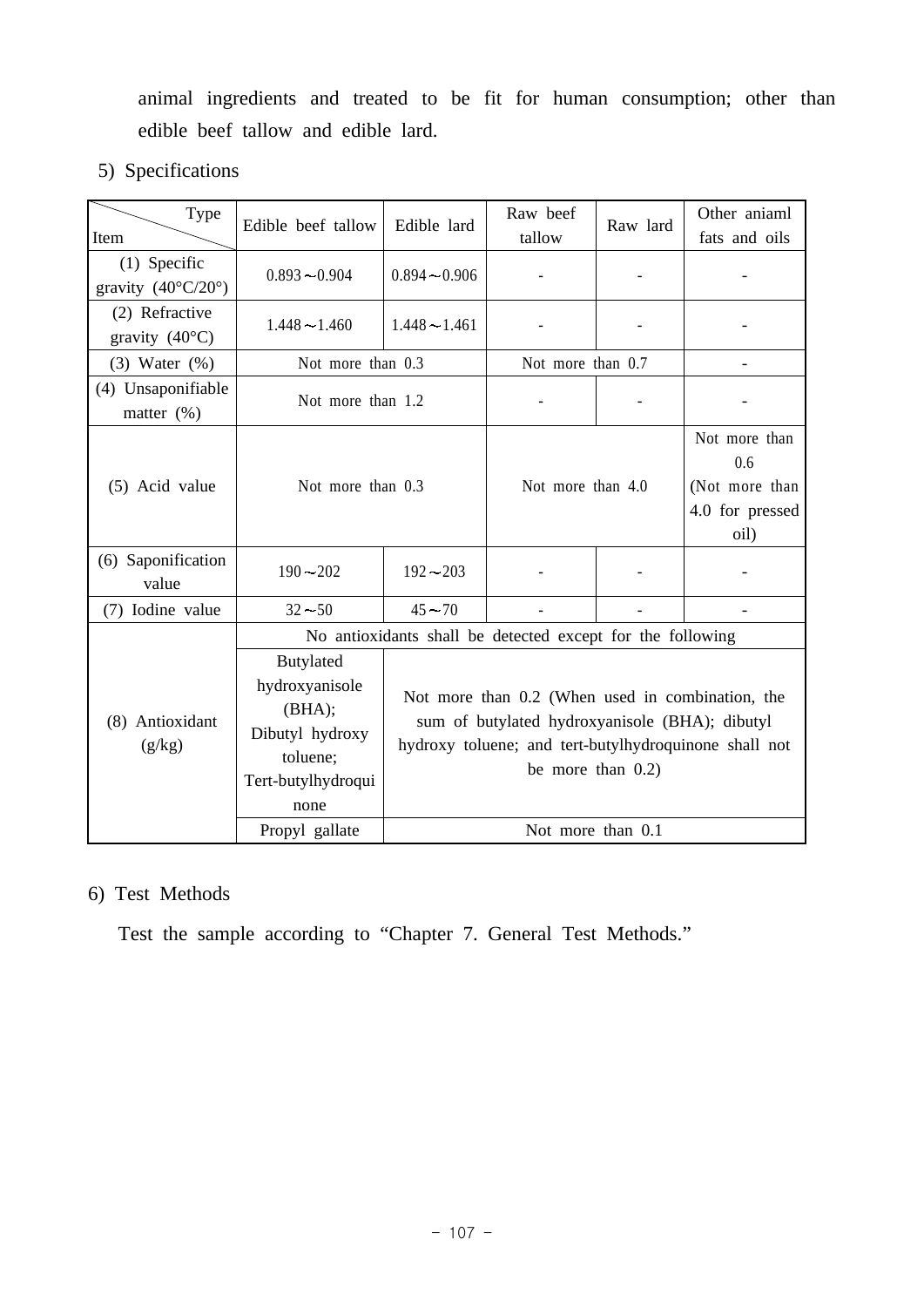animal ingredients and treated to be fit for human consumption; other than edible beef tallow and edible lard.

5) Specifications

| Item \ Type | Edible beef tallow | Edible lard | Raw beef tallow | Raw lard | Other aniaml fats and oils |
|---|---|---|---|---|---|
| (1) Specific gravity (40°C/20°) | 0.893～0.904 | 0.894～0.906 | - | - | - |
| (2) Refractive gravity (40°C) | 1.448～1.460 | 1.448～1.461 | - | - | - |
| (3) Water (%) | Not more than 0.3 | | Not more than 0.7 | | - |
| (4) Unsaponifiable matter (%) | Not more than 1.2 | | - | - | - |
| (5) Acid value | Not more than 0.3 | | Not more than 4.0 | | Not more than 0.6 (Not more than 4.0 for pressed oil) |
| (6) Saponification value | 190～202 | 192～203 | - | - | - |
| (7) Iodine value | 32～50 | 45～70 | - | - | - |
| (8) Antioxidant (g/kg) | No antioxidants shall be detected except for the following | | | | |
| | Butylated hydroxyanisole (BHA); Dibutyl hydroxy toluene; Tert-butylhydroquinone | Not more than 0.2 (When used in combination, the sum of butylated hydroxyanisole (BHA); dibutyl hydroxy toluene; and tert-butylhydroquinone shall not be more than 0.2) | | | |
| | Propyl gallate | Not more than 0.1 | | | |

6) Test Methods

Test the sample according to "Chapter 7. General Test Methods."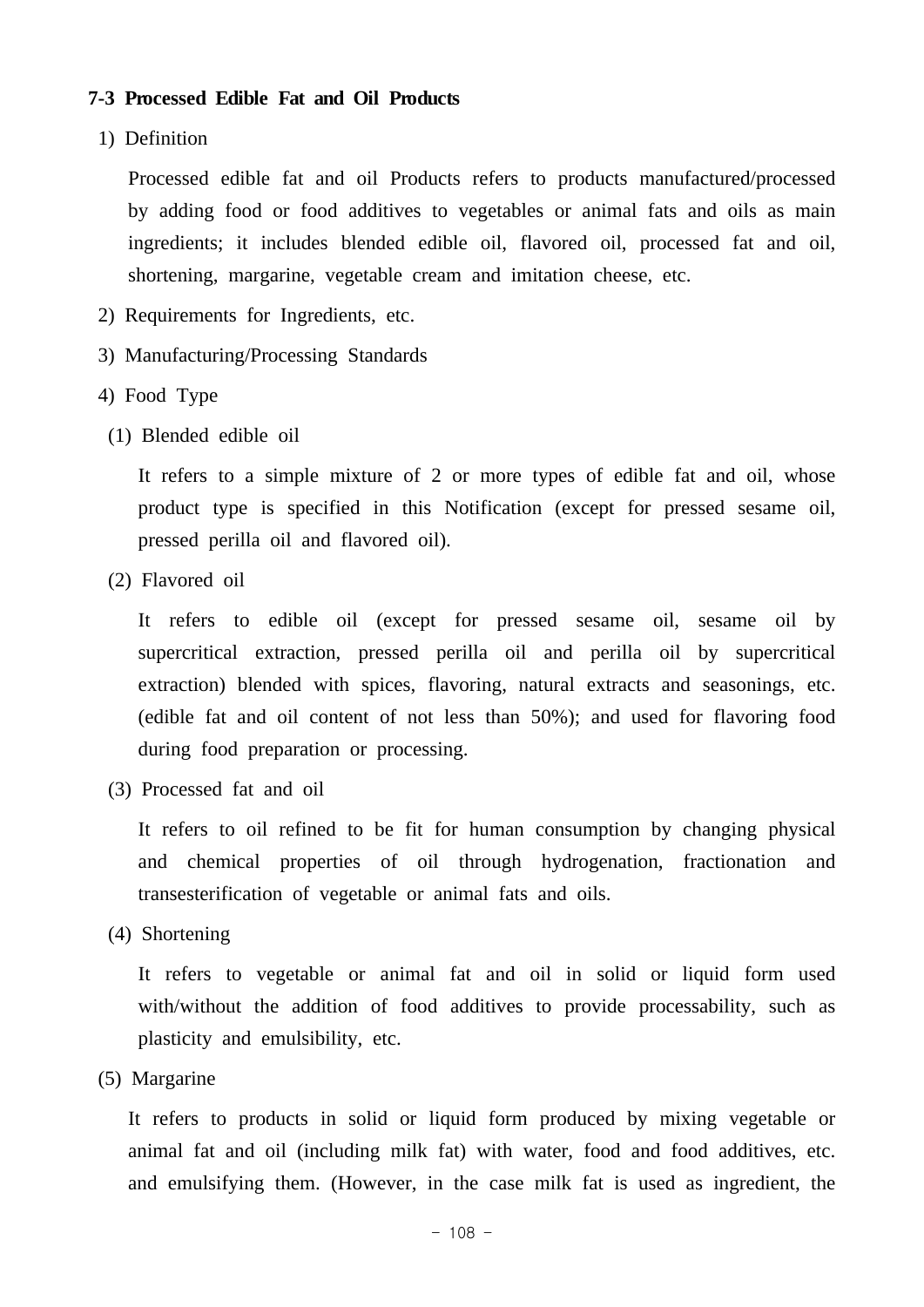### 7-3 Processed Edible Fat and Oil Products

1) Definition

Processed edible fat and oil Products refers to products manufactured/processed by adding food or food additives to vegetables or animal fats and oils as main ingredients; it includes blended edible oil, flavored oil, processed fat and oil, shortening, margarine, vegetable cream and imitation cheese, etc.

2) Requirements for Ingredients, etc.

3) Manufacturing/Processing Standards

4) Food Type

(1) Blended edible oil

It refers to a simple mixture of 2 or more types of edible fat and oil, whose product type is specified in this Notification (except for pressed sesame oil, pressed perilla oil and flavored oil).

(2) Flavored oil

It refers to edible oil (except for pressed sesame oil, sesame oil by supercritical extraction, pressed perilla oil and perilla oil by supercritical extraction) blended with spices, flavoring, natural extracts and seasonings, etc. (edible fat and oil content of not less than 50%); and used for flavoring food during food preparation or processing.

(3) Processed fat and oil

It refers to oil refined to be fit for human consumption by changing physical and chemical properties of oil through hydrogenation, fractionation and transesterification of vegetable or animal fats and oils.

(4) Shortening

It refers to vegetable or animal fat and oil in solid or liquid form used with/without the addition of food additives to provide processability, such as plasticity and emulsibility, etc.

(5) Margarine

It refers to products in solid or liquid form produced by mixing vegetable or animal fat and oil (including milk fat) with water, food and food additives, etc. and emulsifying them. (However, in the case milk fat is used as ingredient, the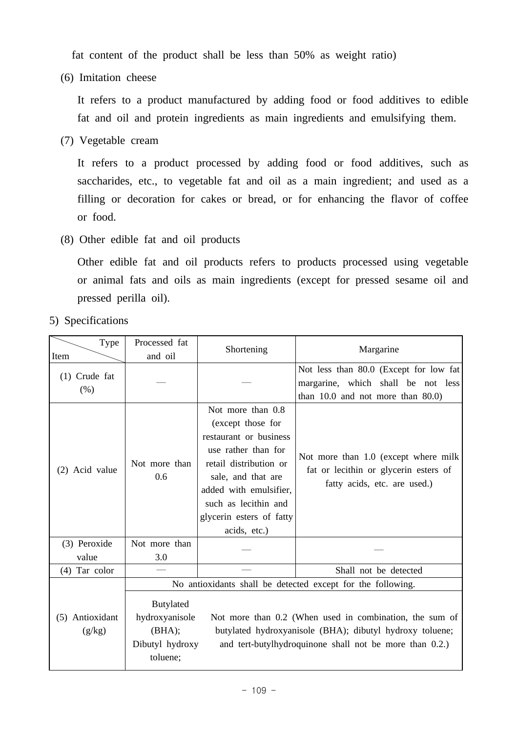fat content of the product shall be less than 50% as weight ratio)

(6) Imitation cheese

It refers to a product manufactured by adding food or food additives to edible fat and oil and protein ingredients as main ingredients and emulsifying them.

(7) Vegetable cream

It refers to a product processed by adding food or food additives, such as saccharides, etc., to vegetable fat and oil as a main ingredient; and used as a filling or decoration for cakes or bread, or for enhancing the flavor of coffee or food.

(8) Other edible fat and oil products

Other edible fat and oil products refers to products processed using vegetable or animal fats and oils as main ingredients (except for pressed sesame oil and pressed perilla oil).

5) Specifications

| Item \ Type | Processed fat and oil | Shortening | Margarine |
|---|---|---|---|
| (1) Crude fat (%) | — | — | Not less than 80.0 (Except for low fat margarine, which shall be not less than 10.0 and not more than 80.0) |
| (2) Acid value | Not more than 0.6 | Not more than 0.8 (except those for restaurant or business use rather than for retail distribution or sale, and that are added with emulsifier, such as lecithin and glycerin esters of fatty acids, etc.) | Not more than 1.0 (except where milk fat or lecithin or glycerin esters of fatty acids, etc. are used.) |
| (3) Peroxide value | Not more than 3.0 | — | — |
| (4) Tar color | — | — | Shall not be detected |
| (5) Antioxidant (g/kg) | No antioxidants shall be detected except for the following. | | |
| | Butylated hydroxyanisole (BHA); Dibutyl hydroxy toluene; | Not more than 0.2 (When used in combination, the sum of butylated hydroxyanisole (BHA); dibutyl hydroxy toluene; and tert-butylhydroquinone shall not be more than 0.2.) | |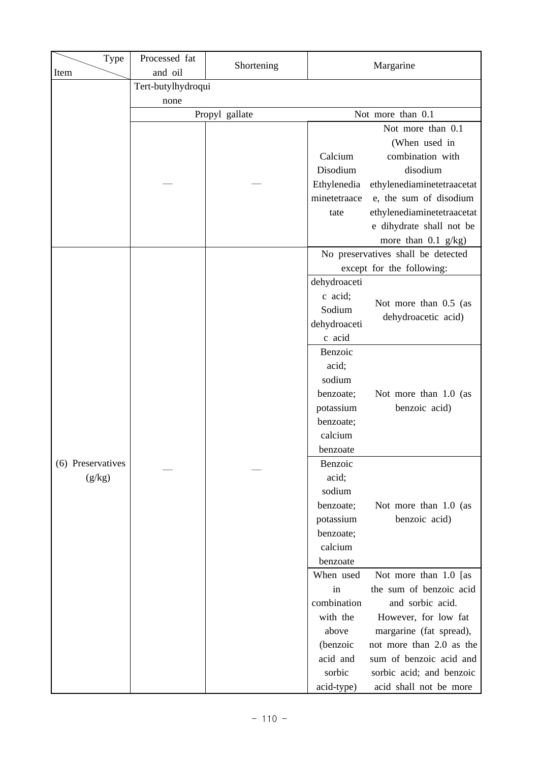| Item \ Type | Processed fat and oil | Shortening | Margarine | |
|---|---|---|---|---|
| | Tert-butylhydroquinone | | | |
| | Propyl gallate | | Not more than 0.1 | |
| | — | — | Calcium Disodium Ethylenediaminetetraacetate | Not more than 0.1 (When used in combination with disodium ethylenediaminetetraacetate, the sum of disodium ethylenediaminetetraacetate dihydrate shall not be more than 0.1 g/kg) |
| (6) Preservatives (g/kg) | — | — | No preservatives shall be detected except for the following: | |
| | | | dehydroacetic acid; Sodium dehydroacetic acid | Not more than 0.5 (as dehydroacetic acid) |
| | | | Benzoic acid; sodium benzoate; potassium benzoate; calcium benzoate | Not more than 1.0 (as benzoic acid) |
| | | | Benzoic acid; sodium benzoate; potassium benzoate; calcium benzoate | Not more than 1.0 (as benzoic acid) |
| | | | When used in combination with the above (benzoic acid and sorbic acid-type) | Not more than 1.0 [as the sum of benzoic acid and sorbic acid. However, for low fat margarine (fat spread), not more than 2.0 as the sum of benzoic acid and sorbic acid; and benzoic acid shall not be more |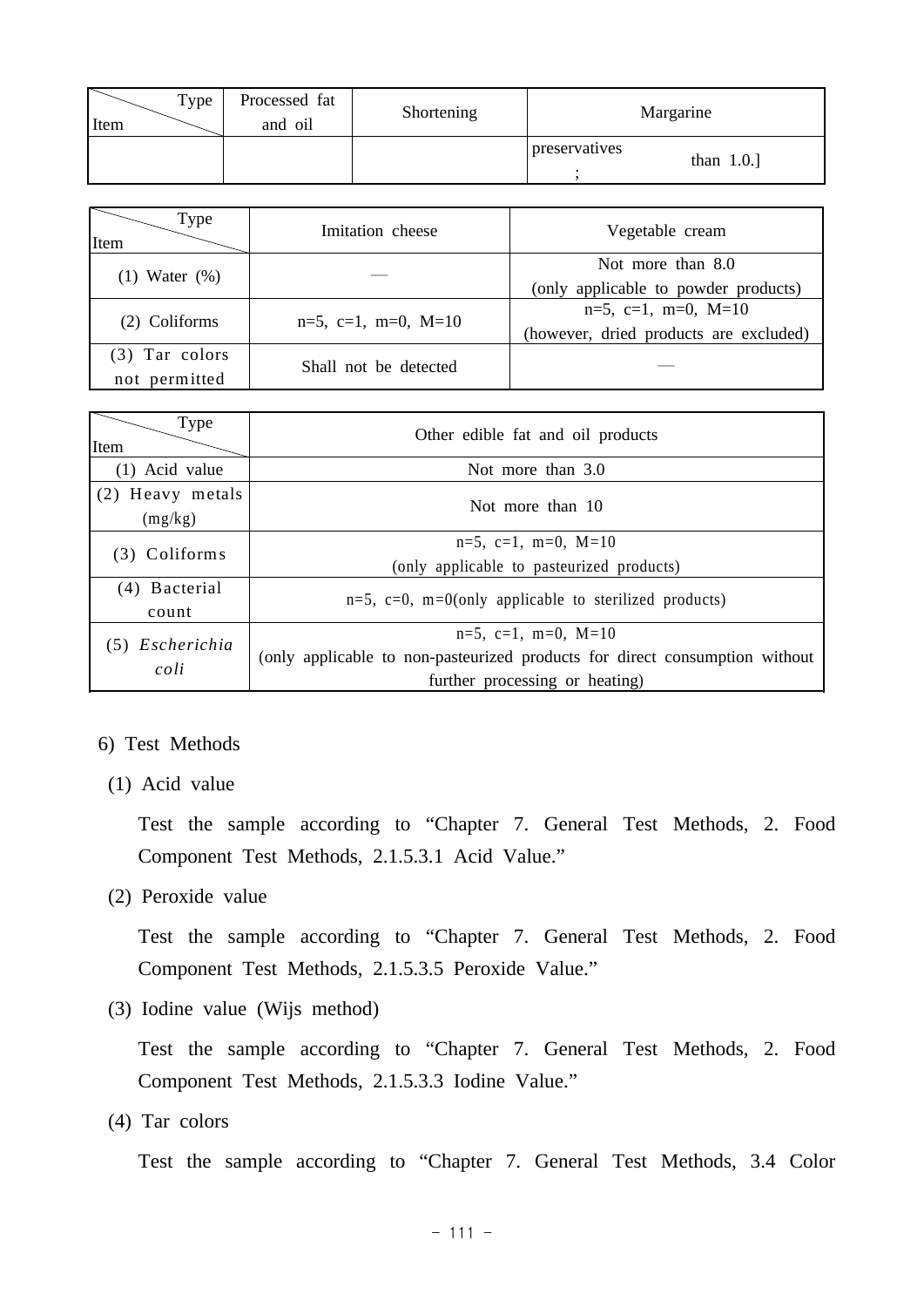| Type / Item | Processed fat and oil | Shortening | Margarine |
|---|---|---|---|
| | | | preservatives ; than 1.0.] |

| Type / Item | Imitation cheese | Vegetable cream |
|---|---|---|
| (1) Water (%) | — | Not more than 8.0 (only applicable to powder products) |
| (2) Coliforms | n=5, c=1, m=0, M=10 | n=5, c=1, m=0, M=10 (however, dried products are excluded) |
| (3) Tar colors not permitted | Shall not be detected | — |

| Type / Item | Other edible fat and oil products |
|---|---|
| (1) Acid value | Not more than 3.0 |
| (2) Heavy metals (mg/kg) | Not more than 10 |
| (3) Coliforms | n=5, c=1, m=0, M=10 (only applicable to pasteurized products) |
| (4) Bacterial count | n=5, c=0, m=0(only applicable to sterilized products) |
| (5) *Escherichia coli* | n=5, c=1, m=0, M=10 (only applicable to non-pasteurized products for direct consumption without further processing or heating) |

6) Test Methods

(1) Acid value

Test the sample according to “Chapter 7. General Test Methods, 2. Food Component Test Methods, 2.1.5.3.1 Acid Value.”

(2) Peroxide value

Test the sample according to “Chapter 7. General Test Methods, 2. Food Component Test Methods, 2.1.5.3.5 Peroxide Value.”

(3) Iodine value (Wijs method)

Test the sample according to “Chapter 7. General Test Methods, 2. Food Component Test Methods, 2.1.5.3.3 Iodine Value.”

(4) Tar colors

Test the sample according to “Chapter 7. General Test Methods, 3.4 Color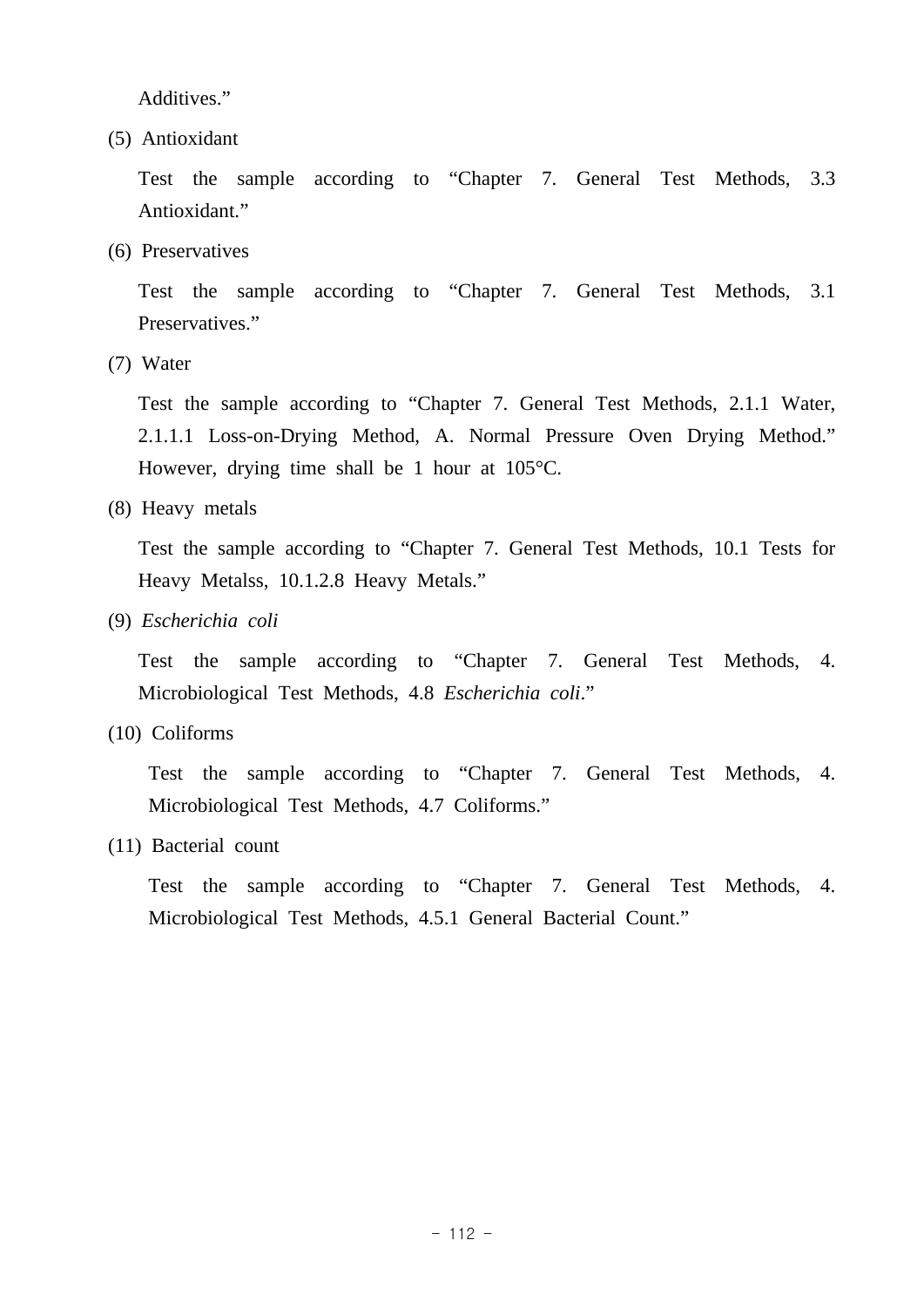Additives."

(5) Antioxidant

Test the sample according to "Chapter 7. General Test Methods, 3.3 Antioxidant."

(6) Preservatives

Test the sample according to "Chapter 7. General Test Methods, 3.1 Preservatives."

(7) Water

Test the sample according to "Chapter 7. General Test Methods, 2.1.1 Water, 2.1.1.1 Loss-on-Drying Method, A. Normal Pressure Oven Drying Method." However, drying time shall be 1 hour at 105°C.

(8) Heavy metals

Test the sample according to "Chapter 7. General Test Methods, 10.1 Tests for Heavy Metalss, 10.1.2.8 Heavy Metals."

(9) *Escherichia coli*

Test the sample according to "Chapter 7. General Test Methods, 4. Microbiological Test Methods, 4.8 *Escherichia coli*."

(10) Coliforms

Test the sample according to "Chapter 7. General Test Methods, 4. Microbiological Test Methods, 4.7 Coliforms."

(11) Bacterial count

Test the sample according to "Chapter 7. General Test Methods, 4. Microbiological Test Methods, 4.5.1 General Bacterial Count."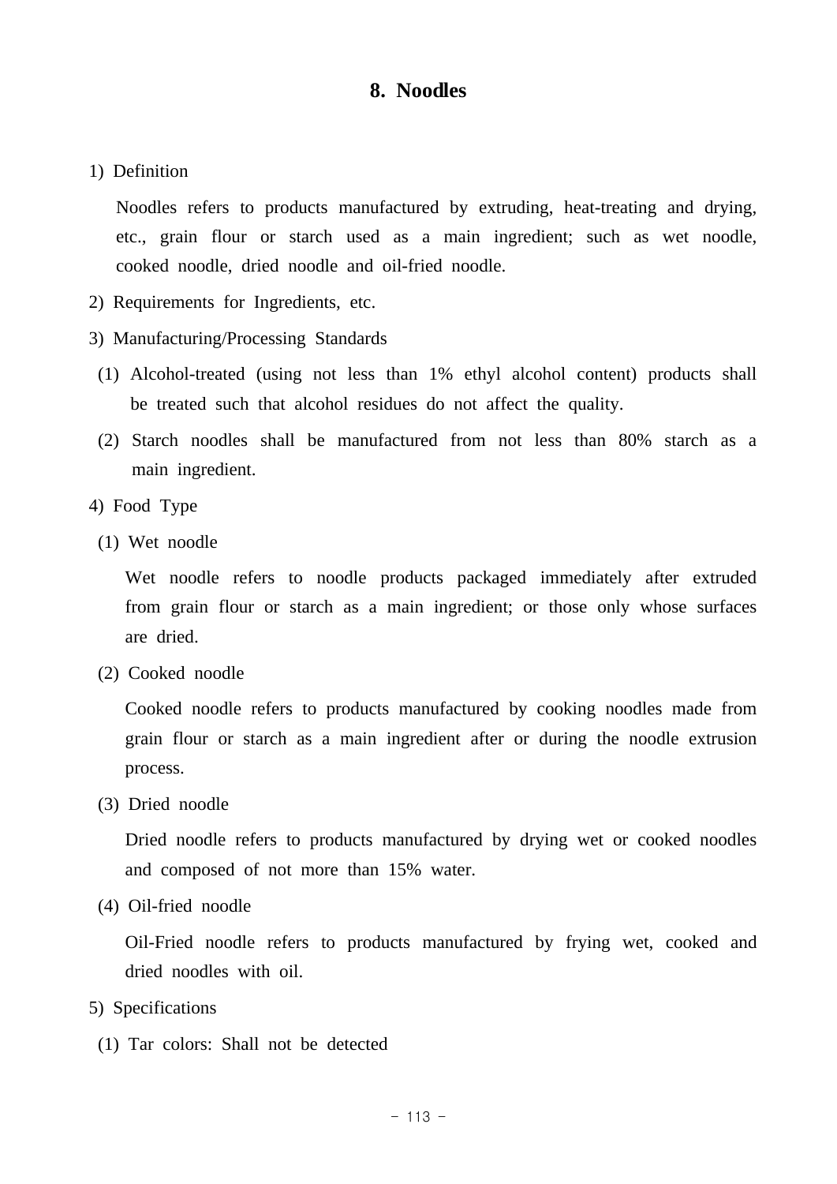## 8. Noodles

1) Definition

Noodles refers to products manufactured by extruding, heat-treating and drying, etc., grain flour or starch used as a main ingredient; such as wet noodle, cooked noodle, dried noodle and oil-fried noodle.

2) Requirements for Ingredients, etc.

3) Manufacturing/Processing Standards

(1) Alcohol-treated (using not less than 1% ethyl alcohol content) products shall be treated such that alcohol residues do not affect the quality.

(2) Starch noodles shall be manufactured from not less than 80% starch as a main ingredient.

4) Food Type

(1) Wet noodle

Wet noodle refers to noodle products packaged immediately after extruded from grain flour or starch as a main ingredient; or those only whose surfaces are dried.

(2) Cooked noodle

Cooked noodle refers to products manufactured by cooking noodles made from grain flour or starch as a main ingredient after or during the noodle extrusion process.

(3) Dried noodle

Dried noodle refers to products manufactured by drying wet or cooked noodles and composed of not more than 15% water.

(4) Oil-fried noodle

Oil-Fried noodle refers to products manufactured by frying wet, cooked and dried noodles with oil.

5) Specifications

(1) Tar colors: Shall not be detected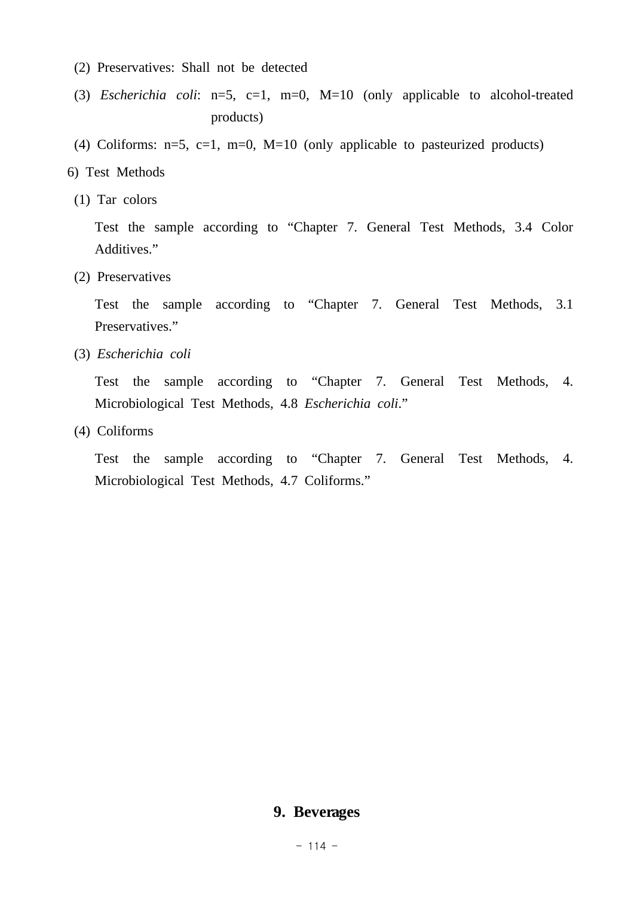(2) Preservatives: Shall not be detected

(3) *Escherichia coli*: n=5, c=1, m=0, M=10 (only applicable to alcohol-treated products)

(4) Coliforms: n=5, c=1, m=0, M=10 (only applicable to pasteurized products)

6) Test Methods

(1) Tar colors

Test the sample according to “Chapter 7. General Test Methods, 3.4 Color Additives.”

(2) Preservatives

Test the sample according to “Chapter 7. General Test Methods, 3.1 Preservatives.”

(3) *Escherichia coli*

Test the sample according to “Chapter 7. General Test Methods, 4. Microbiological Test Methods, 4.8 *Escherichia coli*.”

(4) Coliforms

Test the sample according to “Chapter 7. General Test Methods, 4. Microbiological Test Methods, 4.7 Coliforms.”

## 9. Beverages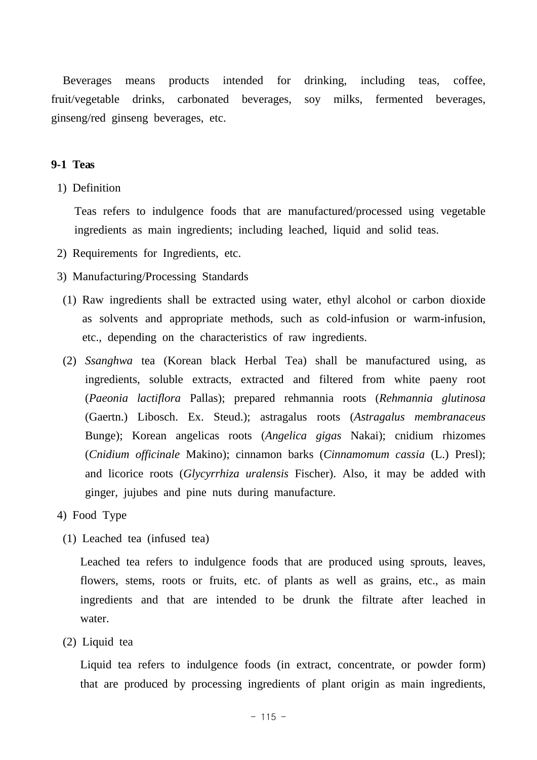Beverages means products intended for drinking, including teas, coffee, fruit/vegetable drinks, carbonated beverages, soy milks, fermented beverages, ginseng/red ginseng beverages, etc.

**9-1 Teas**

1) Definition

Teas refers to indulgence foods that are manufactured/processed using vegetable ingredients as main ingredients; including leached, liquid and solid teas.

2) Requirements for Ingredients, etc.

3) Manufacturing/Processing Standards

(1) Raw ingredients shall be extracted using water, ethyl alcohol or carbon dioxide as solvents and appropriate methods, such as cold-infusion or warm-infusion, etc., depending on the characteristics of raw ingredients.

(2) *Ssanghwa* tea (Korean black Herbal Tea) shall be manufactured using, as ingredients, soluble extracts, extracted and filtered from white paeny root (*Paeonia lactiflora* Pallas); prepared rehmannia roots (*Rehmannia glutinosa* (Gaertn.) Libosch. Ex. Steud.); astragalus roots (*Astragalus membranaceus* Bunge); Korean angelicas roots (*Angelica gigas* Nakai); cnidium rhizomes (*Cnidium officinale* Makino); cinnamon barks (*Cinnamomum cassia* (L.) Presl); and licorice roots (*Glycyrrhiza uralensis* Fischer). Also, it may be added with ginger, jujubes and pine nuts during manufacture.

4) Food Type

(1) Leached tea (infused tea)

Leached tea refers to indulgence foods that are produced using sprouts, leaves, flowers, stems, roots or fruits, etc. of plants as well as grains, etc., as main ingredients and that are intended to be drunk the filtrate after leached in water.

(2) Liquid tea

Liquid tea refers to indulgence foods (in extract, concentrate, or powder form) that are produced by processing ingredients of plant origin as main ingredients,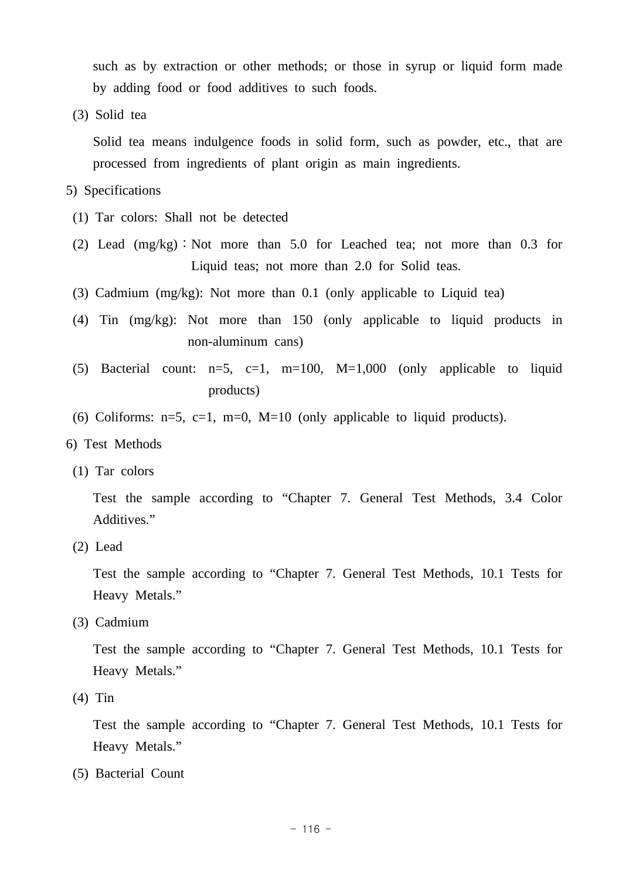such as by extraction or other methods; or those in syrup or liquid form made by adding food or food additives to such foods.

(3) Solid tea

Solid tea means indulgence foods in solid form, such as powder, etc., that are processed from ingredients of plant origin as main ingredients.

5) Specifications

(1) Tar colors: Shall not be detected

(2) Lead (mg/kg) : Not more than 5.0 for Leached tea; not more than 0.3 for Liquid teas; not more than 2.0 for Solid teas.

(3) Cadmium (mg/kg): Not more than 0.1 (only applicable to Liquid tea)

(4) Tin (mg/kg): Not more than 150 (only applicable to liquid products in non-aluminum cans)

(5) Bacterial count: n=5, c=1, m=100, M=1,000 (only applicable to liquid products)

(6) Coliforms: n=5, c=1, m=0, M=10 (only applicable to liquid products).

6) Test Methods

(1) Tar colors

Test the sample according to “Chapter 7. General Test Methods, 3.4 Color Additives.”

(2) Lead

Test the sample according to “Chapter 7. General Test Methods, 10.1 Tests for Heavy Metals.”

(3) Cadmium

Test the sample according to “Chapter 7. General Test Methods, 10.1 Tests for Heavy Metals.”

(4) Tin

Test the sample according to “Chapter 7. General Test Methods, 10.1 Tests for Heavy Metals.”

(5) Bacterial Count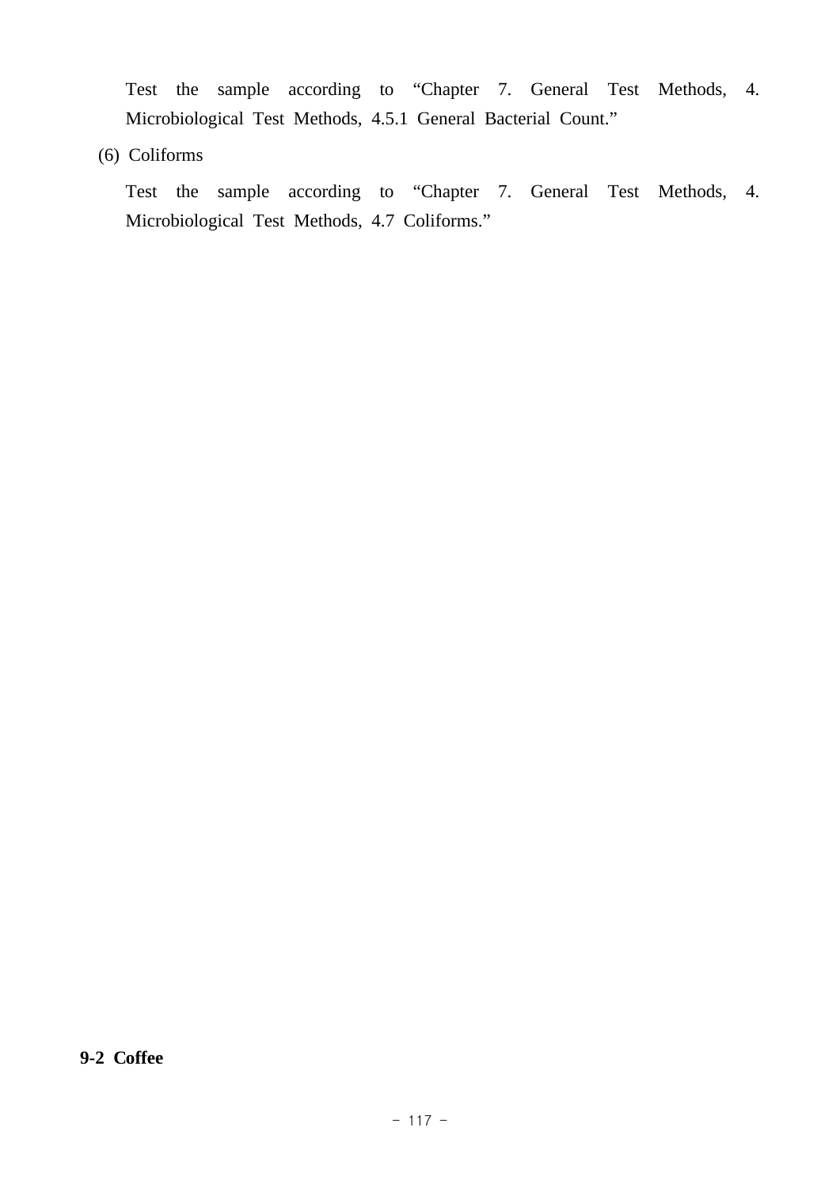Test the sample according to "Chapter 7. General Test Methods, 4. Microbiological Test Methods, 4.5.1 General Bacterial Count."

(6) Coliforms

Test the sample according to "Chapter 7. General Test Methods, 4. Microbiological Test Methods, 4.7 Coliforms."

## 9-2 Coffee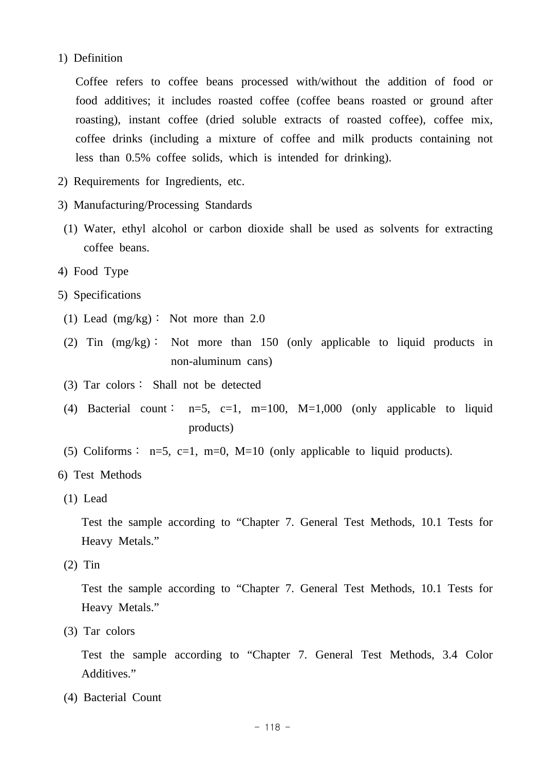1) Definition

Coffee refers to coffee beans processed with/without the addition of food or food additives; it includes roasted coffee (coffee beans roasted or ground after roasting), instant coffee (dried soluble extracts of roasted coffee), coffee mix, coffee drinks (including a mixture of coffee and milk products containing not less than 0.5% coffee solids, which is intended for drinking).

2) Requirements for Ingredients, etc.

3) Manufacturing/Processing Standards

(1) Water, ethyl alcohol or carbon dioxide shall be used as solvents for extracting coffee beans.

4) Food Type

5) Specifications

(1) Lead (mg/kg) : Not more than 2.0

(2) Tin (mg/kg) : Not more than 150 (only applicable to liquid products in non-aluminum cans)

(3) Tar colors : Shall not be detected

(4) Bacterial count : n=5, c=1, m=100, M=1,000 (only applicable to liquid products)

(5) Coliforms : n=5, c=1, m=0, M=10 (only applicable to liquid products).

6) Test Methods

(1) Lead

Test the sample according to “Chapter 7. General Test Methods, 10.1 Tests for Heavy Metals.”

(2) Tin

Test the sample according to “Chapter 7. General Test Methods, 10.1 Tests for Heavy Metals.”

(3) Tar colors

Test the sample according to “Chapter 7. General Test Methods, 3.4 Color Additives.”

(4) Bacterial Count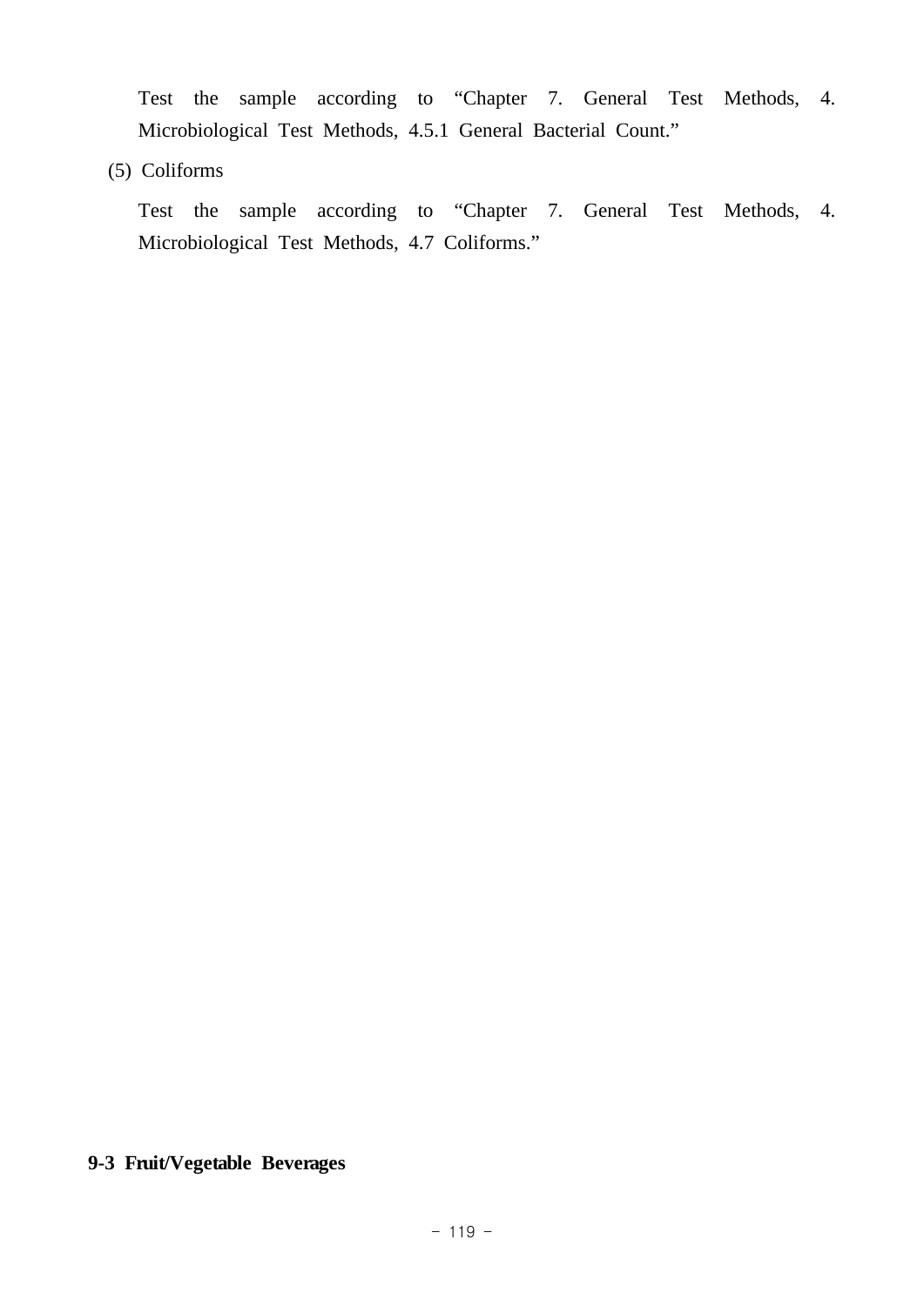Test the sample according to “Chapter 7. General Test Methods, 4. Microbiological Test Methods, 4.5.1 General Bacterial Count.”

(5) Coliforms

Test the sample according to “Chapter 7. General Test Methods, 4. Microbiological Test Methods, 4.7 Coliforms.”

**9-3 Fruit/Vegetable Beverages**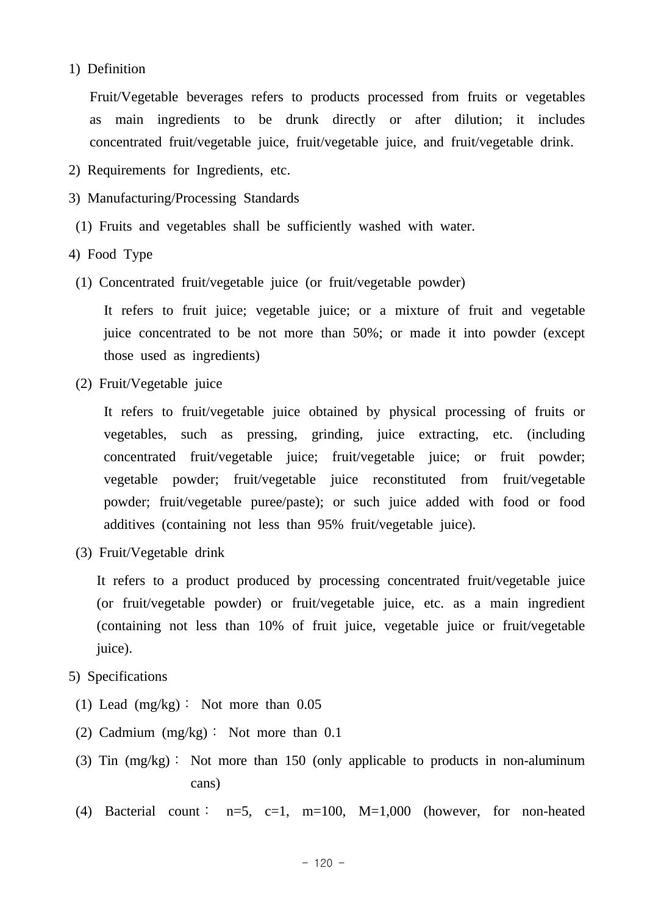1) Definition

Fruit/Vegetable beverages refers to products processed from fruits or vegetables as main ingredients to be drunk directly or after dilution; it includes concentrated fruit/vegetable juice, fruit/vegetable juice, and fruit/vegetable drink.

2) Requirements for Ingredients, etc.

3) Manufacturing/Processing Standards

(1) Fruits and vegetables shall be sufficiently washed with water.

4) Food Type

(1) Concentrated fruit/vegetable juice (or fruit/vegetable powder)

It refers to fruit juice; vegetable juice; or a mixture of fruit and vegetable juice concentrated to be not more than 50%; or made it into powder (except those used as ingredients)

(2) Fruit/Vegetable juice

It refers to fruit/vegetable juice obtained by physical processing of fruits or vegetables, such as pressing, grinding, juice extracting, etc. (including concentrated fruit/vegetable juice; fruit/vegetable juice; or fruit powder; vegetable powder; fruit/vegetable juice reconstituted from fruit/vegetable powder; fruit/vegetable puree/paste); or such juice added with food or food additives (containing not less than 95% fruit/vegetable juice).

(3) Fruit/Vegetable drink

It refers to a product produced by processing concentrated fruit/vegetable juice (or fruit/vegetable powder) or fruit/vegetable juice, etc. as a main ingredient (containing not less than 10% of fruit juice, vegetable juice or fruit/vegetable juice).

5) Specifications

(1) Lead (mg/kg) : Not more than 0.05

(2) Cadmium (mg/kg) : Not more than 0.1

(3) Tin (mg/kg) : Not more than 150 (only applicable to products in non-aluminum cans)

(4) Bacterial count : n=5, c=1, m=100, M=1,000 (however, for non-heated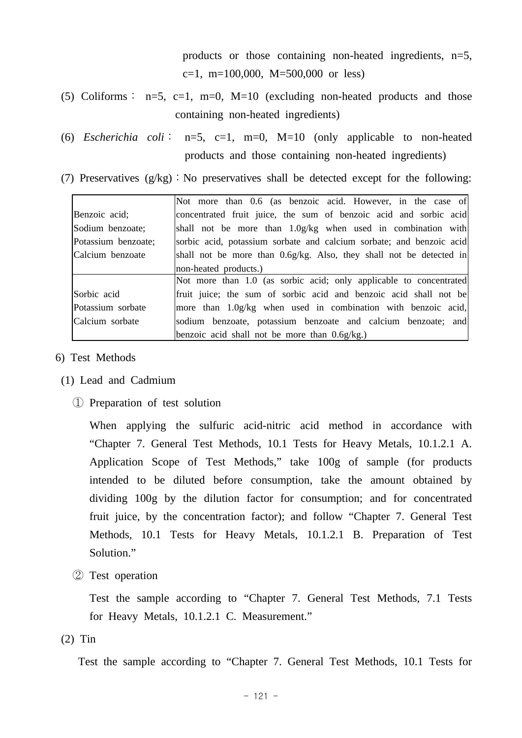products or those containing non-heated ingredients, n=5, c=1, m=100,000, M=500,000 or less)

(5) Coliforms : n=5, c=1, m=0, M=10 (excluding non-heated products and those containing non-heated ingredients)

(6) *Escherichia coli* : n=5, c=1, m=0, M=10 (only applicable to non-heated products and those containing non-heated ingredients)

(7) Preservatives (g/kg) : No preservatives shall be detected except for the following:

| | |
|---|---|
| Benzoic acid; Sodium benzoate; Potassium benzoate; Calcium benzoate | Not more than 0.6 (as benzoic acid. However, in the case of concentrated fruit juice, the sum of benzoic acid and sorbic acid shall not be more than 1.0g/kg when used in combination with sorbic acid, potassium sorbate and calcium sorbate; and benzoic acid shall not be more than 0.6g/kg. Also, they shall not be detected in non-heated products.) |
| Sorbic acid Potassium sorbate Calcium sorbate | Not more than 1.0 (as sorbic acid; only applicable to concentrated fruit juice; the sum of sorbic acid and benzoic acid shall not be more than 1.0g/kg when used in combination with benzoic acid, sodium benzoate, potassium benzoate and calcium benzoate; and benzoic acid shall not be more than 0.6g/kg.) |

6) Test Methods

(1) Lead and Cadmium

① Preparation of test solution

When applying the sulfuric acid-nitric acid method in accordance with “Chapter 7. General Test Methods, 10.1 Tests for Heavy Metals, 10.1.2.1 A. Application Scope of Test Methods,” take 100g of sample (for products intended to be diluted before consumption, take the amount obtained by dividing 100g by the dilution factor for consumption; and for concentrated fruit juice, by the concentration factor); and follow “Chapter 7. General Test Methods, 10.1 Tests for Heavy Metals, 10.1.2.1 B. Preparation of Test Solution.”

② Test operation

Test the sample according to “Chapter 7. General Test Methods, 7.1 Tests for Heavy Metals, 10.1.2.1 C. Measurement.”

(2) Tin

Test the sample according to “Chapter 7. General Test Methods, 10.1 Tests for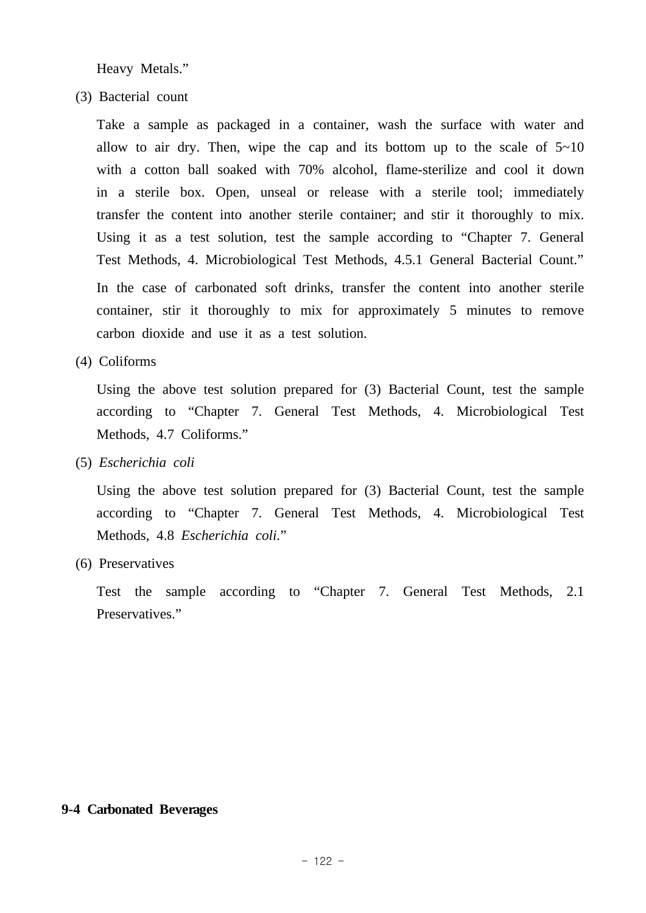Heavy Metals."

(3) Bacterial count

Take a sample as packaged in a container, wash the surface with water and allow to air dry. Then, wipe the cap and its bottom up to the scale of 5~10 with a cotton ball soaked with 70% alcohol, flame-sterilize and cool it down in a sterile box. Open, unseal or release with a sterile tool; immediately transfer the content into another sterile container; and stir it thoroughly to mix. Using it as a test solution, test the sample according to "Chapter 7. General Test Methods, 4. Microbiological Test Methods, 4.5.1 General Bacterial Count."

In the case of carbonated soft drinks, transfer the content into another sterile container, stir it thoroughly to mix for approximately 5 minutes to remove carbon dioxide and use it as a test solution.

(4) Coliforms

Using the above test solution prepared for (3) Bacterial Count, test the sample according to "Chapter 7. General Test Methods, 4. Microbiological Test Methods, 4.7 Coliforms."

(5) *Escherichia coli*

Using the above test solution prepared for (3) Bacterial Count, test the sample according to "Chapter 7. General Test Methods, 4. Microbiological Test Methods, 4.8 *Escherichia coli*."

(6) Preservatives

Test the sample according to "Chapter 7. General Test Methods, 2.1 Preservatives."

## 9-4 Carbonated Beverages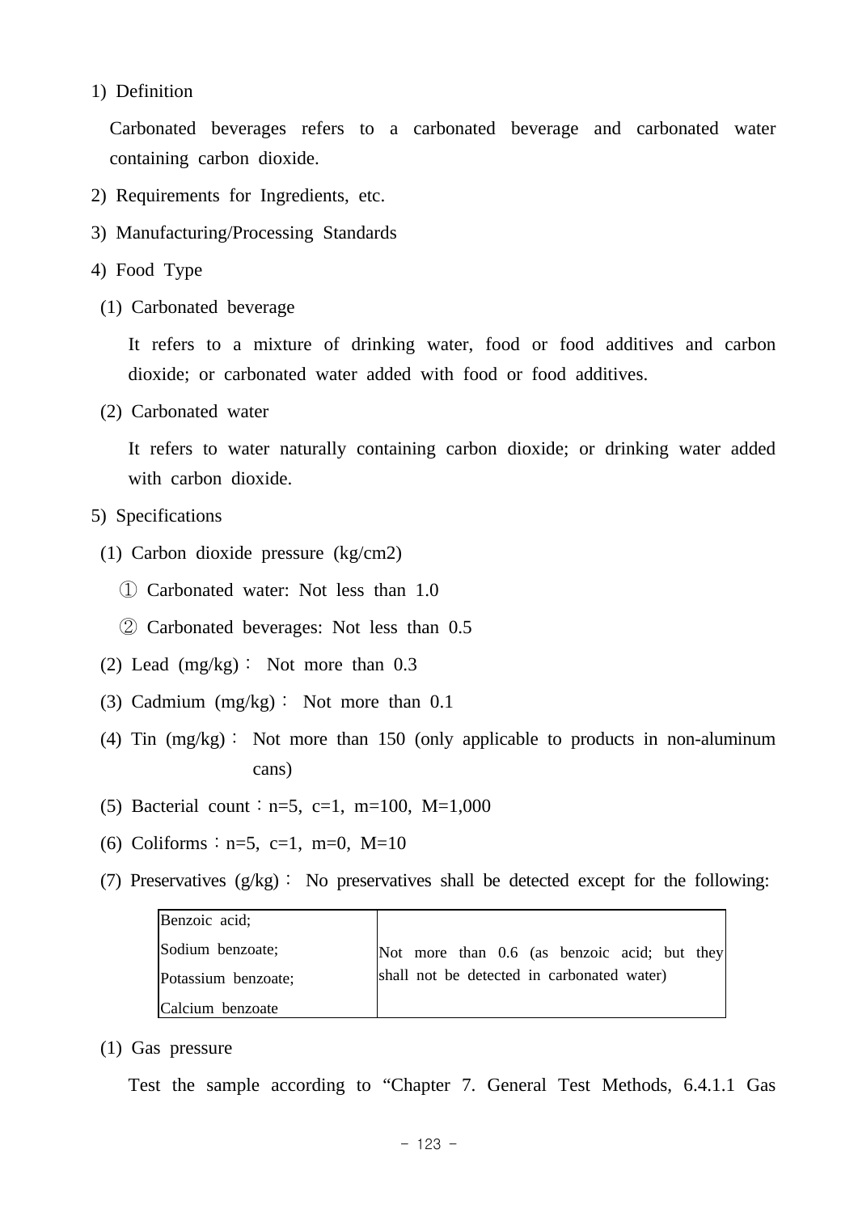1) Definition

Carbonated beverages refers to a carbonated beverage and carbonated water containing carbon dioxide.

2) Requirements for Ingredients, etc.

3) Manufacturing/Processing Standards

4) Food Type

(1) Carbonated beverage

It refers to a mixture of drinking water, food or food additives and carbon dioxide; or carbonated water added with food or food additives.

(2) Carbonated water

It refers to water naturally containing carbon dioxide; or drinking water added with carbon dioxide.

5) Specifications

(1) Carbon dioxide pressure (kg/cm2)

① Carbonated water: Not less than 1.0

② Carbonated beverages: Not less than 0.5

(2) Lead (mg/kg) : Not more than 0.3

(3) Cadmium (mg/kg) : Not more than 0.1

(4) Tin (mg/kg) : Not more than 150 (only applicable to products in non-aluminum cans)

(5) Bacterial count : n=5, c=1, m=100, M=1,000

(6) Coliforms : n=5, c=1, m=0, M=10

(7) Preservatives (g/kg) : No preservatives shall be detected except for the following:

| | |
|---|---|
| Benzoic acid;<br>Sodium benzoate;<br>Potassium benzoate;<br>Calcium benzoate | Not more than 0.6 (as benzoic acid; but they shall not be detected in carbonated water) |

(1) Gas pressure

Test the sample according to “Chapter 7. General Test Methods, 6.4.1.1 Gas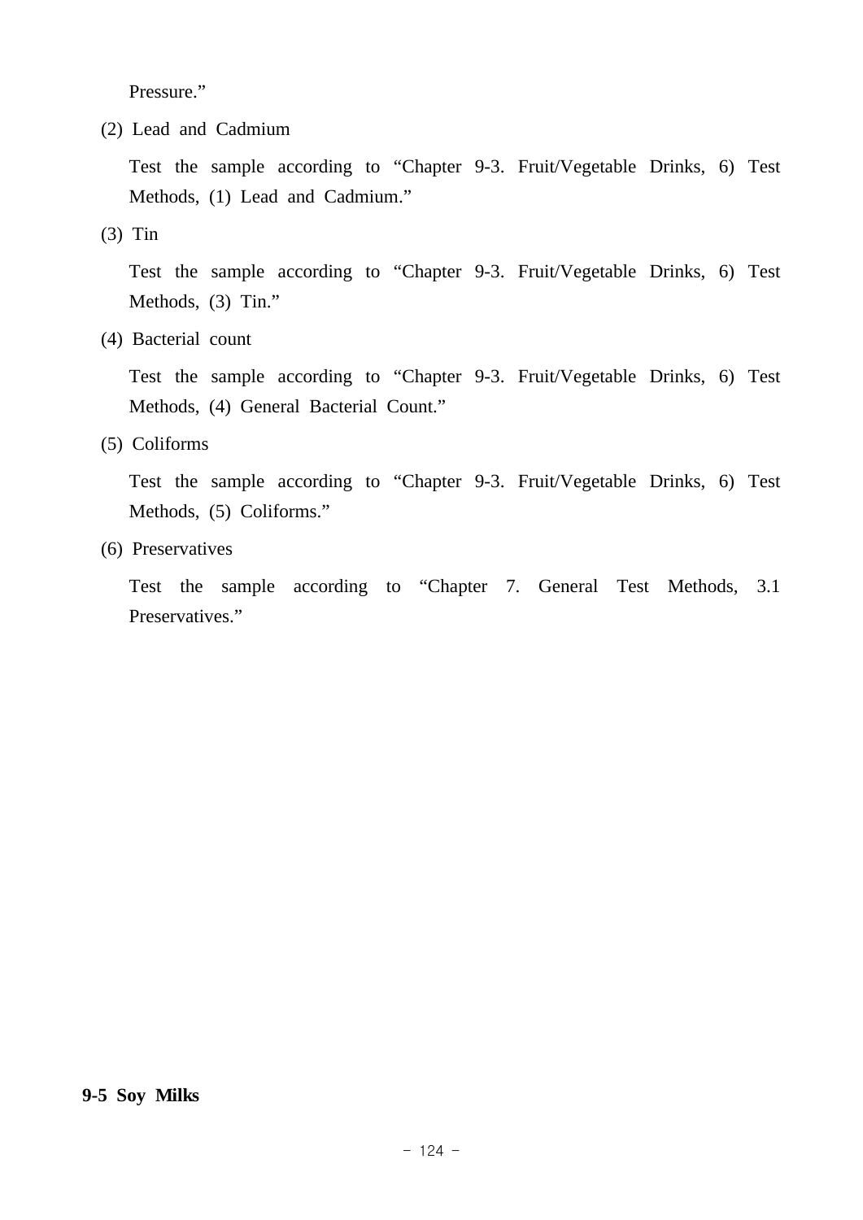Pressure."

(2) Lead and Cadmium

Test the sample according to "Chapter 9-3. Fruit/Vegetable Drinks, 6) Test Methods, (1) Lead and Cadmium."

(3) Tin

Test the sample according to "Chapter 9-3. Fruit/Vegetable Drinks, 6) Test Methods, (3) Tin."

(4) Bacterial count

Test the sample according to "Chapter 9-3. Fruit/Vegetable Drinks, 6) Test Methods, (4) General Bacterial Count."

(5) Coliforms

Test the sample according to "Chapter 9-3. Fruit/Vegetable Drinks, 6) Test Methods, (5) Coliforms."

(6) Preservatives

Test the sample according to "Chapter 7. General Test Methods, 3.1 Preservatives."

**9-5 Soy Milks**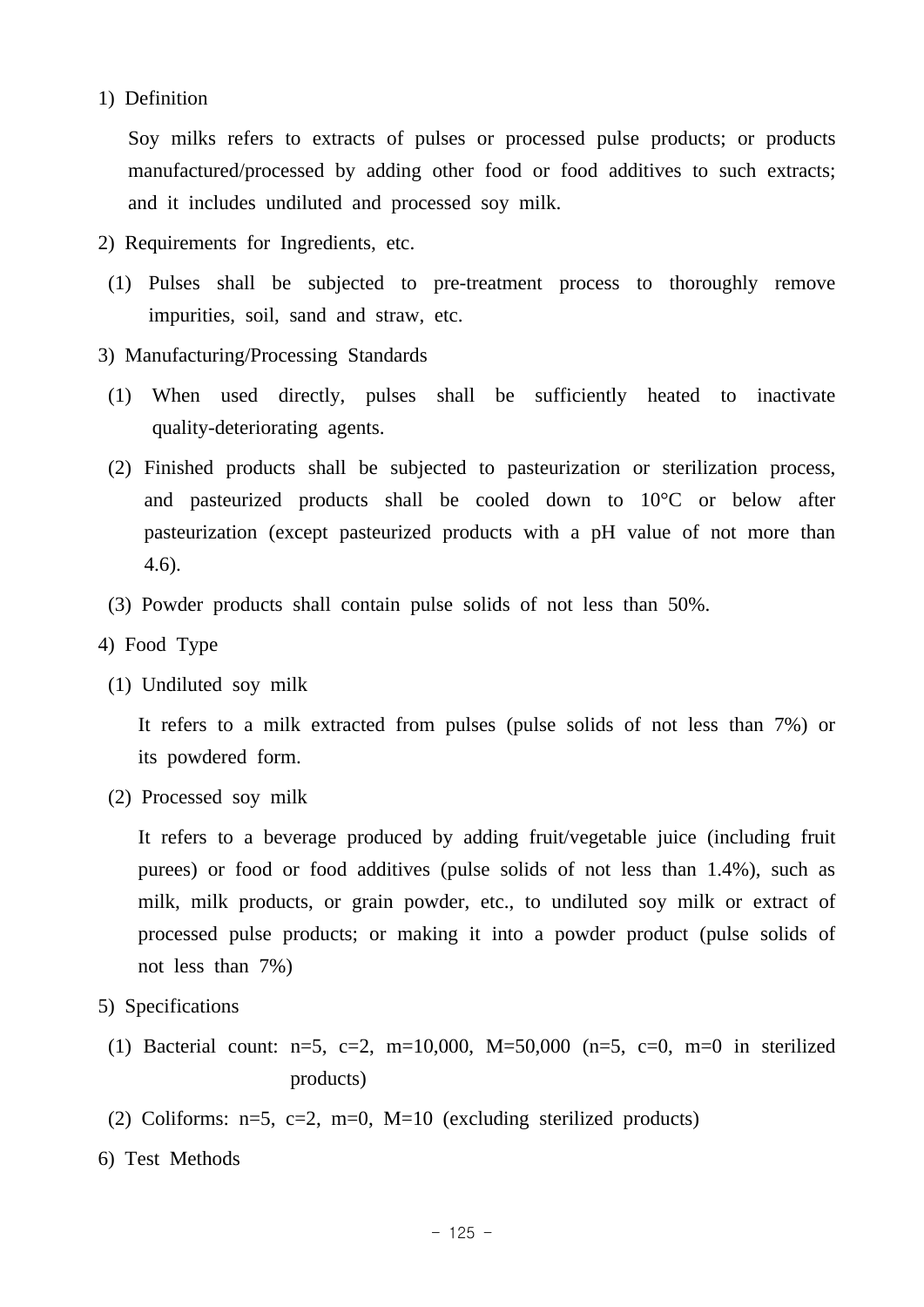1) Definition

Soy milks refers to extracts of pulses or processed pulse products; or products manufactured/processed by adding other food or food additives to such extracts; and it includes undiluted and processed soy milk.

2) Requirements for Ingredients, etc.

(1) Pulses shall be subjected to pre-treatment process to thoroughly remove impurities, soil, sand and straw, etc.

3) Manufacturing/Processing Standards

(1) When used directly, pulses shall be sufficiently heated to inactivate quality-deteriorating agents.

(2) Finished products shall be subjected to pasteurization or sterilization process, and pasteurized products shall be cooled down to 10°C or below after pasteurization (except pasteurized products with a pH value of not more than 4.6).

(3) Powder products shall contain pulse solids of not less than 50%.

4) Food Type

(1) Undiluted soy milk

It refers to a milk extracted from pulses (pulse solids of not less than 7%) or its powdered form.

(2) Processed soy milk

It refers to a beverage produced by adding fruit/vegetable juice (including fruit purees) or food or food additives (pulse solids of not less than 1.4%), such as milk, milk products, or grain powder, etc., to undiluted soy milk or extract of processed pulse products; or making it into a powder product (pulse solids of not less than 7%)

5) Specifications

(1) Bacterial count: n=5, c=2, m=10,000, M=50,000 (n=5, c=0, m=0 in sterilized products)

(2) Coliforms: n=5, c=2, m=0, M=10 (excluding sterilized products)

6) Test Methods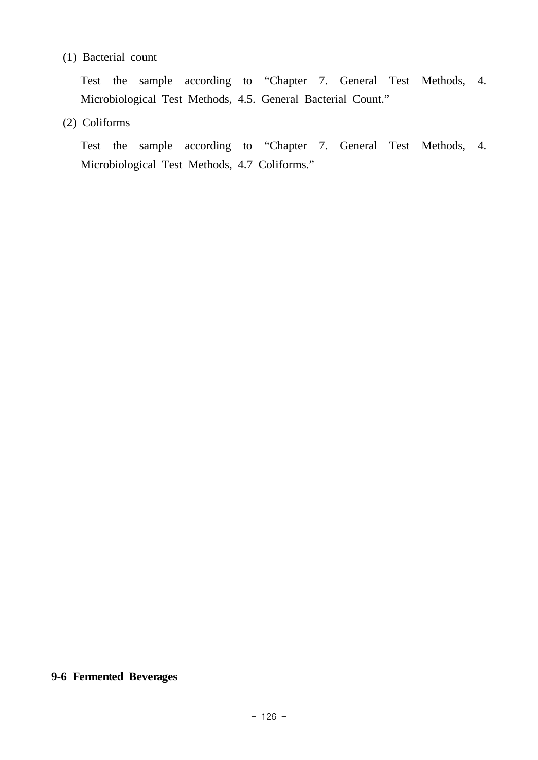(1) Bacterial count

Test the sample according to “Chapter 7. General Test Methods, 4. Microbiological Test Methods, 4.5. General Bacterial Count.”

(2) Coliforms

Test the sample according to “Chapter 7. General Test Methods, 4. Microbiological Test Methods, 4.7 Coliforms.”

## 9-6 Fermented Beverages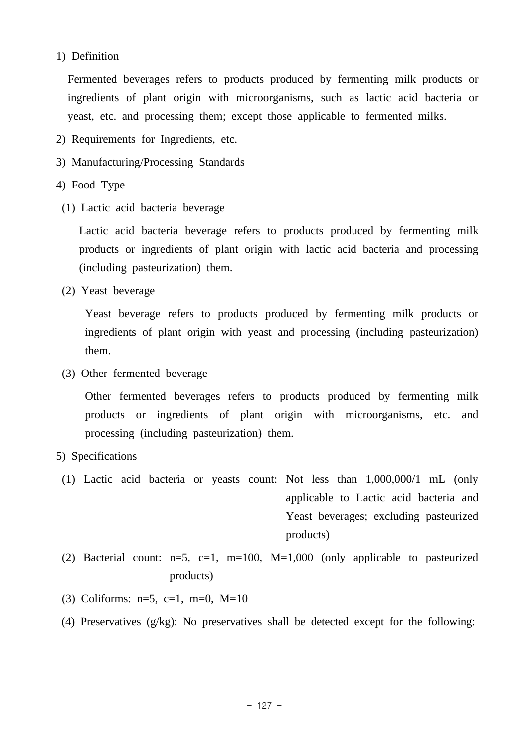1) Definition

Fermented beverages refers to products produced by fermenting milk products or ingredients of plant origin with microorganisms, such as lactic acid bacteria or yeast, etc. and processing them; except those applicable to fermented milks.

2) Requirements for Ingredients, etc.

3) Manufacturing/Processing Standards

4) Food Type

(1) Lactic acid bacteria beverage

Lactic acid bacteria beverage refers to products produced by fermenting milk products or ingredients of plant origin with lactic acid bacteria and processing (including pasteurization) them.

(2) Yeast beverage

Yeast beverage refers to products produced by fermenting milk products or ingredients of plant origin with yeast and processing (including pasteurization) them.

(3) Other fermented beverage

Other fermented beverages refers to products produced by fermenting milk products or ingredients of plant origin with microorganisms, etc. and processing (including pasteurization) them.

5) Specifications

(1) Lactic acid bacteria or yeasts count: Not less than 1,000,000/1 mL (only applicable to Lactic acid bacteria and Yeast beverages; excluding pasteurized products)

(2) Bacterial count: n=5, c=1, m=100, M=1,000 (only applicable to pasteurized products)

(3) Coliforms: n=5, c=1, m=0, M=10

(4) Preservatives (g/kg): No preservatives shall be detected except for the following: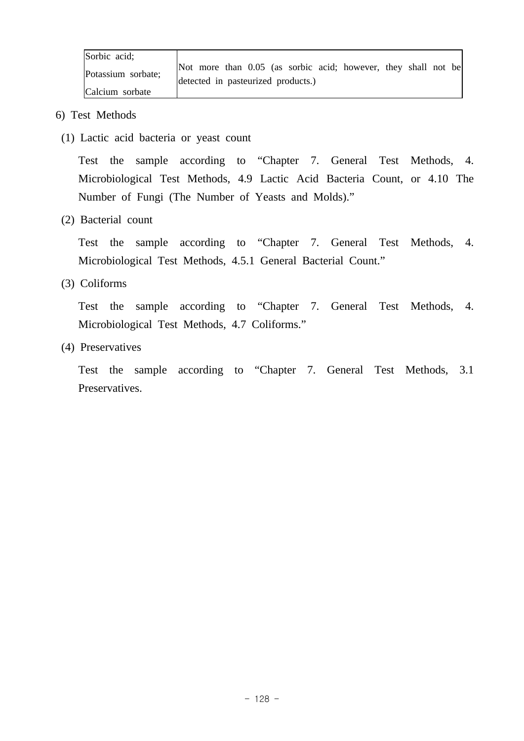| Sorbic acid; Potassium sorbate; Calcium sorbate | Not more than 0.05 (as sorbic acid; however, they shall not be detected in pasteurized products.) |
|---|---|

6) Test Methods

(1) Lactic acid bacteria or yeast count

Test the sample according to "Chapter 7. General Test Methods, 4. Microbiological Test Methods, 4.9 Lactic Acid Bacteria Count, or 4.10 The Number of Fungi (The Number of Yeasts and Molds)."

(2) Bacterial count

Test the sample according to "Chapter 7. General Test Methods, 4. Microbiological Test Methods, 4.5.1 General Bacterial Count."

(3) Coliforms

Test the sample according to "Chapter 7. General Test Methods, 4. Microbiological Test Methods, 4.7 Coliforms."

(4) Preservatives

Test the sample according to "Chapter 7. General Test Methods, 3.1 Preservatives.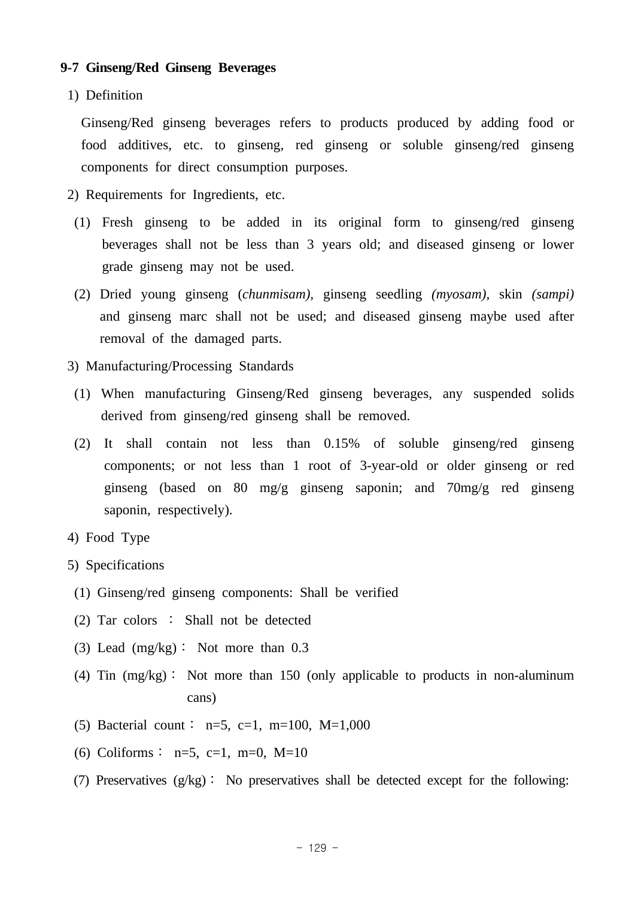### 9-7 Ginseng/Red Ginseng Beverages

1) Definition

Ginseng/Red ginseng beverages refers to products produced by adding food or food additives, etc. to ginseng, red ginseng or soluble ginseng/red ginseng components for direct consumption purposes.

2) Requirements for Ingredients, etc.

(1) Fresh ginseng to be added in its original form to ginseng/red ginseng beverages shall not be less than 3 years old; and diseased ginseng or lower grade ginseng may not be used.

(2) Dried young ginseng (*chunmisam)*, ginseng seedling *(myosam)*, skin *(sampi)* and ginseng marc shall not be used; and diseased ginseng maybe used after removal of the damaged parts.

3) Manufacturing/Processing Standards

(1) When manufacturing Ginseng/Red ginseng beverages, any suspended solids derived from ginseng/red ginseng shall be removed.

(2) It shall contain not less than 0.15% of soluble ginseng/red ginseng components; or not less than 1 root of 3-year-old or older ginseng or red ginseng (based on 80 mg/g ginseng saponin; and 70mg/g red ginseng saponin, respectively).

4) Food Type

5) Specifications

(1) Ginseng/red ginseng components: Shall be verified

(2) Tar colors ： Shall not be detected

(3) Lead (mg/kg)： Not more than 0.3

(4) Tin (mg/kg)： Not more than 150 (only applicable to products in non-aluminum cans)

(5) Bacterial count： n=5, c=1, m=100, M=1,000

(6) Coliforms： n=5, c=1, m=0, M=10

(7) Preservatives (g/kg)： No preservatives shall be detected except for the following: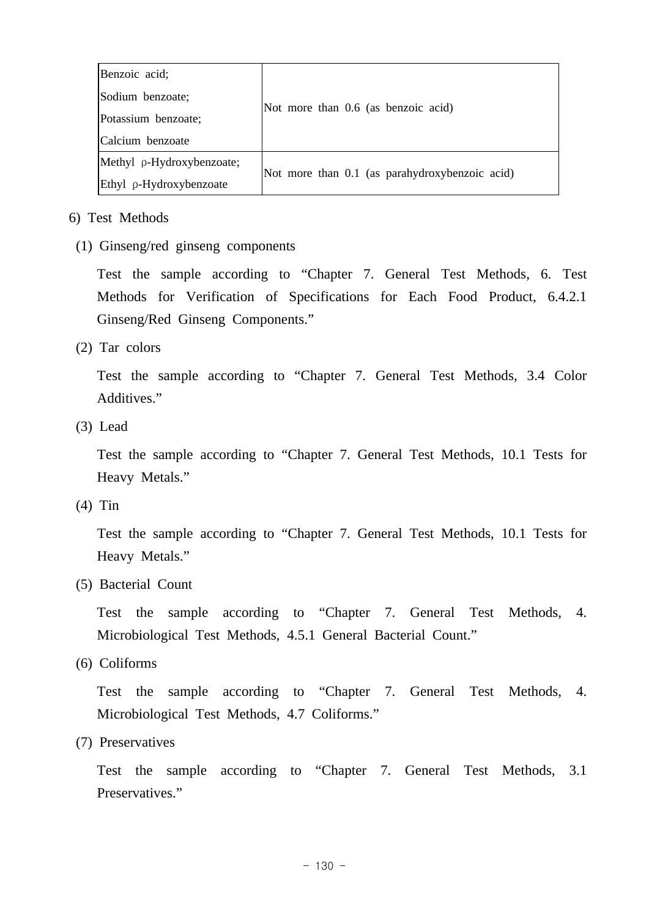| Benzoic acid;<br>Sodium benzoate;<br>Potassium benzoate;<br>Calcium benzoate | Not more than 0.6 (as benzoic acid) |
|---|---|
| Methyl ρ-Hydroxybenzoate;<br>Ethyl ρ-Hydroxybenzoate | Not more than 0.1 (as parahydroxybenzoic acid) |

6) Test Methods

(1) Ginseng/red ginseng components

Test the sample according to "Chapter 7. General Test Methods, 6. Test Methods for Verification of Specifications for Each Food Product, 6.4.2.1 Ginseng/Red Ginseng Components."

(2) Tar colors

Test the sample according to "Chapter 7. General Test Methods, 3.4 Color Additives."

(3) Lead

Test the sample according to "Chapter 7. General Test Methods, 10.1 Tests for Heavy Metals."

(4) Tin

Test the sample according to "Chapter 7. General Test Methods, 10.1 Tests for Heavy Metals."

(5) Bacterial Count

Test the sample according to "Chapter 7. General Test Methods, 4. Microbiological Test Methods, 4.5.1 General Bacterial Count."

(6) Coliforms

Test the sample according to "Chapter 7. General Test Methods, 4. Microbiological Test Methods, 4.7 Coliforms."

(7) Preservatives

Test the sample according to "Chapter 7. General Test Methods, 3.1 Preservatives."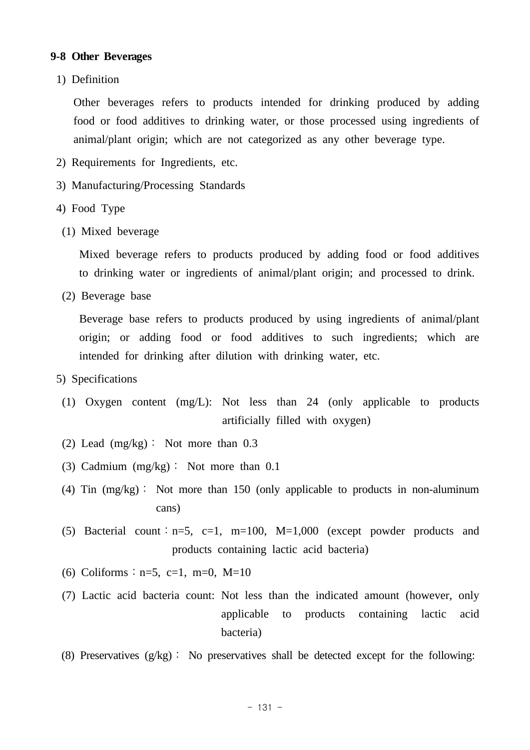**9-8 Other Beverages**

1) Definition

Other beverages refers to products intended for drinking produced by adding food or food additives to drinking water, or those processed using ingredients of animal/plant origin; which are not categorized as any other beverage type.

2) Requirements for Ingredients, etc.

3) Manufacturing/Processing Standards

4) Food Type

(1) Mixed beverage

Mixed beverage refers to products produced by adding food or food additives to drinking water or ingredients of animal/plant origin; and processed to drink.

(2) Beverage base

Beverage base refers to products produced by using ingredients of animal/plant origin; or adding food or food additives to such ingredients; which are intended for drinking after dilution with drinking water, etc.

5) Specifications

(1) Oxygen content (mg/L): Not less than 24 (only applicable to products artificially filled with oxygen)

(2) Lead (mg/kg) : Not more than 0.3

(3) Cadmium (mg/kg) : Not more than 0.1

(4) Tin (mg/kg) : Not more than 150 (only applicable to products in non-aluminum cans)

(5) Bacterial count : n=5, c=1, m=100, M=1,000 (except powder products and products containing lactic acid bacteria)

(6) Coliforms : n=5, c=1, m=0, M=10

(7) Lactic acid bacteria count: Not less than the indicated amount (however, only applicable to products containing lactic acid bacteria)

(8) Preservatives (g/kg) : No preservatives shall be detected except for the following: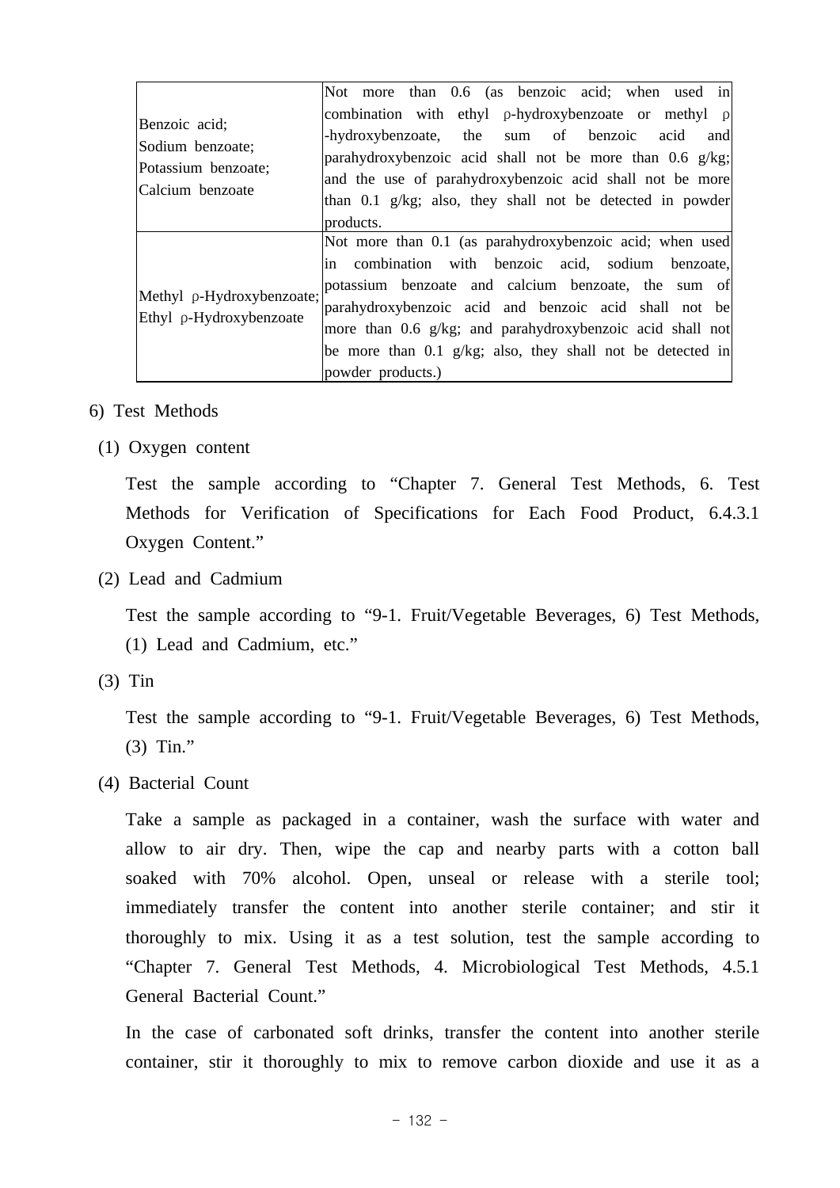| | |
|---|---|
| Benzoic acid;<br>Sodium benzoate;<br>Potassium benzoate;<br>Calcium benzoate | Not more than 0.6 (as benzoic acid; when used in combination with ethyl ρ-hydroxybenzoate or methyl ρ-hydroxybenzoate, the sum of benzoic acid and parahydroxybenzoic acid shall not be more than 0.6 g/kg; and the use of parahydroxybenzoic acid shall not be more than 0.1 g/kg; also, they shall not be detected in powder products. |
| Methyl ρ-Hydroxybenzoate;<br>Ethyl ρ-Hydroxybenzoate | Not more than 0.1 (as parahydroxybenzoic acid; when used in combination with benzoic acid, sodium benzoate, potassium benzoate and calcium benzoate, the sum of parahydroxybenzoic acid and benzoic acid shall not be more than 0.6 g/kg; and parahydroxybenzoic acid shall not be more than 0.1 g/kg; also, they shall not be detected in powder products.) |

6) Test Methods

(1) Oxygen content

Test the sample according to "Chapter 7. General Test Methods, 6. Test Methods for Verification of Specifications for Each Food Product, 6.4.3.1 Oxygen Content."

(2) Lead and Cadmium

Test the sample according to "9-1. Fruit/Vegetable Beverages, 6) Test Methods, (1) Lead and Cadmium, etc."

(3) Tin

Test the sample according to "9-1. Fruit/Vegetable Beverages, 6) Test Methods, (3) Tin."

(4) Bacterial Count

Take a sample as packaged in a container, wash the surface with water and allow to air dry. Then, wipe the cap and nearby parts with a cotton ball soaked with 70% alcohol. Open, unseal or release with a sterile tool; immediately transfer the content into another sterile container; and stir it thoroughly to mix. Using it as a test solution, test the sample according to "Chapter 7. General Test Methods, 4. Microbiological Test Methods, 4.5.1 General Bacterial Count."

In the case of carbonated soft drinks, transfer the content into another sterile container, stir it thoroughly to mix to remove carbon dioxide and use it as a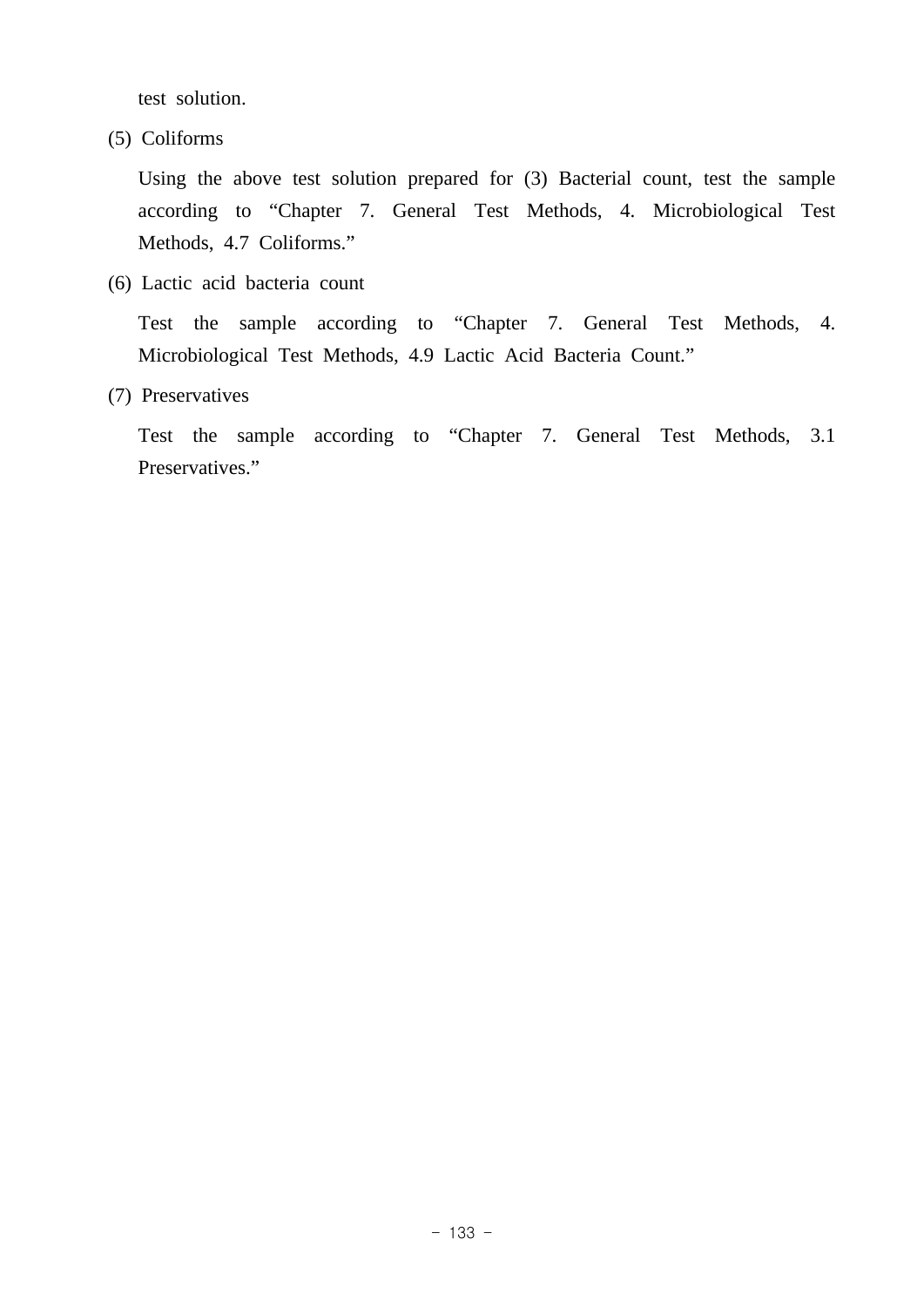test solution.

(5) Coliforms

Using the above test solution prepared for (3) Bacterial count, test the sample according to “Chapter 7. General Test Methods, 4. Microbiological Test Methods, 4.7 Coliforms.”

(6) Lactic acid bacteria count

Test the sample according to “Chapter 7. General Test Methods, 4. Microbiological Test Methods, 4.9 Lactic Acid Bacteria Count.”

(7) Preservatives

Test the sample according to “Chapter 7. General Test Methods, 3.1 Preservatives.”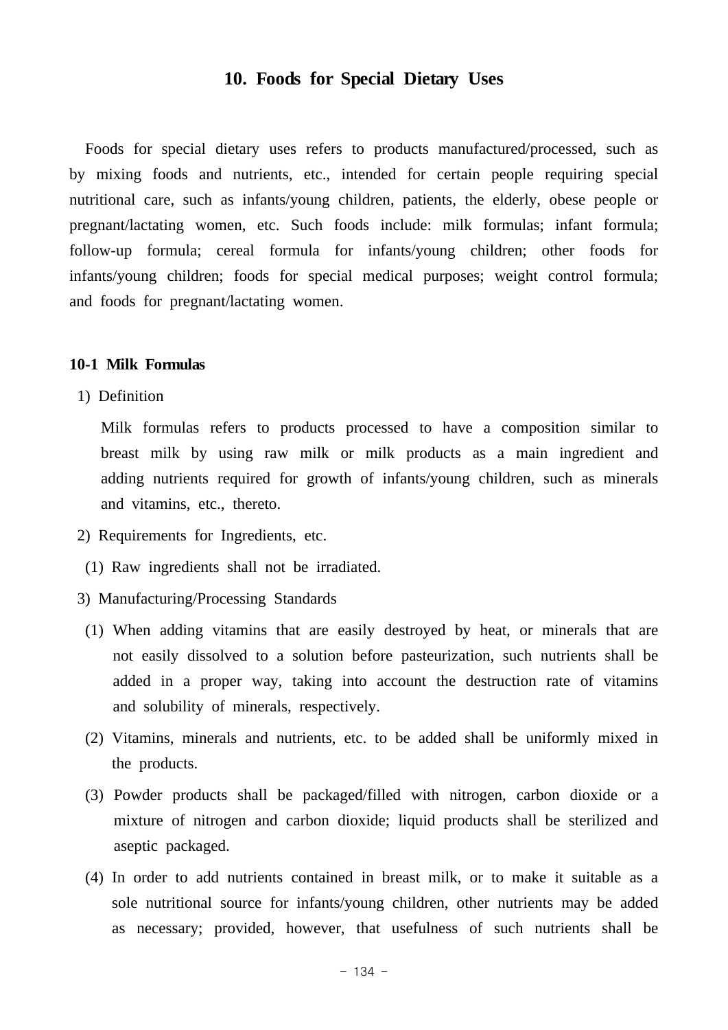## 10. Foods for Special Dietary Uses

Foods for special dietary uses refers to products manufactured/processed, such as by mixing foods and nutrients, etc., intended for certain people requiring special nutritional care, such as infants/young children, patients, the elderly, obese people or pregnant/lactating women, etc. Such foods include: milk formulas; infant formula; follow-up formula; cereal formula for infants/young children; other foods for infants/young children; foods for special medical purposes; weight control formula; and foods for pregnant/lactating women.

### 10-1 Milk Formulas

1) Definition

Milk formulas refers to products processed to have a composition similar to breast milk by using raw milk or milk products as a main ingredient and adding nutrients required for growth of infants/young children, such as minerals and vitamins, etc., thereto.

2) Requirements for Ingredients, etc.

(1) Raw ingredients shall not be irradiated.

3) Manufacturing/Processing Standards

(1) When adding vitamins that are easily destroyed by heat, or minerals that are not easily dissolved to a solution before pasteurization, such nutrients shall be added in a proper way, taking into account the destruction rate of vitamins and solubility of minerals, respectively.

(2) Vitamins, minerals and nutrients, etc. to be added shall be uniformly mixed in the products.

(3) Powder products shall be packaged/filled with nitrogen, carbon dioxide or a mixture of nitrogen and carbon dioxide; liquid products shall be sterilized and aseptic packaged.

(4) In order to add nutrients contained in breast milk, or to make it suitable as a sole nutritional source for infants/young children, other nutrients may be added as necessary; provided, however, that usefulness of such nutrients shall be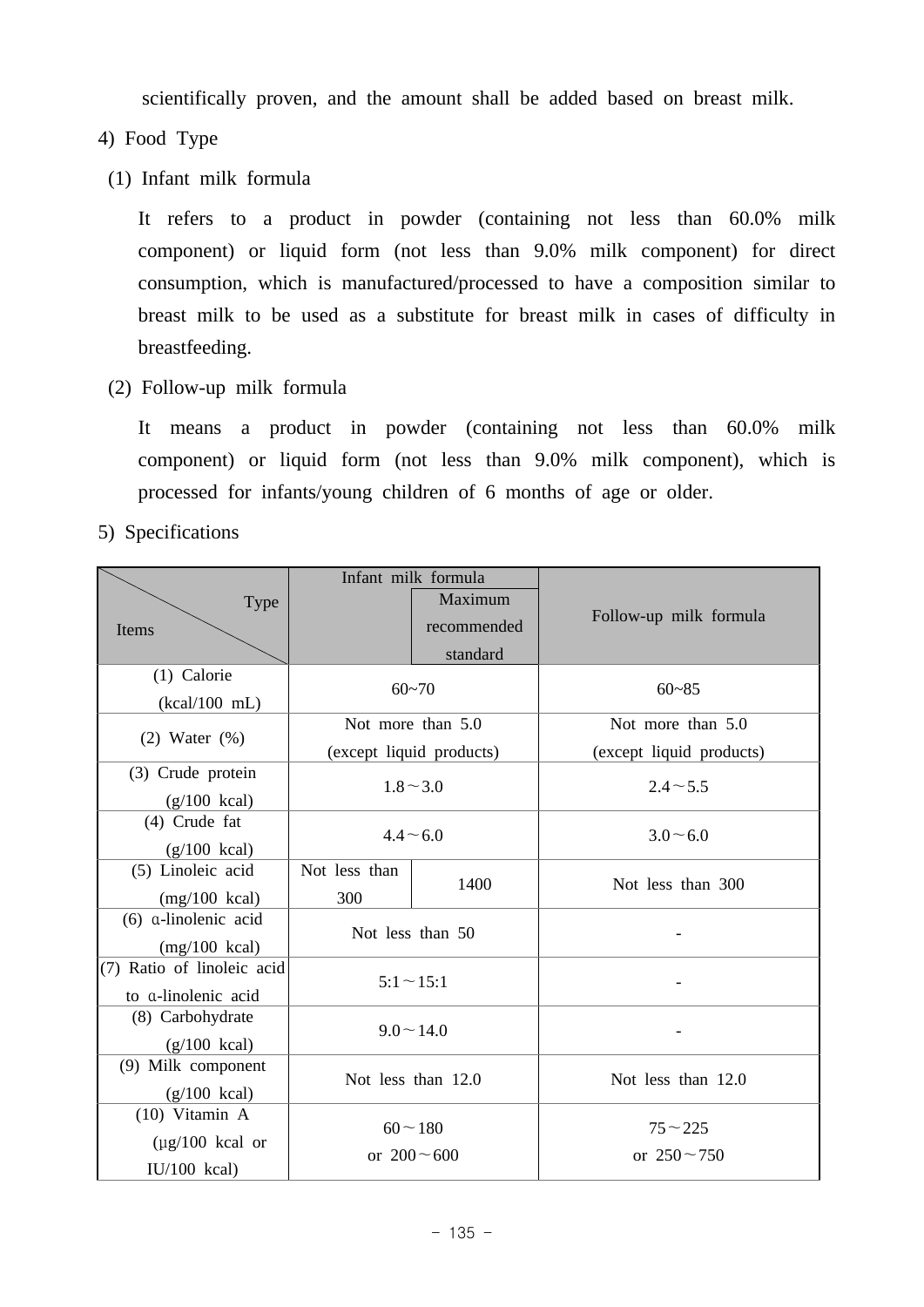scientifically proven, and the amount shall be added based on breast milk.

4) Food Type

(1) Infant milk formula

It refers to a product in powder (containing not less than 60.0% milk component) or liquid form (not less than 9.0% milk component) for direct consumption, which is manufactured/processed to have a composition similar to breast milk to be used as a substitute for breast milk in cases of difficulty in breastfeeding.

(2) Follow-up milk formula

It means a product in powder (containing not less than 60.0% milk component) or liquid form (not less than 9.0% milk component), which is processed for infants/young children of 6 months of age or older.

5) Specifications

| Items \ Type | Infant milk formula | | Follow-up milk formula |
|---|---|---|---|
| | | Maximum recommended standard | |
| (1) Calorie (kcal/100 mL) | 60~70 | | 60~85 |
| (2) Water (%) | Not more than 5.0 (except liquid products) | | Not more than 5.0 (except liquid products) |
| (3) Crude protein (g/100 kcal) | 1.8～3.0 | | 2.4～5.5 |
| (4) Crude fat (g/100 kcal) | 4.4～6.0 | | 3.0～6.0 |
| (5) Linoleic acid (mg/100 kcal) | Not less than 300 | 1400 | Not less than 300 |
| (6) α-linolenic acid (mg/100 kcal) | Not less than 50 | | - |
| (7) Ratio of linoleic acid to α-linolenic acid | 5:1～15:1 | | - |
| (8) Carbohydrate (g/100 kcal) | 9.0～14.0 | | - |
| (9) Milk component (g/100 kcal) | Not less than 12.0 | | Not less than 12.0 |
| (10) Vitamin A (μg/100 kcal or IU/100 kcal) | 60～180 or 200～600 | | 75～225 or 250～750 |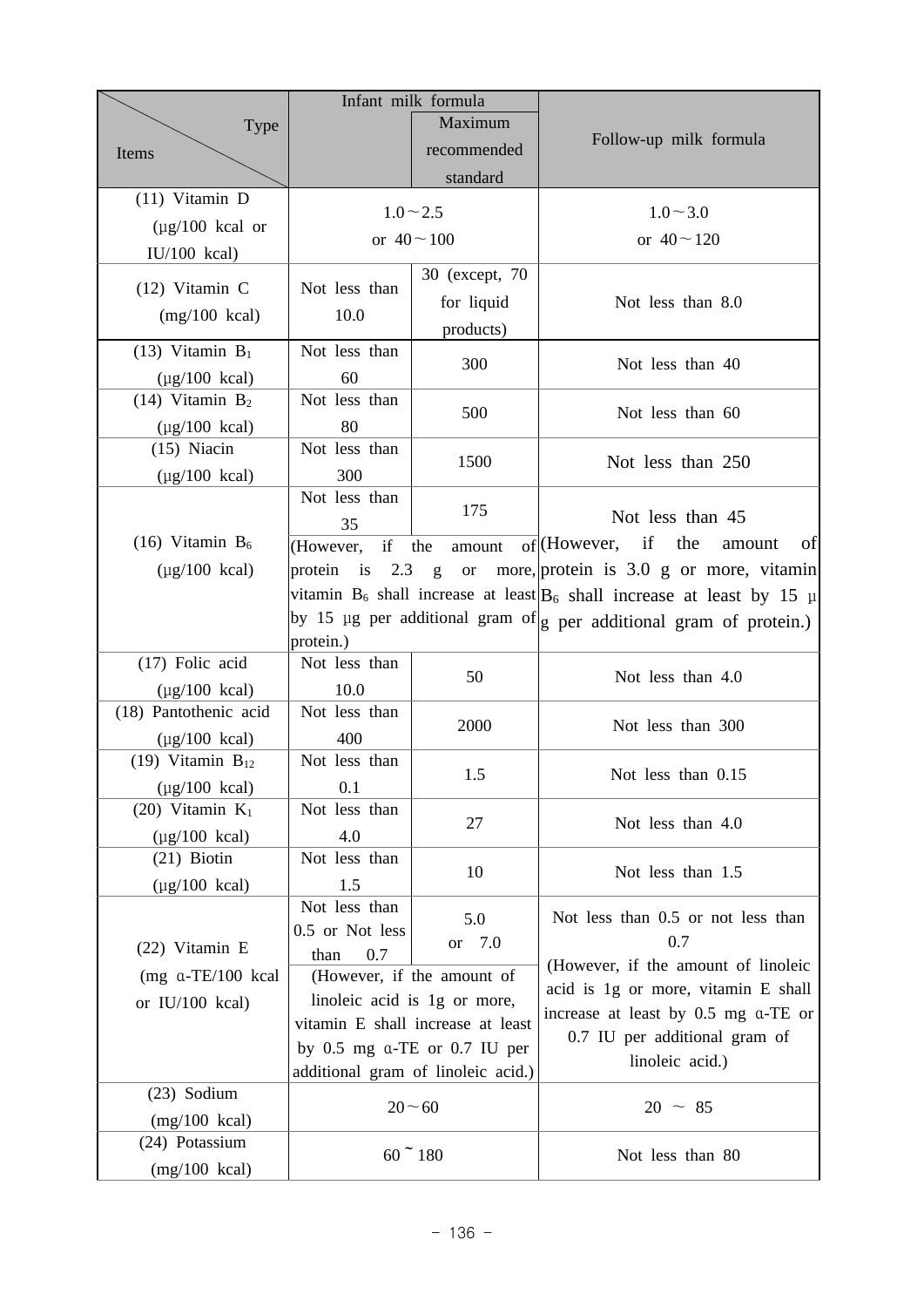| Items \ Type | Infant milk formula | | Follow-up milk formula |
|---|---|---|---|
| | | Maximum recommended standard | |
| (11) Vitamin D (μg/100 kcal or IU/100 kcal) | 1.0～2.5 or 40～100 | | 1.0～3.0 or 40～120 |
| (12) Vitamin C (mg/100 kcal) | Not less than 10.0 | 30 (except, 70 for liquid products) | Not less than 8.0 |
| (13) Vitamin $B_1$ (μg/100 kcal) | Not less than 60 | 300 | Not less than 40 |
| (14) Vitamin $B_2$ (μg/100 kcal) | Not less than 80 | 500 | Not less than 60 |
| (15) Niacin (μg/100 kcal) | Not less than 300 | 1500 | Not less than 250 |
| (16) Vitamin $B_6$ (μg/100 kcal) | Not less than 35 (However, if the amount of protein is 2.3 g or more, vitamin $B_6$ shall increase at least by 15 μg per additional gram of protein.) | 175 | Not less than 45 (However, if the amount of protein is 3.0 g or more, vitamin $B_6$ shall increase at least by 15 μg per additional gram of protein.) |
| (17) Folic acid (μg/100 kcal) | Not less than 10.0 | 50 | Not less than 4.0 |
| (18) Pantothenic acid (μg/100 kcal) | Not less than 400 | 2000 | Not less than 300 |
| (19) Vitamin $B_{12}$ (μg/100 kcal) | Not less than 0.1 | 1.5 | Not less than 0.15 |
| (20) Vitamin $K_1$ (μg/100 kcal) | Not less than 4.0 | 27 | Not less than 4.0 |
| (21) Biotin (μg/100 kcal) | Not less than 1.5 | 10 | Not less than 1.5 |
| (22) Vitamin E (mg α-TE/100 kcal or IU/100 kcal) | Not less than 0.5 or Not less than 0.7 (However, if the amount of linoleic acid is 1g or more, vitamin E shall increase at least by 0.5 mg α-TE or 0.7 IU per additional gram of linoleic acid.) | 5.0 or 7.0 | Not less than 0.5 or not less than 0.7 (However, if the amount of linoleic acid is 1g or more, vitamin E shall increase at least by 0.5 mg α-TE or 0.7 IU per additional gram of linoleic acid.) |
| (23) Sodium (mg/100 kcal) | 20～60 | | 20 ～ 85 |
| (24) Potassium (mg/100 kcal) | 60 ~ 180 | | Not less than 80 |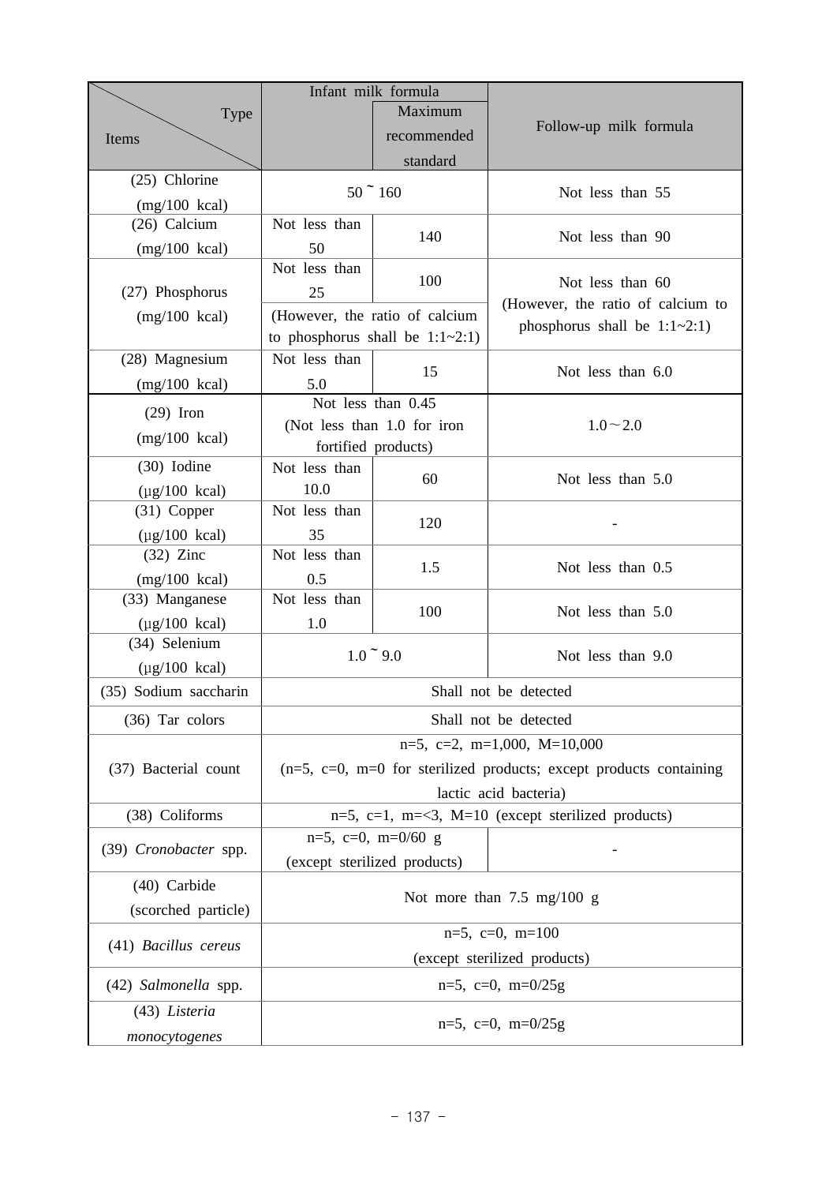| Items \ Type | Infant milk formula | Infant milk formula: Maximum recommended standard | Follow-up milk formula |
|---|---|---|---|
| (25) Chlorine (mg/100 kcal) | 50 ~ 160 | | Not less than 55 |
| (26) Calcium (mg/100 kcal) | Not less than 50 | 140 | Not less than 90 |
| (27) Phosphorus (mg/100 kcal) | Not less than 25 (However, the ratio of calcium to phosphorus shall be 1:1~2:1) | 100 | Not less than 60 (However, the ratio of calcium to phosphorus shall be 1:1~2:1) |
| (28) Magnesium (mg/100 kcal) | Not less than 5.0 | 15 | Not less than 6.0 |
| (29) Iron (mg/100 kcal) | Not less than 0.45 (Not less than 1.0 for iron fortified products) | | 1.0～2.0 |
| (30) Iodine (μg/100 kcal) | Not less than 10.0 | 60 | Not less than 5.0 |
| (31) Copper (μg/100 kcal) | Not less than 35 | 120 | - |
| (32) Zinc (mg/100 kcal) | Not less than 0.5 | 1.5 | Not less than 0.5 |
| (33) Manganese (μg/100 kcal) | Not less than 1.0 | 100 | Not less than 5.0 |
| (34) Selenium (μg/100 kcal) | 1.0 ~ 9.0 | | Not less than 9.0 |
| (35) Sodium saccharin | Shall not be detected | | |
| (36) Tar colors | Shall not be detected | | |
| (37) Bacterial count | n=5, c=2, m=1,000, M=10,000 (n=5, c=0, m=0 for sterilized products; except products containing lactic acid bacteria) | | |
| (38) Coliforms | n=5, c=1, m=<3, M=10 (except sterilized products) | | |
| (39) *Cronobacter* spp. | n=5, c=0, m=0/60 g (except sterilized products) | | - |
| (40) Carbide (scorched particle) | Not more than 7.5 mg/100 g | | |
| (41) *Bacillus cereus* | n=5, c=0, m=100 (except sterilized products) | | |
| (42) *Salmonella* spp. | n=5, c=0, m=0/25g | | |
| (43) *Listeria monocytogenes* | n=5, c=0, m=0/25g | | |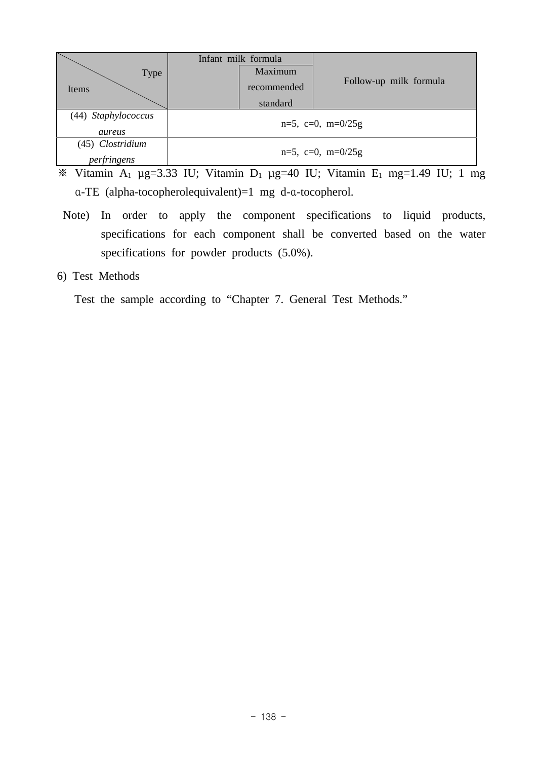| Items \ Type | Infant milk formula | Maximum recommended standard | Follow-up milk formula |
|---|---|---|---|
| (44) *Staphylococcus aureus* | n=5, c=0, m=0/25g | | |
| (45) *Clostridium perfringens* | n=5, c=0, m=0/25g | | |

※ Vitamin $A_1$ μg=3.33 IU; Vitamin $D_1$ μg=40 IU; Vitamin $E_1$ mg=1.49 IU; 1 mg α-TE (alpha-tocopherolequivalent)=1 mg d-α-tocopherol.

Note) In order to apply the component specifications to liquid products, specifications for each component shall be converted based on the water specifications for powder products (5.0%).

6) Test Methods

Test the sample according to "Chapter 7. General Test Methods."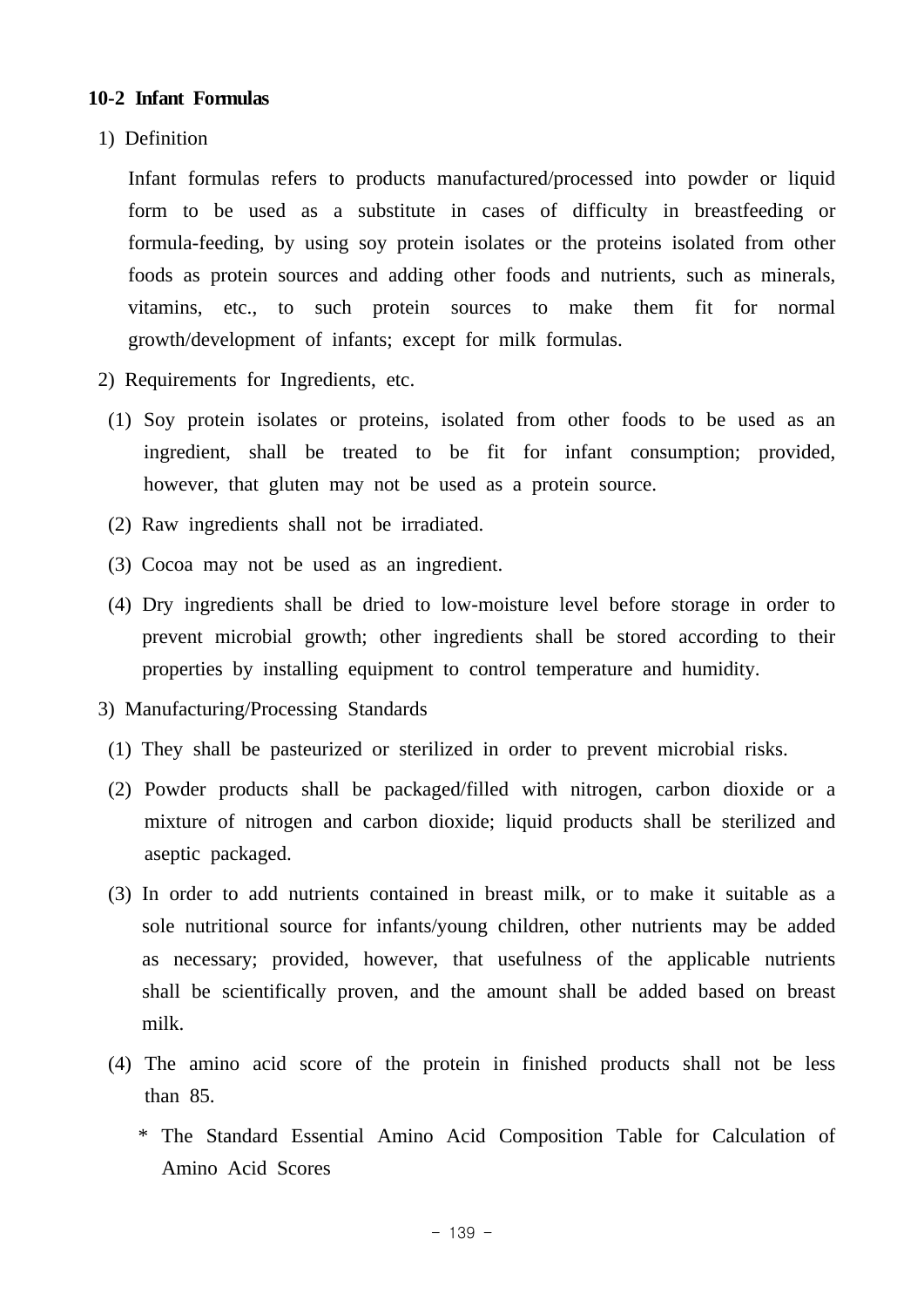### 10-2 Infant Formulas

1) Definition

Infant formulas refers to products manufactured/processed into powder or liquid form to be used as a substitute in cases of difficulty in breastfeeding or formula-feeding, by using soy protein isolates or the proteins isolated from other foods as protein sources and adding other foods and nutrients, such as minerals, vitamins, etc., to such protein sources to make them fit for normal growth/development of infants; except for milk formulas.

2) Requirements for Ingredients, etc.

(1) Soy protein isolates or proteins, isolated from other foods to be used as an ingredient, shall be treated to be fit for infant consumption; provided, however, that gluten may not be used as a protein source.

(2) Raw ingredients shall not be irradiated.

(3) Cocoa may not be used as an ingredient.

(4) Dry ingredients shall be dried to low-moisture level before storage in order to prevent microbial growth; other ingredients shall be stored according to their properties by installing equipment to control temperature and humidity.

3) Manufacturing/Processing Standards

(1) They shall be pasteurized or sterilized in order to prevent microbial risks.

(2) Powder products shall be packaged/filled with nitrogen, carbon dioxide or a mixture of nitrogen and carbon dioxide; liquid products shall be sterilized and aseptic packaged.

(3) In order to add nutrients contained in breast milk, or to make it suitable as a sole nutritional source for infants/young children, other nutrients may be added as necessary; provided, however, that usefulness of the applicable nutrients shall be scientifically proven, and the amount shall be added based on breast milk.

(4) The amino acid score of the protein in finished products shall not be less than 85.

\* The Standard Essential Amino Acid Composition Table for Calculation of Amino Acid Scores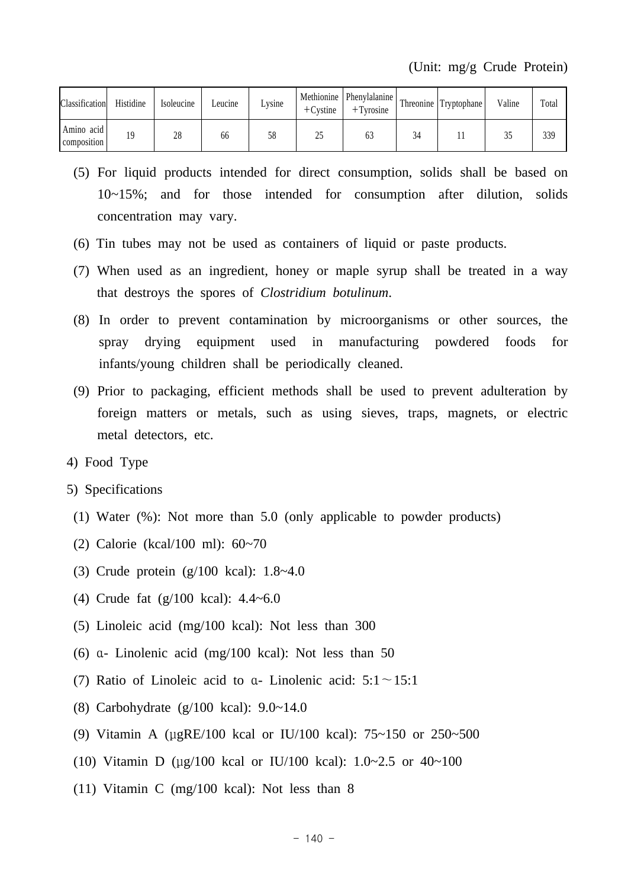(Unit: mg/g Crude Protein)

| Classification | Histidine | Isoleucine | Leucine | Lysine | Methionine +Cystine | Phenylalanine +Tyrosine | Threonine | Tryptophane | Valine | Total |
|---|---|---|---|---|---|---|---|---|---|---|
| Amino acid composition | 19 | 28 | 66 | 58 | 25 | 63 | 34 | 11 | 35 | 339 |

(5) For liquid products intended for direct consumption, solids shall be based on 10~15%; and for those intended for consumption after dilution, solids concentration may vary.

(6) Tin tubes may not be used as containers of liquid or paste products.

(7) When used as an ingredient, honey or maple syrup shall be treated in a way that destroys the spores of *Clostridium botulinum*.

(8) In order to prevent contamination by microorganisms or other sources, the spray drying equipment used in manufacturing powdered foods for infants/young children shall be periodically cleaned.

(9) Prior to packaging, efficient methods shall be used to prevent adulteration by foreign matters or metals, such as using sieves, traps, magnets, or electric metal detectors, etc.

4) Food Type

5) Specifications

(1) Water (%): Not more than 5.0 (only applicable to powder products)

(2) Calorie (kcal/100 ml): 60~70

(3) Crude protein (g/100 kcal): 1.8~4.0

(4) Crude fat (g/100 kcal): 4.4~6.0

(5) Linoleic acid (mg/100 kcal): Not less than 300

(6) α- Linolenic acid (mg/100 kcal): Not less than 50

(7) Ratio of Linoleic acid to α- Linolenic acid: 5:1～15:1

(8) Carbohydrate (g/100 kcal): 9.0~14.0

(9) Vitamin A (μgRE/100 kcal or IU/100 kcal): 75~150 or 250~500

(10) Vitamin D (μg/100 kcal or IU/100 kcal): 1.0~2.5 or 40~100

(11) Vitamin C (mg/100 kcal): Not less than 8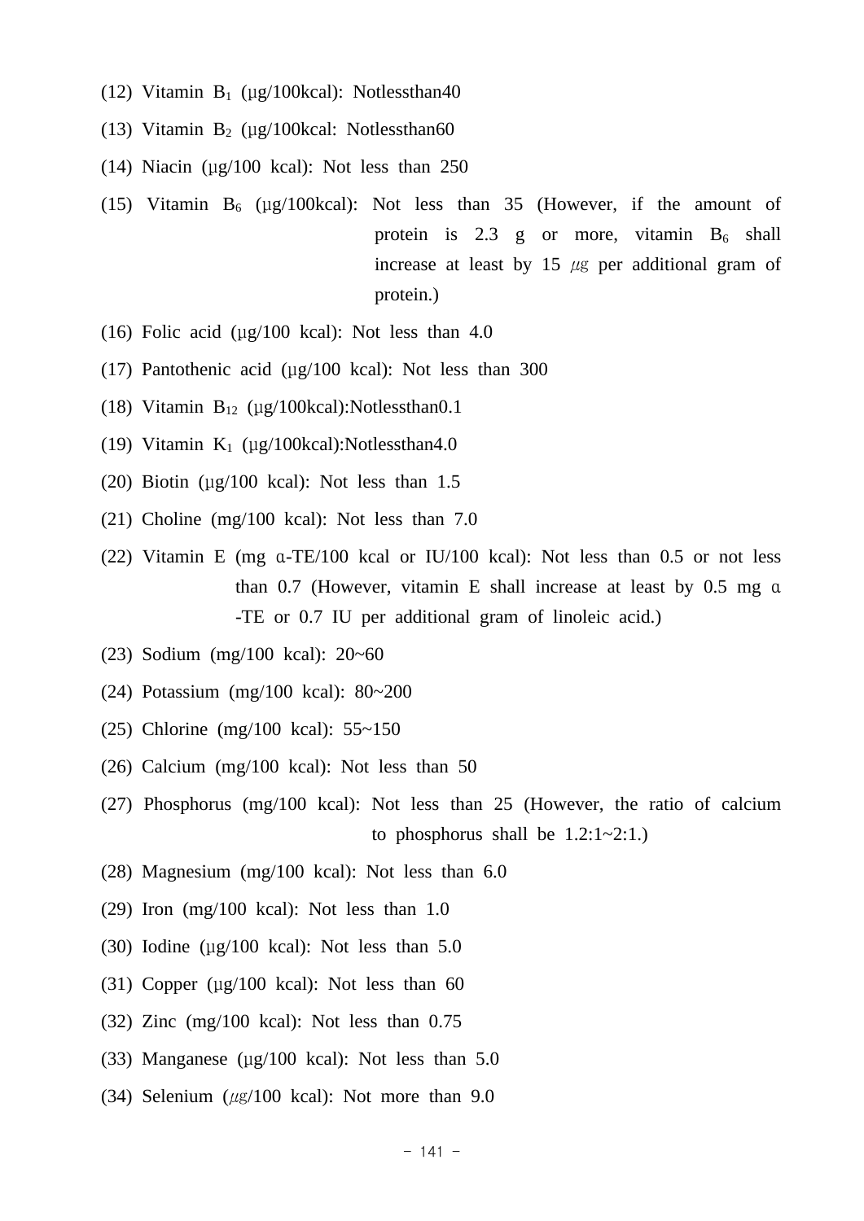(12) Vitamin $B_1$ (μg/100kcal): Notlessthan40

(13) Vitamin $B_2$ (μg/100kcal: Notlessthan60

(14) Niacin (μg/100 kcal): Not less than 250

(15) Vitamin $B_6$ (μg/100kcal): Not less than 35 (However, if the amount of protein is 2.3 g or more, vitamin $B_6$ shall increase at least by 15 ㎍ per additional gram of protein.)

(16) Folic acid (μg/100 kcal): Not less than 4.0

(17) Pantothenic acid (μg/100 kcal): Not less than 300

(18) Vitamin $B_{12}$ (μg/100kcal):Notlessthan0.1

(19) Vitamin $K_1$ (μg/100kcal):Notlessthan4.0

(20) Biotin (μg/100 kcal): Not less than 1.5

(21) Choline (mg/100 kcal): Not less than 7.0

(22) Vitamin E (mg α-TE/100 kcal or IU/100 kcal): Not less than 0.5 or not less than 0.7 (However, vitamin E shall increase at least by 0.5 mg α-TE or 0.7 IU per additional gram of linoleic acid.)

(23) Sodium (mg/100 kcal): 20~60

(24) Potassium (mg/100 kcal): 80~200

(25) Chlorine (mg/100 kcal): 55~150

(26) Calcium (mg/100 kcal): Not less than 50

(27) Phosphorus (mg/100 kcal): Not less than 25 (However, the ratio of calcium to phosphorus shall be 1.2:1~2:1.)

(28) Magnesium (mg/100 kcal): Not less than 6.0

(29) Iron (mg/100 kcal): Not less than 1.0

(30) Iodine (μg/100 kcal): Not less than 5.0

(31) Copper (μg/100 kcal): Not less than 60

(32) Zinc (mg/100 kcal): Not less than 0.75

(33) Manganese (μg/100 kcal): Not less than 5.0

(34) Selenium (㎍/100 kcal): Not more than 9.0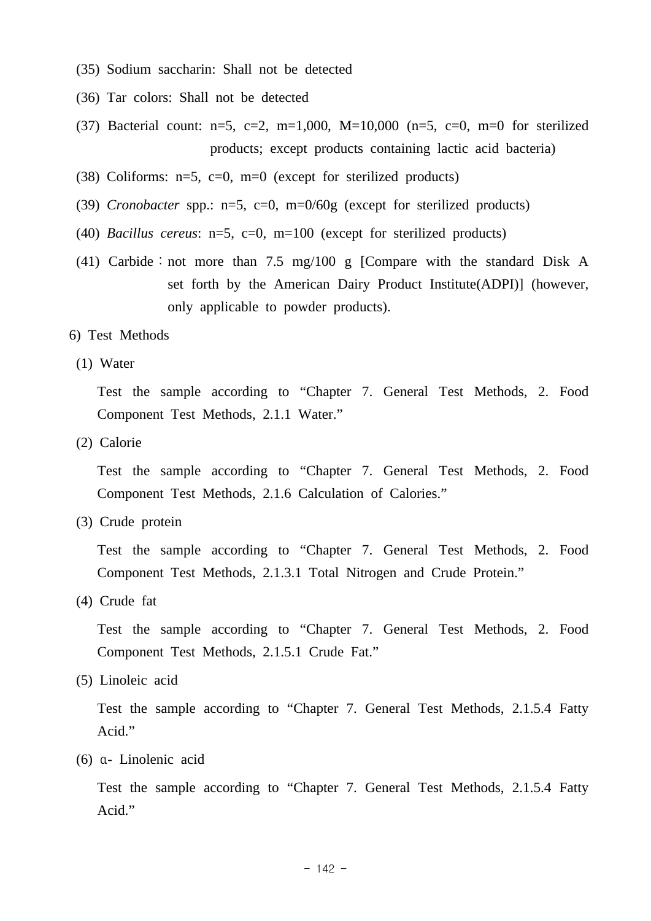(35) Sodium saccharin: Shall not be detected

(36) Tar colors: Shall not be detected

(37) Bacterial count: n=5, c=2, m=1,000, M=10,000 (n=5, c=0, m=0 for sterilized products; except products containing lactic acid bacteria)

(38) Coliforms: n=5, c=0, m=0 (except for sterilized products)

(39) *Cronobacter* spp.: n=5, c=0, m=0/60g (except for sterilized products)

(40) *Bacillus cereus*: n=5, c=0, m=100 (except for sterilized products)

(41) Carbide : not more than 7.5 mg/100 g [Compare with the standard Disk A set forth by the American Dairy Product Institute(ADPI)] (however, only applicable to powder products).

6) Test Methods

(1) Water

Test the sample according to “Chapter 7. General Test Methods, 2. Food Component Test Methods, 2.1.1 Water.”

(2) Calorie

Test the sample according to “Chapter 7. General Test Methods, 2. Food Component Test Methods, 2.1.6 Calculation of Calories.”

(3) Crude protein

Test the sample according to “Chapter 7. General Test Methods, 2. Food Component Test Methods, 2.1.3.1 Total Nitrogen and Crude Protein.”

(4) Crude fat

Test the sample according to “Chapter 7. General Test Methods, 2. Food Component Test Methods, 2.1.5.1 Crude Fat.”

(5) Linoleic acid

Test the sample according to “Chapter 7. General Test Methods, 2.1.5.4 Fatty Acid.”

(6) α- Linolenic acid

Test the sample according to “Chapter 7. General Test Methods, 2.1.5.4 Fatty Acid.”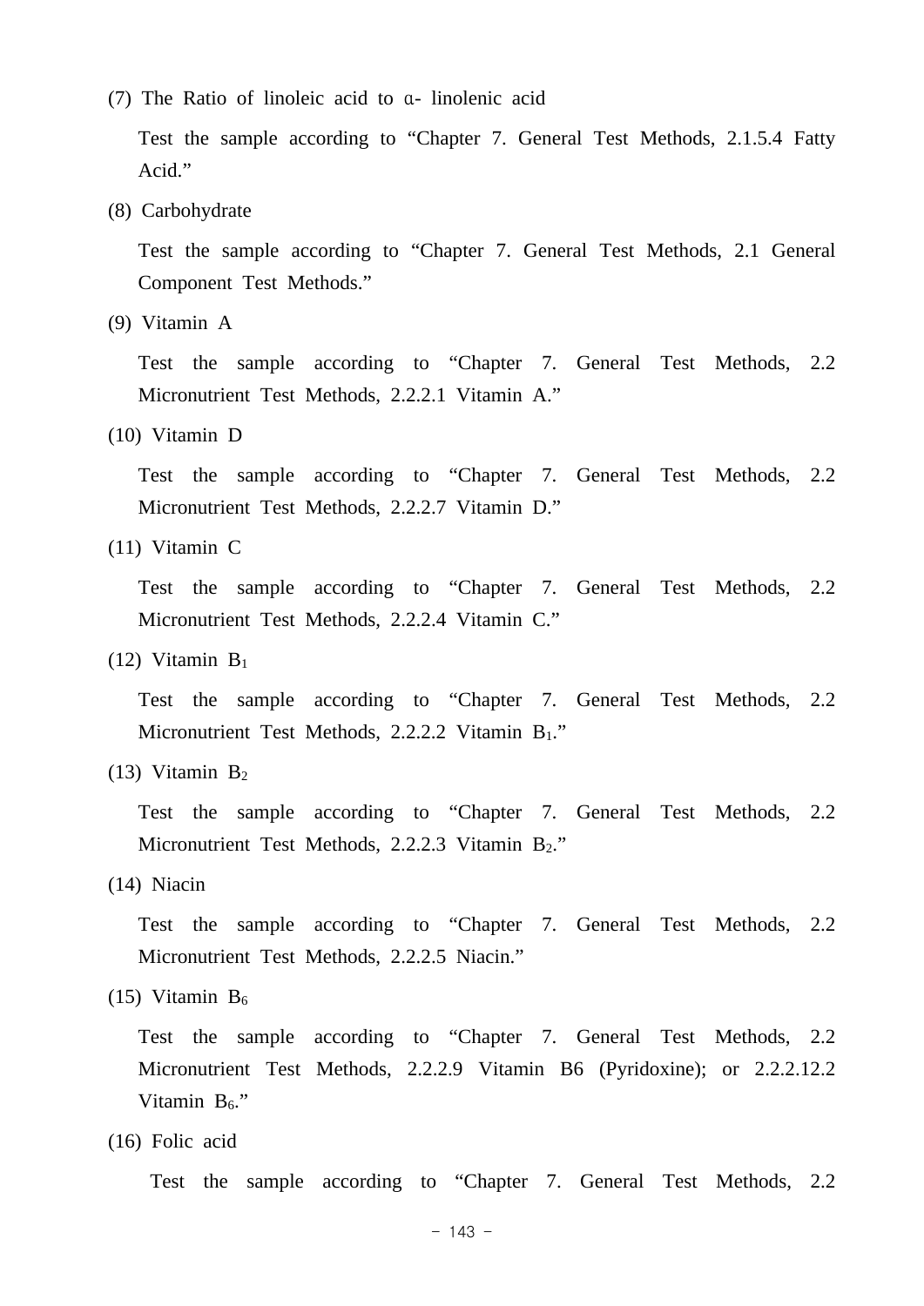(7) The Ratio of linoleic acid to α- linolenic acid

Test the sample according to “Chapter 7. General Test Methods, 2.1.5.4 Fatty Acid.”

(8) Carbohydrate

Test the sample according to “Chapter 7. General Test Methods, 2.1 General Component Test Methods.”

(9) Vitamin A

Test the sample according to “Chapter 7. General Test Methods, 2.2 Micronutrient Test Methods, 2.2.2.1 Vitamin A.”

(10) Vitamin D

Test the sample according to “Chapter 7. General Test Methods, 2.2 Micronutrient Test Methods, 2.2.2.7 Vitamin D.”

(11) Vitamin C

Test the sample according to “Chapter 7. General Test Methods, 2.2 Micronutrient Test Methods, 2.2.2.4 Vitamin C.”

(12) Vitamin $B_1$

Test the sample according to “Chapter 7. General Test Methods, 2.2 Micronutrient Test Methods, 2.2.2.2 Vitamin $B_1$.”

(13) Vitamin $B_2$

Test the sample according to “Chapter 7. General Test Methods, 2.2 Micronutrient Test Methods, 2.2.2.3 Vitamin $B_2$.”

(14) Niacin

Test the sample according to “Chapter 7. General Test Methods, 2.2 Micronutrient Test Methods, 2.2.2.5 Niacin.”

(15) Vitamin $B_6$

Test the sample according to “Chapter 7. General Test Methods, 2.2 Micronutrient Test Methods, 2.2.2.9 Vitamin B6 (Pyridoxine); or 2.2.2.12.2 Vitamin $B_6$.”

(16) Folic acid

Test the sample according to “Chapter 7. General Test Methods, 2.2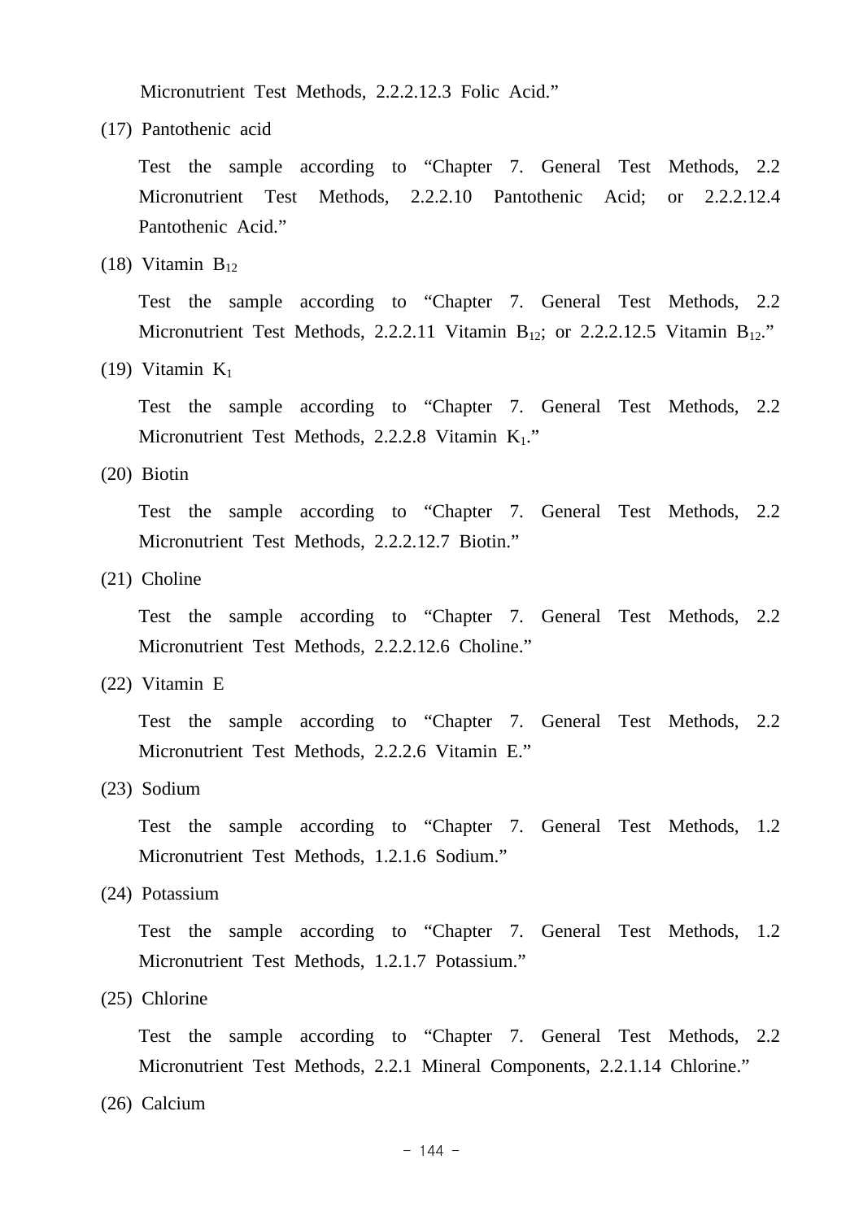Micronutrient Test Methods, 2.2.2.12.3 Folic Acid."

(17) Pantothenic acid

Test the sample according to "Chapter 7. General Test Methods, 2.2 Micronutrient Test Methods, 2.2.2.10 Pantothenic Acid; or 2.2.2.12.4 Pantothenic Acid."

(18) Vitamin $B_{12}$

Test the sample according to "Chapter 7. General Test Methods, 2.2 Micronutrient Test Methods, 2.2.2.11 Vitamin $B_{12}$; or 2.2.2.12.5 Vitamin $B_{12}$."

(19) Vitamin $K_1$

Test the sample according to "Chapter 7. General Test Methods, 2.2 Micronutrient Test Methods, 2.2.2.8 Vitamin $K_1$."

(20) Biotin

Test the sample according to "Chapter 7. General Test Methods, 2.2 Micronutrient Test Methods, 2.2.2.12.7 Biotin."

(21) Choline

Test the sample according to "Chapter 7. General Test Methods, 2.2 Micronutrient Test Methods, 2.2.2.12.6 Choline."

(22) Vitamin E

Test the sample according to "Chapter 7. General Test Methods, 2.2 Micronutrient Test Methods, 2.2.2.6 Vitamin E."

(23) Sodium

Test the sample according to "Chapter 7. General Test Methods, 1.2 Micronutrient Test Methods, 1.2.1.6 Sodium."

(24) Potassium

Test the sample according to "Chapter 7. General Test Methods, 1.2 Micronutrient Test Methods, 1.2.1.7 Potassium."

(25) Chlorine

Test the sample according to "Chapter 7. General Test Methods, 2.2 Micronutrient Test Methods, 2.2.1 Mineral Components, 2.2.1.14 Chlorine."

(26) Calcium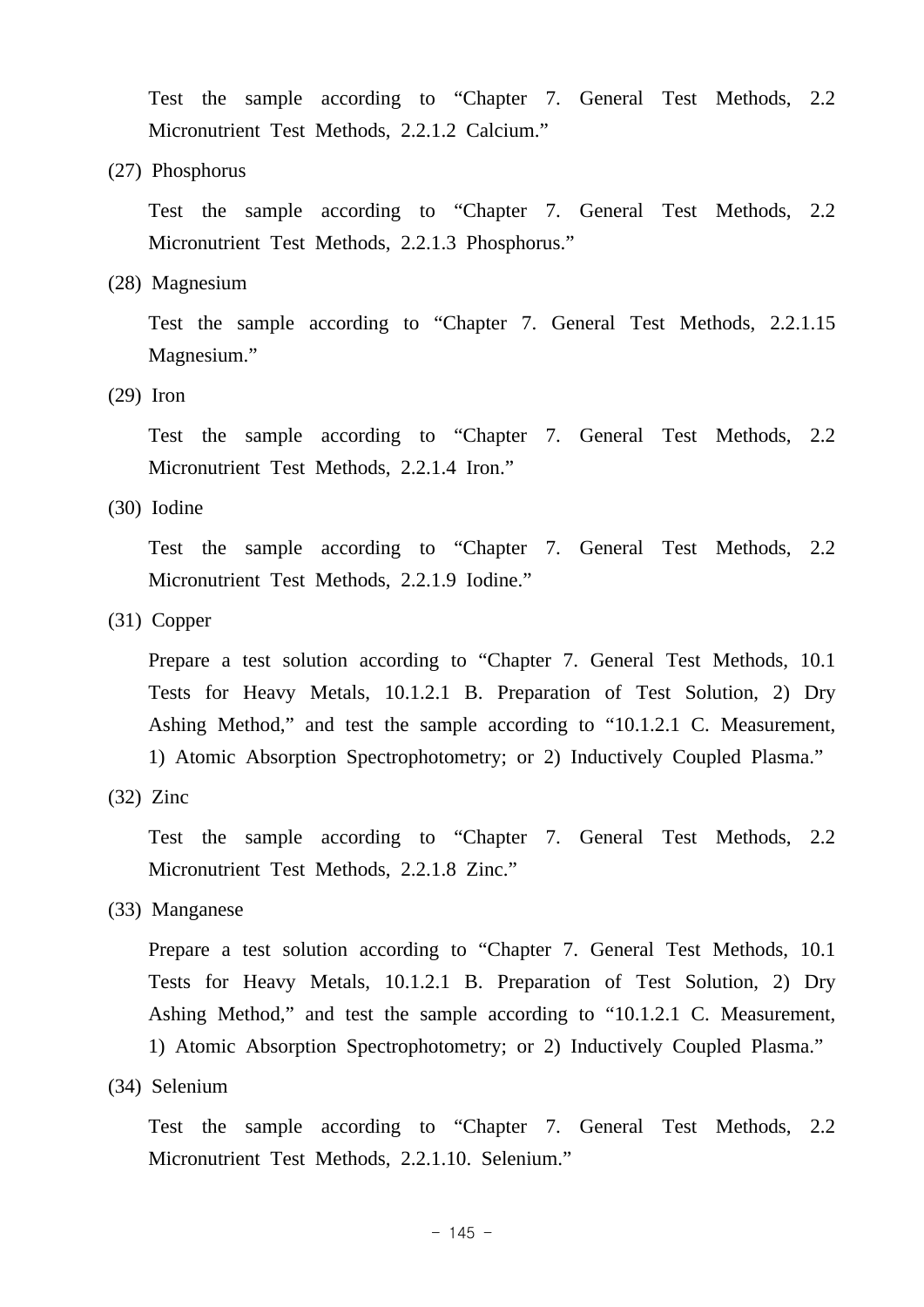Test the sample according to "Chapter 7. General Test Methods, 2.2 Micronutrient Test Methods, 2.2.1.2 Calcium."

(27) Phosphorus

Test the sample according to "Chapter 7. General Test Methods, 2.2 Micronutrient Test Methods, 2.2.1.3 Phosphorus."

(28) Magnesium

Test the sample according to "Chapter 7. General Test Methods, 2.2.1.15 Magnesium."

(29) Iron

Test the sample according to "Chapter 7. General Test Methods, 2.2 Micronutrient Test Methods, 2.2.1.4 Iron."

(30) Iodine

Test the sample according to "Chapter 7. General Test Methods, 2.2 Micronutrient Test Methods, 2.2.1.9 Iodine."

(31) Copper

Prepare a test solution according to "Chapter 7. General Test Methods, 10.1 Tests for Heavy Metals, 10.1.2.1 B. Preparation of Test Solution, 2) Dry Ashing Method," and test the sample according to "10.1.2.1 C. Measurement, 1) Atomic Absorption Spectrophotometry; or 2) Inductively Coupled Plasma."

(32) Zinc

Test the sample according to "Chapter 7. General Test Methods, 2.2 Micronutrient Test Methods, 2.2.1.8 Zinc."

(33) Manganese

Prepare a test solution according to "Chapter 7. General Test Methods, 10.1 Tests for Heavy Metals, 10.1.2.1 B. Preparation of Test Solution, 2) Dry Ashing Method," and test the sample according to "10.1.2.1 C. Measurement, 1) Atomic Absorption Spectrophotometry; or 2) Inductively Coupled Plasma."

(34) Selenium

Test the sample according to "Chapter 7. General Test Methods, 2.2 Micronutrient Test Methods, 2.2.1.10. Selenium."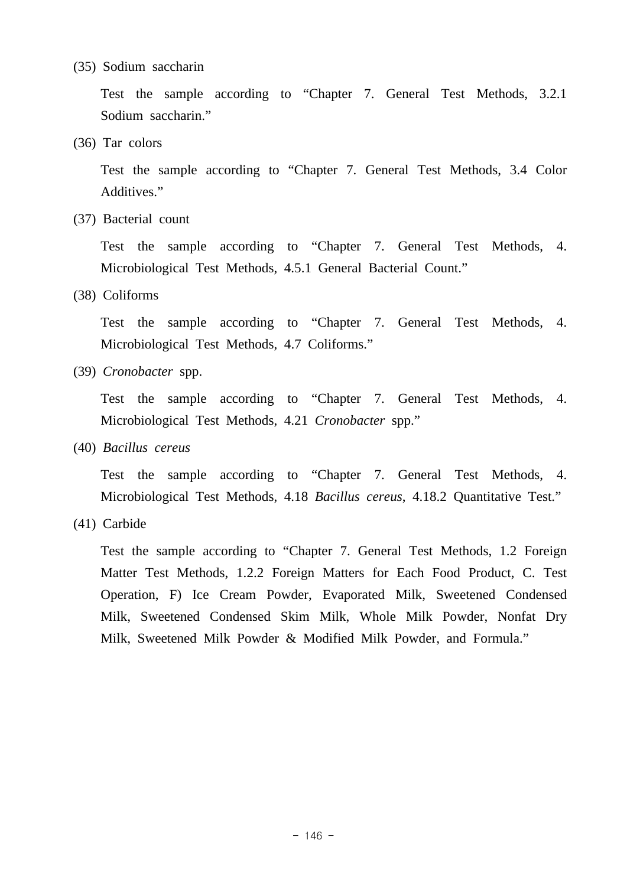(35) Sodium saccharin

Test the sample according to “Chapter 7. General Test Methods, 3.2.1 Sodium saccharin.”

(36) Tar colors

Test the sample according to “Chapter 7. General Test Methods, 3.4 Color Additives.”

(37) Bacterial count

Test the sample according to “Chapter 7. General Test Methods, 4. Microbiological Test Methods, 4.5.1 General Bacterial Count.”

(38) Coliforms

Test the sample according to “Chapter 7. General Test Methods, 4. Microbiological Test Methods, 4.7 Coliforms.”

(39) *Cronobacter* spp.

Test the sample according to “Chapter 7. General Test Methods, 4. Microbiological Test Methods, 4.21 *Cronobacter* spp.”

(40) *Bacillus cereus*

Test the sample according to “Chapter 7. General Test Methods, 4. Microbiological Test Methods, 4.18 *Bacillus cereus*, 4.18.2 Quantitative Test.”

(41) Carbide

Test the sample according to “Chapter 7. General Test Methods, 1.2 Foreign Matter Test Methods, 1.2.2 Foreign Matters for Each Food Product, C. Test Operation, F) Ice Cream Powder, Evaporated Milk, Sweetened Condensed Milk, Sweetened Condensed Skim Milk, Whole Milk Powder, Nonfat Dry Milk, Sweetened Milk Powder & Modified Milk Powder, and Formula.”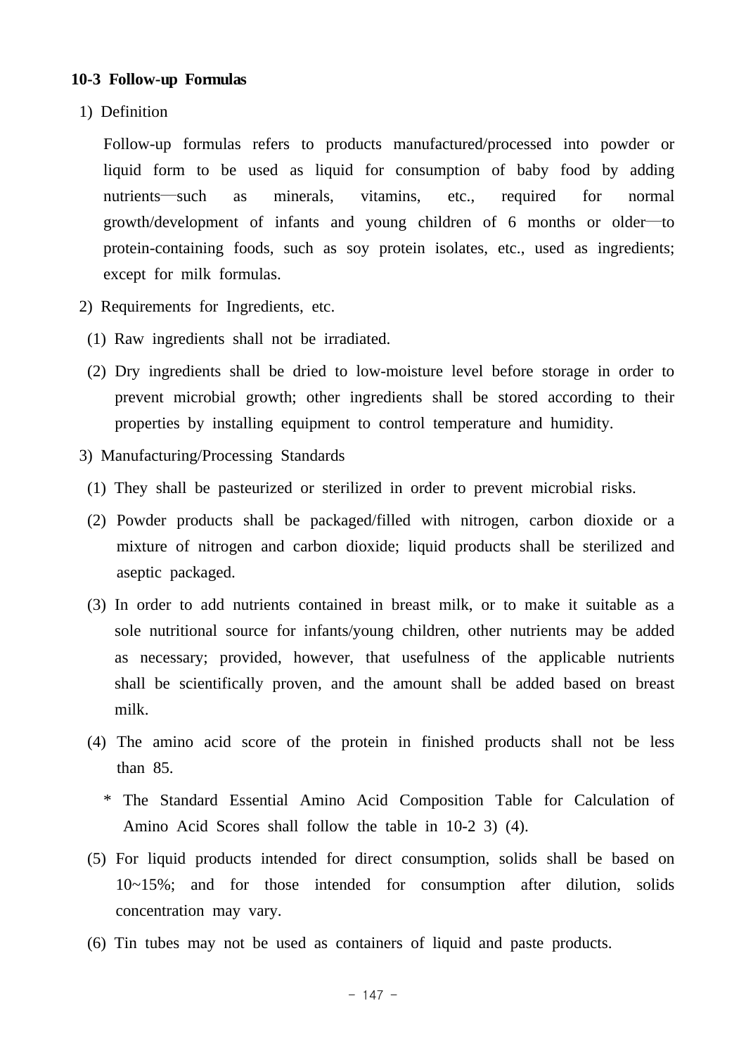### 10-3 Follow-up Formulas

1) Definition

Follow-up formulas refers to products manufactured/processed into powder or liquid form to be used as liquid for consumption of baby food by adding nutrients—such as minerals, vitamins, etc., required for normal growth/development of infants and young children of 6 months or older—to protein-containing foods, such as soy protein isolates, etc., used as ingredients; except for milk formulas.

2) Requirements for Ingredients, etc.

(1) Raw ingredients shall not be irradiated.

(2) Dry ingredients shall be dried to low-moisture level before storage in order to prevent microbial growth; other ingredients shall be stored according to their properties by installing equipment to control temperature and humidity.

3) Manufacturing/Processing Standards

(1) They shall be pasteurized or sterilized in order to prevent microbial risks.

(2) Powder products shall be packaged/filled with nitrogen, carbon dioxide or a mixture of nitrogen and carbon dioxide; liquid products shall be sterilized and aseptic packaged.

(3) In order to add nutrients contained in breast milk, or to make it suitable as a sole nutritional source for infants/young children, other nutrients may be added as necessary; provided, however, that usefulness of the applicable nutrients shall be scientifically proven, and the amount shall be added based on breast milk.

(4) The amino acid score of the protein in finished products shall not be less than 85.

\* The Standard Essential Amino Acid Composition Table for Calculation of Amino Acid Scores shall follow the table in 10-2 3) (4).

(5) For liquid products intended for direct consumption, solids shall be based on 10~15%; and for those intended for consumption after dilution, solids concentration may vary.

(6) Tin tubes may not be used as containers of liquid and paste products.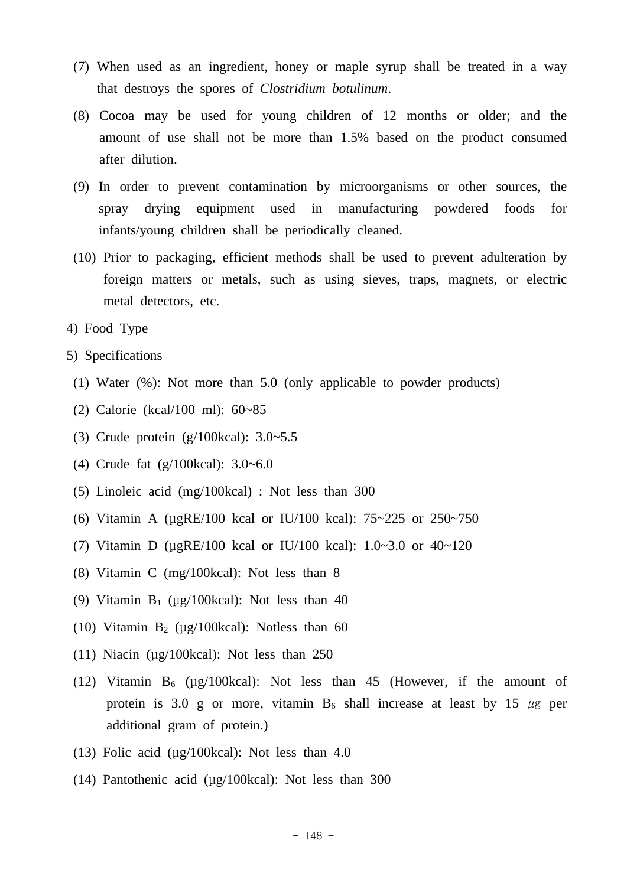(7) When used as an ingredient, honey or maple syrup shall be treated in a way that destroys the spores of *Clostridium botulinum*.

(8) Cocoa may be used for young children of 12 months or older; and the amount of use shall not be more than 1.5% based on the product consumed after dilution.

(9) In order to prevent contamination by microorganisms or other sources, the spray drying equipment used in manufacturing powdered foods for infants/young children shall be periodically cleaned.

(10) Prior to packaging, efficient methods shall be used to prevent adulteration by foreign matters or metals, such as using sieves, traps, magnets, or electric metal detectors, etc.

4) Food Type

5) Specifications

(1) Water (%): Not more than 5.0 (only applicable to powder products)

(2) Calorie (kcal/100 ml): 60~85

(3) Crude protein (g/100kcal): 3.0~5.5

(4) Crude fat (g/100kcal): 3.0~6.0

(5) Linoleic acid (mg/100kcal) : Not less than 300

(6) Vitamin A (μgRE/100 kcal or IU/100 kcal): 75~225 or 250~750

(7) Vitamin D (μgRE/100 kcal or IU/100 kcal): 1.0~3.0 or 40~120

(8) Vitamin C (mg/100kcal): Not less than 8

(9) Vitamin $B_1$ (μg/100kcal): Not less than 40

(10) Vitamin $B_2$ (μg/100kcal): Notless than 60

(11) Niacin (μg/100kcal): Not less than 250

(12) Vitamin $B_6$ (μg/100kcal): Not less than 45 (However, if the amount of protein is 3.0 g or more, vitamin $B_6$ shall increase at least by 15 μg per additional gram of protein.)

(13) Folic acid (μg/100kcal): Not less than 4.0

(14) Pantothenic acid (μg/100kcal): Not less than 300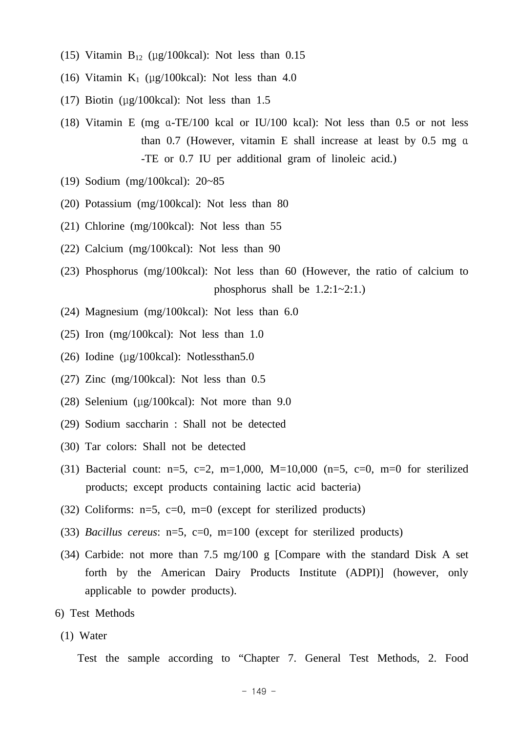(15) Vitamin $B_{12}$ (μg/100kcal): Not less than 0.15

(16) Vitamin $K_1$ (μg/100kcal): Not less than 4.0

(17) Biotin (μg/100kcal): Not less than 1.5

(18) Vitamin E (mg α-TE/100 kcal or IU/100 kcal): Not less than 0.5 or not less than 0.7 (However, vitamin E shall increase at least by 0.5 mg α-TE or 0.7 IU per additional gram of linoleic acid.)

(19) Sodium (mg/100kcal): 20~85

(20) Potassium (mg/100kcal): Not less than 80

(21) Chlorine (mg/100kcal): Not less than 55

(22) Calcium (mg/100kcal): Not less than 90

(23) Phosphorus (mg/100kcal): Not less than 60 (However, the ratio of calcium to phosphorus shall be 1.2:1~2:1.)

(24) Magnesium (mg/100kcal): Not less than 6.0

(25) Iron (mg/100kcal): Not less than 1.0

(26) Iodine (μg/100kcal): Notlessthan5.0

(27) Zinc (mg/100kcal): Not less than 0.5

(28) Selenium (μg/100kcal): Not more than 9.0

(29) Sodium saccharin : Shall not be detected

(30) Tar colors: Shall not be detected

(31) Bacterial count: n=5, c=2, m=1,000, M=10,000 (n=5, c=0, m=0 for sterilized products; except products containing lactic acid bacteria)

(32) Coliforms: n=5, c=0, m=0 (except for sterilized products)

(33) *Bacillus cereus*: n=5, c=0, m=100 (except for sterilized products)

(34) Carbide: not more than 7.5 mg/100 g [Compare with the standard Disk A set forth by the American Dairy Products Institute (ADPI)] (however, only applicable to powder products).

6) Test Methods

(1) Water

Test the sample according to “Chapter 7. General Test Methods, 2. Food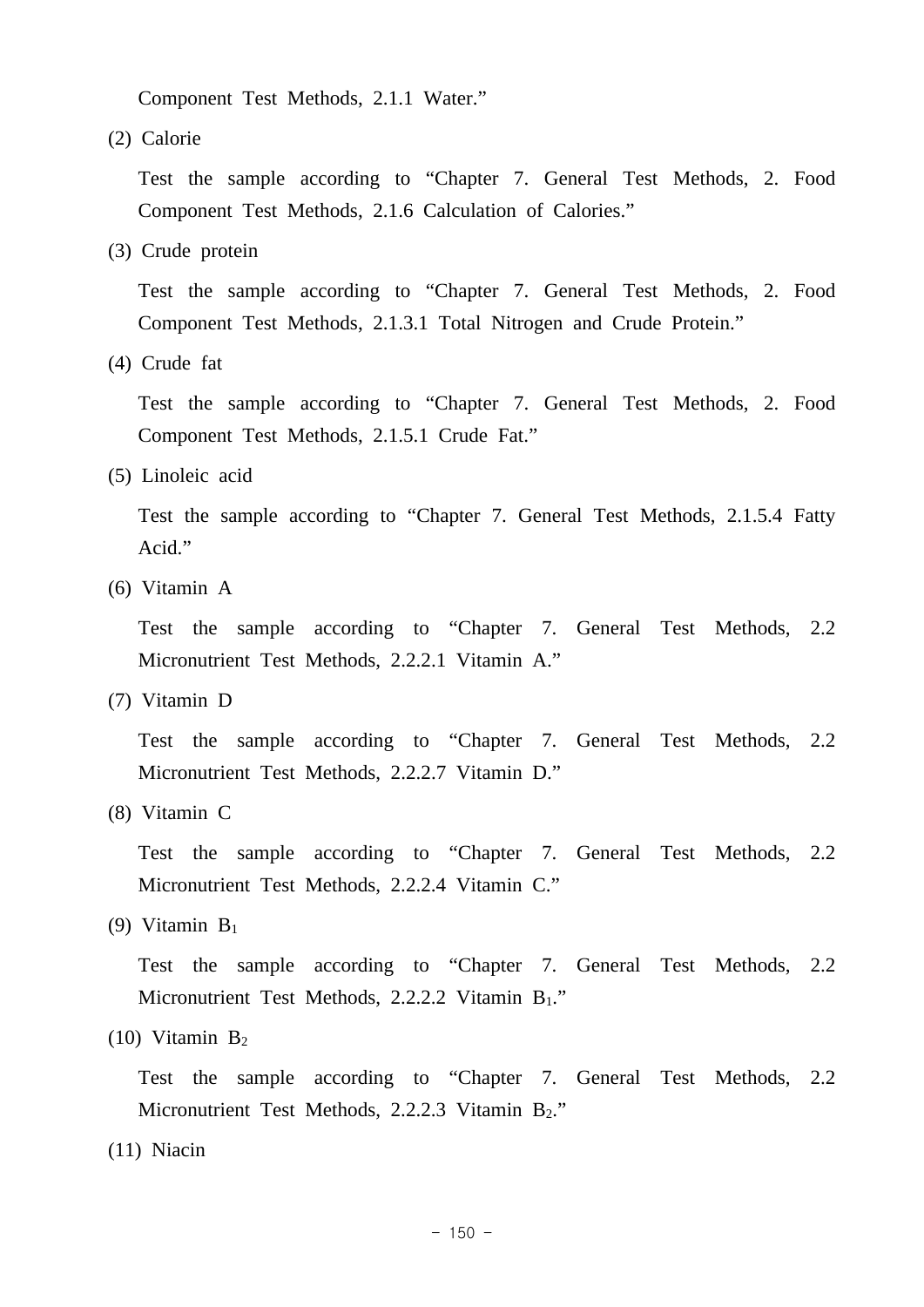Component Test Methods, 2.1.1 Water."

(2) Calorie

Test the sample according to "Chapter 7. General Test Methods, 2. Food Component Test Methods, 2.1.6 Calculation of Calories."

(3) Crude protein

Test the sample according to "Chapter 7. General Test Methods, 2. Food Component Test Methods, 2.1.3.1 Total Nitrogen and Crude Protein."

(4) Crude fat

Test the sample according to "Chapter 7. General Test Methods, 2. Food Component Test Methods, 2.1.5.1 Crude Fat."

(5) Linoleic acid

Test the sample according to "Chapter 7. General Test Methods, 2.1.5.4 Fatty Acid."

(6) Vitamin A

Test the sample according to "Chapter 7. General Test Methods, 2.2 Micronutrient Test Methods, 2.2.2.1 Vitamin A."

(7) Vitamin D

Test the sample according to "Chapter 7. General Test Methods, 2.2 Micronutrient Test Methods, 2.2.2.7 Vitamin D."

(8) Vitamin C

Test the sample according to "Chapter 7. General Test Methods, 2.2 Micronutrient Test Methods, 2.2.2.4 Vitamin C."

(9) Vitamin $B_1$

Test the sample according to "Chapter 7. General Test Methods, 2.2 Micronutrient Test Methods, 2.2.2.2 Vitamin $B_1$."

(10) Vitamin $B_2$

Test the sample according to "Chapter 7. General Test Methods, 2.2 Micronutrient Test Methods, 2.2.2.3 Vitamin $B_2$."

(11) Niacin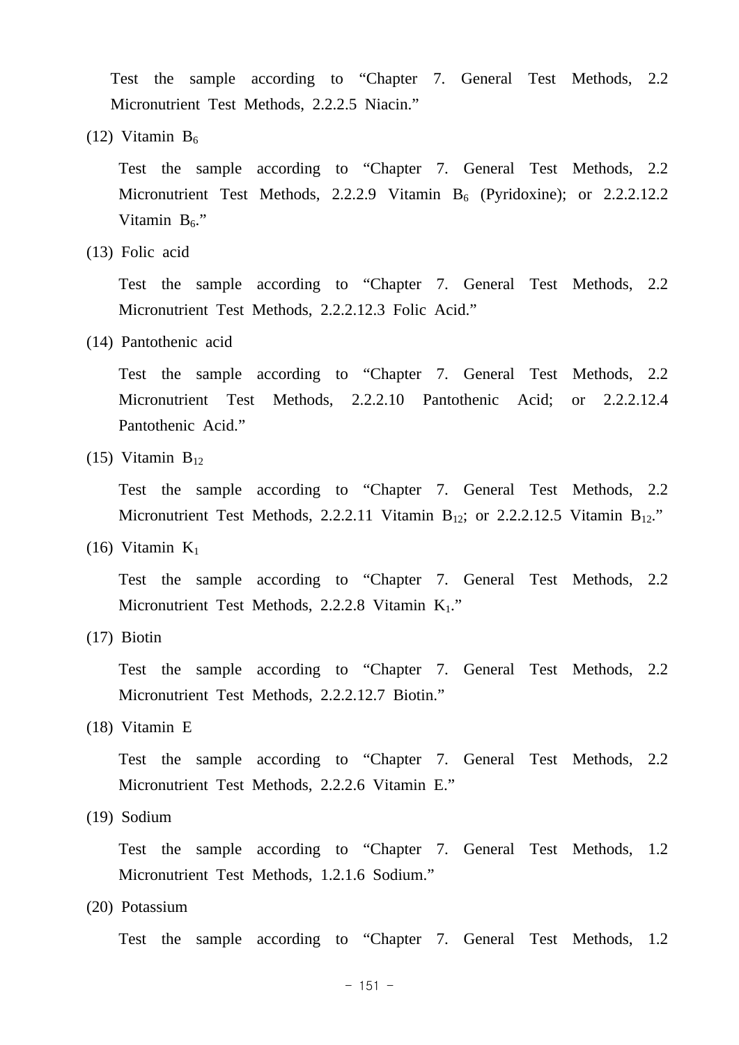Test the sample according to "Chapter 7. General Test Methods, 2.2 Micronutrient Test Methods, 2.2.2.5 Niacin."

(12) Vitamin $B_6$

Test the sample according to "Chapter 7. General Test Methods, 2.2 Micronutrient Test Methods, 2.2.2.9 Vitamin $B_6$ (Pyridoxine); or 2.2.2.12.2 Vitamin $B_6$."

(13) Folic acid

Test the sample according to "Chapter 7. General Test Methods, 2.2 Micronutrient Test Methods, 2.2.2.12.3 Folic Acid."

(14) Pantothenic acid

Test the sample according to "Chapter 7. General Test Methods, 2.2 Micronutrient Test Methods, 2.2.2.10 Pantothenic Acid; or 2.2.2.12.4 Pantothenic Acid."

(15) Vitamin $B_{12}$

Test the sample according to "Chapter 7. General Test Methods, 2.2 Micronutrient Test Methods, 2.2.2.11 Vitamin $B_{12}$; or 2.2.2.12.5 Vitamin $B_{12}$."

(16) Vitamin $K_1$

Test the sample according to "Chapter 7. General Test Methods, 2.2 Micronutrient Test Methods, 2.2.2.8 Vitamin $K_1$."

(17) Biotin

Test the sample according to "Chapter 7. General Test Methods, 2.2 Micronutrient Test Methods, 2.2.2.12.7 Biotin."

(18) Vitamin E

Test the sample according to "Chapter 7. General Test Methods, 2.2 Micronutrient Test Methods, 2.2.2.6 Vitamin E."

(19) Sodium

Test the sample according to "Chapter 7. General Test Methods, 1.2 Micronutrient Test Methods, 1.2.1.6 Sodium."

(20) Potassium

Test the sample according to "Chapter 7. General Test Methods, 1.2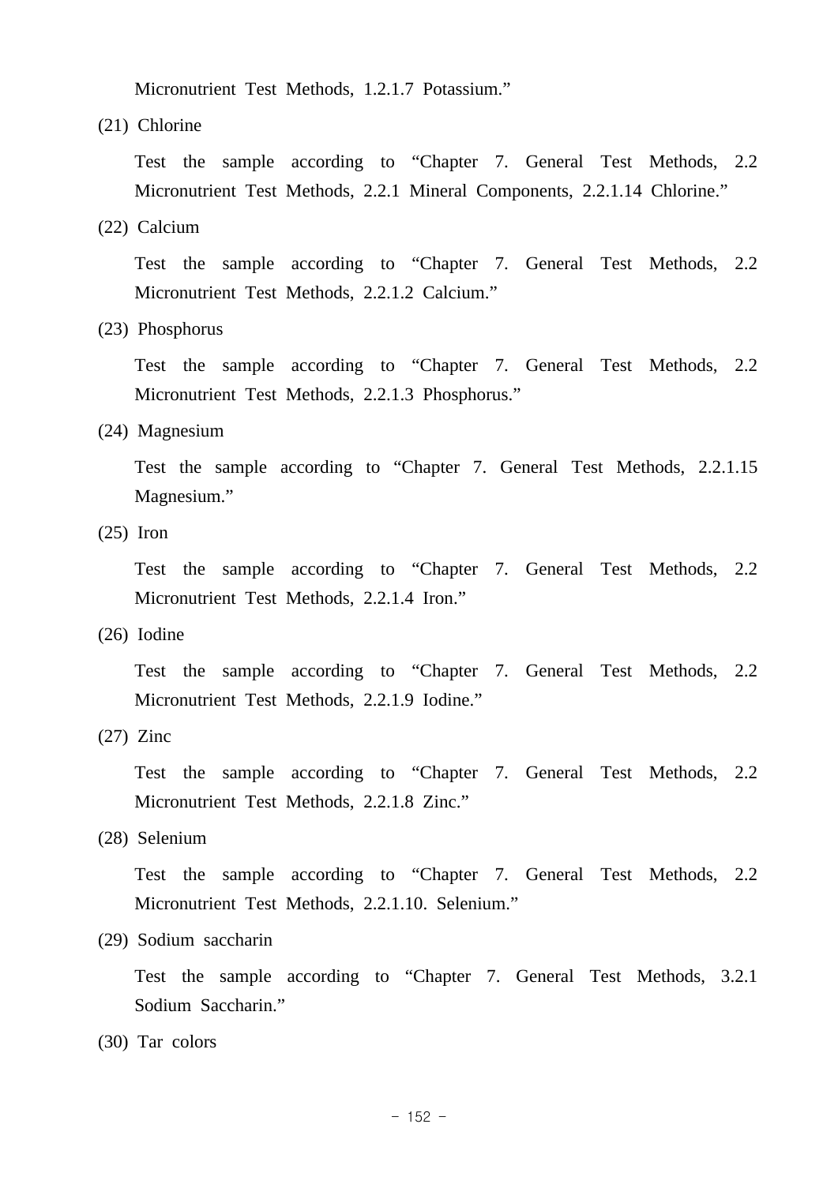Micronutrient Test Methods, 1.2.1.7 Potassium."

(21) Chlorine

Test the sample according to "Chapter 7. General Test Methods, 2.2 Micronutrient Test Methods, 2.2.1 Mineral Components, 2.2.1.14 Chlorine."

(22) Calcium

Test the sample according to "Chapter 7. General Test Methods, 2.2 Micronutrient Test Methods, 2.2.1.2 Calcium."

(23) Phosphorus

Test the sample according to "Chapter 7. General Test Methods, 2.2 Micronutrient Test Methods, 2.2.1.3 Phosphorus."

(24) Magnesium

Test the sample according to "Chapter 7. General Test Methods, 2.2.1.15 Magnesium."

(25) Iron

Test the sample according to "Chapter 7. General Test Methods, 2.2 Micronutrient Test Methods, 2.2.1.4 Iron."

(26) Iodine

Test the sample according to "Chapter 7. General Test Methods, 2.2 Micronutrient Test Methods, 2.2.1.9 Iodine."

(27) Zinc

Test the sample according to "Chapter 7. General Test Methods, 2.2 Micronutrient Test Methods, 2.2.1.8 Zinc."

(28) Selenium

Test the sample according to "Chapter 7. General Test Methods, 2.2 Micronutrient Test Methods, 2.2.1.10. Selenium."

(29) Sodium saccharin

Test the sample according to "Chapter 7. General Test Methods, 3.2.1 Sodium Saccharin."

(30) Tar colors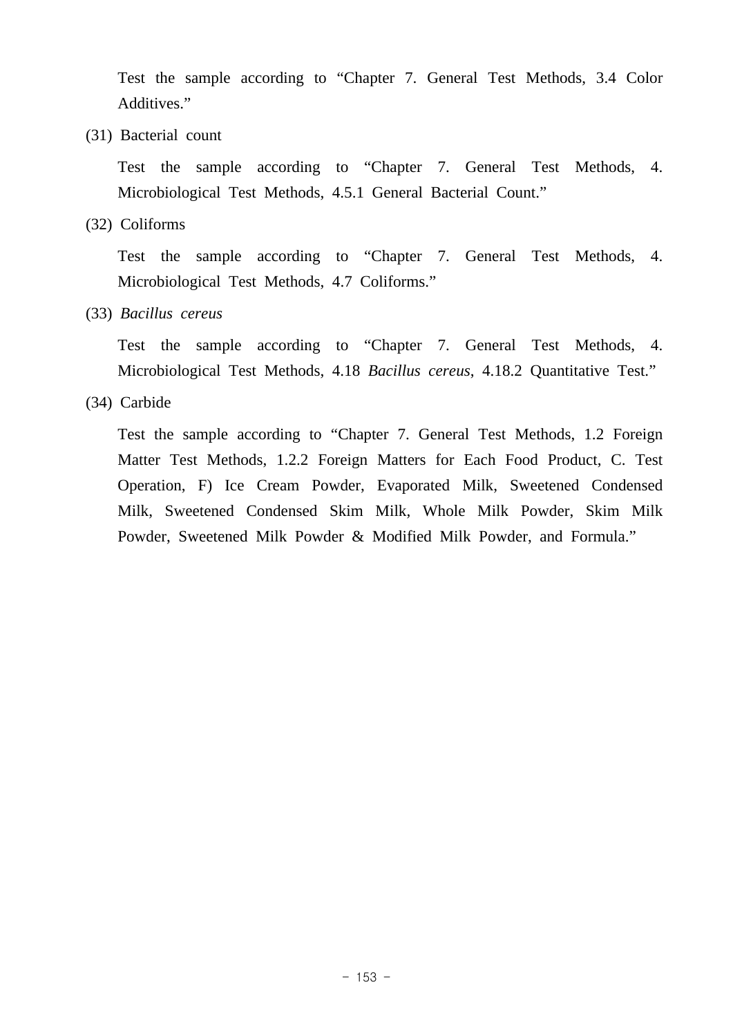Test the sample according to “Chapter 7. General Test Methods, 3.4 Color Additives.”

(31) Bacterial count

Test the sample according to “Chapter 7. General Test Methods, 4. Microbiological Test Methods, 4.5.1 General Bacterial Count.”

(32) Coliforms

Test the sample according to “Chapter 7. General Test Methods, 4. Microbiological Test Methods, 4.7 Coliforms.”

(33) *Bacillus cereus*

Test the sample according to “Chapter 7. General Test Methods, 4. Microbiological Test Methods, 4.18 *Bacillus cereus*, 4.18.2 Quantitative Test.”

(34) Carbide

Test the sample according to “Chapter 7. General Test Methods, 1.2 Foreign Matter Test Methods, 1.2.2 Foreign Matters for Each Food Product, C. Test Operation, F) Ice Cream Powder, Evaporated Milk, Sweetened Condensed Milk, Sweetened Condensed Skim Milk, Whole Milk Powder, Skim Milk Powder, Sweetened Milk Powder & Modified Milk Powder, and Formula.”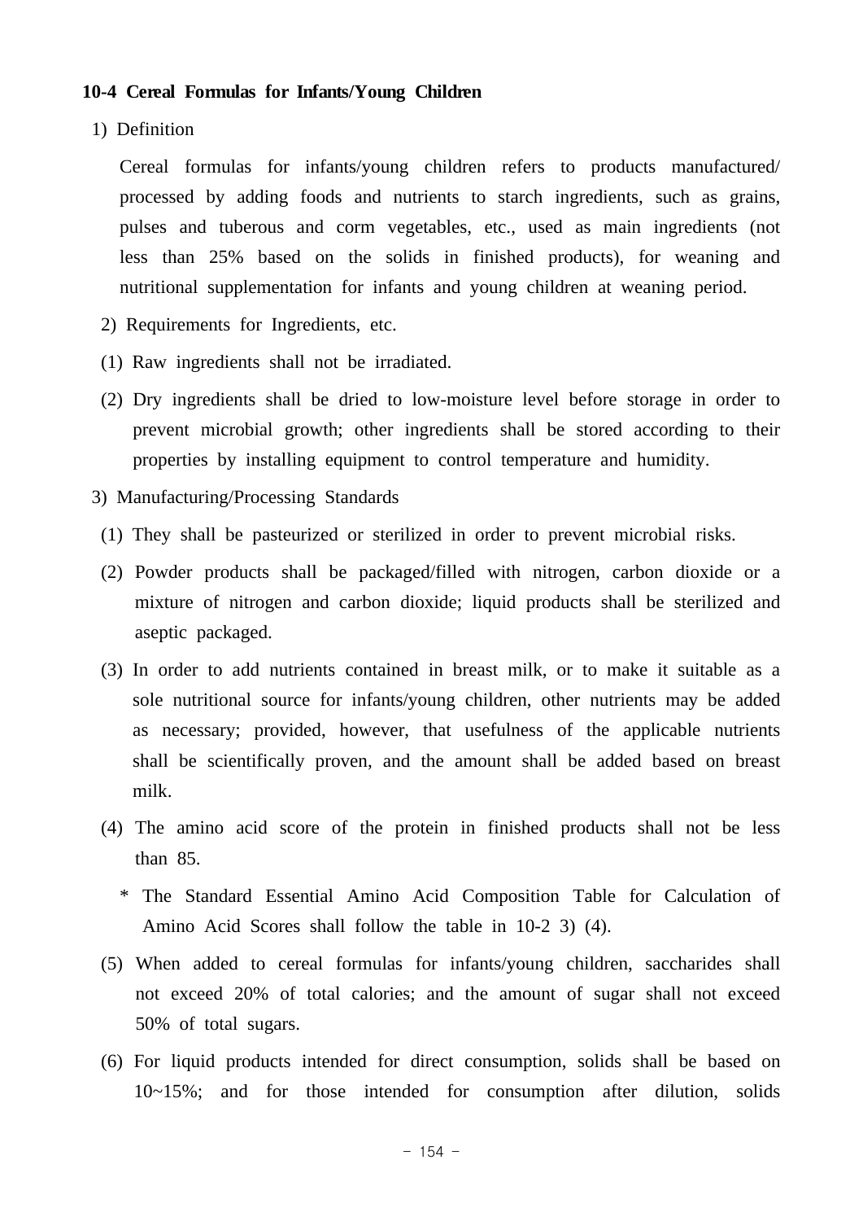### 10-4 Cereal Formulas for Infants/Young Children

1) Definition

Cereal formulas for infants/young children refers to products manufactured/processed by adding foods and nutrients to starch ingredients, such as grains, pulses and tuberous and corm vegetables, etc., used as main ingredients (not less than 25% based on the solids in finished products), for weaning and nutritional supplementation for infants and young children at weaning period.

2) Requirements for Ingredients, etc.

(1) Raw ingredients shall not be irradiated.

(2) Dry ingredients shall be dried to low-moisture level before storage in order to prevent microbial growth; other ingredients shall be stored according to their properties by installing equipment to control temperature and humidity.

3) Manufacturing/Processing Standards

(1) They shall be pasteurized or sterilized in order to prevent microbial risks.

(2) Powder products shall be packaged/filled with nitrogen, carbon dioxide or a mixture of nitrogen and carbon dioxide; liquid products shall be sterilized and aseptic packaged.

(3) In order to add nutrients contained in breast milk, or to make it suitable as a sole nutritional source for infants/young children, other nutrients may be added as necessary; provided, however, that usefulness of the applicable nutrients shall be scientifically proven, and the amount shall be added based on breast milk.

(4) The amino acid score of the protein in finished products shall not be less than 85.

\* The Standard Essential Amino Acid Composition Table for Calculation of Amino Acid Scores shall follow the table in 10-2 3) (4).

(5) When added to cereal formulas for infants/young children, saccharides shall not exceed 20% of total calories; and the amount of sugar shall not exceed 50% of total sugars.

(6) For liquid products intended for direct consumption, solids shall be based on 10~15%; and for those intended for consumption after dilution, solids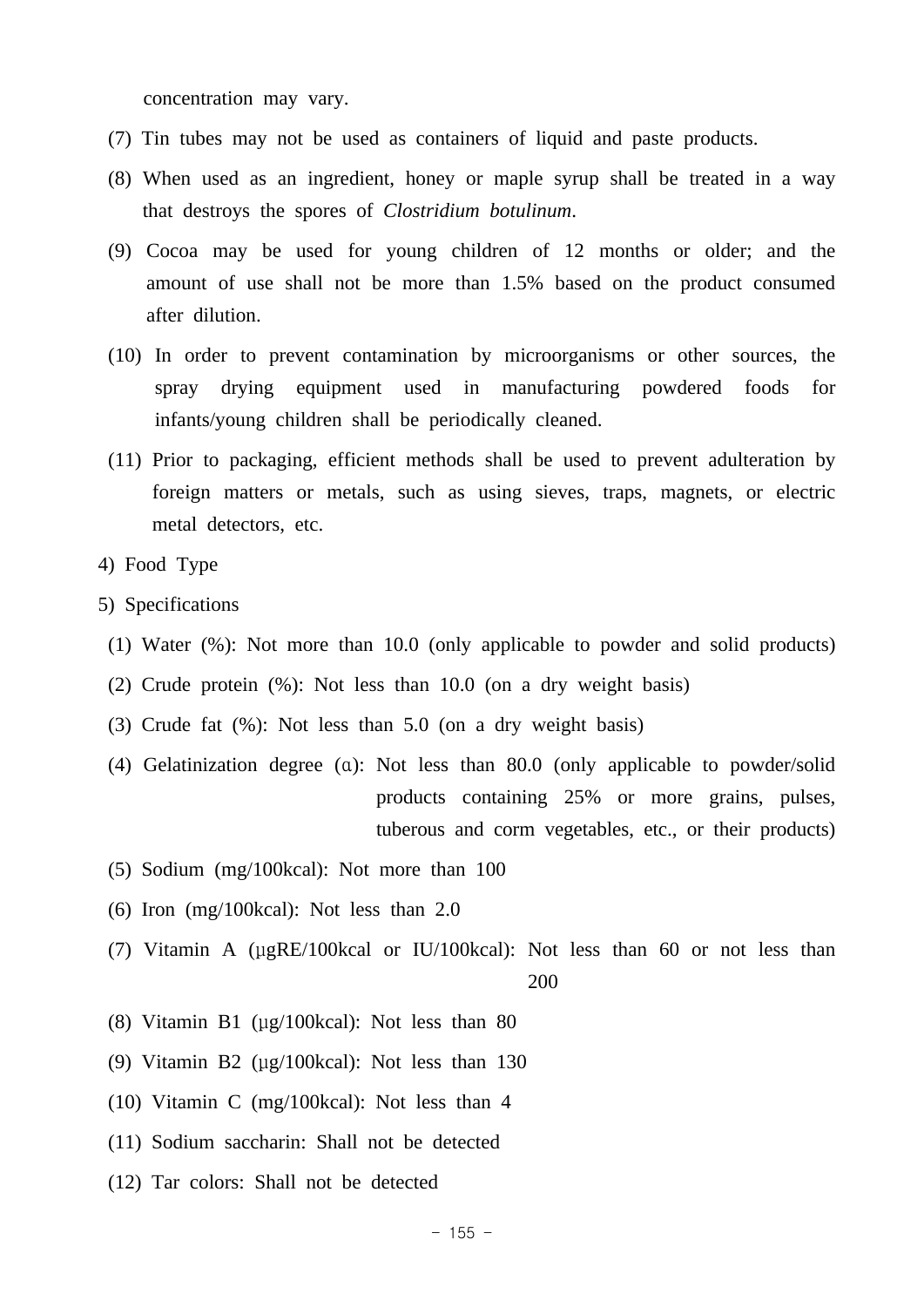concentration may vary.

(7) Tin tubes may not be used as containers of liquid and paste products.

(8) When used as an ingredient, honey or maple syrup shall be treated in a way that destroys the spores of *Clostridium botulinum*.

(9) Cocoa may be used for young children of 12 months or older; and the amount of use shall not be more than 1.5% based on the product consumed after dilution.

(10) In order to prevent contamination by microorganisms or other sources, the spray drying equipment used in manufacturing powdered foods for infants/young children shall be periodically cleaned.

(11) Prior to packaging, efficient methods shall be used to prevent adulteration by foreign matters or metals, such as using sieves, traps, magnets, or electric metal detectors, etc.

4) Food Type

5) Specifications

(1) Water (%): Not more than 10.0 (only applicable to powder and solid products)

(2) Crude protein (%): Not less than 10.0 (on a dry weight basis)

(3) Crude fat (%): Not less than 5.0 (on a dry weight basis)

(4) Gelatinization degree (α): Not less than 80.0 (only applicable to powder/solid products containing 25% or more grains, pulses, tuberous and corm vegetables, etc., or their products)

(5) Sodium (mg/100kcal): Not more than 100

(6) Iron (mg/100kcal): Not less than 2.0

(7) Vitamin A (μgRE/100kcal or IU/100kcal): Not less than 60 or not less than 200

(8) Vitamin B1 (μg/100kcal): Not less than 80

(9) Vitamin B2 (μg/100kcal): Not less than 130

(10) Vitamin C (mg/100kcal): Not less than 4

(11) Sodium saccharin: Shall not be detected

(12) Tar colors: Shall not be detected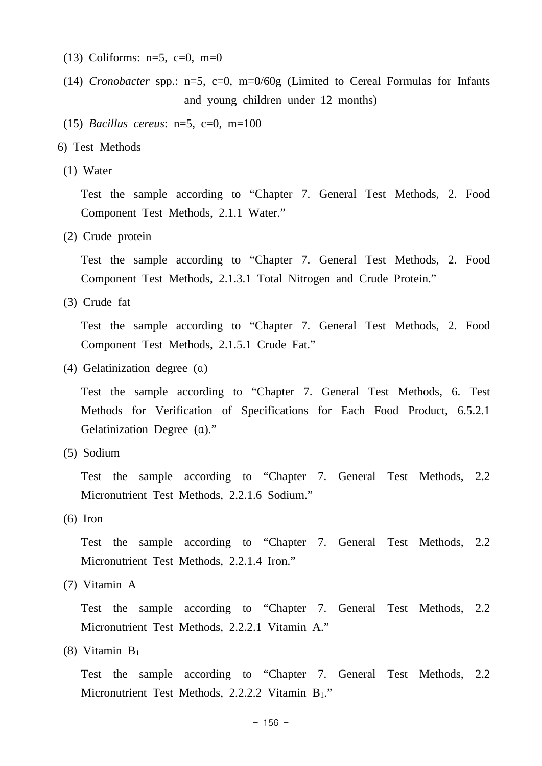(13) Coliforms: n=5, c=0, m=0

(14) *Cronobacter* spp.: n=5, c=0, m=0/60g (Limited to Cereal Formulas for Infants and young children under 12 months)

(15) *Bacillus cereus*: n=5, c=0, m=100

6) Test Methods

(1) Water

Test the sample according to “Chapter 7. General Test Methods, 2. Food Component Test Methods, 2.1.1 Water.”

(2) Crude protein

Test the sample according to “Chapter 7. General Test Methods, 2. Food Component Test Methods, 2.1.3.1 Total Nitrogen and Crude Protein.”

(3) Crude fat

Test the sample according to “Chapter 7. General Test Methods, 2. Food Component Test Methods, 2.1.5.1 Crude Fat.”

(4) Gelatinization degree (α)

Test the sample according to “Chapter 7. General Test Methods, 6. Test Methods for Verification of Specifications for Each Food Product, 6.5.2.1 Gelatinization Degree (α).”

(5) Sodium

Test the sample according to “Chapter 7. General Test Methods, 2.2 Micronutrient Test Methods, 2.2.1.6 Sodium.”

(6) Iron

Test the sample according to “Chapter 7. General Test Methods, 2.2 Micronutrient Test Methods, 2.2.1.4 Iron.”

(7) Vitamin A

Test the sample according to “Chapter 7. General Test Methods, 2.2 Micronutrient Test Methods, 2.2.2.1 Vitamin A.”

(8) Vitamin $B_1$

Test the sample according to “Chapter 7. General Test Methods, 2.2 Micronutrient Test Methods, 2.2.2.2 Vitamin $B_1$.”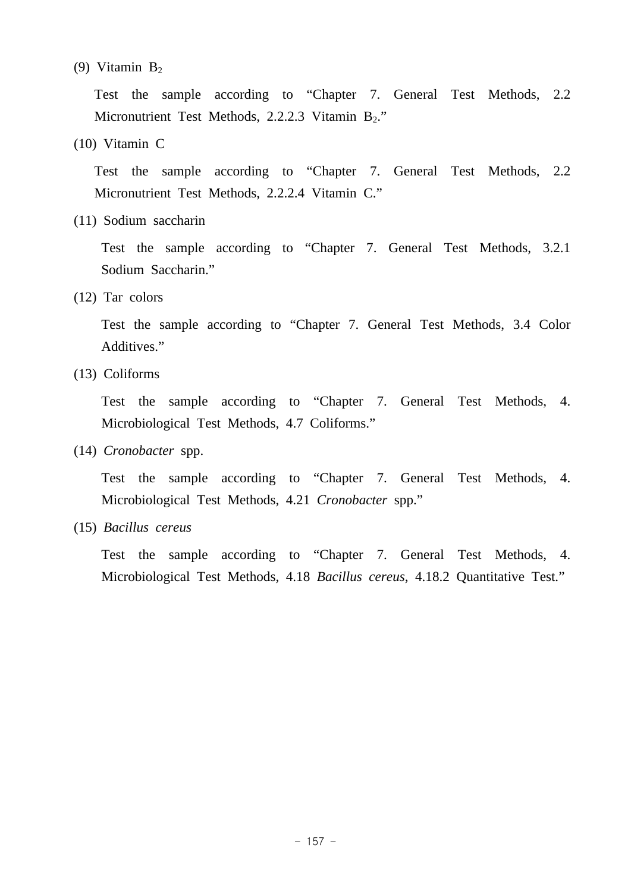(9) Vitamin $B_2$

Test the sample according to "Chapter 7. General Test Methods, 2.2 Micronutrient Test Methods, 2.2.2.3 Vitamin $B_2$."

(10) Vitamin C

Test the sample according to "Chapter 7. General Test Methods, 2.2 Micronutrient Test Methods, 2.2.2.4 Vitamin C."

(11) Sodium saccharin

Test the sample according to "Chapter 7. General Test Methods, 3.2.1 Sodium Saccharin."

(12) Tar colors

Test the sample according to "Chapter 7. General Test Methods, 3.4 Color Additives."

(13) Coliforms

Test the sample according to "Chapter 7. General Test Methods, 4. Microbiological Test Methods, 4.7 Coliforms."

(14) *Cronobacter* spp.

Test the sample according to "Chapter 7. General Test Methods, 4. Microbiological Test Methods, 4.21 *Cronobacter* spp."

(15) *Bacillus cereus*

Test the sample according to "Chapter 7. General Test Methods, 4. Microbiological Test Methods, 4.18 *Bacillus cereus*, 4.18.2 Quantitative Test."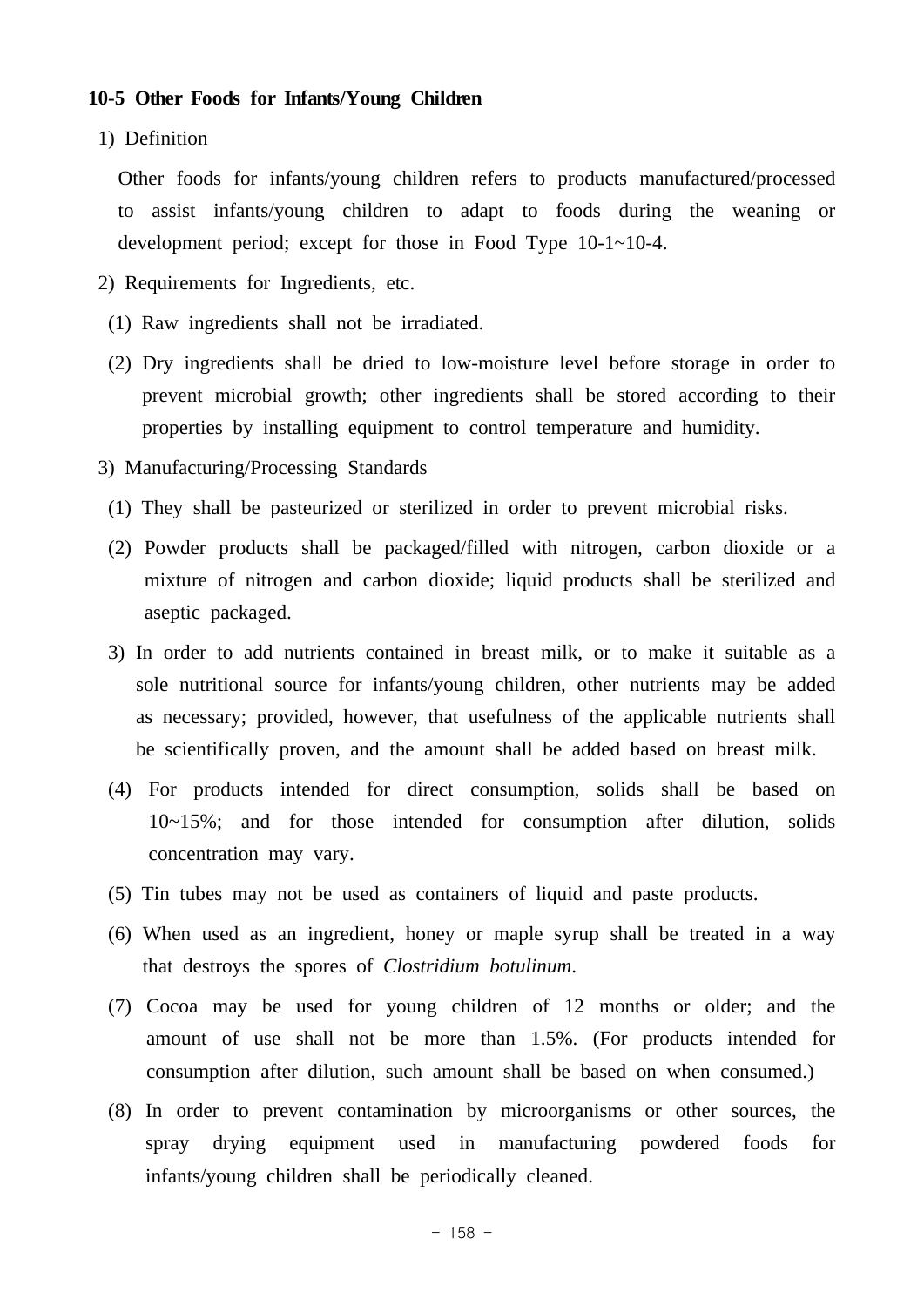**10-5 Other Foods for Infants/Young Children**

1) Definition

Other foods for infants/young children refers to products manufactured/processed to assist infants/young children to adapt to foods during the weaning or development period; except for those in Food Type 10-1~10-4.

2) Requirements for Ingredients, etc.

(1) Raw ingredients shall not be irradiated.

(2) Dry ingredients shall be dried to low-moisture level before storage in order to prevent microbial growth; other ingredients shall be stored according to their properties by installing equipment to control temperature and humidity.

3) Manufacturing/Processing Standards

(1) They shall be pasteurized or sterilized in order to prevent microbial risks.

(2) Powder products shall be packaged/filled with nitrogen, carbon dioxide or a mixture of nitrogen and carbon dioxide; liquid products shall be sterilized and aseptic packaged.

3) In order to add nutrients contained in breast milk, or to make it suitable as a sole nutritional source for infants/young children, other nutrients may be added as necessary; provided, however, that usefulness of the applicable nutrients shall be scientifically proven, and the amount shall be added based on breast milk.

(4) For products intended for direct consumption, solids shall be based on 10~15%; and for those intended for consumption after dilution, solids concentration may vary.

(5) Tin tubes may not be used as containers of liquid and paste products.

(6) When used as an ingredient, honey or maple syrup shall be treated in a way that destroys the spores of *Clostridium botulinum*.

(7) Cocoa may be used for young children of 12 months or older; and the amount of use shall not be more than 1.5%. (For products intended for consumption after dilution, such amount shall be based on when consumed.)

(8) In order to prevent contamination by microorganisms or other sources, the spray drying equipment used in manufacturing powdered foods for infants/young children shall be periodically cleaned.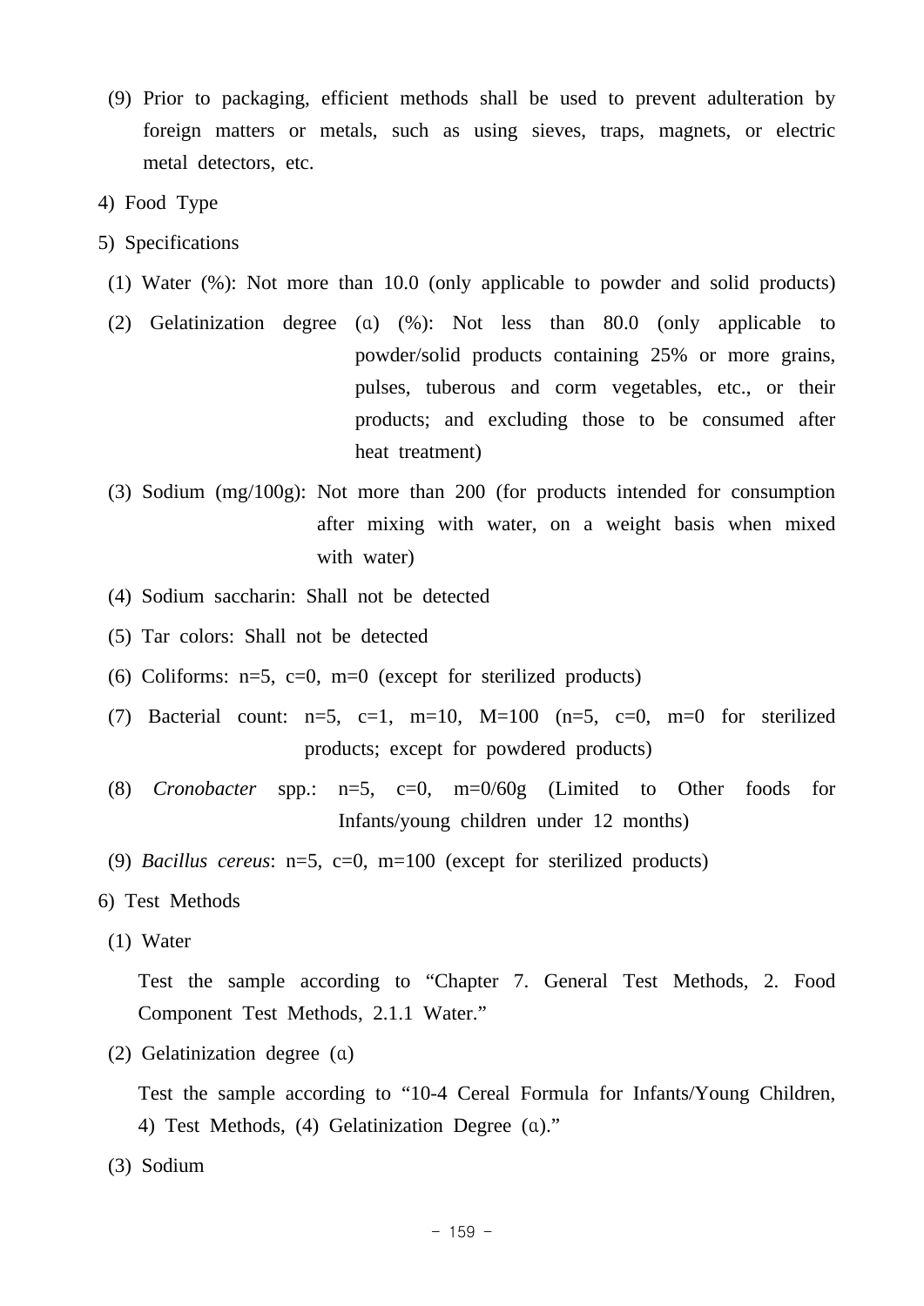(9) Prior to packaging, efficient methods shall be used to prevent adulteration by foreign matters or metals, such as using sieves, traps, magnets, or electric metal detectors, etc.

4) Food Type

5) Specifications

(1) Water (%): Not more than 10.0 (only applicable to powder and solid products)

(2) Gelatinization degree (α) (%): Not less than 80.0 (only applicable to powder/solid products containing 25% or more grains, pulses, tuberous and corm vegetables, etc., or their products; and excluding those to be consumed after heat treatment)

(3) Sodium (mg/100g): Not more than 200 (for products intended for consumption after mixing with water, on a weight basis when mixed with water)

(4) Sodium saccharin: Shall not be detected

(5) Tar colors: Shall not be detected

(6) Coliforms: n=5, c=0, m=0 (except for sterilized products)

(7) Bacterial count: n=5, c=1, m=10, M=100 (n=5, c=0, m=0 for sterilized products; except for powdered products)

(8) *Cronobacter* spp.: n=5, c=0, m=0/60g (Limited to Other foods for Infants/young children under 12 months)

(9) *Bacillus cereus*: n=5, c=0, m=100 (except for sterilized products)

6) Test Methods

(1) Water

Test the sample according to “Chapter 7. General Test Methods, 2. Food Component Test Methods, 2.1.1 Water.”

(2) Gelatinization degree (α)

Test the sample according to “10-4 Cereal Formula for Infants/Young Children, 4) Test Methods, (4) Gelatinization Degree (α).”

(3) Sodium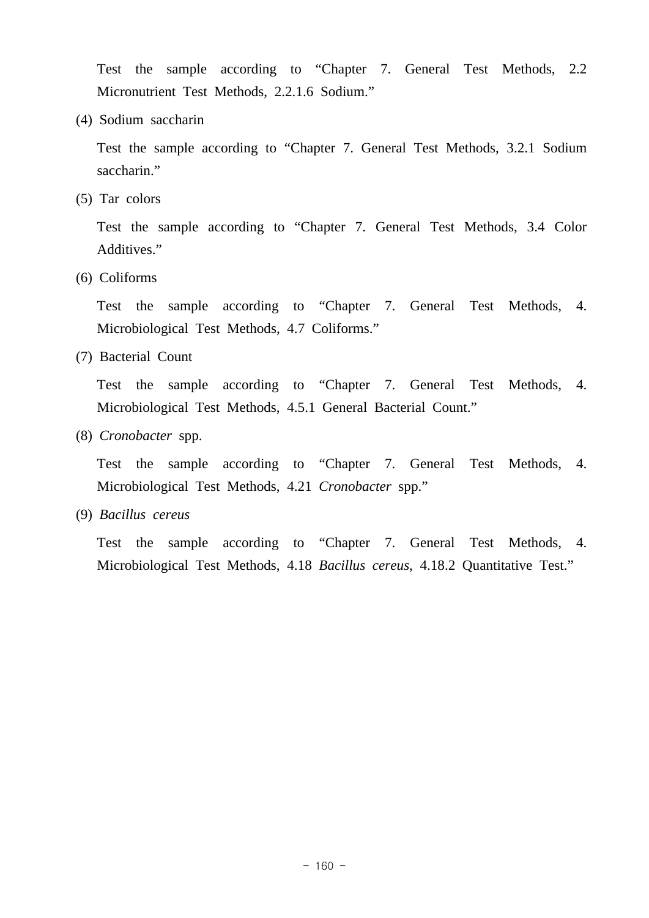Test the sample according to “Chapter 7. General Test Methods, 2.2 Micronutrient Test Methods, 2.2.1.6 Sodium.”

(4) Sodium saccharin

Test the sample according to “Chapter 7. General Test Methods, 3.2.1 Sodium saccharin.”

(5) Tar colors

Test the sample according to “Chapter 7. General Test Methods, 3.4 Color Additives.”

(6) Coliforms

Test the sample according to “Chapter 7. General Test Methods, 4. Microbiological Test Methods, 4.7 Coliforms.”

(7) Bacterial Count

Test the sample according to “Chapter 7. General Test Methods, 4. Microbiological Test Methods, 4.5.1 General Bacterial Count.”

(8) *Cronobacter* spp.

Test the sample according to “Chapter 7. General Test Methods, 4. Microbiological Test Methods, 4.21 *Cronobacter* spp.”

(9) *Bacillus cereus*

Test the sample according to “Chapter 7. General Test Methods, 4. Microbiological Test Methods, 4.18 *Bacillus cereus*, 4.18.2 Quantitative Test.”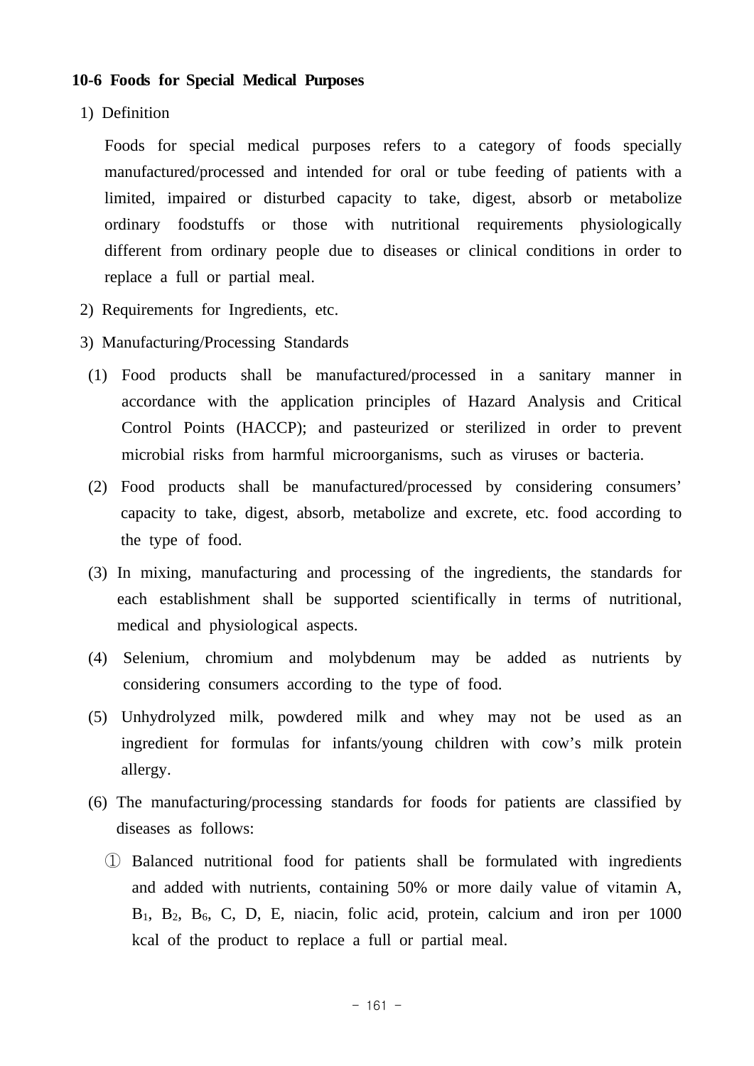## 10-6 Foods for Special Medical Purposes

1) Definition

Foods for special medical purposes refers to a category of foods specially manufactured/processed and intended for oral or tube feeding of patients with a limited, impaired or disturbed capacity to take, digest, absorb or metabolize ordinary foodstuffs or those with nutritional requirements physiologically different from ordinary people due to diseases or clinical conditions in order to replace a full or partial meal.

2) Requirements for Ingredients, etc.

3) Manufacturing/Processing Standards

(1) Food products shall be manufactured/processed in a sanitary manner in accordance with the application principles of Hazard Analysis and Critical Control Points (HACCP); and pasteurized or sterilized in order to prevent microbial risks from harmful microorganisms, such as viruses or bacteria.

(2) Food products shall be manufactured/processed by considering consumers' capacity to take, digest, absorb, metabolize and excrete, etc. food according to the type of food.

(3) In mixing, manufacturing and processing of the ingredients, the standards for each establishment shall be supported scientifically in terms of nutritional, medical and physiological aspects.

(4) Selenium, chromium and molybdenum may be added as nutrients by considering consumers according to the type of food.

(5) Unhydrolyzed milk, powdered milk and whey may not be used as an ingredient for formulas for infants/young children with cow's milk protein allergy.

(6) The manufacturing/processing standards for foods for patients are classified by diseases as follows:

① Balanced nutritional food for patients shall be formulated with ingredients and added with nutrients, containing 50% or more daily value of vitamin A, $B_1$, $B_2$, $B_6$, C, D, E, niacin, folic acid, protein, calcium and iron per 1000 kcal of the product to replace a full or partial meal.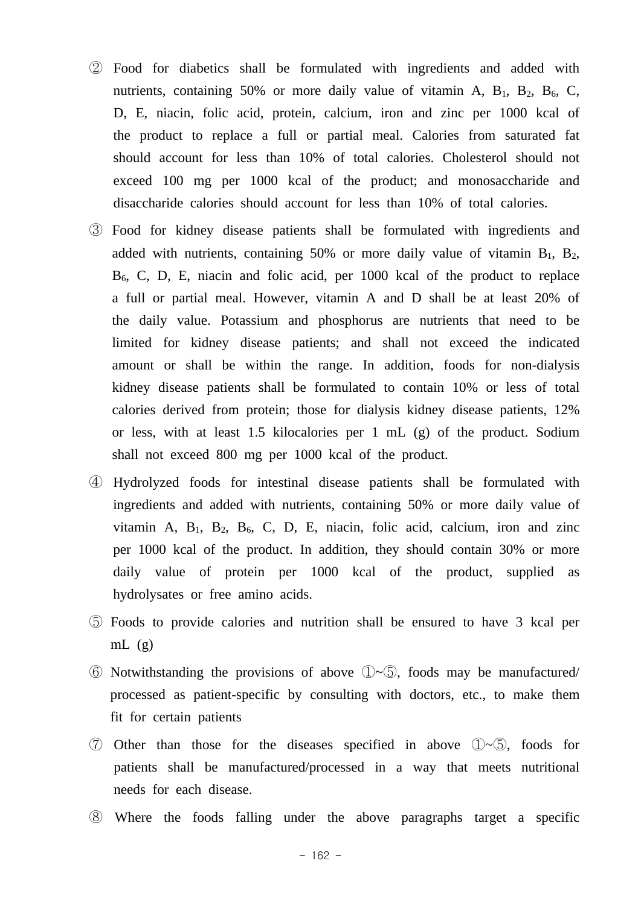② Food for diabetics shall be formulated with ingredients and added with nutrients, containing 50% or more daily value of vitamin A, $B_1$, $B_2$, $B_6$, C, D, E, niacin, folic acid, protein, calcium, iron and zinc per 1000 kcal of the product to replace a full or partial meal. Calories from saturated fat should account for less than 10% of total calories. Cholesterol should not exceed 100 mg per 1000 kcal of the product; and monosaccharide and disaccharide calories should account for less than 10% of total calories.

③ Food for kidney disease patients shall be formulated with ingredients and added with nutrients, containing 50% or more daily value of vitamin $B_1$, $B_2$, $B_6$, C, D, E, niacin and folic acid, per 1000 kcal of the product to replace a full or partial meal. However, vitamin A and D shall be at least 20% of the daily value. Potassium and phosphorus are nutrients that need to be limited for kidney disease patients; and shall not exceed the indicated amount or shall be within the range. In addition, foods for non-dialysis kidney disease patients shall be formulated to contain 10% or less of total calories derived from protein; those for dialysis kidney disease patients, 12% or less, with at least 1.5 kilocalories per 1 mL (g) of the product. Sodium shall not exceed 800 mg per 1000 kcal of the product.

④ Hydrolyzed foods for intestinal disease patients shall be formulated with ingredients and added with nutrients, containing 50% or more daily value of vitamin A, $B_1$, $B_2$, $B_6$, C, D, E, niacin, folic acid, calcium, iron and zinc per 1000 kcal of the product. In addition, they should contain 30% or more daily value of protein per 1000 kcal of the product, supplied as hydrolysates or free amino acids.

⑤ Foods to provide calories and nutrition shall be ensured to have 3 kcal per mL (g)

⑥ Notwithstanding the provisions of above ①~⑤, foods may be manufactured/ processed as patient-specific by consulting with doctors, etc., to make them fit for certain patients

⑦ Other than those for the diseases specified in above ①~⑤, foods for patients shall be manufactured/processed in a way that meets nutritional needs for each disease.

⑧ Where the foods falling under the above paragraphs target a specific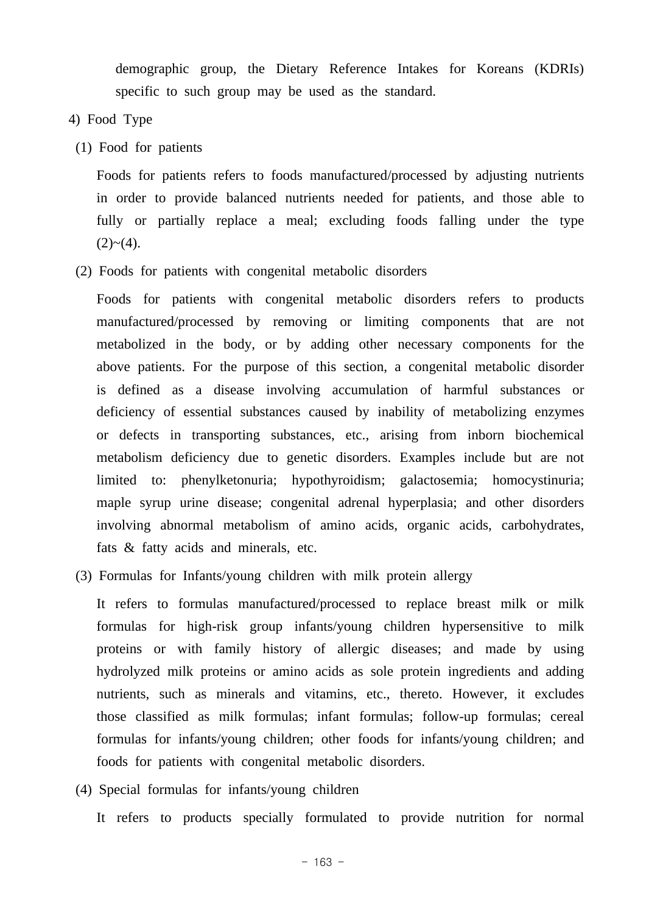demographic group, the Dietary Reference Intakes for Koreans (KDRIs) specific to such group may be used as the standard.

4) Food Type

(1) Food for patients

Foods for patients refers to foods manufactured/processed by adjusting nutrients in order to provide balanced nutrients needed for patients, and those able to fully or partially replace a meal; excluding foods falling under the type (2)~(4).

(2) Foods for patients with congenital metabolic disorders

Foods for patients with congenital metabolic disorders refers to products manufactured/processed by removing or limiting components that are not metabolized in the body, or by adding other necessary components for the above patients. For the purpose of this section, a congenital metabolic disorder is defined as a disease involving accumulation of harmful substances or deficiency of essential substances caused by inability of metabolizing enzymes or defects in transporting substances, etc., arising from inborn biochemical metabolism deficiency due to genetic disorders. Examples include but are not limited to: phenylketonuria; hypothyroidism; galactosemia; homocystinuria; maple syrup urine disease; congenital adrenal hyperplasia; and other disorders involving abnormal metabolism of amino acids, organic acids, carbohydrates, fats & fatty acids and minerals, etc.

(3) Formulas for Infants/young children with milk protein allergy

It refers to formulas manufactured/processed to replace breast milk or milk formulas for high-risk group infants/young children hypersensitive to milk proteins or with family history of allergic diseases; and made by using hydrolyzed milk proteins or amino acids as sole protein ingredients and adding nutrients, such as minerals and vitamins, etc., thereto. However, it excludes those classified as milk formulas; infant formulas; follow-up formulas; cereal formulas for infants/young children; other foods for infants/young children; and foods for patients with congenital metabolic disorders.

(4) Special formulas for infants/young children

It refers to products specially formulated to provide nutrition for normal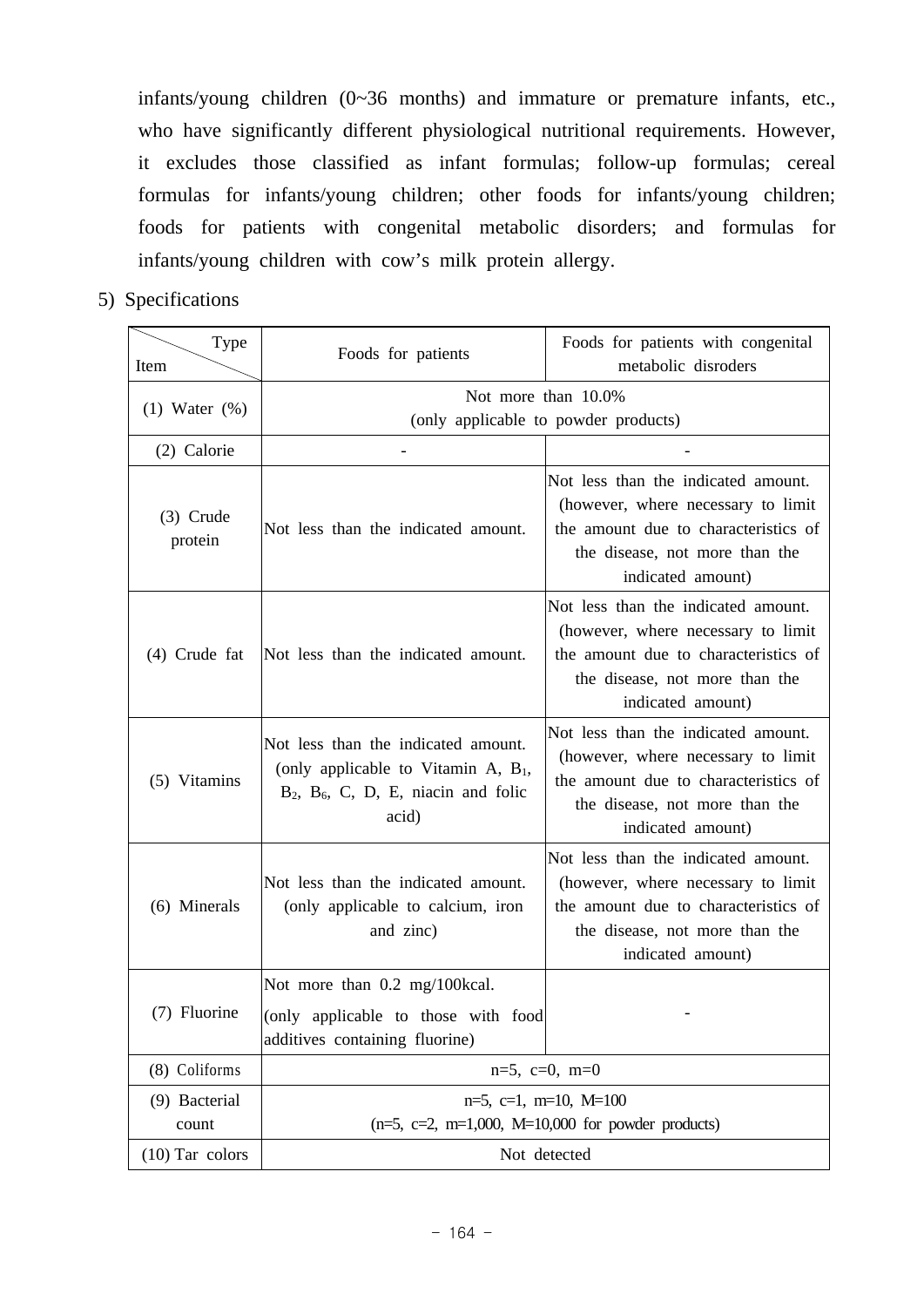infants/young children (0~36 months) and immature or premature infants, etc., who have significantly different physiological nutritional requirements. However, it excludes those classified as infant formulas; follow-up formulas; cereal formulas for infants/young children; other foods for infants/young children; foods for patients with congenital metabolic disorders; and formulas for infants/young children with cow's milk protein allergy.

5) Specifications

| Item \ Type | Foods for patients | Foods for patients with congenital metabolic disroders |
|---|---|---|
| (1) Water (%) | Not more than 10.0% (only applicable to powder products) | |
| (2) Calorie | - | - |
| (3) Crude protein | Not less than the indicated amount. | Not less than the indicated amount. (however, where necessary to limit the amount due to characteristics of the disease, not more than the indicated amount) |
| (4) Crude fat | Not less than the indicated amount. | Not less than the indicated amount. (however, where necessary to limit the amount due to characteristics of the disease, not more than the indicated amount) |
| (5) Vitamins | Not less than the indicated amount. (only applicable to Vitamin A, $B_1$, $B_2$, $B_6$, C, D, E, niacin and folic acid) | Not less than the indicated amount. (however, where necessary to limit the amount due to characteristics of the disease, not more than the indicated amount) |
| (6) Minerals | Not less than the indicated amount. (only applicable to calcium, iron and zinc) | Not less than the indicated amount. (however, where necessary to limit the amount due to characteristics of the disease, not more than the indicated amount) |
| (7) Fluorine | Not more than 0.2 mg/100kcal. (only applicable to those with food additives containing fluorine) | - |
| (8) Coliforms | n=5, c=0, m=0 | |
| (9) Bacterial count | n=5, c=1, m=10, M=100 (n=5, c=2, m=1,000, M=10,000 for powder products) | |
| (10) Tar colors | Not detected | |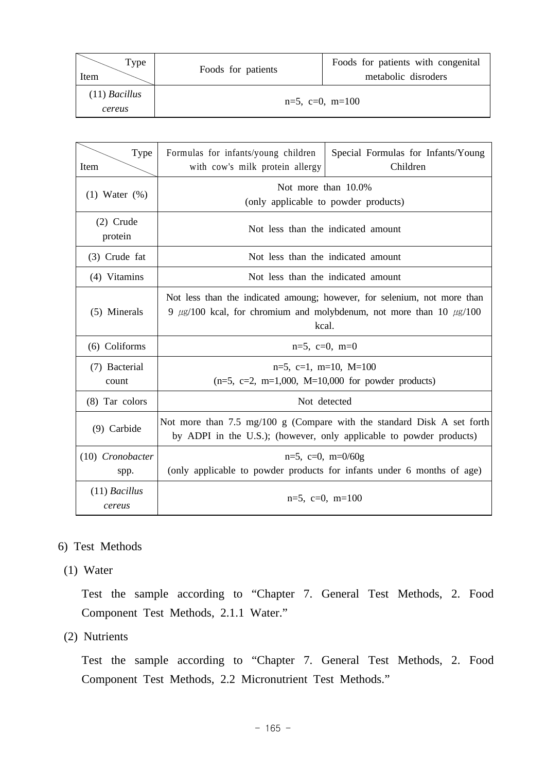| Type / Item | Foods for patients | Foods for patients with congenital metabolic disroders |
|---|---|---|
| (11) *Bacillus cereus* | n=5, c=0, m=100 | |

| Type / Item | Formulas for infants/young children with cow's milk protein allergy | Special Formulas for Infants/Young Children |
|---|---|---|
| (1) Water (%) | Not more than 10.0% (only applicable to powder products) | |
| (2) Crude protein | Not less than the indicated amount | |
| (3) Crude fat | Not less than the indicated amount | |
| (4) Vitamins | Not less than the indicated amount | |
| (5) Minerals | Not less than the indicated amoung; however, for selenium, not more than 9 ㎍/100 kcal, for chromium and molybdenum, not more than 10 ㎍/100 kcal. | |
| (6) Coliforms | n=5, c=0, m=0 | |
| (7) Bacterial count | n=5, c=1, m=10, M=100 (n=5, c=2, m=1,000, M=10,000 for powder products) | |
| (8) Tar colors | Not detected | |
| (9) Carbide | Not more than 7.5 mg/100 g (Compare with the standard Disk A set forth by ADPI in the U.S.); (however, only applicable to powder products) | |
| (10) *Cronobacter* spp. | n=5, c=0, m=0/60g (only applicable to powder products for infants under 6 months of age) | |
| (11) *Bacillus cereus* | n=5, c=0, m=100 | |

6) Test Methods

(1) Water

Test the sample according to "Chapter 7. General Test Methods, 2. Food Component Test Methods, 2.1.1 Water."

(2) Nutrients

Test the sample according to "Chapter 7. General Test Methods, 2. Food Component Test Methods, 2.2 Micronutrient Test Methods."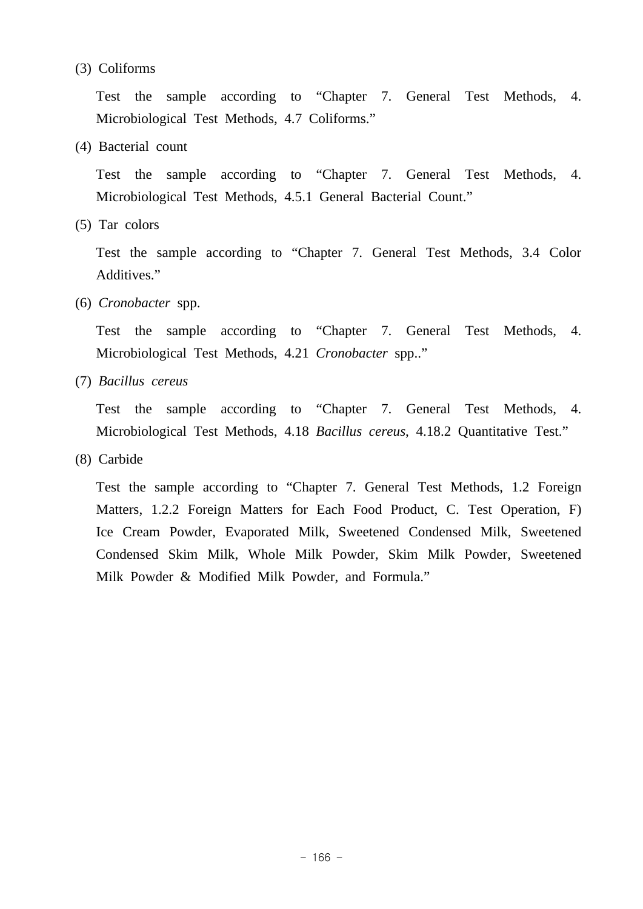(3) Coliforms

Test the sample according to “Chapter 7. General Test Methods, 4. Microbiological Test Methods, 4.7 Coliforms.”

(4) Bacterial count

Test the sample according to “Chapter 7. General Test Methods, 4. Microbiological Test Methods, 4.5.1 General Bacterial Count.”

(5) Tar colors

Test the sample according to “Chapter 7. General Test Methods, 3.4 Color Additives.”

(6) *Cronobacter* spp.

Test the sample according to “Chapter 7. General Test Methods, 4. Microbiological Test Methods, 4.21 *Cronobacter* spp..”

(7) *Bacillus cereus*

Test the sample according to “Chapter 7. General Test Methods, 4. Microbiological Test Methods, 4.18 *Bacillus cereus*, 4.18.2 Quantitative Test.”

(8) Carbide

Test the sample according to “Chapter 7. General Test Methods, 1.2 Foreign Matters, 1.2.2 Foreign Matters for Each Food Product, C. Test Operation, F) Ice Cream Powder, Evaporated Milk, Sweetened Condensed Milk, Sweetened Condensed Skim Milk, Whole Milk Powder, Skim Milk Powder, Sweetened Milk Powder & Modified Milk Powder, and Formula.”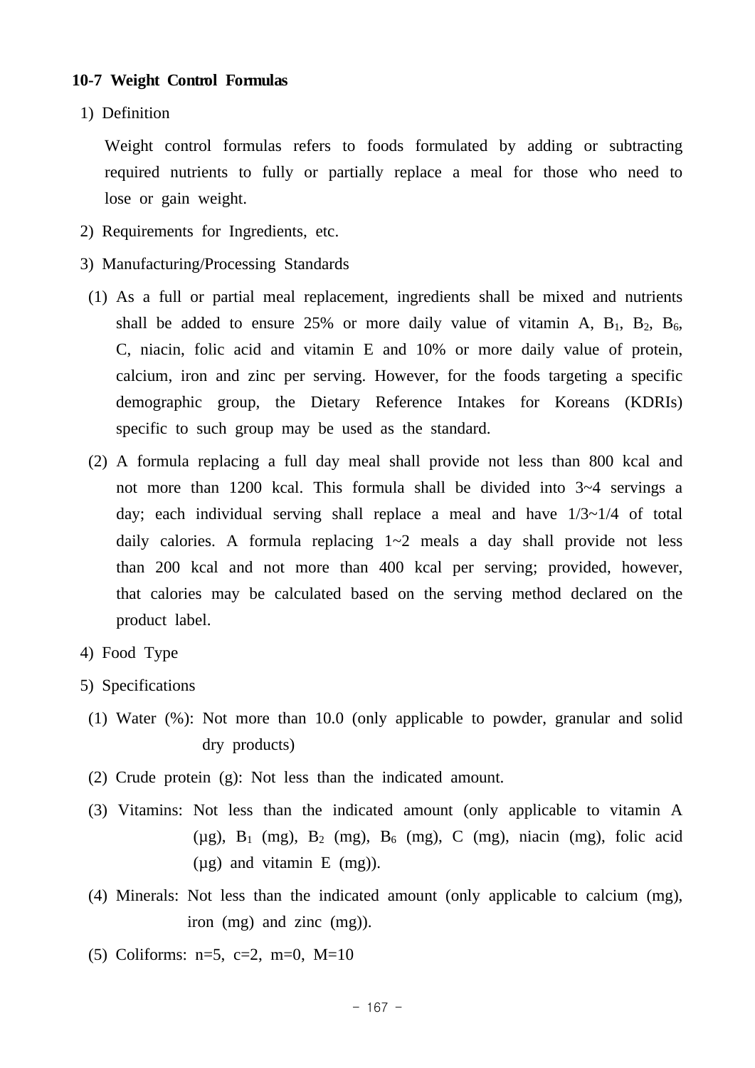### 10-7 Weight Control Formulas

1) Definition

Weight control formulas refers to foods formulated by adding or subtracting required nutrients to fully or partially replace a meal for those who need to lose or gain weight.

2) Requirements for Ingredients, etc.

3) Manufacturing/Processing Standards

(1) As a full or partial meal replacement, ingredients shall be mixed and nutrients shall be added to ensure 25% or more daily value of vitamin A, $B_1$, $B_2$, $B_6$, C, niacin, folic acid and vitamin E and 10% or more daily value of protein, calcium, iron and zinc per serving. However, for the foods targeting a specific demographic group, the Dietary Reference Intakes for Koreans (KDRIs) specific to such group may be used as the standard.

(2) A formula replacing a full day meal shall provide not less than 800 kcal and not more than 1200 kcal. This formula shall be divided into 3~4 servings a day; each individual serving shall replace a meal and have 1/3~1/4 of total daily calories. A formula replacing 1~2 meals a day shall provide not less than 200 kcal and not more than 400 kcal per serving; provided, however, that calories may be calculated based on the serving method declared on the product label.

4) Food Type

5) Specifications

(1) Water (%): Not more than 10.0 (only applicable to powder, granular and solid dry products)

(2) Crude protein (g): Not less than the indicated amount.

(3) Vitamins: Not less than the indicated amount (only applicable to vitamin A (μg), $B_1$ (mg), $B_2$ (mg), $B_6$ (mg), C (mg), niacin (mg), folic acid (μg) and vitamin E (mg)).

(4) Minerals: Not less than the indicated amount (only applicable to calcium (mg), iron (mg) and zinc (mg)).

(5) Coliforms: n=5, c=2, m=0, M=10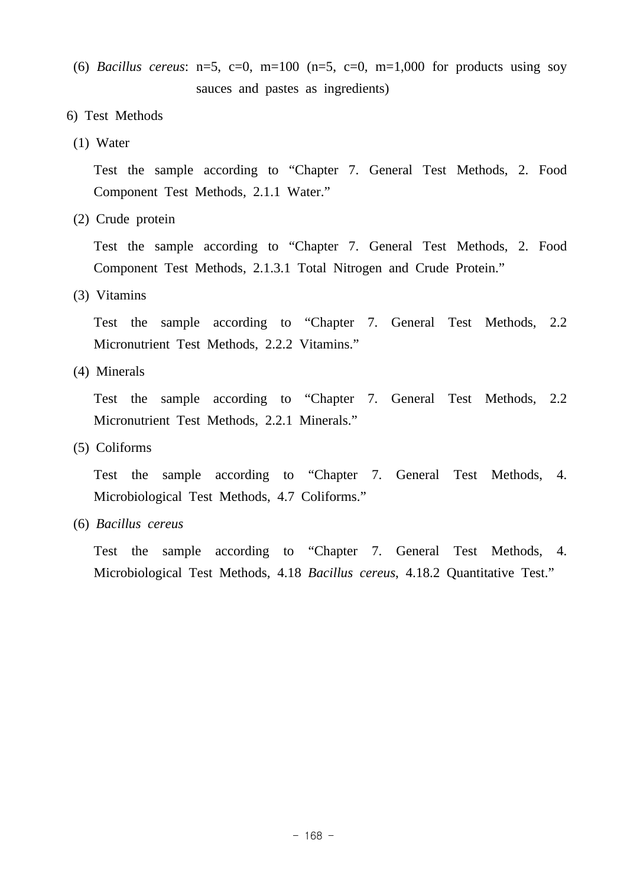(6) *Bacillus cereus*: n=5, c=0, m=100 (n=5, c=0, m=1,000 for products using soy sauces and pastes as ingredients)

6) Test Methods

(1) Water

Test the sample according to "Chapter 7. General Test Methods, 2. Food Component Test Methods, 2.1.1 Water."

(2) Crude protein

Test the sample according to "Chapter 7. General Test Methods, 2. Food Component Test Methods, 2.1.3.1 Total Nitrogen and Crude Protein."

(3) Vitamins

Test the sample according to "Chapter 7. General Test Methods, 2.2 Micronutrient Test Methods, 2.2.2 Vitamins."

(4) Minerals

Test the sample according to "Chapter 7. General Test Methods, 2.2 Micronutrient Test Methods, 2.2.1 Minerals."

(5) Coliforms

Test the sample according to "Chapter 7. General Test Methods, 4. Microbiological Test Methods, 4.7 Coliforms."

(6) *Bacillus cereus*

Test the sample according to "Chapter 7. General Test Methods, 4. Microbiological Test Methods, 4.18 *Bacillus cereus*, 4.18.2 Quantitative Test."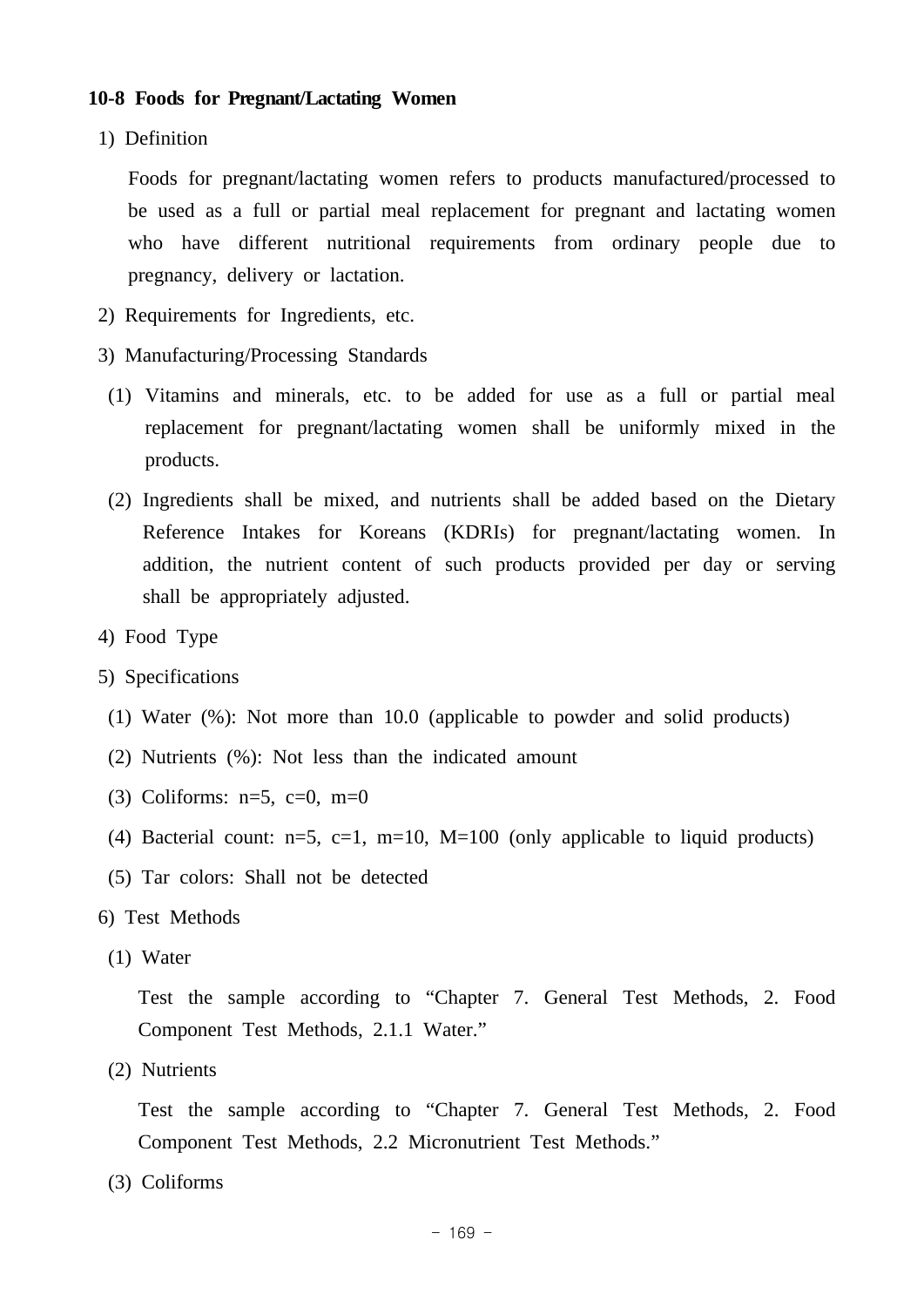### 10-8 Foods for Pregnant/Lactating Women

1) Definition

Foods for pregnant/lactating women refers to products manufactured/processed to be used as a full or partial meal replacement for pregnant and lactating women who have different nutritional requirements from ordinary people due to pregnancy, delivery or lactation.

2) Requirements for Ingredients, etc.

3) Manufacturing/Processing Standards

(1) Vitamins and minerals, etc. to be added for use as a full or partial meal replacement for pregnant/lactating women shall be uniformly mixed in the products.

(2) Ingredients shall be mixed, and nutrients shall be added based on the Dietary Reference Intakes for Koreans (KDRIs) for pregnant/lactating women. In addition, the nutrient content of such products provided per day or serving shall be appropriately adjusted.

4) Food Type

5) Specifications

(1) Water (%): Not more than 10.0 (applicable to powder and solid products)

(2) Nutrients (%): Not less than the indicated amount

(3) Coliforms: n=5, c=0, m=0

(4) Bacterial count: n=5, c=1, m=10, M=100 (only applicable to liquid products)

(5) Tar colors: Shall not be detected

6) Test Methods

(1) Water

Test the sample according to “Chapter 7. General Test Methods, 2. Food Component Test Methods, 2.1.1 Water.”

(2) Nutrients

Test the sample according to “Chapter 7. General Test Methods, 2. Food Component Test Methods, 2.2 Micronutrient Test Methods.”

(3) Coliforms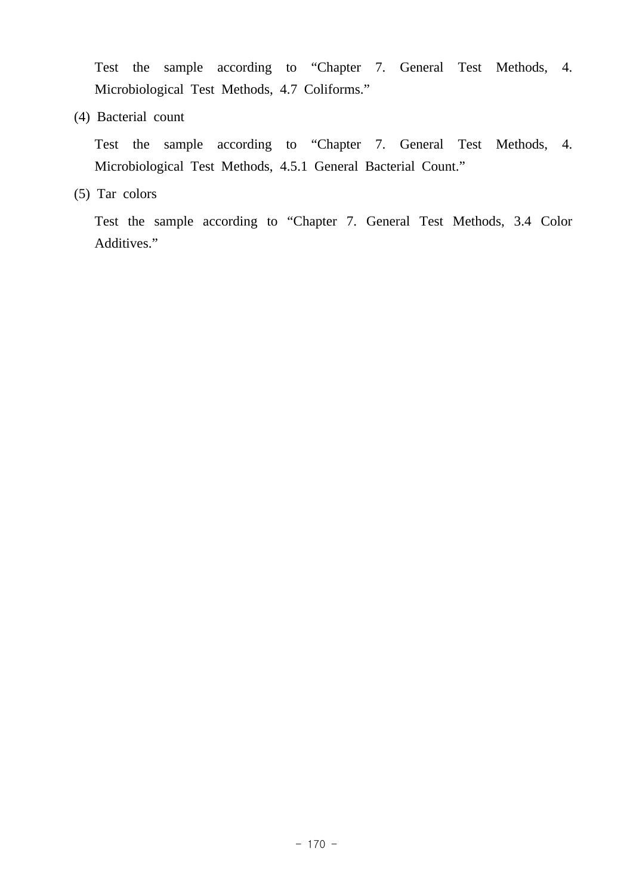Test the sample according to “Chapter 7. General Test Methods, 4. Microbiological Test Methods, 4.7 Coliforms.”

(4) Bacterial count

Test the sample according to “Chapter 7. General Test Methods, 4. Microbiological Test Methods, 4.5.1 General Bacterial Count.”

(5) Tar colors

Test the sample according to “Chapter 7. General Test Methods, 3.4 Color Additives.”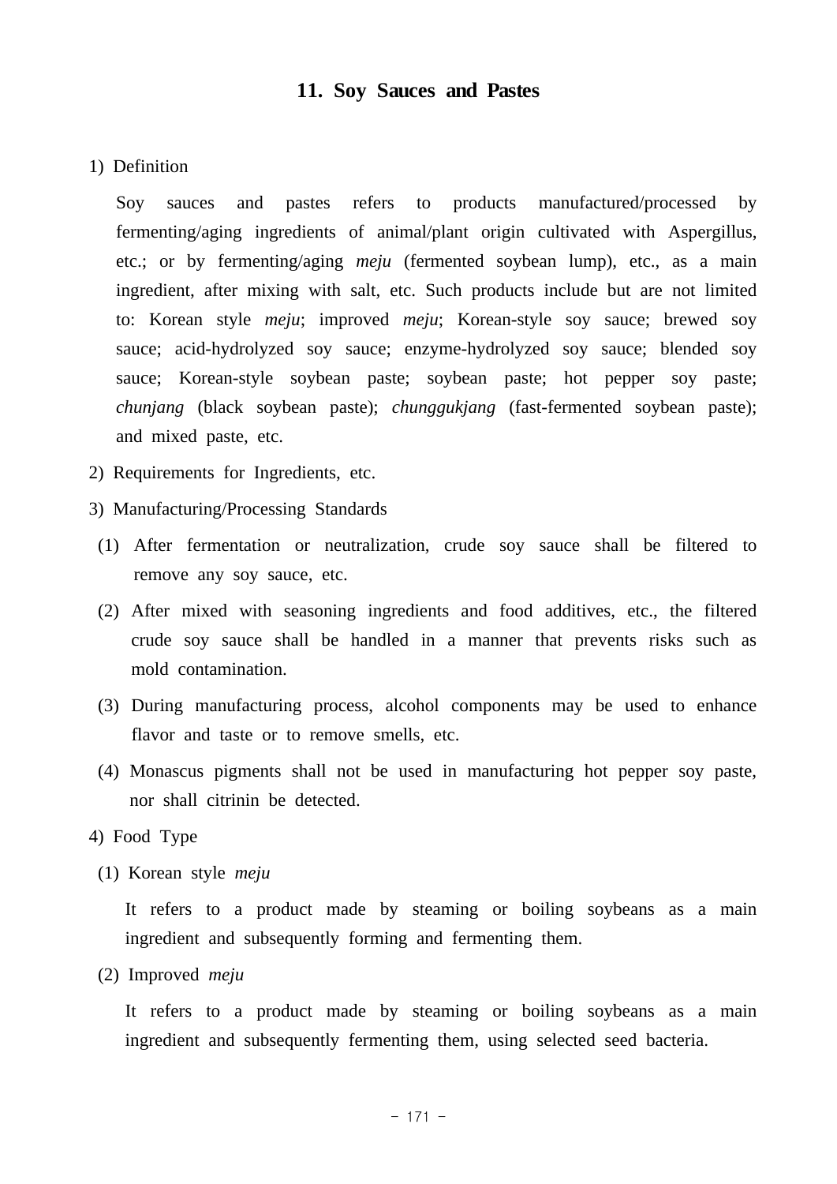## 11. Soy Sauces and Pastes

1) Definition

Soy sauces and pastes refers to products manufactured/processed by fermenting/aging ingredients of animal/plant origin cultivated with Aspergillus, etc.; or by fermenting/aging *meju* (fermented soybean lump), etc., as a main ingredient, after mixing with salt, etc. Such products include but are not limited to: Korean style *meju*; improved *meju*; Korean-style soy sauce; brewed soy sauce; acid-hydrolyzed soy sauce; enzyme-hydrolyzed soy sauce; blended soy sauce; Korean-style soybean paste; soybean paste; hot pepper soy paste; *chunjang* (black soybean paste); *chunggukjang* (fast-fermented soybean paste); and mixed paste, etc.

2) Requirements for Ingredients, etc.

3) Manufacturing/Processing Standards

(1) After fermentation or neutralization, crude soy sauce shall be filtered to remove any soy sauce, etc.

(2) After mixed with seasoning ingredients and food additives, etc., the filtered crude soy sauce shall be handled in a manner that prevents risks such as mold contamination.

(3) During manufacturing process, alcohol components may be used to enhance flavor and taste or to remove smells, etc.

(4) Monascus pigments shall not be used in manufacturing hot pepper soy paste, nor shall citrinin be detected.

4) Food Type

(1) Korean style *meju*

It refers to a product made by steaming or boiling soybeans as a main ingredient and subsequently forming and fermenting them.

(2) Improved *meju*

It refers to a product made by steaming or boiling soybeans as a main ingredient and subsequently fermenting them, using selected seed bacteria.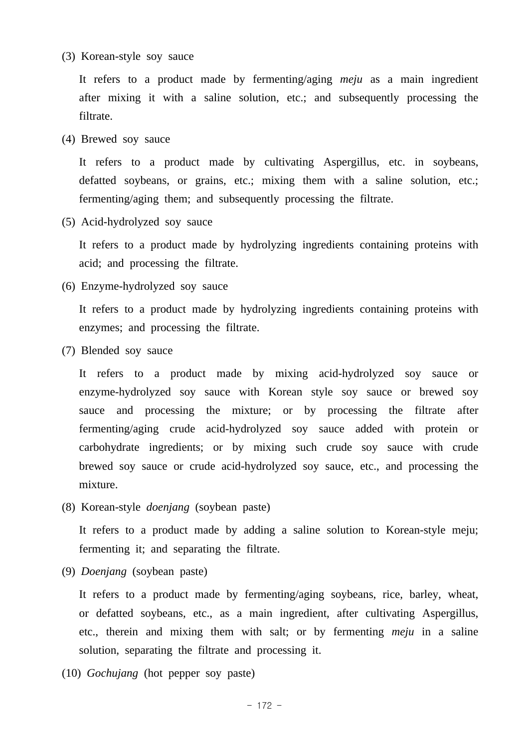(3) Korean-style soy sauce

It refers to a product made by fermenting/aging *meju* as a main ingredient after mixing it with a saline solution, etc.; and subsequently processing the filtrate.

(4) Brewed soy sauce

It refers to a product made by cultivating Aspergillus, etc. in soybeans, defatted soybeans, or grains, etc.; mixing them with a saline solution, etc.; fermenting/aging them; and subsequently processing the filtrate.

(5) Acid-hydrolyzed soy sauce

It refers to a product made by hydrolyzing ingredients containing proteins with acid; and processing the filtrate.

(6) Enzyme-hydrolyzed soy sauce

It refers to a product made by hydrolyzing ingredients containing proteins with enzymes; and processing the filtrate.

(7) Blended soy sauce

It refers to a product made by mixing acid-hydrolyzed soy sauce or enzyme-hydrolyzed soy sauce with Korean style soy sauce or brewed soy sauce and processing the mixture; or by processing the filtrate after fermenting/aging crude acid-hydrolyzed soy sauce added with protein or carbohydrate ingredients; or by mixing such crude soy sauce with crude brewed soy sauce or crude acid-hydrolyzed soy sauce, etc., and processing the mixture.

(8) Korean-style *doenjang* (soybean paste)

It refers to a product made by adding a saline solution to Korean-style meju; fermenting it; and separating the filtrate.

(9) *Doenjang* (soybean paste)

It refers to a product made by fermenting/aging soybeans, rice, barley, wheat, or defatted soybeans, etc., as a main ingredient, after cultivating Aspergillus, etc., therein and mixing them with salt; or by fermenting *meju* in a saline solution, separating the filtrate and processing it.

(10) *Gochujang* (hot pepper soy paste)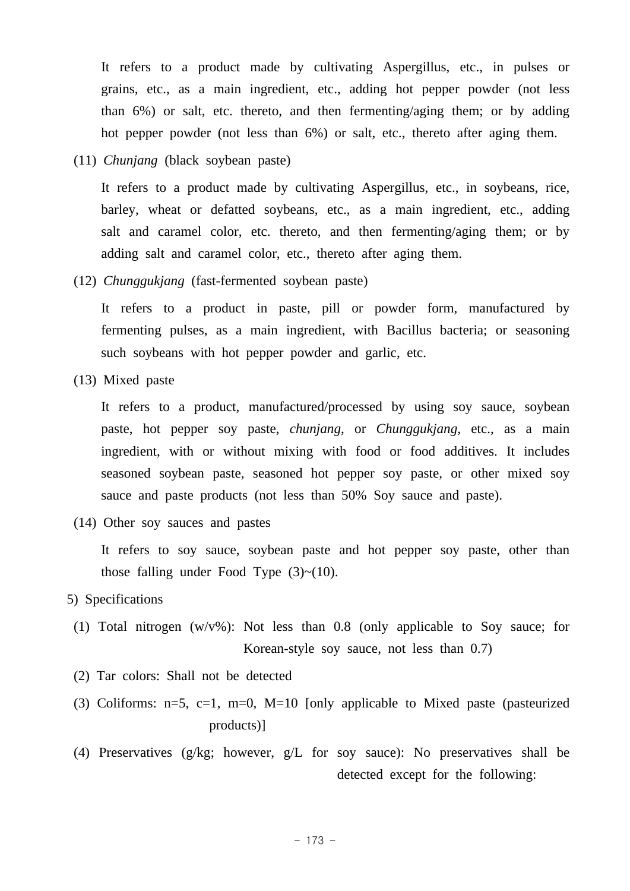It refers to a product made by cultivating Aspergillus, etc., in pulses or grains, etc., as a main ingredient, etc., adding hot pepper powder (not less than 6%) or salt, etc. thereto, and then fermenting/aging them; or by adding hot pepper powder (not less than 6%) or salt, etc., thereto after aging them.

(11) *Chunjang* (black soybean paste)

It refers to a product made by cultivating Aspergillus, etc., in soybeans, rice, barley, wheat or defatted soybeans, etc., as a main ingredient, etc., adding salt and caramel color, etc. thereto, and then fermenting/aging them; or by adding salt and caramel color, etc., thereto after aging them.

(12) *Chunggukjang* (fast-fermented soybean paste)

It refers to a product in paste, pill or powder form, manufactured by fermenting pulses, as a main ingredient, with Bacillus bacteria; or seasoning such soybeans with hot pepper powder and garlic, etc.

(13) Mixed paste

It refers to a product, manufactured/processed by using soy sauce, soybean paste, hot pepper soy paste, *chunjang*, or *Chunggukjang*, etc., as a main ingredient, with or without mixing with food or food additives. It includes seasoned soybean paste, seasoned hot pepper soy paste, or other mixed soy sauce and paste products (not less than 50% Soy sauce and paste).

(14) Other soy sauces and pastes

It refers to soy sauce, soybean paste and hot pepper soy paste, other than those falling under Food Type (3)~(10).

5) Specifications

(1) Total nitrogen (w/v%): Not less than 0.8 (only applicable to Soy sauce; for Korean-style soy sauce, not less than 0.7)

(2) Tar colors: Shall not be detected

(3) Coliforms: n=5, c=1, m=0, M=10 [only applicable to Mixed paste (pasteurized products)]

(4) Preservatives (g/kg; however, g/L for soy sauce): No preservatives shall be detected except for the following: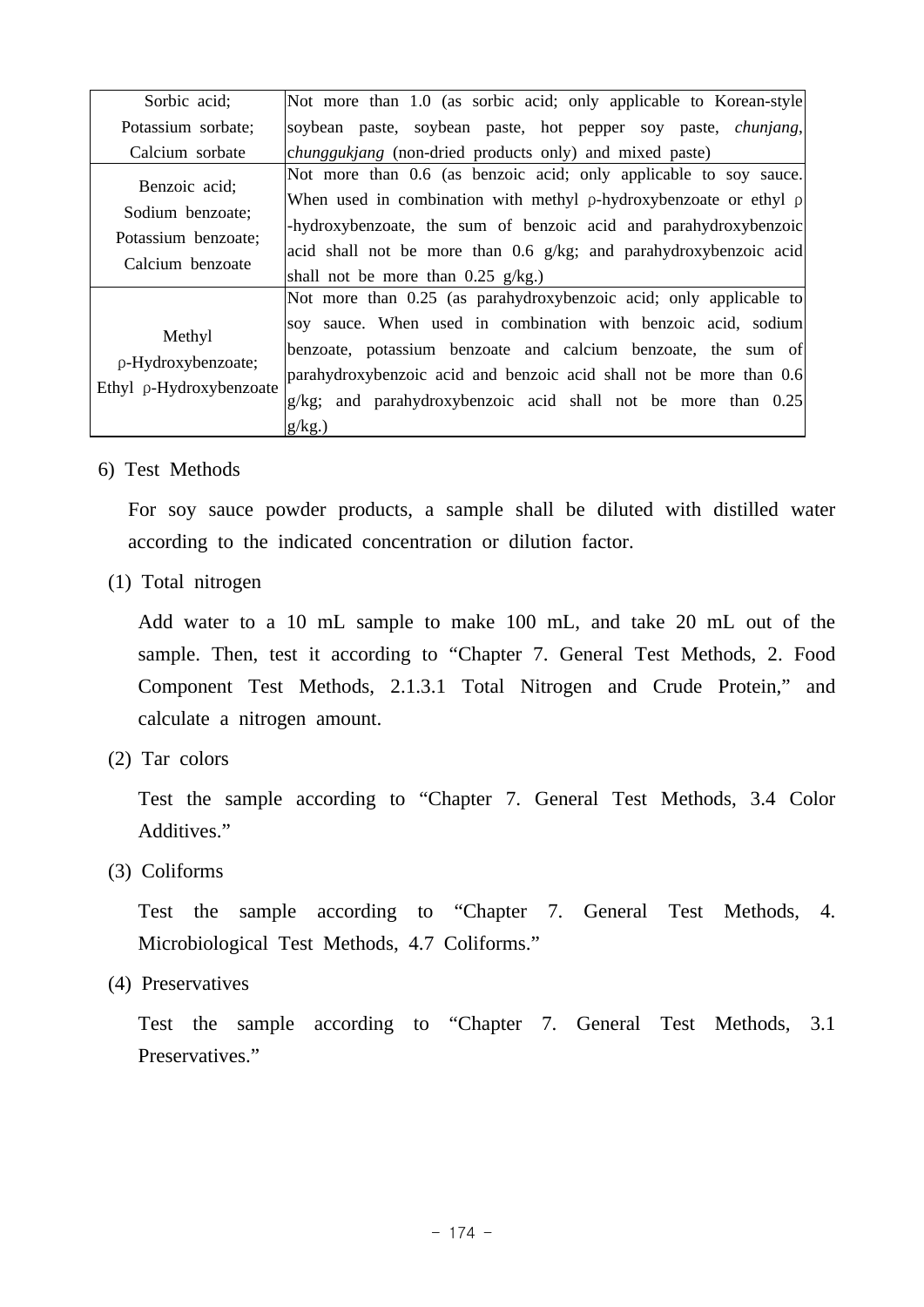| | |
|---|---|
| Sorbic acid; Potassium sorbate; Calcium sorbate | Not more than 1.0 (as sorbic acid; only applicable to Korean-style soybean paste, soybean paste, hot pepper soy paste, *chunjang*, c*hunggukjang* (non-dried products only) and mixed paste) |
| Benzoic acid; Sodium benzoate; Potassium benzoate; Calcium benzoate | Not more than 0.6 (as benzoic acid; only applicable to soy sauce. When used in combination with methyl ρ-hydroxybenzoate or ethyl ρ-hydroxybenzoate, the sum of benzoic acid and parahydroxybenzoic acid shall not be more than 0.6 g/kg; and parahydroxybenzoic acid shall not be more than 0.25 g/kg.) |
| Methyl ρ-Hydroxybenzoate; Ethyl ρ-Hydroxybenzoate | Not more than 0.25 (as parahydroxybenzoic acid; only applicable to soy sauce. When used in combination with benzoic acid, sodium benzoate, potassium benzoate and calcium benzoate, the sum of parahydroxybenzoic acid and benzoic acid shall not be more than 0.6 g/kg; and parahydroxybenzoic acid shall not be more than 0.25 g/kg.) |

6) Test Methods

For soy sauce powder products, a sample shall be diluted with distilled water according to the indicated concentration or dilution factor.

(1) Total nitrogen

Add water to a 10 mL sample to make 100 mL, and take 20 mL out of the sample. Then, test it according to “Chapter 7. General Test Methods, 2. Food Component Test Methods, 2.1.3.1 Total Nitrogen and Crude Protein,” and calculate a nitrogen amount.

(2) Tar colors

Test the sample according to “Chapter 7. General Test Methods, 3.4 Color Additives.”

(3) Coliforms

Test the sample according to “Chapter 7. General Test Methods, 4. Microbiological Test Methods, 4.7 Coliforms.”

(4) Preservatives

Test the sample according to “Chapter 7. General Test Methods, 3.1 Preservatives.”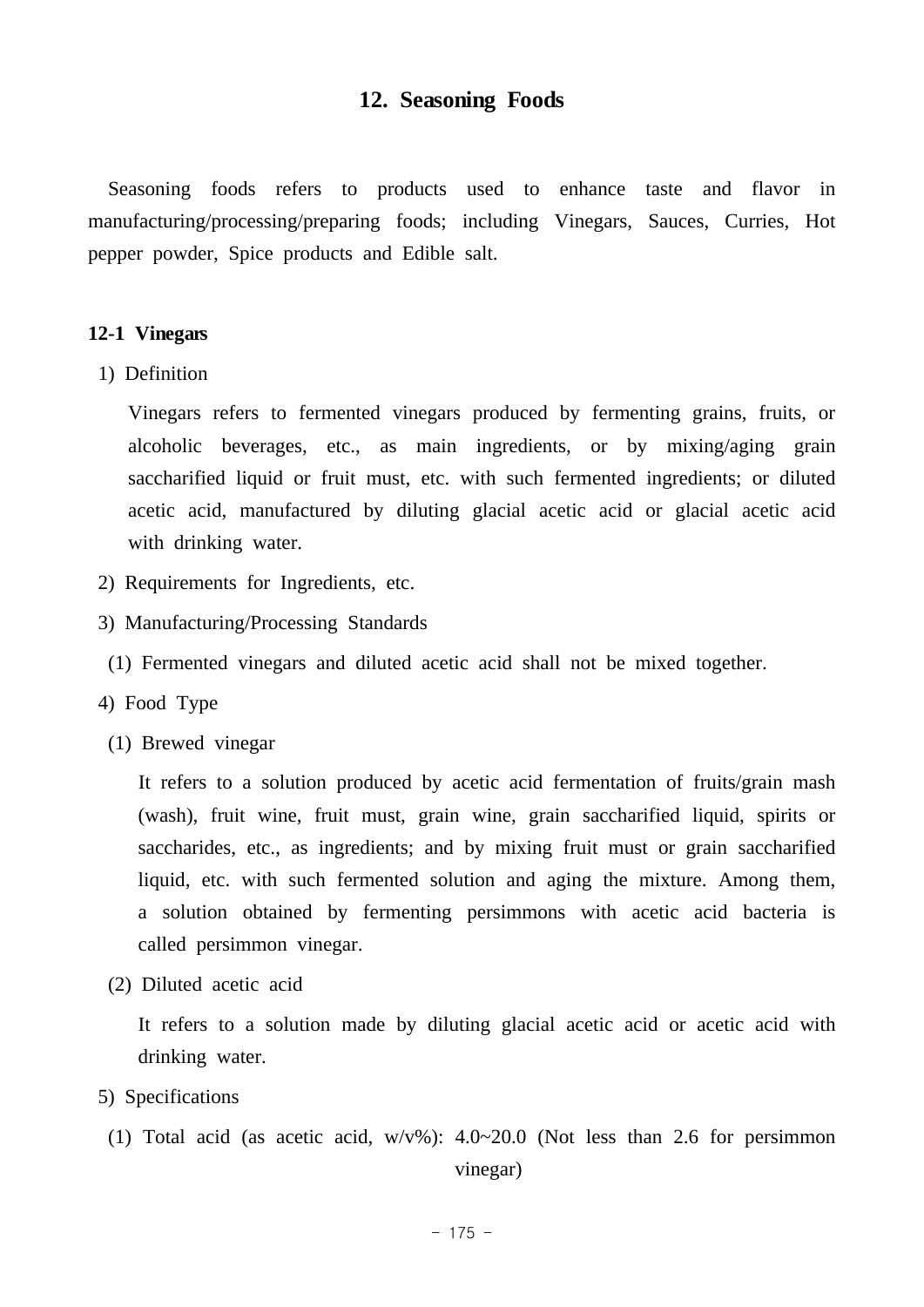## 12. Seasoning Foods

Seasoning foods refers to products used to enhance taste and flavor in manufacturing/processing/preparing foods; including Vinegars, Sauces, Curries, Hot pepper powder, Spice products and Edible salt.

### 12-1 Vinegars

1) Definition

Vinegars refers to fermented vinegars produced by fermenting grains, fruits, or alcoholic beverages, etc., as main ingredients, or by mixing/aging grain saccharified liquid or fruit must, etc. with such fermented ingredients; or diluted acetic acid, manufactured by diluting glacial acetic acid or glacial acetic acid with drinking water.

2) Requirements for Ingredients, etc.

3) Manufacturing/Processing Standards

(1) Fermented vinegars and diluted acetic acid shall not be mixed together.

4) Food Type

(1) Brewed vinegar

It refers to a solution produced by acetic acid fermentation of fruits/grain mash (wash), fruit wine, fruit must, grain wine, grain saccharified liquid, spirits or saccharides, etc., as ingredients; and by mixing fruit must or grain saccharified liquid, etc. with such fermented solution and aging the mixture. Among them, a solution obtained by fermenting persimmons with acetic acid bacteria is called persimmon vinegar.

(2) Diluted acetic acid

It refers to a solution made by diluting glacial acetic acid or acetic acid with drinking water.

5) Specifications

(1) Total acid (as acetic acid, w/v%): 4.0~20.0 (Not less than 2.6 for persimmon vinegar)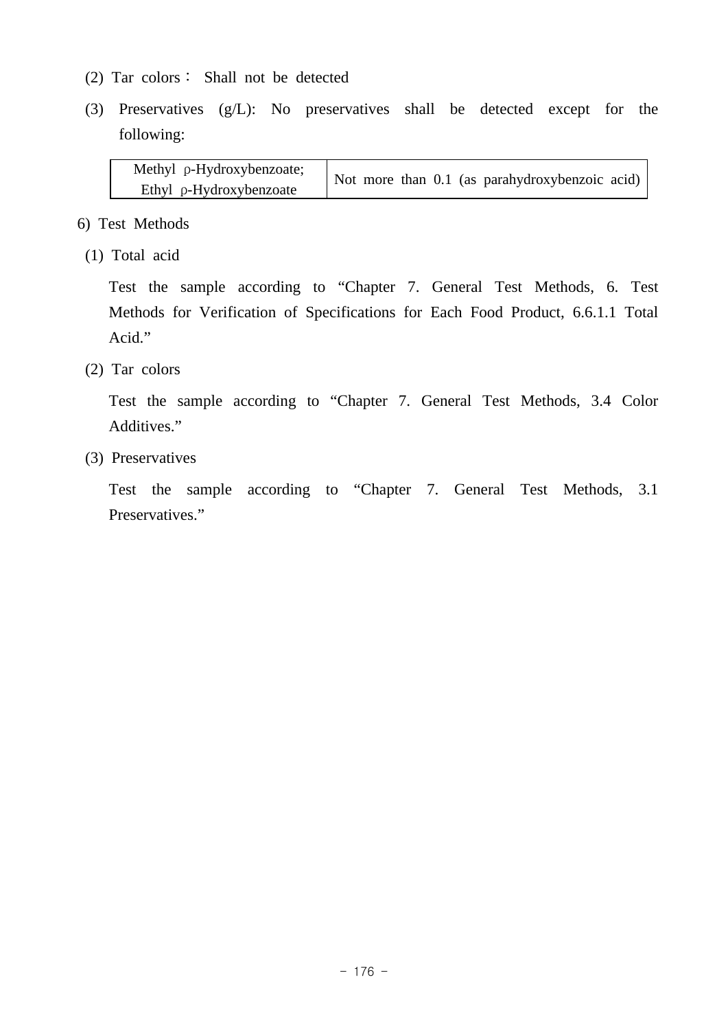(2) Tar colors : Shall not be detected

(3) Preservatives (g/L): No preservatives shall be detected except for the following:

| Methyl ρ-Hydroxybenzoate; Ethyl ρ-Hydroxybenzoate | Not more than 0.1 (as parahydroxybenzoic acid) |
|---|---|

6) Test Methods

(1) Total acid

Test the sample according to “Chapter 7. General Test Methods, 6. Test Methods for Verification of Specifications for Each Food Product, 6.6.1.1 Total Acid.”

(2) Tar colors

Test the sample according to “Chapter 7. General Test Methods, 3.4 Color Additives.”

(3) Preservatives

Test the sample according to “Chapter 7. General Test Methods, 3.1 Preservatives.”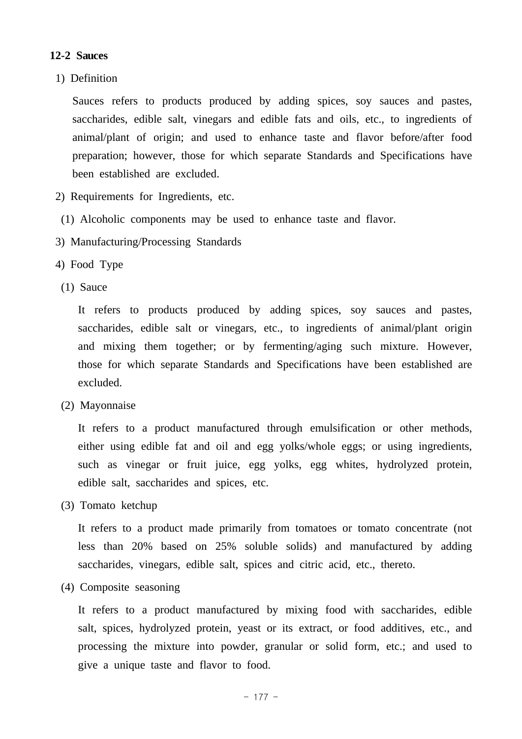## 12-2 Sauces

1) Definition

Sauces refers to products produced by adding spices, soy sauces and pastes, saccharides, edible salt, vinegars and edible fats and oils, etc., to ingredients of animal/plant of origin; and used to enhance taste and flavor before/after food preparation; however, those for which separate Standards and Specifications have been established are excluded.

2) Requirements for Ingredients, etc.

(1) Alcoholic components may be used to enhance taste and flavor.

3) Manufacturing/Processing Standards

4) Food Type

(1) Sauce

It refers to products produced by adding spices, soy sauces and pastes, saccharides, edible salt or vinegars, etc., to ingredients of animal/plant origin and mixing them together; or by fermenting/aging such mixture. However, those for which separate Standards and Specifications have been established are excluded.

(2) Mayonnaise

It refers to a product manufactured through emulsification or other methods, either using edible fat and oil and egg yolks/whole eggs; or using ingredients, such as vinegar or fruit juice, egg yolks, egg whites, hydrolyzed protein, edible salt, saccharides and spices, etc.

(3) Tomato ketchup

It refers to a product made primarily from tomatoes or tomato concentrate (not less than 20% based on 25% soluble solids) and manufactured by adding saccharides, vinegars, edible salt, spices and citric acid, etc., thereto.

(4) Composite seasoning

It refers to a product manufactured by mixing food with saccharides, edible salt, spices, hydrolyzed protein, yeast or its extract, or food additives, etc., and processing the mixture into powder, granular or solid form, etc.; and used to give a unique taste and flavor to food.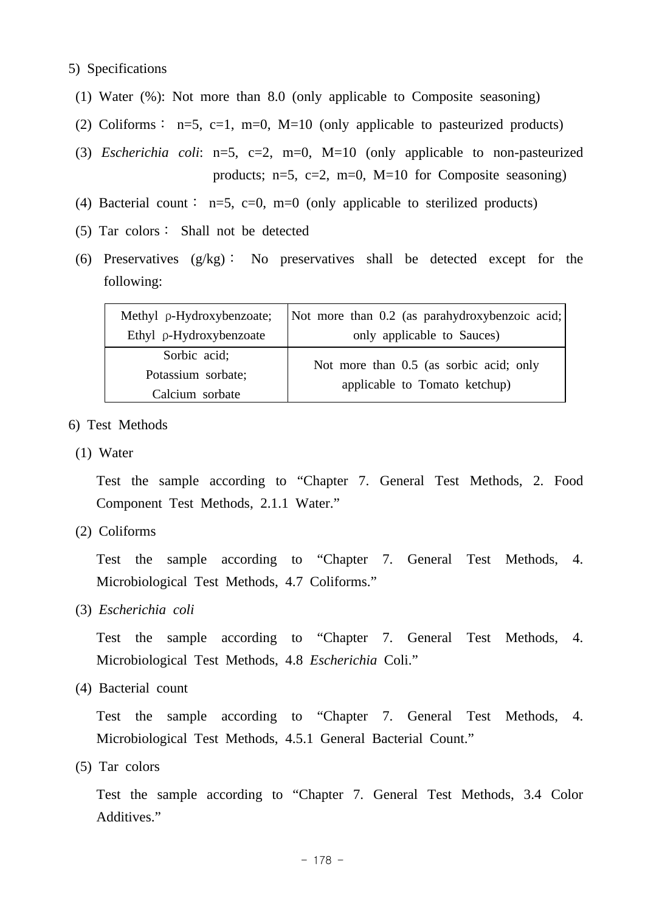5) Specifications

(1) Water (%): Not more than 8.0 (only applicable to Composite seasoning)

(2) Coliforms： n=5, c=1, m=0, M=10 (only applicable to pasteurized products)

(3) *Escherichia coli*: n=5, c=2, m=0, M=10 (only applicable to non-pasteurized products; n=5, c=2, m=0, M=10 for Composite seasoning)

(4) Bacterial count： n=5, c=0, m=0 (only applicable to sterilized products)

(5) Tar colors： Shall not be detected

(6) Preservatives (g/kg)： No preservatives shall be detected except for the following:

| Methyl ρ-Hydroxybenzoate; Ethyl ρ-Hydroxybenzoate | Not more than 0.2 (as parahydroxybenzoic acid; only applicable to Sauces) |
|---|---|
| Sorbic acid; Potassium sorbate; Calcium sorbate | Not more than 0.5 (as sorbic acid; only applicable to Tomato ketchup) |

6) Test Methods

(1) Water

Test the sample according to “Chapter 7. General Test Methods, 2. Food Component Test Methods, 2.1.1 Water.”

(2) Coliforms

Test the sample according to “Chapter 7. General Test Methods, 4. Microbiological Test Methods, 4.7 Coliforms.”

(3) *Escherichia coli*

Test the sample according to “Chapter 7. General Test Methods, 4. Microbiological Test Methods, 4.8 *Escherichia* Coli.”

(4) Bacterial count

Test the sample according to “Chapter 7. General Test Methods, 4. Microbiological Test Methods, 4.5.1 General Bacterial Count.”

(5) Tar colors

Test the sample according to “Chapter 7. General Test Methods, 3.4 Color Additives.”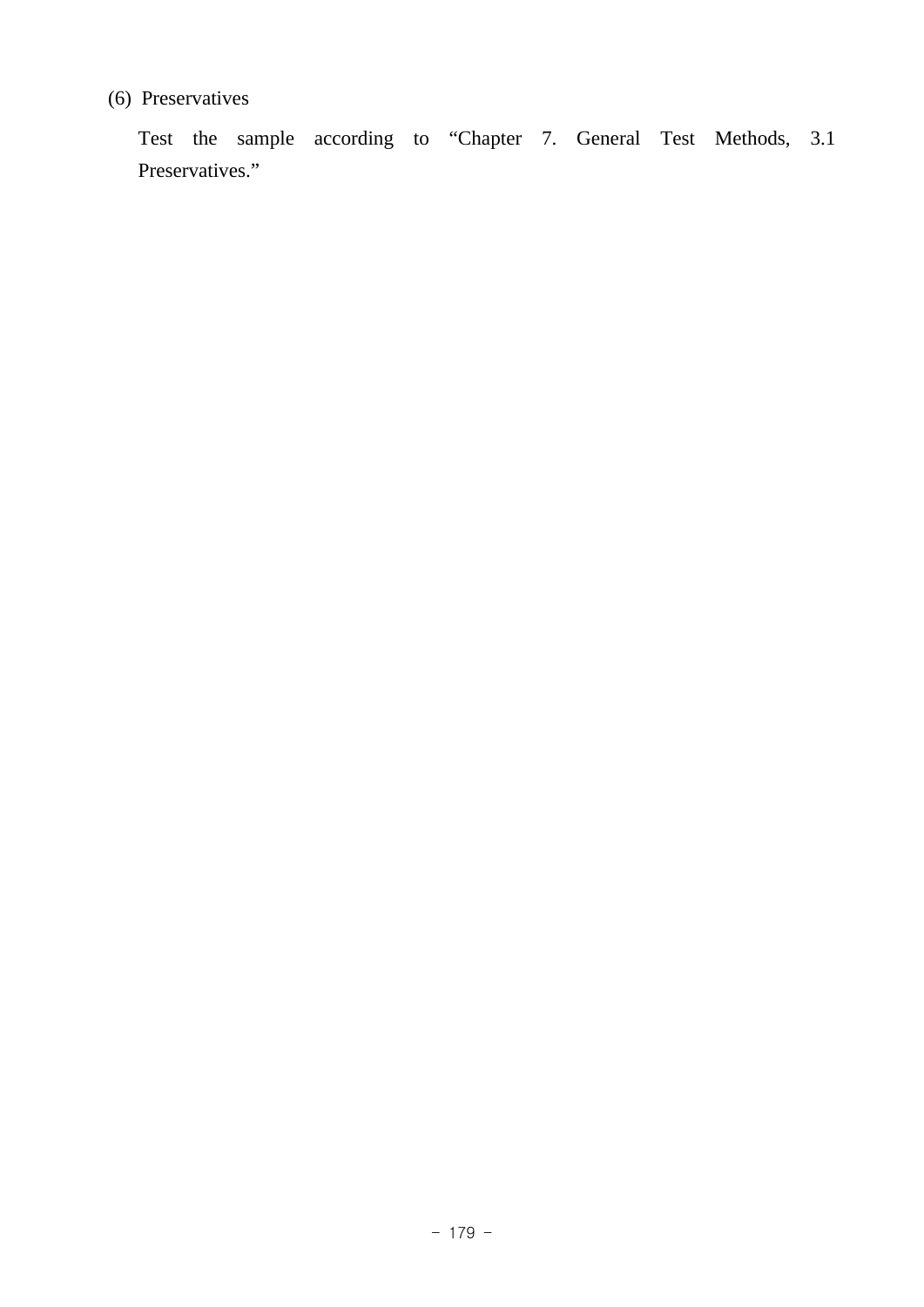(6) Preservatives

Test the sample according to “Chapter 7. General Test Methods, 3.1 Preservatives.”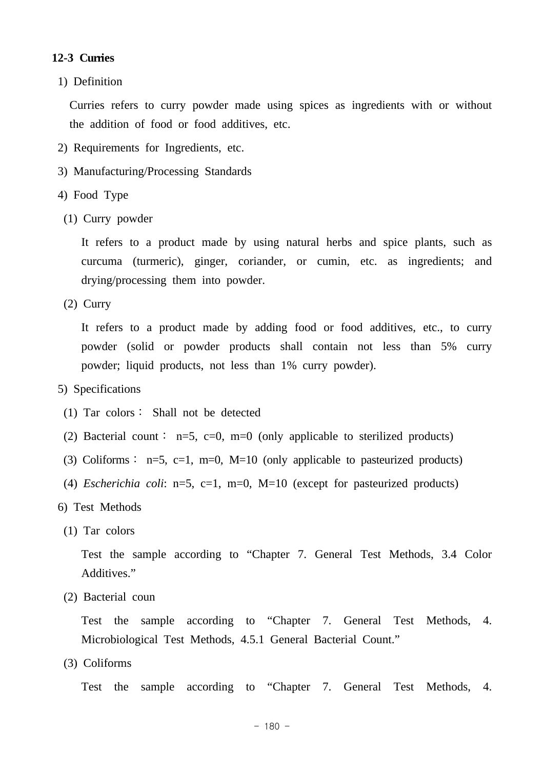### 12-3 Curries

1) Definition

Curries refers to curry powder made using spices as ingredients with or without the addition of food or food additives, etc.

2) Requirements for Ingredients, etc.

3) Manufacturing/Processing Standards

4) Food Type

(1) Curry powder

It refers to a product made by using natural herbs and spice plants, such as curcuma (turmeric), ginger, coriander, or cumin, etc. as ingredients; and drying/processing them into powder.

(2) Curry

It refers to a product made by adding food or food additives, etc., to curry powder (solid or powder products shall contain not less than 5% curry powder; liquid products, not less than 1% curry powder).

5) Specifications

(1) Tar colors : Shall not be detected

(2) Bacterial count : n=5, c=0, m=0 (only applicable to sterilized products)

(3) Coliforms : n=5, c=1, m=0, M=10 (only applicable to pasteurized products)

(4) *Escherichia coli*: n=5, c=1, m=0, M=10 (except for pasteurized products)

6) Test Methods

(1) Tar colors

Test the sample according to "Chapter 7. General Test Methods, 3.4 Color Additives."

(2) Bacterial coun

Test the sample according to "Chapter 7. General Test Methods, 4. Microbiological Test Methods, 4.5.1 General Bacterial Count."

(3) Coliforms

Test the sample according to "Chapter 7. General Test Methods, 4.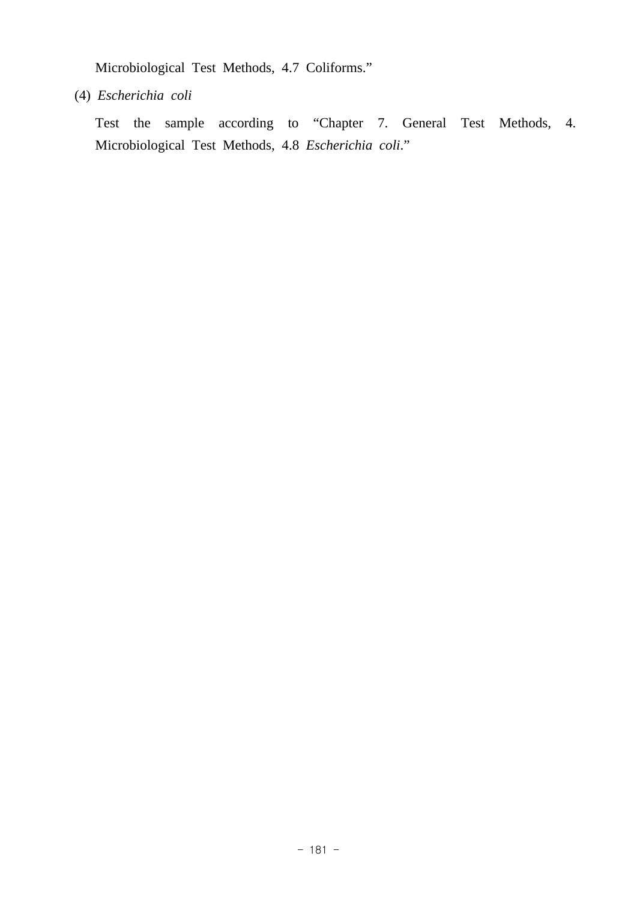Microbiological Test Methods, 4.7 Coliforms."

(4) *Escherichia coli*

Test the sample according to "Chapter 7. General Test Methods, 4. Microbiological Test Methods, 4.8 *Escherichia coli*."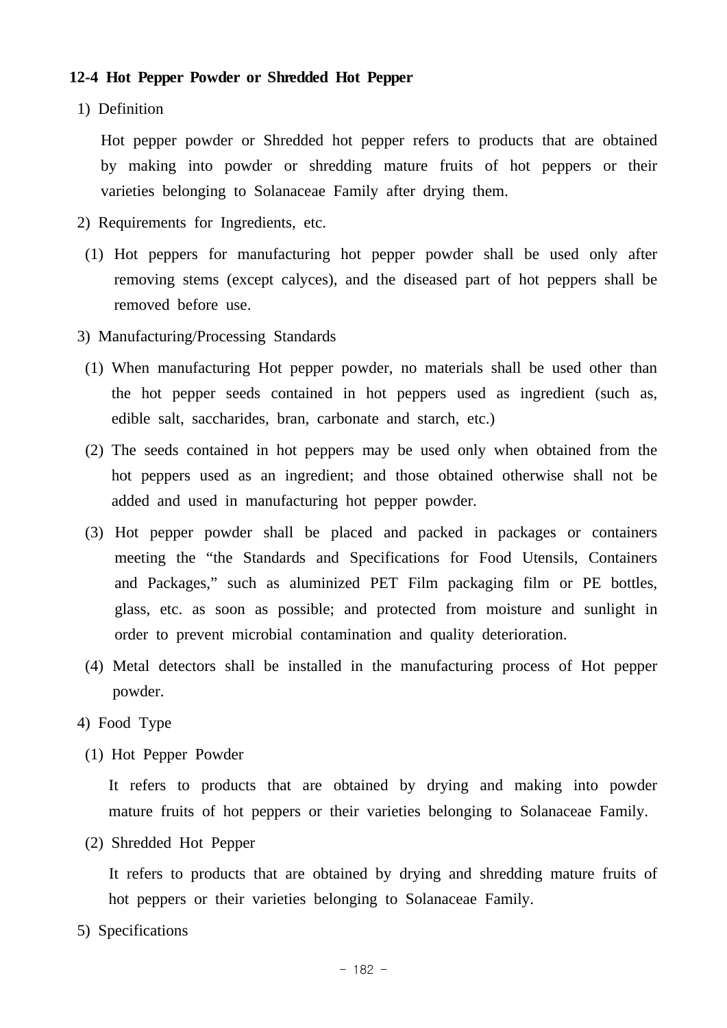### 12-4 Hot Pepper Powder or Shredded Hot Pepper

1) Definition

Hot pepper powder or Shredded hot pepper refers to products that are obtained by making into powder or shredding mature fruits of hot peppers or their varieties belonging to Solanaceae Family after drying them.

2) Requirements for Ingredients, etc.

(1) Hot peppers for manufacturing hot pepper powder shall be used only after removing stems (except calyces), and the diseased part of hot peppers shall be removed before use.

3) Manufacturing/Processing Standards

(1) When manufacturing Hot pepper powder, no materials shall be used other than the hot pepper seeds contained in hot peppers used as ingredient (such as, edible salt, saccharides, bran, carbonate and starch, etc.)

(2) The seeds contained in hot peppers may be used only when obtained from the hot peppers used as an ingredient; and those obtained otherwise shall not be added and used in manufacturing hot pepper powder.

(3) Hot pepper powder shall be placed and packed in packages or containers meeting the “the Standards and Specifications for Food Utensils, Containers and Packages,” such as aluminized PET Film packaging film or PE bottles, glass, etc. as soon as possible; and protected from moisture and sunlight in order to prevent microbial contamination and quality deterioration.

(4) Metal detectors shall be installed in the manufacturing process of Hot pepper powder.

4) Food Type

(1) Hot Pepper Powder

It refers to products that are obtained by drying and making into powder mature fruits of hot peppers or their varieties belonging to Solanaceae Family.

(2) Shredded Hot Pepper

It refers to products that are obtained by drying and shredding mature fruits of hot peppers or their varieties belonging to Solanaceae Family.

5) Specifications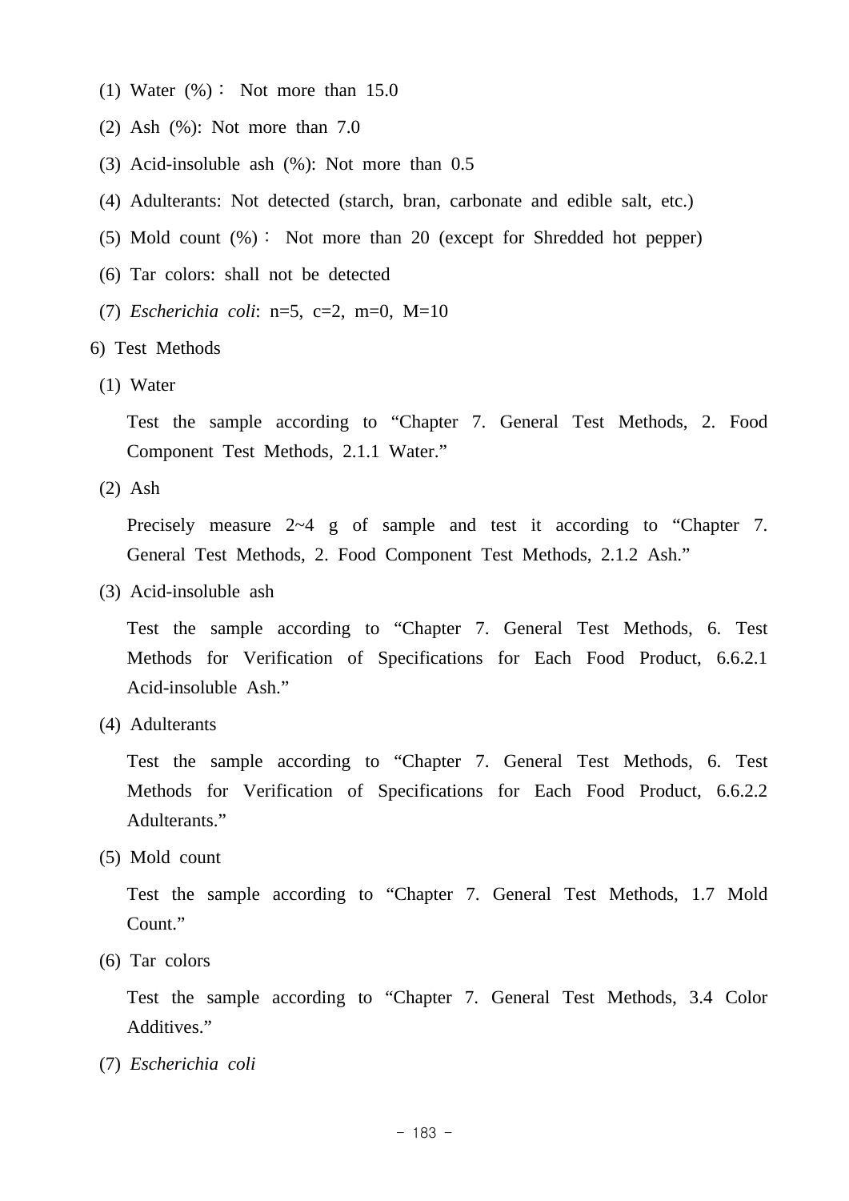(1) Water (%)： Not more than 15.0

(2) Ash (%): Not more than 7.0

(3) Acid-insoluble ash (%): Not more than 0.5

(4) Adulterants: Not detected (starch, bran, carbonate and edible salt, etc.)

(5) Mold count (%)： Not more than 20 (except for Shredded hot pepper)

(6) Tar colors: shall not be detected

(7) *Escherichia coli*: n=5, c=2, m=0, M=10

6) Test Methods

(1) Water

Test the sample according to “Chapter 7. General Test Methods, 2. Food Component Test Methods, 2.1.1 Water.”

(2) Ash

Precisely measure 2~4 g of sample and test it according to “Chapter 7. General Test Methods, 2. Food Component Test Methods, 2.1.2 Ash.”

(3) Acid-insoluble ash

Test the sample according to “Chapter 7. General Test Methods, 6. Test Methods for Verification of Specifications for Each Food Product, 6.6.2.1 Acid-insoluble Ash.”

(4) Adulterants

Test the sample according to “Chapter 7. General Test Methods, 6. Test Methods for Verification of Specifications for Each Food Product, 6.6.2.2 Adulterants.”

(5) Mold count

Test the sample according to “Chapter 7. General Test Methods, 1.7 Mold Count.”

(6) Tar colors

Test the sample according to “Chapter 7. General Test Methods, 3.4 Color Additives.”

(7) *Escherichia coli*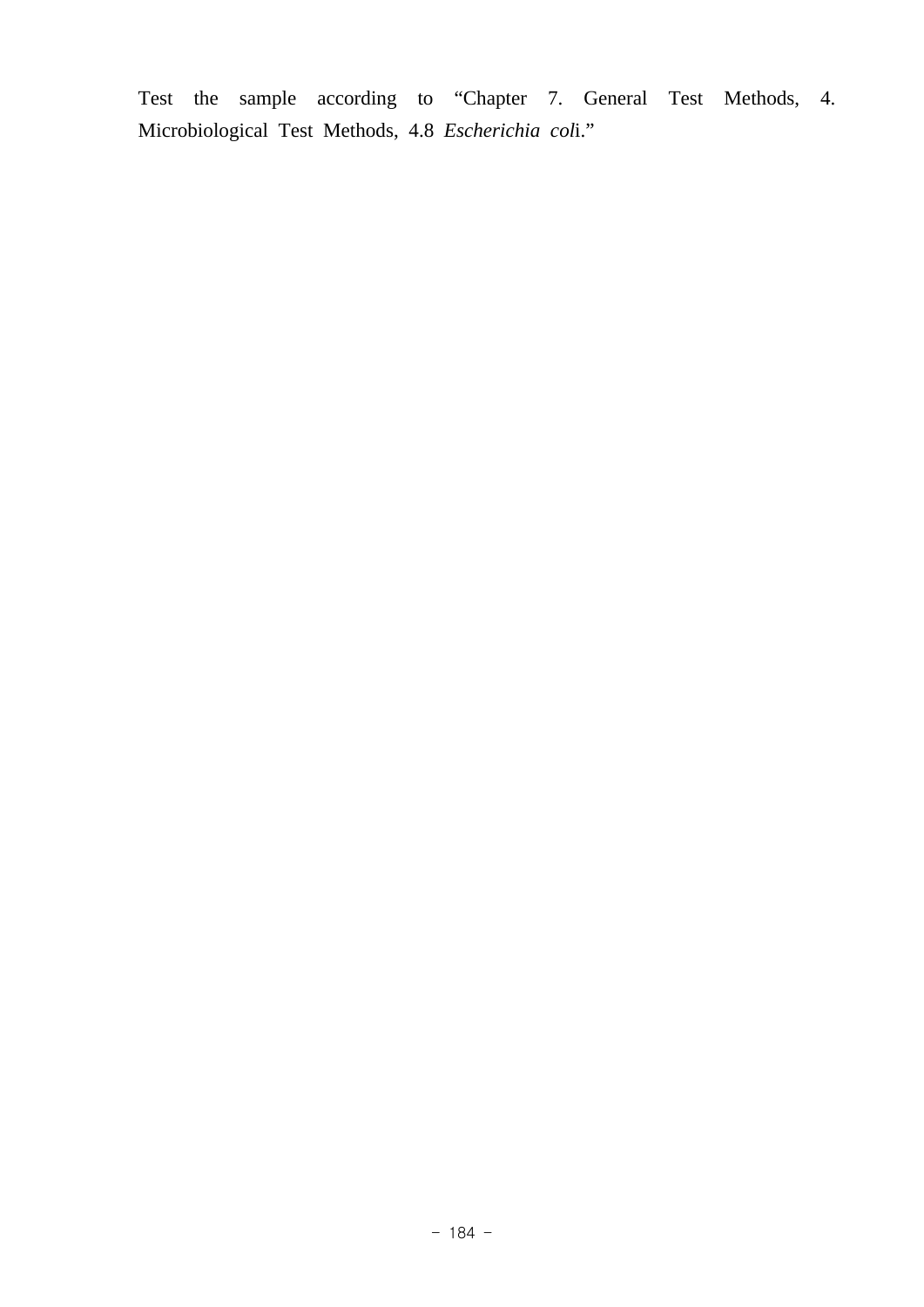Test the sample according to “Chapter 7. General Test Methods, 4. Microbiological Test Methods, 4.8 *Escherichia col*i.”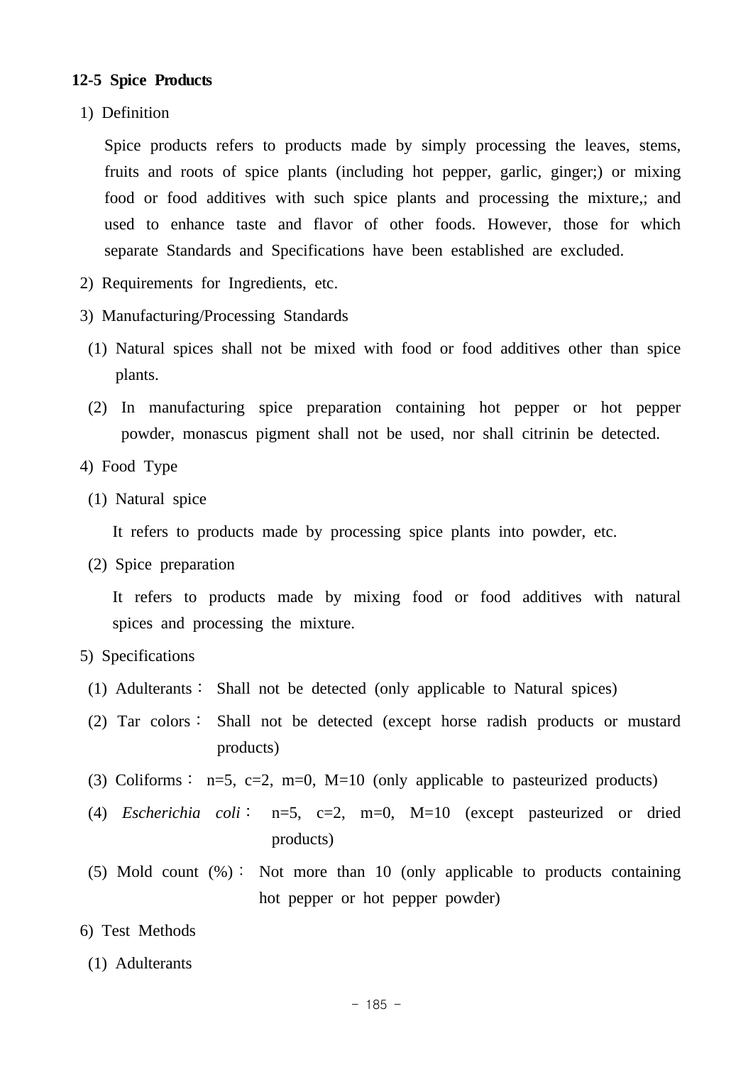### 12-5 Spice Products

1) Definition

Spice products refers to products made by simply processing the leaves, stems, fruits and roots of spice plants (including hot pepper, garlic, ginger;) or mixing food or food additives with such spice plants and processing the mixture,; and used to enhance taste and flavor of other foods. However, those for which separate Standards and Specifications have been established are excluded.

2) Requirements for Ingredients, etc.

3) Manufacturing/Processing Standards

(1) Natural spices shall not be mixed with food or food additives other than spice plants.

(2) In manufacturing spice preparation containing hot pepper or hot pepper powder, monascus pigment shall not be used, nor shall citrinin be detected.

4) Food Type

(1) Natural spice

It refers to products made by processing spice plants into powder, etc.

(2) Spice preparation

It refers to products made by mixing food or food additives with natural spices and processing the mixture.

5) Specifications

(1) Adulterants : Shall not be detected (only applicable to Natural spices)

(2) Tar colors : Shall not be detected (except horse radish products or mustard products)

(3) Coliforms : n=5, c=2, m=0, M=10 (only applicable to pasteurized products)

(4) *Escherichia coli* : n=5, c=2, m=0, M=10 (except pasteurized or dried products)

(5) Mold count (%) : Not more than 10 (only applicable to products containing hot pepper or hot pepper powder)

6) Test Methods

(1) Adulterants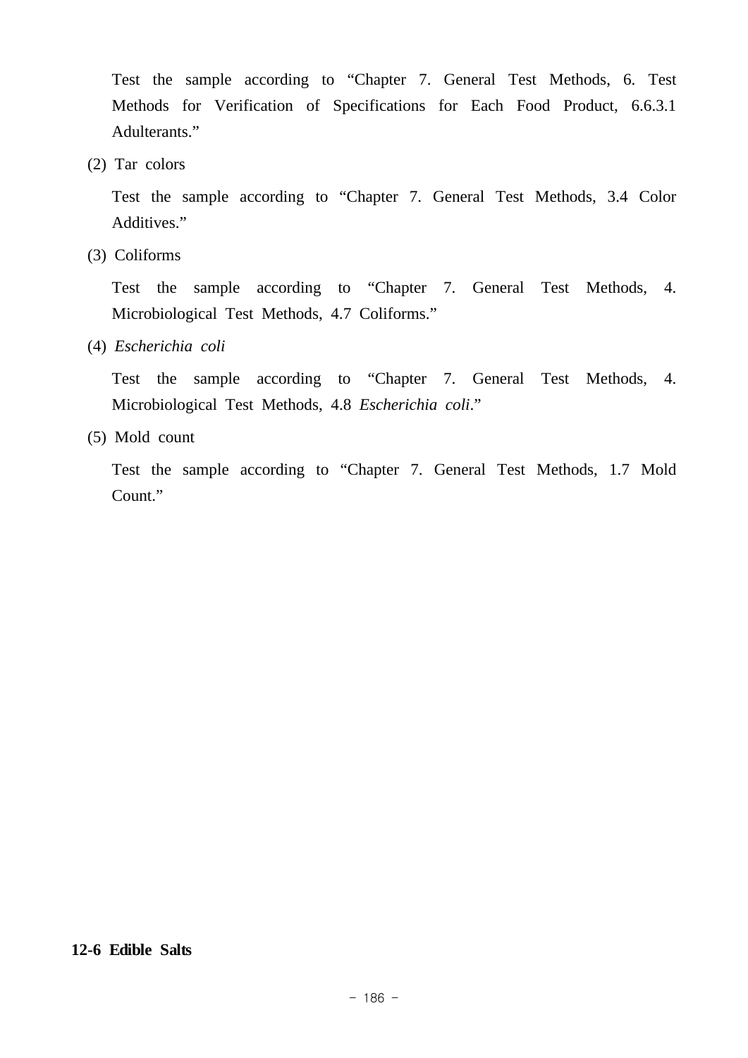Test the sample according to "Chapter 7. General Test Methods, 6. Test Methods for Verification of Specifications for Each Food Product, 6.6.3.1 Adulterants."

(2) Tar colors

Test the sample according to "Chapter 7. General Test Methods, 3.4 Color Additives."

(3) Coliforms

Test the sample according to "Chapter 7. General Test Methods, 4. Microbiological Test Methods, 4.7 Coliforms."

(4) *Escherichia coli*

Test the sample according to "Chapter 7. General Test Methods, 4. Microbiological Test Methods, 4.8 *Escherichia coli*."

(5) Mold count

Test the sample according to "Chapter 7. General Test Methods, 1.7 Mold Count."

**12-6 Edible Salts**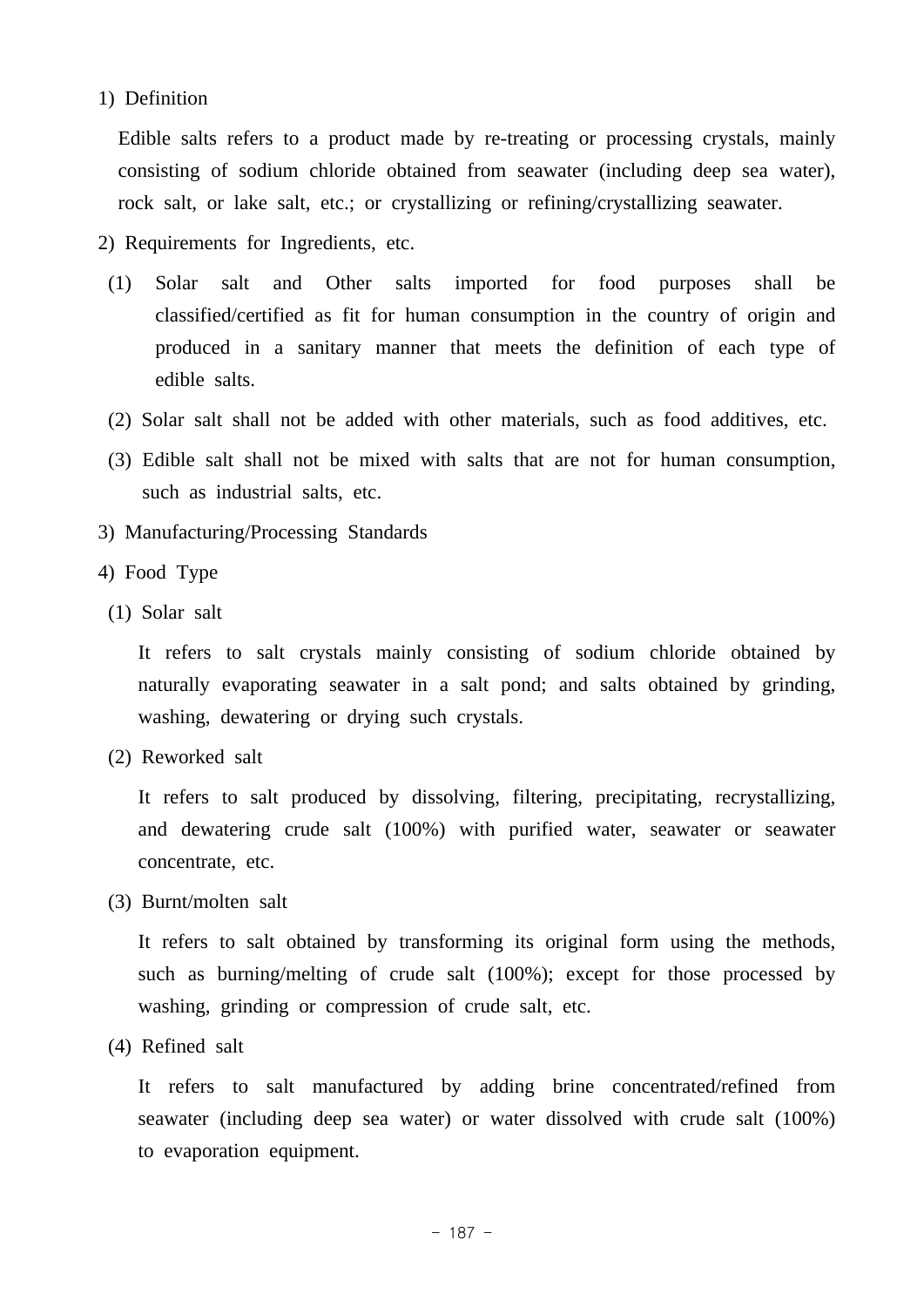1) Definition

Edible salts refers to a product made by re-treating or processing crystals, mainly consisting of sodium chloride obtained from seawater (including deep sea water), rock salt, or lake salt, etc.; or crystallizing or refining/crystallizing seawater.

2) Requirements for Ingredients, etc.

(1) Solar salt and Other salts imported for food purposes shall be classified/certified as fit for human consumption in the country of origin and produced in a sanitary manner that meets the definition of each type of edible salts.

(2) Solar salt shall not be added with other materials, such as food additives, etc.

(3) Edible salt shall not be mixed with salts that are not for human consumption, such as industrial salts, etc.

3) Manufacturing/Processing Standards

4) Food Type

(1) Solar salt

It refers to salt crystals mainly consisting of sodium chloride obtained by naturally evaporating seawater in a salt pond; and salts obtained by grinding, washing, dewatering or drying such crystals.

(2) Reworked salt

It refers to salt produced by dissolving, filtering, precipitating, recrystallizing, and dewatering crude salt (100%) with purified water, seawater or seawater concentrate, etc.

(3) Burnt/molten salt

It refers to salt obtained by transforming its original form using the methods, such as burning/melting of crude salt (100%); except for those processed by washing, grinding or compression of crude salt, etc.

(4) Refined salt

It refers to salt manufactured by adding brine concentrated/refined from seawater (including deep sea water) or water dissolved with crude salt (100%) to evaporation equipment.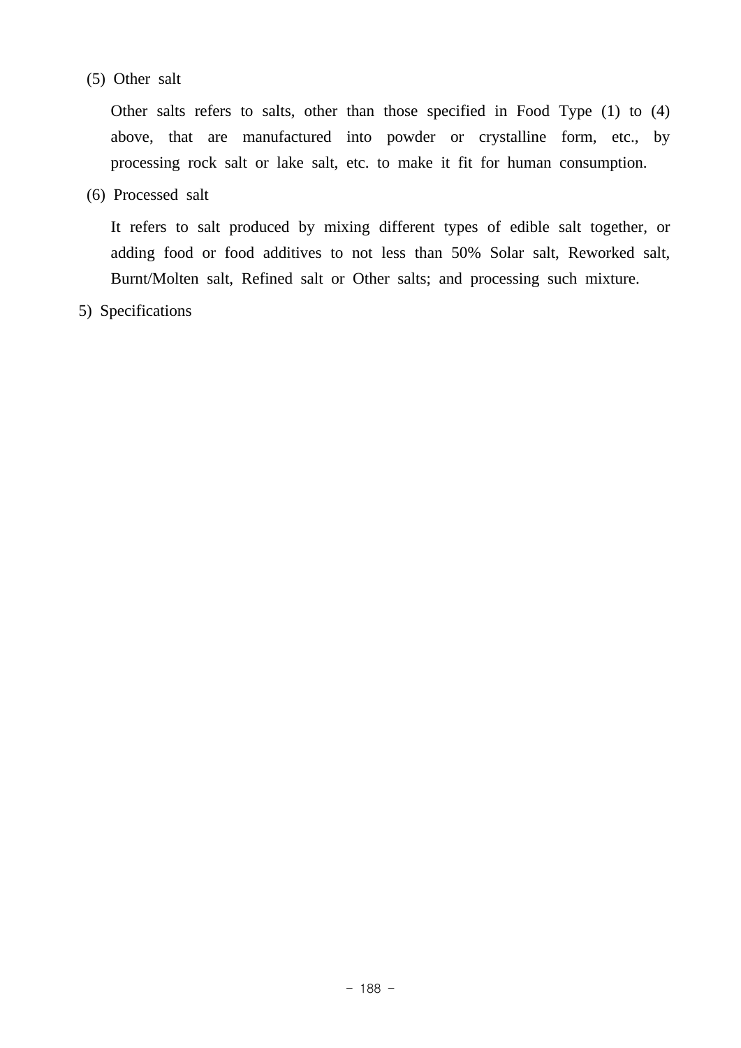(5) Other salt

Other salts refers to salts, other than those specified in Food Type (1) to (4) above, that are manufactured into powder or crystalline form, etc., by processing rock salt or lake salt, etc. to make it fit for human consumption.

(6) Processed salt

It refers to salt produced by mixing different types of edible salt together, or adding food or food additives to not less than 50% Solar salt, Reworked salt, Burnt/Molten salt, Refined salt or Other salts; and processing such mixture.

5) Specifications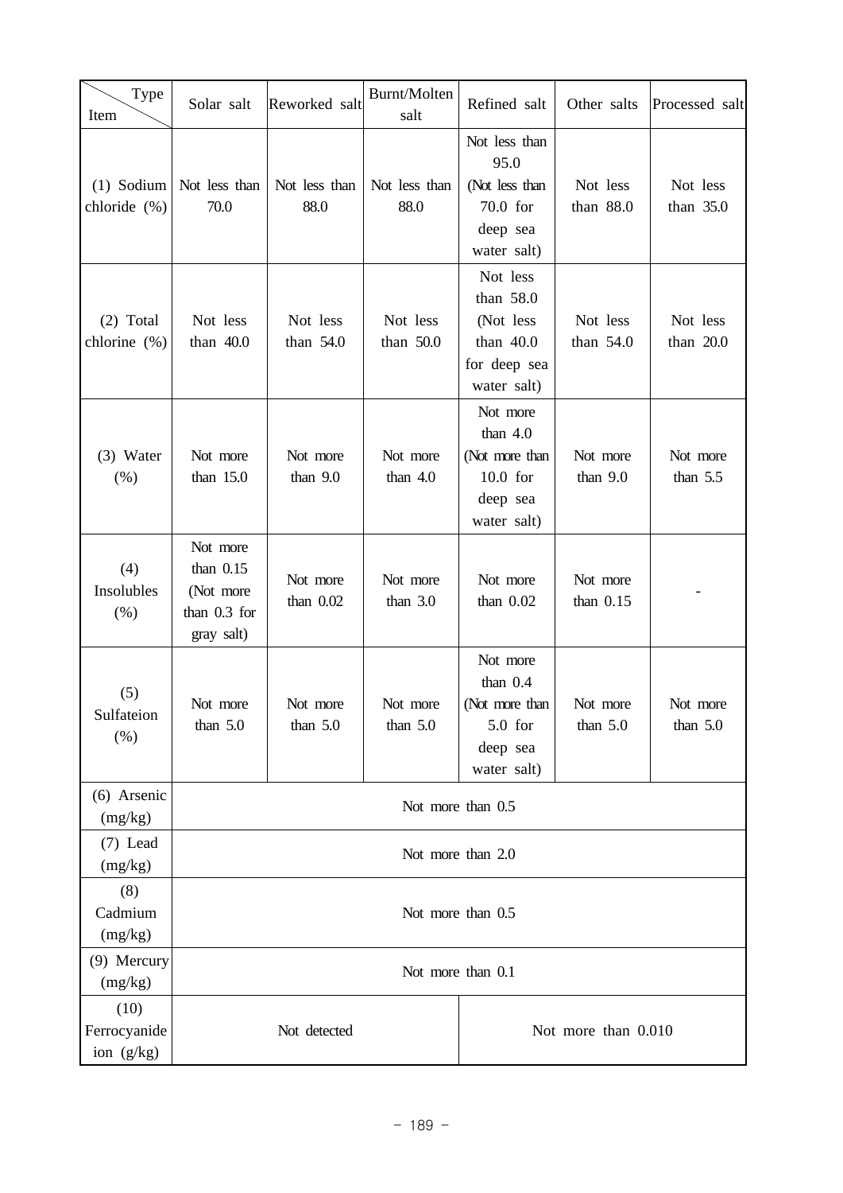| Item \ Type | Solar salt | Reworked salt | Burnt/Molten salt | Refined salt | Other salts | Processed salt |
|---|---|---|---|---|---|---|
| (1) Sodium chloride (%) | Not less than 70.0 | Not less than 88.0 | Not less than 88.0 | Not less than 95.0 (Not less than 70.0 for deep sea water salt) | Not less than 88.0 | Not less than 35.0 |
| (2) Total chlorine (%) | Not less than 40.0 | Not less than 54.0 | Not less than 50.0 | Not less than 58.0 (Not less than 40.0 for deep sea water salt) | Not less than 54.0 | Not less than 20.0 |
| (3) Water (%) | Not more than 15.0 | Not more than 9.0 | Not more than 4.0 | Not more than 4.0 (Not more than 10.0 for deep sea water salt) | Not more than 9.0 | Not more than 5.5 |
| (4) Insolubles (%) | Not more than 0.15 (Not more than 0.3 for gray salt) | Not more than 0.02 | Not more than 3.0 | Not more than 0.02 | Not more than 0.15 | - |
| (5) Sulfateion (%) | Not more than 5.0 | Not more than 5.0 | Not more than 5.0 | Not more than 0.4 (Not more than 5.0 for deep sea water salt) | Not more than 5.0 | Not more than 5.0 |
| (6) Arsenic (mg/kg) | Not more than 0.5 | | | | | |
| (7) Lead (mg/kg) | Not more than 2.0 | | | | | |
| (8) Cadmium (mg/kg) | Not more than 0.5 | | | | | |
| (9) Mercury (mg/kg) | Not more than 0.1 | | | | | |
| (10) Ferrocyanide ion (g/kg) | Not detected | | | Not more than 0.010 | | |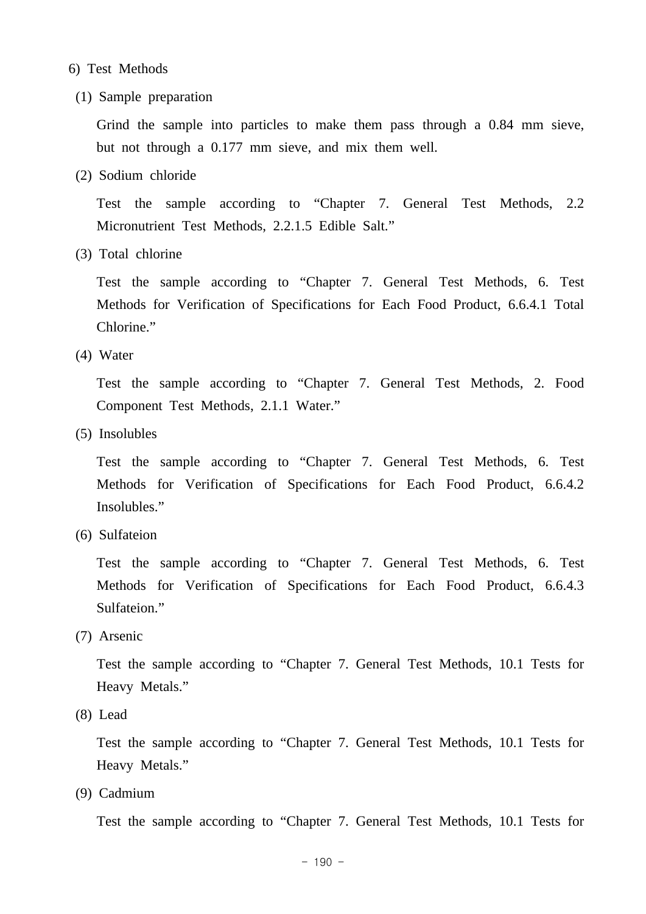6) Test Methods

(1) Sample preparation

Grind the sample into particles to make them pass through a 0.84 mm sieve, but not through a 0.177 mm sieve, and mix them well.

(2) Sodium chloride

Test the sample according to “Chapter 7. General Test Methods, 2.2 Micronutrient Test Methods, 2.2.1.5 Edible Salt.”

(3) Total chlorine

Test the sample according to “Chapter 7. General Test Methods, 6. Test Methods for Verification of Specifications for Each Food Product, 6.6.4.1 Total Chlorine.”

(4) Water

Test the sample according to “Chapter 7. General Test Methods, 2. Food Component Test Methods, 2.1.1 Water.”

(5) Insolubles

Test the sample according to “Chapter 7. General Test Methods, 6. Test Methods for Verification of Specifications for Each Food Product, 6.6.4.2 Insolubles.”

(6) Sulfateion

Test the sample according to “Chapter 7. General Test Methods, 6. Test Methods for Verification of Specifications for Each Food Product, 6.6.4.3 Sulfateion.”

(7) Arsenic

Test the sample according to “Chapter 7. General Test Methods, 10.1 Tests for Heavy Metals.”

(8) Lead

Test the sample according to “Chapter 7. General Test Methods, 10.1 Tests for Heavy Metals.”

(9) Cadmium

Test the sample according to “Chapter 7. General Test Methods, 10.1 Tests for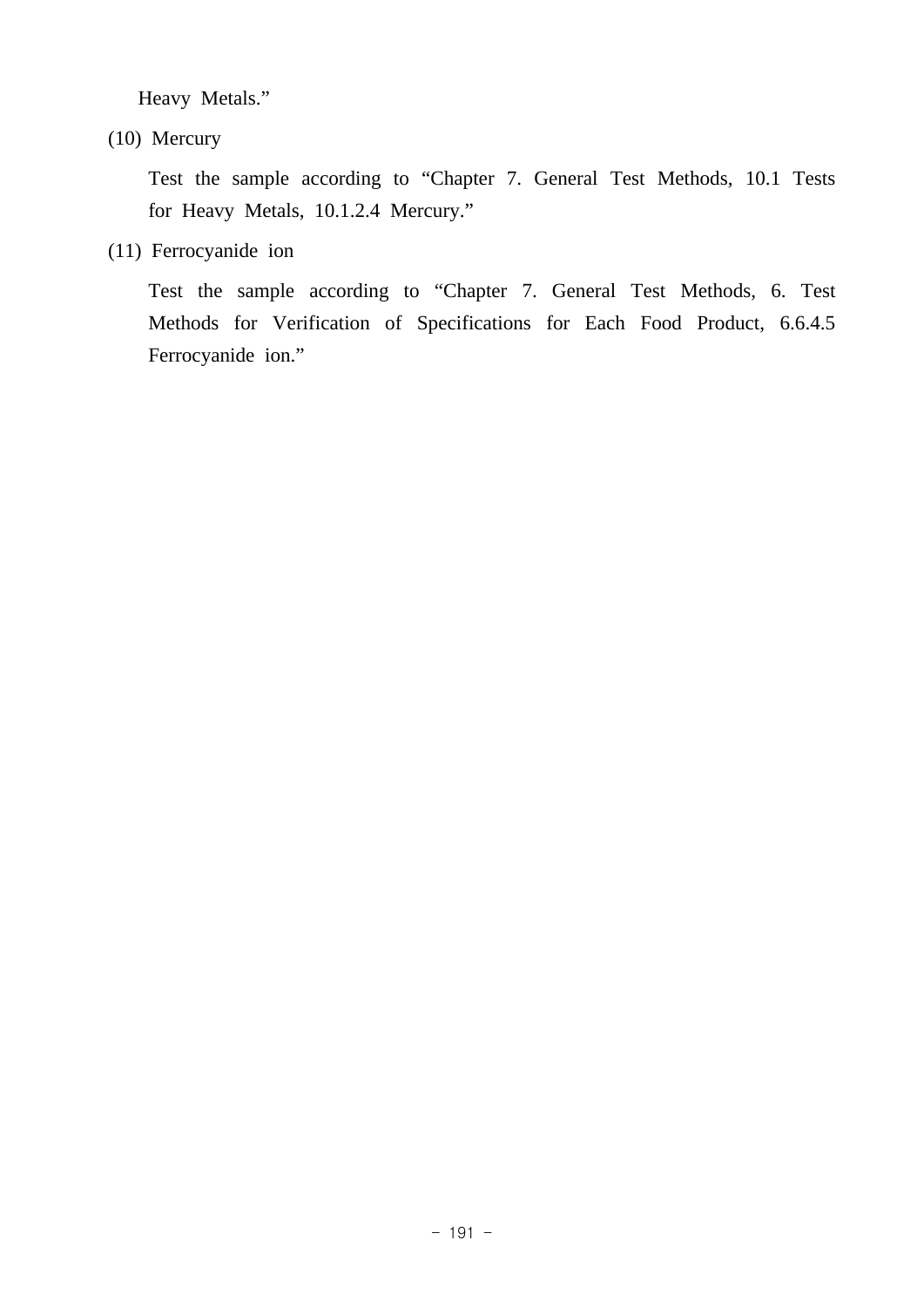Heavy Metals."

(10) Mercury

Test the sample according to "Chapter 7. General Test Methods, 10.1 Tests for Heavy Metals, 10.1.2.4 Mercury."

(11) Ferrocyanide ion

Test the sample according to "Chapter 7. General Test Methods, 6. Test Methods for Verification of Specifications for Each Food Product, 6.6.4.5 Ferrocyanide ion."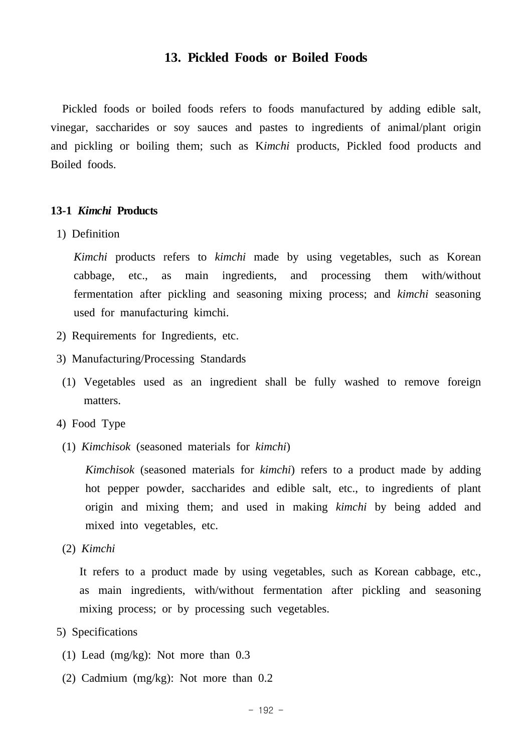## 13. Pickled Foods or Boiled Foods

Pickled foods or boiled foods refers to foods manufactured by adding edible salt, vinegar, saccharides or soy sauces and pastes to ingredients of animal/plant origin and pickling or boiling them; such as K*imchi* products, Pickled food products and Boiled foods.

### 13-1 *Kimchi* Products

1) Definition

*Kimchi* products refers to *kimchi* made by using vegetables, such as Korean cabbage, etc., as main ingredients, and processing them with/without fermentation after pickling and seasoning mixing process; and *kimchi* seasoning used for manufacturing kimchi.

2) Requirements for Ingredients, etc.

3) Manufacturing/Processing Standards

(1) Vegetables used as an ingredient shall be fully washed to remove foreign matters.

4) Food Type

(1) *Kimchisok* (seasoned materials for *kimchi*)

*Kimchisok* (seasoned materials for *kimchi*) refers to a product made by adding hot pepper powder, saccharides and edible salt, etc., to ingredients of plant origin and mixing them; and used in making *kimchi* by being added and mixed into vegetables, etc.

(2) *Kimchi*

It refers to a product made by using vegetables, such as Korean cabbage, etc., as main ingredients, with/without fermentation after pickling and seasoning mixing process; or by processing such vegetables.

5) Specifications

(1) Lead (mg/kg): Not more than 0.3

(2) Cadmium (mg/kg): Not more than 0.2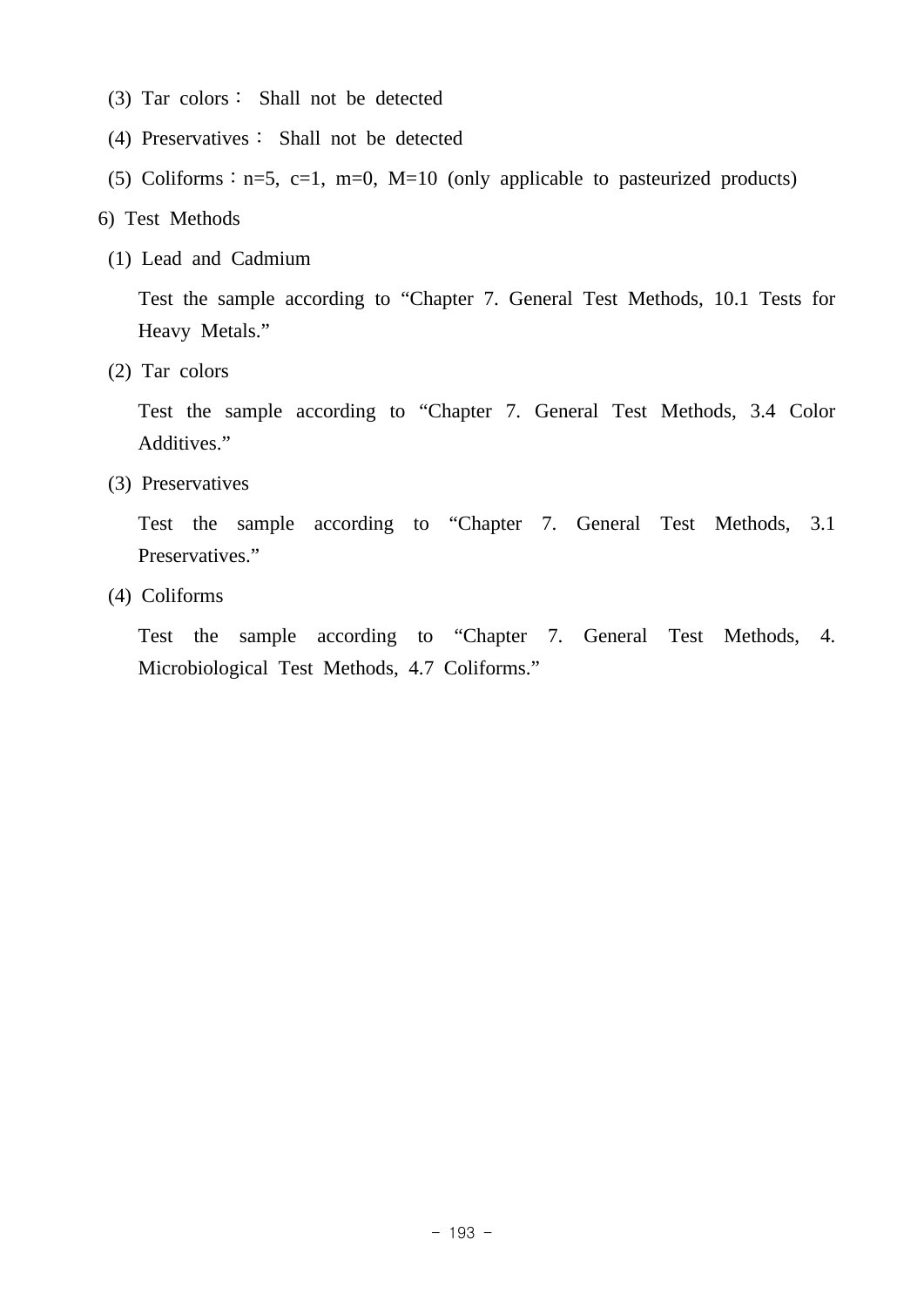(3) Tar colors : Shall not be detected

(4) Preservatives : Shall not be detected

(5) Coliforms : n=5, c=1, m=0, M=10 (only applicable to pasteurized products)

6) Test Methods

(1) Lead and Cadmium

Test the sample according to "Chapter 7. General Test Methods, 10.1 Tests for Heavy Metals."

(2) Tar colors

Test the sample according to "Chapter 7. General Test Methods, 3.4 Color Additives."

(3) Preservatives

Test the sample according to "Chapter 7. General Test Methods, 3.1 Preservatives."

(4) Coliforms

Test the sample according to "Chapter 7. General Test Methods, 4. Microbiological Test Methods, 4.7 Coliforms."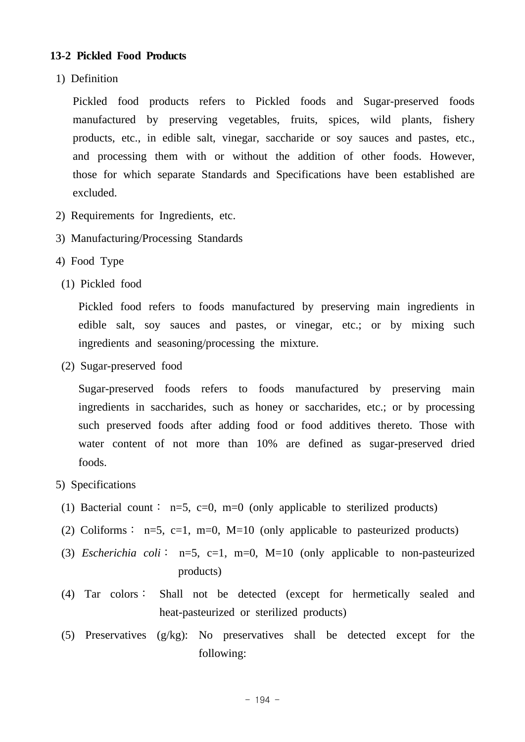### 13-2 Pickled Food Products

1) Definition

Pickled food products refers to Pickled foods and Sugar-preserved foods manufactured by preserving vegetables, fruits, spices, wild plants, fishery products, etc., in edible salt, vinegar, saccharide or soy sauces and pastes, etc., and processing them with or without the addition of other foods. However, those for which separate Standards and Specifications have been established are excluded.

2) Requirements for Ingredients, etc.

3) Manufacturing/Processing Standards

4) Food Type

(1) Pickled food

Pickled food refers to foods manufactured by preserving main ingredients in edible salt, soy sauces and pastes, or vinegar, etc.; or by mixing such ingredients and seasoning/processing the mixture.

(2) Sugar-preserved food

Sugar-preserved foods refers to foods manufactured by preserving main ingredients in saccharides, such as honey or saccharides, etc.; or by processing such preserved foods after adding food or food additives thereto. Those with water content of not more than 10% are defined as sugar-preserved dried foods.

5) Specifications

(1) Bacterial count : n=5, c=0, m=0 (only applicable to sterilized products)

(2) Coliforms : n=5, c=1, m=0, M=10 (only applicable to pasteurized products)

(3) *Escherichia coli* : n=5, c=1, m=0, M=10 (only applicable to non-pasteurized products)

(4) Tar colors : Shall not be detected (except for hermetically sealed and heat-pasteurized or sterilized products)

(5) Preservatives (g/kg): No preservatives shall be detected except for the following: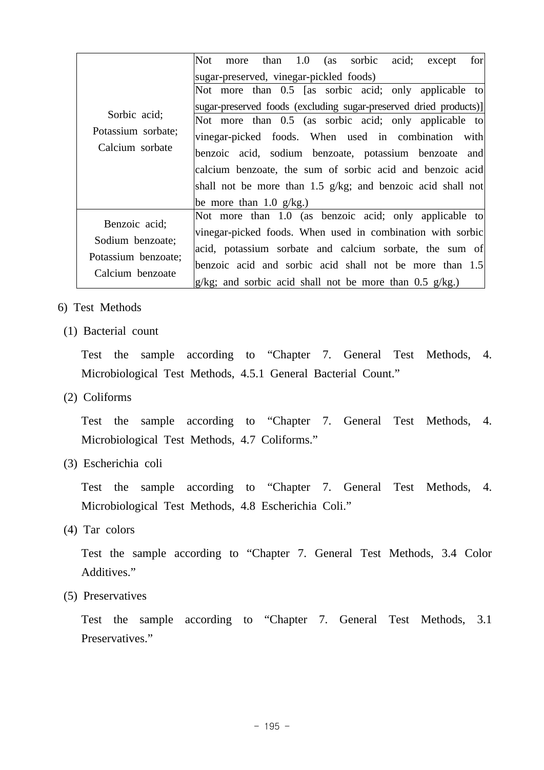| | |
|---|---|
| Sorbic acid; Potassium sorbate; Calcium sorbate | Not more than 1.0 (as sorbic acid; except for sugar-preserved, vinegar-pickled foods) |
| | Not more than 0.5 [as sorbic acid; only applicable to sugar-preserved foods (excluding sugar-preserved dried products)] |
| | Not more than 0.5 (as sorbic acid; only applicable to vinegar-picked foods. When used in combination with benzoic acid, sodium benzoate, potassium benzoate and calcium benzoate, the sum of sorbic acid and benzoic acid shall not be more than 1.5 g/kg; and benzoic acid shall not be more than 1.0 g/kg.) |
| Benzoic acid; Sodium benzoate; Potassium benzoate; Calcium benzoate | Not more than 1.0 (as benzoic acid; only applicable to vinegar-picked foods. When used in combination with sorbic acid, potassium sorbate and calcium sorbate, the sum of benzoic acid and sorbic acid shall not be more than 1.5 g/kg; and sorbic acid shall not be more than 0.5 g/kg.) |

6) Test Methods

(1) Bacterial count

Test the sample according to “Chapter 7. General Test Methods, 4. Microbiological Test Methods, 4.5.1 General Bacterial Count.”

(2) Coliforms

Test the sample according to “Chapter 7. General Test Methods, 4. Microbiological Test Methods, 4.7 Coliforms.”

(3) Escherichia coli

Test the sample according to “Chapter 7. General Test Methods, 4. Microbiological Test Methods, 4.8 Escherichia Coli.”

(4) Tar colors

Test the sample according to “Chapter 7. General Test Methods, 3.4 Color Additives.”

(5) Preservatives

Test the sample according to “Chapter 7. General Test Methods, 3.1 Preservatives.”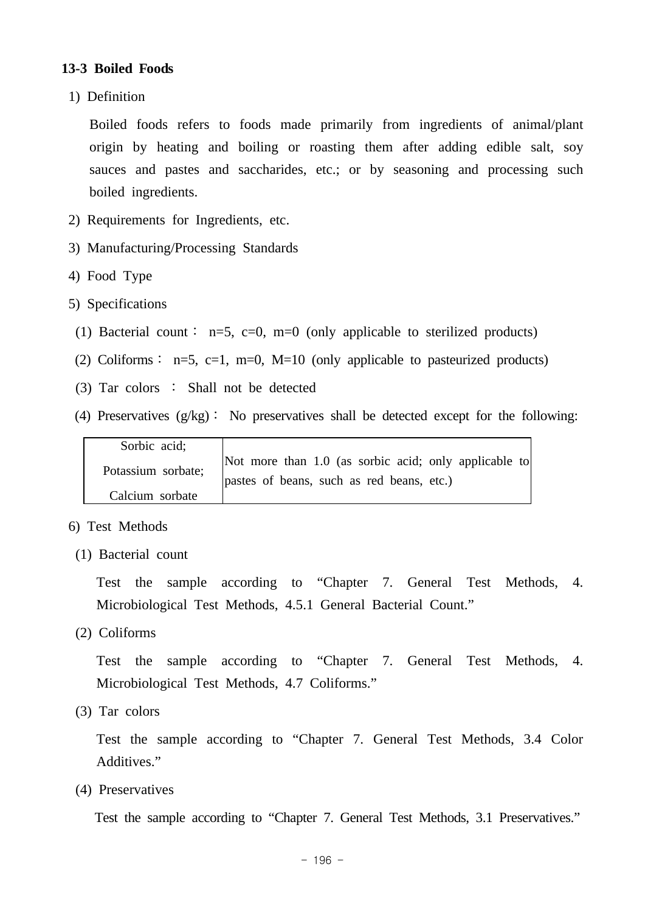### 13-3 Boiled Foods

1) Definition

Boiled foods refers to foods made primarily from ingredients of animal/plant origin by heating and boiling or roasting them after adding edible salt, soy sauces and pastes and saccharides, etc.; or by seasoning and processing such boiled ingredients.

2) Requirements for Ingredients, etc.

3) Manufacturing/Processing Standards

4) Food Type

5) Specifications

(1) Bacterial count : n=5, c=0, m=0 (only applicable to sterilized products)

(2) Coliforms : n=5, c=1, m=0, M=10 (only applicable to pasteurized products)

(3) Tar colors : Shall not be detected

(4) Preservatives (g/kg) : No preservatives shall be detected except for the following:

| Sorbic acid; Potassium sorbate; Calcium sorbate | Not more than 1.0 (as sorbic acid; only applicable to pastes of beans, such as red beans, etc.) |
|---|---|

6) Test Methods

(1) Bacterial count

Test the sample according to “Chapter 7. General Test Methods, 4. Microbiological Test Methods, 4.5.1 General Bacterial Count.”

(2) Coliforms

Test the sample according to “Chapter 7. General Test Methods, 4. Microbiological Test Methods, 4.7 Coliforms.”

(3) Tar colors

Test the sample according to “Chapter 7. General Test Methods, 3.4 Color Additives.”

(4) Preservatives

Test the sample according to “Chapter 7. General Test Methods, 3.1 Preservatives.”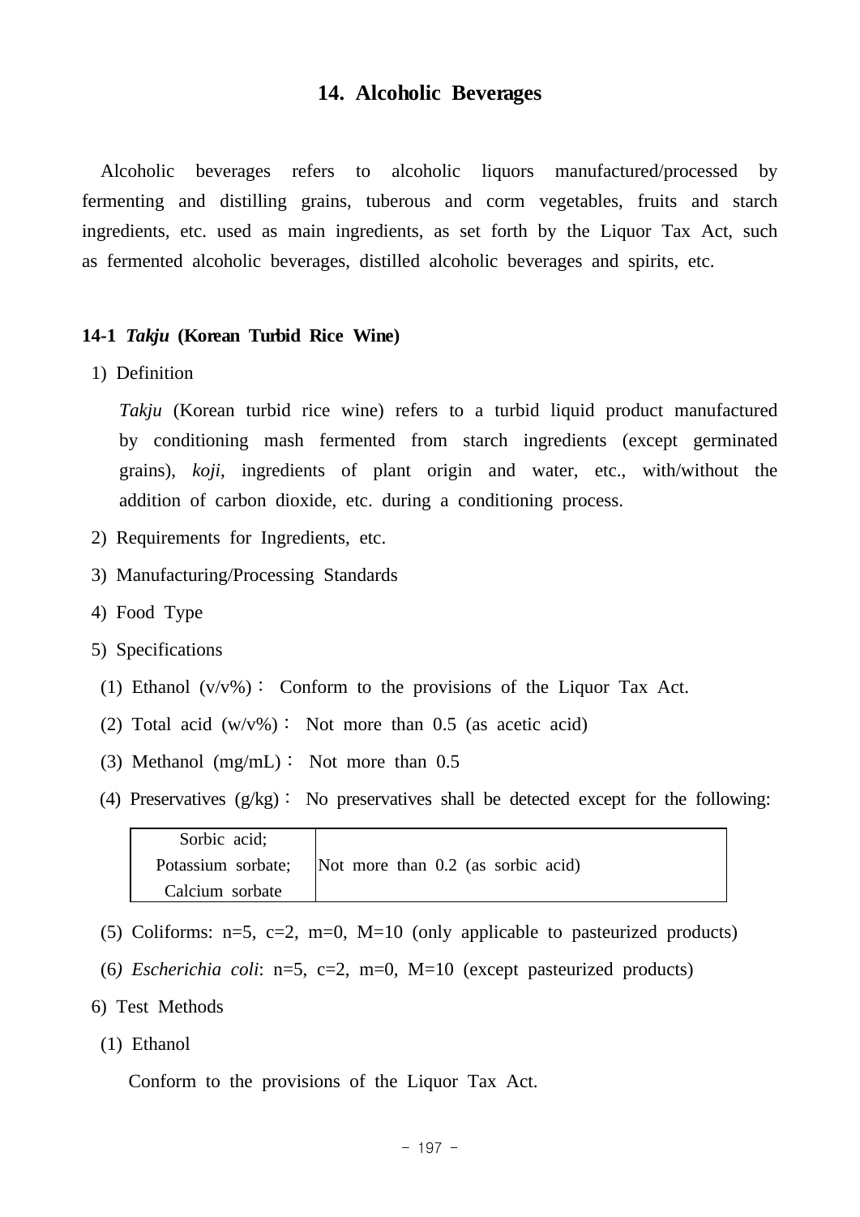## 14. Alcoholic Beverages

Alcoholic beverages refers to alcoholic liquors manufactured/processed by fermenting and distilling grains, tuberous and corm vegetables, fruits and starch ingredients, etc. used as main ingredients, as set forth by the Liquor Tax Act, such as fermented alcoholic beverages, distilled alcoholic beverages and spirits, etc.

### 14-1 *Takju* (Korean Turbid Rice Wine)

1) Definition

*Takju* (Korean turbid rice wine) refers to a turbid liquid product manufactured by conditioning mash fermented from starch ingredients (except germinated grains), *koji*, ingredients of plant origin and water, etc., with/without the addition of carbon dioxide, etc. during a conditioning process.

2) Requirements for Ingredients, etc.

3) Manufacturing/Processing Standards

4) Food Type

5) Specifications

(1) Ethanol (v/v%) : Conform to the provisions of the Liquor Tax Act.

(2) Total acid (w/v%) : Not more than 0.5 (as acetic acid)

(3) Methanol (mg/mL) : Not more than 0.5

(4) Preservatives (g/kg) : No preservatives shall be detected except for the following:

| | |
|---|---|
| Sorbic acid;<br>Potassium sorbate;<br>Calcium sorbate | Not more than 0.2 (as sorbic acid) |

(5) Coliforms: n=5, c=2, m=0, M=10 (only applicable to pasteurized products)

(6) *Escherichia coli*: n=5, c=2, m=0, M=10 (except pasteurized products)

6) Test Methods

(1) Ethanol

Conform to the provisions of the Liquor Tax Act.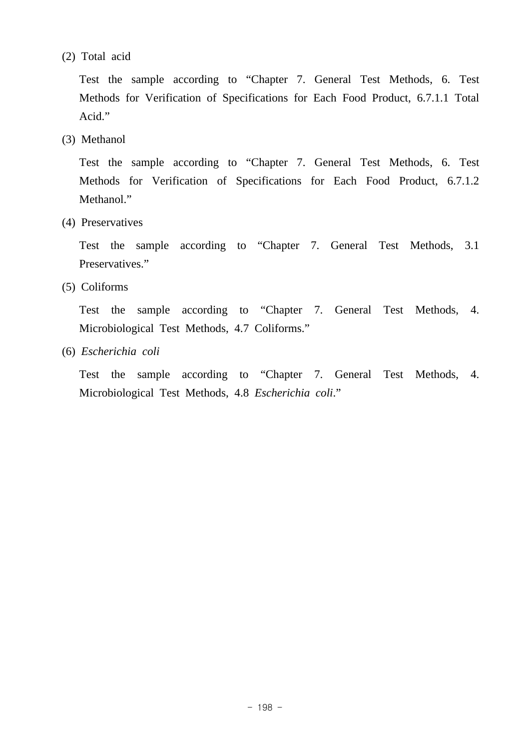(2) Total acid

Test the sample according to “Chapter 7. General Test Methods, 6. Test Methods for Verification of Specifications for Each Food Product, 6.7.1.1 Total Acid.”

(3) Methanol

Test the sample according to “Chapter 7. General Test Methods, 6. Test Methods for Verification of Specifications for Each Food Product, 6.7.1.2 Methanol.”

(4) Preservatives

Test the sample according to “Chapter 7. General Test Methods, 3.1 Preservatives.”

(5) Coliforms

Test the sample according to “Chapter 7. General Test Methods, 4. Microbiological Test Methods, 4.7 Coliforms.”

(6) *Escherichia coli*

Test the sample according to “Chapter 7. General Test Methods, 4. Microbiological Test Methods, 4.8 *Escherichia coli*.”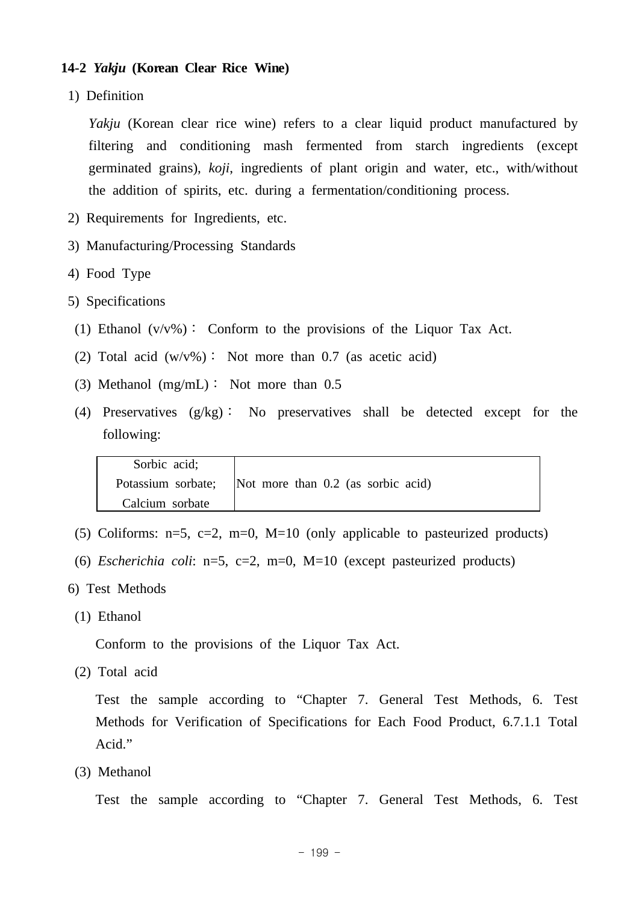### 14-2 *Yakju* (Korean Clear Rice Wine)

1) Definition

*Yakju* (Korean clear rice wine) refers to a clear liquid product manufactured by filtering and conditioning mash fermented from starch ingredients (except germinated grains), *koji*, ingredients of plant origin and water, etc., with/without the addition of spirits, etc. during a fermentation/conditioning process.

2) Requirements for Ingredients, etc.

3) Manufacturing/Processing Standards

4) Food Type

5) Specifications

(1) Ethanol (v/v%)： Conform to the provisions of the Liquor Tax Act.

(2) Total acid (w/v%)： Not more than 0.7 (as acetic acid)

(3) Methanol (mg/mL)： Not more than 0.5

(4) Preservatives (g/kg)： No preservatives shall be detected except for the following:

| Sorbic acid; Potassium sorbate; Calcium sorbate | Not more than 0.2 (as sorbic acid) |
|---|---|

(5) Coliforms: n=5, c=2, m=0, M=10 (only applicable to pasteurized products)

(6) *Escherichia coli*: n=5, c=2, m=0, M=10 (except pasteurized products)

6) Test Methods

(1) Ethanol

Conform to the provisions of the Liquor Tax Act.

(2) Total acid

Test the sample according to "Chapter 7. General Test Methods, 6. Test Methods for Verification of Specifications for Each Food Product, 6.7.1.1 Total Acid."

(3) Methanol

Test the sample according to "Chapter 7. General Test Methods, 6. Test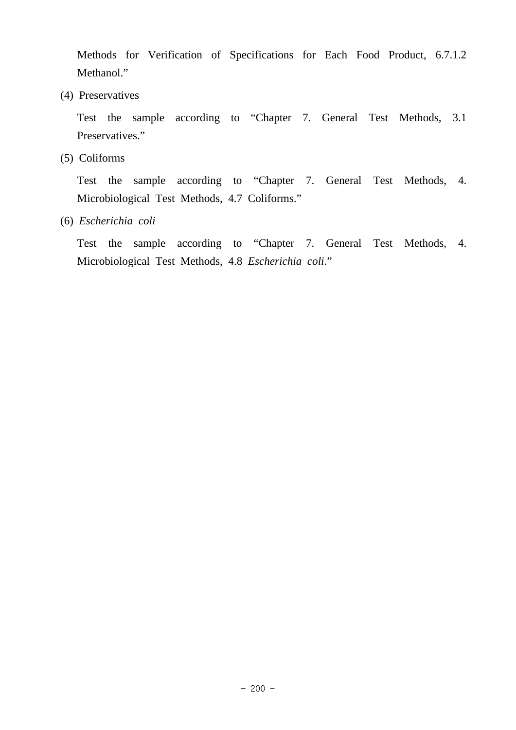Methods for Verification of Specifications for Each Food Product, 6.7.1.2 Methanol.”

(4) Preservatives

Test the sample according to “Chapter 7. General Test Methods, 3.1 Preservatives.”

(5) Coliforms

Test the sample according to “Chapter 7. General Test Methods, 4. Microbiological Test Methods, 4.7 Coliforms.”

(6) *Escherichia coli*

Test the sample according to “Chapter 7. General Test Methods, 4. Microbiological Test Methods, 4.8 *Escherichia coli*.”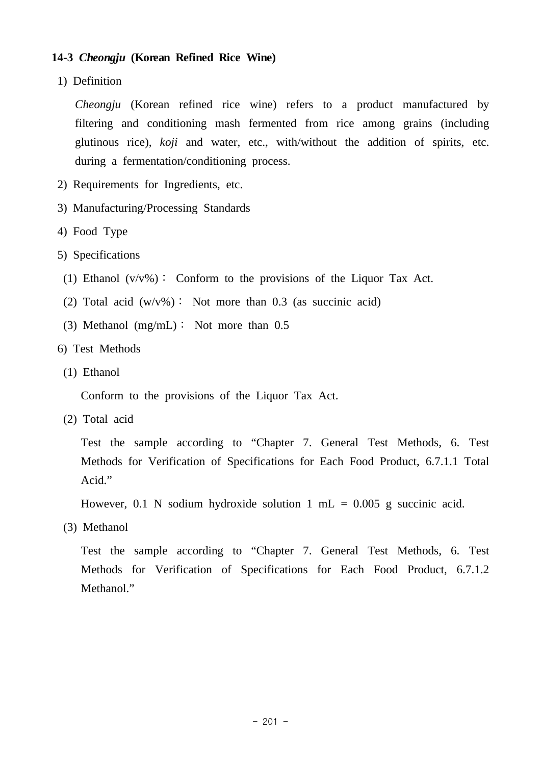### 14-3 *Cheongju* (Korean Refined Rice Wine)

1) Definition

*Cheongju* (Korean refined rice wine) refers to a product manufactured by filtering and conditioning mash fermented from rice among grains (including glutinous rice), *koji* and water, etc., with/without the addition of spirits, etc. during a fermentation/conditioning process.

2) Requirements for Ingredients, etc.

3) Manufacturing/Processing Standards

4) Food Type

5) Specifications

(1) Ethanol (v/v%) : Conform to the provisions of the Liquor Tax Act.

(2) Total acid (w/v%) : Not more than 0.3 (as succinic acid)

(3) Methanol (mg/mL) : Not more than 0.5

6) Test Methods

(1) Ethanol

Conform to the provisions of the Liquor Tax Act.

(2) Total acid

Test the sample according to "Chapter 7. General Test Methods, 6. Test Methods for Verification of Specifications for Each Food Product, 6.7.1.1 Total Acid."

However, 0.1 N sodium hydroxide solution 1 mL = 0.005 g succinic acid.

(3) Methanol

Test the sample according to "Chapter 7. General Test Methods, 6. Test Methods for Verification of Specifications for Each Food Product, 6.7.1.2 Methanol."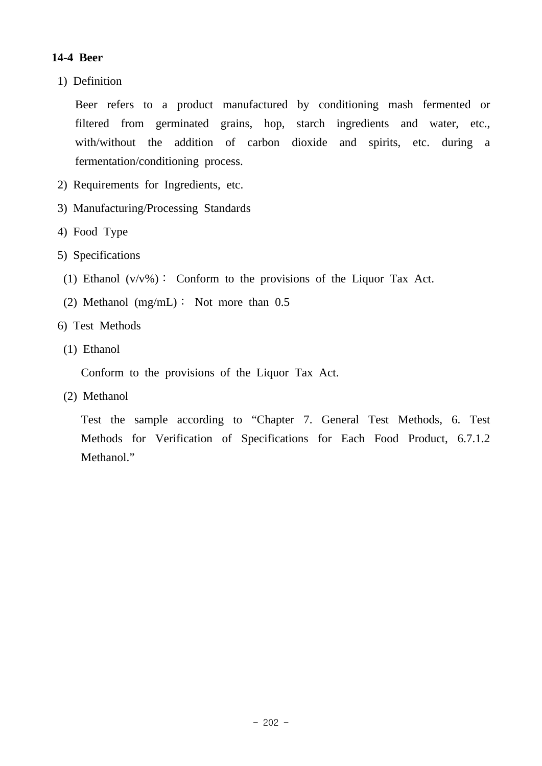### 14-4 Beer

1) Definition

Beer refers to a product manufactured by conditioning mash fermented or filtered from germinated grains, hop, starch ingredients and water, etc., with/without the addition of carbon dioxide and spirits, etc. during a fermentation/conditioning process.

2) Requirements for Ingredients, etc.

3) Manufacturing/Processing Standards

4) Food Type

5) Specifications

(1) Ethanol (v/v%)： Conform to the provisions of the Liquor Tax Act.

(2) Methanol (mg/mL)： Not more than 0.5

6) Test Methods

(1) Ethanol

Conform to the provisions of the Liquor Tax Act.

(2) Methanol

Test the sample according to “Chapter 7. General Test Methods, 6. Test Methods for Verification of Specifications for Each Food Product, 6.7.1.2 Methanol.”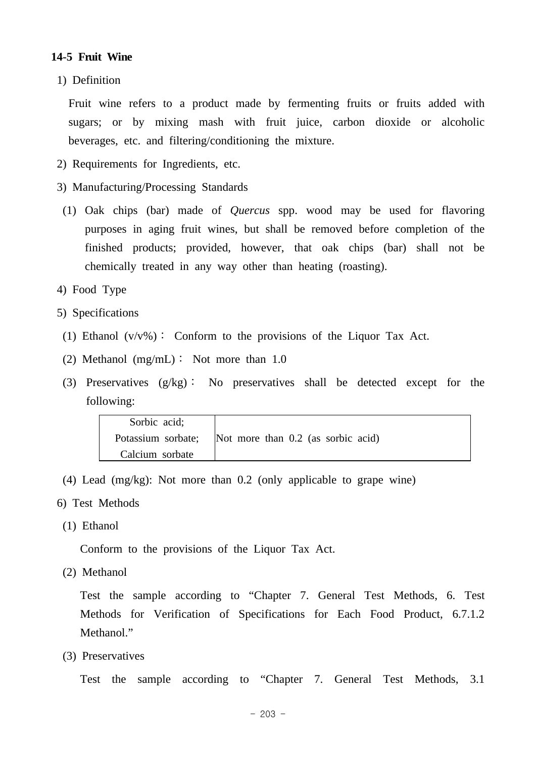### 14-5 Fruit Wine

1) Definition

Fruit wine refers to a product made by fermenting fruits or fruits added with sugars; or by mixing mash with fruit juice, carbon dioxide or alcoholic beverages, etc. and filtering/conditioning the mixture.

2) Requirements for Ingredients, etc.

3) Manufacturing/Processing Standards

(1) Oak chips (bar) made of *Quercus* spp. wood may be used for flavoring purposes in aging fruit wines, but shall be removed before completion of the finished products; provided, however, that oak chips (bar) shall not be chemically treated in any way other than heating (roasting).

4) Food Type

5) Specifications

(1) Ethanol (v/v%)： Conform to the provisions of the Liquor Tax Act.

(2) Methanol (mg/mL)： Not more than 1.0

(3) Preservatives (g/kg)： No preservatives shall be detected except for the following:

| Sorbic acid; Potassium sorbate; Calcium sorbate | Not more than 0.2 (as sorbic acid) |
|---|---|

(4) Lead (mg/kg): Not more than 0.2 (only applicable to grape wine)

6) Test Methods

(1) Ethanol

Conform to the provisions of the Liquor Tax Act.

(2) Methanol

Test the sample according to “Chapter 7. General Test Methods, 6. Test Methods for Verification of Specifications for Each Food Product, 6.7.1.2 Methanol.”

(3) Preservatives

Test the sample according to “Chapter 7. General Test Methods, 3.1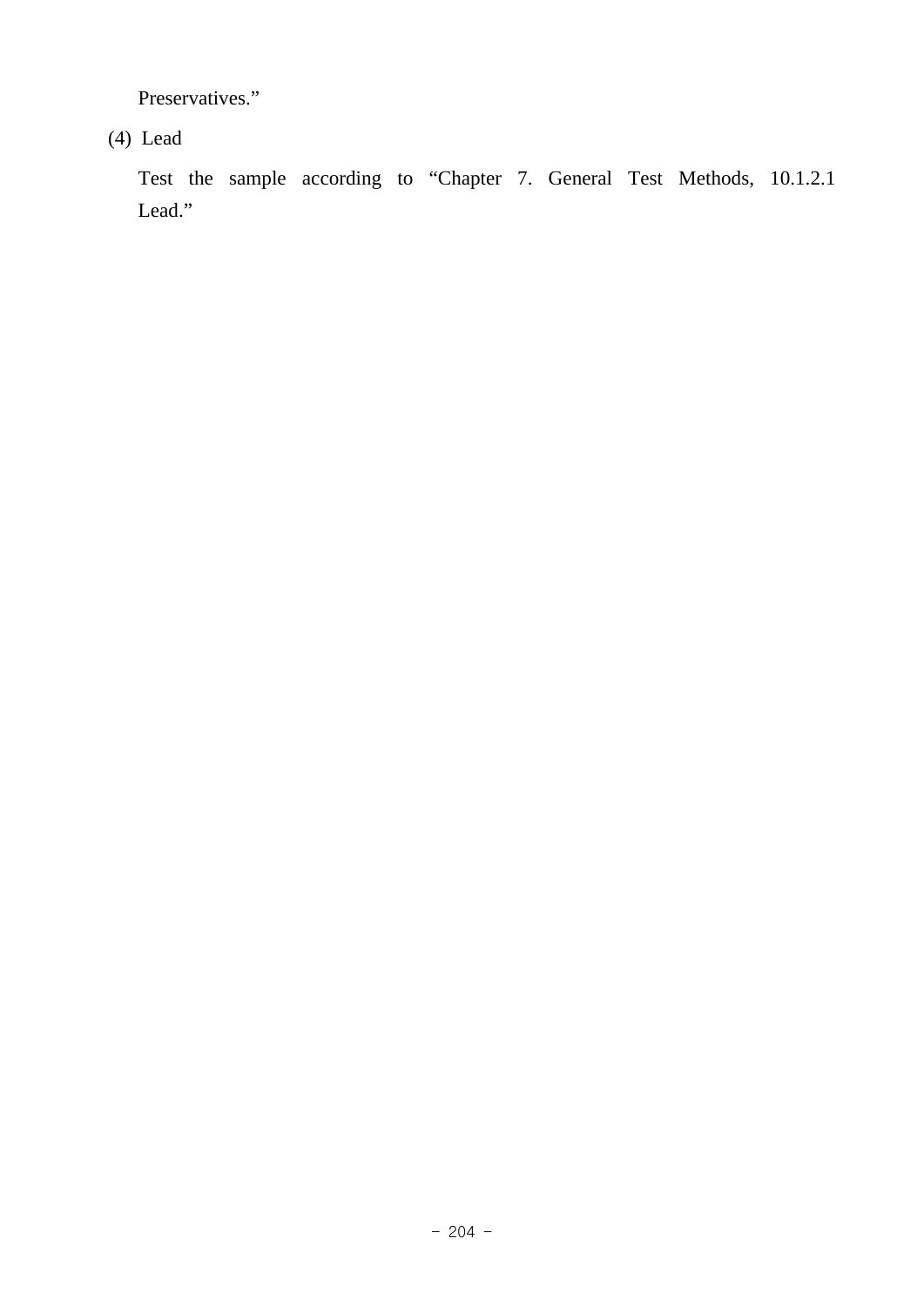Preservatives."

(4) Lead

Test the sample according to "Chapter 7. General Test Methods, 10.1.2.1 Lead."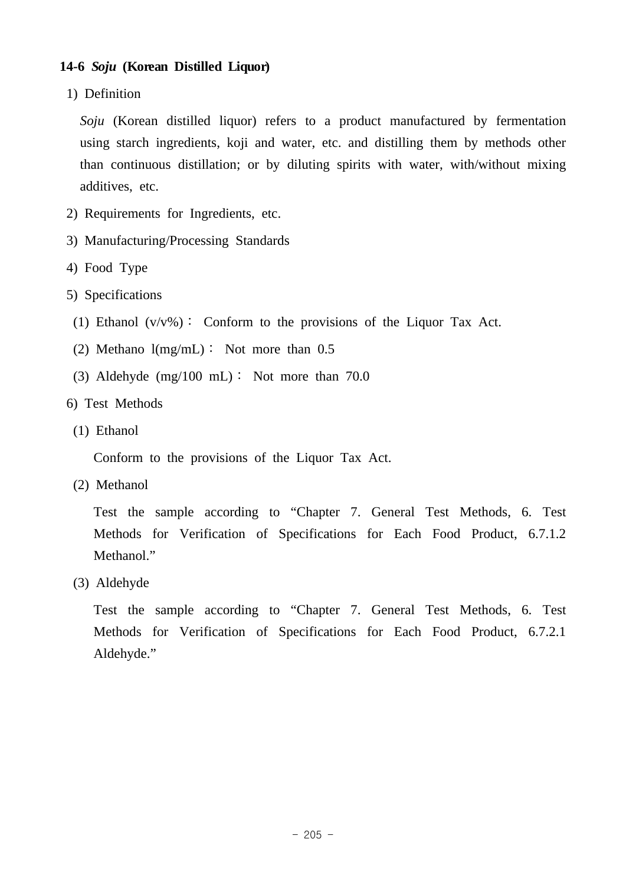### 14-6 *Soju* (Korean Distilled Liquor)

1) Definition

*Soju* (Korean distilled liquor) refers to a product manufactured by fermentation using starch ingredients, koji and water, etc. and distilling them by methods other than continuous distillation; or by diluting spirits with water, with/without mixing additives, etc.

2) Requirements for Ingredients, etc.

3) Manufacturing/Processing Standards

4) Food Type

5) Specifications

(1) Ethanol (v/v%) : Conform to the provisions of the Liquor Tax Act.

(2) Methano l(mg/mL) : Not more than 0.5

(3) Aldehyde (mg/100 mL) : Not more than 70.0

6) Test Methods

(1) Ethanol

Conform to the provisions of the Liquor Tax Act.

(2) Methanol

Test the sample according to “Chapter 7. General Test Methods, 6. Test Methods for Verification of Specifications for Each Food Product, 6.7.1.2 Methanol.”

(3) Aldehyde

Test the sample according to “Chapter 7. General Test Methods, 6. Test Methods for Verification of Specifications for Each Food Product, 6.7.2.1 Aldehyde.”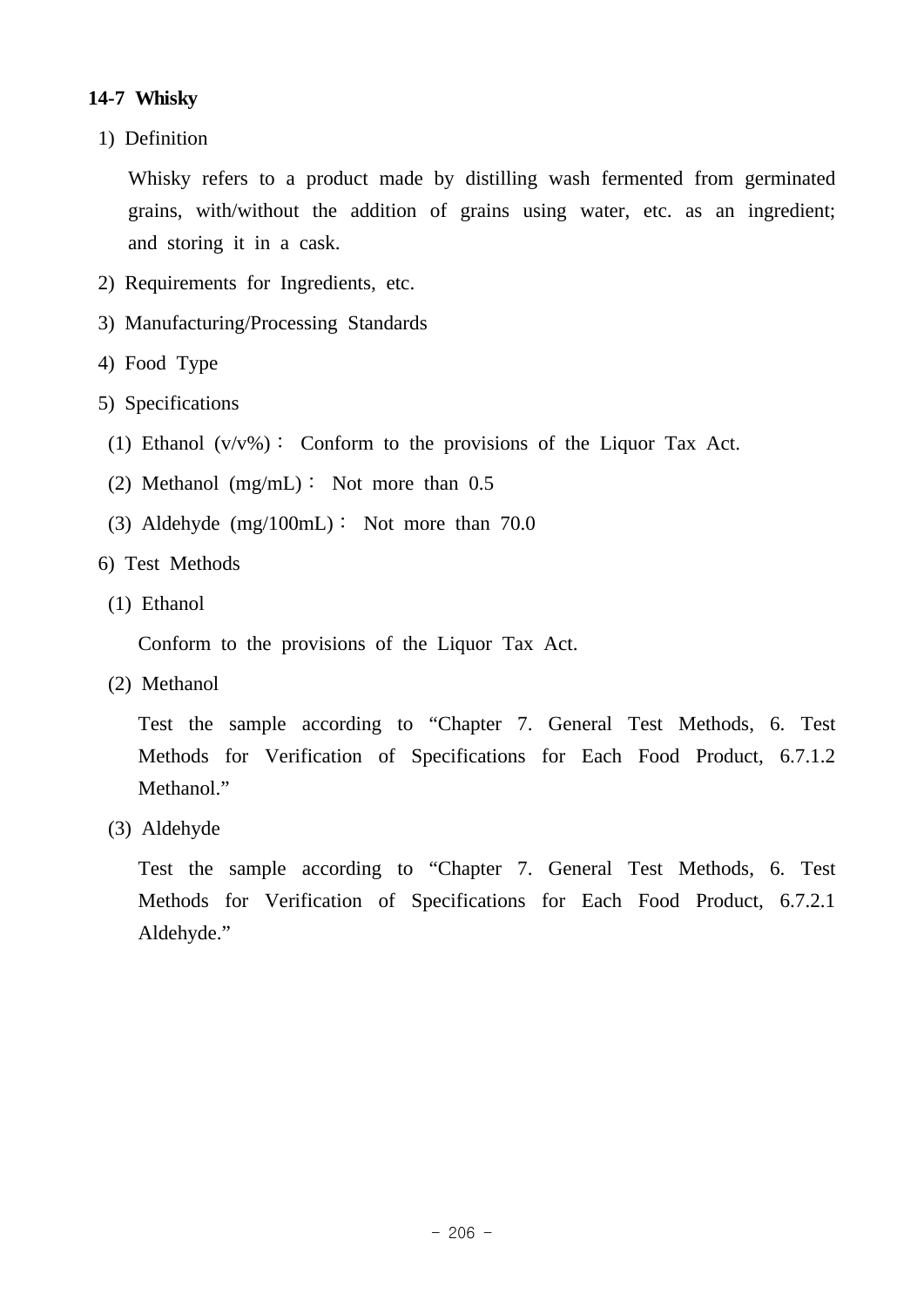### 14-7 Whisky

1) Definition

Whisky refers to a product made by distilling wash fermented from germinated grains, with/without the addition of grains using water, etc. as an ingredient; and storing it in a cask.

2) Requirements for Ingredients, etc.

3) Manufacturing/Processing Standards

4) Food Type

5) Specifications

(1) Ethanol (v/v%) : Conform to the provisions of the Liquor Tax Act.

(2) Methanol (mg/mL) : Not more than 0.5

(3) Aldehyde (mg/100mL) : Not more than 70.0

6) Test Methods

(1) Ethanol

Conform to the provisions of the Liquor Tax Act.

(2) Methanol

Test the sample according to “Chapter 7. General Test Methods, 6. Test Methods for Verification of Specifications for Each Food Product, 6.7.1.2 Methanol.”

(3) Aldehyde

Test the sample according to “Chapter 7. General Test Methods, 6. Test Methods for Verification of Specifications for Each Food Product, 6.7.2.1 Aldehyde.”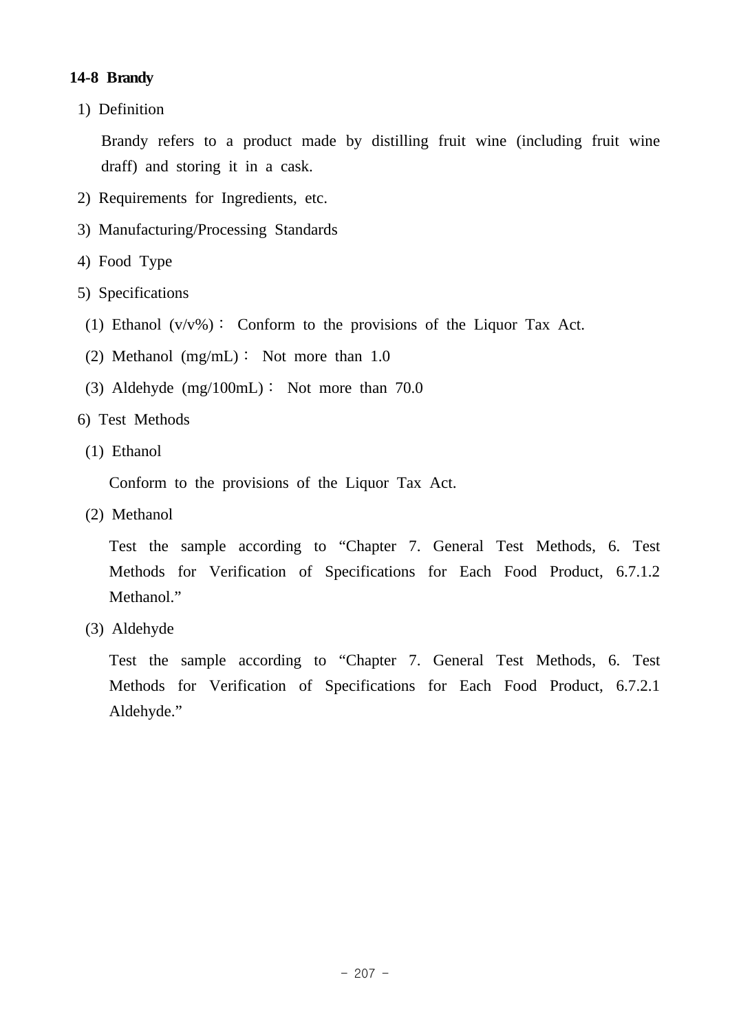### 14-8 Brandy

1) Definition

Brandy refers to a product made by distilling fruit wine (including fruit wine draff) and storing it in a cask.

2) Requirements for Ingredients, etc.

3) Manufacturing/Processing Standards

4) Food Type

5) Specifications

(1) Ethanol (v/v%)： Conform to the provisions of the Liquor Tax Act.

(2) Methanol (mg/mL)： Not more than 1.0

(3) Aldehyde (mg/100mL)： Not more than 70.0

6) Test Methods

(1) Ethanol

Conform to the provisions of the Liquor Tax Act.

(2) Methanol

Test the sample according to “Chapter 7. General Test Methods, 6. Test Methods for Verification of Specifications for Each Food Product, 6.7.1.2 Methanol.”

(3) Aldehyde

Test the sample according to “Chapter 7. General Test Methods, 6. Test Methods for Verification of Specifications for Each Food Product, 6.7.2.1 Aldehyde.”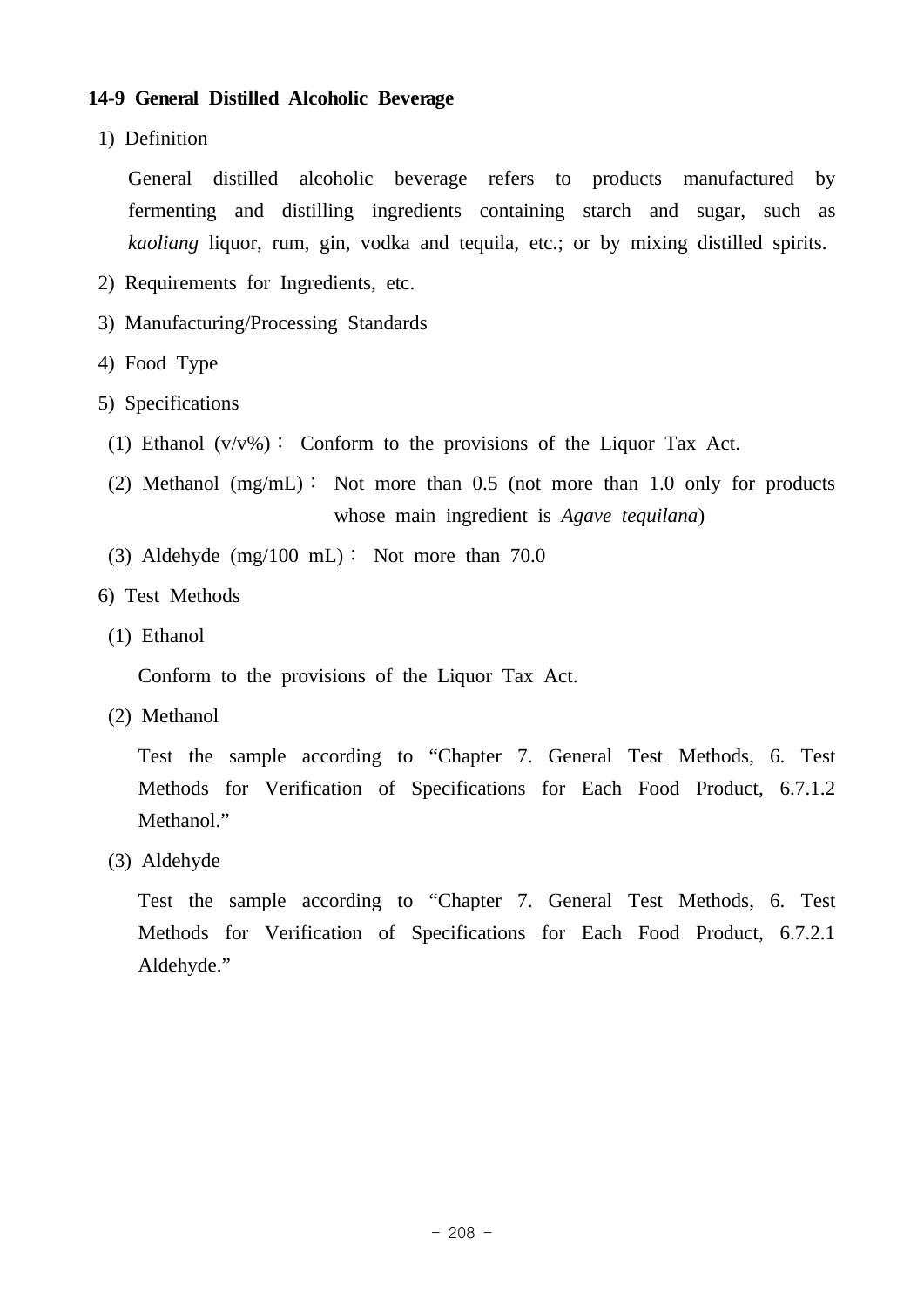**14-9 General Distilled Alcoholic Beverage**

1) Definition

General distilled alcoholic beverage refers to products manufactured by fermenting and distilling ingredients containing starch and sugar, such as *kaoliang* liquor, rum, gin, vodka and tequila, etc.; or by mixing distilled spirits.

2) Requirements for Ingredients, etc.

3) Manufacturing/Processing Standards

4) Food Type

5) Specifications

(1) Ethanol (v/v%) : Conform to the provisions of the Liquor Tax Act.

(2) Methanol (mg/mL) : Not more than 0.5 (not more than 1.0 only for products whose main ingredient is *Agave tequilana*)

(3) Aldehyde (mg/100 mL) : Not more than 70.0

6) Test Methods

(1) Ethanol

Conform to the provisions of the Liquor Tax Act.

(2) Methanol

Test the sample according to “Chapter 7. General Test Methods, 6. Test Methods for Verification of Specifications for Each Food Product, 6.7.1.2 Methanol.”

(3) Aldehyde

Test the sample according to “Chapter 7. General Test Methods, 6. Test Methods for Verification of Specifications for Each Food Product, 6.7.2.1 Aldehyde.”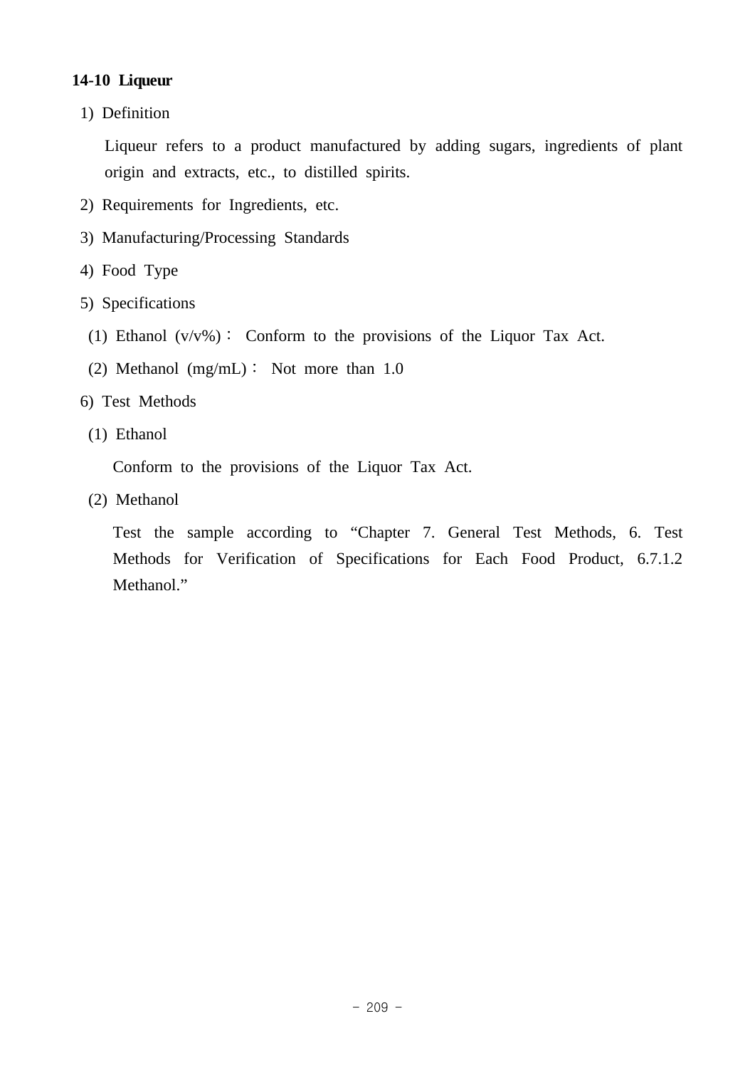**14-10 Liqueur**

1) Definition

Liqueur refers to a product manufactured by adding sugars, ingredients of plant origin and extracts, etc., to distilled spirits.

2) Requirements for Ingredients, etc.

3) Manufacturing/Processing Standards

4) Food Type

5) Specifications

(1) Ethanol (v/v%)： Conform to the provisions of the Liquor Tax Act.

(2) Methanol (mg/mL)： Not more than 1.0

6) Test Methods

(1) Ethanol

Conform to the provisions of the Liquor Tax Act.

(2) Methanol

Test the sample according to “Chapter 7. General Test Methods, 6. Test Methods for Verification of Specifications for Each Food Product, 6.7.1.2 Methanol.”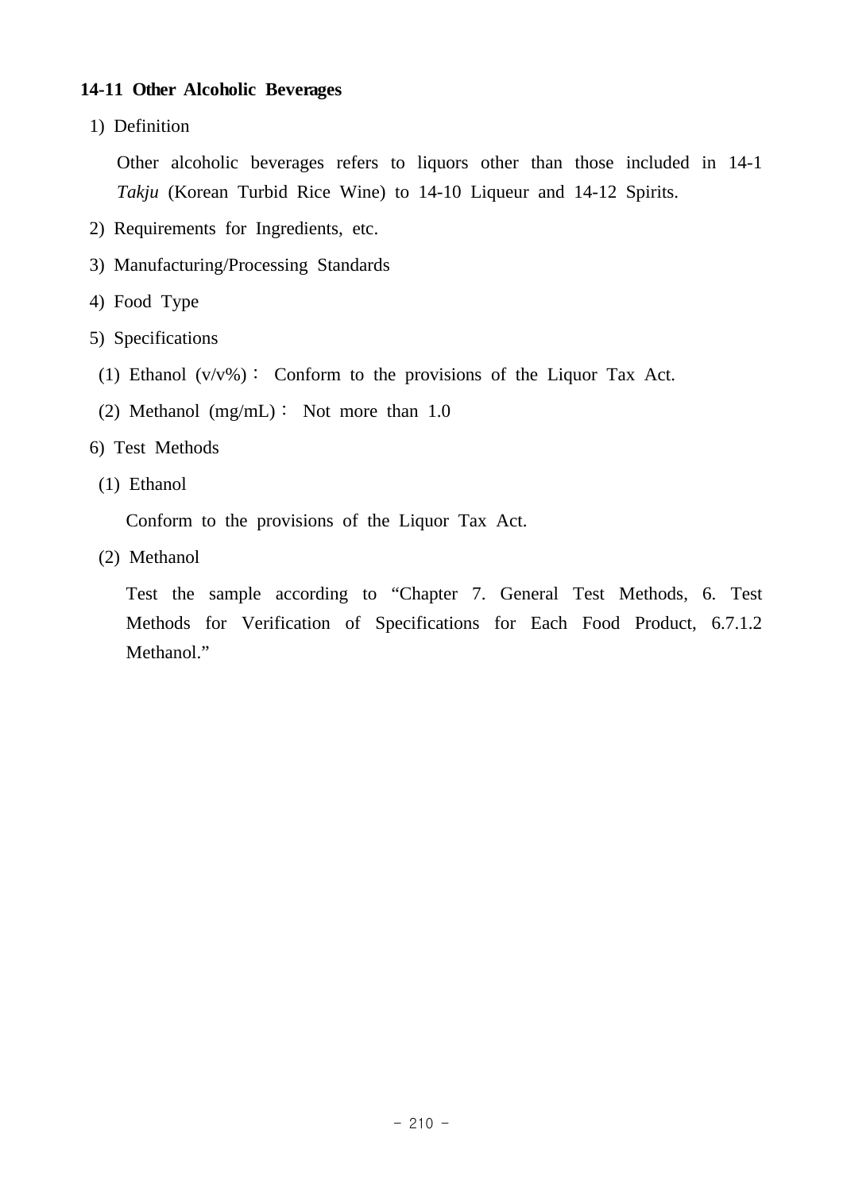### 14-11 Other Alcoholic Beverages

1) Definition

Other alcoholic beverages refers to liquors other than those included in 14-1 *Takju* (Korean Turbid Rice Wine) to 14-10 Liqueur and 14-12 Spirits.

2) Requirements for Ingredients, etc.

3) Manufacturing/Processing Standards

4) Food Type

5) Specifications

(1) Ethanol (v/v%)： Conform to the provisions of the Liquor Tax Act.

(2) Methanol (mg/mL)： Not more than 1.0

6) Test Methods

(1) Ethanol

Conform to the provisions of the Liquor Tax Act.

(2) Methanol

Test the sample according to “Chapter 7. General Test Methods, 6. Test Methods for Verification of Specifications for Each Food Product, 6.7.1.2 Methanol.”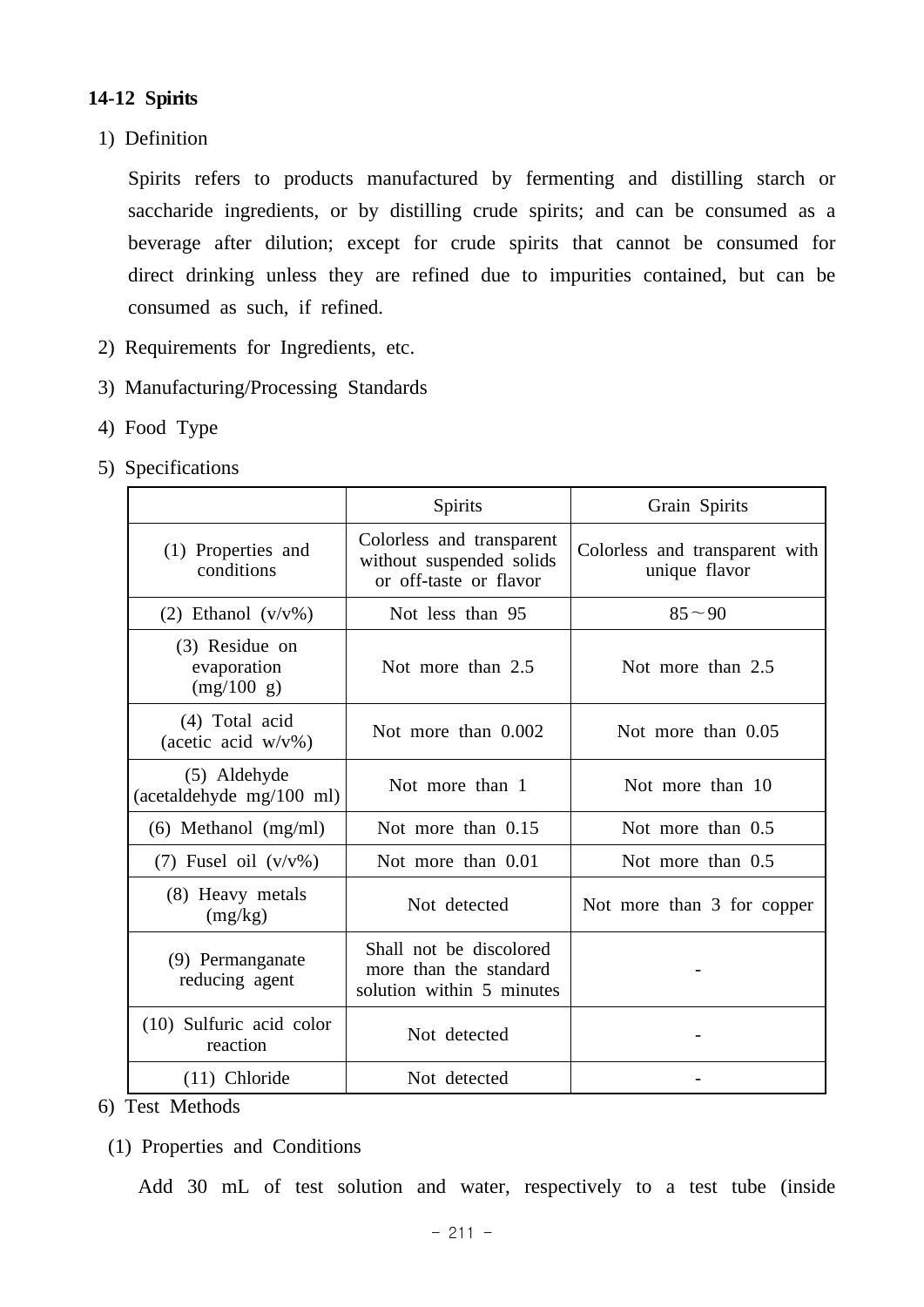### 14-12 Spirits

1) Definition

Spirits refers to products manufactured by fermenting and distilling starch or saccharide ingredients, or by distilling crude spirits; and can be consumed as a beverage after dilution; except for crude spirits that cannot be consumed for direct drinking unless they are refined due to impurities contained, but can be consumed as such, if refined.

2) Requirements for Ingredients, etc.

3) Manufacturing/Processing Standards

4) Food Type

5) Specifications

| | Spirits | Grain Spirits |
|---|---|---|
| (1) Properties and conditions | Colorless and transparent without suspended solids or off-taste or flavor | Colorless and transparent with unique flavor |
| (2) Ethanol (v/v%) | Not less than 95 | 85～90 |
| (3) Residue on evaporation (mg/100 g) | Not more than 2.5 | Not more than 2.5 |
| (4) Total acid (acetic acid w/v%) | Not more than 0.002 | Not more than 0.05 |
| (5) Aldehyde (acetaldehyde mg/100 ml) | Not more than 1 | Not more than 10 |
| (6) Methanol (mg/ml) | Not more than 0.15 | Not more than 0.5 |
| (7) Fusel oil (v/v%) | Not more than 0.01 | Not more than 0.5 |
| (8) Heavy metals (mg/kg) | Not detected | Not more than 3 for copper |
| (9) Permanganate reducing agent | Shall not be discolored more than the standard solution within 5 minutes | - |
| (10) Sulfuric acid color reaction | Not detected | - |
| (11) Chloride | Not detected | - |

6) Test Methods

(1) Properties and Conditions

Add 30 mL of test solution and water, respectively to a test tube (inside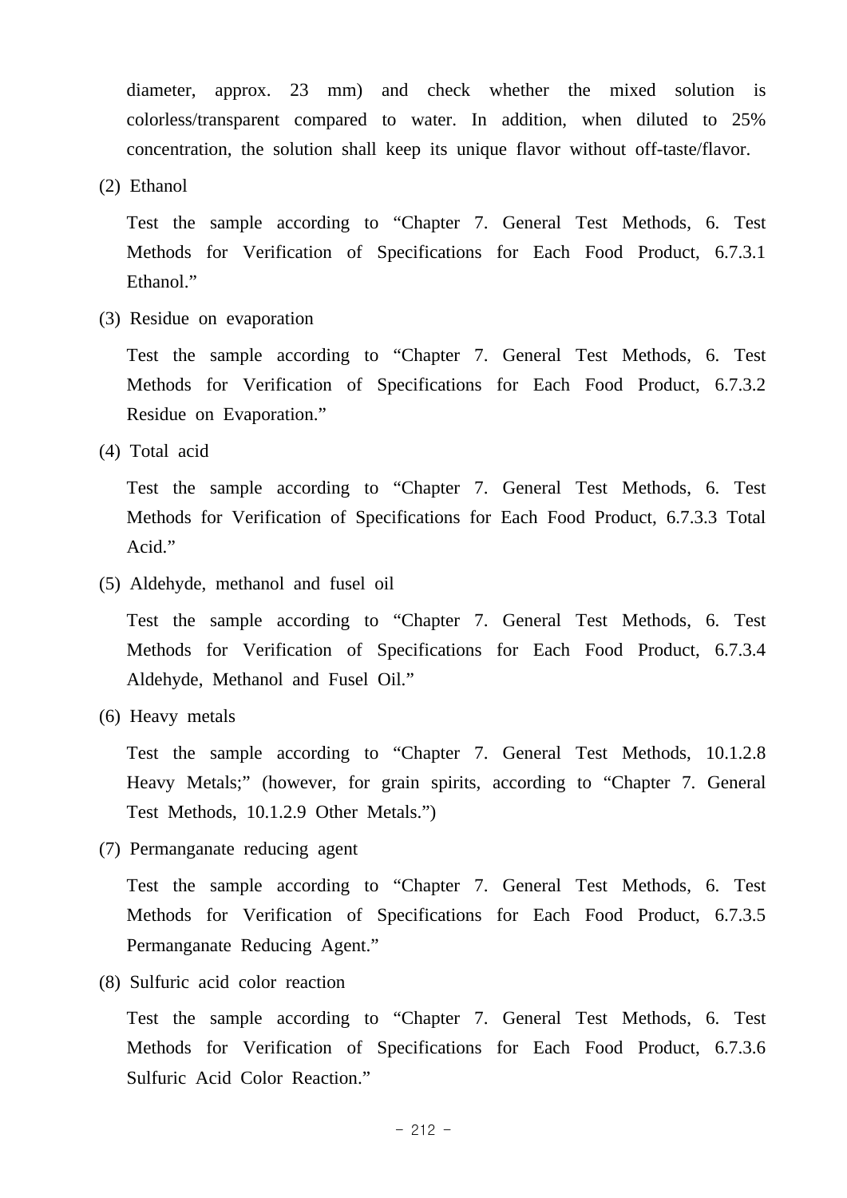diameter, approx. 23 mm) and check whether the mixed solution is colorless/transparent compared to water. In addition, when diluted to 25% concentration, the solution shall keep its unique flavor without off-taste/flavor.

(2) Ethanol

Test the sample according to “Chapter 7. General Test Methods, 6. Test Methods for Verification of Specifications for Each Food Product, 6.7.3.1 Ethanol.”

(3) Residue on evaporation

Test the sample according to “Chapter 7. General Test Methods, 6. Test Methods for Verification of Specifications for Each Food Product, 6.7.3.2 Residue on Evaporation.”

(4) Total acid

Test the sample according to “Chapter 7. General Test Methods, 6. Test Methods for Verification of Specifications for Each Food Product, 6.7.3.3 Total Acid.”

(5) Aldehyde, methanol and fusel oil

Test the sample according to “Chapter 7. General Test Methods, 6. Test Methods for Verification of Specifications for Each Food Product, 6.7.3.4 Aldehyde, Methanol and Fusel Oil.”

(6) Heavy metals

Test the sample according to “Chapter 7. General Test Methods, 10.1.2.8 Heavy Metals;” (however, for grain spirits, according to “Chapter 7. General Test Methods, 10.1.2.9 Other Metals.”)

(7) Permanganate reducing agent

Test the sample according to “Chapter 7. General Test Methods, 6. Test Methods for Verification of Specifications for Each Food Product, 6.7.3.5 Permanganate Reducing Agent.”

(8) Sulfuric acid color reaction

Test the sample according to “Chapter 7. General Test Methods, 6. Test Methods for Verification of Specifications for Each Food Product, 6.7.3.6 Sulfuric Acid Color Reaction.”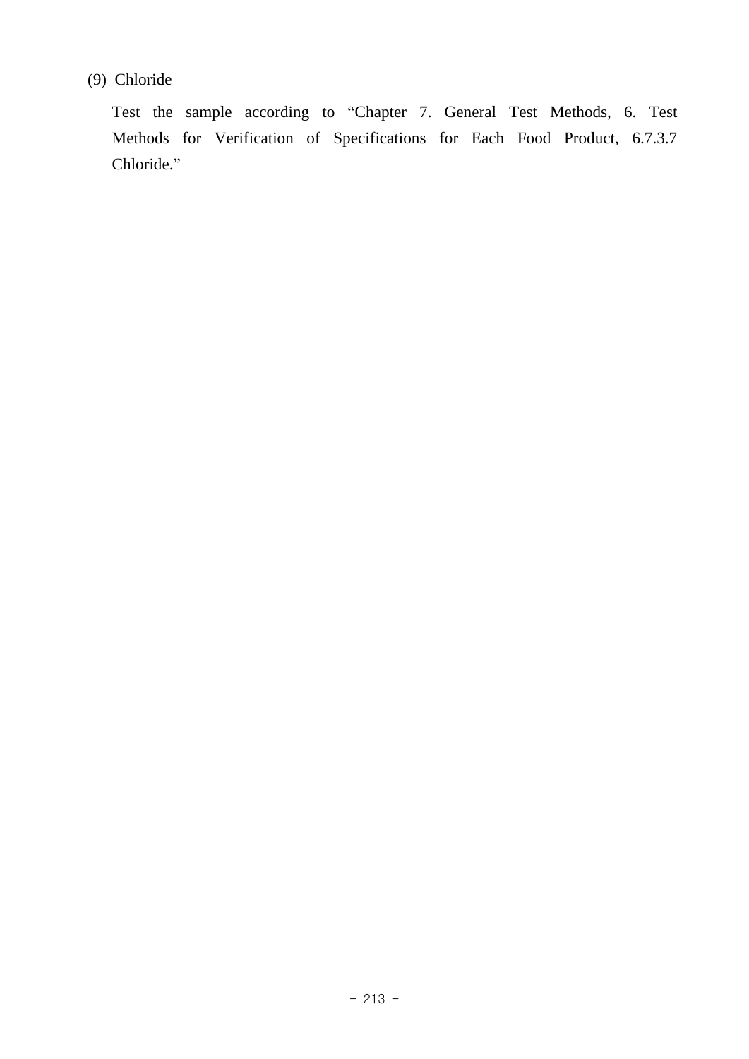(9) Chloride

Test the sample according to “Chapter 7. General Test Methods, 6. Test Methods for Verification of Specifications for Each Food Product, 6.7.3.7 Chloride.”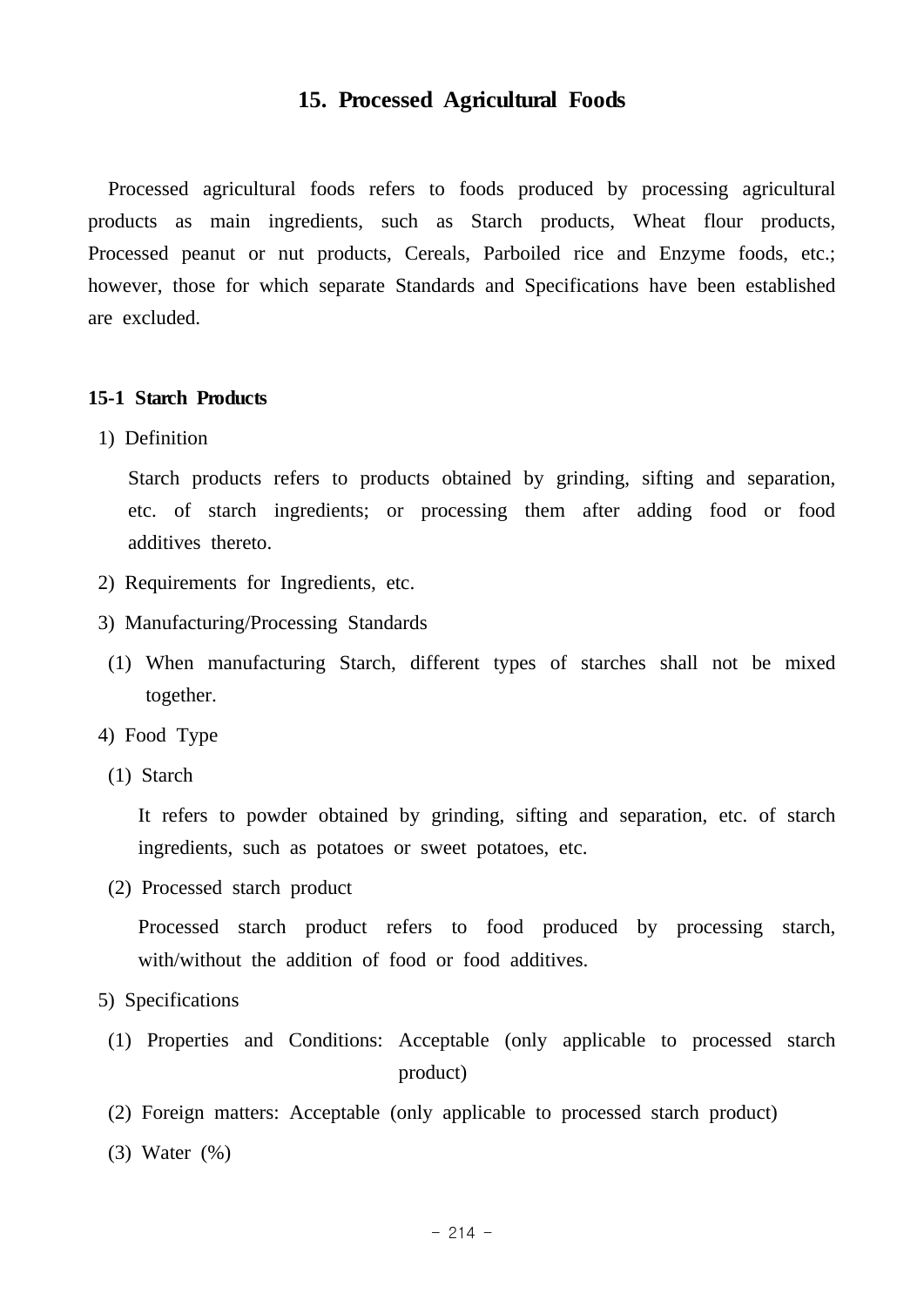## 15. Processed Agricultural Foods

Processed agricultural foods refers to foods produced by processing agricultural products as main ingredients, such as Starch products, Wheat flour products, Processed peanut or nut products, Cereals, Parboiled rice and Enzyme foods, etc.; however, those for which separate Standards and Specifications have been established are excluded.

### 15-1 Starch Products

1) Definition

Starch products refers to products obtained by grinding, sifting and separation, etc. of starch ingredients; or processing them after adding food or food additives thereto.

2) Requirements for Ingredients, etc.

3) Manufacturing/Processing Standards

(1) When manufacturing Starch, different types of starches shall not be mixed together.

4) Food Type

(1) Starch

It refers to powder obtained by grinding, sifting and separation, etc. of starch ingredients, such as potatoes or sweet potatoes, etc.

(2) Processed starch product

Processed starch product refers to food produced by processing starch, with/without the addition of food or food additives.

5) Specifications

(1) Properties and Conditions: Acceptable (only applicable to processed starch product)

(2) Foreign matters: Acceptable (only applicable to processed starch product)

(3) Water (%)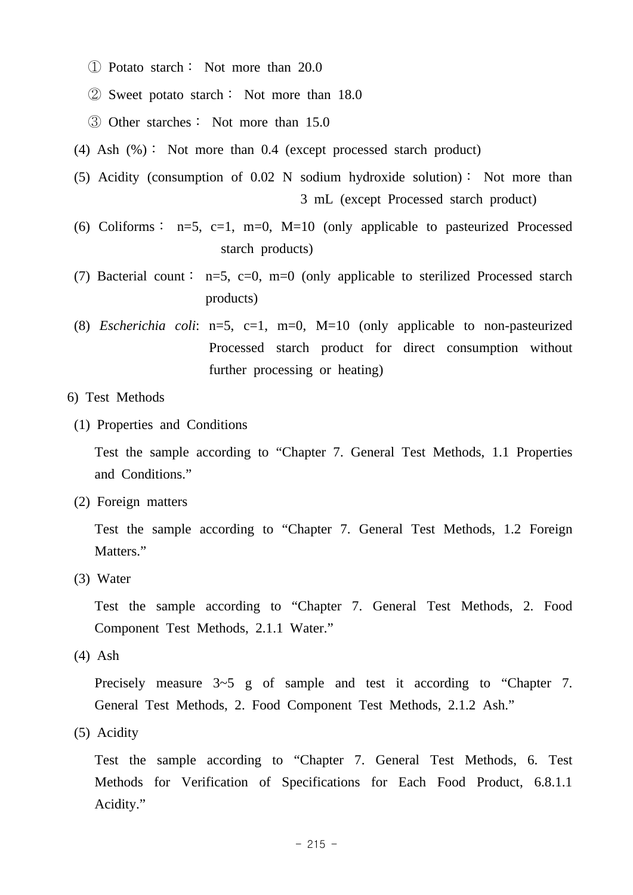① Potato starch : Not more than 20.0

② Sweet potato starch : Not more than 18.0

③ Other starches : Not more than 15.0

(4) Ash (%) : Not more than 0.4 (except processed starch product)

(5) Acidity (consumption of 0.02 N sodium hydroxide solution) : Not more than 3 mL (except Processed starch product)

(6) Coliforms : n=5, c=1, m=0, M=10 (only applicable to pasteurized Processed starch products)

(7) Bacterial count : n=5, c=0, m=0 (only applicable to sterilized Processed starch products)

(8) *Escherichia coli*: n=5, c=1, m=0, M=10 (only applicable to non-pasteurized Processed starch product for direct consumption without further processing or heating)

6) Test Methods

(1) Properties and Conditions

Test the sample according to "Chapter 7. General Test Methods, 1.1 Properties and Conditions."

(2) Foreign matters

Test the sample according to "Chapter 7. General Test Methods, 1.2 Foreign Matters."

(3) Water

Test the sample according to "Chapter 7. General Test Methods, 2. Food Component Test Methods, 2.1.1 Water."

(4) Ash

Precisely measure 3~5 g of sample and test it according to "Chapter 7. General Test Methods, 2. Food Component Test Methods, 2.1.2 Ash."

(5) Acidity

Test the sample according to "Chapter 7. General Test Methods, 6. Test Methods for Verification of Specifications for Each Food Product, 6.8.1.1 Acidity."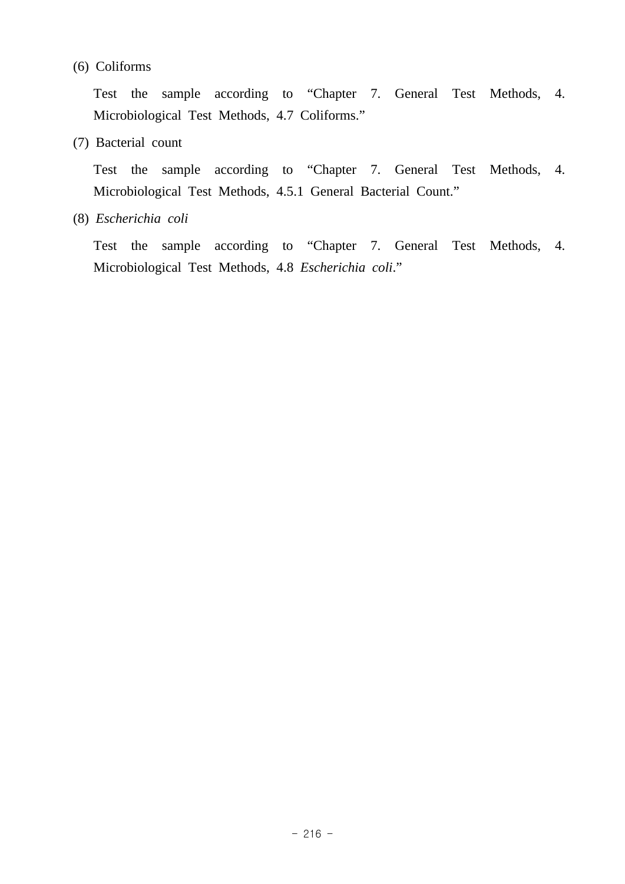(6) Coliforms

Test the sample according to “Chapter 7. General Test Methods, 4. Microbiological Test Methods, 4.7 Coliforms.”

(7) Bacterial count

Test the sample according to “Chapter 7. General Test Methods, 4. Microbiological Test Methods, 4.5.1 General Bacterial Count.”

(8) *Escherichia coli*

Test the sample according to “Chapter 7. General Test Methods, 4. Microbiological Test Methods, 4.8 *Escherichia coli*.”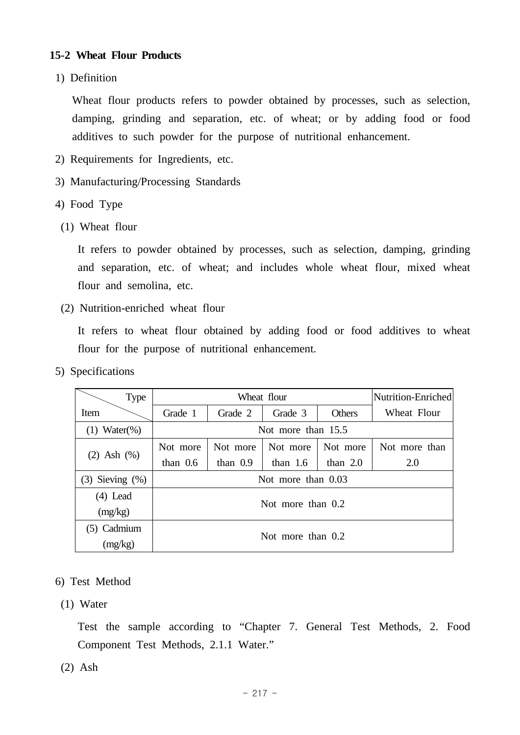### 15-2 Wheat Flour Products

1) Definition

Wheat flour products refers to powder obtained by processes, such as selection, damping, grinding and separation, etc. of wheat; or by adding food or food additives to such powder for the purpose of nutritional enhancement.

2) Requirements for Ingredients, etc.

3) Manufacturing/Processing Standards

4) Food Type

(1) Wheat flour

It refers to powder obtained by processes, such as selection, damping, grinding and separation, etc. of wheat; and includes whole wheat flour, mixed wheat flour and semolina, etc.

(2) Nutrition-enriched wheat flour

It refers to wheat flour obtained by adding food or food additives to wheat flour for the purpose of nutritional enhancement.

5) Specifications

| Item \ Type | Wheat flour | | | | Nutrition-Enriched Wheat Flour |
|---|---|---|---|---|---|
| | Grade 1 | Grade 2 | Grade 3 | Others | |
| (1) Water(%) | Not more than 15.5 | | | | |
| (2) Ash (%) | Not more than 0.6 | Not more than 0.9 | Not more than 1.6 | Not more than 2.0 | Not more than 2.0 |
| (3) Sieving (%) | Not more than 0.03 | | | | |
| (4) Lead (mg/kg) | Not more than 0.2 | | | | |
| (5) Cadmium (mg/kg) | Not more than 0.2 | | | | |

6) Test Method

(1) Water

Test the sample according to “Chapter 7. General Test Methods, 2. Food Component Test Methods, 2.1.1 Water.”

(2) Ash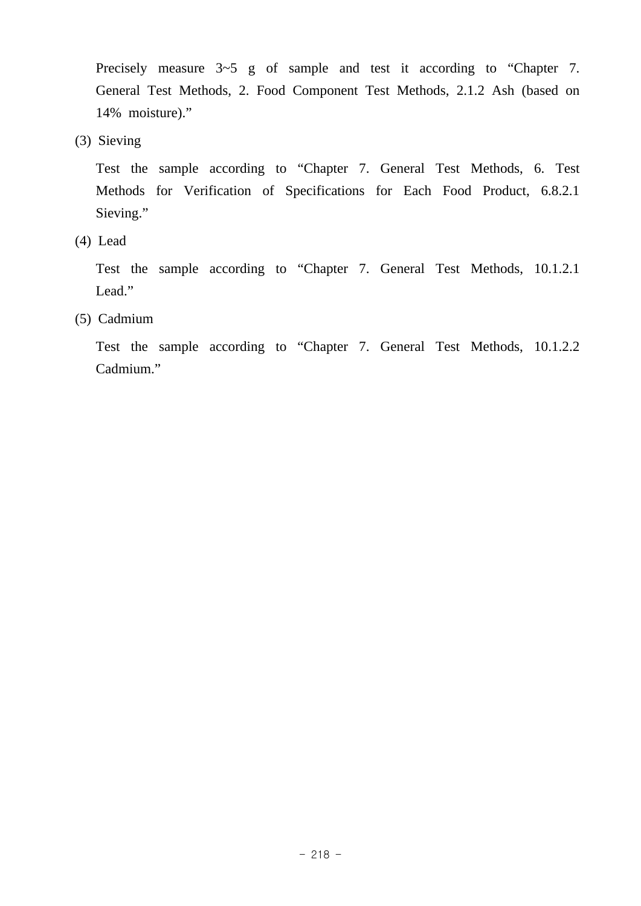Precisely measure 3~5 g of sample and test it according to “Chapter 7. General Test Methods, 2. Food Component Test Methods, 2.1.2 Ash (based on 14% moisture).”

(3) Sieving

Test the sample according to “Chapter 7. General Test Methods, 6. Test Methods for Verification of Specifications for Each Food Product, 6.8.2.1 Sieving.”

(4) Lead

Test the sample according to “Chapter 7. General Test Methods, 10.1.2.1 Lead.”

(5) Cadmium

Test the sample according to “Chapter 7. General Test Methods, 10.1.2.2 Cadmium.”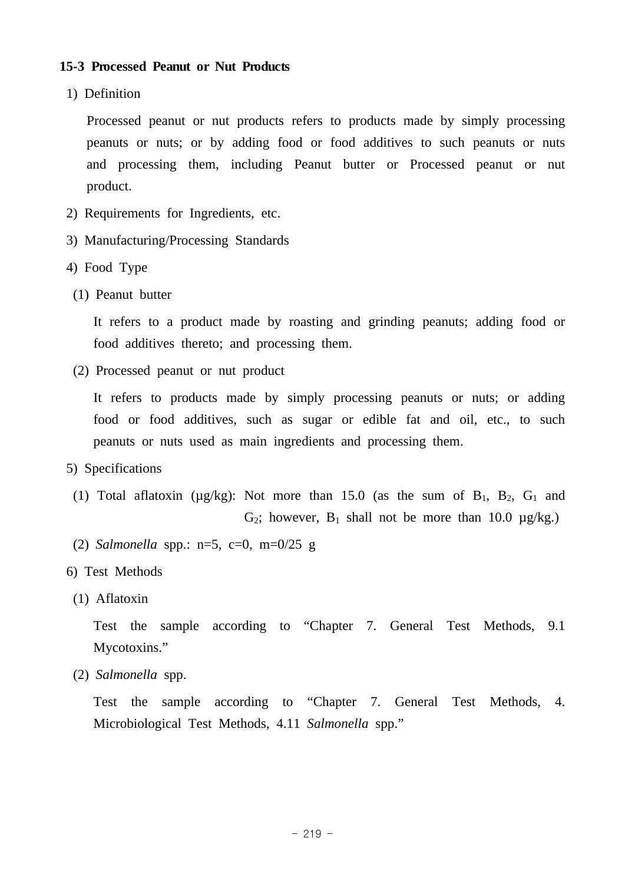### 15-3 Processed Peanut or Nut Products

1) Definition

Processed peanut or nut products refers to products made by simply processing peanuts or nuts; or by adding food or food additives to such peanuts or nuts and processing them, including Peanut butter or Processed peanut or nut product.

2) Requirements for Ingredients, etc.

3) Manufacturing/Processing Standards

4) Food Type

(1) Peanut butter

It refers to a product made by roasting and grinding peanuts; adding food or food additives thereto; and processing them.

(2) Processed peanut or nut product

It refers to products made by simply processing peanuts or nuts; or adding food or food additives, such as sugar or edible fat and oil, etc., to such peanuts or nuts used as main ingredients and processing them.

5) Specifications

(1) Total aflatoxin (μg/kg): Not more than 15.0 (as the sum of $B_1$, $B_2$, $G_1$ and $G_2$; however, $B_1$ shall not be more than 10.0 μg/kg.)

(2) *Salmonella* spp.: n=5, c=0, m=0/25 g

6) Test Methods

(1) Aflatoxin

Test the sample according to “Chapter 7. General Test Methods, 9.1 Mycotoxins.”

(2) *Salmonella* spp.

Test the sample according to “Chapter 7. General Test Methods, 4. Microbiological Test Methods, 4.11 *Salmonella* spp.”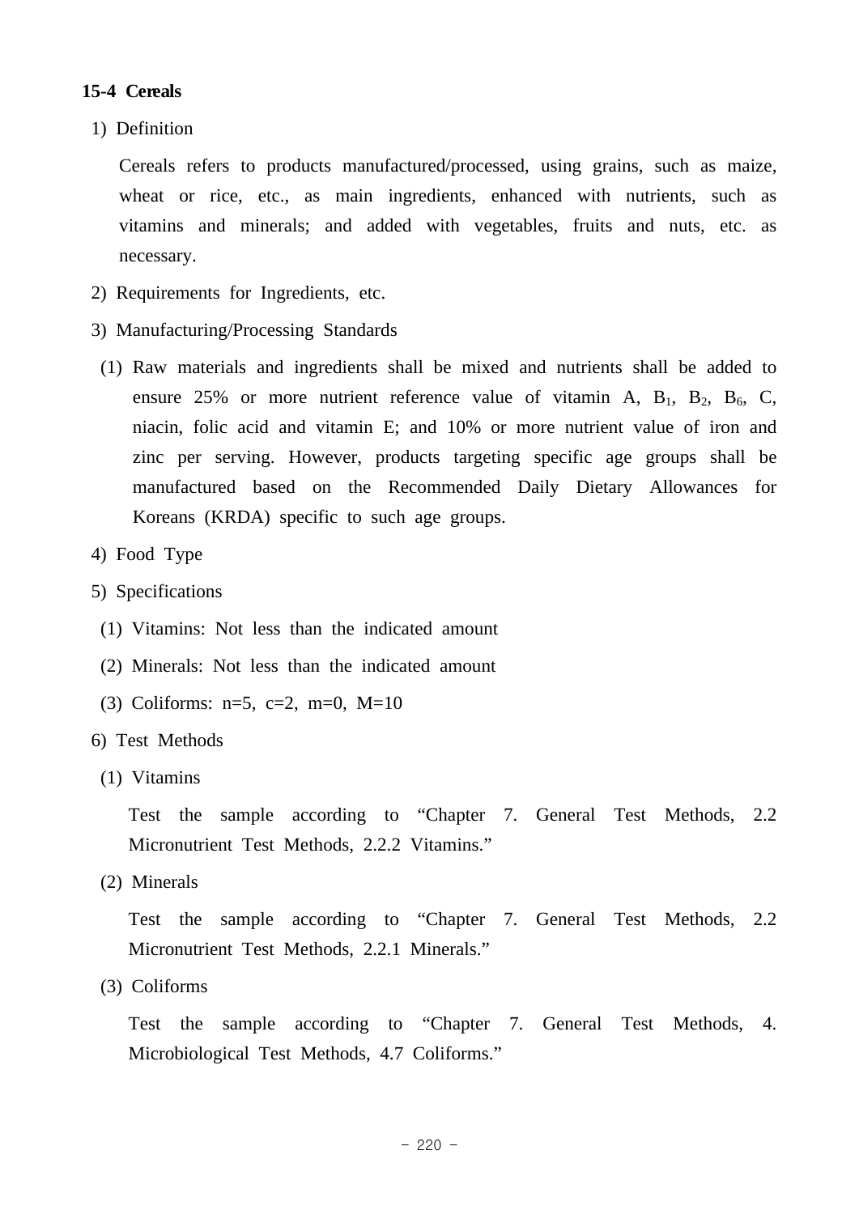### 15-4 Cereals

1) Definition

Cereals refers to products manufactured/processed, using grains, such as maize, wheat or rice, etc., as main ingredients, enhanced with nutrients, such as vitamins and minerals; and added with vegetables, fruits and nuts, etc. as necessary.

2) Requirements for Ingredients, etc.

3) Manufacturing/Processing Standards

(1) Raw materials and ingredients shall be mixed and nutrients shall be added to ensure 25% or more nutrient reference value of vitamin A, $B_1$, $B_2$, $B_6$, C, niacin, folic acid and vitamin E; and 10% or more nutrient value of iron and zinc per serving. However, products targeting specific age groups shall be manufactured based on the Recommended Daily Dietary Allowances for Koreans (KRDA) specific to such age groups.

4) Food Type

5) Specifications

(1) Vitamins: Not less than the indicated amount

(2) Minerals: Not less than the indicated amount

(3) Coliforms: n=5, c=2, m=0, M=10

6) Test Methods

(1) Vitamins

Test the sample according to “Chapter 7. General Test Methods, 2.2 Micronutrient Test Methods, 2.2.2 Vitamins.”

(2) Minerals

Test the sample according to “Chapter 7. General Test Methods, 2.2 Micronutrient Test Methods, 2.2.1 Minerals.”

(3) Coliforms

Test the sample according to “Chapter 7. General Test Methods, 4. Microbiological Test Methods, 4.7 Coliforms.”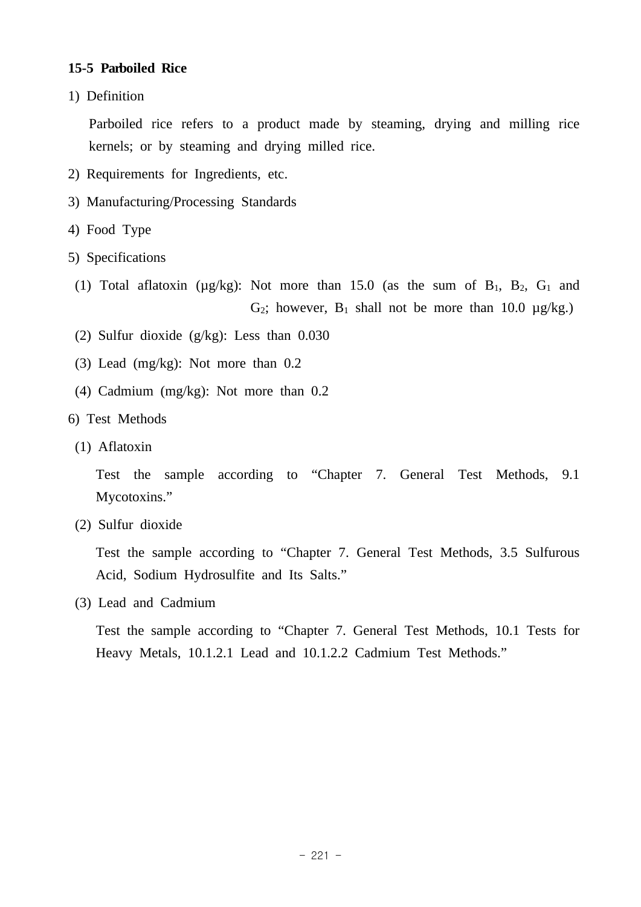### 15-5 Parboiled Rice

1) Definition

Parboiled rice refers to a product made by steaming, drying and milling rice kernels; or by steaming and drying milled rice.

2) Requirements for Ingredients, etc.

3) Manufacturing/Processing Standards

4) Food Type

5) Specifications

(1) Total aflatoxin (μg/kg): Not more than 15.0 (as the sum of $B_1$, $B_2$, $G_1$ and $G_2$; however, $B_1$ shall not be more than 10.0 μg/kg.)

(2) Sulfur dioxide (g/kg): Less than 0.030

(3) Lead (mg/kg): Not more than 0.2

(4) Cadmium (mg/kg): Not more than 0.2

6) Test Methods

(1) Aflatoxin

Test the sample according to "Chapter 7. General Test Methods, 9.1 Mycotoxins."

(2) Sulfur dioxide

Test the sample according to "Chapter 7. General Test Methods, 3.5 Sulfurous Acid, Sodium Hydrosulfite and Its Salts."

(3) Lead and Cadmium

Test the sample according to "Chapter 7. General Test Methods, 10.1 Tests for Heavy Metals, 10.1.2.1 Lead and 10.1.2.2 Cadmium Test Methods."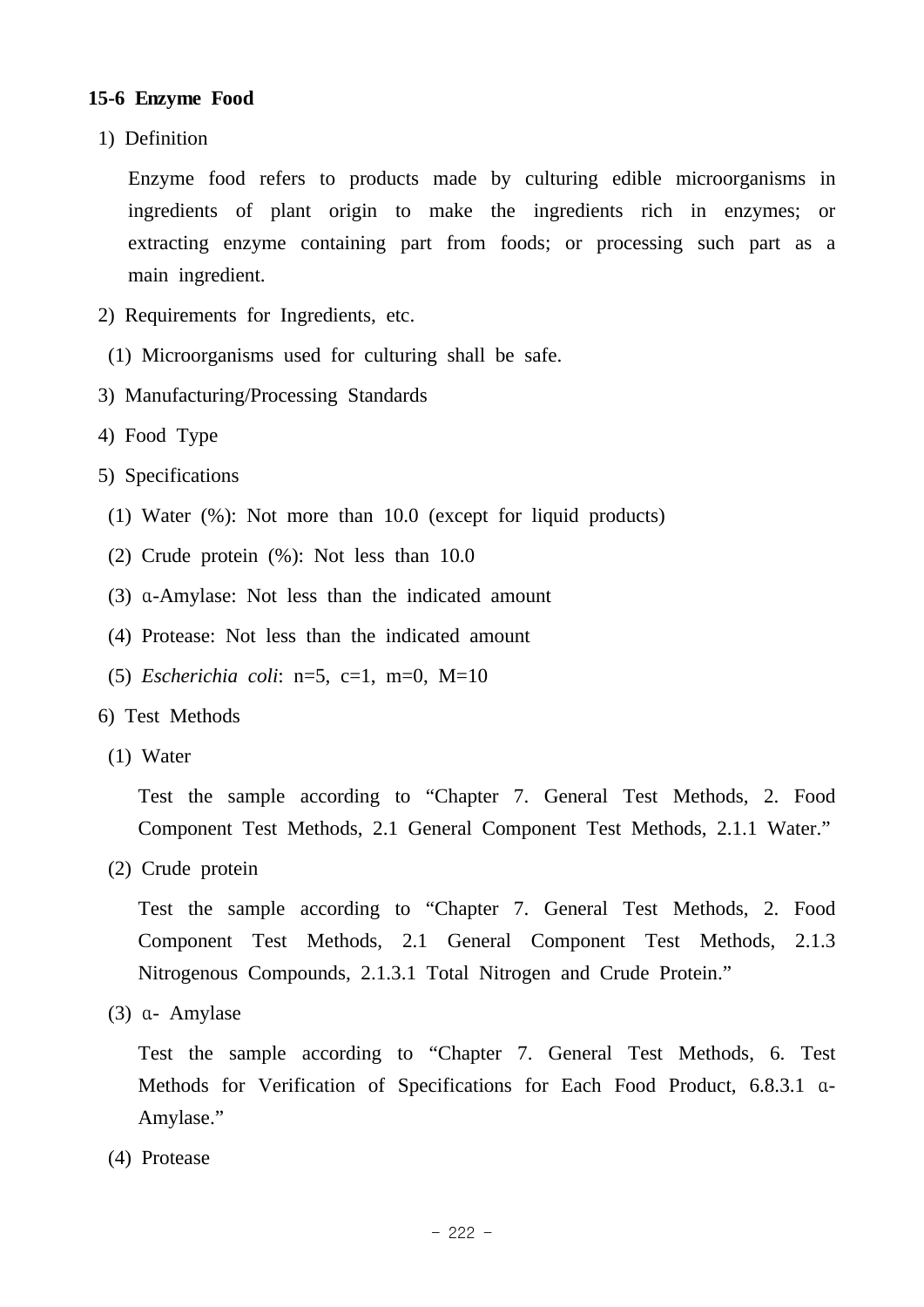### 15-6 Enzyme Food

1) Definition

Enzyme food refers to products made by culturing edible microorganisms in ingredients of plant origin to make the ingredients rich in enzymes; or extracting enzyme containing part from foods; or processing such part as a main ingredient.

2) Requirements for Ingredients, etc.

(1) Microorganisms used for culturing shall be safe.

3) Manufacturing/Processing Standards

4) Food Type

5) Specifications

(1) Water (%): Not more than 10.0 (except for liquid products)

(2) Crude protein (%): Not less than 10.0

(3) α-Amylase: Not less than the indicated amount

(4) Protease: Not less than the indicated amount

(5) *Escherichia coli*: n=5, c=1, m=0, M=10

6) Test Methods

(1) Water

Test the sample according to “Chapter 7. General Test Methods, 2. Food Component Test Methods, 2.1 General Component Test Methods, 2.1.1 Water.”

(2) Crude protein

Test the sample according to “Chapter 7. General Test Methods, 2. Food Component Test Methods, 2.1 General Component Test Methods, 2.1.3 Nitrogenous Compounds, 2.1.3.1 Total Nitrogen and Crude Protein.”

(3) α- Amylase

Test the sample according to “Chapter 7. General Test Methods, 6. Test Methods for Verification of Specifications for Each Food Product, 6.8.3.1 α-Amylase.”

(4) Protease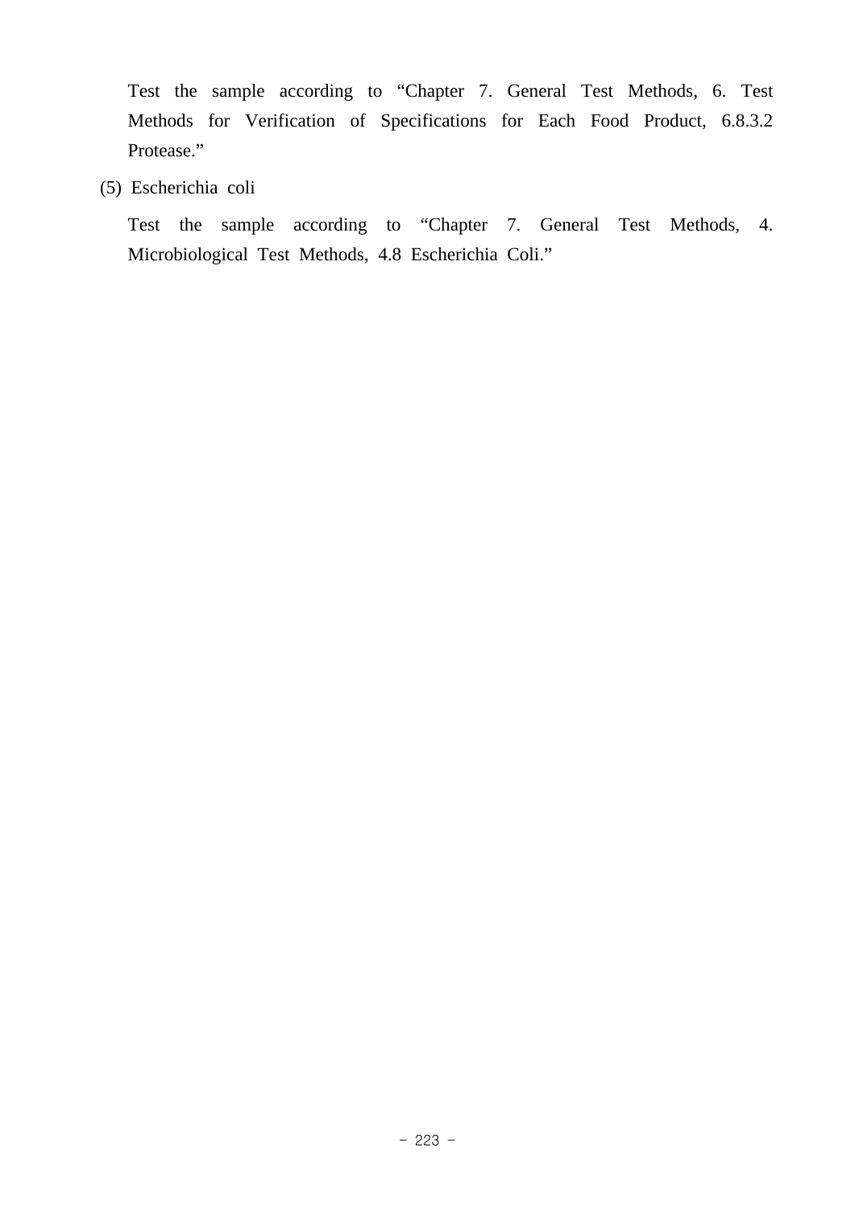Test the sample according to “Chapter 7. General Test Methods, 6. Test Methods for Verification of Specifications for Each Food Product, 6.8.3.2 Protease.”

(5) Escherichia coli

Test the sample according to “Chapter 7. General Test Methods, 4. Microbiological Test Methods, 4.8 Escherichia Coli.”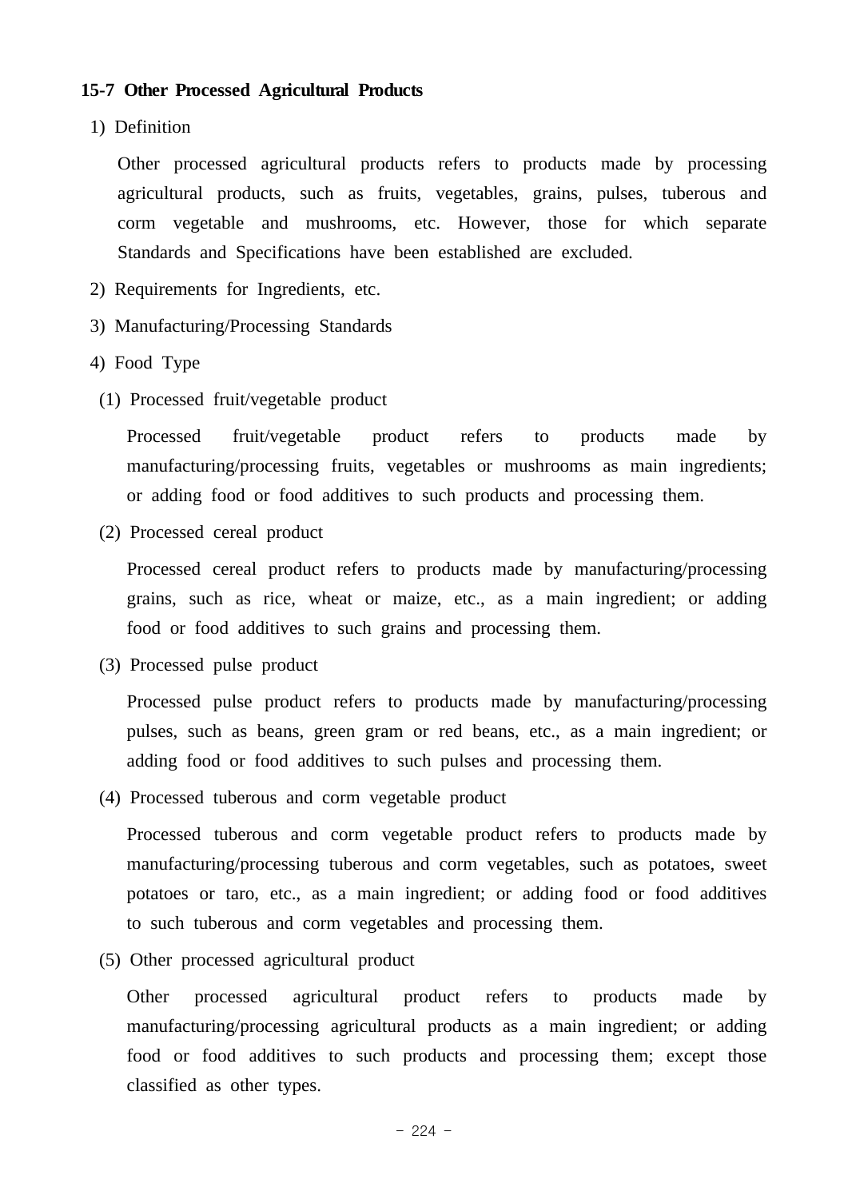## 15-7 Other Processed Agricultural Products

1) Definition

Other processed agricultural products refers to products made by processing agricultural products, such as fruits, vegetables, grains, pulses, tuberous and corm vegetable and mushrooms, etc. However, those for which separate Standards and Specifications have been established are excluded.

2) Requirements for Ingredients, etc.

3) Manufacturing/Processing Standards

4) Food Type

(1) Processed fruit/vegetable product

Processed fruit/vegetable product refers to products made by manufacturing/processing fruits, vegetables or mushrooms as main ingredients; or adding food or food additives to such products and processing them.

(2) Processed cereal product

Processed cereal product refers to products made by manufacturing/processing grains, such as rice, wheat or maize, etc., as a main ingredient; or adding food or food additives to such grains and processing them.

(3) Processed pulse product

Processed pulse product refers to products made by manufacturing/processing pulses, such as beans, green gram or red beans, etc., as a main ingredient; or adding food or food additives to such pulses and processing them.

(4) Processed tuberous and corm vegetable product

Processed tuberous and corm vegetable product refers to products made by manufacturing/processing tuberous and corm vegetables, such as potatoes, sweet potatoes or taro, etc., as a main ingredient; or adding food or food additives to such tuberous and corm vegetables and processing them.

(5) Other processed agricultural product

Other processed agricultural product refers to products made by manufacturing/processing agricultural products as a main ingredient; or adding food or food additives to such products and processing them; except those classified as other types.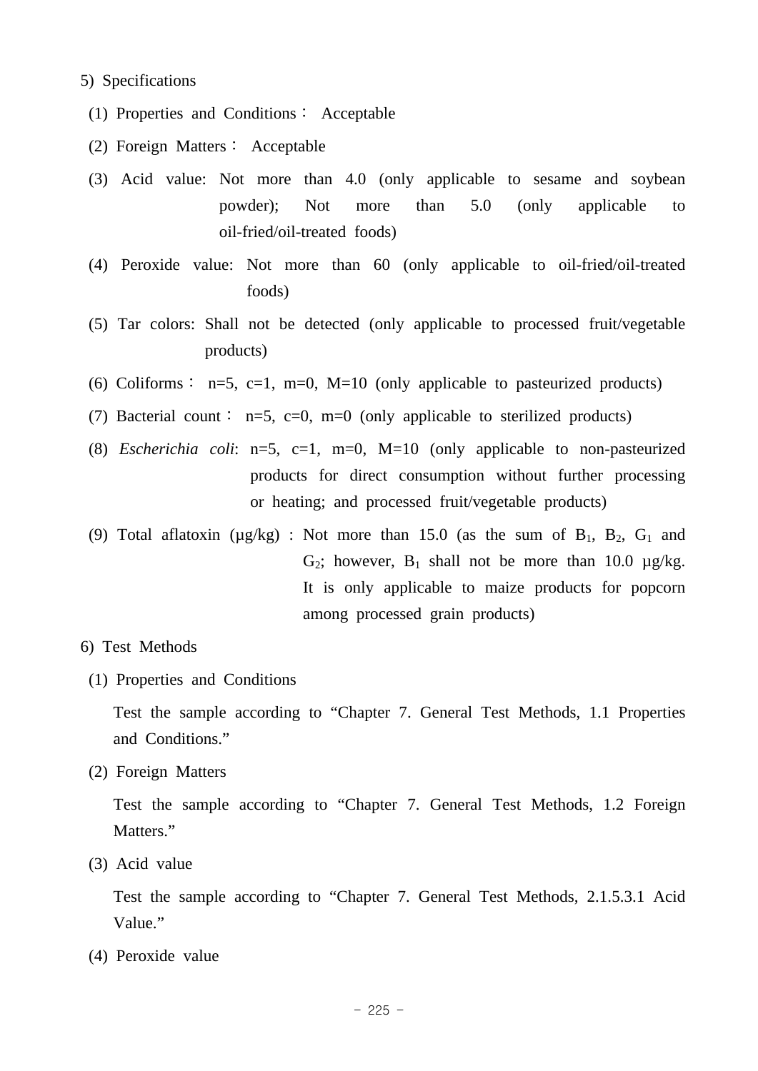5) Specifications

(1) Properties and Conditions： Acceptable

(2) Foreign Matters： Acceptable

(3) Acid value: Not more than 4.0 (only applicable to sesame and soybean powder); Not more than 5.0 (only applicable to oil-fried/oil-treated foods)

(4) Peroxide value: Not more than 60 (only applicable to oil-fried/oil-treated foods)

(5) Tar colors: Shall not be detected (only applicable to processed fruit/vegetable products)

(6) Coliforms： n=5, c=1, m=0, M=10 (only applicable to pasteurized products)

(7) Bacterial count： n=5, c=0, m=0 (only applicable to sterilized products)

(8) *Escherichia coli*: n=5, c=1, m=0, M=10 (only applicable to non-pasteurized products for direct consumption without further processing or heating; and processed fruit/vegetable products)

(9) Total aflatoxin (μg/kg) : Not more than 15.0 (as the sum of $B_1$, $B_2$, $G_1$ and $G_2$; however, $B_1$ shall not be more than 10.0 μg/kg. It is only applicable to maize products for popcorn among processed grain products)

6) Test Methods

(1) Properties and Conditions

Test the sample according to “Chapter 7. General Test Methods, 1.1 Properties and Conditions.”

(2) Foreign Matters

Test the sample according to “Chapter 7. General Test Methods, 1.2 Foreign Matters.”

(3) Acid value

Test the sample according to “Chapter 7. General Test Methods, 2.1.5.3.1 Acid Value.”

(4) Peroxide value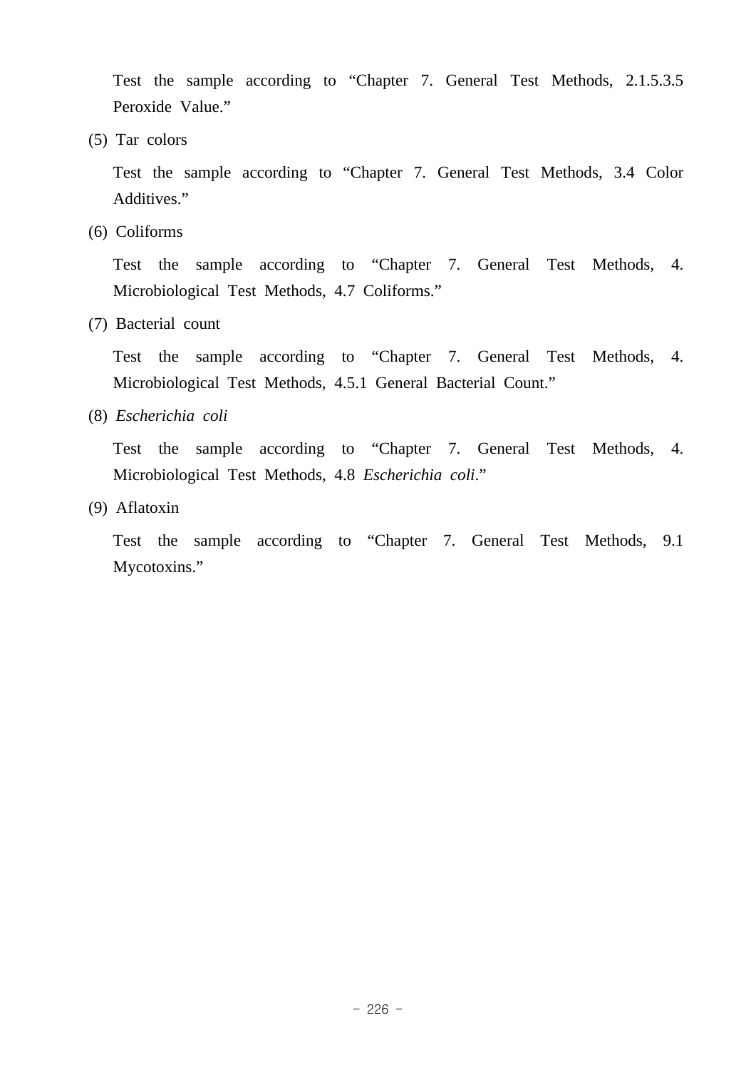Test the sample according to "Chapter 7. General Test Methods, 2.1.5.3.5 Peroxide Value."

(5) Tar colors

Test the sample according to "Chapter 7. General Test Methods, 3.4 Color Additives."

(6) Coliforms

Test the sample according to "Chapter 7. General Test Methods, 4. Microbiological Test Methods, 4.7 Coliforms."

(7) Bacterial count

Test the sample according to "Chapter 7. General Test Methods, 4. Microbiological Test Methods, 4.5.1 General Bacterial Count."

(8) *Escherichia coli*

Test the sample according to "Chapter 7. General Test Methods, 4. Microbiological Test Methods, 4.8 *Escherichia coli*."

(9) Aflatoxin

Test the sample according to "Chapter 7. General Test Methods, 9.1 Mycotoxins."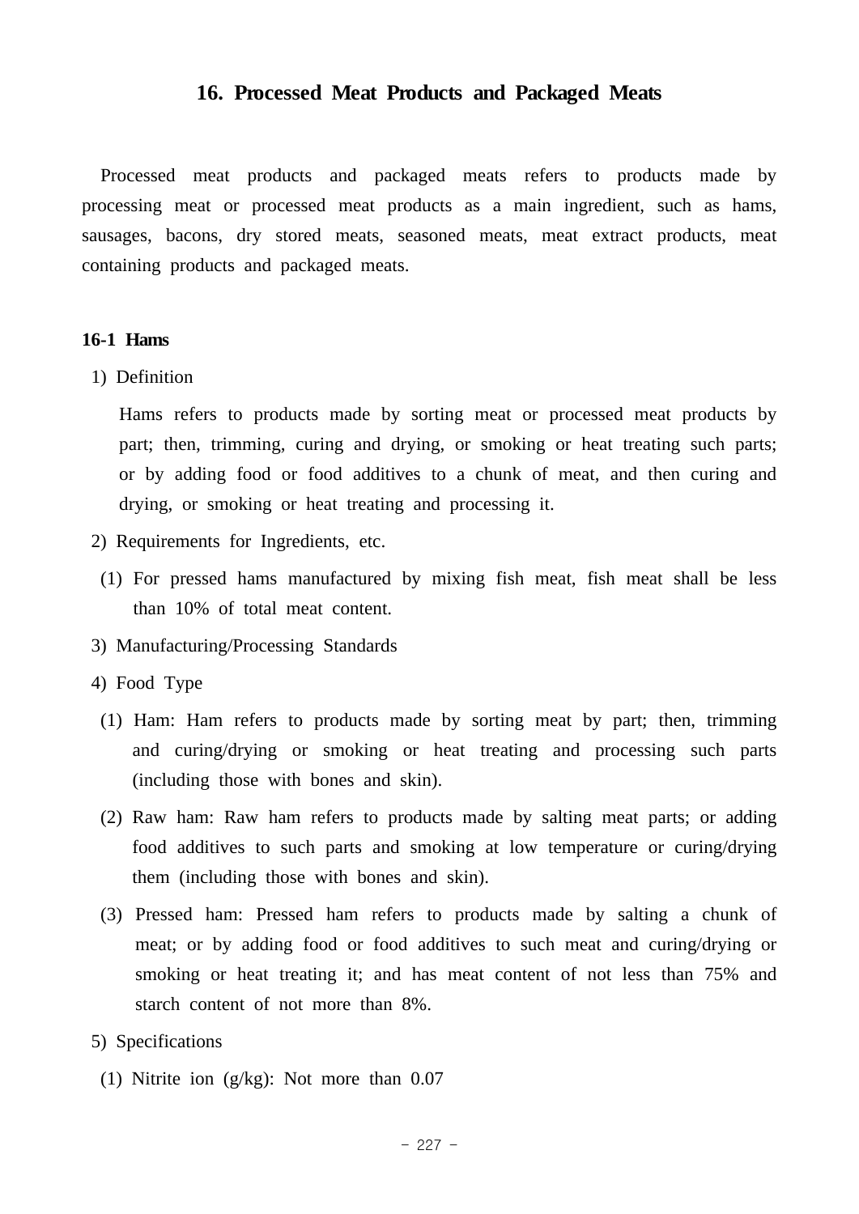# 16. Processed Meat Products and Packaged Meats

Processed meat products and packaged meats refers to products made by processing meat or processed meat products as a main ingredient, such as hams, sausages, bacons, dry stored meats, seasoned meats, meat extract products, meat containing products and packaged meats.

## 16-1 Hams

1) Definition

Hams refers to products made by sorting meat or processed meat products by part; then, trimming, curing and drying, or smoking or heat treating such parts; or by adding food or food additives to a chunk of meat, and then curing and drying, or smoking or heat treating and processing it.

2) Requirements for Ingredients, etc.

(1) For pressed hams manufactured by mixing fish meat, fish meat shall be less than 10% of total meat content.

3) Manufacturing/Processing Standards

4) Food Type

(1) Ham: Ham refers to products made by sorting meat by part; then, trimming and curing/drying or smoking or heat treating and processing such parts (including those with bones and skin).

(2) Raw ham: Raw ham refers to products made by salting meat parts; or adding food additives to such parts and smoking at low temperature or curing/drying them (including those with bones and skin).

(3) Pressed ham: Pressed ham refers to products made by salting a chunk of meat; or by adding food or food additives to such meat and curing/drying or smoking or heat treating it; and has meat content of not less than 75% and starch content of not more than 8%.

5) Specifications

(1) Nitrite ion (g/kg): Not more than 0.07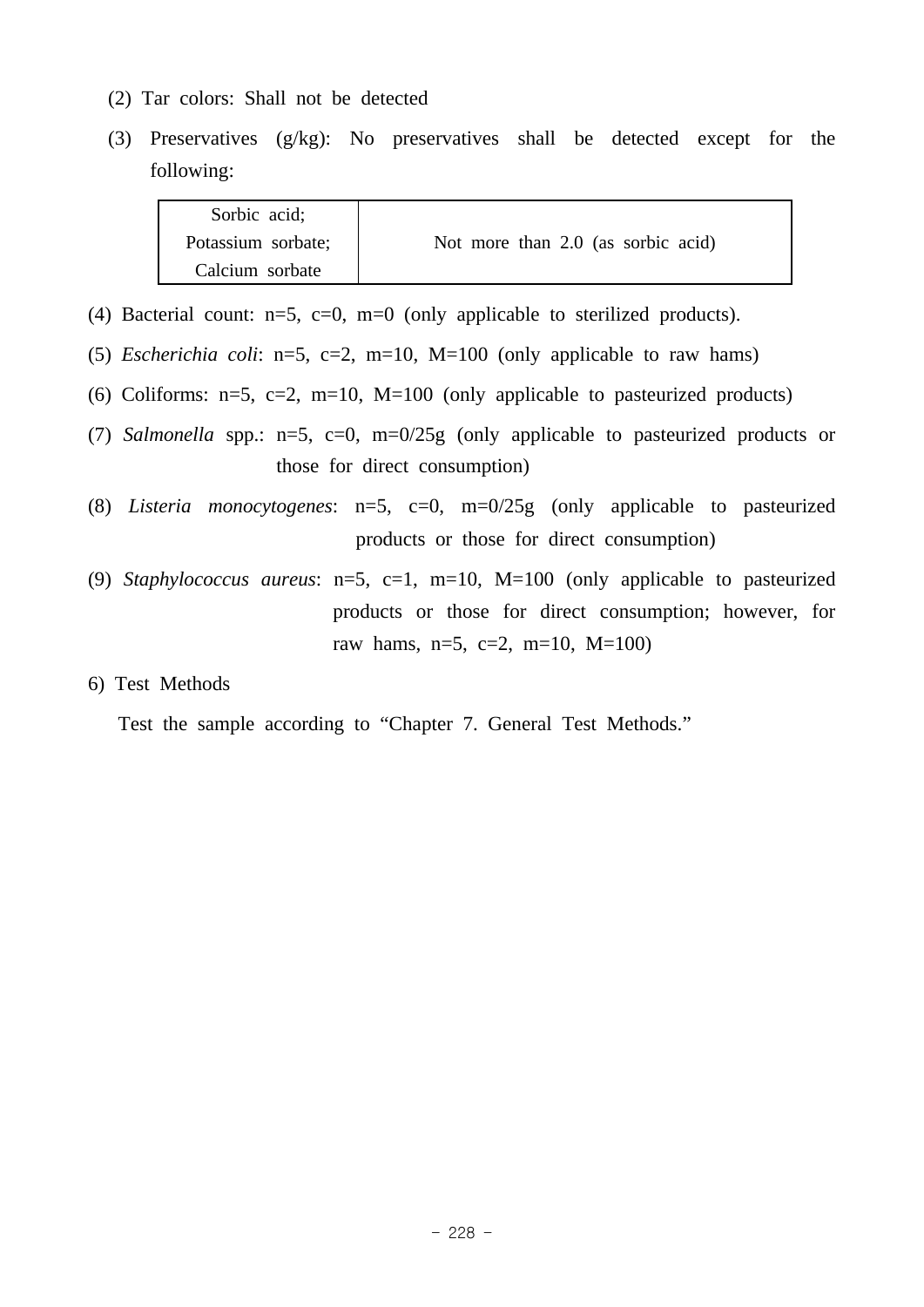(2) Tar colors: Shall not be detected

(3) Preservatives (g/kg): No preservatives shall be detected except for the following:

| Sorbic acid; Potassium sorbate; Calcium sorbate | Not more than 2.0 (as sorbic acid) |
|---|---|

(4) Bacterial count: n=5, c=0, m=0 (only applicable to sterilized products).

(5) *Escherichia coli*: n=5, c=2, m=10, M=100 (only applicable to raw hams)

(6) Coliforms: n=5, c=2, m=10, M=100 (only applicable to pasteurized products)

(7) *Salmonella* spp.: n=5, c=0, m=0/25g (only applicable to pasteurized products or those for direct consumption)

(8) *Listeria monocytogenes*: n=5, c=0, m=0/25g (only applicable to pasteurized products or those for direct consumption)

(9) *Staphylococcus aureus*: n=5, c=1, m=10, M=100 (only applicable to pasteurized products or those for direct consumption; however, for raw hams, n=5, c=2, m=10, M=100)

6) Test Methods

Test the sample according to “Chapter 7. General Test Methods.”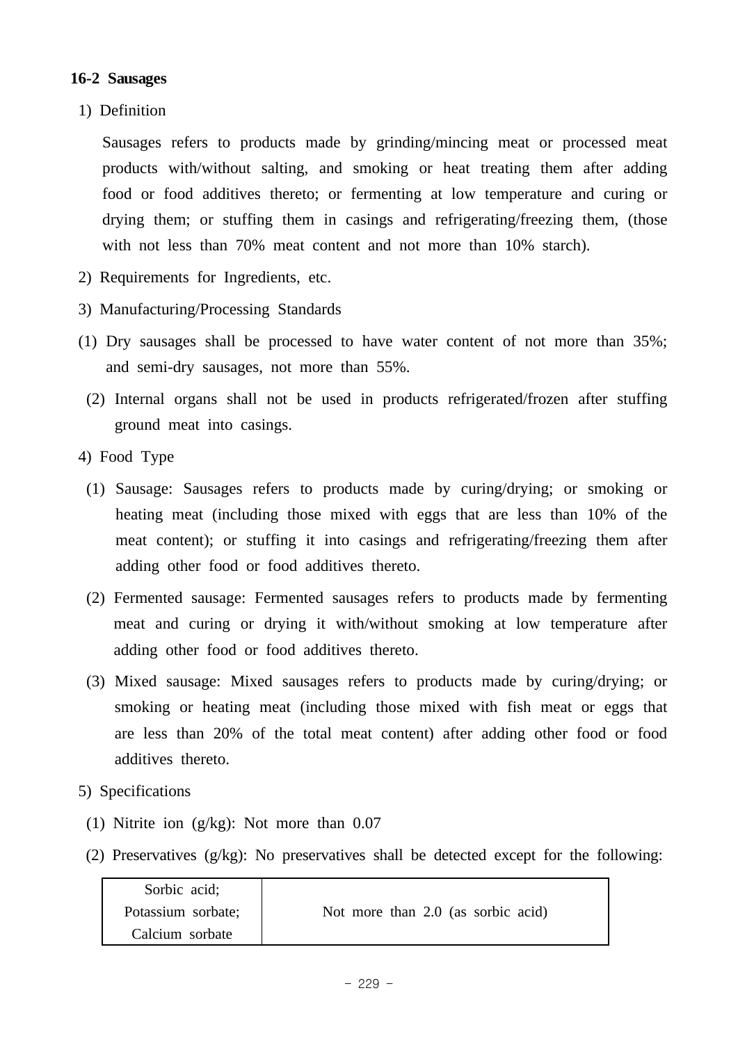### 16-2 Sausages

1) Definition

Sausages refers to products made by grinding/mincing meat or processed meat products with/without salting, and smoking or heat treating them after adding food or food additives thereto; or fermenting at low temperature and curing or drying them; or stuffing them in casings and refrigerating/freezing them, (those with not less than 70% meat content and not more than 10% starch).

2) Requirements for Ingredients, etc.

3) Manufacturing/Processing Standards

(1) Dry sausages shall be processed to have water content of not more than 35%; and semi-dry sausages, not more than 55%.

(2) Internal organs shall not be used in products refrigerated/frozen after stuffing ground meat into casings.

4) Food Type

(1) Sausage: Sausages refers to products made by curing/drying; or smoking or heating meat (including those mixed with eggs that are less than 10% of the meat content); or stuffing it into casings and refrigerating/freezing them after adding other food or food additives thereto.

(2) Fermented sausage: Fermented sausages refers to products made by fermenting meat and curing or drying it with/without smoking at low temperature after adding other food or food additives thereto.

(3) Mixed sausage: Mixed sausages refers to products made by curing/drying; or smoking or heating meat (including those mixed with fish meat or eggs that are less than 20% of the total meat content) after adding other food or food additives thereto.

5) Specifications

(1) Nitrite ion (g/kg): Not more than 0.07

(2) Preservatives (g/kg): No preservatives shall be detected except for the following:

| Sorbic acid; Potassium sorbate; Calcium sorbate | Not more than 2.0 (as sorbic acid) |
|---|---|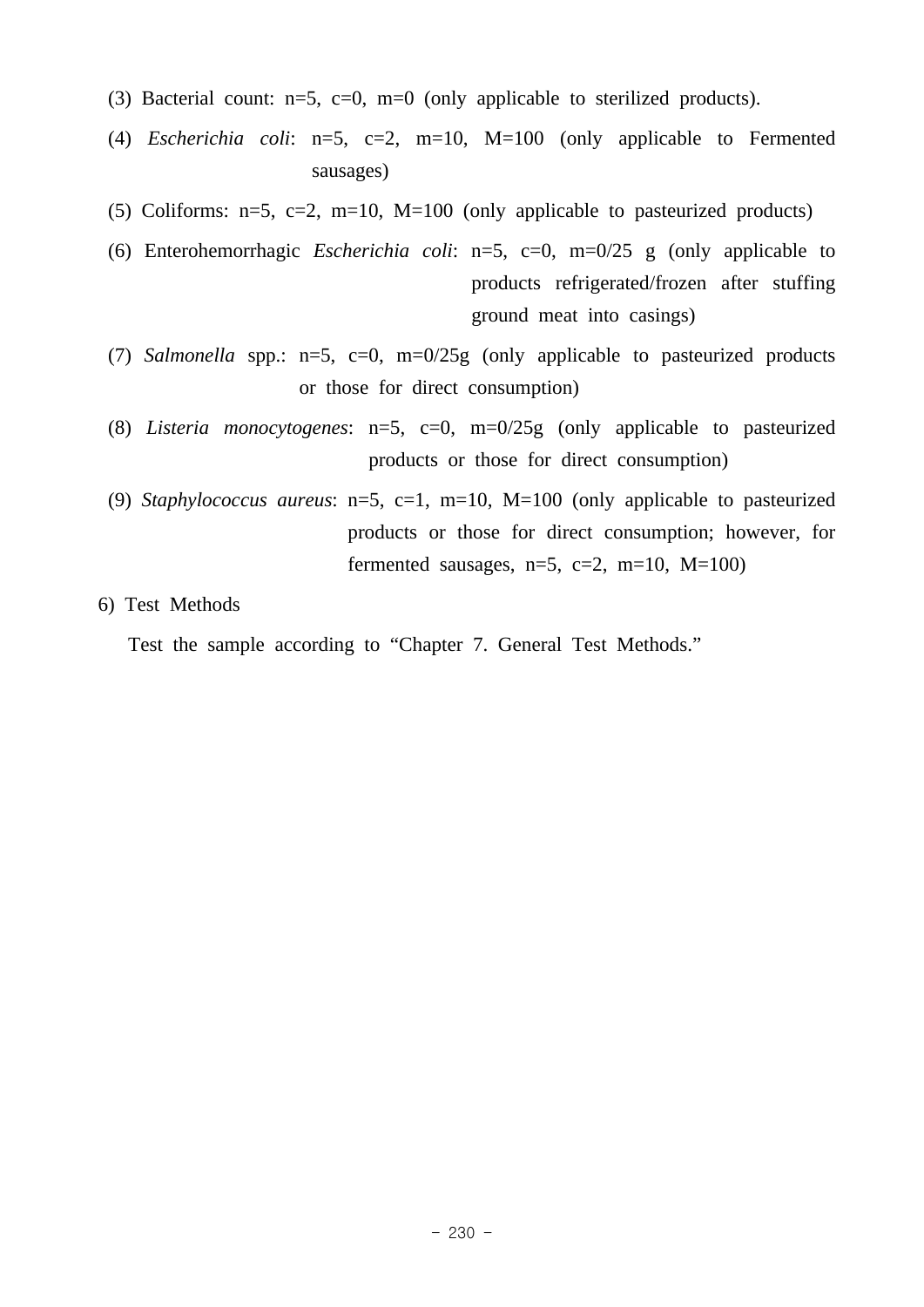(3) Bacterial count: n=5, c=0, m=0 (only applicable to sterilized products).

(4) *Escherichia coli*: n=5, c=2, m=10, M=100 (only applicable to Fermented sausages)

(5) Coliforms: n=5, c=2, m=10, M=100 (only applicable to pasteurized products)

(6) Enterohemorrhagic *Escherichia coli*: n=5, c=0, m=0/25 g (only applicable to products refrigerated/frozen after stuffing ground meat into casings)

(7) *Salmonella* spp.: n=5, c=0, m=0/25g (only applicable to pasteurized products or those for direct consumption)

(8) *Listeria monocytogenes*: n=5, c=0, m=0/25g (only applicable to pasteurized products or those for direct consumption)

(9) *Staphylococcus aureus*: n=5, c=1, m=10, M=100 (only applicable to pasteurized products or those for direct consumption; however, for fermented sausages, n=5, c=2, m=10, M=100)

6) Test Methods

Test the sample according to "Chapter 7. General Test Methods."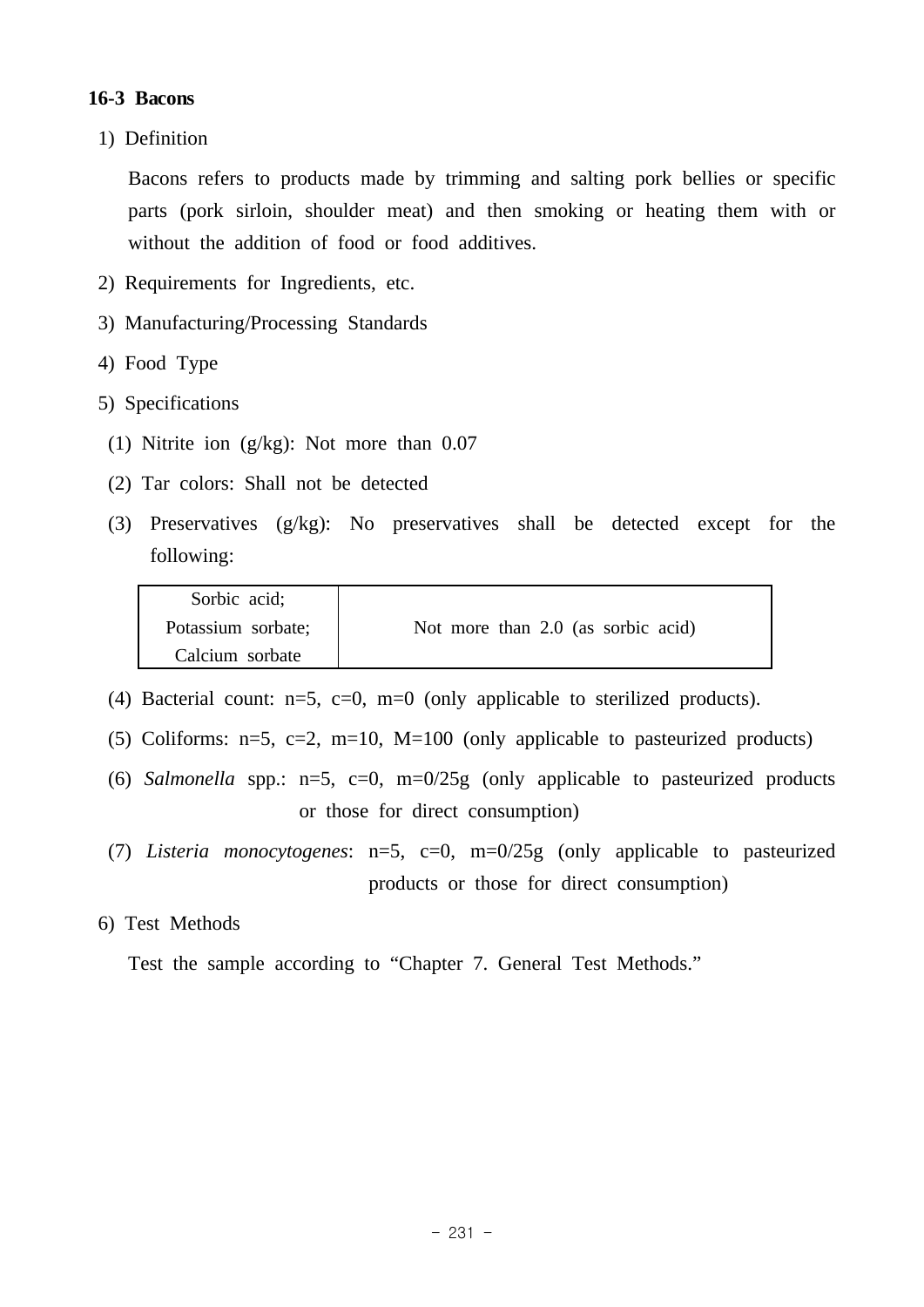### 16-3 Bacons

1) Definition

Bacons refers to products made by trimming and salting pork bellies or specific parts (pork sirloin, shoulder meat) and then smoking or heating them with or without the addition of food or food additives.

2) Requirements for Ingredients, etc.

3) Manufacturing/Processing Standards

4) Food Type

5) Specifications

(1) Nitrite ion (g/kg): Not more than 0.07

(2) Tar colors: Shall not be detected

(3) Preservatives (g/kg): No preservatives shall be detected except for the following:

| Sorbic acid; Potassium sorbate; Calcium sorbate | Not more than 2.0 (as sorbic acid) |
|---|---|

(4) Bacterial count: n=5, c=0, m=0 (only applicable to sterilized products).

(5) Coliforms: n=5, c=2, m=10, M=100 (only applicable to pasteurized products)

(6) *Salmonella* spp.: n=5, c=0, m=0/25g (only applicable to pasteurized products or those for direct consumption)

(7) *Listeria monocytogenes*: n=5, c=0, m=0/25g (only applicable to pasteurized products or those for direct consumption)

6) Test Methods

Test the sample according to "Chapter 7. General Test Methods."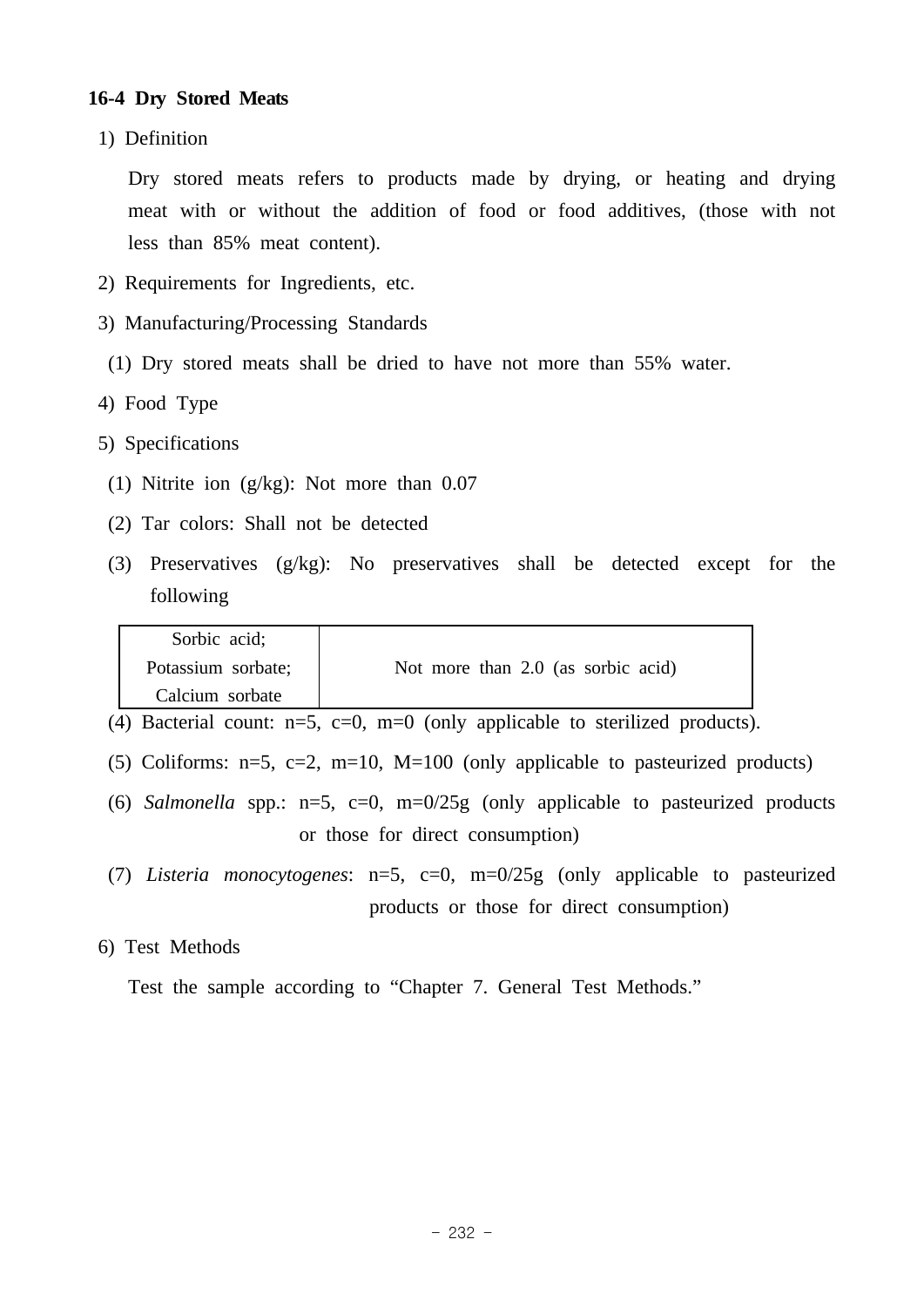**16-4 Dry Stored Meats**

1) Definition

Dry stored meats refers to products made by drying, or heating and drying meat with or without the addition of food or food additives, (those with not less than 85% meat content).

2) Requirements for Ingredients, etc.

3) Manufacturing/Processing Standards

(1) Dry stored meats shall be dried to have not more than 55% water.

4) Food Type

5) Specifications

(1) Nitrite ion (g/kg): Not more than 0.07

(2) Tar colors: Shall not be detected

(3) Preservatives (g/kg): No preservatives shall be detected except for the following

| Sorbic acid; Potassium sorbate; Calcium sorbate | Not more than 2.0 (as sorbic acid) |
|---|---|

(4) Bacterial count: n=5, c=0, m=0 (only applicable to sterilized products).

(5) Coliforms: n=5, c=2, m=10, M=100 (only applicable to pasteurized products)

(6) *Salmonella* spp.: n=5, c=0, m=0/25g (only applicable to pasteurized products or those for direct consumption)

(7) *Listeria monocytogenes*: n=5, c=0, m=0/25g (only applicable to pasteurized products or those for direct consumption)

6) Test Methods

Test the sample according to "Chapter 7. General Test Methods."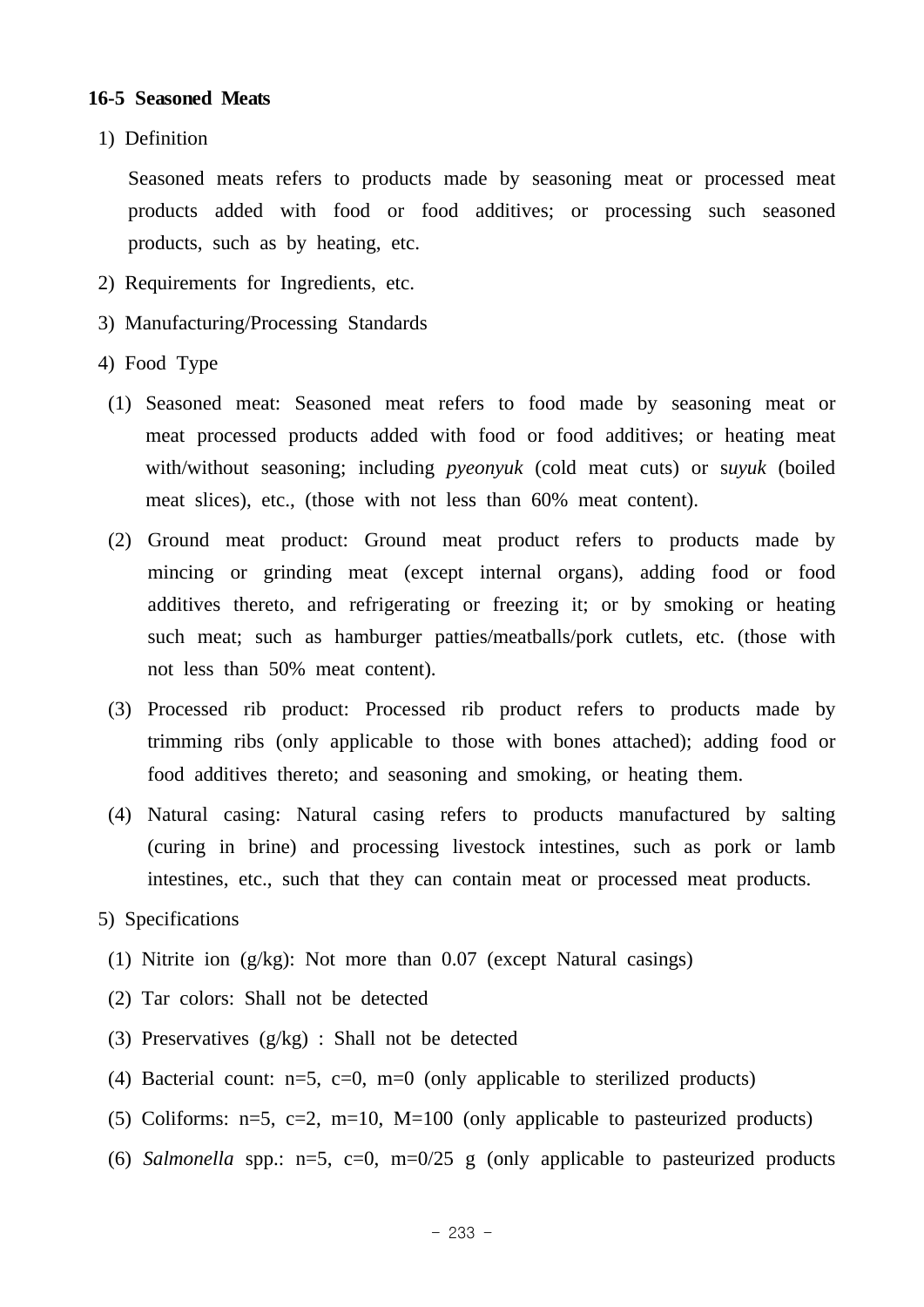### 16-5 Seasoned Meats

1) Definition

Seasoned meats refers to products made by seasoning meat or processed meat products added with food or food additives; or processing such seasoned products, such as by heating, etc.

2) Requirements for Ingredients, etc.

3) Manufacturing/Processing Standards

4) Food Type

(1) Seasoned meat: Seasoned meat refers to food made by seasoning meat or meat processed products added with food or food additives; or heating meat with/without seasoning; including *pyeonyuk* (cold meat cuts) or s*uyuk* (boiled meat slices), etc., (those with not less than 60% meat content).

(2) Ground meat product: Ground meat product refers to products made by mincing or grinding meat (except internal organs), adding food or food additives thereto, and refrigerating or freezing it; or by smoking or heating such meat; such as hamburger patties/meatballs/pork cutlets, etc. (those with not less than 50% meat content).

(3) Processed rib product: Processed rib product refers to products made by trimming ribs (only applicable to those with bones attached); adding food or food additives thereto; and seasoning and smoking, or heating them.

(4) Natural casing: Natural casing refers to products manufactured by salting (curing in brine) and processing livestock intestines, such as pork or lamb intestines, etc., such that they can contain meat or processed meat products.

5) Specifications

(1) Nitrite ion (g/kg): Not more than 0.07 (except Natural casings)

(2) Tar colors: Shall not be detected

(3) Preservatives (g/kg) : Shall not be detected

(4) Bacterial count: n=5, c=0, m=0 (only applicable to sterilized products)

(5) Coliforms: n=5, c=2, m=10, M=100 (only applicable to pasteurized products)

(6) *Salmonella* spp.: n=5, c=0, m=0/25 g (only applicable to pasteurized products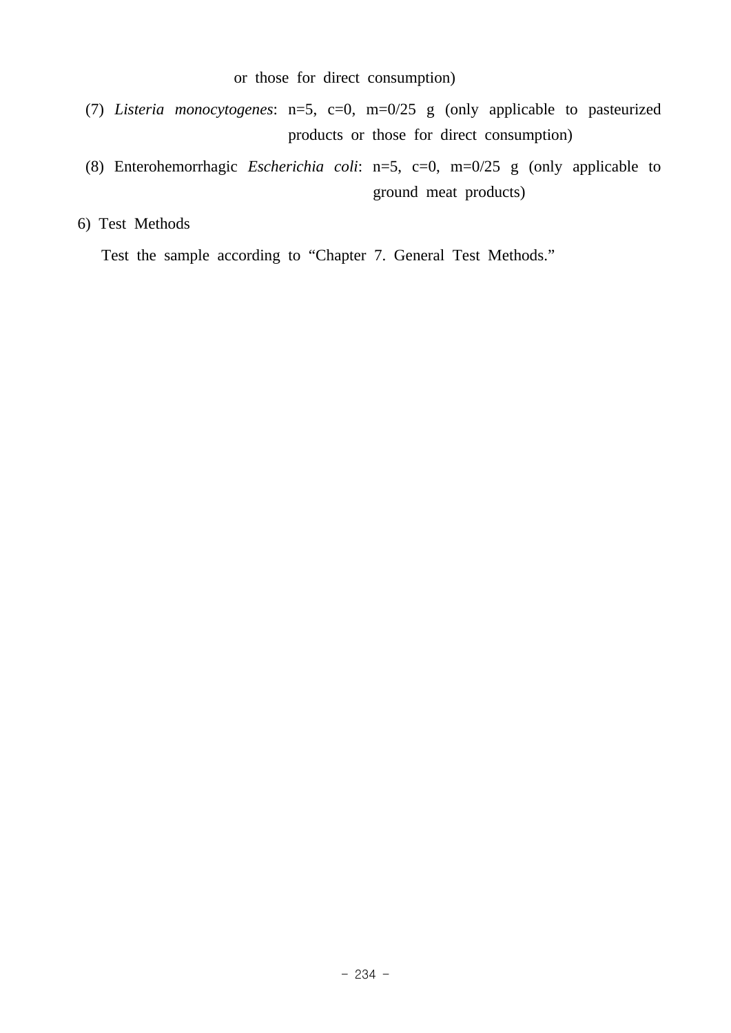or those for direct consumption)

(7) *Listeria monocytogenes*: n=5, c=0, m=0/25 g (only applicable to pasteurized products or those for direct consumption)

(8) Enterohemorrhagic *Escherichia coli*: n=5, c=0, m=0/25 g (only applicable to ground meat products)

6) Test Methods

Test the sample according to “Chapter 7. General Test Methods.”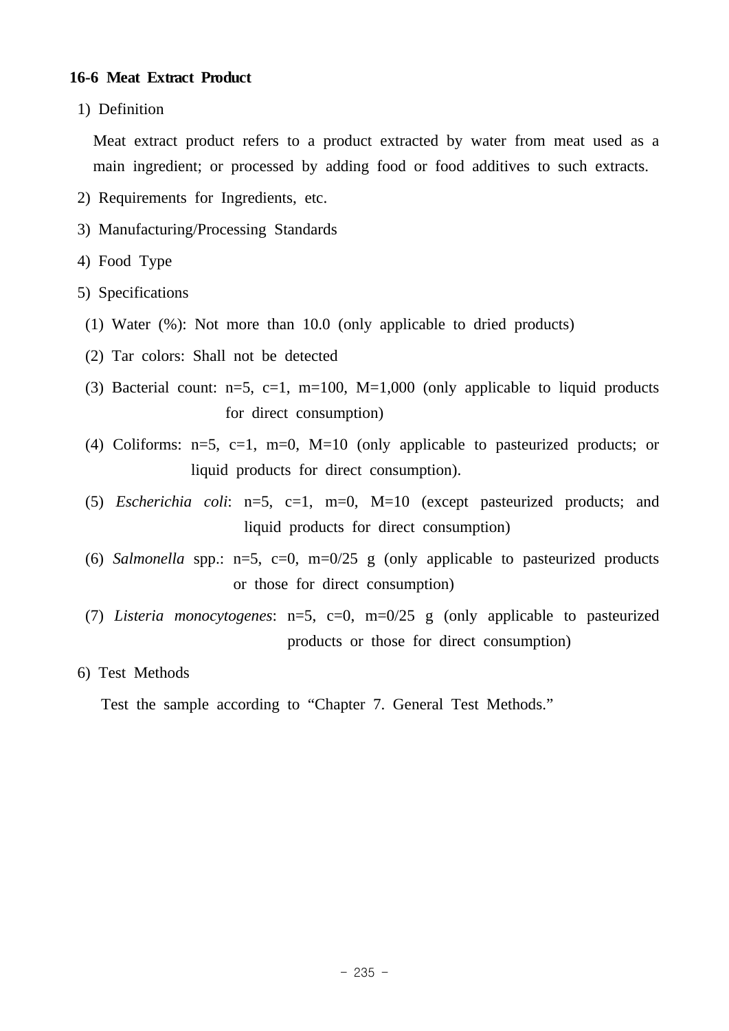### 16-6 Meat Extract Product

1) Definition

Meat extract product refers to a product extracted by water from meat used as a main ingredient; or processed by adding food or food additives to such extracts.

2) Requirements for Ingredients, etc.

3) Manufacturing/Processing Standards

4) Food Type

5) Specifications

(1) Water (%): Not more than 10.0 (only applicable to dried products)

(2) Tar colors: Shall not be detected

(3) Bacterial count: n=5, c=1, m=100, M=1,000 (only applicable to liquid products for direct consumption)

(4) Coliforms: n=5, c=1, m=0, M=10 (only applicable to pasteurized products; or liquid products for direct consumption).

(5) *Escherichia coli*: n=5, c=1, m=0, M=10 (except pasteurized products; and liquid products for direct consumption)

(6) *Salmonella* spp.: n=5, c=0, m=0/25 g (only applicable to pasteurized products or those for direct consumption)

(7) *Listeria monocytogenes*: n=5, c=0, m=0/25 g (only applicable to pasteurized products or those for direct consumption)

6) Test Methods

Test the sample according to “Chapter 7. General Test Methods.”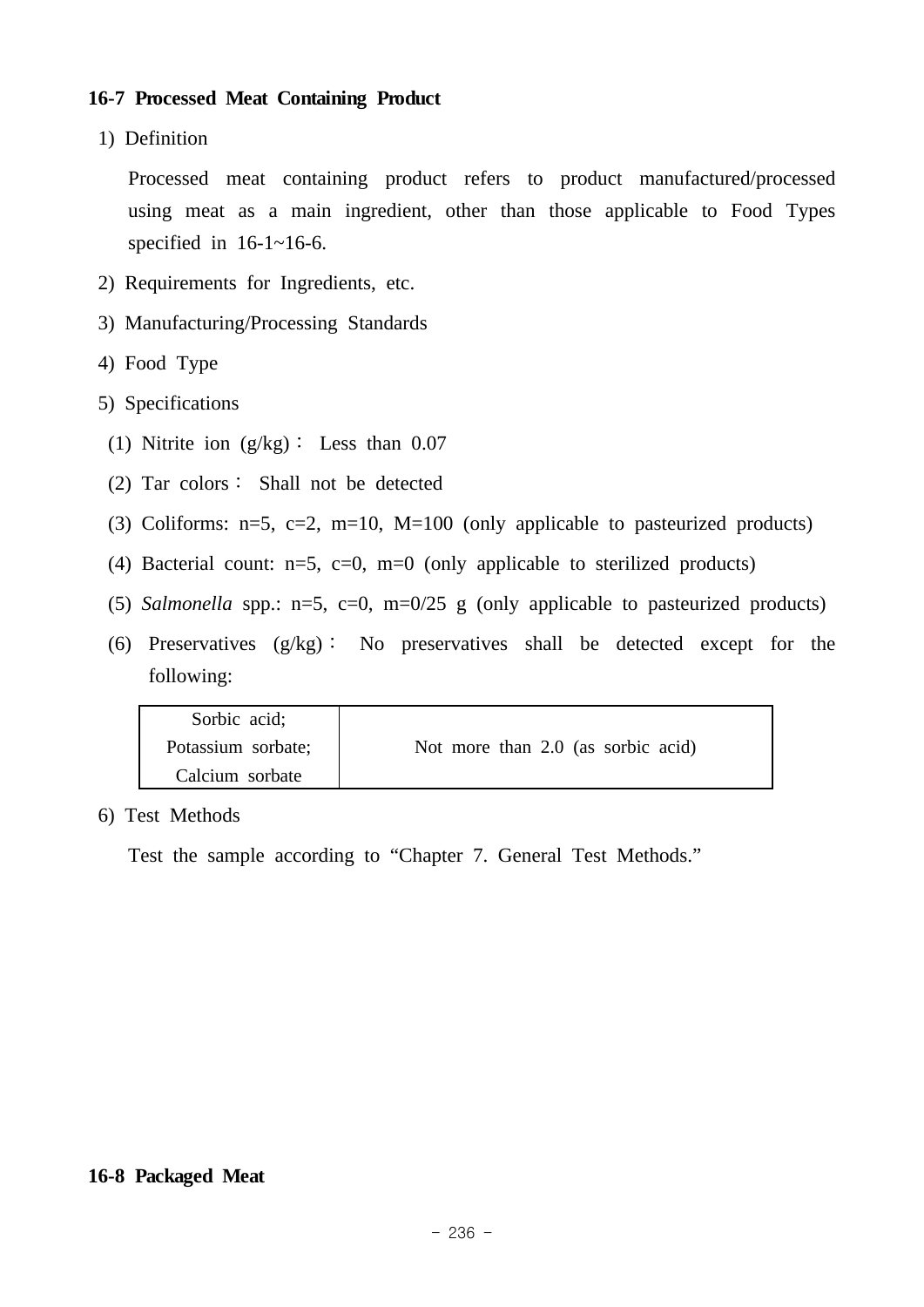### 16-7 Processed Meat Containing Product

1) Definition

Processed meat containing product refers to product manufactured/processed using meat as a main ingredient, other than those applicable to Food Types specified in 16-1~16-6.

2) Requirements for Ingredients, etc.

3) Manufacturing/Processing Standards

4) Food Type

5) Specifications

(1) Nitrite ion (g/kg) : Less than 0.07

(2) Tar colors : Shall not be detected

(3) Coliforms: n=5, c=2, m=10, M=100 (only applicable to pasteurized products)

(4) Bacterial count: n=5, c=0, m=0 (only applicable to sterilized products)

(5) *Salmonella* spp.: n=5, c=0, m=0/25 g (only applicable to pasteurized products)

(6) Preservatives (g/kg) : No preservatives shall be detected except for the following:

| Preservative | Limit |
|---|---|
| Sorbic acid; Potassium sorbate; Calcium sorbate | Not more than 2.0 (as sorbic acid) |

6) Test Methods

Test the sample according to "Chapter 7. General Test Methods."

### 16-8 Packaged Meat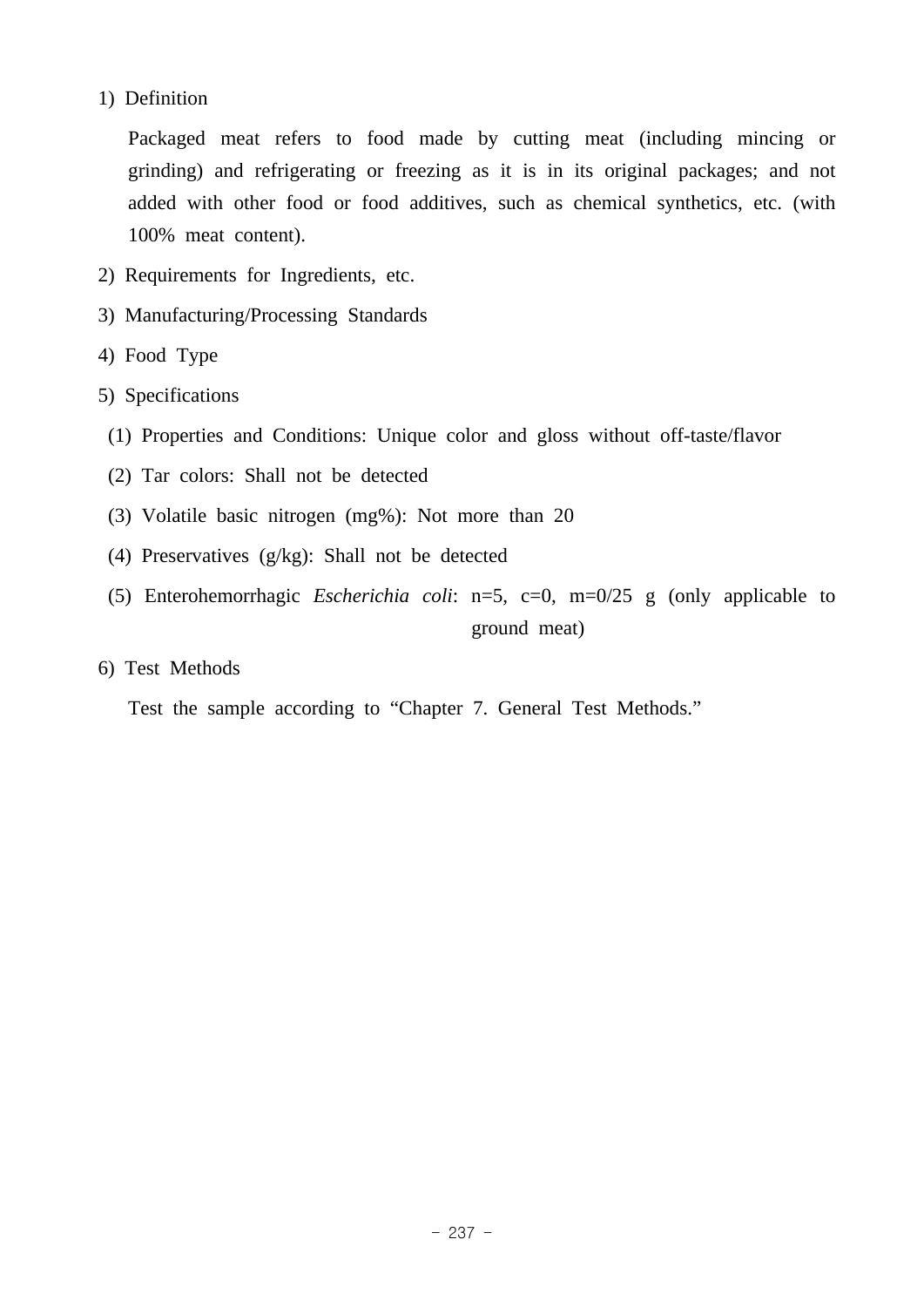1) Definition

Packaged meat refers to food made by cutting meat (including mincing or grinding) and refrigerating or freezing as it is in its original packages; and not added with other food or food additives, such as chemical synthetics, etc. (with 100% meat content).

2) Requirements for Ingredients, etc.

3) Manufacturing/Processing Standards

4) Food Type

5) Specifications

(1) Properties and Conditions: Unique color and gloss without off-taste/flavor

(2) Tar colors: Shall not be detected

(3) Volatile basic nitrogen (mg%): Not more than 20

(4) Preservatives (g/kg): Shall not be detected

(5) Enterohemorrhagic *Escherichia coli*: n=5, c=0, m=0/25 g (only applicable to ground meat)

6) Test Methods

Test the sample according to “Chapter 7. General Test Methods.”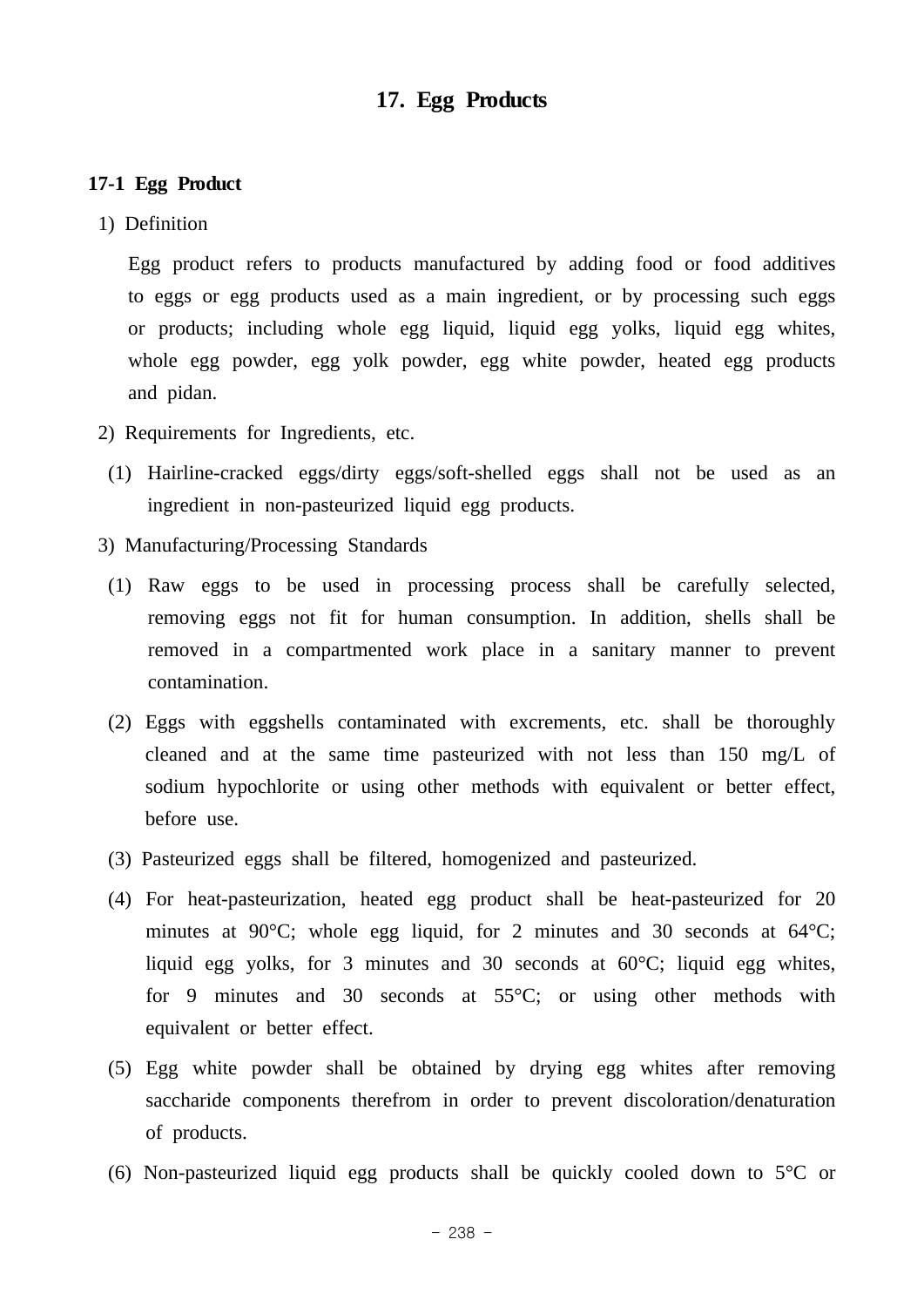# 17. Egg Products

## 17-1 Egg Product

1) Definition

Egg product refers to products manufactured by adding food or food additives to eggs or egg products used as a main ingredient, or by processing such eggs or products; including whole egg liquid, liquid egg yolks, liquid egg whites, whole egg powder, egg yolk powder, egg white powder, heated egg products and pidan.

2) Requirements for Ingredients, etc.

(1) Hairline-cracked eggs/dirty eggs/soft-shelled eggs shall not be used as an ingredient in non-pasteurized liquid egg products.

3) Manufacturing/Processing Standards

(1) Raw eggs to be used in processing process shall be carefully selected, removing eggs not fit for human consumption. In addition, shells shall be removed in a compartmented work place in a sanitary manner to prevent contamination.

(2) Eggs with eggshells contaminated with excrements, etc. shall be thoroughly cleaned and at the same time pasteurized with not less than 150 mg/L of sodium hypochlorite or using other methods with equivalent or better effect, before use.

(3) Pasteurized eggs shall be filtered, homogenized and pasteurized.

(4) For heat-pasteurization, heated egg product shall be heat-pasteurized for 20 minutes at 90°C; whole egg liquid, for 2 minutes and 30 seconds at 64°C; liquid egg yolks, for 3 minutes and 30 seconds at 60°C; liquid egg whites, for 9 minutes and 30 seconds at 55°C; or using other methods with equivalent or better effect.

(5) Egg white powder shall be obtained by drying egg whites after removing saccharide components therefrom in order to prevent discoloration/denaturation of products.

(6) Non-pasteurized liquid egg products shall be quickly cooled down to 5°C or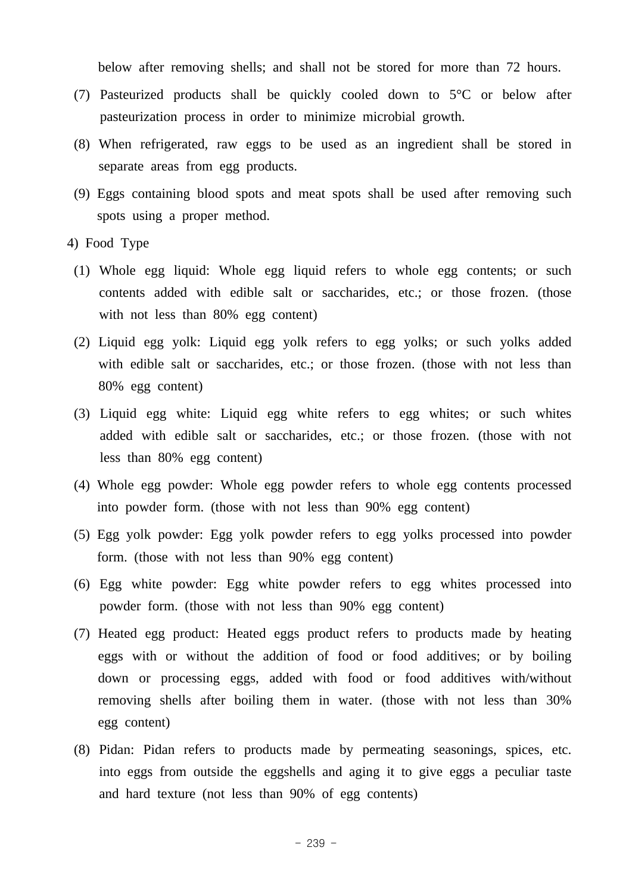below after removing shells; and shall not be stored for more than 72 hours.

(7) Pasteurized products shall be quickly cooled down to 5°C or below after pasteurization process in order to minimize microbial growth.

(8) When refrigerated, raw eggs to be used as an ingredient shall be stored in separate areas from egg products.

(9) Eggs containing blood spots and meat spots shall be used after removing such spots using a proper method.

4) Food Type

(1) Whole egg liquid: Whole egg liquid refers to whole egg contents; or such contents added with edible salt or saccharides, etc.; or those frozen. (those with not less than 80% egg content)

(2) Liquid egg yolk: Liquid egg yolk refers to egg yolks; or such yolks added with edible salt or saccharides, etc.; or those frozen. (those with not less than 80% egg content)

(3) Liquid egg white: Liquid egg white refers to egg whites; or such whites added with edible salt or saccharides, etc.; or those frozen. (those with not less than 80% egg content)

(4) Whole egg powder: Whole egg powder refers to whole egg contents processed into powder form. (those with not less than 90% egg content)

(5) Egg yolk powder: Egg yolk powder refers to egg yolks processed into powder form. (those with not less than 90% egg content)

(6) Egg white powder: Egg white powder refers to egg whites processed into powder form. (those with not less than 90% egg content)

(7) Heated egg product: Heated eggs product refers to products made by heating eggs with or without the addition of food or food additives; or by boiling down or processing eggs, added with food or food additives with/without removing shells after boiling them in water. (those with not less than 30% egg content)

(8) Pidan: Pidan refers to products made by permeating seasonings, spices, etc. into eggs from outside the eggshells and aging it to give eggs a peculiar taste and hard texture (not less than 90% of egg contents)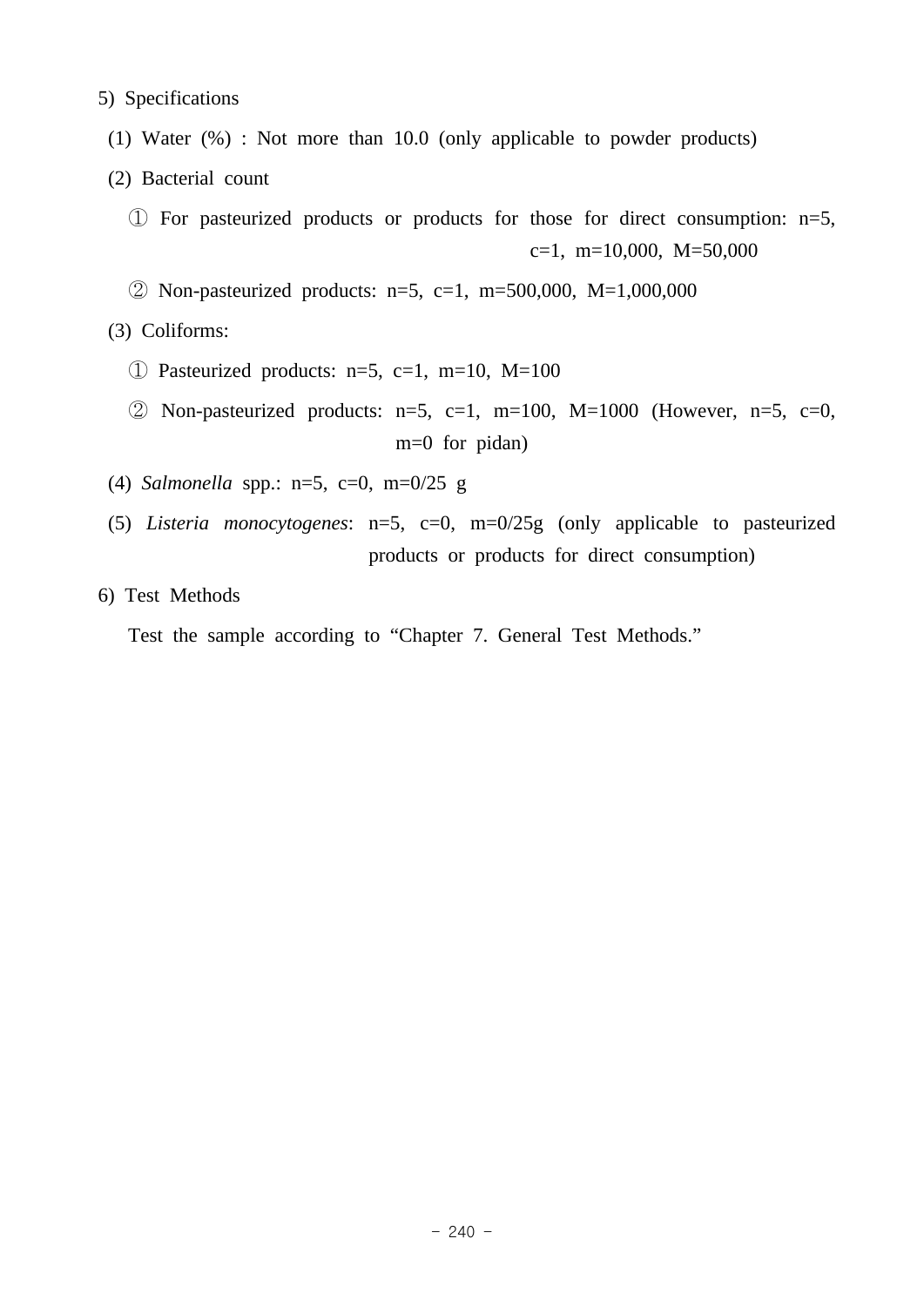5) Specifications

(1) Water (%) : Not more than 10.0 (only applicable to powder products)

(2) Bacterial count

① For pasteurized products or products for those for direct consumption: n=5, c=1, m=10,000, M=50,000

② Non-pasteurized products: n=5, c=1, m=500,000, M=1,000,000

(3) Coliforms:

① Pasteurized products: n=5, c=1, m=10, M=100

② Non-pasteurized products: n=5, c=1, m=100, M=1000 (However, n=5, c=0, m=0 for pidan)

(4) *Salmonella* spp.: n=5, c=0, m=0/25 g

(5) *Listeria monocytogenes*: n=5, c=0, m=0/25g (only applicable to pasteurized products or products for direct consumption)

6) Test Methods

Test the sample according to “Chapter 7. General Test Methods.”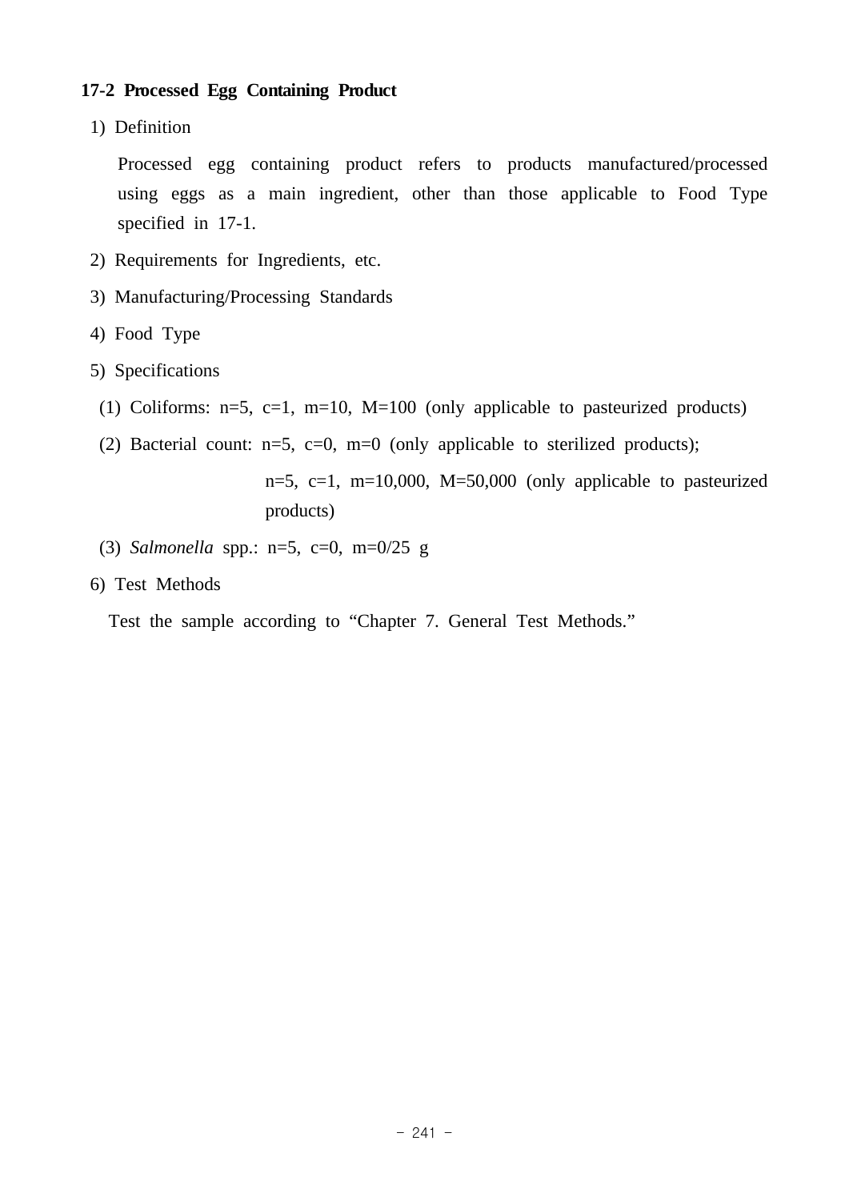### 17-2 Processed Egg Containing Product

1) Definition

Processed egg containing product refers to products manufactured/processed using eggs as a main ingredient, other than those applicable to Food Type specified in 17-1.

2) Requirements for Ingredients, etc.

3) Manufacturing/Processing Standards

4) Food Type

5) Specifications

(1) Coliforms: n=5, c=1, m=10, M=100 (only applicable to pasteurized products)

(2) Bacterial count: n=5, c=0, m=0 (only applicable to sterilized products);
n=5, c=1, m=10,000, M=50,000 (only applicable to pasteurized products)

(3) *Salmonella* spp.: n=5, c=0, m=0/25 g

6) Test Methods

Test the sample according to “Chapter 7. General Test Methods.”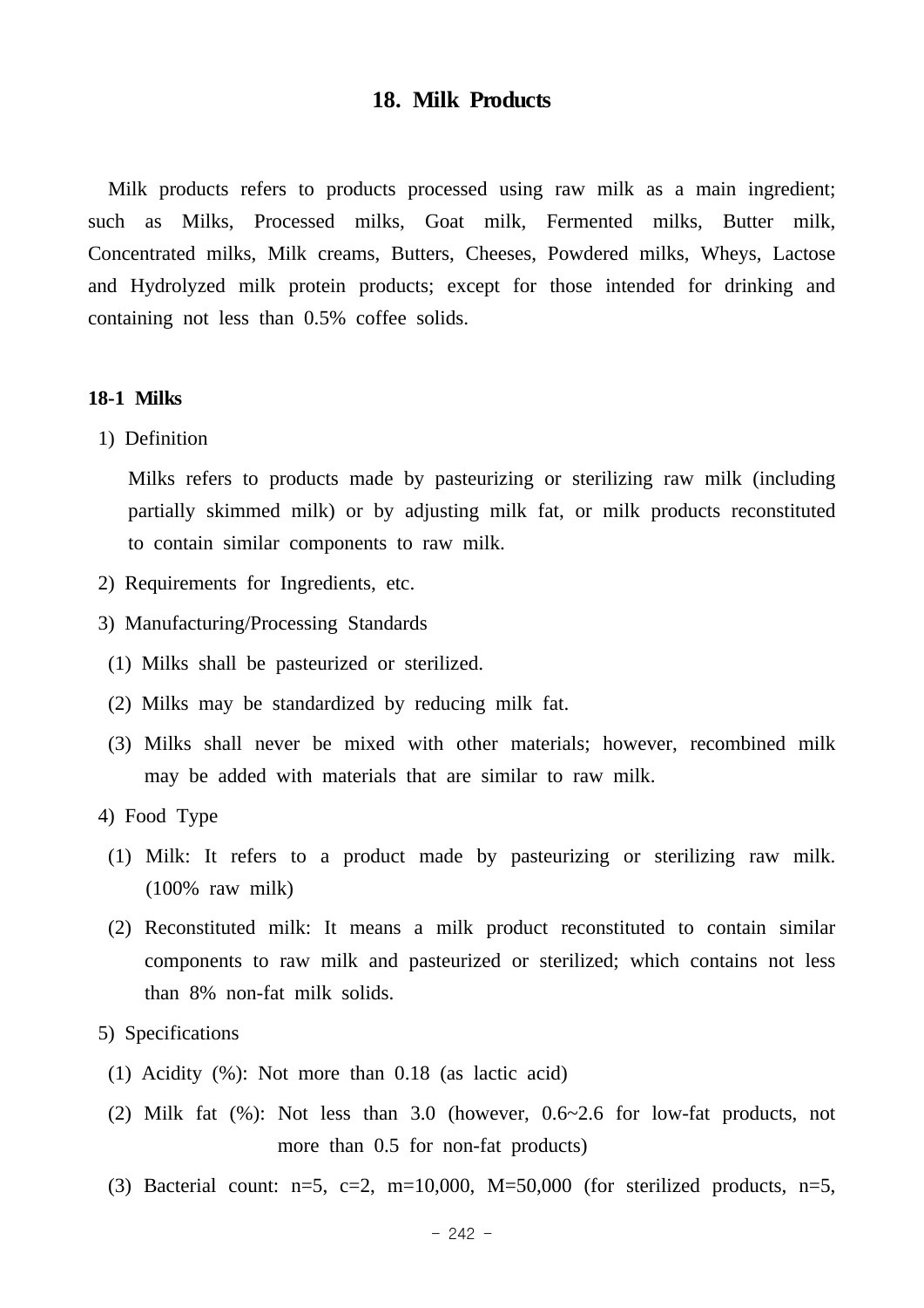# 18. Milk Products

Milk products refers to products processed using raw milk as a main ingredient; such as Milks, Processed milks, Goat milk, Fermented milks, Butter milk, Concentrated milks, Milk creams, Butters, Cheeses, Powdered milks, Wheys, Lactose and Hydrolyzed milk protein products; except for those intended for drinking and containing not less than 0.5% coffee solids.

## 18-1 Milks

1) Definition

Milks refers to products made by pasteurizing or sterilizing raw milk (including partially skimmed milk) or by adjusting milk fat, or milk products reconstituted to contain similar components to raw milk.

2) Requirements for Ingredients, etc.

3) Manufacturing/Processing Standards

(1) Milks shall be pasteurized or sterilized.

(2) Milks may be standardized by reducing milk fat.

(3) Milks shall never be mixed with other materials; however, recombined milk may be added with materials that are similar to raw milk.

4) Food Type

(1) Milk: It refers to a product made by pasteurizing or sterilizing raw milk. (100% raw milk)

(2) Reconstituted milk: It means a milk product reconstituted to contain similar components to raw milk and pasteurized or sterilized; which contains not less than 8% non-fat milk solids.

5) Specifications

(1) Acidity (%): Not more than 0.18 (as lactic acid)

(2) Milk fat (%): Not less than 3.0 (however, 0.6~2.6 for low-fat products, not more than 0.5 for non-fat products)

(3) Bacterial count: n=5, c=2, m=10,000, M=50,000 (for sterilized products, n=5,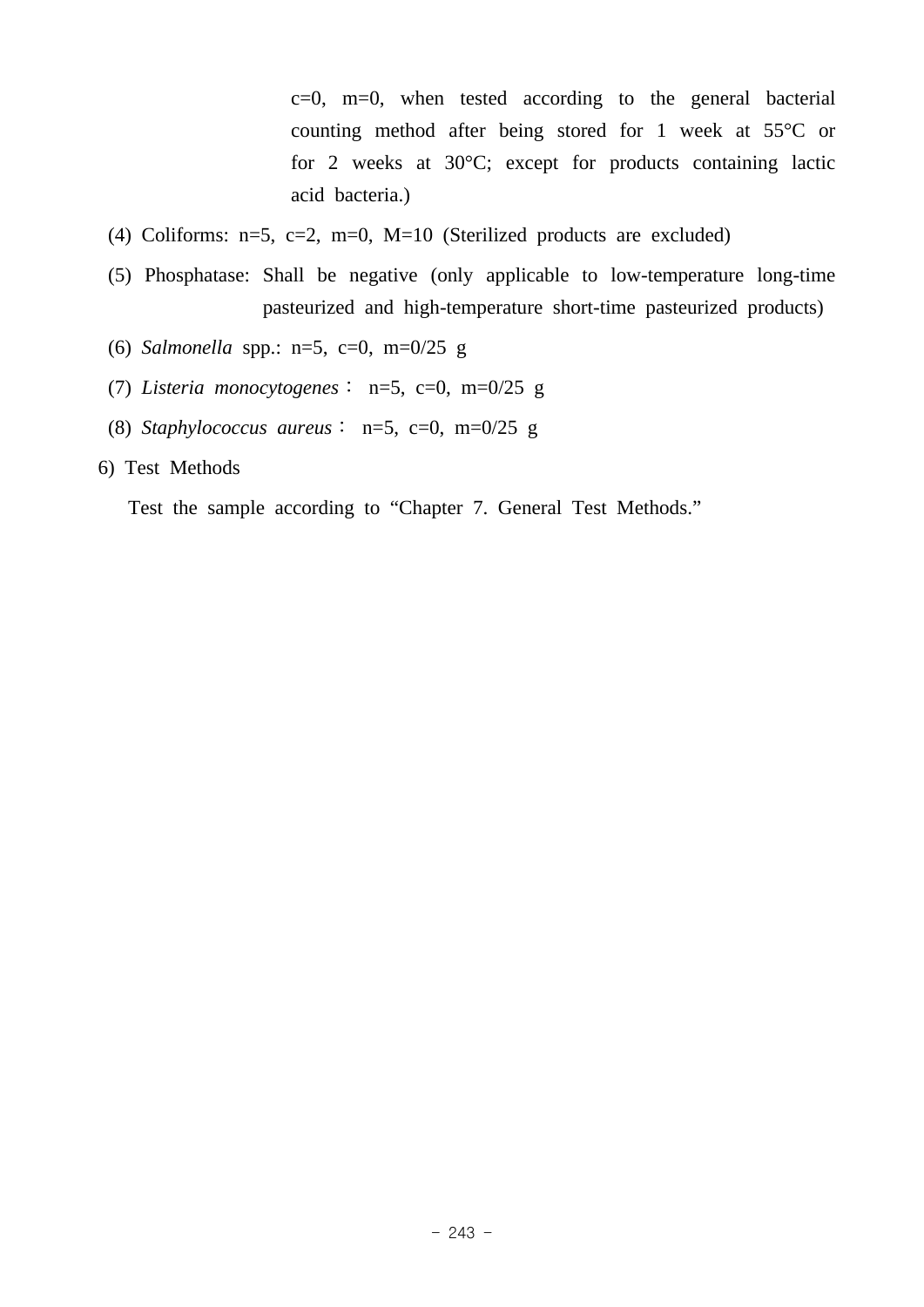c=0, m=0, when tested according to the general bacterial counting method after being stored for 1 week at 55°C or for 2 weeks at 30°C; except for products containing lactic acid bacteria.)

(4) Coliforms: n=5, c=2, m=0, M=10 (Sterilized products are excluded)

(5) Phosphatase: Shall be negative (only applicable to low-temperature long-time pasteurized and high-temperature short-time pasteurized products)

(6) *Salmonella* spp.: n=5, c=0, m=0/25 g

(7) *Listeria monocytogenes*： n=5, c=0, m=0/25 g

(8) *Staphylococcus aureus*： n=5, c=0, m=0/25 g

6) Test Methods

Test the sample according to “Chapter 7. General Test Methods.”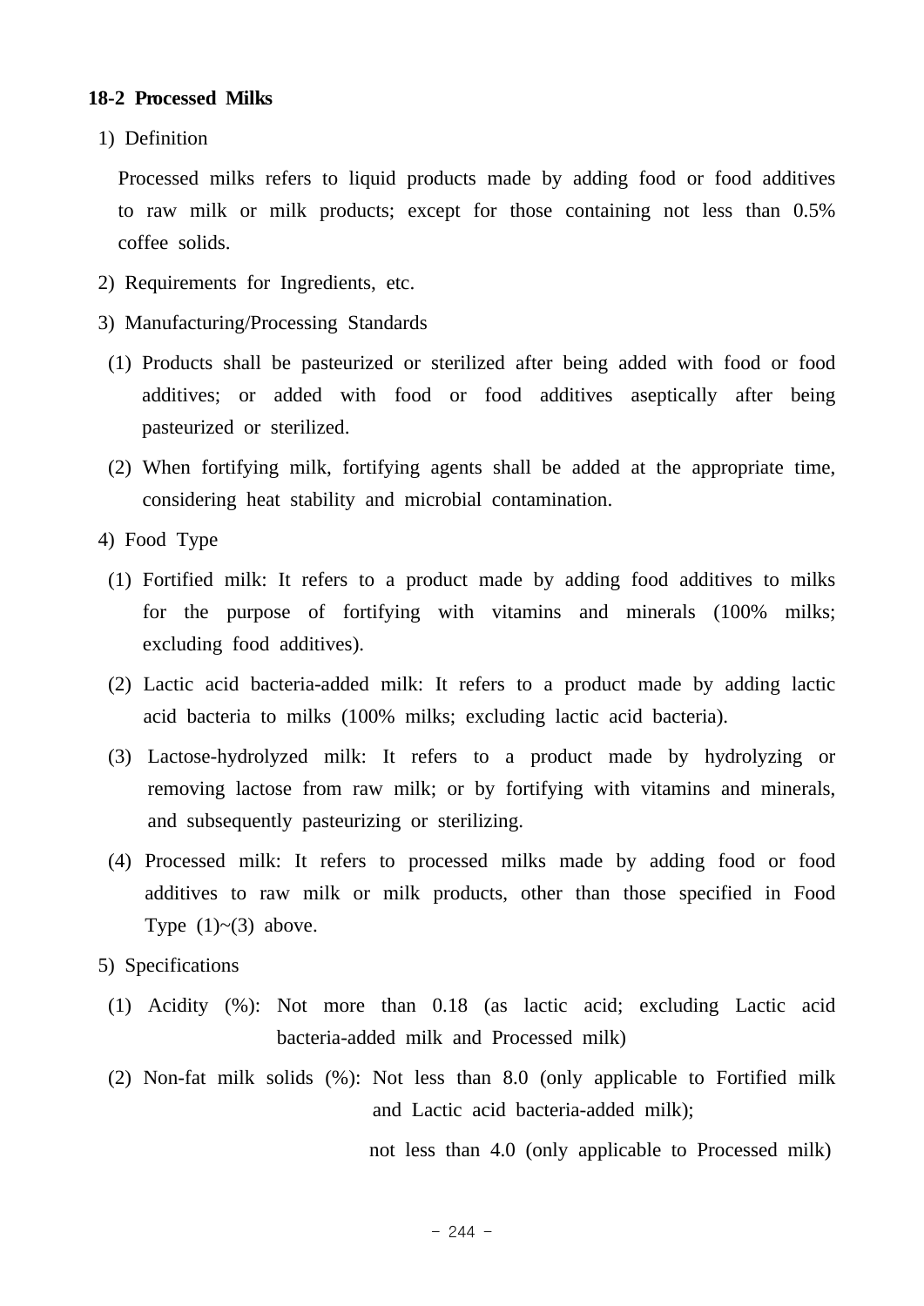**18-2 Processed Milks**

1) Definition

Processed milks refers to liquid products made by adding food or food additives to raw milk or milk products; except for those containing not less than 0.5% coffee solids.

2) Requirements for Ingredients, etc.

3) Manufacturing/Processing Standards

(1) Products shall be pasteurized or sterilized after being added with food or food additives; or added with food or food additives aseptically after being pasteurized or sterilized.

(2) When fortifying milk, fortifying agents shall be added at the appropriate time, considering heat stability and microbial contamination.

4) Food Type

(1) Fortified milk: It refers to a product made by adding food additives to milks for the purpose of fortifying with vitamins and minerals (100% milks; excluding food additives).

(2) Lactic acid bacteria-added milk: It refers to a product made by adding lactic acid bacteria to milks (100% milks; excluding lactic acid bacteria).

(3) Lactose-hydrolyzed milk: It refers to a product made by hydrolyzing or removing lactose from raw milk; or by fortifying with vitamins and minerals, and subsequently pasteurizing or sterilizing.

(4) Processed milk: It refers to processed milks made by adding food or food additives to raw milk or milk products, other than those specified in Food Type (1)~(3) above.

5) Specifications

(1) Acidity (%): Not more than 0.18 (as lactic acid; excluding Lactic acid bacteria-added milk and Processed milk)

(2) Non-fat milk solids (%): Not less than 8.0 (only applicable to Fortified milk and Lactic acid bacteria-added milk);

not less than 4.0 (only applicable to Processed milk)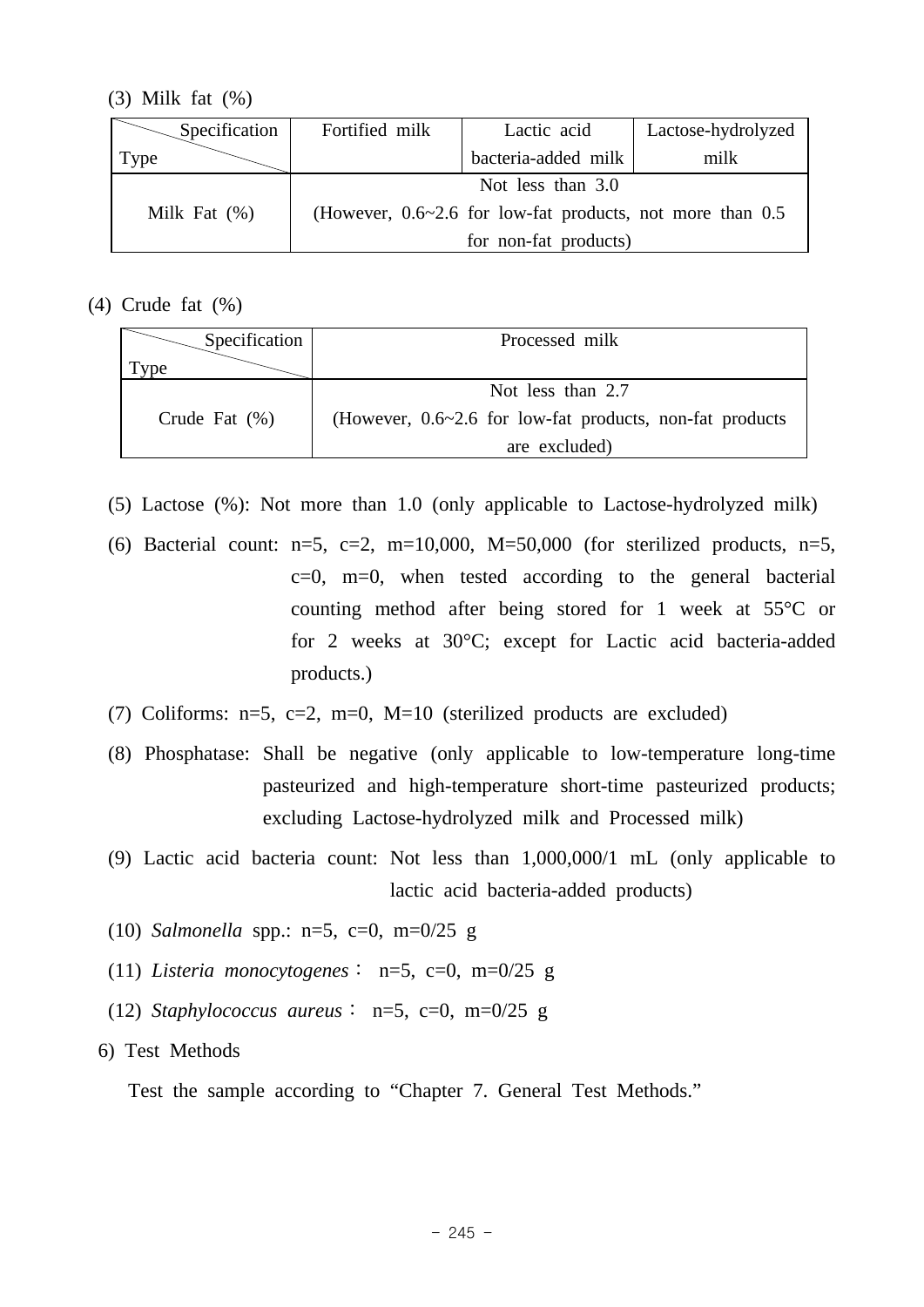(3) Milk fat (%)

| Specification / Type | Fortified milk | Lactic acid bacteria-added milk | Lactose-hydrolyzed milk |
|---|---|---|---|
| Milk Fat (%) | Not less than 3.0 (However, 0.6~2.6 for low-fat products, not more than 0.5 for non-fat products) | | |

(4) Crude fat (%)

| Specification / Type | Processed milk |
|---|---|
| Crude Fat (%) | Not less than 2.7 (However, 0.6~2.6 for low-fat products, non-fat products are excluded) |

(5) Lactose (%): Not more than 1.0 (only applicable to Lactose-hydrolyzed milk)

(6) Bacterial count: n=5, c=2, m=10,000, M=50,000 (for sterilized products, n=5, c=0, m=0, when tested according to the general bacterial counting method after being stored for 1 week at 55°C or for 2 weeks at 30°C; except for Lactic acid bacteria-added products.)

(7) Coliforms: n=5, c=2, m=0, M=10 (sterilized products are excluded)

(8) Phosphatase: Shall be negative (only applicable to low-temperature long-time pasteurized and high-temperature short-time pasteurized products; excluding Lactose-hydrolyzed milk and Processed milk)

(9) Lactic acid bacteria count: Not less than 1,000,000/1 mL (only applicable to lactic acid bacteria-added products)

(10) *Salmonella* spp.: n=5, c=0, m=0/25 g

(11) *Listeria monocytogenes*： n=5, c=0, m=0/25 g

(12) *Staphylococcus aureus*： n=5, c=0, m=0/25 g

6) Test Methods

Test the sample according to “Chapter 7. General Test Methods.”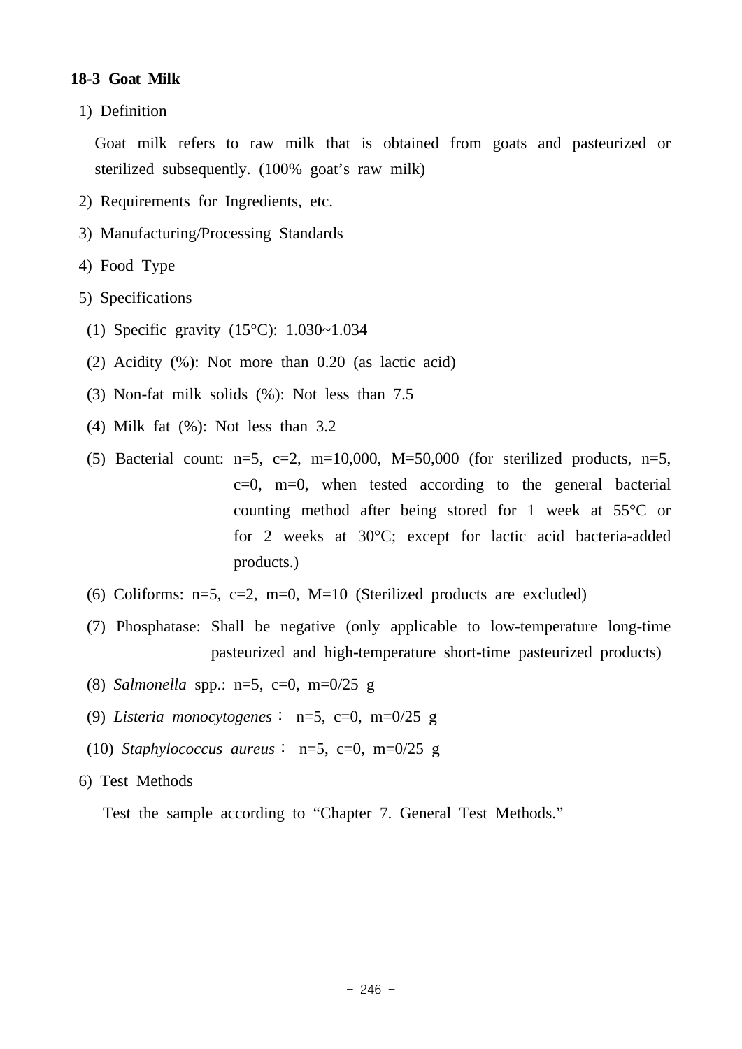### 18-3 Goat Milk

1) Definition

Goat milk refers to raw milk that is obtained from goats and pasteurized or sterilized subsequently. (100% goat's raw milk)

2) Requirements for Ingredients, etc.

3) Manufacturing/Processing Standards

4) Food Type

5) Specifications

(1) Specific gravity (15°C): 1.030~1.034

(2) Acidity (%): Not more than 0.20 (as lactic acid)

(3) Non-fat milk solids (%): Not less than 7.5

(4) Milk fat (%): Not less than 3.2

(5) Bacterial count: n=5, c=2, m=10,000, M=50,000 (for sterilized products, n=5, c=0, m=0, when tested according to the general bacterial counting method after being stored for 1 week at 55°C or for 2 weeks at 30°C; except for lactic acid bacteria-added products.)

(6) Coliforms: n=5, c=2, m=0, M=10 (Sterilized products are excluded)

(7) Phosphatase: Shall be negative (only applicable to low-temperature long-time pasteurized and high-temperature short-time pasteurized products)

(8) *Salmonella* spp.: n=5, c=0, m=0/25 g

(9) *Listeria monocytogenes*： n=5, c=0, m=0/25 g

(10) *Staphylococcus aureus*： n=5, c=0, m=0/25 g

6) Test Methods

Test the sample according to "Chapter 7. General Test Methods."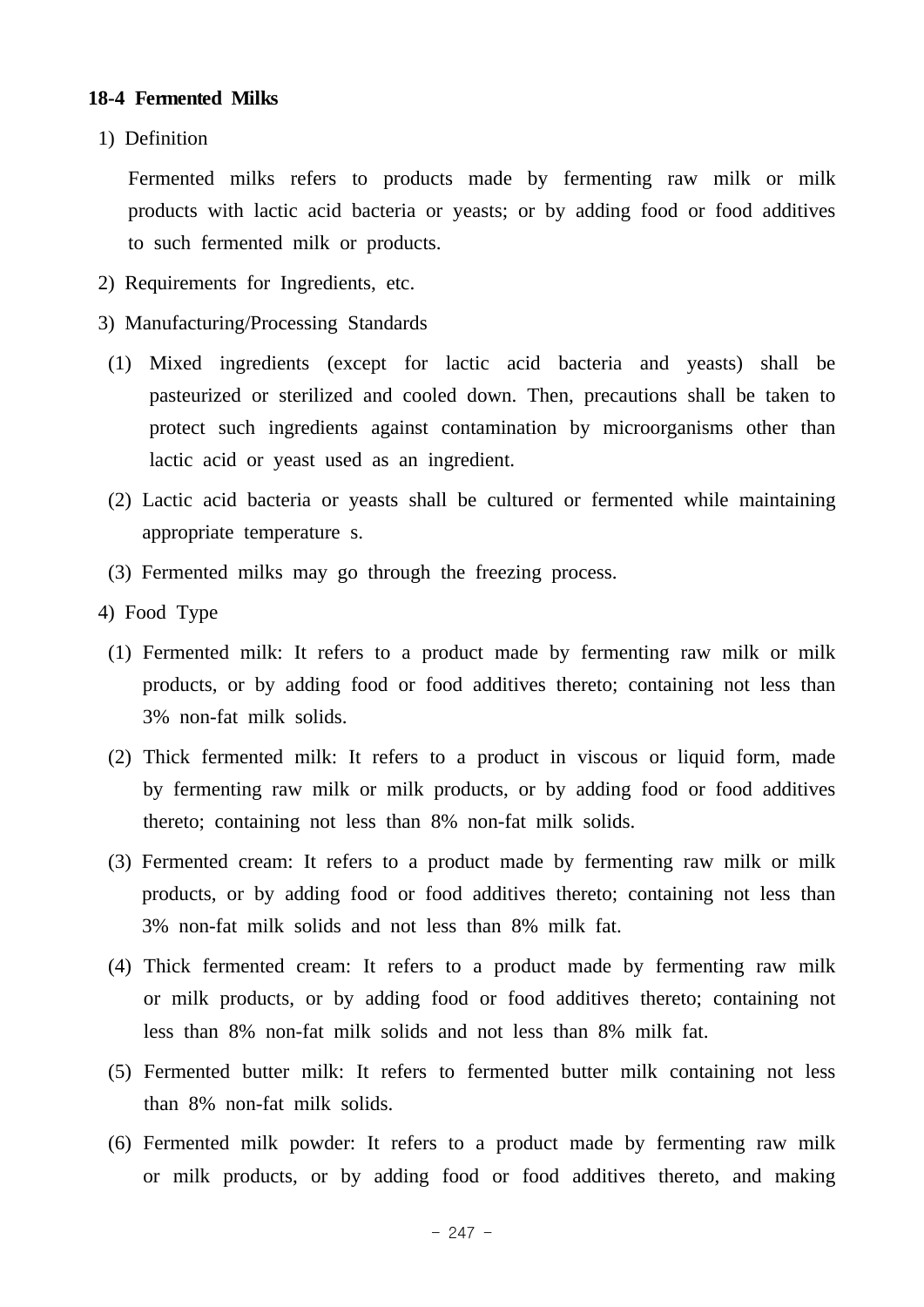### 18-4 Fermented Milks

1) Definition

Fermented milks refers to products made by fermenting raw milk or milk products with lactic acid bacteria or yeasts; or by adding food or food additives to such fermented milk or products.

2) Requirements for Ingredients, etc.

3) Manufacturing/Processing Standards

(1) Mixed ingredients (except for lactic acid bacteria and yeasts) shall be pasteurized or sterilized and cooled down. Then, precautions shall be taken to protect such ingredients against contamination by microorganisms other than lactic acid or yeast used as an ingredient.

(2) Lactic acid bacteria or yeasts shall be cultured or fermented while maintaining appropriate temperature s.

(3) Fermented milks may go through the freezing process.

4) Food Type

(1) Fermented milk: It refers to a product made by fermenting raw milk or milk products, or by adding food or food additives thereto; containing not less than 3% non-fat milk solids.

(2) Thick fermented milk: It refers to a product in viscous or liquid form, made by fermenting raw milk or milk products, or by adding food or food additives thereto; containing not less than 8% non-fat milk solids.

(3) Fermented cream: It refers to a product made by fermenting raw milk or milk products, or by adding food or food additives thereto; containing not less than 3% non-fat milk solids and not less than 8% milk fat.

(4) Thick fermented cream: It refers to a product made by fermenting raw milk or milk products, or by adding food or food additives thereto; containing not less than 8% non-fat milk solids and not less than 8% milk fat.

(5) Fermented butter milk: It refers to fermented butter milk containing not less than 8% non-fat milk solids.

(6) Fermented milk powder: It refers to a product made by fermenting raw milk or milk products, or by adding food or food additives thereto, and making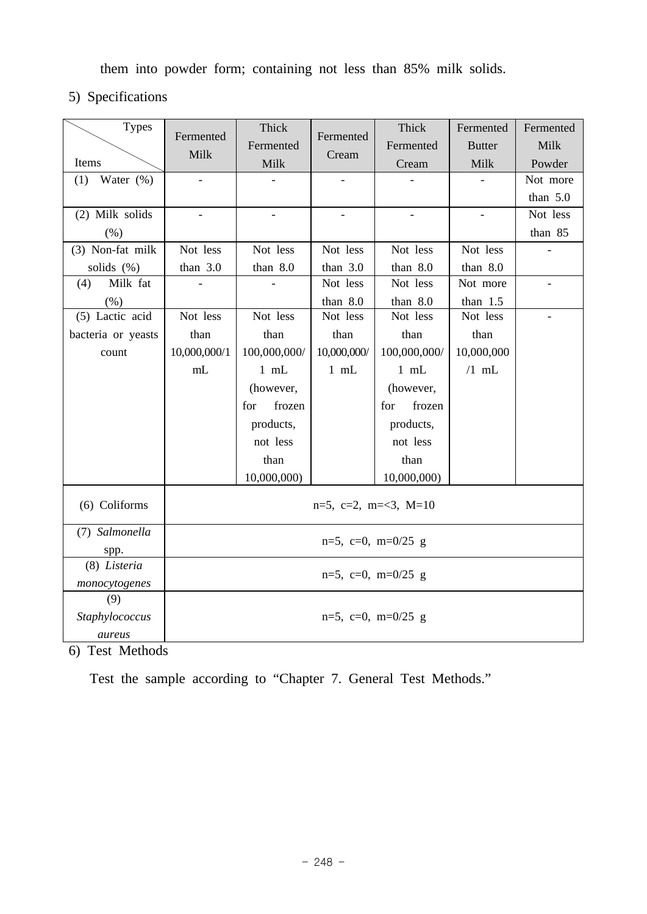them into powder form; containing not less than 85% milk solids.

5) Specifications

| Items \ Types | Fermented Milk | Thick Fermented Milk | Fermented Cream | Thick Fermented Cream | Fermented Butter Milk | Fermented Milk Powder |
|---|---|---|---|---|---|---|
| (1) Water (%) | - | - | - | - | - | Not more than 5.0 |
| (2) Milk solids (%) | - | - | - | - | - | Not less than 85 |
| (3) Non-fat milk solids (%) | Not less than 3.0 | Not less than 8.0 | Not less than 3.0 | Not less than 8.0 | Not less than 8.0 | - |
| (4) Milk fat (%) | - | - | Not less than 8.0 | Not less than 8.0 | Not more than 1.5 | - |
| (5) Lactic acid bacteria or yeasts count | Not less than 10,000,000/1 mL | Not less than 100,000,000/1 mL (however, for frozen products, not less than 10,000,000) | Not less than 10,000,000/1 mL | Not less than 100,000,000/1 mL (however, for frozen products, not less than 10,000,000) | Not less than 10,000,000/1 mL | - |
| (6) Coliforms | n=5, c=2, m=<3, M=10 | | | | | |
| (7) *Salmonella* spp. | n=5, c=0, m=0/25 g | | | | | |
| (8) *Listeria monocytogenes* | n=5, c=0, m=0/25 g | | | | | |
| (9) *Staphylococcus aureus* | n=5, c=0, m=0/25 g | | | | | |

6) Test Methods

Test the sample according to "Chapter 7. General Test Methods."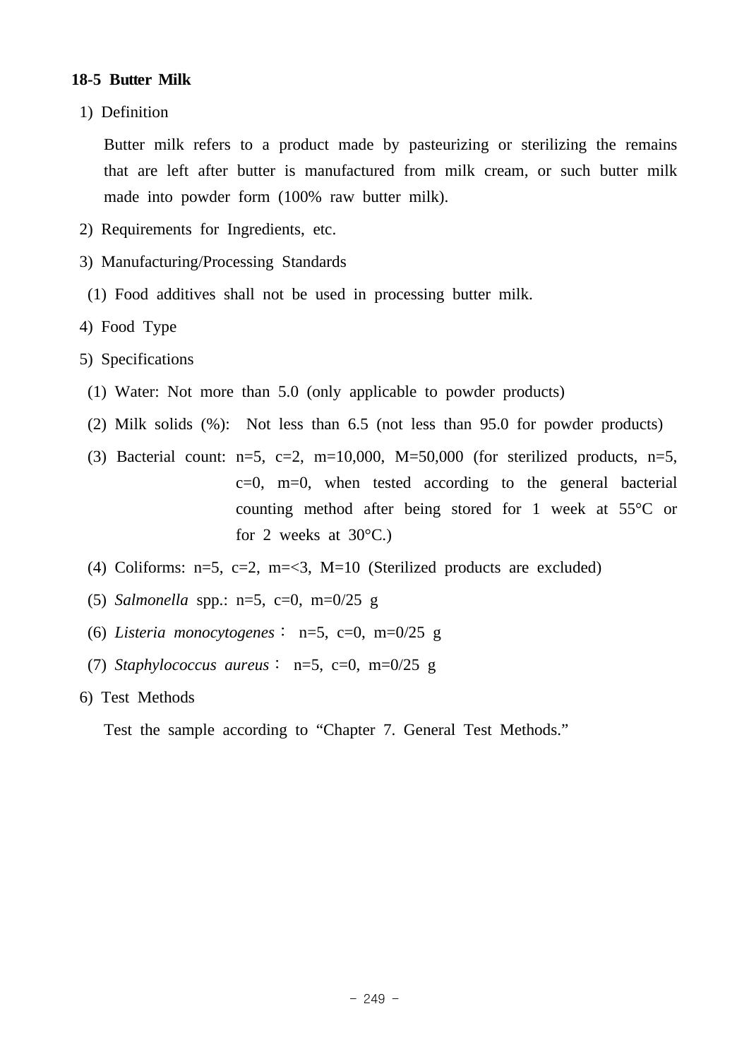### 18-5 Butter Milk

1) Definition

Butter milk refers to a product made by pasteurizing or sterilizing the remains that are left after butter is manufactured from milk cream, or such butter milk made into powder form (100% raw butter milk).

2) Requirements for Ingredients, etc.

3) Manufacturing/Processing Standards

(1) Food additives shall not be used in processing butter milk.

4) Food Type

5) Specifications

(1) Water: Not more than 5.0 (only applicable to powder products)

(2) Milk solids (%): Not less than 6.5 (not less than 95.0 for powder products)

(3) Bacterial count: n=5, c=2, m=10,000, M=50,000 (for sterilized products, n=5, c=0, m=0, when tested according to the general bacterial counting method after being stored for 1 week at 55°C or for 2 weeks at 30°C.)

(4) Coliforms: n=5, c=2, m=<3, M=10 (Sterilized products are excluded)

(5) *Salmonella* spp.: n=5, c=0, m=0/25 g

(6) *Listeria monocytogenes*： n=5, c=0, m=0/25 g

(7) *Staphylococcus aureus*： n=5, c=0, m=0/25 g

6) Test Methods

Test the sample according to “Chapter 7. General Test Methods.”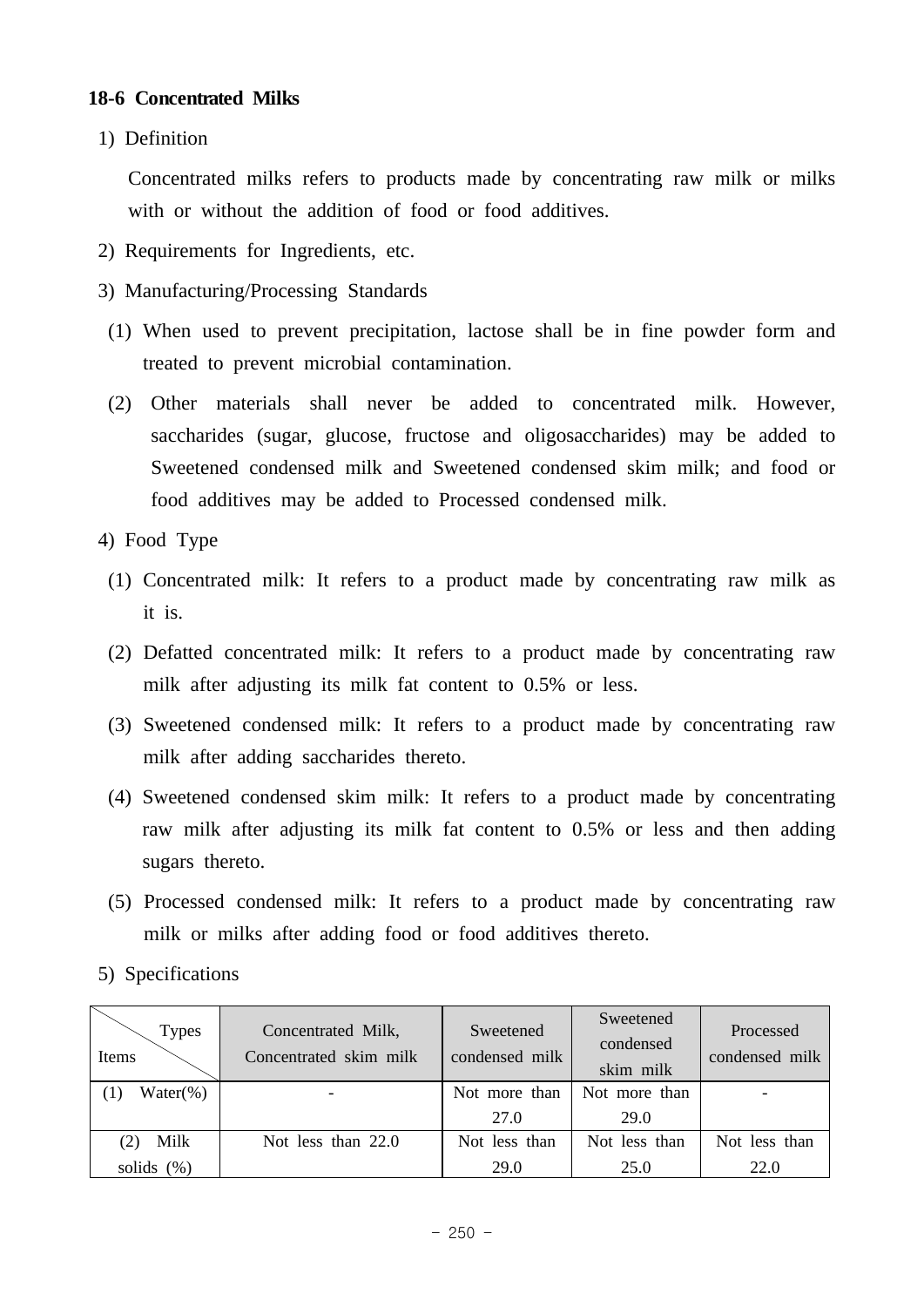### 18-6 Concentrated Milks

1) Definition

Concentrated milks refers to products made by concentrating raw milk or milks with or without the addition of food or food additives.

2) Requirements for Ingredients, etc.

3) Manufacturing/Processing Standards

(1) When used to prevent precipitation, lactose shall be in fine powder form and treated to prevent microbial contamination.

(2) Other materials shall never be added to concentrated milk. However, saccharides (sugar, glucose, fructose and oligosaccharides) may be added to Sweetened condensed milk and Sweetened condensed skim milk; and food or food additives may be added to Processed condensed milk.

4) Food Type

(1) Concentrated milk: It refers to a product made by concentrating raw milk as it is.

(2) Defatted concentrated milk: It refers to a product made by concentrating raw milk after adjusting its milk fat content to 0.5% or less.

(3) Sweetened condensed milk: It refers to a product made by concentrating raw milk after adding saccharides thereto.

(4) Sweetened condensed skim milk: It refers to a product made by concentrating raw milk after adjusting its milk fat content to 0.5% or less and then adding sugars thereto.

(5) Processed condensed milk: It refers to a product made by concentrating raw milk or milks after adding food or food additives thereto.

5) Specifications

| Types / Items | Concentrated Milk, Concentrated skim milk | Sweetened condensed milk | Sweetened condensed skim milk | Processed condensed milk |
|---|---|---|---|---|
| (1) Water(%) | - | Not more than 27.0 | Not more than 29.0 | - |
| (2) Milk solids (%) | Not less than 22.0 | Not less than 29.0 | Not less than 25.0 | Not less than 22.0 |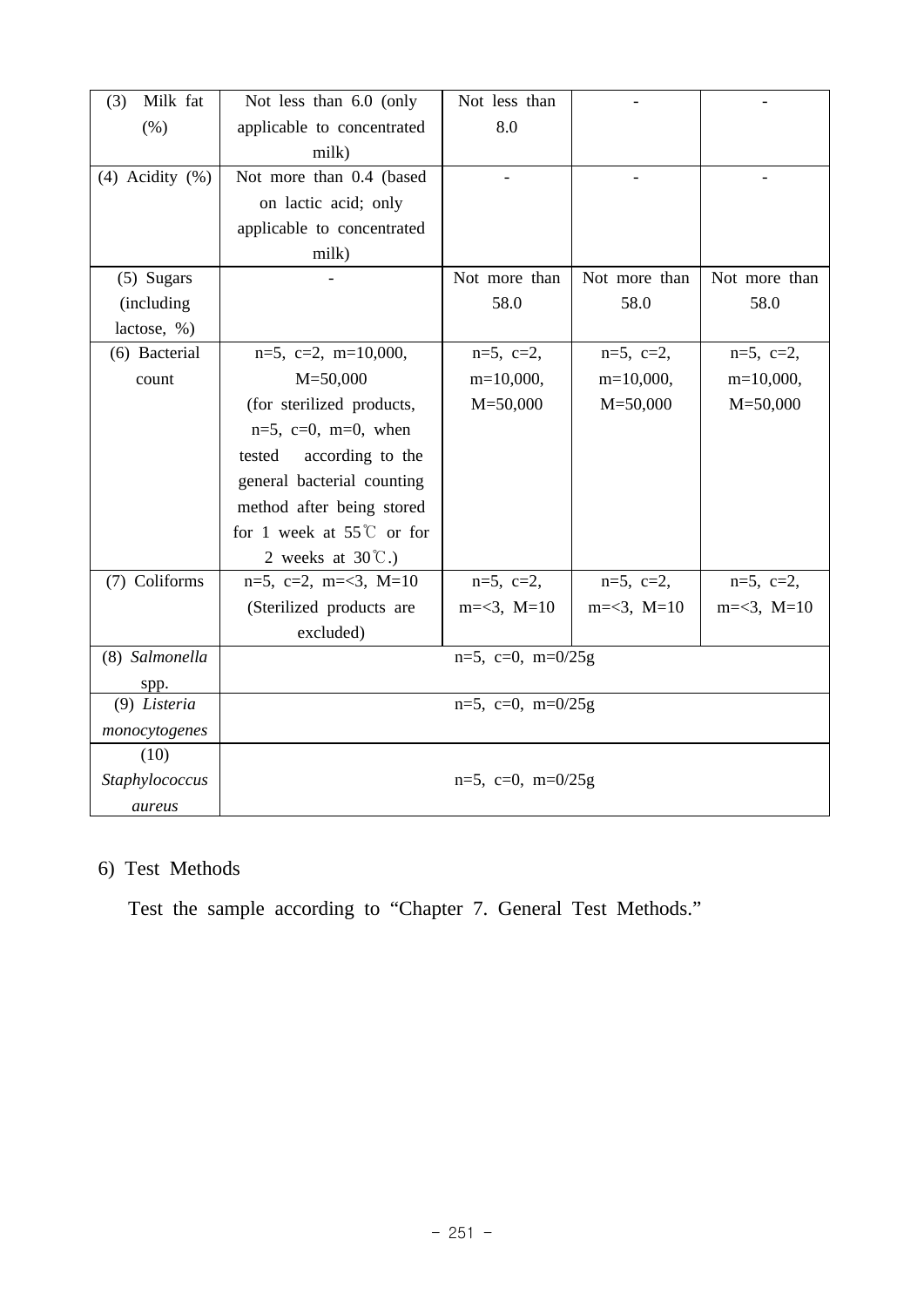| (3) Milk fat (%) | Not less than 6.0 (only applicable to concentrated milk) | Not less than 8.0 | - | - |
|---|---|---|---|---|
| (4) Acidity (%) | Not more than 0.4 (based on lactic acid; only applicable to concentrated milk) | - | - | - |
| (5) Sugars (including lactose, %) | - | Not more than 58.0 | Not more than 58.0 | Not more than 58.0 |
| (6) Bacterial count | n=5, c=2, m=10,000, M=50,000 (for sterilized products, n=5, c=0, m=0, when tested according to the general bacterial counting method after being stored for 1 week at 55℃ or for 2 weeks at 30℃.) | n=5, c=2, m=10,000, M=50,000 | n=5, c=2, m=10,000, M=50,000 | n=5, c=2, m=10,000, M=50,000 |
| (7) Coliforms | n=5, c=2, m=<3, M=10 (Sterilized products are excluded) | n=5, c=2, m=<3, M=10 | n=5, c=2, m=<3, M=10 | n=5, c=2, m=<3, M=10 |
| (8) *Salmonella* spp. | n=5, c=0, m=0/25g | | | |
| (9) *Listeria monocytogenes* | n=5, c=0, m=0/25g | | | |
| (10) *Staphylococcus aureus* | n=5, c=0, m=0/25g | | | |

6) Test Methods

Test the sample according to "Chapter 7. General Test Methods."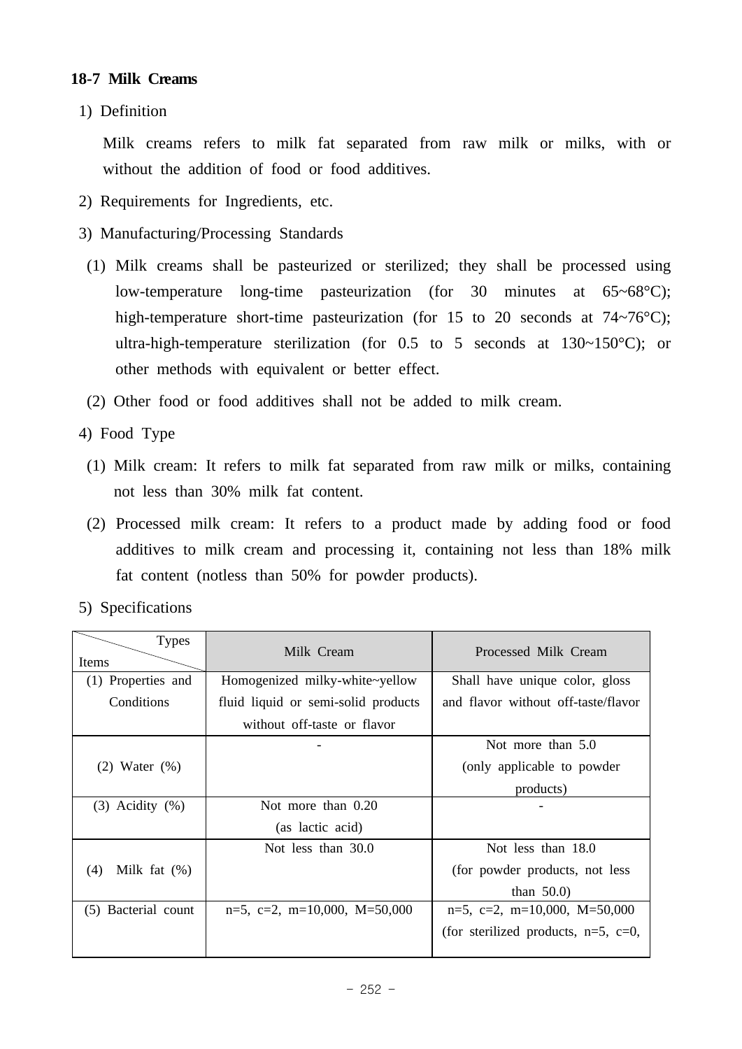### 18-7 Milk Creams

1) Definition

Milk creams refers to milk fat separated from raw milk or milks, with or without the addition of food or food additives.

2) Requirements for Ingredients, etc.

3) Manufacturing/Processing Standards

(1) Milk creams shall be pasteurized or sterilized; they shall be processed using low-temperature long-time pasteurization (for 30 minutes at 65~68°C); high-temperature short-time pasteurization (for 15 to 20 seconds at 74~76°C); ultra-high-temperature sterilization (for 0.5 to 5 seconds at 130~150°C); or other methods with equivalent or better effect.

(2) Other food or food additives shall not be added to milk cream.

4) Food Type

(1) Milk cream: It refers to milk fat separated from raw milk or milks, containing not less than 30% milk fat content.

(2) Processed milk cream: It refers to a product made by adding food or food additives to milk cream and processing it, containing not less than 18% milk fat content (notless than 50% for powder products).

5) Specifications

| Items \ Types | Milk Cream | Processed Milk Cream |
|---|---|---|
| (1) Properties and Conditions | Homogenized milky-white~yellow fluid liquid or semi-solid products without off-taste or flavor | Shall have unique color, gloss and flavor without off-taste/flavor |
| (2) Water (%) | - | Not more than 5.0 (only applicable to powder products) |
| (3) Acidity (%) | Not more than 0.20 (as lactic acid) | - |
| (4) Milk fat (%) | Not less than 30.0 | Not less than 18.0 (for powder products, not less than 50.0) |
| (5) Bacterial count | n=5, c=2, m=10,000, M=50,000 | n=5, c=2, m=10,000, M=50,000 (for sterilized products, n=5, c=0, |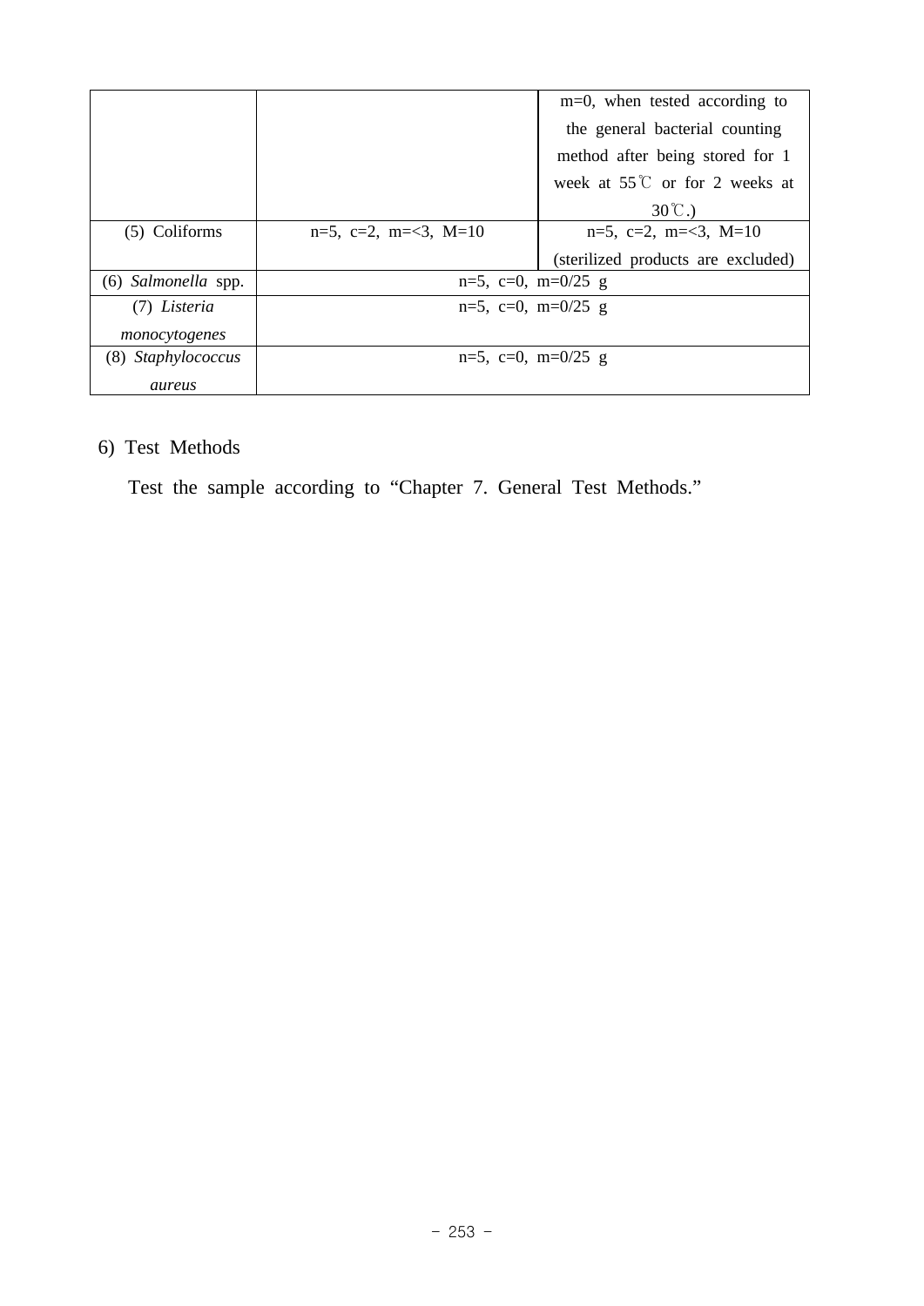| | | m=0, when tested according to the general bacterial counting method after being stored for 1 week at 55℃ or for 2 weeks at 30℃.) |
|---|---|---|
| (5) Coliforms | n=5, c=2, m=<3, M=10 | n=5, c=2, m=<3, M=10 (sterilized products are excluded) |
| (6) *Salmonella* spp. | n=5, c=0, m=0/25 g | |
| (7) *Listeria monocytogenes* | n=5, c=0, m=0/25 g | |
| (8) *Staphylococcus aureus* | n=5, c=0, m=0/25 g | |

6) Test Methods

Test the sample according to “Chapter 7. General Test Methods.”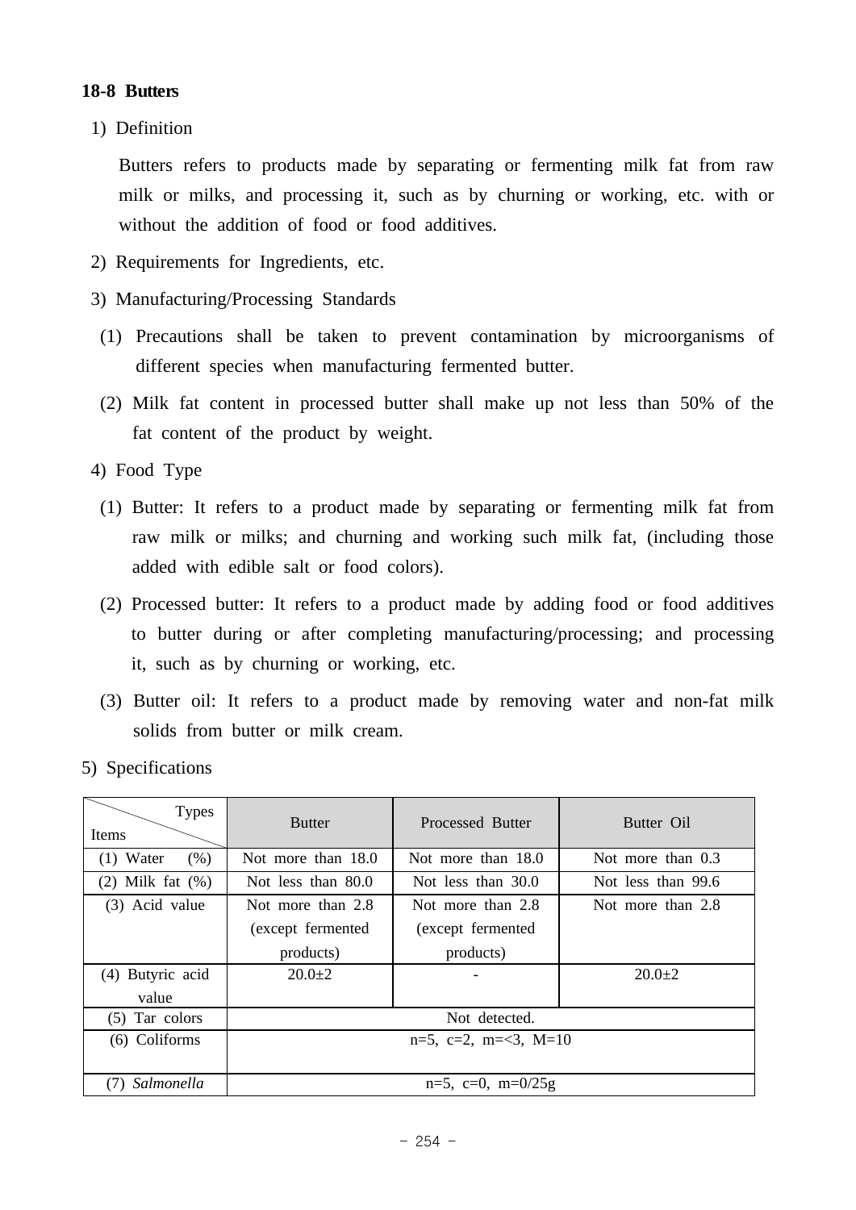### 18-8 Butters

1) Definition

Butters refers to products made by separating or fermenting milk fat from raw milk or milks, and processing it, such as by churning or working, etc. with or without the addition of food or food additives.

2) Requirements for Ingredients, etc.

3) Manufacturing/Processing Standards

(1) Precautions shall be taken to prevent contamination by microorganisms of different species when manufacturing fermented butter.

(2) Milk fat content in processed butter shall make up not less than 50% of the fat content of the product by weight.

4) Food Type

(1) Butter: It refers to a product made by separating or fermenting milk fat from raw milk or milks; and churning and working such milk fat, (including those added with edible salt or food colors).

(2) Processed butter: It refers to a product made by adding food or food additives to butter during or after completing manufacturing/processing; and processing it, such as by churning or working, etc.

(3) Butter oil: It refers to a product made by removing water and non-fat milk solids from butter or milk cream.

5) Specifications

| Items \ Types | Butter | Processed Butter | Butter Oil |
|---|---|---|---|
| (1) Water (%) | Not more than 18.0 | Not more than 18.0 | Not more than 0.3 |
| (2) Milk fat (%) | Not less than 80.0 | Not less than 30.0 | Not less than 99.6 |
| (3) Acid value | Not more than 2.8 (except fermented products) | Not more than 2.8 (except fermented products) | Not more than 2.8 |
| (4) Butyric acid value | 20.0±2 | - | 20.0±2 |
| (5) Tar colors | Not detected. | | |
| (6) Coliforms | n=5, c=2, m=<3, M=10 | | |
| (7) *Salmonella* | n=5, c=0, m=0/25g | | |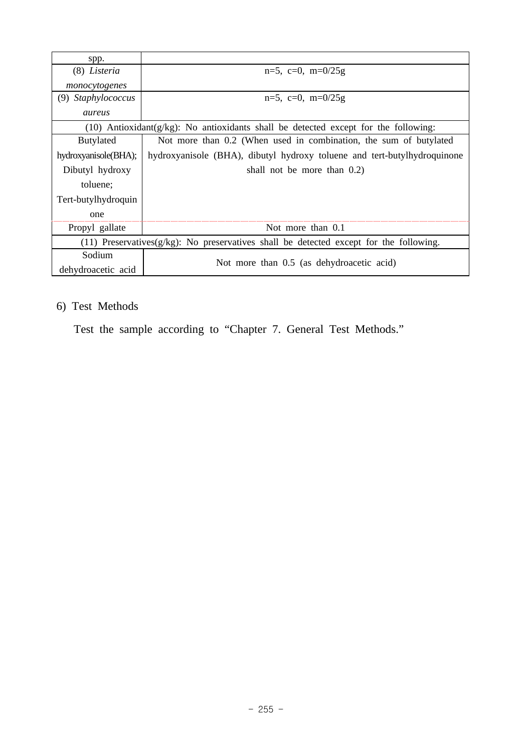| spp. | |
|---|---|
| (8) *Listeria monocytogenes* | n=5, c=0, m=0/25g |
| (9) *Staphylococcus aureus* | n=5, c=0, m=0/25g |
| (10) Antioxidant(g/kg): No antioxidants shall be detected except for the following: | |
| Butylated hydroxyanisole(BHA); Dibutyl hydroxy toluene; Tert-butylhydroquinone | Not more than 0.2 (When used in combination, the sum of butylated hydroxyanisole (BHA), dibutyl hydroxy toluene and tert-butylhydroquinone shall not be more than 0.2) |
| Propyl gallate | Not more than 0.1 |
| (11) Preservatives(g/kg): No preservatives shall be detected except for the following. | |
| Sodium dehydroacetic acid | Not more than 0.5 (as dehydroacetic acid) |

6) Test Methods

Test the sample according to “Chapter 7. General Test Methods.”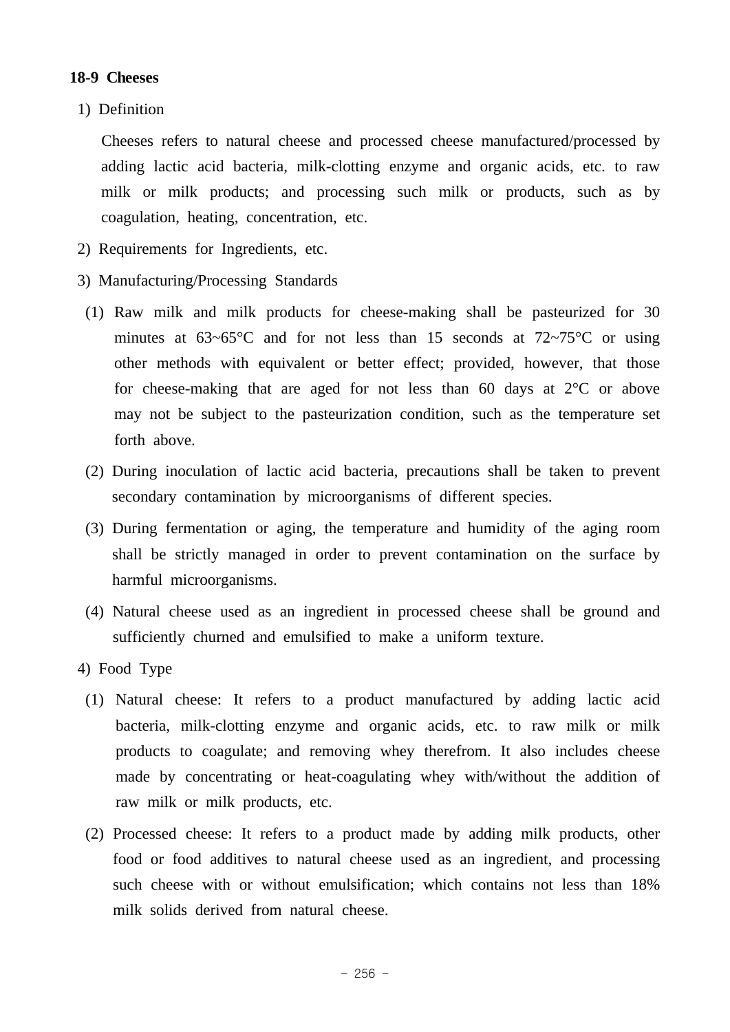### 18-9 Cheeses

1) Definition

Cheeses refers to natural cheese and processed cheese manufactured/processed by adding lactic acid bacteria, milk-clotting enzyme and organic acids, etc. to raw milk or milk products; and processing such milk or products, such as by coagulation, heating, concentration, etc.

2) Requirements for Ingredients, etc.

3) Manufacturing/Processing Standards

(1) Raw milk and milk products for cheese-making shall be pasteurized for 30 minutes at 63~65°C and for not less than 15 seconds at 72~75°C or using other methods with equivalent or better effect; provided, however, that those for cheese-making that are aged for not less than 60 days at 2°C or above may not be subject to the pasteurization condition, such as the temperature set forth above.

(2) During inoculation of lactic acid bacteria, precautions shall be taken to prevent secondary contamination by microorganisms of different species.

(3) During fermentation or aging, the temperature and humidity of the aging room shall be strictly managed in order to prevent contamination on the surface by harmful microorganisms.

(4) Natural cheese used as an ingredient in processed cheese shall be ground and sufficiently churned and emulsified to make a uniform texture.

4) Food Type

(1) Natural cheese: It refers to a product manufactured by adding lactic acid bacteria, milk-clotting enzyme and organic acids, etc. to raw milk or milk products to coagulate; and removing whey therefrom. It also includes cheese made by concentrating or heat-coagulating whey with/without the addition of raw milk or milk products, etc.

(2) Processed cheese: It refers to a product made by adding milk products, other food or food additives to natural cheese used as an ingredient, and processing such cheese with or without emulsification; which contains not less than 18% milk solids derived from natural cheese.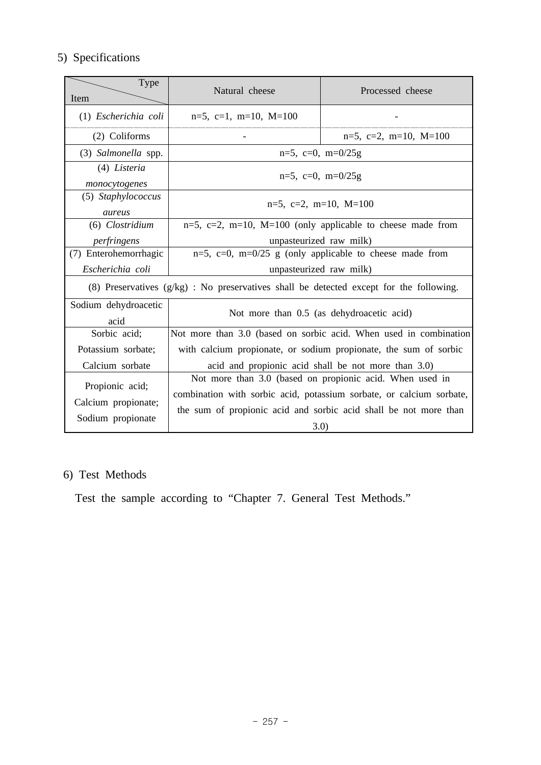5) Specifications

| Type / Item | Natural cheese | Processed cheese |
|---|---|---|
| (1) *Escherichia coli* | n=5, c=1, m=10, M=100 | - |
| (2) Coliforms | - | n=5, c=2, m=10, M=100 |
| (3) *Salmonella* spp. | n=5, c=0, m=0/25g | |
| (4) *Listeria monocytogenes* | n=5, c=0, m=0/25g | |
| (5) *Staphylococcus aureus* | n=5, c=2, m=10, M=100 | |
| (6) *Clostridium perfringens* | n=5, c=2, m=10, M=100 (only applicable to cheese made from unpasteurized raw milk) | |
| (7) Enterohemorrhagic *Escherichia coli* | n=5, c=0, m=0/25 g (only applicable to cheese made from unpasteurized raw milk) | |
| (8) Preservatives (g/kg) : No preservatives shall be detected except for the following. | | |
| Sodium dehydroacetic acid | Not more than 0.5 (as dehydroacetic acid) | |
| Sorbic acid; Potassium sorbate; Calcium sorbate | Not more than 3.0 (based on sorbic acid. When used in combination with calcium propionate, or sodium propionate, the sum of sorbic acid and propionic acid shall be not more than 3.0) | |
| Propionic acid; Calcium propionate; Sodium propionate | Not more than 3.0 (based on propionic acid. When used in combination with sorbic acid, potassium sorbate, or calcium sorbate, the sum of propionic acid and sorbic acid shall be not more than 3.0) | |

6) Test Methods

Test the sample according to “Chapter 7. General Test Methods.”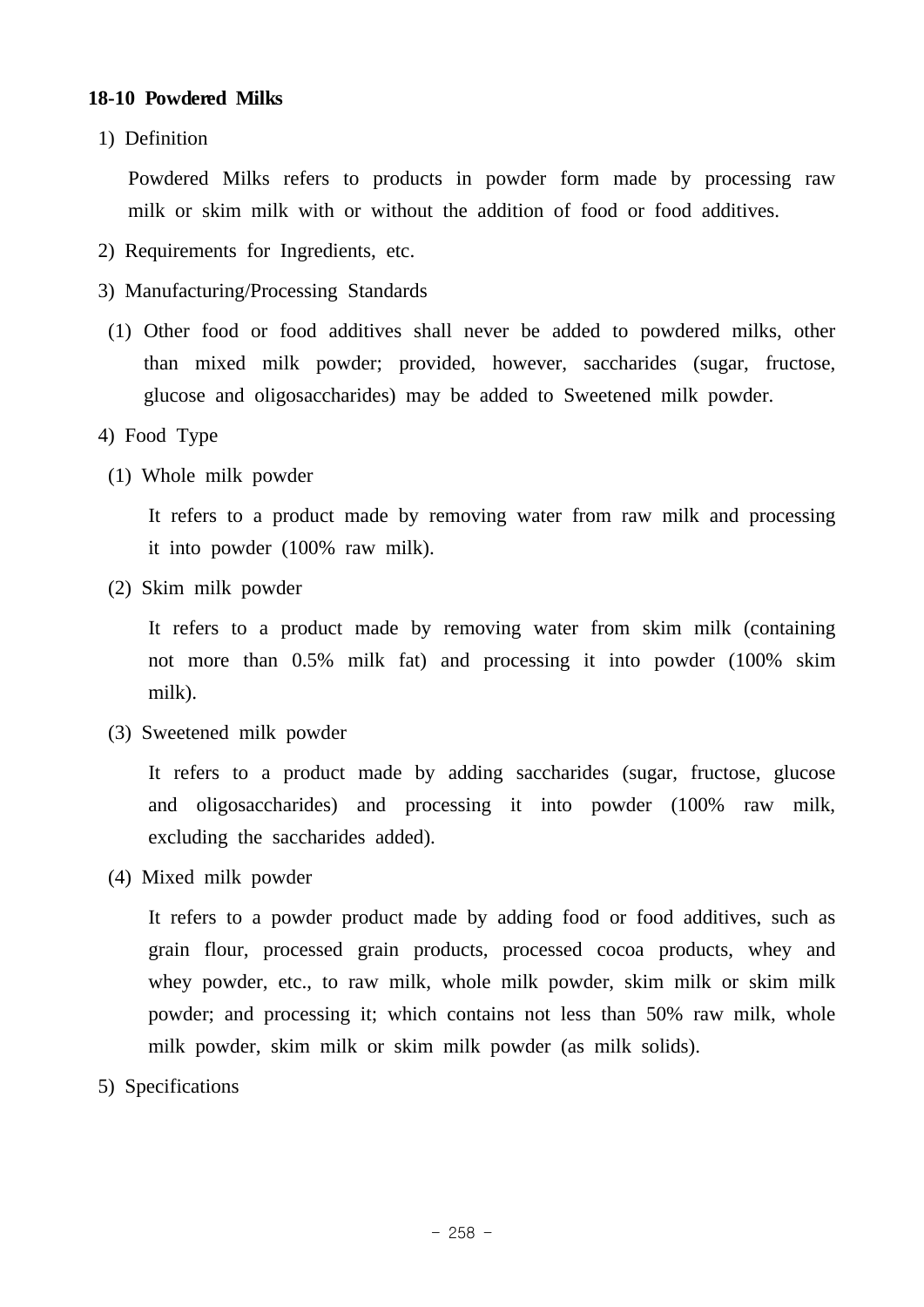## 18-10 Powdered Milks

1) Definition

Powdered Milks refers to products in powder form made by processing raw milk or skim milk with or without the addition of food or food additives.

2) Requirements for Ingredients, etc.

3) Manufacturing/Processing Standards

(1) Other food or food additives shall never be added to powdered milks, other than mixed milk powder; provided, however, saccharides (sugar, fructose, glucose and oligosaccharides) may be added to Sweetened milk powder.

4) Food Type

(1) Whole milk powder

It refers to a product made by removing water from raw milk and processing it into powder (100% raw milk).

(2) Skim milk powder

It refers to a product made by removing water from skim milk (containing not more than 0.5% milk fat) and processing it into powder (100% skim milk).

(3) Sweetened milk powder

It refers to a product made by adding saccharides (sugar, fructose, glucose and oligosaccharides) and processing it into powder (100% raw milk, excluding the saccharides added).

(4) Mixed milk powder

It refers to a powder product made by adding food or food additives, such as grain flour, processed grain products, processed cocoa products, whey and whey powder, etc., to raw milk, whole milk powder, skim milk or skim milk powder; and processing it; which contains not less than 50% raw milk, whole milk powder, skim milk or skim milk powder (as milk solids).

5) Specifications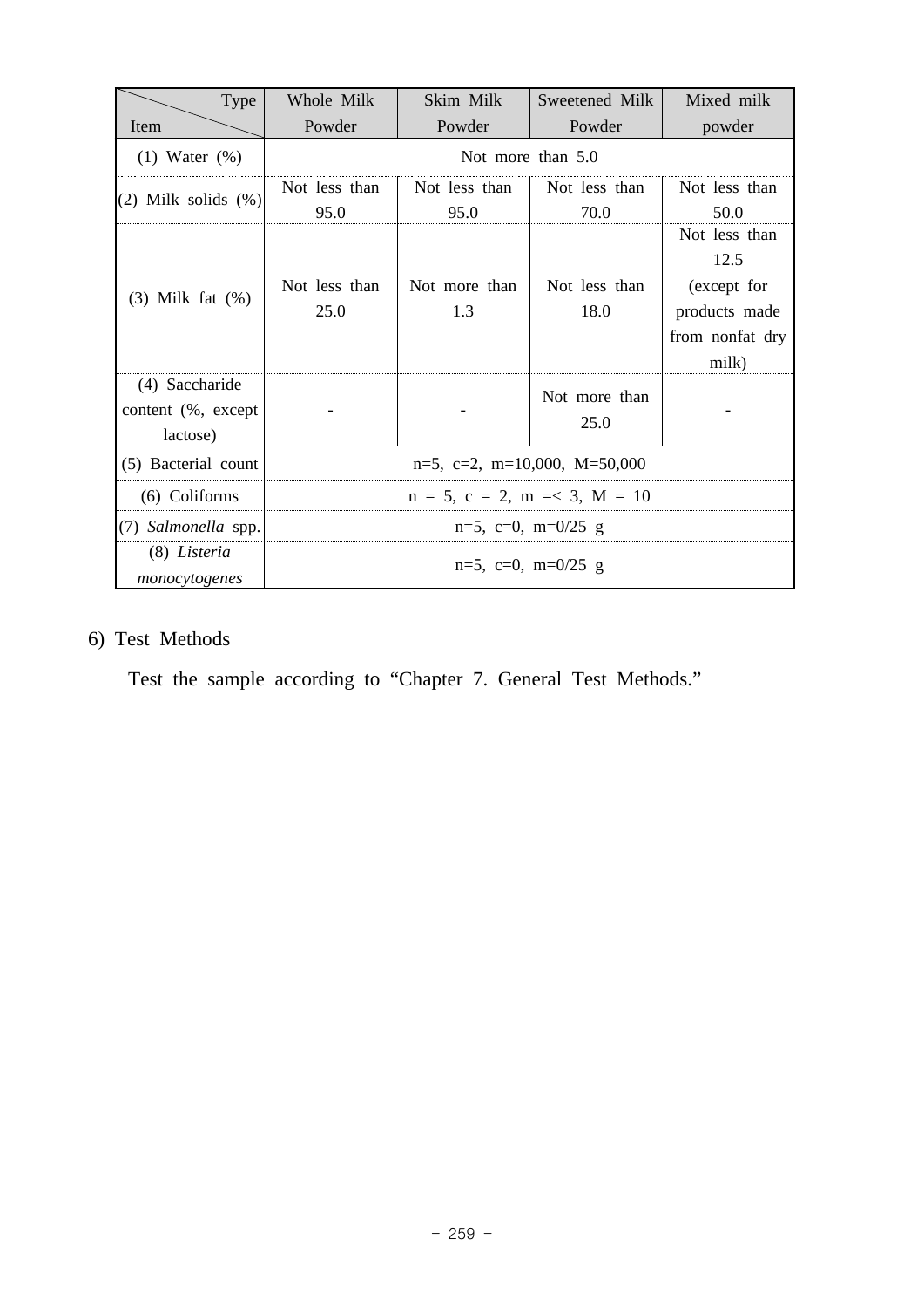| Item \ Type | Whole Milk Powder | Skim Milk Powder | Sweetened Milk Powder | Mixed milk powder |
|---|---|---|---|---|
| (1) Water (%) | Not more than 5.0 | | | |
| (2) Milk solids (%) | Not less than 95.0 | Not less than 95.0 | Not less than 70.0 | Not less than 50.0 |
| (3) Milk fat (%) | Not less than 25.0 | Not more than 1.3 | Not less than 18.0 | Not less than 12.5 (except for products made from nonfat dry milk) |
| (4) Saccharide content (%, except lactose) | - | - | Not more than 25.0 | - |
| (5) Bacterial count | n=5, c=2, m=10,000, M=50,000 | | | |
| (6) Coliforms | n = 5, c = 2, m =< 3, M = 10 | | | |
| (7) *Salmonella* spp. | n=5, c=0, m=0/25 g | | | |
| (8) *Listeria monocytogenes* | n=5, c=0, m=0/25 g | | | |

6) Test Methods

Test the sample according to “Chapter 7. General Test Methods.”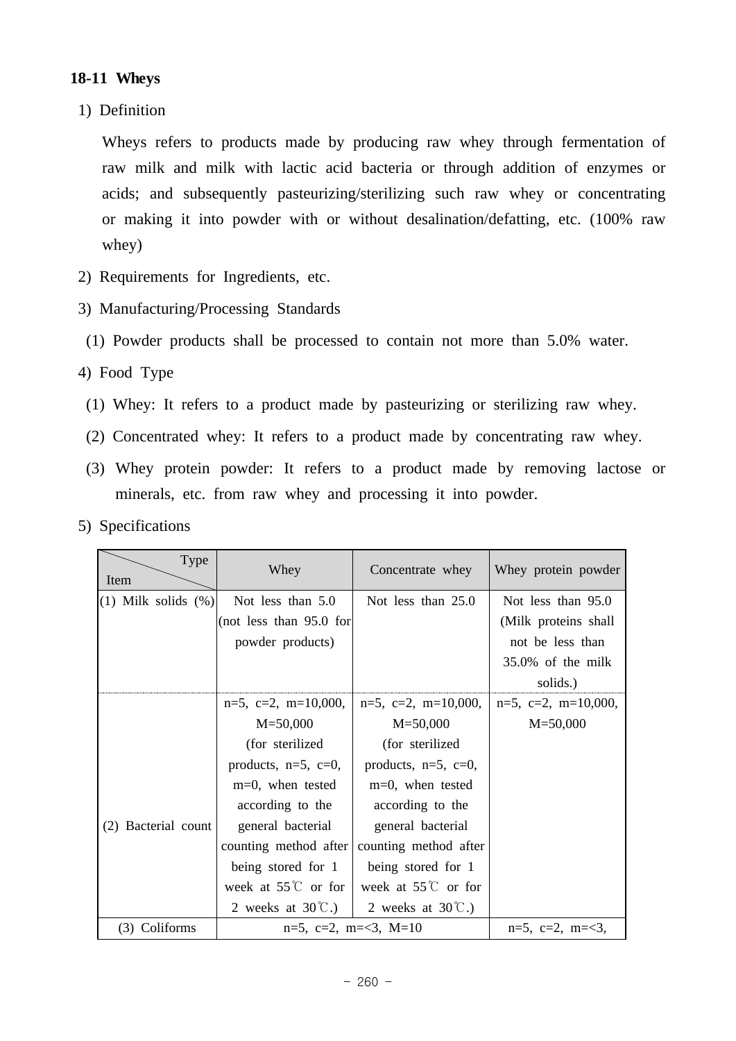### 18-11 Wheys

1) Definition

Wheys refers to products made by producing raw whey through fermentation of raw milk and milk with lactic acid bacteria or through addition of enzymes or acids; and subsequently pasteurizing/sterilizing such raw whey or concentrating or making it into powder with or without desalination/defatting, etc. (100% raw whey)

2) Requirements for Ingredients, etc.

3) Manufacturing/Processing Standards

(1) Powder products shall be processed to contain not more than 5.0% water.

4) Food Type

(1) Whey: It refers to a product made by pasteurizing or sterilizing raw whey.

(2) Concentrated whey: It refers to a product made by concentrating raw whey.

(3) Whey protein powder: It refers to a product made by removing lactose or minerals, etc. from raw whey and processing it into powder.

5) Specifications

| Item \ Type | Whey | Concentrate whey | Whey protein powder |
|---|---|---|---|
| (1) Milk solids (%) | Not less than 5.0 (not less than 95.0 for powder products) | Not less than 25.0 | Not less than 95.0 (Milk proteins shall not be less than 35.0% of the milk solids.) |
| (2) Bacterial count | n=5, c=2, m=10,000, M=50,000 (for sterilized products, n=5, c=0, m=0, when tested according to the general bacterial counting method after being stored for 1 week at 55℃ or for 2 weeks at 30℃.) | n=5, c=2, m=10,000, M=50,000 (for sterilized products, n=5, c=0, m=0, when tested according to the general bacterial counting method after being stored for 1 week at 55℃ or for 2 weeks at 30℃.) | n=5, c=2, m=10,000, M=50,000 |
| (3) Coliforms | n=5, c=2, m=<3, M=10 | | n=5, c=2, m=<3, |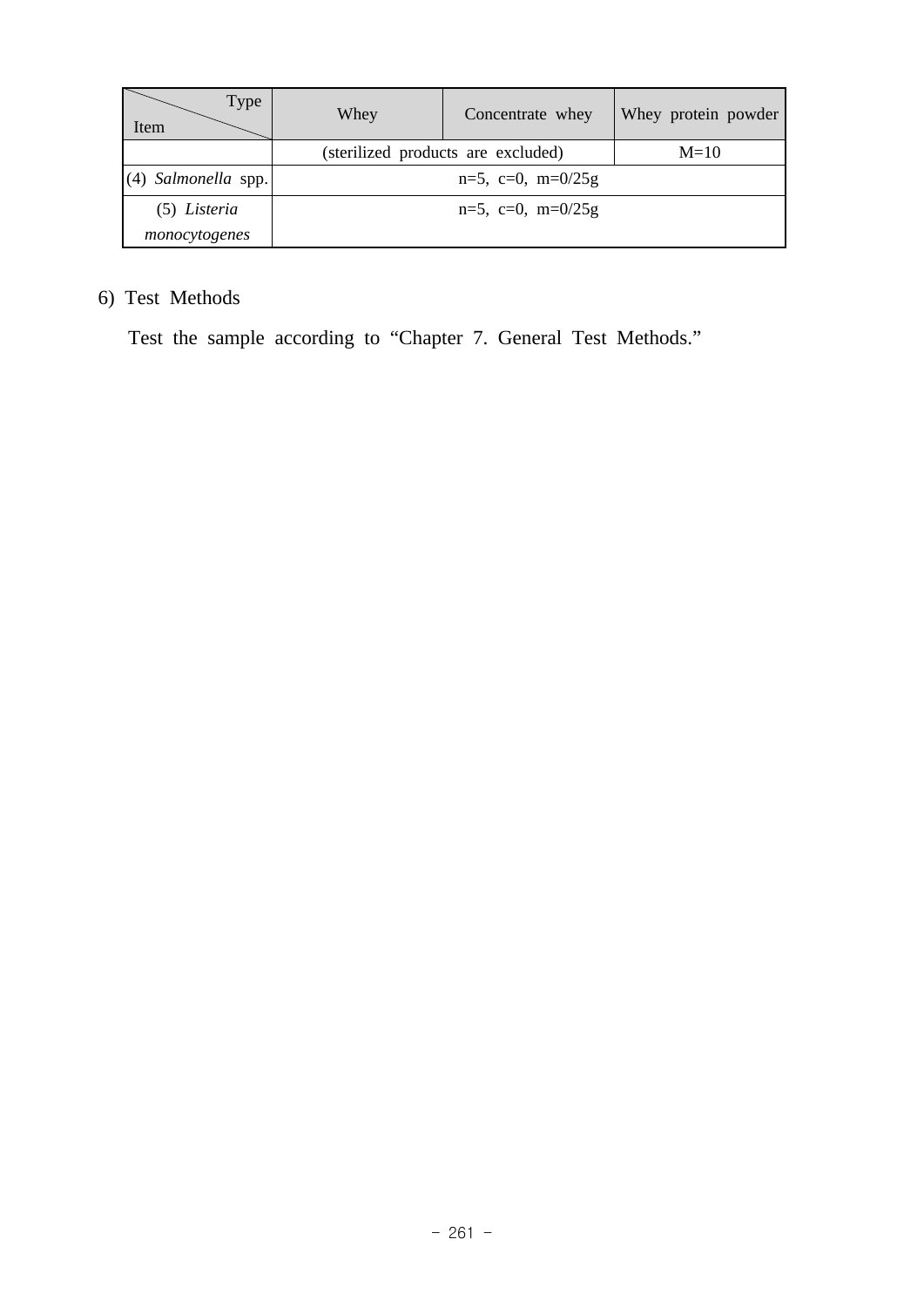| Type / Item | Whey | Concentrate whey | Whey protein powder |
|---|---|---|---|
| | (sterilized products are excluded) | | M=10 |
| (4) *Salmonella* spp. | n=5, c=0, m=0/25g | | |
| (5) *Listeria monocytogenes* | n=5, c=0, m=0/25g | | |

6) Test Methods

Test the sample according to “Chapter 7. General Test Methods.”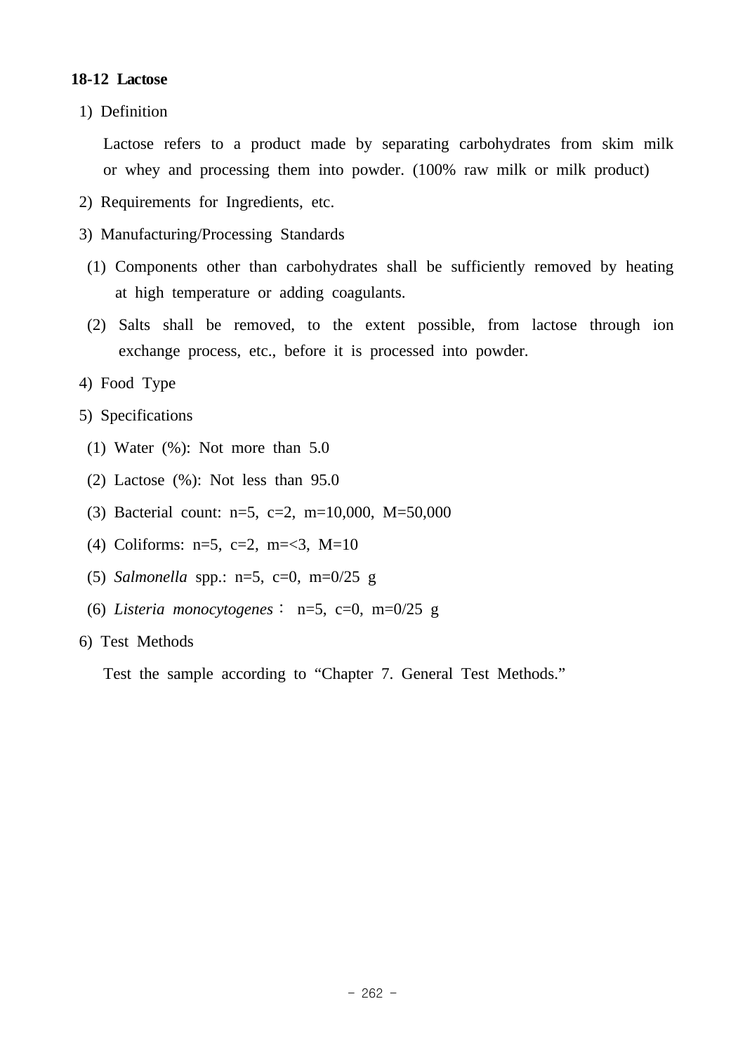### 18-12 Lactose

1) Definition

Lactose refers to a product made by separating carbohydrates from skim milk or whey and processing them into powder. (100% raw milk or milk product)

2) Requirements for Ingredients, etc.

3) Manufacturing/Processing Standards

(1) Components other than carbohydrates shall be sufficiently removed by heating at high temperature or adding coagulants.

(2) Salts shall be removed, to the extent possible, from lactose through ion exchange process, etc., before it is processed into powder.

4) Food Type

5) Specifications

(1) Water (%): Not more than 5.0

(2) Lactose (%): Not less than 95.0

(3) Bacterial count: n=5, c=2, m=10,000, M=50,000

(4) Coliforms: n=5, c=2, m=<3, M=10

(5) *Salmonella* spp.: n=5, c=0, m=0/25 g

(6) *Listeria monocytogenes*： n=5, c=0, m=0/25 g

6) Test Methods

Test the sample according to “Chapter 7. General Test Methods.”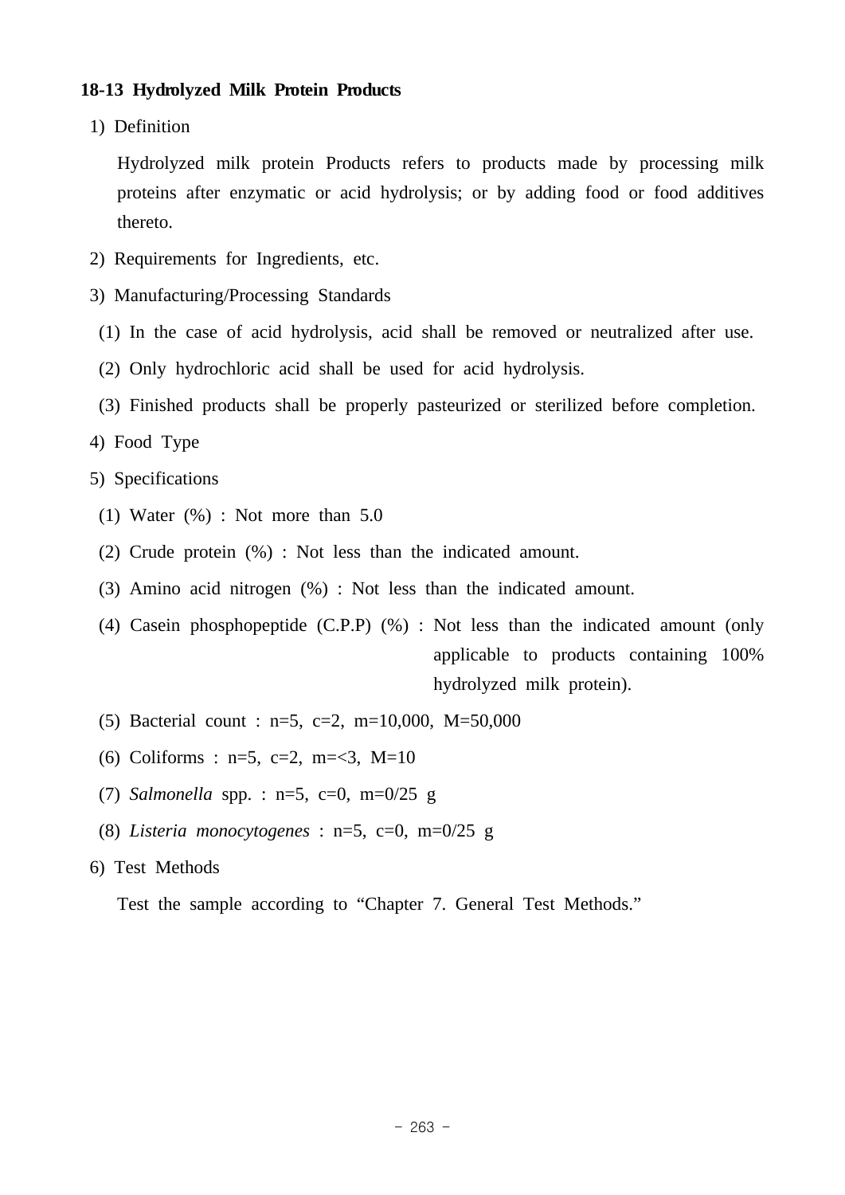### 18-13 Hydrolyzed Milk Protein Products

1) Definition

Hydrolyzed milk protein Products refers to products made by processing milk proteins after enzymatic or acid hydrolysis; or by adding food or food additives thereto.

2) Requirements for Ingredients, etc.

3) Manufacturing/Processing Standards

(1) In the case of acid hydrolysis, acid shall be removed or neutralized after use.

(2) Only hydrochloric acid shall be used for acid hydrolysis.

(3) Finished products shall be properly pasteurized or sterilized before completion.

4) Food Type

5) Specifications

(1) Water (%) : Not more than 5.0

(2) Crude protein (%) : Not less than the indicated amount.

(3) Amino acid nitrogen (%) : Not less than the indicated amount.

(4) Casein phosphopeptide (C.P.P) (%) : Not less than the indicated amount (only applicable to products containing 100% hydrolyzed milk protein).

(5) Bacterial count : n=5, c=2, m=10,000, M=50,000

(6) Coliforms : n=5, c=2, m=<3, M=10

(7) *Salmonella* spp. : n=5, c=0, m=0/25 g

(8) *Listeria monocytogenes* : n=5, c=0, m=0/25 g

6) Test Methods

Test the sample according to “Chapter 7. General Test Methods.”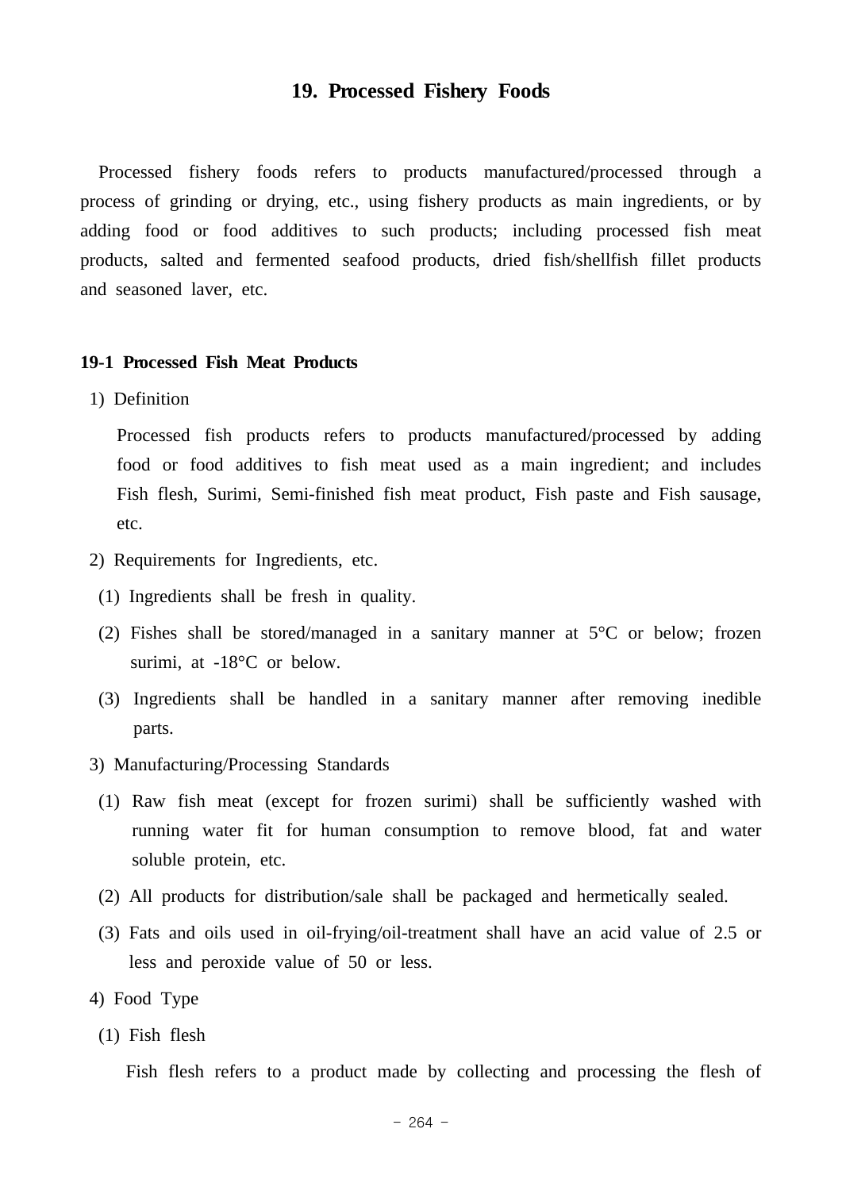## 19. Processed Fishery Foods

Processed fishery foods refers to products manufactured/processed through a process of grinding or drying, etc., using fishery products as main ingredients, or by adding food or food additives to such products; including processed fish meat products, salted and fermented seafood products, dried fish/shellfish fillet products and seasoned laver, etc.

### 19-1 Processed Fish Meat Products

1) Definition

Processed fish products refers to products manufactured/processed by adding food or food additives to fish meat used as a main ingredient; and includes Fish flesh, Surimi, Semi-finished fish meat product, Fish paste and Fish sausage, etc.

2) Requirements for Ingredients, etc.

(1) Ingredients shall be fresh in quality.

(2) Fishes shall be stored/managed in a sanitary manner at 5°C or below; frozen surimi, at -18°C or below.

(3) Ingredients shall be handled in a sanitary manner after removing inedible parts.

3) Manufacturing/Processing Standards

(1) Raw fish meat (except for frozen surimi) shall be sufficiently washed with running water fit for human consumption to remove blood, fat and water soluble protein, etc.

(2) All products for distribution/sale shall be packaged and hermetically sealed.

(3) Fats and oils used in oil-frying/oil-treatment shall have an acid value of 2.5 or less and peroxide value of 50 or less.

4) Food Type

(1) Fish flesh

Fish flesh refers to a product made by collecting and processing the flesh of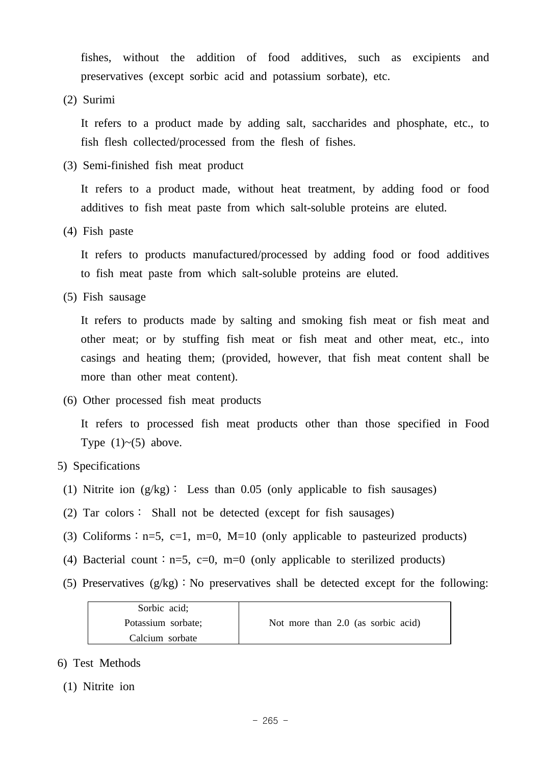fishes, without the addition of food additives, such as excipients and preservatives (except sorbic acid and potassium sorbate), etc.

(2) Surimi

It refers to a product made by adding salt, saccharides and phosphate, etc., to fish flesh collected/processed from the flesh of fishes.

(3) Semi-finished fish meat product

It refers to a product made, without heat treatment, by adding food or food additives to fish meat paste from which salt-soluble proteins are eluted.

(4) Fish paste

It refers to products manufactured/processed by adding food or food additives to fish meat paste from which salt-soluble proteins are eluted.

(5) Fish sausage

It refers to products made by salting and smoking fish meat or fish meat and other meat; or by stuffing fish meat or fish meat and other meat, etc., into casings and heating them; (provided, however, that fish meat content shall be more than other meat content).

(6) Other processed fish meat products

It refers to processed fish meat products other than those specified in Food Type (1)~(5) above.

5) Specifications

(1) Nitrite ion (g/kg) : Less than 0.05 (only applicable to fish sausages)

(2) Tar colors : Shall not be detected (except for fish sausages)

(3) Coliforms : n=5, c=1, m=0, M=10 (only applicable to pasteurized products)

(4) Bacterial count : n=5, c=0, m=0 (only applicable to sterilized products)

(5) Preservatives (g/kg) : No preservatives shall be detected except for the following:

| Sorbic acid; Potassium sorbate; Calcium sorbate | Not more than 2.0 (as sorbic acid) |
|---|---|

6) Test Methods

(1) Nitrite ion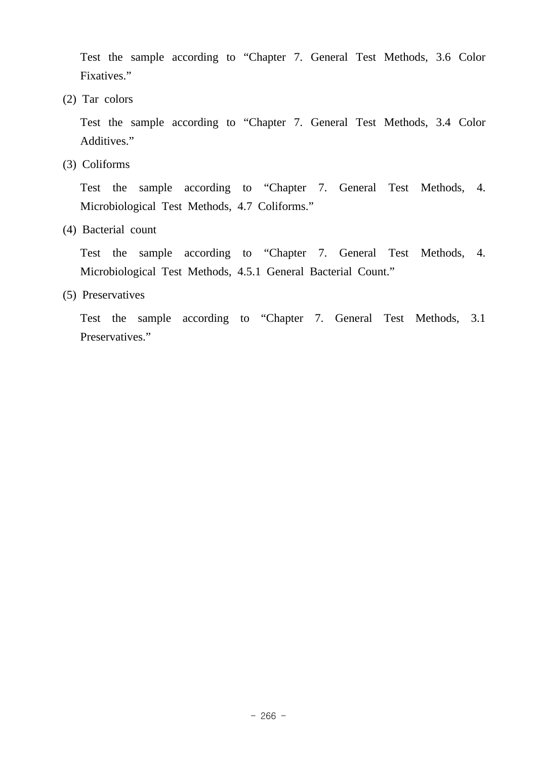Test the sample according to “Chapter 7. General Test Methods, 3.6 Color Fixatives.”

(2) Tar colors

Test the sample according to “Chapter 7. General Test Methods, 3.4 Color Additives.”

(3) Coliforms

Test the sample according to “Chapter 7. General Test Methods, 4. Microbiological Test Methods, 4.7 Coliforms.”

(4) Bacterial count

Test the sample according to “Chapter 7. General Test Methods, 4. Microbiological Test Methods, 4.5.1 General Bacterial Count.”

(5) Preservatives

Test the sample according to “Chapter 7. General Test Methods, 3.1 Preservatives.”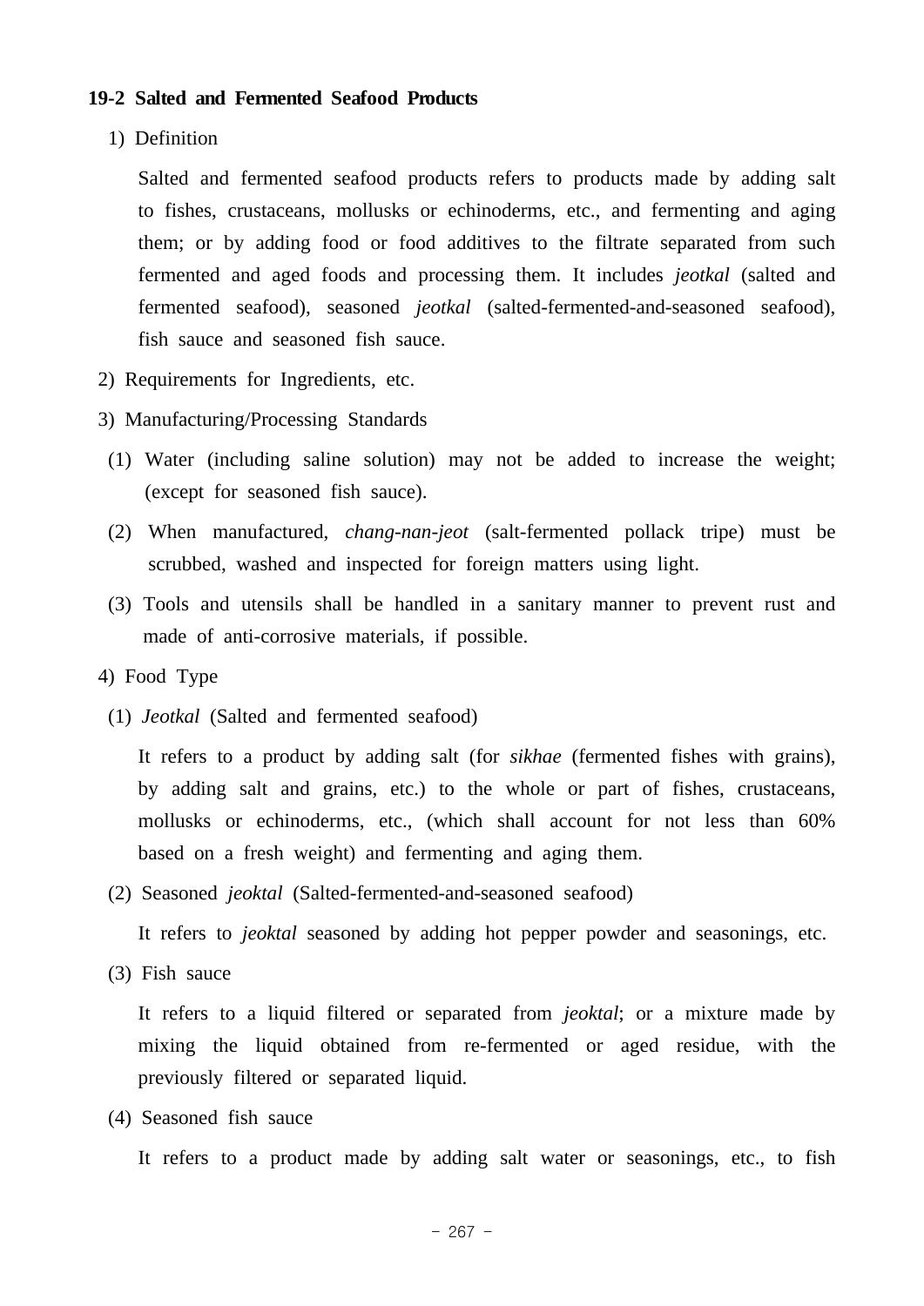### 19-2 Salted and Fermented Seafood Products

1) Definition

Salted and fermented seafood products refers to products made by adding salt to fishes, crustaceans, mollusks or echinoderms, etc., and fermenting and aging them; or by adding food or food additives to the filtrate separated from such fermented and aged foods and processing them. It includes *jeotkal* (salted and fermented seafood), seasoned *jeotkal* (salted-fermented-and-seasoned seafood), fish sauce and seasoned fish sauce.

2) Requirements for Ingredients, etc.

3) Manufacturing/Processing Standards

(1) Water (including saline solution) may not be added to increase the weight; (except for seasoned fish sauce).

(2) When manufactured, *chang-nan-jeot* (salt-fermented pollack tripe) must be scrubbed, washed and inspected for foreign matters using light.

(3) Tools and utensils shall be handled in a sanitary manner to prevent rust and made of anti-corrosive materials, if possible.

4) Food Type

(1) *Jeotkal* (Salted and fermented seafood)

It refers to a product by adding salt (for *sikhae* (fermented fishes with grains), by adding salt and grains, etc.) to the whole or part of fishes, crustaceans, mollusks or echinoderms, etc., (which shall account for not less than 60% based on a fresh weight) and fermenting and aging them.

(2) Seasoned *jeoktal* (Salted-fermented-and-seasoned seafood)

It refers to *jeoktal* seasoned by adding hot pepper powder and seasonings, etc.

(3) Fish sauce

It refers to a liquid filtered or separated from *jeoktal*; or a mixture made by mixing the liquid obtained from re-fermented or aged residue, with the previously filtered or separated liquid.

(4) Seasoned fish sauce

It refers to a product made by adding salt water or seasonings, etc., to fish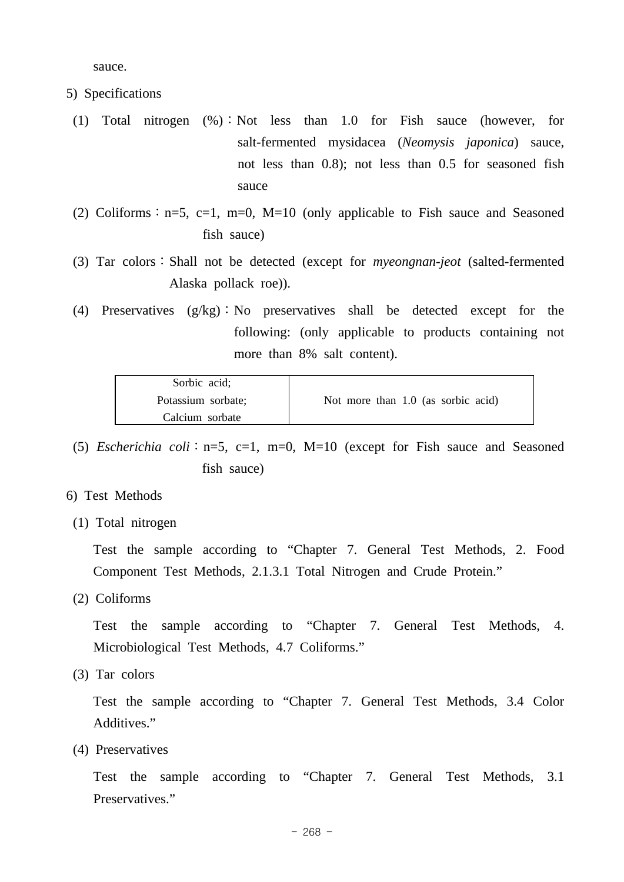sauce.

5) Specifications

(1) Total nitrogen (%) : Not less than 1.0 for Fish sauce (however, for salt-fermented mysidacea (*Neomysis japonica*) sauce, not less than 0.8); not less than 0.5 for seasoned fish sauce

(2) Coliforms : n=5, c=1, m=0, M=10 (only applicable to Fish sauce and Seasoned fish sauce)

(3) Tar colors : Shall not be detected (except for *myeongnan-jeot* (salted-fermented Alaska pollack roe)).

(4) Preservatives (g/kg) : No preservatives shall be detected except for the following: (only applicable to products containing not more than 8% salt content).

| Sorbic acid;<br>Potassium sorbate;<br>Calcium sorbate | Not more than 1.0 (as sorbic acid) |
|---|---|

(5) *Escherichia coli* : n=5, c=1, m=0, M=10 (except for Fish sauce and Seasoned fish sauce)

6) Test Methods

(1) Total nitrogen

Test the sample according to “Chapter 7. General Test Methods, 2. Food Component Test Methods, 2.1.3.1 Total Nitrogen and Crude Protein.”

(2) Coliforms

Test the sample according to “Chapter 7. General Test Methods, 4. Microbiological Test Methods, 4.7 Coliforms.”

(3) Tar colors

Test the sample according to “Chapter 7. General Test Methods, 3.4 Color Additives.”

(4) Preservatives

Test the sample according to “Chapter 7. General Test Methods, 3.1 Preservatives.”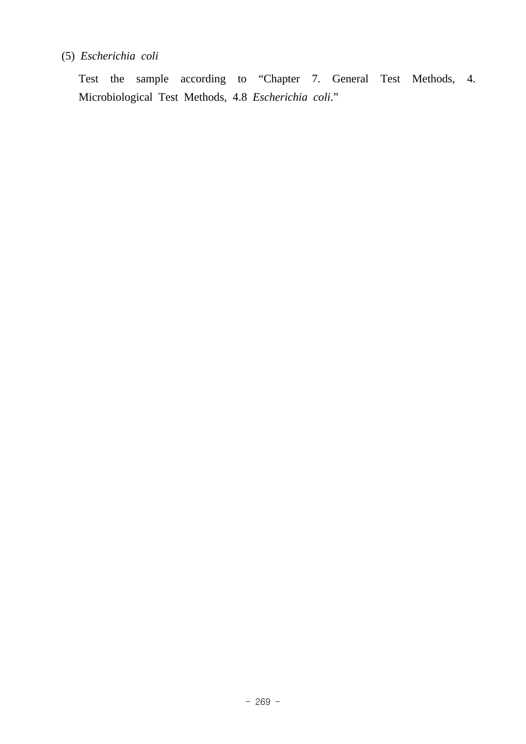(5) *Escherichia coli*

Test the sample according to “Chapter 7. General Test Methods, 4. Microbiological Test Methods, 4.8 *Escherichia coli*.”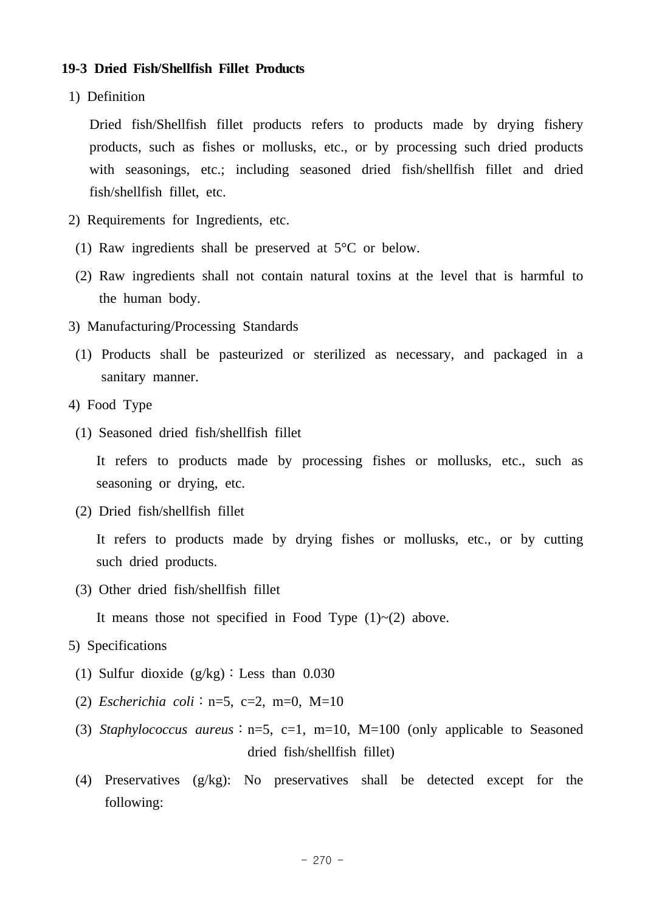### 19-3 Dried Fish/Shellfish Fillet Products

1) Definition

Dried fish/Shellfish fillet products refers to products made by drying fishery products, such as fishes or mollusks, etc., or by processing such dried products with seasonings, etc.; including seasoned dried fish/shellfish fillet and dried fish/shellfish fillet, etc.

2) Requirements for Ingredients, etc.

(1) Raw ingredients shall be preserved at 5°C or below.

(2) Raw ingredients shall not contain natural toxins at the level that is harmful to the human body.

3) Manufacturing/Processing Standards

(1) Products shall be pasteurized or sterilized as necessary, and packaged in a sanitary manner.

4) Food Type

(1) Seasoned dried fish/shellfish fillet

It refers to products made by processing fishes or mollusks, etc., such as seasoning or drying, etc.

(2) Dried fish/shellfish fillet

It refers to products made by drying fishes or mollusks, etc., or by cutting such dried products.

(3) Other dried fish/shellfish fillet

It means those not specified in Food Type (1)~(2) above.

5) Specifications

(1) Sulfur dioxide (g/kg) : Less than 0.030

(2) *Escherichia coli* : n=5, c=2, m=0, M=10

(3) *Staphylococcus aureus* : n=5, c=1, m=10, M=100 (only applicable to Seasoned dried fish/shellfish fillet)

(4) Preservatives (g/kg): No preservatives shall be detected except for the following: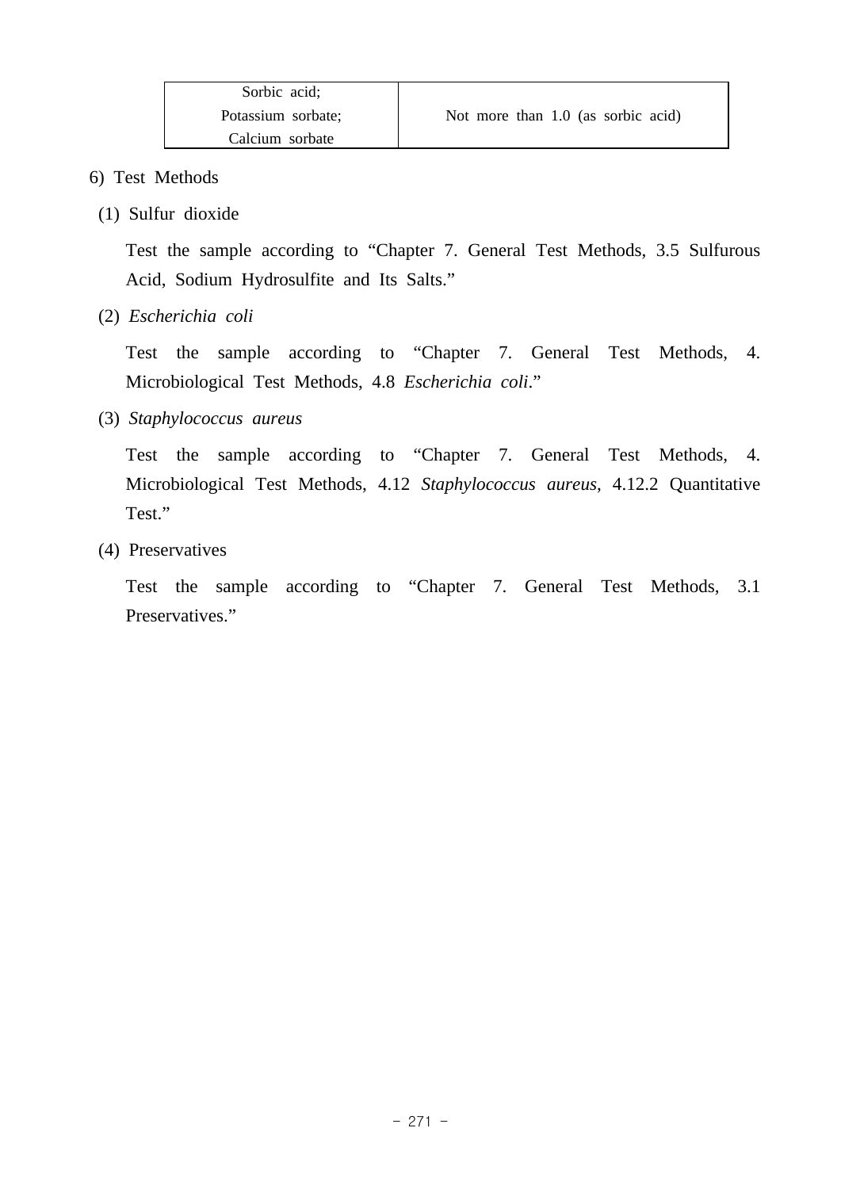| Sorbic acid;<br>Potassium sorbate;<br>Calcium sorbate | Not more than 1.0 (as sorbic acid) |
|---|---|

6) Test Methods

(1) Sulfur dioxide

Test the sample according to “Chapter 7. General Test Methods, 3.5 Sulfurous Acid, Sodium Hydrosulfite and Its Salts.”

(2) *Escherichia coli*

Test the sample according to “Chapter 7. General Test Methods, 4. Microbiological Test Methods, 4.8 *Escherichia coli*.”

(3) *Staphylococcus aureus*

Test the sample according to “Chapter 7. General Test Methods, 4. Microbiological Test Methods, 4.12 *Staphylococcus aureus*, 4.12.2 Quantitative Test.”

(4) Preservatives

Test the sample according to “Chapter 7. General Test Methods, 3.1 Preservatives.”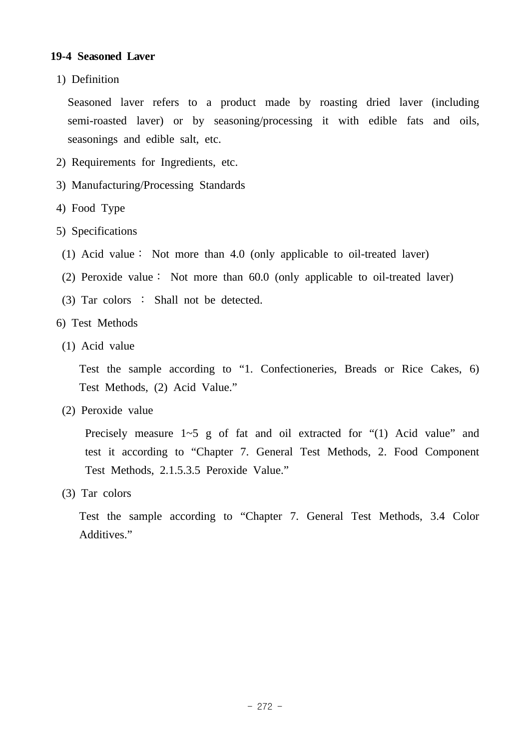### 19-4 Seasoned Laver

1) Definition

Seasoned laver refers to a product made by roasting dried laver (including semi-roasted laver) or by seasoning/processing it with edible fats and oils, seasonings and edible salt, etc.

2) Requirements for Ingredients, etc.

3) Manufacturing/Processing Standards

4) Food Type

5) Specifications

(1) Acid value： Not more than 4.0 (only applicable to oil-treated laver)

(2) Peroxide value： Not more than 60.0 (only applicable to oil-treated laver)

(3) Tar colors ： Shall not be detected.

6) Test Methods

(1) Acid value

Test the sample according to “1. Confectioneries, Breads or Rice Cakes, 6) Test Methods, (2) Acid Value.”

(2) Peroxide value

Precisely measure 1~5 g of fat and oil extracted for “(1) Acid value” and test it according to “Chapter 7. General Test Methods, 2. Food Component Test Methods, 2.1.5.3.5 Peroxide Value.”

(3) Tar colors

Test the sample according to “Chapter 7. General Test Methods, 3.4 Color Additives.”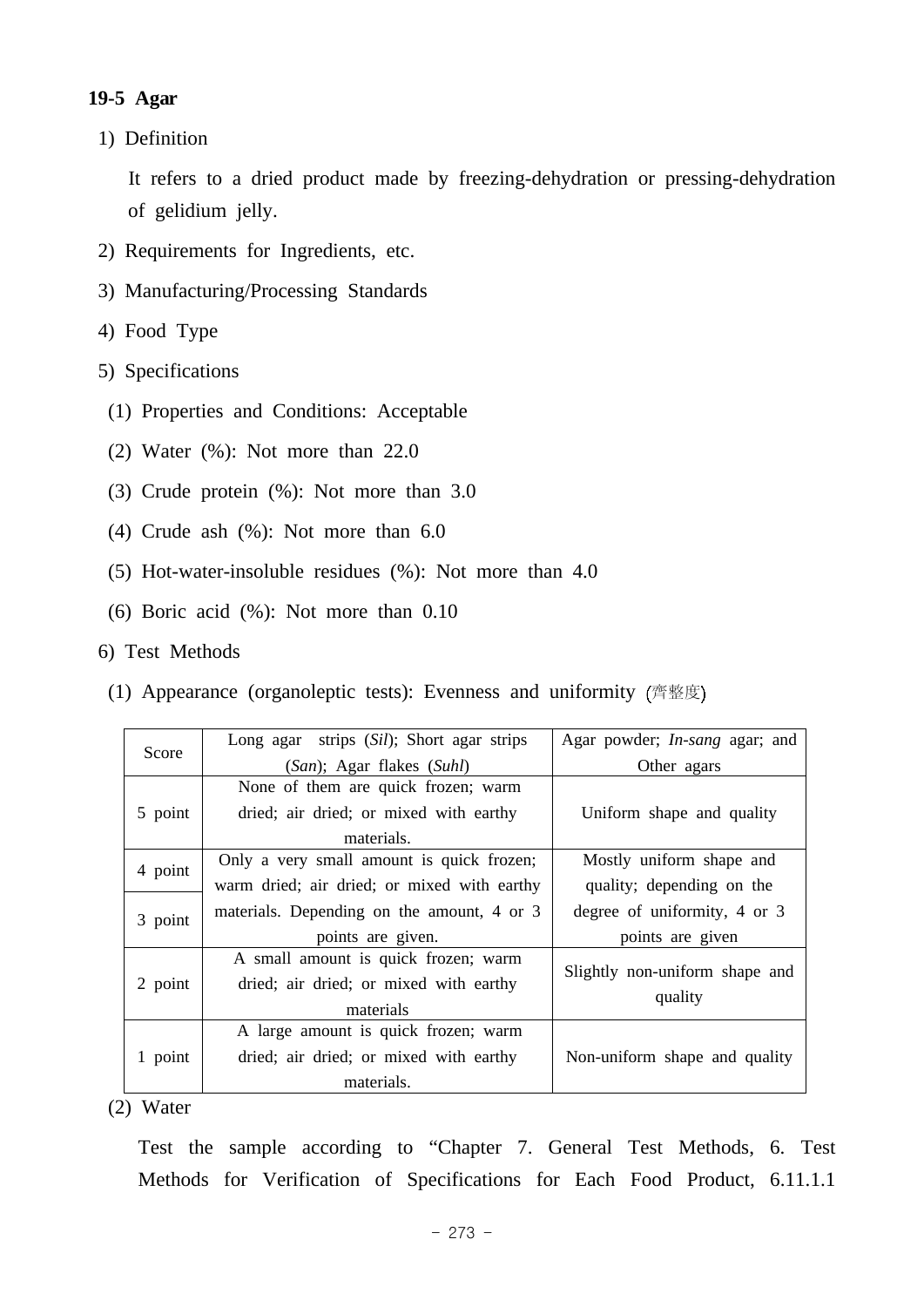**19-5 Agar**

1) Definition

It refers to a dried product made by freezing-dehydration or pressing-dehydration of gelidium jelly.

2) Requirements for Ingredients, etc.

3) Manufacturing/Processing Standards

4) Food Type

5) Specifications

(1) Properties and Conditions: Acceptable

(2) Water (%): Not more than 22.0

(3) Crude protein (%): Not more than 3.0

(4) Crude ash (%): Not more than 6.0

(5) Hot-water-insoluble residues (%): Not more than 4.0

(6) Boric acid (%): Not more than 0.10

6) Test Methods

(1) Appearance (organoleptic tests): Evenness and uniformity (齊整度)

| Score | Long agar strips (*Sil*); Short agar strips (*San*); Agar flakes (*Suhl*) | Agar powder; *In-sang* agar; and Other agars |
|---|---|---|
| 5 point | None of them are quick frozen; warm dried; air dried; or mixed with earthy materials. | Uniform shape and quality |
| 4 point | Only a very small amount is quick frozen; warm dried; air dried; or mixed with earthy materials. Depending on the amount, 4 or 3 points are given. | Mostly uniform shape and quality; depending on the degree of uniformity, 4 or 3 points are given |
| 3 point | | |
| 2 point | A small amount is quick frozen; warm dried; air dried; or mixed with earthy materials | Slightly non-uniform shape and quality |
| 1 point | A large amount is quick frozen; warm dried; air dried; or mixed with earthy materials. | Non-uniform shape and quality |

(2) Water

Test the sample according to "Chapter 7. General Test Methods, 6. Test Methods for Verification of Specifications for Each Food Product, 6.11.1.1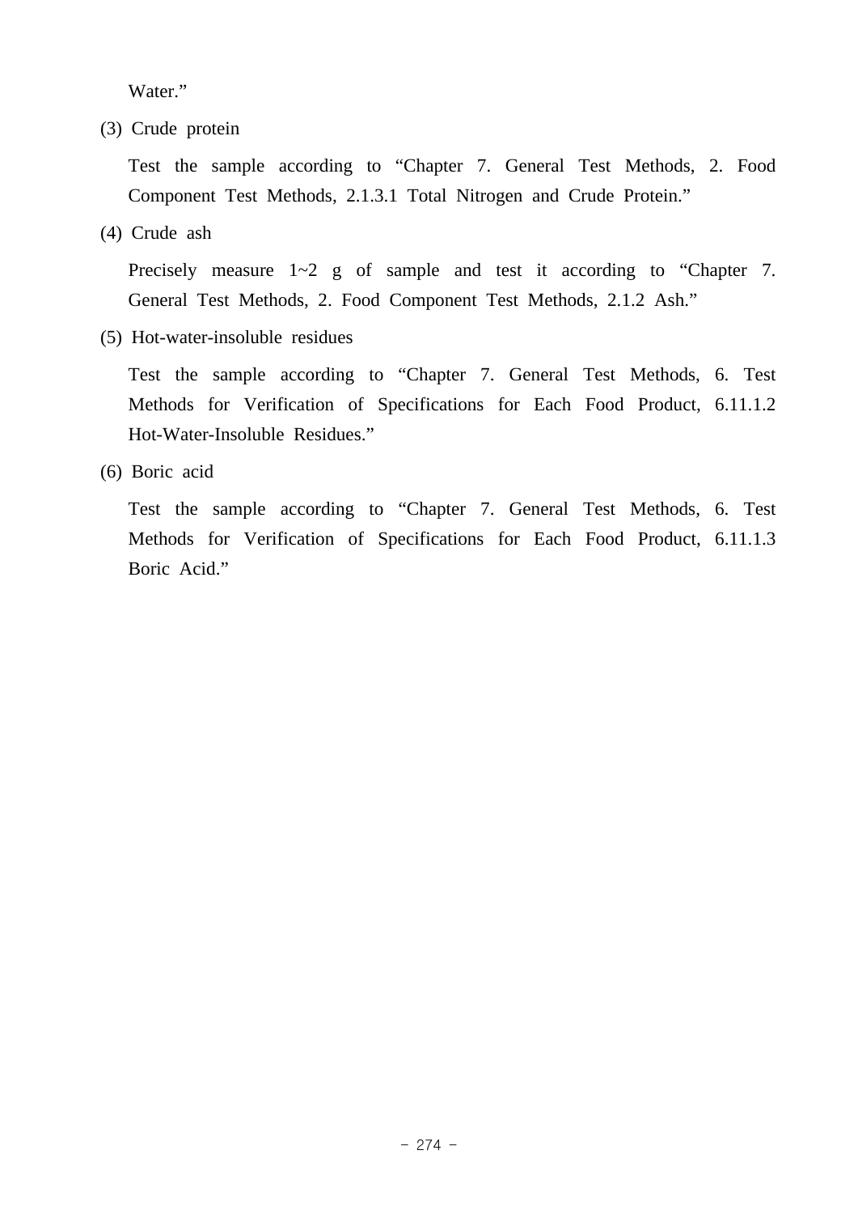Water."

(3) Crude protein

Test the sample according to "Chapter 7. General Test Methods, 2. Food Component Test Methods, 2.1.3.1 Total Nitrogen and Crude Protein."

(4) Crude ash

Precisely measure 1~2 g of sample and test it according to "Chapter 7. General Test Methods, 2. Food Component Test Methods, 2.1.2 Ash."

(5) Hot-water-insoluble residues

Test the sample according to "Chapter 7. General Test Methods, 6. Test Methods for Verification of Specifications for Each Food Product, 6.11.1.2 Hot-Water-Insoluble Residues."

(6) Boric acid

Test the sample according to "Chapter 7. General Test Methods, 6. Test Methods for Verification of Specifications for Each Food Product, 6.11.1.3 Boric Acid."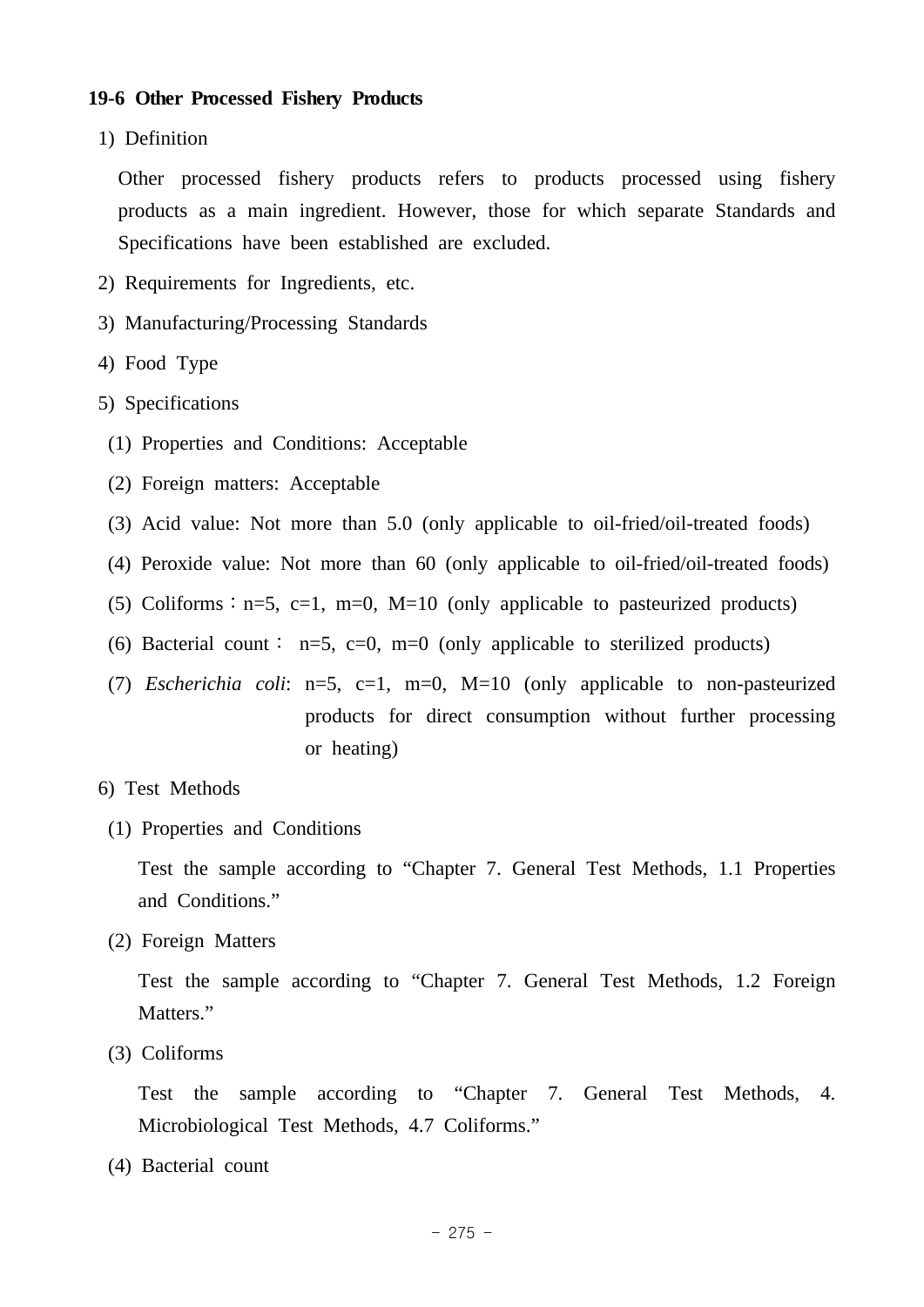### 19-6 Other Processed Fishery Products

1) Definition

Other processed fishery products refers to products processed using fishery products as a main ingredient. However, those for which separate Standards and Specifications have been established are excluded.

2) Requirements for Ingredients, etc.

3) Manufacturing/Processing Standards

4) Food Type

5) Specifications

(1) Properties and Conditions: Acceptable

(2) Foreign matters: Acceptable

(3) Acid value: Not more than 5.0 (only applicable to oil-fried/oil-treated foods)

(4) Peroxide value: Not more than 60 (only applicable to oil-fried/oil-treated foods)

(5) Coliforms : n=5, c=1, m=0, M=10 (only applicable to pasteurized products)

(6) Bacterial count : n=5, c=0, m=0 (only applicable to sterilized products)

(7) *Escherichia coli*: n=5, c=1, m=0, M=10 (only applicable to non-pasteurized products for direct consumption without further processing or heating)

6) Test Methods

(1) Properties and Conditions

Test the sample according to “Chapter 7. General Test Methods, 1.1 Properties and Conditions.”

(2) Foreign Matters

Test the sample according to “Chapter 7. General Test Methods, 1.2 Foreign Matters.”

(3) Coliforms

Test the sample according to “Chapter 7. General Test Methods, 4. Microbiological Test Methods, 4.7 Coliforms.”

(4) Bacterial count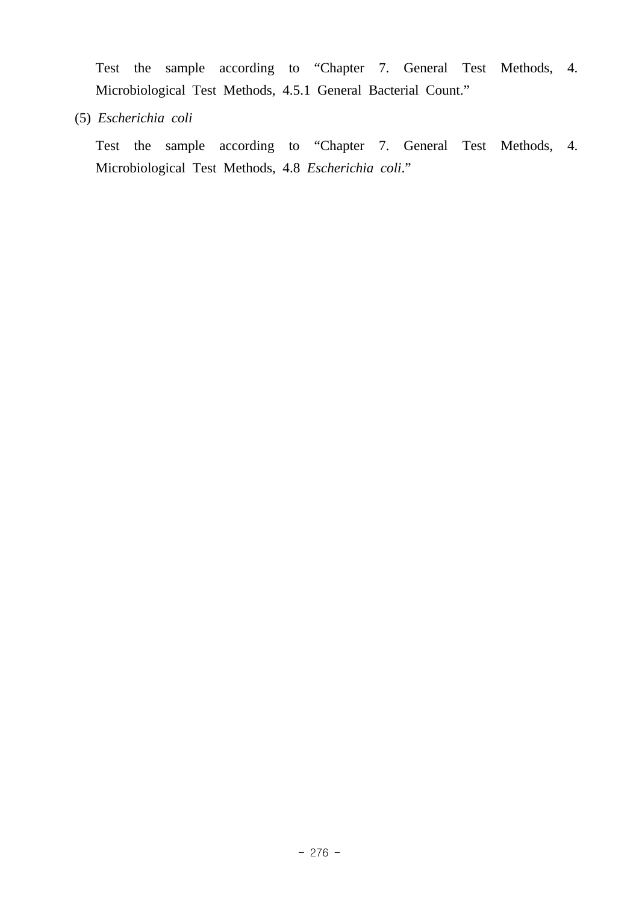Test the sample according to “Chapter 7. General Test Methods, 4. Microbiological Test Methods, 4.5.1 General Bacterial Count.”

(5) *Escherichia coli*

Test the sample according to “Chapter 7. General Test Methods, 4. Microbiological Test Methods, 4.8 *Escherichia coli*.”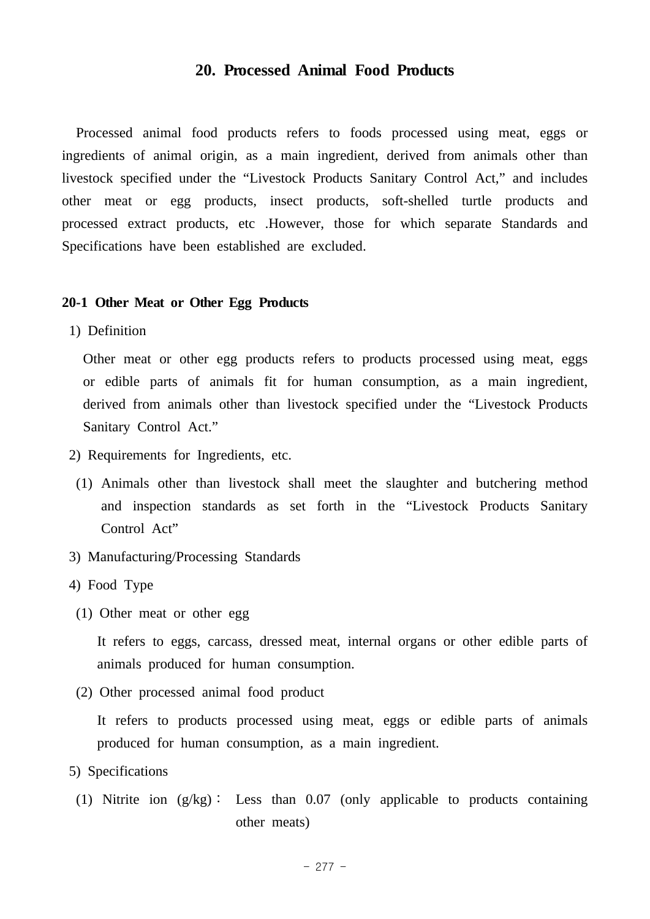## 20. Processed Animal Food Products

Processed animal food products refers to foods processed using meat, eggs or ingredients of animal origin, as a main ingredient, derived from animals other than livestock specified under the “Livestock Products Sanitary Control Act,” and includes other meat or egg products, insect products, soft-shelled turtle products and processed extract products, etc .However, those for which separate Standards and Specifications have been established are excluded.

### 20-1 Other Meat or Other Egg Products

1) Definition

Other meat or other egg products refers to products processed using meat, eggs or edible parts of animals fit for human consumption, as a main ingredient, derived from animals other than livestock specified under the “Livestock Products Sanitary Control Act.”

2) Requirements for Ingredients, etc.

(1) Animals other than livestock shall meet the slaughter and butchering method and inspection standards as set forth in the “Livestock Products Sanitary Control Act”

3) Manufacturing/Processing Standards

4) Food Type

(1) Other meat or other egg

It refers to eggs, carcass, dressed meat, internal organs or other edible parts of animals produced for human consumption.

(2) Other processed animal food product

It refers to products processed using meat, eggs or edible parts of animals produced for human consumption, as a main ingredient.

5) Specifications

(1) Nitrite ion (g/kg) : Less than 0.07 (only applicable to products containing other meats)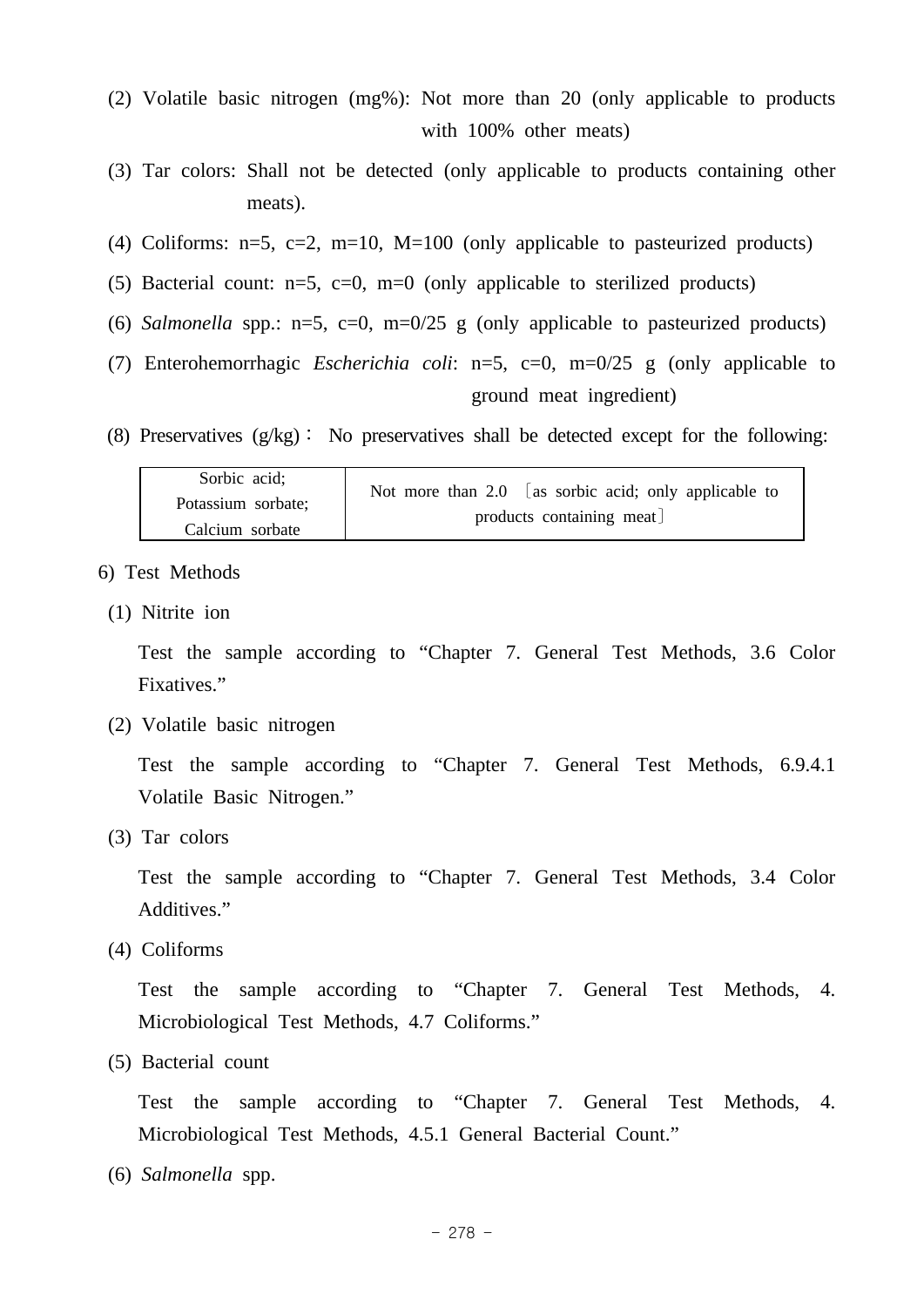(2) Volatile basic nitrogen (mg%): Not more than 20 (only applicable to products with 100% other meats)

(3) Tar colors: Shall not be detected (only applicable to products containing other meats).

(4) Coliforms: n=5, c=2, m=10, M=100 (only applicable to pasteurized products)

(5) Bacterial count: n=5, c=0, m=0 (only applicable to sterilized products)

(6) *Salmonella* spp.: n=5, c=0, m=0/25 g (only applicable to pasteurized products)

(7) Enterohemorrhagic *Escherichia coli*: n=5, c=0, m=0/25 g (only applicable to ground meat ingredient)

(8) Preservatives (g/kg) : No preservatives shall be detected except for the following:

| Sorbic acid; Potassium sorbate; Calcium sorbate | Not more than 2.0 〔as sorbic acid; only applicable to products containing meat〕 |
|---|---|

6) Test Methods

(1) Nitrite ion

Test the sample according to “Chapter 7. General Test Methods, 3.6 Color Fixatives.”

(2) Volatile basic nitrogen

Test the sample according to “Chapter 7. General Test Methods, 6.9.4.1 Volatile Basic Nitrogen.”

(3) Tar colors

Test the sample according to “Chapter 7. General Test Methods, 3.4 Color Additives.”

(4) Coliforms

Test the sample according to “Chapter 7. General Test Methods, 4. Microbiological Test Methods, 4.7 Coliforms.”

(5) Bacterial count

Test the sample according to “Chapter 7. General Test Methods, 4. Microbiological Test Methods, 4.5.1 General Bacterial Count.”

(6) *Salmonella* spp.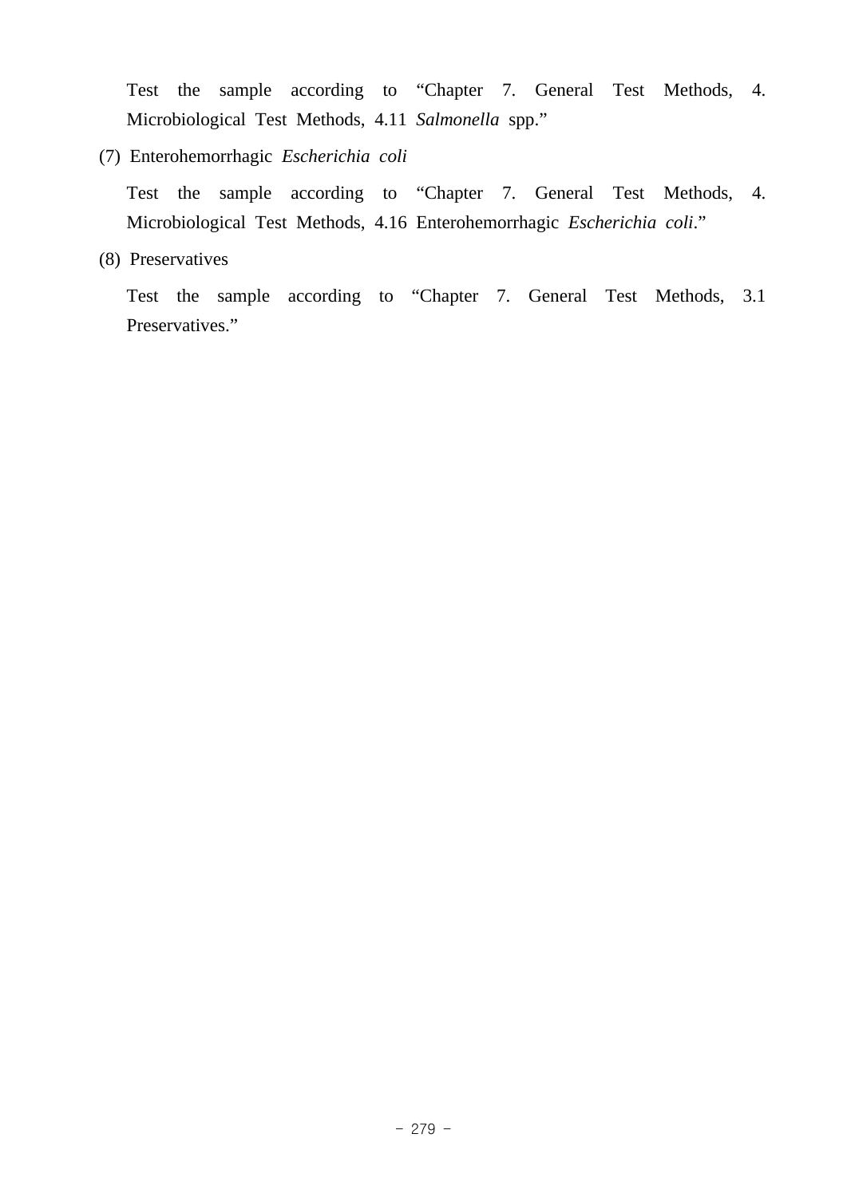Test the sample according to “Chapter 7. General Test Methods, 4. Microbiological Test Methods, 4.11 *Salmonella* spp.”

(7) Enterohemorrhagic *Escherichia coli*

Test the sample according to “Chapter 7. General Test Methods, 4. Microbiological Test Methods, 4.16 Enterohemorrhagic *Escherichia coli*.”

(8) Preservatives

Test the sample according to “Chapter 7. General Test Methods, 3.1 Preservatives.”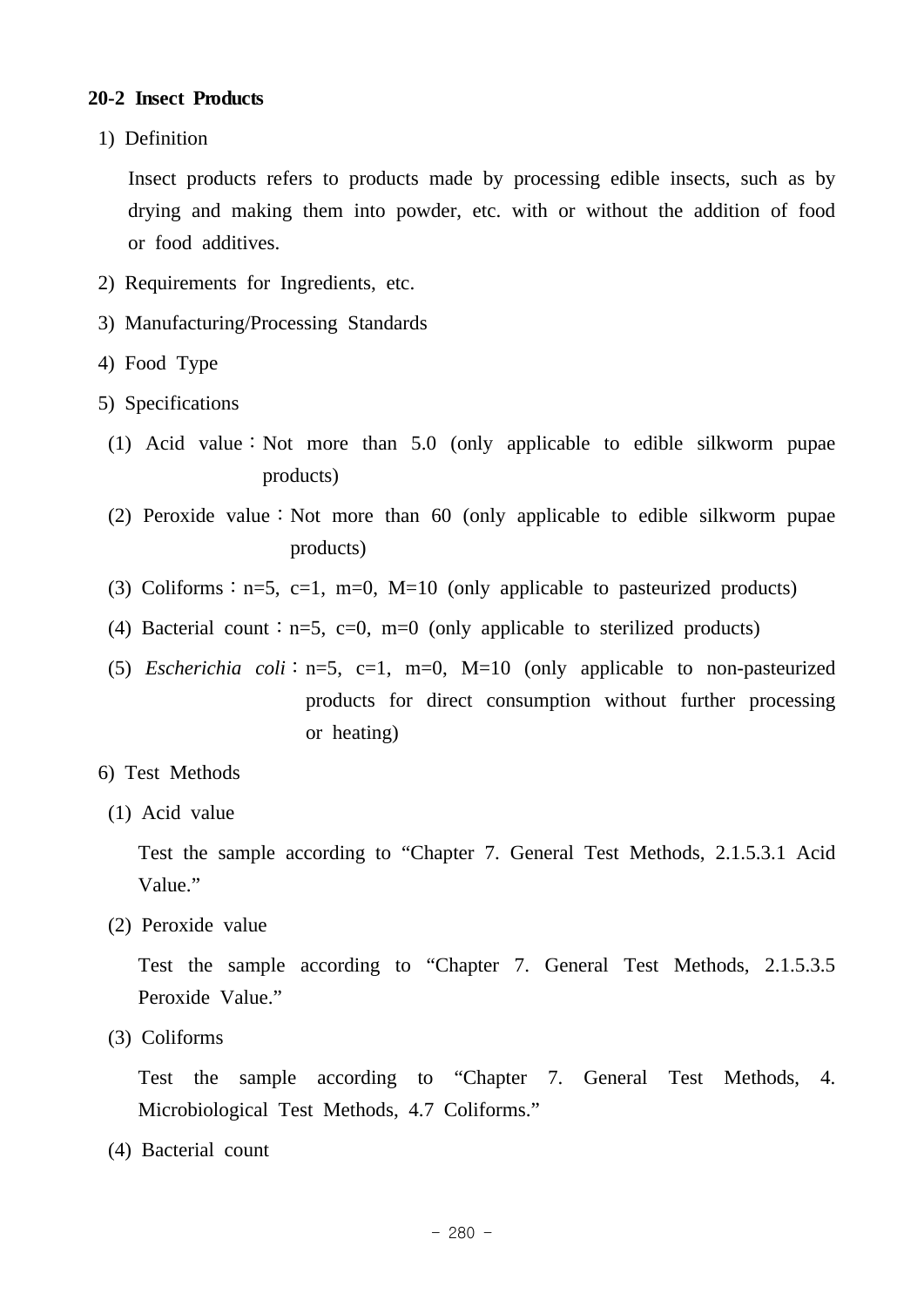## 20-2 Insect Products

1) Definition

Insect products refers to products made by processing edible insects, such as by drying and making them into powder, etc. with or without the addition of food or food additives.

2) Requirements for Ingredients, etc.

3) Manufacturing/Processing Standards

4) Food Type

5) Specifications

(1) Acid value : Not more than 5.0 (only applicable to edible silkworm pupae products)

(2) Peroxide value : Not more than 60 (only applicable to edible silkworm pupae products)

(3) Coliforms : n=5, c=1, m=0, M=10 (only applicable to pasteurized products)

(4) Bacterial count : n=5, c=0, m=0 (only applicable to sterilized products)

(5) *Escherichia coli* : n=5, c=1, m=0, M=10 (only applicable to non-pasteurized products for direct consumption without further processing or heating)

6) Test Methods

(1) Acid value

Test the sample according to “Chapter 7. General Test Methods, 2.1.5.3.1 Acid Value.”

(2) Peroxide value

Test the sample according to “Chapter 7. General Test Methods, 2.1.5.3.5 Peroxide Value.”

(3) Coliforms

Test the sample according to “Chapter 7. General Test Methods, 4. Microbiological Test Methods, 4.7 Coliforms.”

(4) Bacterial count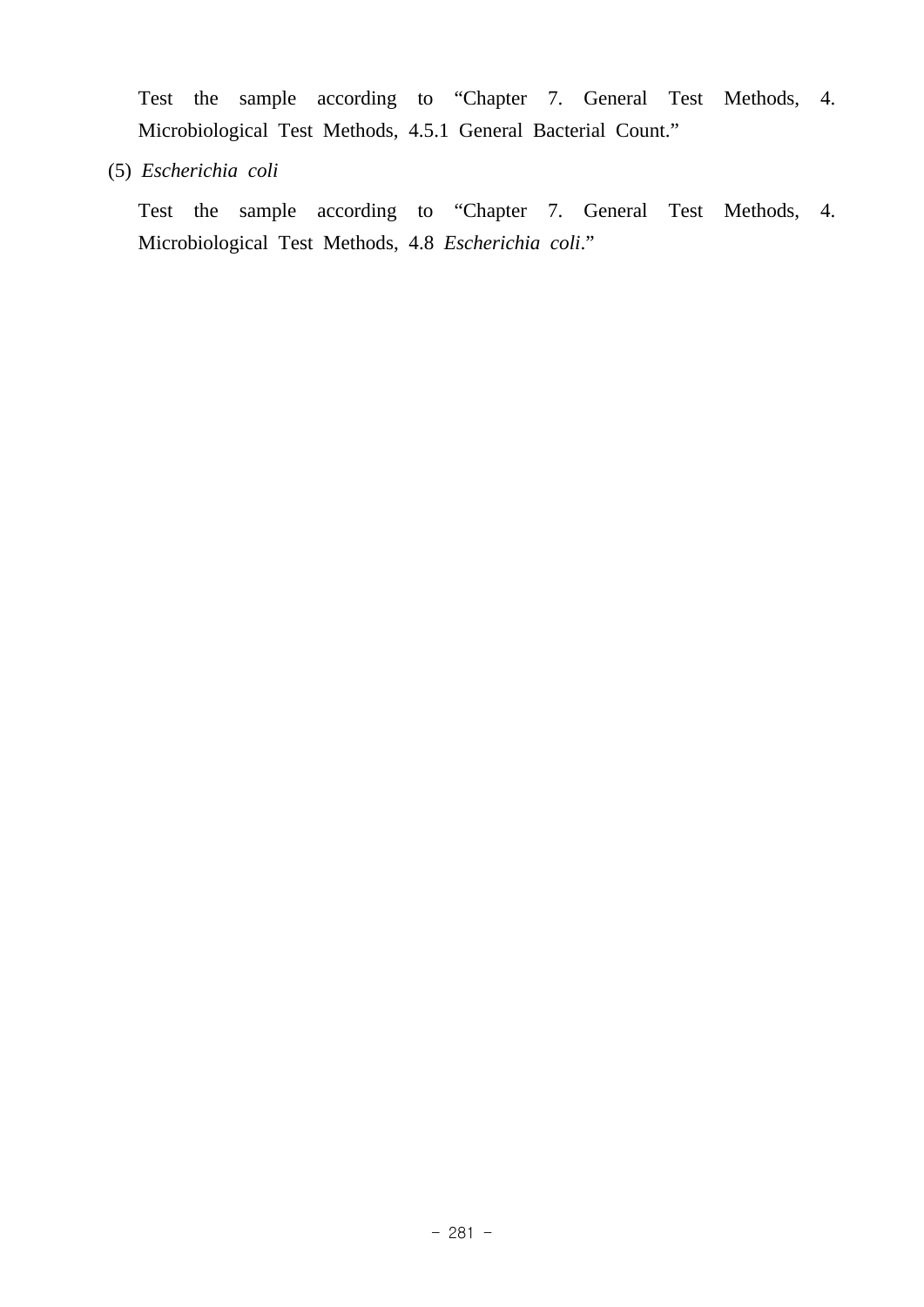Test the sample according to "Chapter 7. General Test Methods, 4. Microbiological Test Methods, 4.5.1 General Bacterial Count."

(5) *Escherichia coli*

Test the sample according to "Chapter 7. General Test Methods, 4. Microbiological Test Methods, 4.8 *Escherichia coli*."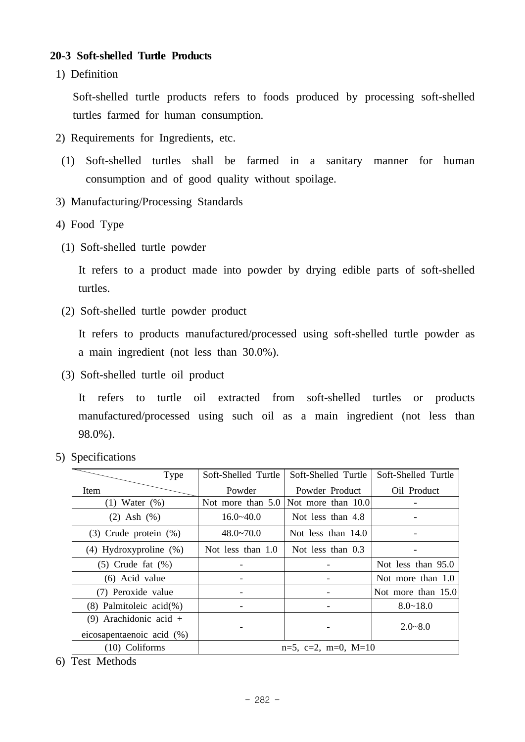### 20-3 Soft-shelled Turtle Products

1) Definition

Soft-shelled turtle products refers to foods produced by processing soft-shelled turtles farmed for human consumption.

2) Requirements for Ingredients, etc.

(1) Soft-shelled turtles shall be farmed in a sanitary manner for human consumption and of good quality without spoilage.

3) Manufacturing/Processing Standards

4) Food Type

(1) Soft-shelled turtle powder

It refers to a product made into powder by drying edible parts of soft-shelled turtles.

(2) Soft-shelled turtle powder product

It refers to products manufactured/processed using soft-shelled turtle powder as a main ingredient (not less than 30.0%).

(3) Soft-shelled turtle oil product

It refers to turtle oil extracted from soft-shelled turtles or products manufactured/processed using such oil as a main ingredient (not less than 98.0%).

5) Specifications

| Item \ Type | Soft-Shelled Turtle Powder | Soft-Shelled Turtle Powder Product | Soft-Shelled Turtle Oil Product |
|---|---|---|---|
| (1) Water (%) | Not more than 5.0 | Not more than 10.0 | - |
| (2) Ash (%) | 16.0~40.0 | Not less than 4.8 | - |
| (3) Crude protein (%) | 48.0~70.0 | Not less than 14.0 | - |
| (4) Hydroxyproline (%) | Not less than 1.0 | Not less than 0.3 | - |
| (5) Crude fat (%) | - | - | Not less than 95.0 |
| (6) Acid value | - | - | Not more than 1.0 |
| (7) Peroxide value | - | - | Not more than 15.0 |
| (8) Palmitoleic acid(%) | - | - | 8.0~18.0 |
| (9) Arachidonic acid + eicosapentaenoic acid (%) | - | - | 2.0~8.0 |
| (10) Coliforms | n=5, c=2, m=0, M=10 | | |

6) Test Methods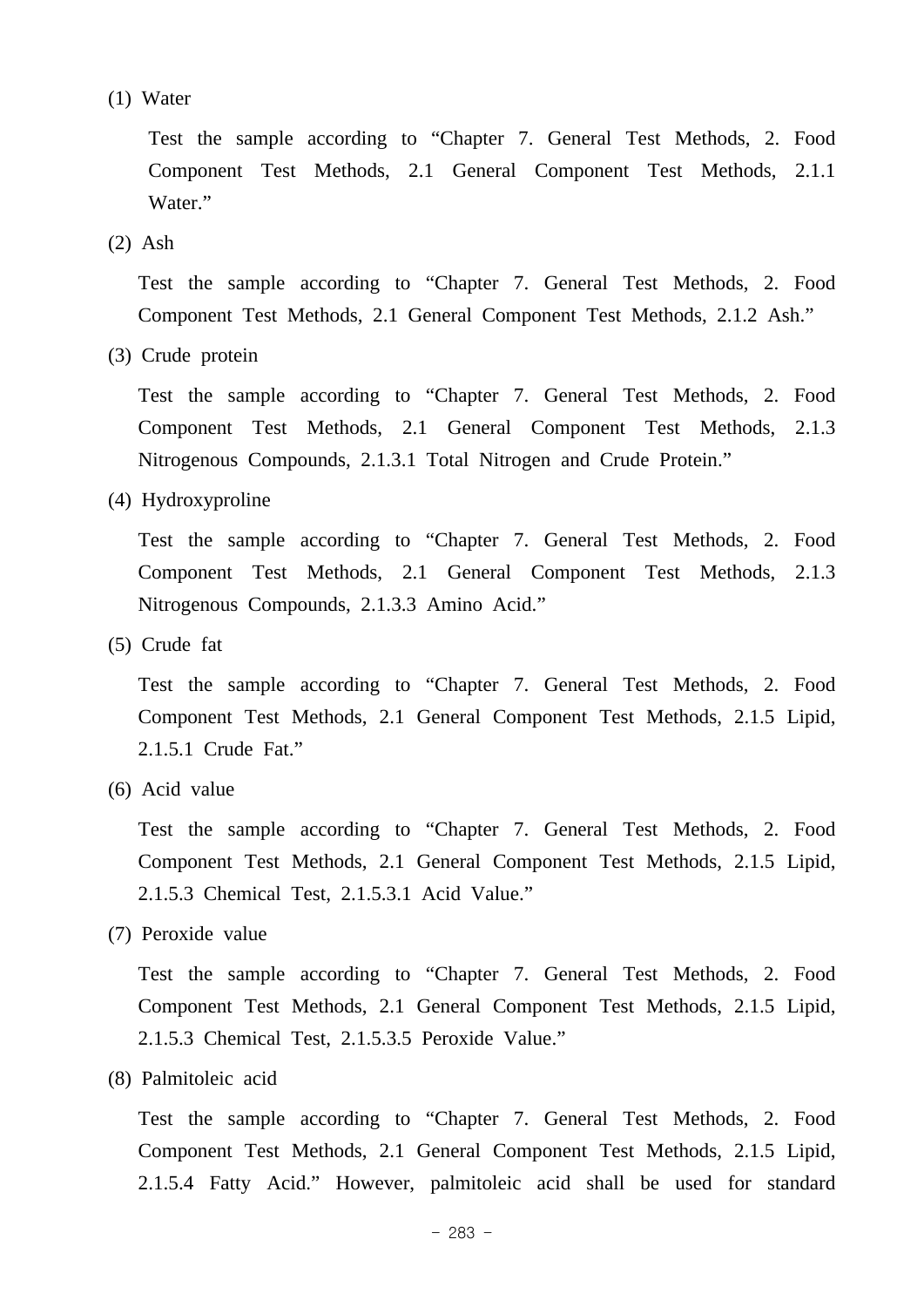(1) Water

Test the sample according to “Chapter 7. General Test Methods, 2. Food Component Test Methods, 2.1 General Component Test Methods, 2.1.1 Water.”

(2) Ash

Test the sample according to “Chapter 7. General Test Methods, 2. Food Component Test Methods, 2.1 General Component Test Methods, 2.1.2 Ash.”

(3) Crude protein

Test the sample according to “Chapter 7. General Test Methods, 2. Food Component Test Methods, 2.1 General Component Test Methods, 2.1.3 Nitrogenous Compounds, 2.1.3.1 Total Nitrogen and Crude Protein.”

(4) Hydroxyproline

Test the sample according to “Chapter 7. General Test Methods, 2. Food Component Test Methods, 2.1 General Component Test Methods, 2.1.3 Nitrogenous Compounds, 2.1.3.3 Amino Acid.”

(5) Crude fat

Test the sample according to “Chapter 7. General Test Methods, 2. Food Component Test Methods, 2.1 General Component Test Methods, 2.1.5 Lipid, 2.1.5.1 Crude Fat.”

(6) Acid value

Test the sample according to “Chapter 7. General Test Methods, 2. Food Component Test Methods, 2.1 General Component Test Methods, 2.1.5 Lipid, 2.1.5.3 Chemical Test, 2.1.5.3.1 Acid Value.”

(7) Peroxide value

Test the sample according to “Chapter 7. General Test Methods, 2. Food Component Test Methods, 2.1 General Component Test Methods, 2.1.5 Lipid, 2.1.5.3 Chemical Test, 2.1.5.3.5 Peroxide Value.”

(8) Palmitoleic acid

Test the sample according to “Chapter 7. General Test Methods, 2. Food Component Test Methods, 2.1 General Component Test Methods, 2.1.5 Lipid, 2.1.5.4 Fatty Acid.” However, palmitoleic acid shall be used for standard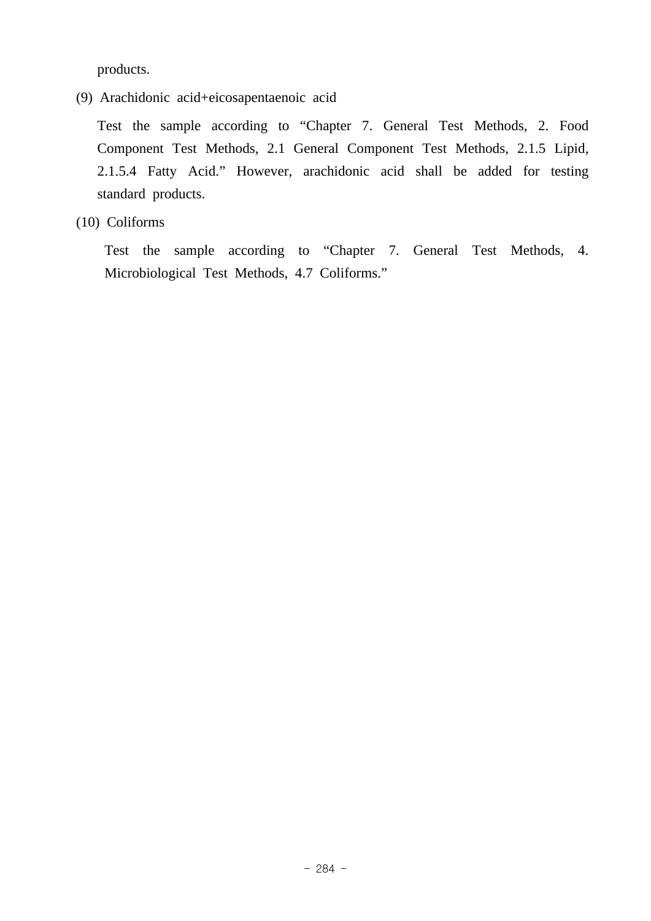products.

(9) Arachidonic acid+eicosapentaenoic acid

Test the sample according to “Chapter 7. General Test Methods, 2. Food Component Test Methods, 2.1 General Component Test Methods, 2.1.5 Lipid, 2.1.5.4 Fatty Acid.” However, arachidonic acid shall be added for testing standard products.

(10) Coliforms

Test the sample according to “Chapter 7. General Test Methods, 4. Microbiological Test Methods, 4.7 Coliforms.”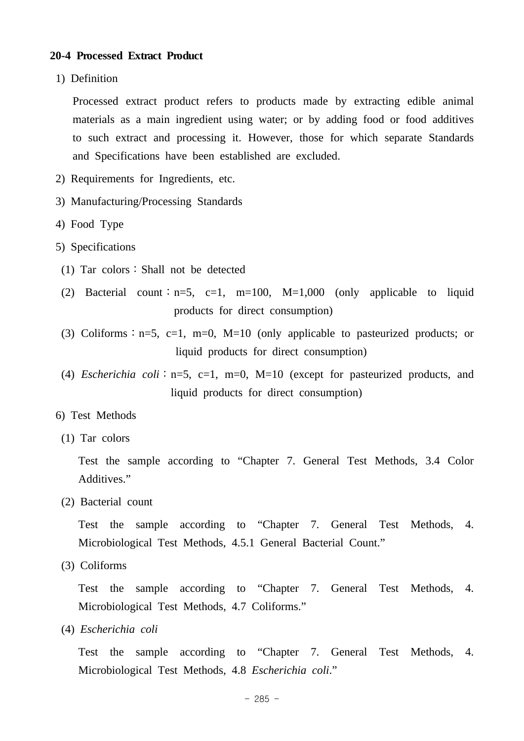### 20-4 Processed Extract Product

1) Definition

Processed extract product refers to products made by extracting edible animal materials as a main ingredient using water; or by adding food or food additives to such extract and processing it. However, those for which separate Standards and Specifications have been established are excluded.

2) Requirements for Ingredients, etc.

3) Manufacturing/Processing Standards

4) Food Type

5) Specifications

(1) Tar colors : Shall not be detected

(2) Bacterial count : n=5, c=1, m=100, M=1,000 (only applicable to liquid products for direct consumption)

(3) Coliforms : n=5, c=1, m=0, M=10 (only applicable to pasteurized products; or liquid products for direct consumption)

(4) *Escherichia coli* : n=5, c=1, m=0, M=10 (except for pasteurized products, and liquid products for direct consumption)

6) Test Methods

(1) Tar colors

Test the sample according to “Chapter 7. General Test Methods, 3.4 Color Additives.”

(2) Bacterial count

Test the sample according to “Chapter 7. General Test Methods, 4. Microbiological Test Methods, 4.5.1 General Bacterial Count.”

(3) Coliforms

Test the sample according to “Chapter 7. General Test Methods, 4. Microbiological Test Methods, 4.7 Coliforms.”

(4) *Escherichia coli*

Test the sample according to “Chapter 7. General Test Methods, 4. Microbiological Test Methods, 4.8 *Escherichia coli*.”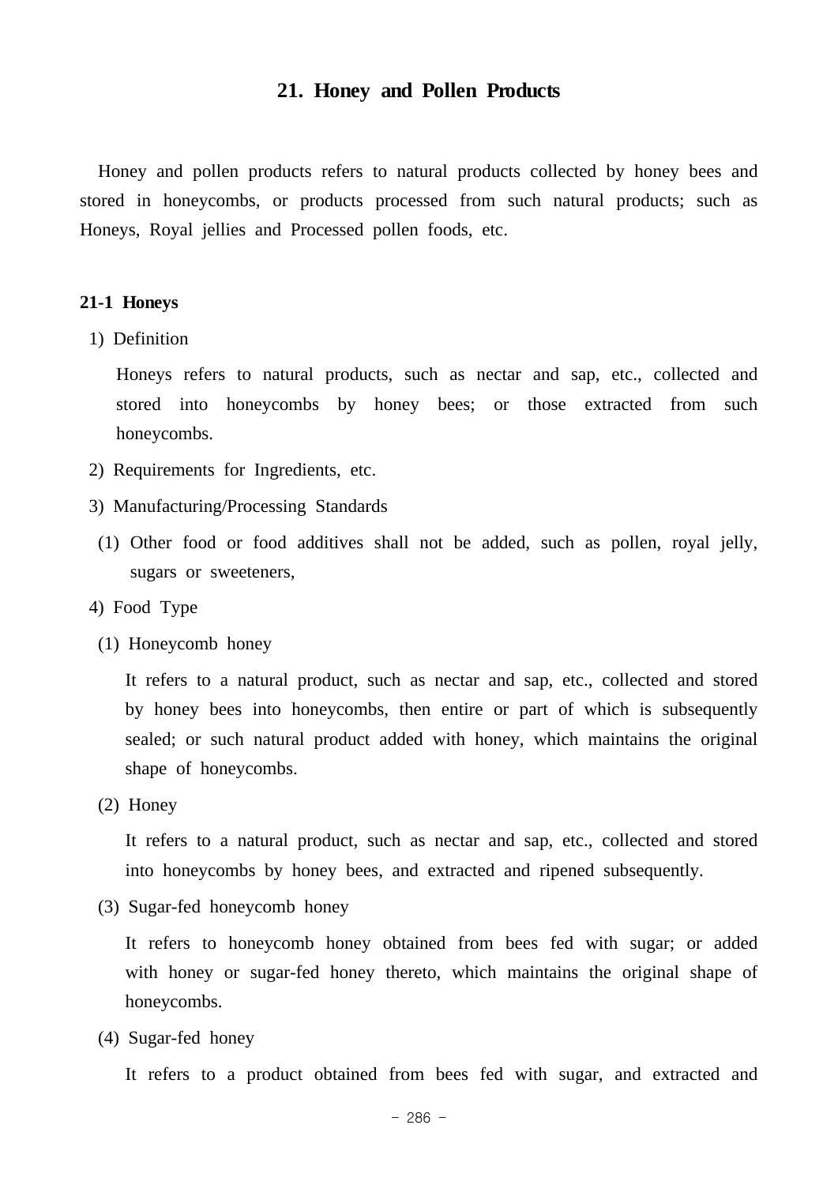# 21. Honey and Pollen Products

Honey and pollen products refers to natural products collected by honey bees and stored in honeycombs, or products processed from such natural products; such as Honeys, Royal jellies and Processed pollen foods, etc.

### 21-1 Honeys

1) Definition

Honeys refers to natural products, such as nectar and sap, etc., collected and stored into honeycombs by honey bees; or those extracted from such honeycombs.

2) Requirements for Ingredients, etc.

3) Manufacturing/Processing Standards

(1) Other food or food additives shall not be added, such as pollen, royal jelly, sugars or sweeteners,

4) Food Type

(1) Honeycomb honey

It refers to a natural product, such as nectar and sap, etc., collected and stored by honey bees into honeycombs, then entire or part of which is subsequently sealed; or such natural product added with honey, which maintains the original shape of honeycombs.

(2) Honey

It refers to a natural product, such as nectar and sap, etc., collected and stored into honeycombs by honey bees, and extracted and ripened subsequently.

(3) Sugar-fed honeycomb honey

It refers to honeycomb honey obtained from bees fed with sugar; or added with honey or sugar-fed honey thereto, which maintains the original shape of honeycombs.

(4) Sugar-fed honey

It refers to a product obtained from bees fed with sugar, and extracted and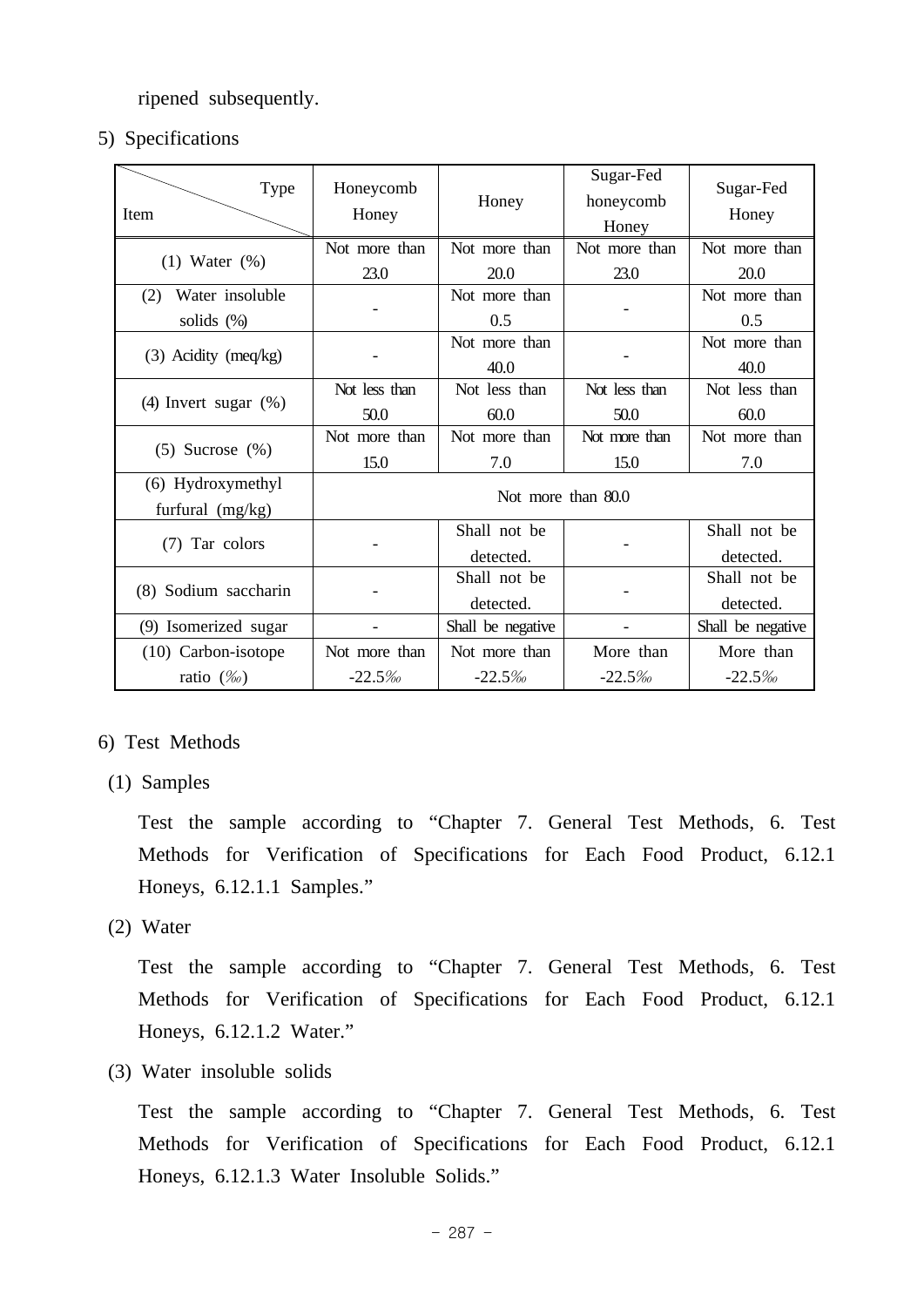ripened subsequently.

5) Specifications

| Item \ Type | Honeycomb Honey | Honey | Sugar-Fed honeycomb Honey | Sugar-Fed Honey |
|---|---|---|---|---|
| (1) Water (%) | Not more than 23.0 | Not more than 20.0 | Not more than 23.0 | Not more than 20.0 |
| (2) Water insoluble solids (%) | - | Not more than 0.5 | - | Not more than 0.5 |
| (3) Acidity (meq/kg) | - | Not more than 40.0 | - | Not more than 40.0 |
| (4) Invert sugar (%) | Not less than 50.0 | Not less than 60.0 | Not less than 50.0 | Not less than 60.0 |
| (5) Sucrose (%) | Not more than 15.0 | Not more than 7.0 | Not more than 15.0 | Not more than 7.0 |
| (6) Hydroxymethyl furfural (mg/kg) | Not more than 80.0 | | | |
| (7) Tar colors | - | Shall not be detected. | - | Shall not be detected. |
| (8) Sodium saccharin | - | Shall not be detected. | - | Shall not be detected. |
| (9) Isomerized sugar | - | Shall be negative | - | Shall be negative |
| (10) Carbon-isotope ratio (‰) | Not more than -22.5‰ | Not more than -22.5‰ | More than -22.5‰ | More than -22.5‰ |

6) Test Methods

(1) Samples

Test the sample according to “Chapter 7. General Test Methods, 6. Test Methods for Verification of Specifications for Each Food Product, 6.12.1 Honeys, 6.12.1.1 Samples.”

(2) Water

Test the sample according to “Chapter 7. General Test Methods, 6. Test Methods for Verification of Specifications for Each Food Product, 6.12.1 Honeys, 6.12.1.2 Water.”

(3) Water insoluble solids

Test the sample according to “Chapter 7. General Test Methods, 6. Test Methods for Verification of Specifications for Each Food Product, 6.12.1 Honeys, 6.12.1.3 Water Insoluble Solids.”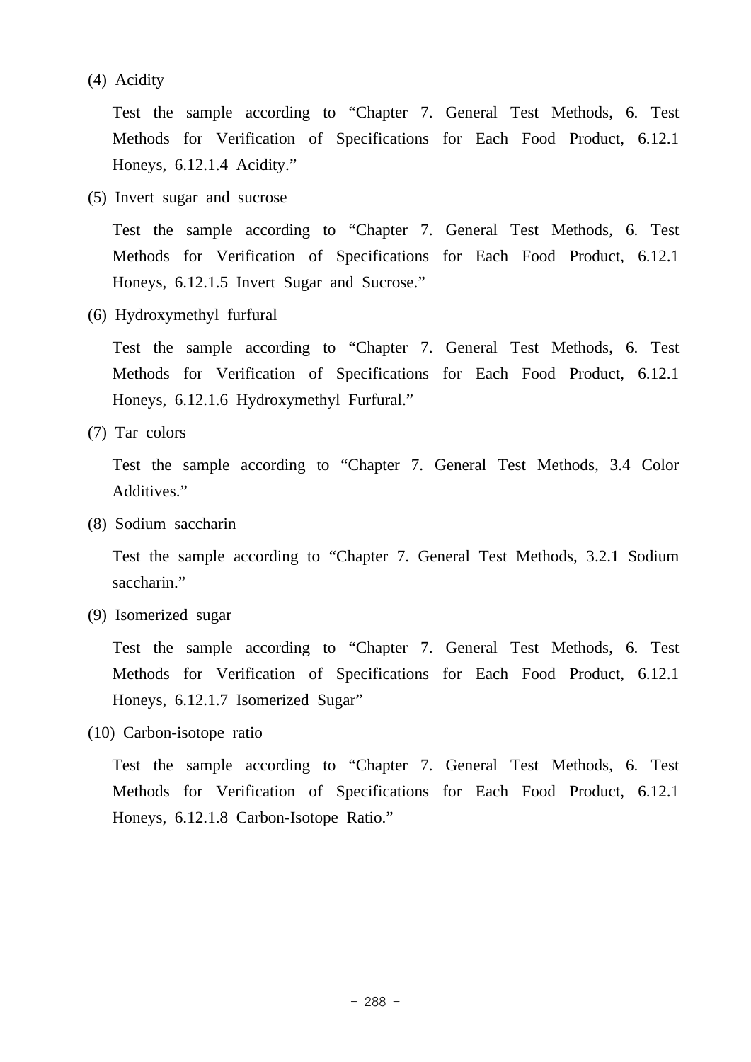(4) Acidity

Test the sample according to “Chapter 7. General Test Methods, 6. Test Methods for Verification of Specifications for Each Food Product, 6.12.1 Honeys, 6.12.1.4 Acidity.”

(5) Invert sugar and sucrose

Test the sample according to “Chapter 7. General Test Methods, 6. Test Methods for Verification of Specifications for Each Food Product, 6.12.1 Honeys, 6.12.1.5 Invert Sugar and Sucrose.”

(6) Hydroxymethyl furfural

Test the sample according to “Chapter 7. General Test Methods, 6. Test Methods for Verification of Specifications for Each Food Product, 6.12.1 Honeys, 6.12.1.6 Hydroxymethyl Furfural.”

(7) Tar colors

Test the sample according to “Chapter 7. General Test Methods, 3.4 Color Additives.”

(8) Sodium saccharin

Test the sample according to “Chapter 7. General Test Methods, 3.2.1 Sodium saccharin.”

(9) Isomerized sugar

Test the sample according to “Chapter 7. General Test Methods, 6. Test Methods for Verification of Specifications for Each Food Product, 6.12.1 Honeys, 6.12.1.7 Isomerized Sugar”

(10) Carbon-isotope ratio

Test the sample according to “Chapter 7. General Test Methods, 6. Test Methods for Verification of Specifications for Each Food Product, 6.12.1 Honeys, 6.12.1.8 Carbon-Isotope Ratio.”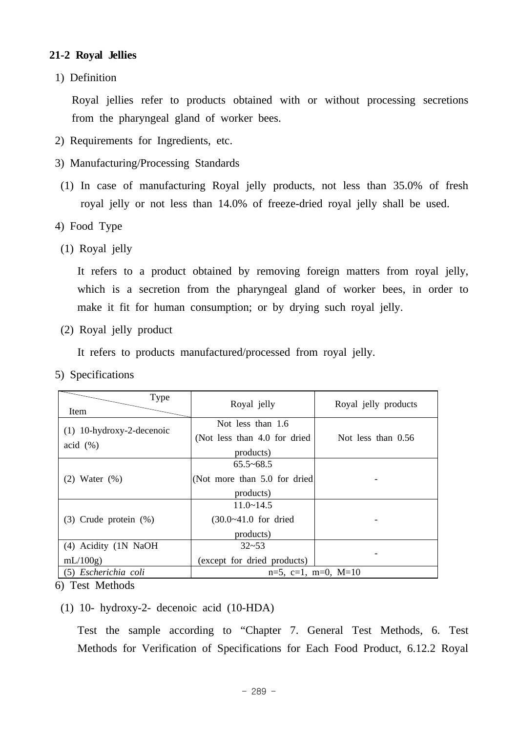### 21-2 Royal Jellies

1) Definition

Royal jellies refer to products obtained with or without processing secretions from the pharyngeal gland of worker bees.

2) Requirements for Ingredients, etc.

3) Manufacturing/Processing Standards

(1) In case of manufacturing Royal jelly products, not less than 35.0% of fresh royal jelly or not less than 14.0% of freeze-dried royal jelly shall be used.

4) Food Type

(1) Royal jelly

It refers to a product obtained by removing foreign matters from royal jelly, which is a secretion from the pharyngeal gland of worker bees, in order to make it fit for human consumption; or by drying such royal jelly.

(2) Royal jelly product

It refers to products manufactured/processed from royal jelly.

5) Specifications

| Item \ Type | Royal jelly | Royal jelly products |
|---|---|---|
| (1) 10-hydroxy-2-decenoic acid (%) | Not less than 1.6 (Not less than 4.0 for dried products) | Not less than 0.56 |
| (2) Water (%) | 65.5~68.5 (Not more than 5.0 for dried products) | - |
| (3) Crude protein (%) | 11.0~14.5 (30.0~41.0 for dried products) | - |
| (4) Acidity (1N NaOH mL/100g) | 32~53 (except for dried products) | - |
| (5) *Escherichia coli* | n=5, c=1, m=0, M=10 | |

6) Test Methods

(1) 10- hydroxy-2- decenoic acid (10-HDA)

Test the sample according to "Chapter 7. General Test Methods, 6. Test Methods for Verification of Specifications for Each Food Product, 6.12.2 Royal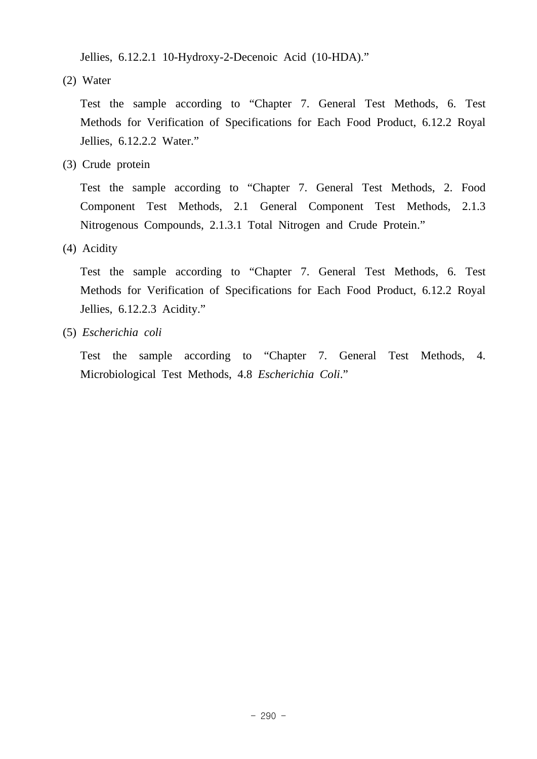Jellies, 6.12.2.1 10-Hydroxy-2-Decenoic Acid (10-HDA)."

(2) Water

Test the sample according to "Chapter 7. General Test Methods, 6. Test Methods for Verification of Specifications for Each Food Product, 6.12.2 Royal Jellies, 6.12.2.2 Water."

(3) Crude protein

Test the sample according to "Chapter 7. General Test Methods, 2. Food Component Test Methods, 2.1 General Component Test Methods, 2.1.3 Nitrogenous Compounds, 2.1.3.1 Total Nitrogen and Crude Protein."

(4) Acidity

Test the sample according to "Chapter 7. General Test Methods, 6. Test Methods for Verification of Specifications for Each Food Product, 6.12.2 Royal Jellies, 6.12.2.3 Acidity."

(5) *Escherichia coli*

Test the sample according to "Chapter 7. General Test Methods, 4. Microbiological Test Methods, 4.8 *Escherichia Coli*."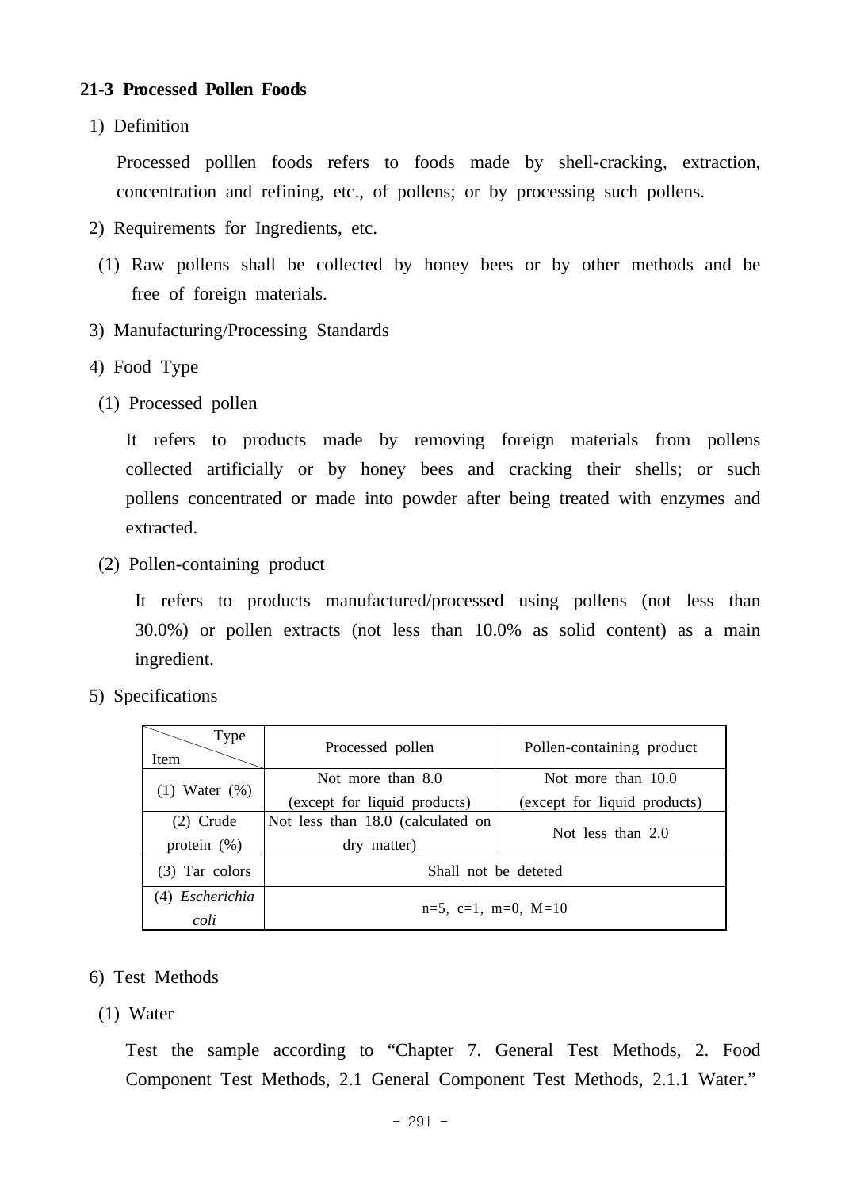### 21-3 Processed Pollen Foods

1) Definition

Processed polllen foods refers to foods made by shell-cracking, extraction, concentration and refining, etc., of pollens; or by processing such pollens.

2) Requirements for Ingredients, etc.

(1) Raw pollens shall be collected by honey bees or by other methods and be free of foreign materials.

3) Manufacturing/Processing Standards

4) Food Type

(1) Processed pollen

It refers to products made by removing foreign materials from pollens collected artificially or by honey bees and cracking their shells; or such pollens concentrated or made into powder after being treated with enzymes and extracted.

(2) Pollen-containing product

It refers to products manufactured/processed using pollens (not less than 30.0%) or pollen extracts (not less than 10.0% as solid content) as a main ingredient.

5) Specifications

| Item \ Type | Processed pollen | Pollen-containing product |
|---|---|---|
| (1) Water (%) | Not more than 8.0 (except for liquid products) | Not more than 10.0 (except for liquid products) |
| (2) Crude protein (%) | Not less than 18.0 (calculated on dry matter) | Not less than 2.0 |
| (3) Tar colors | Shall not be deteted | |
| (4) *Escherichia coli* | n=5, c=1, m=0, M=10 | |

6) Test Methods

(1) Water

Test the sample according to “Chapter 7. General Test Methods, 2. Food Component Test Methods, 2.1 General Component Test Methods, 2.1.1 Water.”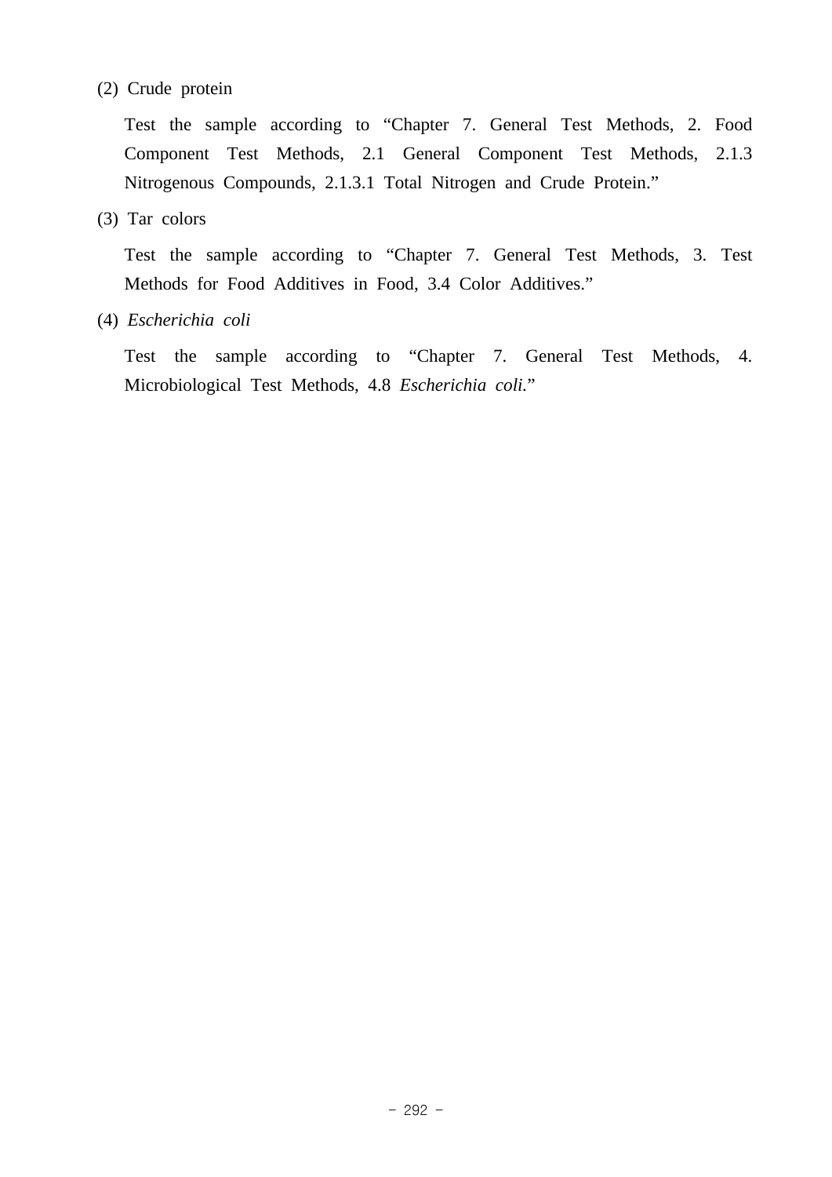(2) Crude protein

Test the sample according to “Chapter 7. General Test Methods, 2. Food Component Test Methods, 2.1 General Component Test Methods, 2.1.3 Nitrogenous Compounds, 2.1.3.1 Total Nitrogen and Crude Protein.”

(3) Tar colors

Test the sample according to “Chapter 7. General Test Methods, 3. Test Methods for Food Additives in Food, 3.4 Color Additives.”

(4) *Escherichia coli*

Test the sample according to “Chapter 7. General Test Methods, 4. Microbiological Test Methods, 4.8 *Escherichia coli.*”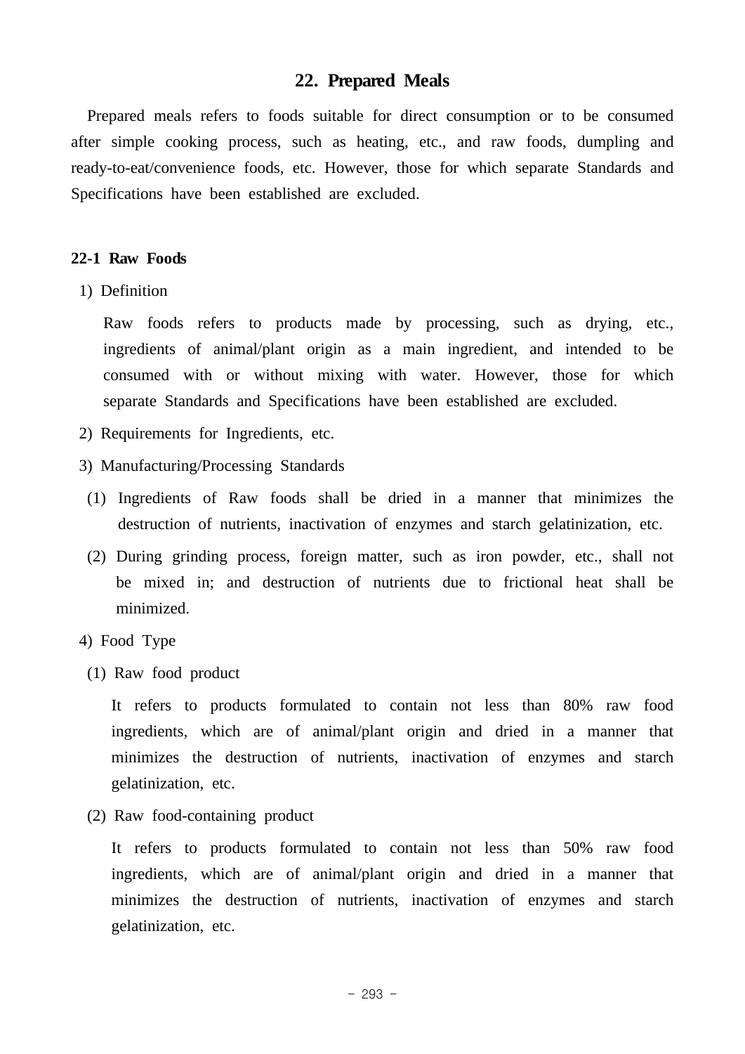## 22. Prepared Meals

Prepared meals refers to foods suitable for direct consumption or to be consumed after simple cooking process, such as heating, etc., and raw foods, dumpling and ready-to-eat/convenience foods, etc. However, those for which separate Standards and Specifications have been established are excluded.

### 22-1 Raw Foods

1) Definition

Raw foods refers to products made by processing, such as drying, etc., ingredients of animal/plant origin as a main ingredient, and intended to be consumed with or without mixing with water. However, those for which separate Standards and Specifications have been established are excluded.

2) Requirements for Ingredients, etc.

3) Manufacturing/Processing Standards

(1) Ingredients of Raw foods shall be dried in a manner that minimizes the destruction of nutrients, inactivation of enzymes and starch gelatinization, etc.

(2) During grinding process, foreign matter, such as iron powder, etc., shall not be mixed in; and destruction of nutrients due to frictional heat shall be minimized.

4) Food Type

(1) Raw food product

It refers to products formulated to contain not less than 80% raw food ingredients, which are of animal/plant origin and dried in a manner that minimizes the destruction of nutrients, inactivation of enzymes and starch gelatinization, etc.

(2) Raw food-containing product

It refers to products formulated to contain not less than 50% raw food ingredients, which are of animal/plant origin and dried in a manner that minimizes the destruction of nutrients, inactivation of enzymes and starch gelatinization, etc.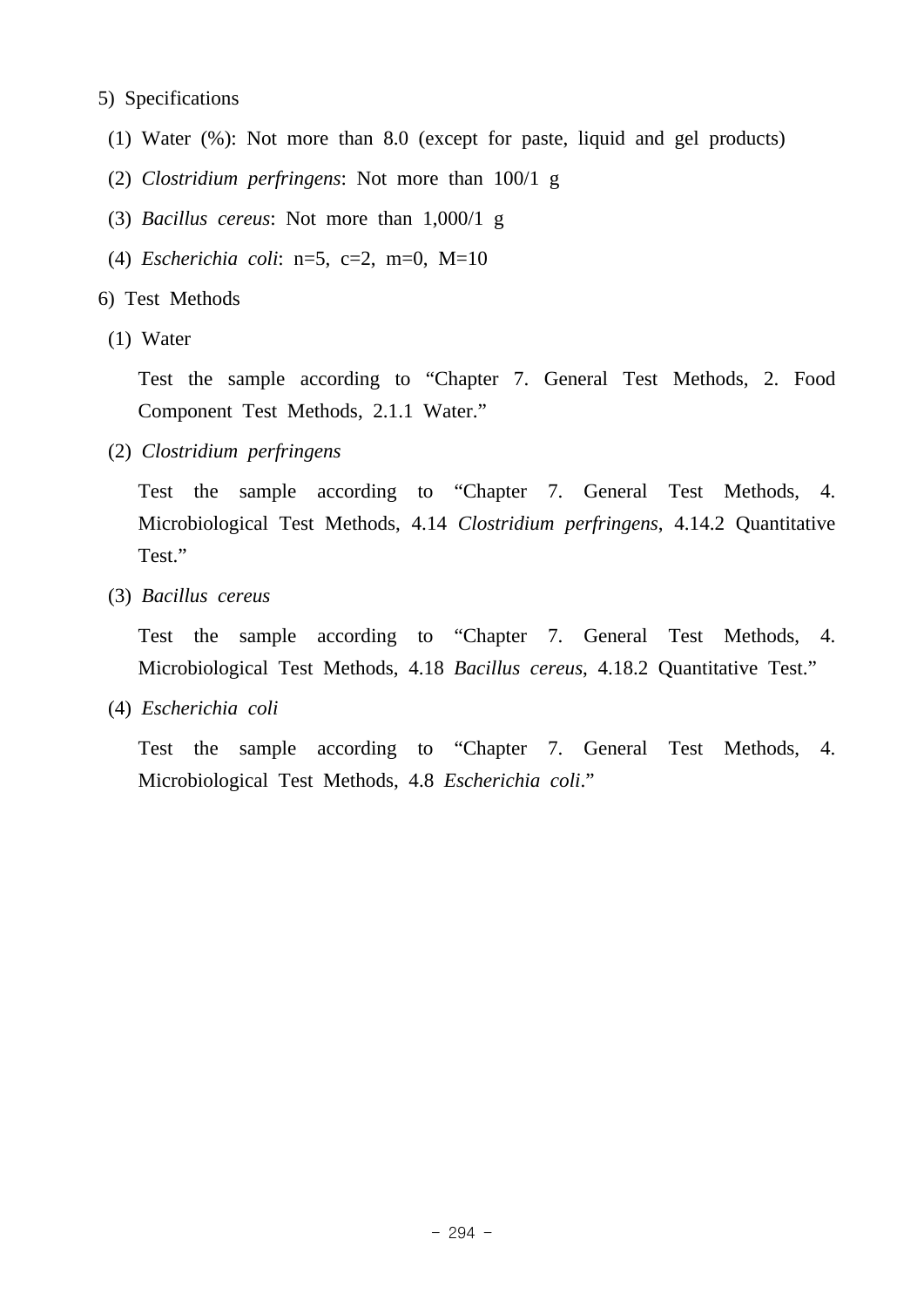5) Specifications

(1) Water (%): Not more than 8.0 (except for paste, liquid and gel products)

(2) *Clostridium perfringens*: Not more than 100/1 g

(3) *Bacillus cereus*: Not more than 1,000/1 g

(4) *Escherichia coli*: n=5, c=2, m=0, M=10

6) Test Methods

(1) Water

Test the sample according to “Chapter 7. General Test Methods, 2. Food Component Test Methods, 2.1.1 Water.”

(2) *Clostridium perfringens*

Test the sample according to “Chapter 7. General Test Methods, 4. Microbiological Test Methods, 4.14 *Clostridium perfringens*, 4.14.2 Quantitative Test.”

(3) *Bacillus cereus*

Test the sample according to “Chapter 7. General Test Methods, 4. Microbiological Test Methods, 4.18 *Bacillus cereus*, 4.18.2 Quantitative Test.”

(4) *Escherichia coli*

Test the sample according to “Chapter 7. General Test Methods, 4. Microbiological Test Methods, 4.8 *Escherichia coli*.”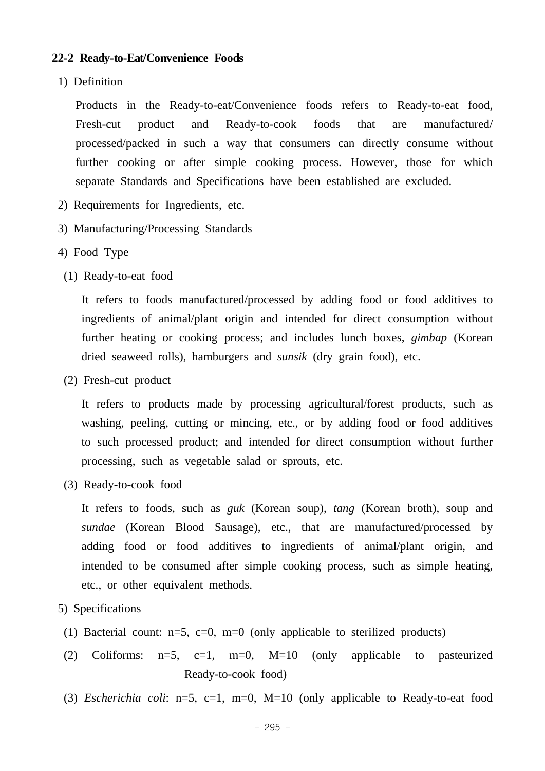### 22-2 Ready-to-Eat/Convenience Foods

1) Definition

Products in the Ready-to-eat/Convenience foods refers to Ready-to-eat food, Fresh-cut product and Ready-to-cook foods that are manufactured/ processed/packed in such a way that consumers can directly consume without further cooking or after simple cooking process. However, those for which separate Standards and Specifications have been established are excluded.

2) Requirements for Ingredients, etc.

3) Manufacturing/Processing Standards

4) Food Type

(1) Ready-to-eat food

It refers to foods manufactured/processed by adding food or food additives to ingredients of animal/plant origin and intended for direct consumption without further heating or cooking process; and includes lunch boxes, *gimbap* (Korean dried seaweed rolls), hamburgers and *sunsik* (dry grain food), etc.

(2) Fresh-cut product

It refers to products made by processing agricultural/forest products, such as washing, peeling, cutting or mincing, etc., or by adding food or food additives to such processed product; and intended for direct consumption without further processing, such as vegetable salad or sprouts, etc.

(3) Ready-to-cook food

It refers to foods, such as *guk* (Korean soup), *tang* (Korean broth), soup and *sundae* (Korean Blood Sausage), etc., that are manufactured/processed by adding food or food additives to ingredients of animal/plant origin, and intended to be consumed after simple cooking process, such as simple heating, etc., or other equivalent methods.

5) Specifications

(1) Bacterial count: n=5, c=0, m=0 (only applicable to sterilized products)

(2) Coliforms: n=5, c=1, m=0, M=10 (only applicable to pasteurized Ready-to-cook food)

(3) *Escherichia coli*: n=5, c=1, m=0, M=10 (only applicable to Ready-to-eat food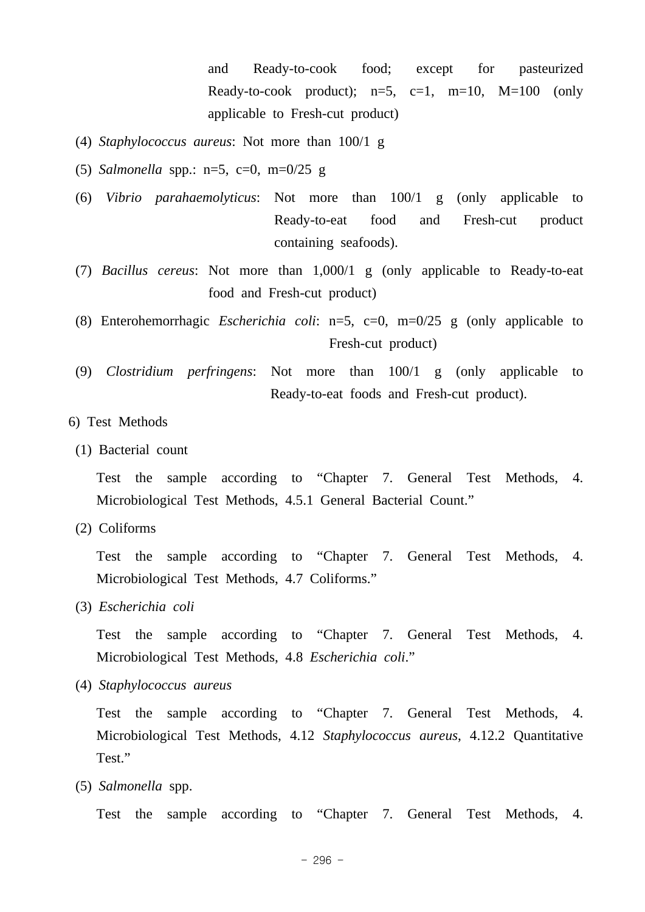and Ready-to-cook food; except for pasteurized Ready-to-cook product); n=5, c=1, m=10, M=100 (only applicable to Fresh-cut product)

(4) *Staphylococcus aureus*: Not more than 100/1 g

(5) *Salmonella* spp.: n=5, c=0, m=0/25 g

(6) *Vibrio parahaemolyticus*: Not more than 100/1 g (only applicable to Ready-to-eat food and Fresh-cut product containing seafoods).

(7) *Bacillus cereus*: Not more than 1,000/1 g (only applicable to Ready-to-eat food and Fresh-cut product)

(8) Enterohemorrhagic *Escherichia coli*: n=5, c=0, m=0/25 g (only applicable to Fresh-cut product)

(9) *Clostridium perfringens*: Not more than 100/1 g (only applicable to Ready-to-eat foods and Fresh-cut product).

6) Test Methods

(1) Bacterial count

Test the sample according to "Chapter 7. General Test Methods, 4. Microbiological Test Methods, 4.5.1 General Bacterial Count."

(2) Coliforms

Test the sample according to "Chapter 7. General Test Methods, 4. Microbiological Test Methods, 4.7 Coliforms."

(3) *Escherichia coli*

Test the sample according to "Chapter 7. General Test Methods, 4. Microbiological Test Methods, 4.8 *Escherichia coli*."

(4) *Staphylococcus aureus*

Test the sample according to "Chapter 7. General Test Methods, 4. Microbiological Test Methods, 4.12 *Staphylococcus aureus*, 4.12.2 Quantitative Test."

(5) *Salmonella* spp.

Test the sample according to "Chapter 7. General Test Methods, 4.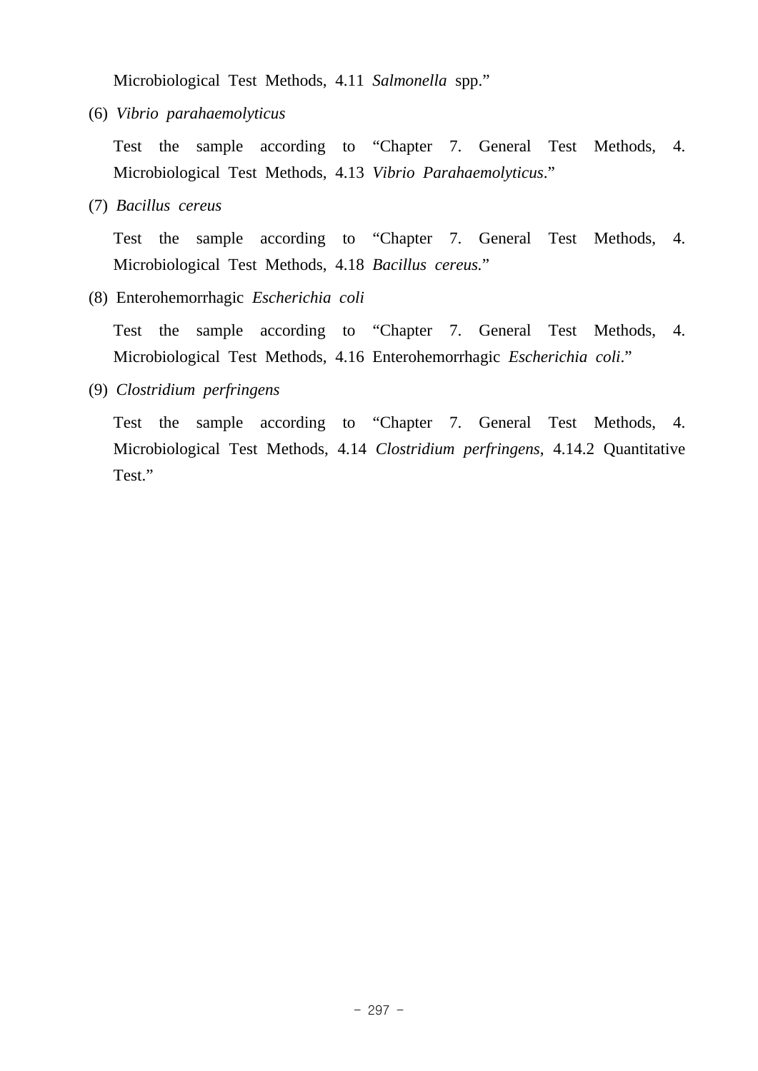Microbiological Test Methods, 4.11 *Salmonella* spp."

(6) *Vibrio parahaemolyticus*

Test the sample according to "Chapter 7. General Test Methods, 4. Microbiological Test Methods, 4.13 *Vibrio Parahaemolyticus*."

(7) *Bacillus cereus*

Test the sample according to "Chapter 7. General Test Methods, 4. Microbiological Test Methods, 4.18 *Bacillus cereus.*"

(8) Enterohemorrhagic *Escherichia coli*

Test the sample according to "Chapter 7. General Test Methods, 4. Microbiological Test Methods, 4.16 Enterohemorrhagic *Escherichia coli*."

(9) *Clostridium perfringens*

Test the sample according to "Chapter 7. General Test Methods, 4. Microbiological Test Methods, 4.14 *Clostridium perfringens*, 4.14.2 Quantitative Test."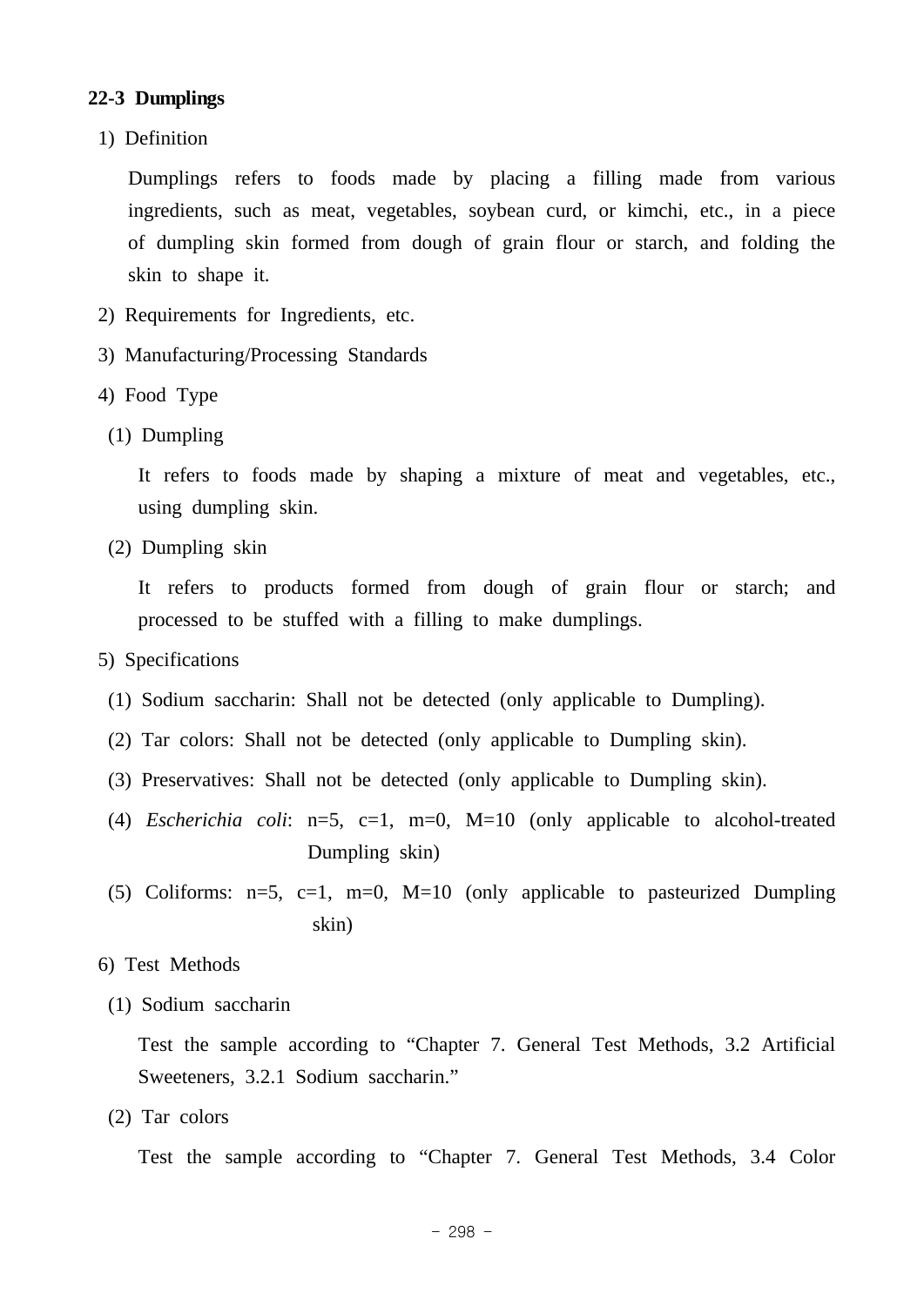### 22-3 Dumplings

1) Definition

Dumplings refers to foods made by placing a filling made from various ingredients, such as meat, vegetables, soybean curd, or kimchi, etc., in a piece of dumpling skin formed from dough of grain flour or starch, and folding the skin to shape it.

2) Requirements for Ingredients, etc.

3) Manufacturing/Processing Standards

4) Food Type

(1) Dumpling

It refers to foods made by shaping a mixture of meat and vegetables, etc., using dumpling skin.

(2) Dumpling skin

It refers to products formed from dough of grain flour or starch; and processed to be stuffed with a filling to make dumplings.

5) Specifications

(1) Sodium saccharin: Shall not be detected (only applicable to Dumpling).

(2) Tar colors: Shall not be detected (only applicable to Dumpling skin).

(3) Preservatives: Shall not be detected (only applicable to Dumpling skin).

(4) *Escherichia coli*: n=5, c=1, m=0, M=10 (only applicable to alcohol-treated Dumpling skin)

(5) Coliforms: n=5, c=1, m=0, M=10 (only applicable to pasteurized Dumpling skin)

6) Test Methods

(1) Sodium saccharin

Test the sample according to “Chapter 7. General Test Methods, 3.2 Artificial Sweeteners, 3.2.1 Sodium saccharin.”

(2) Tar colors

Test the sample according to “Chapter 7. General Test Methods, 3.4 Color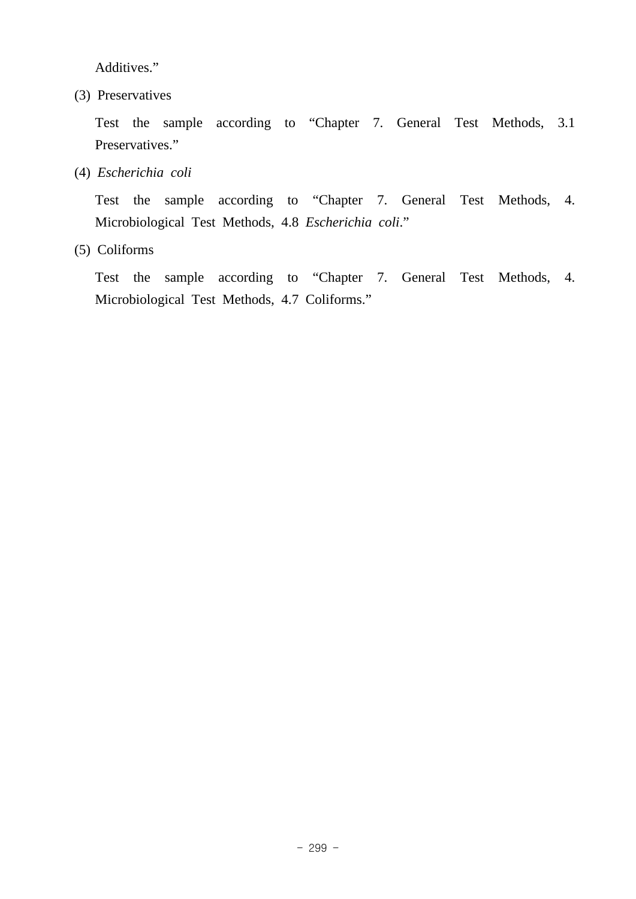Additives."

(3) Preservatives

Test the sample according to "Chapter 7. General Test Methods, 3.1 Preservatives."

(4) *Escherichia coli*

Test the sample according to "Chapter 7. General Test Methods, 4. Microbiological Test Methods, 4.8 *Escherichia coli*."

(5) Coliforms

Test the sample according to "Chapter 7. General Test Methods, 4. Microbiological Test Methods, 4.7 Coliforms."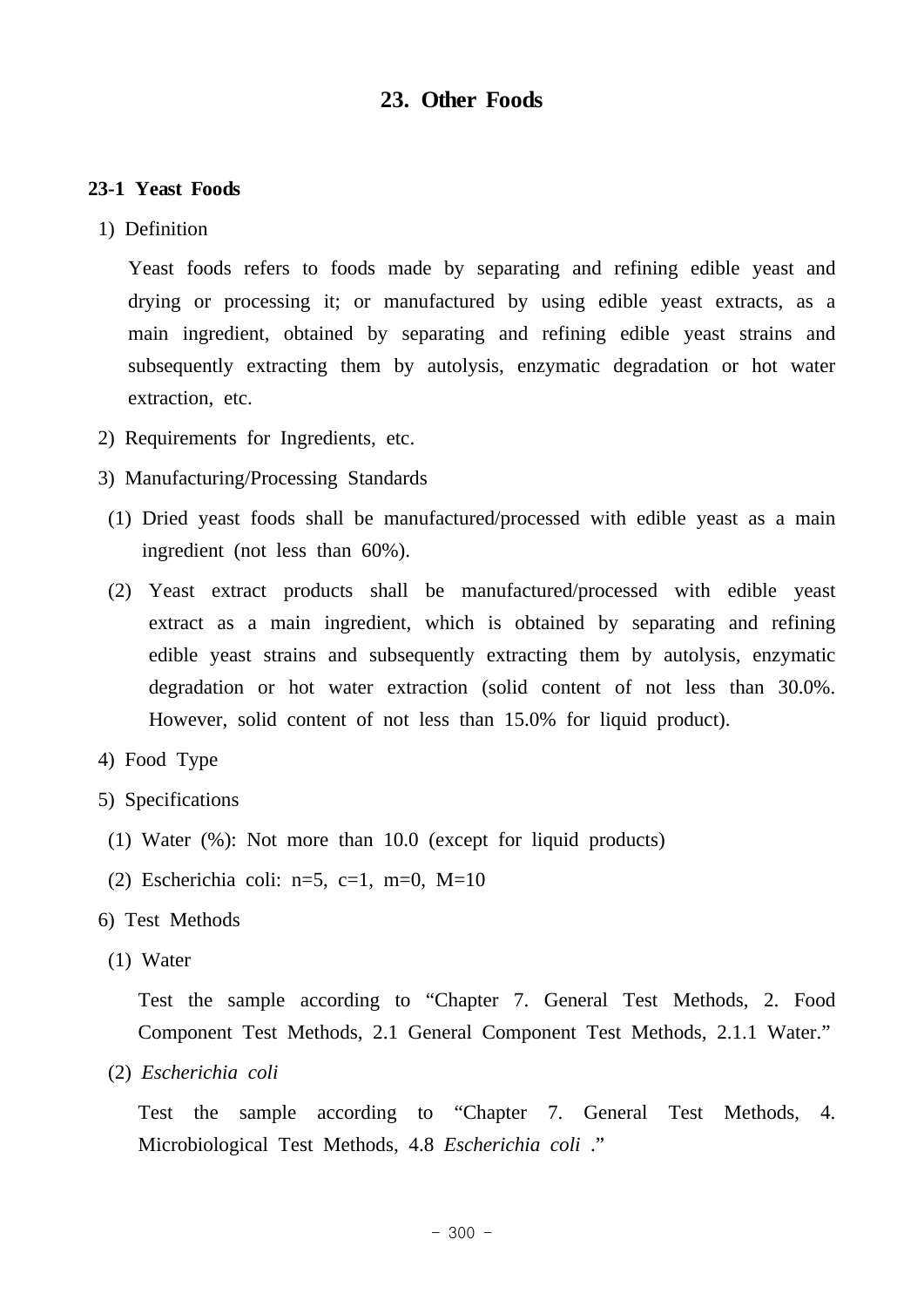# 23. Other Foods

## 23-1 Yeast Foods

1) Definition

Yeast foods refers to foods made by separating and refining edible yeast and drying or processing it; or manufactured by using edible yeast extracts, as a main ingredient, obtained by separating and refining edible yeast strains and subsequently extracting them by autolysis, enzymatic degradation or hot water extraction, etc.

2) Requirements for Ingredients, etc.

3) Manufacturing/Processing Standards

(1) Dried yeast foods shall be manufactured/processed with edible yeast as a main ingredient (not less than 60%).

(2) Yeast extract products shall be manufactured/processed with edible yeast extract as a main ingredient, which is obtained by separating and refining edible yeast strains and subsequently extracting them by autolysis, enzymatic degradation or hot water extraction (solid content of not less than 30.0%. However, solid content of not less than 15.0% for liquid product).

4) Food Type

5) Specifications

(1) Water (%): Not more than 10.0 (except for liquid products)

(2) Escherichia coli: n=5, c=1, m=0, M=10

6) Test Methods

(1) Water

Test the sample according to “Chapter 7. General Test Methods, 2. Food Component Test Methods, 2.1 General Component Test Methods, 2.1.1 Water.”

(2) *Escherichia coli*

Test the sample according to “Chapter 7. General Test Methods, 4. Microbiological Test Methods, 4.8 *Escherichia coli* .”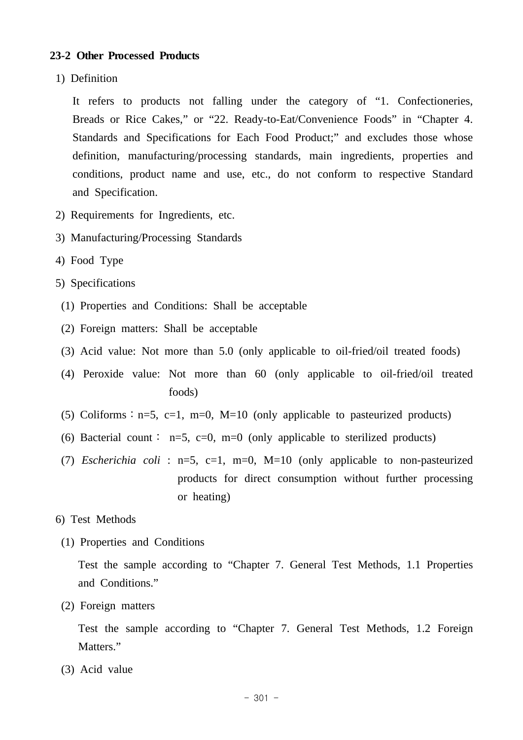### 23-2 Other Processed Products

1) Definition

It refers to products not falling under the category of “1. Confectioneries, Breads or Rice Cakes,” or “22. Ready-to-Eat/Convenience Foods” in “Chapter 4. Standards and Specifications for Each Food Product;” and excludes those whose definition, manufacturing/processing standards, main ingredients, properties and conditions, product name and use, etc., do not conform to respective Standard and Specification.

2) Requirements for Ingredients, etc.

3) Manufacturing/Processing Standards

4) Food Type

5) Specifications

(1) Properties and Conditions: Shall be acceptable

(2) Foreign matters: Shall be acceptable

(3) Acid value: Not more than 5.0 (only applicable to oil-fried/oil treated foods)

(4) Peroxide value: Not more than 60 (only applicable to oil-fried/oil treated foods)

(5) Coliforms : n=5, c=1, m=0, M=10 (only applicable to pasteurized products)

(6) Bacterial count : n=5, c=0, m=0 (only applicable to sterilized products)

(7) *Escherichia coli* : n=5, c=1, m=0, M=10 (only applicable to non-pasteurized products for direct consumption without further processing or heating)

6) Test Methods

(1) Properties and Conditions

Test the sample according to “Chapter 7. General Test Methods, 1.1 Properties and Conditions.”

(2) Foreign matters

Test the sample according to “Chapter 7. General Test Methods, 1.2 Foreign Matters.”

(3) Acid value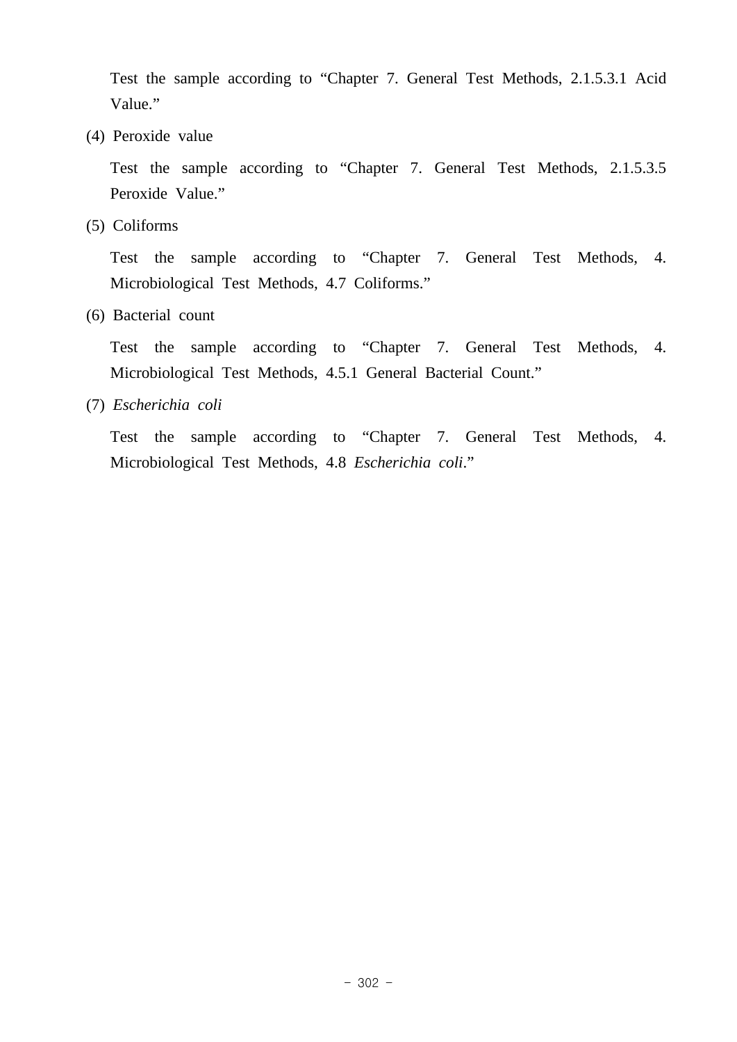Test the sample according to “Chapter 7. General Test Methods, 2.1.5.3.1 Acid Value.”

(4) Peroxide value

Test the sample according to “Chapter 7. General Test Methods, 2.1.5.3.5 Peroxide Value.”

(5) Coliforms

Test the sample according to “Chapter 7. General Test Methods, 4. Microbiological Test Methods, 4.7 Coliforms.”

(6) Bacterial count

Test the sample according to “Chapter 7. General Test Methods, 4. Microbiological Test Methods, 4.5.1 General Bacterial Count.”

(7) *Escherichia coli*

Test the sample according to “Chapter 7. General Test Methods, 4. Microbiological Test Methods, 4.8 *Escherichia coli*.”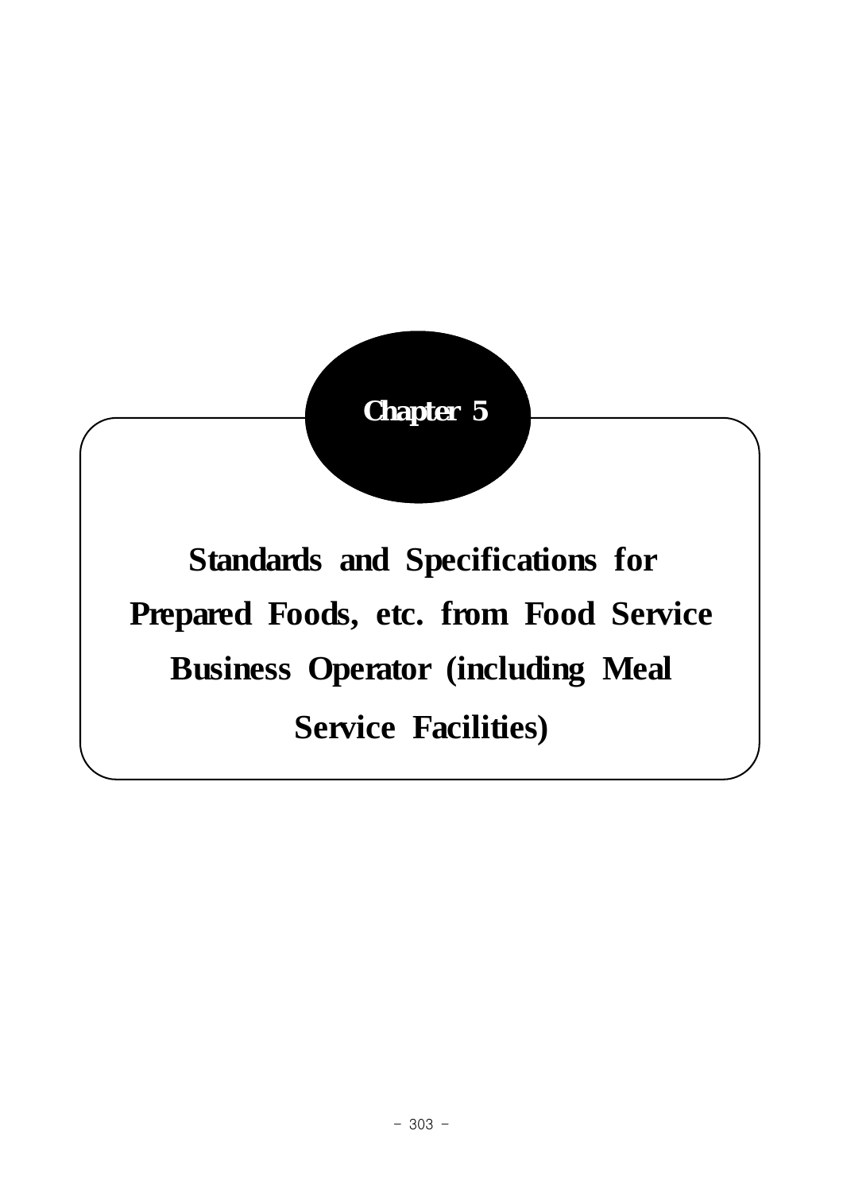# Chapter 5

# Standards and Specifications for Prepared Foods, etc. from Food Service Business Operator (including Meal Service Facilities)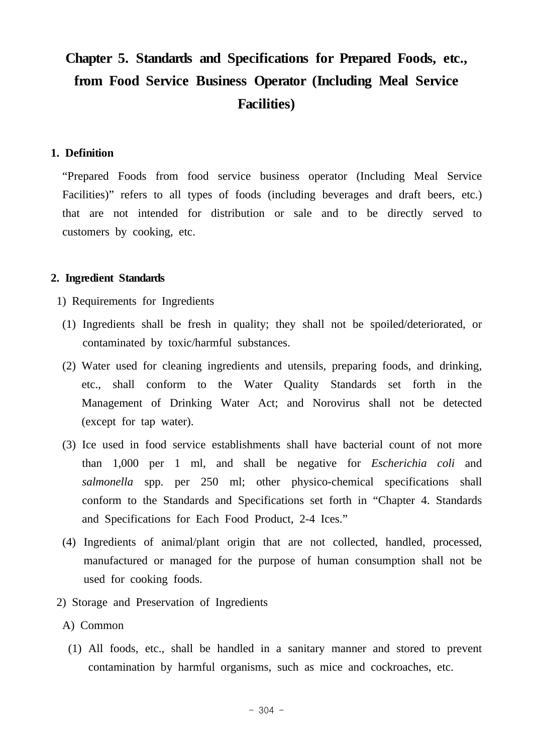# Chapter 5. Standards and Specifications for Prepared Foods, etc., from Food Service Business Operator (Including Meal Service Facilities)

## 1. Definition

"Prepared Foods from food service business operator (Including Meal Service Facilities)" refers to all types of foods (including beverages and draft beers, etc.) that are not intended for distribution or sale and to be directly served to customers by cooking, etc.

## 2. Ingredient Standards

1) Requirements for Ingredients

(1) Ingredients shall be fresh in quality; they shall not be spoiled/deteriorated, or contaminated by toxic/harmful substances.

(2) Water used for cleaning ingredients and utensils, preparing foods, and drinking, etc., shall conform to the Water Quality Standards set forth in the Management of Drinking Water Act; and Norovirus shall not be detected (except for tap water).

(3) Ice used in food service establishments shall have bacterial count of not more than 1,000 per 1 ml, and shall be negative for *Escherichia coli* and *salmonella* spp. per 250 ml; other physico-chemical specifications shall conform to the Standards and Specifications set forth in "Chapter 4. Standards and Specifications for Each Food Product, 2-4 Ices."

(4) Ingredients of animal/plant origin that are not collected, handled, processed, manufactured or managed for the purpose of human consumption shall not be used for cooking foods.

2) Storage and Preservation of Ingredients

A) Common

(1) All foods, etc., shall be handled in a sanitary manner and stored to prevent contamination by harmful organisms, such as mice and cockroaches, etc.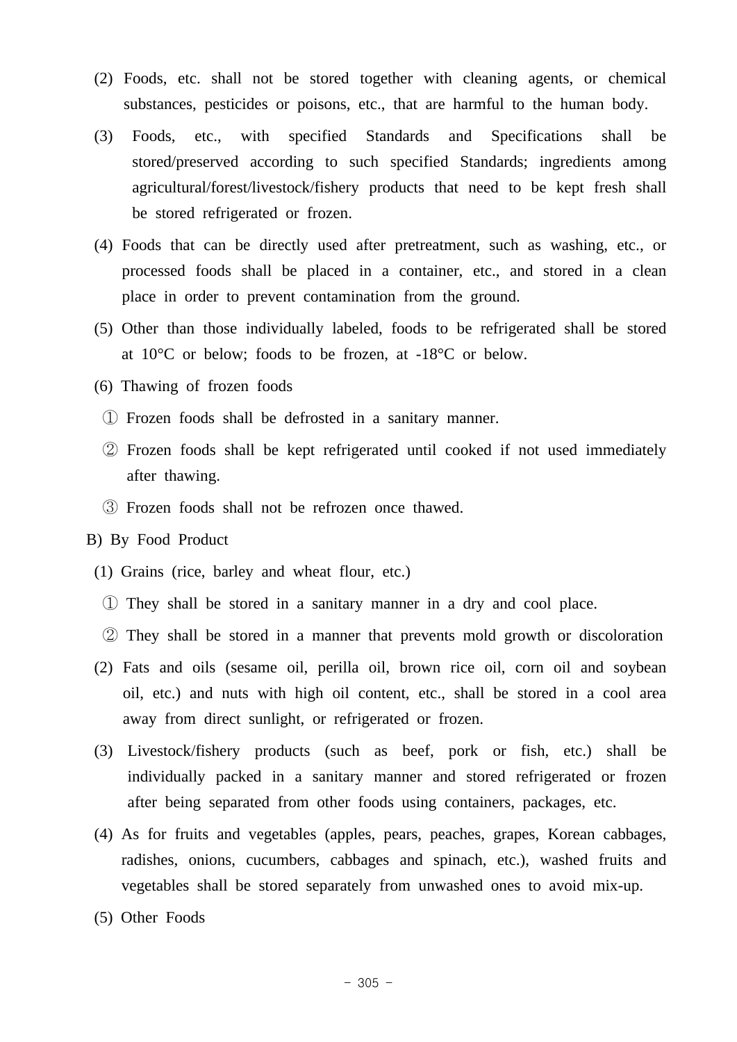(2) Foods, etc. shall not be stored together with cleaning agents, or chemical substances, pesticides or poisons, etc., that are harmful to the human body.

(3) Foods, etc., with specified Standards and Specifications shall be stored/preserved according to such specified Standards; ingredients among agricultural/forest/livestock/fishery products that need to be kept fresh shall be stored refrigerated or frozen.

(4) Foods that can be directly used after pretreatment, such as washing, etc., or processed foods shall be placed in a container, etc., and stored in a clean place in order to prevent contamination from the ground.

(5) Other than those individually labeled, foods to be refrigerated shall be stored at 10°C or below; foods to be frozen, at -18°C or below.

(6) Thawing of frozen foods

① Frozen foods shall be defrosted in a sanitary manner.

② Frozen foods shall be kept refrigerated until cooked if not used immediately after thawing.

③ Frozen foods shall not be refrozen once thawed.

B) By Food Product

(1) Grains (rice, barley and wheat flour, etc.)

① They shall be stored in a sanitary manner in a dry and cool place.

② They shall be stored in a manner that prevents mold growth or discoloration

(2) Fats and oils (sesame oil, perilla oil, brown rice oil, corn oil and soybean oil, etc.) and nuts with high oil content, etc., shall be stored in a cool area away from direct sunlight, or refrigerated or frozen.

(3) Livestock/fishery products (such as beef, pork or fish, etc.) shall be individually packed in a sanitary manner and stored refrigerated or frozen after being separated from other foods using containers, packages, etc.

(4) As for fruits and vegetables (apples, pears, peaches, grapes, Korean cabbages, radishes, onions, cucumbers, cabbages and spinach, etc.), washed fruits and vegetables shall be stored separately from unwashed ones to avoid mix-up.

(5) Other Foods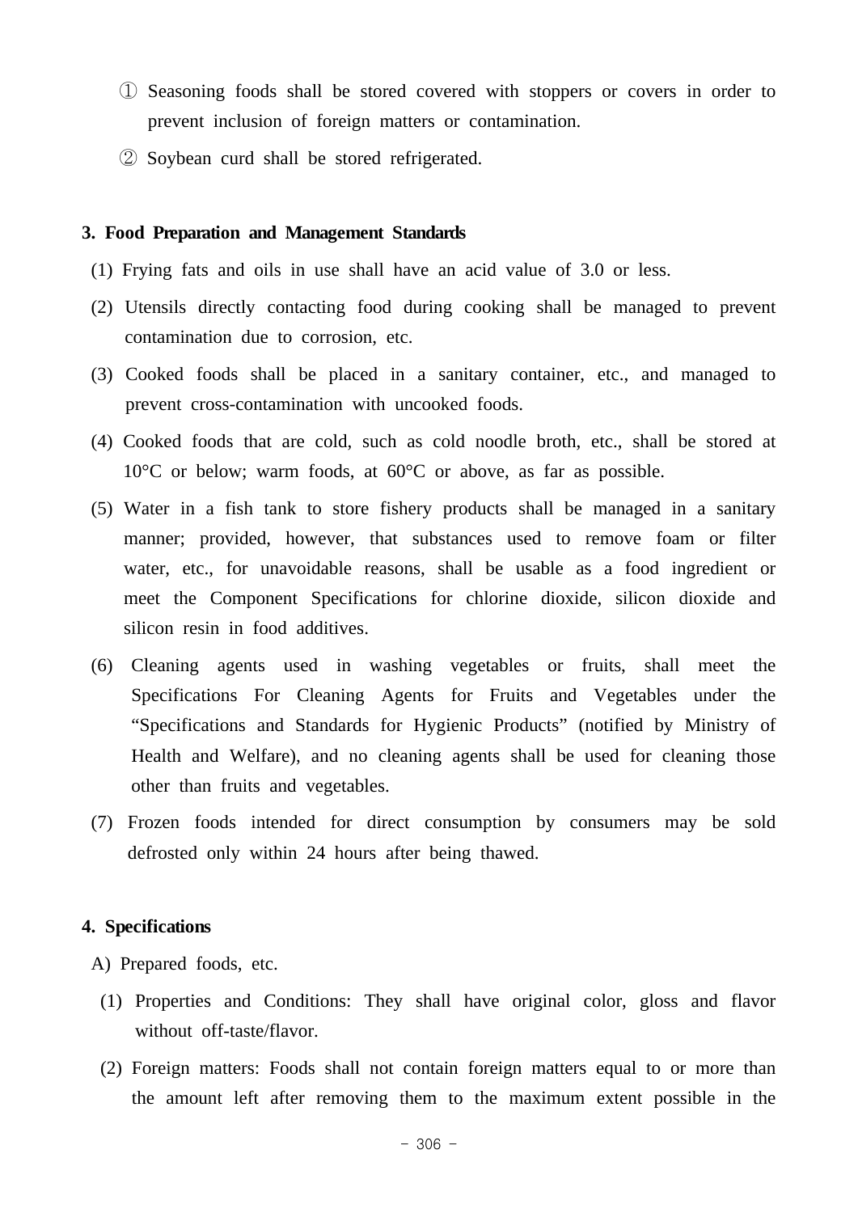① Seasoning foods shall be stored covered with stoppers or covers in order to prevent inclusion of foreign matters or contamination.

② Soybean curd shall be stored refrigerated.

### 3. Food Preparation and Management Standards

(1) Frying fats and oils in use shall have an acid value of 3.0 or less.

(2) Utensils directly contacting food during cooking shall be managed to prevent contamination due to corrosion, etc.

(3) Cooked foods shall be placed in a sanitary container, etc., and managed to prevent cross-contamination with uncooked foods.

(4) Cooked foods that are cold, such as cold noodle broth, etc., shall be stored at 10°C or below; warm foods, at 60°C or above, as far as possible.

(5) Water in a fish tank to store fishery products shall be managed in a sanitary manner; provided, however, that substances used to remove foam or filter water, etc., for unavoidable reasons, shall be usable as a food ingredient or meet the Component Specifications for chlorine dioxide, silicon dioxide and silicon resin in food additives.

(6) Cleaning agents used in washing vegetables or fruits, shall meet the Specifications For Cleaning Agents for Fruits and Vegetables under the “Specifications and Standards for Hygienic Products” (notified by Ministry of Health and Welfare), and no cleaning agents shall be used for cleaning those other than fruits and vegetables.

(7) Frozen foods intended for direct consumption by consumers may be sold defrosted only within 24 hours after being thawed.

### 4. Specifications

A) Prepared foods, etc.

(1) Properties and Conditions: They shall have original color, gloss and flavor without off-taste/flavor.

(2) Foreign matters: Foods shall not contain foreign matters equal to or more than the amount left after removing them to the maximum extent possible in the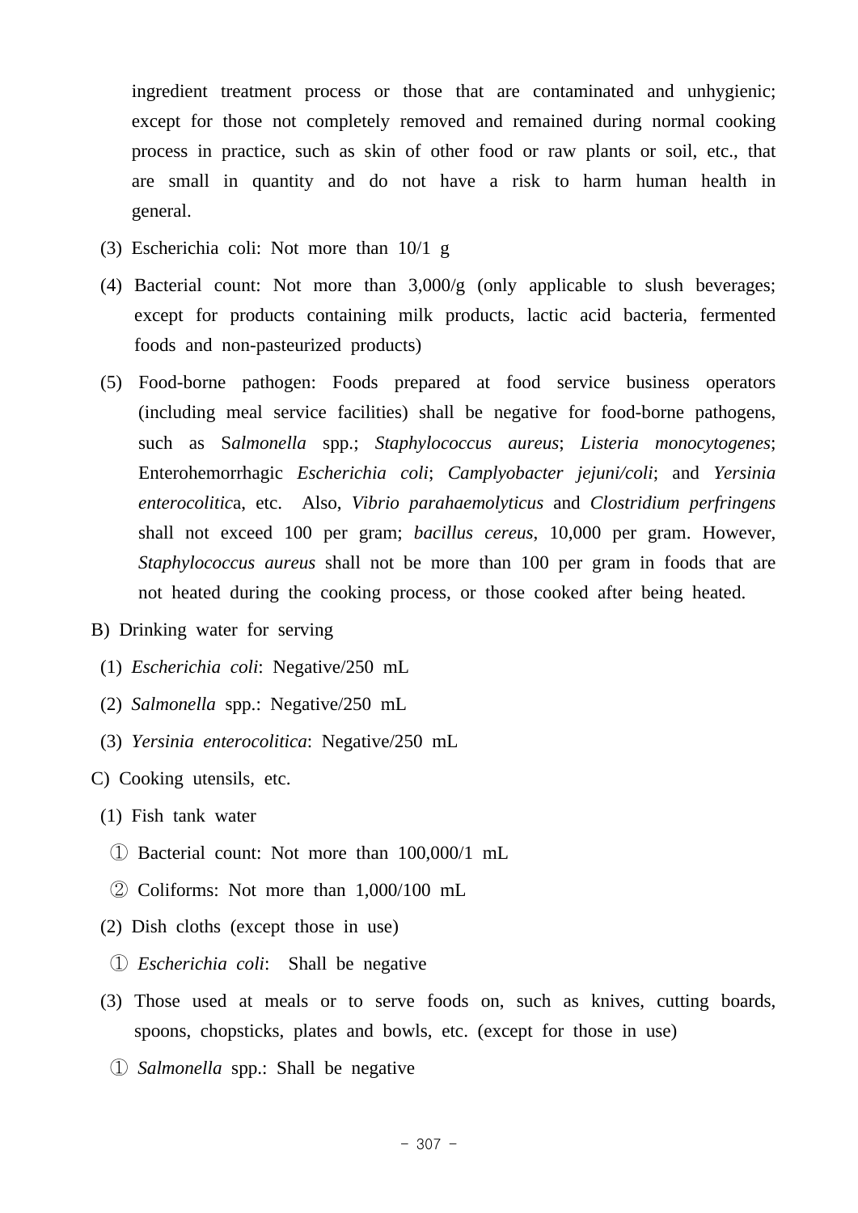ingredient treatment process or those that are contaminated and unhygienic; except for those not completely removed and remained during normal cooking process in practice, such as skin of other food or raw plants or soil, etc., that are small in quantity and do not have a risk to harm human health in general.

(3) Escherichia coli: Not more than 10/1 g

(4) Bacterial count: Not more than 3,000/g (only applicable to slush beverages; except for products containing milk products, lactic acid bacteria, fermented foods and non-pasteurized products)

(5) Food-borne pathogen: Foods prepared at food service business operators (including meal service facilities) shall be negative for food-borne pathogens, such as S*almonella* spp.; *Staphylococcus aureus*; *Listeria monocytogenes*; Enterohemorrhagic *Escherichia coli*; *Camplyobacter jejuni/coli*; and *Yersinia enterocolitic*a, etc. Also, *Vibrio parahaemolyticus* and *Clostridium perfringens* shall not exceed 100 per gram; *bacillus cereus*, 10,000 per gram. However, *Staphylococcus aureus* shall not be more than 100 per gram in foods that are not heated during the cooking process, or those cooked after being heated.

B) Drinking water for serving

(1) *Escherichia coli*: Negative/250 mL

(2) *Salmonella* spp.: Negative/250 mL

(3) *Yersinia enterocolitica*: Negative/250 mL

C) Cooking utensils, etc.

(1) Fish tank water

① Bacterial count: Not more than 100,000/1 mL

② Coliforms: Not more than 1,000/100 mL

(2) Dish cloths (except those in use)

① *Escherichia coli*: Shall be negative

(3) Those used at meals or to serve foods on, such as knives, cutting boards, spoons, chopsticks, plates and bowls, etc. (except for those in use)

① *Salmonella* spp.: Shall be negative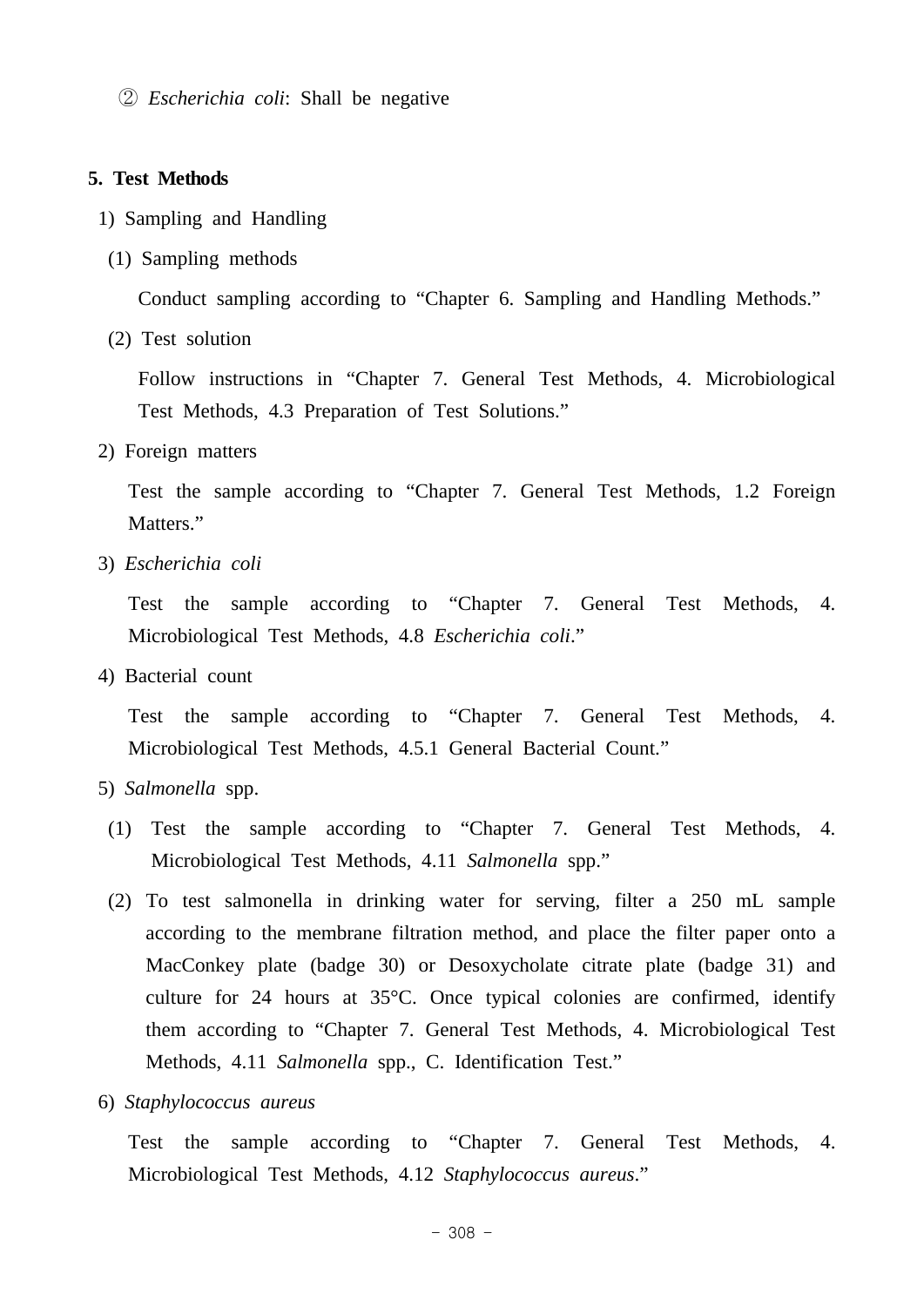② *Escherichia coli*: Shall be negative

### 5. Test Methods

1) Sampling and Handling

(1) Sampling methods

Conduct sampling according to “Chapter 6. Sampling and Handling Methods.”

(2) Test solution

Follow instructions in “Chapter 7. General Test Methods, 4. Microbiological Test Methods, 4.3 Preparation of Test Solutions.”

2) Foreign matters

Test the sample according to “Chapter 7. General Test Methods, 1.2 Foreign Matters.”

3) *Escherichia coli*

Test the sample according to “Chapter 7. General Test Methods, 4. Microbiological Test Methods, 4.8 *Escherichia coli*.”

4) Bacterial count

Test the sample according to “Chapter 7. General Test Methods, 4. Microbiological Test Methods, 4.5.1 General Bacterial Count.”

5) *Salmonella* spp.

(1) Test the sample according to “Chapter 7. General Test Methods, 4. Microbiological Test Methods, 4.11 *Salmonella* spp.”

(2) To test salmonella in drinking water for serving, filter a 250 mL sample according to the membrane filtration method, and place the filter paper onto a MacConkey plate (badge 30) or Desoxycholate citrate plate (badge 31) and culture for 24 hours at 35°C. Once typical colonies are confirmed, identify them according to “Chapter 7. General Test Methods, 4. Microbiological Test Methods, 4.11 *Salmonella* spp., C. Identification Test.”

6) *Staphylococcus aureus*

Test the sample according to “Chapter 7. General Test Methods, 4. Microbiological Test Methods, 4.12 *Staphylococcus aureus*.”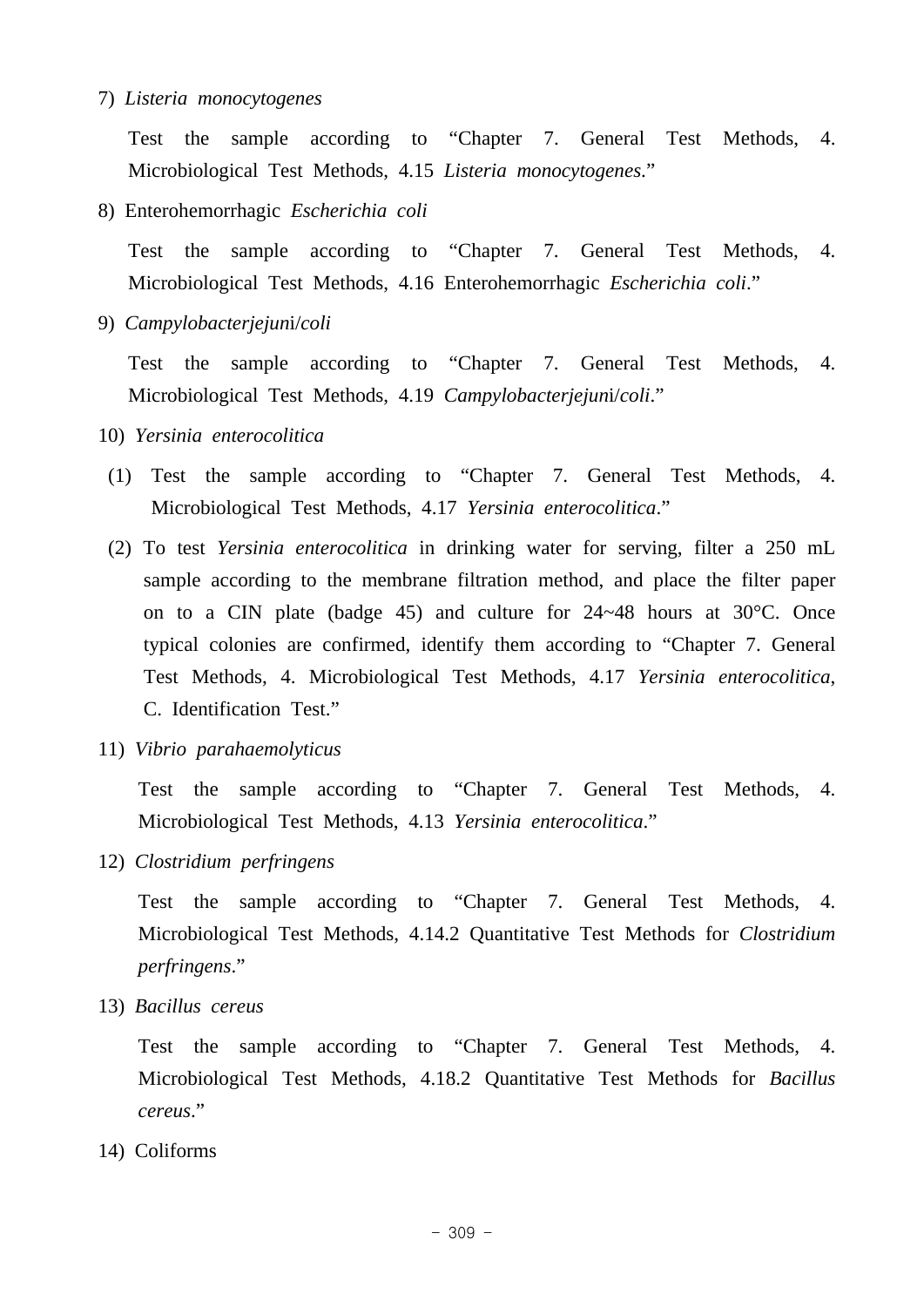7) *Listeria monocytogenes*

Test the sample according to “Chapter 7. General Test Methods, 4. Microbiological Test Methods, 4.15 *Listeria monocytogenes*.”

8) Enterohemorrhagic *Escherichia coli*

Test the sample according to “Chapter 7. General Test Methods, 4. Microbiological Test Methods, 4.16 Enterohemorrhagic *Escherichia coli*.”

9) *Campylobacterjejuni*/*coli*

Test the sample according to “Chapter 7. General Test Methods, 4. Microbiological Test Methods, 4.19 *Campylobacterjejuni*/*coli*.”

10) *Yersinia enterocolitica*

(1) Test the sample according to “Chapter 7. General Test Methods, 4. Microbiological Test Methods, 4.17 *Yersinia enterocolitica*.”

(2) To test *Yersinia enterocolitica* in drinking water for serving, filter a 250 mL sample according to the membrane filtration method, and place the filter paper on to a CIN plate (badge 45) and culture for 24~48 hours at 30°C. Once typical colonies are confirmed, identify them according to “Chapter 7. General Test Methods, 4. Microbiological Test Methods, 4.17 *Yersinia enterocolitica*, C. Identification Test.”

11) *Vibrio parahaemolyticus*

Test the sample according to “Chapter 7. General Test Methods, 4. Microbiological Test Methods, 4.13 *Yersinia enterocolitica*.”

12) *Clostridium perfringens*

Test the sample according to “Chapter 7. General Test Methods, 4. Microbiological Test Methods, 4.14.2 Quantitative Test Methods for *Clostridium perfringens*.”

13) *Bacillus cereus*

Test the sample according to “Chapter 7. General Test Methods, 4. Microbiological Test Methods, 4.18.2 Quantitative Test Methods for *Bacillus cereus*.”

14) Coliforms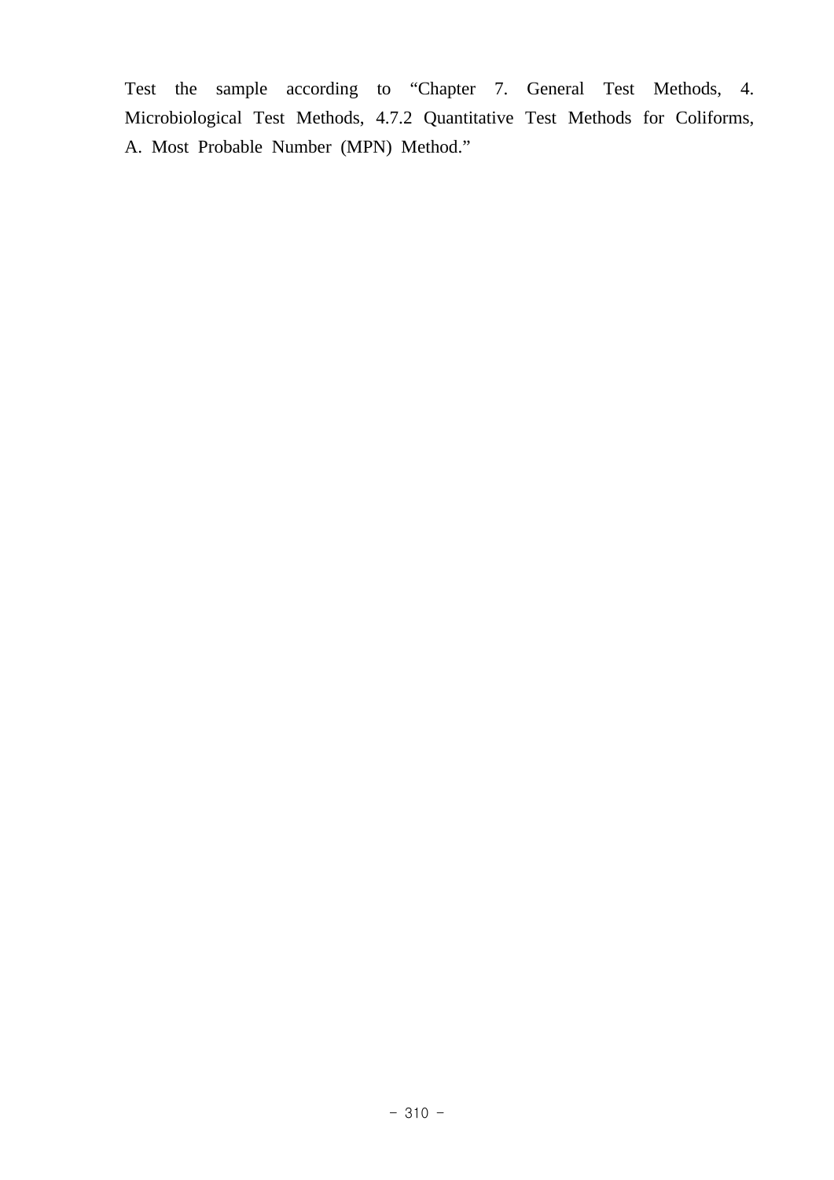Test the sample according to "Chapter 7. General Test Methods, 4. Microbiological Test Methods, 4.7.2 Quantitative Test Methods for Coliforms, A. Most Probable Number (MPN) Method."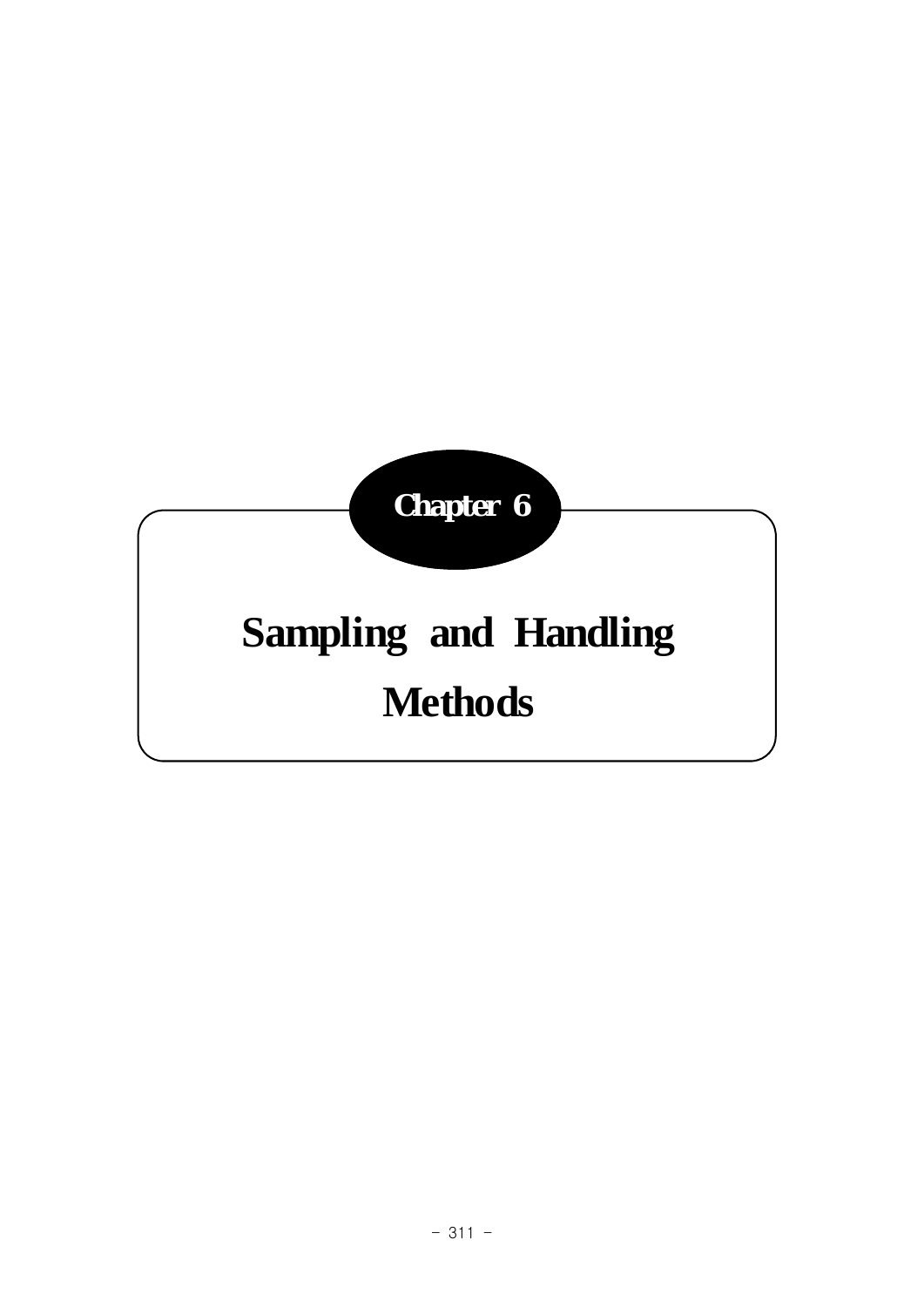# Chapter 6

# Sampling and Handling Methods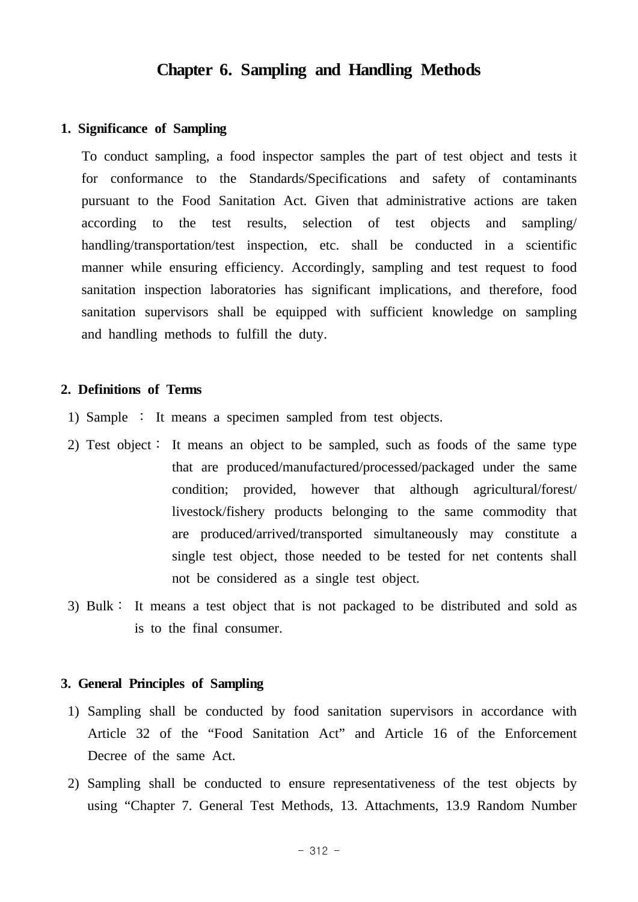# Chapter 6. Sampling and Handling Methods

## 1. Significance of Sampling

To conduct sampling, a food inspector samples the part of test object and tests it for conformance to the Standards/Specifications and safety of contaminants pursuant to the Food Sanitation Act. Given that administrative actions are taken according to the test results, selection of test objects and sampling/handling/transportation/test inspection, etc. shall be conducted in a scientific manner while ensuring efficiency. Accordingly, sampling and test request to food sanitation inspection laboratories has significant implications, and therefore, food sanitation supervisors shall be equipped with sufficient knowledge on sampling and handling methods to fulfill the duty.

## 2. Definitions of Terms

1) Sample : It means a specimen sampled from test objects.

2) Test object : It means an object to be sampled, such as foods of the same type that are produced/manufactured/processed/packaged under the same condition; provided, however that although agricultural/forest/livestock/fishery products belonging to the same commodity that are produced/arrived/transported simultaneously may constitute a single test object, those needed to be tested for net contents shall not be considered as a single test object.

3) Bulk : It means a test object that is not packaged to be distributed and sold as is to the final consumer.

## 3. General Principles of Sampling

1) Sampling shall be conducted by food sanitation supervisors in accordance with Article 32 of the “Food Sanitation Act” and Article 16 of the Enforcement Decree of the same Act.

2) Sampling shall be conducted to ensure representativeness of the test objects by using “Chapter 7. General Test Methods, 13. Attachments, 13.9 Random Number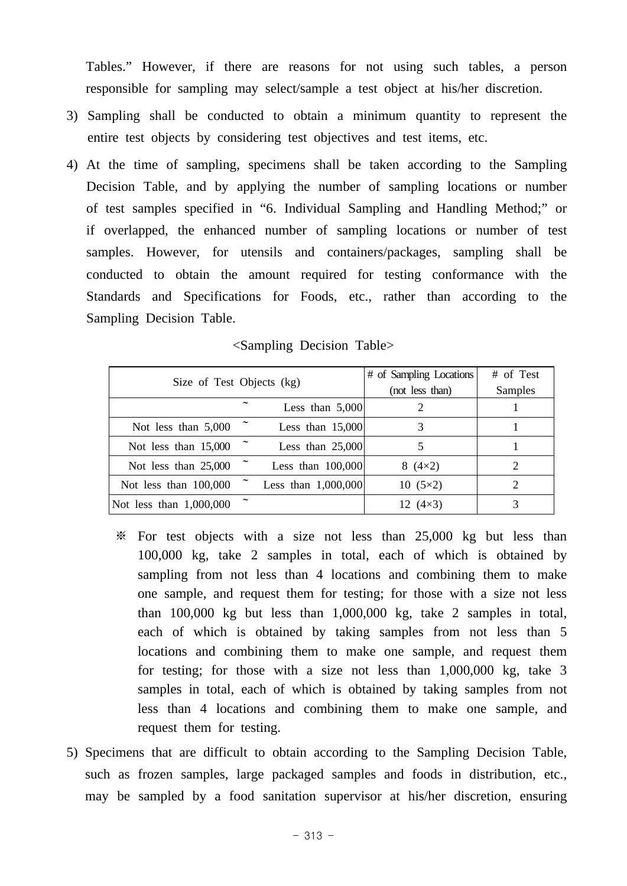Tables." However, if there are reasons for not using such tables, a person responsible for sampling may select/sample a test object at his/her discretion.

3) Sampling shall be conducted to obtain a minimum quantity to represent the entire test objects by considering test objectives and test items, etc.

4) At the time of sampling, specimens shall be taken according to the Sampling Decision Table, and by applying the number of sampling locations or number of test samples specified in "6. Individual Sampling and Handling Method;" or if overlapped, the enhanced number of sampling locations or number of test samples. However, for utensils and containers/packages, sampling shall be conducted to obtain the amount required for testing conformance with the Standards and Specifications for Foods, etc., rather than according to the Sampling Decision Table.

<Sampling Decision Table>

| Size of Test Objects (kg) | | | # of Sampling Locations (not less than) | # of Test Samples |
|---|---|---|---|---|
| | ~ | Less than 5,000 | 2 | 1 |
| Not less than 5,000 | ~ | Less than 15,000 | 3 | 1 |
| Not less than 15,000 | ~ | Less than 25,000 | 5 | 1 |
| Not less than 25,000 | ~ | Less than 100,000 | 8 (4×2) | 2 |
| Not less than 100,000 | ~ | Less than 1,000,000 | 10 (5×2) | 2 |
| Not less than 1,000,000 | ~ | | 12 (4×3) | 3 |

※ For test objects with a size not less than 25,000 kg but less than 100,000 kg, take 2 samples in total, each of which is obtained by sampling from not less than 4 locations and combining them to make one sample, and request them for testing; for those with a size not less than 100,000 kg but less than 1,000,000 kg, take 2 samples in total, each of which is obtained by taking samples from not less than 5 locations and combining them to make one sample, and request them for testing; for those with a size not less than 1,000,000 kg, take 3 samples in total, each of which is obtained by taking samples from not less than 4 locations and combining them to make one sample, and request them for testing.

5) Specimens that are difficult to obtain according to the Sampling Decision Table, such as frozen samples, large packaged samples and foods in distribution, etc., may be sampled by a food sanitation supervisor at his/her discretion, ensuring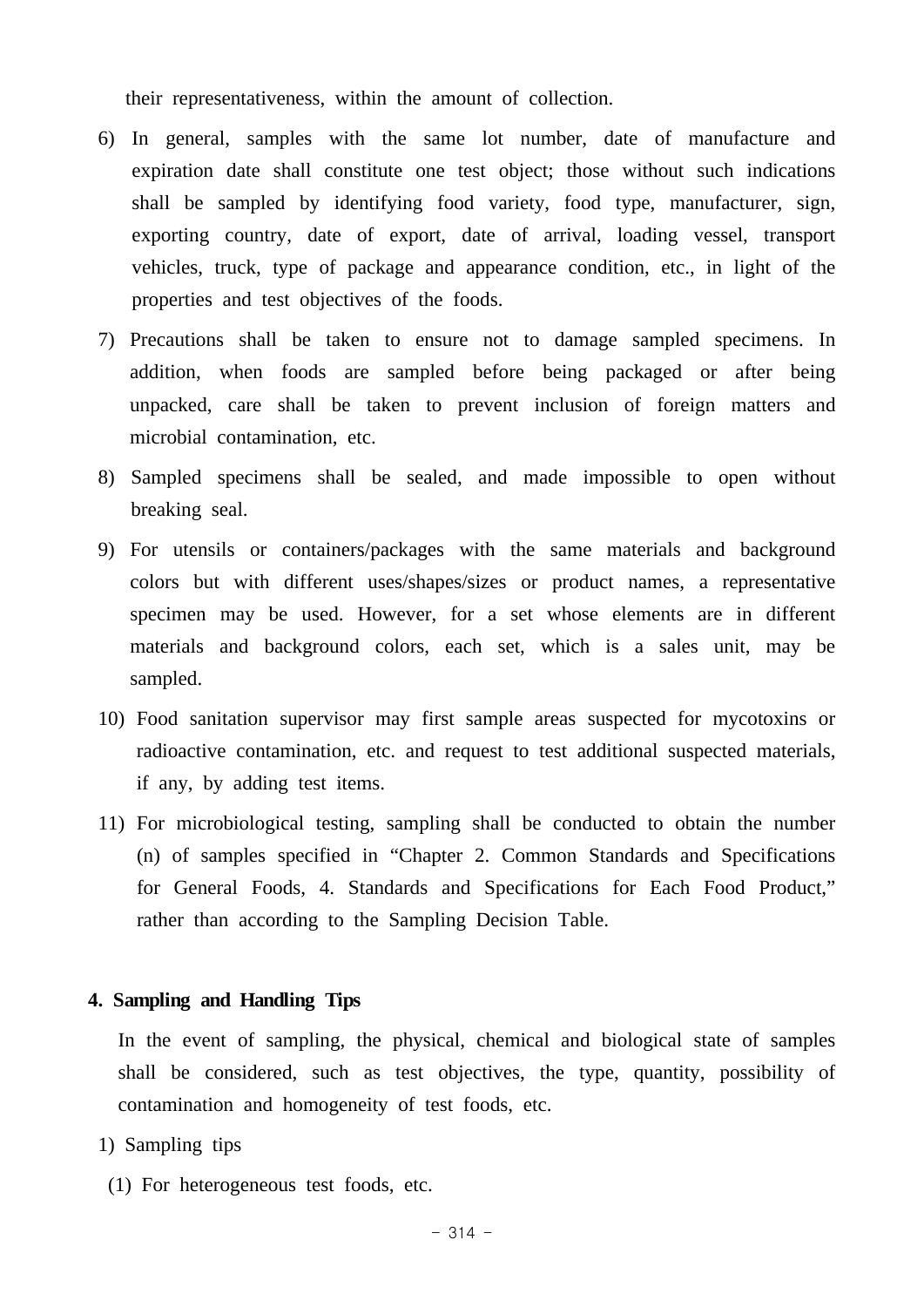their representativeness, within the amount of collection.

6) In general, samples with the same lot number, date of manufacture and expiration date shall constitute one test object; those without such indications shall be sampled by identifying food variety, food type, manufacturer, sign, exporting country, date of export, date of arrival, loading vessel, transport vehicles, truck, type of package and appearance condition, etc., in light of the properties and test objectives of the foods.

7) Precautions shall be taken to ensure not to damage sampled specimens. In addition, when foods are sampled before being packaged or after being unpacked, care shall be taken to prevent inclusion of foreign matters and microbial contamination, etc.

8) Sampled specimens shall be sealed, and made impossible to open without breaking seal.

9) For utensils or containers/packages with the same materials and background colors but with different uses/shapes/sizes or product names, a representative specimen may be used. However, for a set whose elements are in different materials and background colors, each set, which is a sales unit, may be sampled.

10) Food sanitation supervisor may first sample areas suspected for mycotoxins or radioactive contamination, etc. and request to test additional suspected materials, if any, by adding test items.

11) For microbiological testing, sampling shall be conducted to obtain the number (n) of samples specified in “Chapter 2. Common Standards and Specifications for General Foods, 4. Standards and Specifications for Each Food Product,” rather than according to the Sampling Decision Table.

## 4. Sampling and Handling Tips

In the event of sampling, the physical, chemical and biological state of samples shall be considered, such as test objectives, the type, quantity, possibility of contamination and homogeneity of test foods, etc.

1) Sampling tips

(1) For heterogeneous test foods, etc.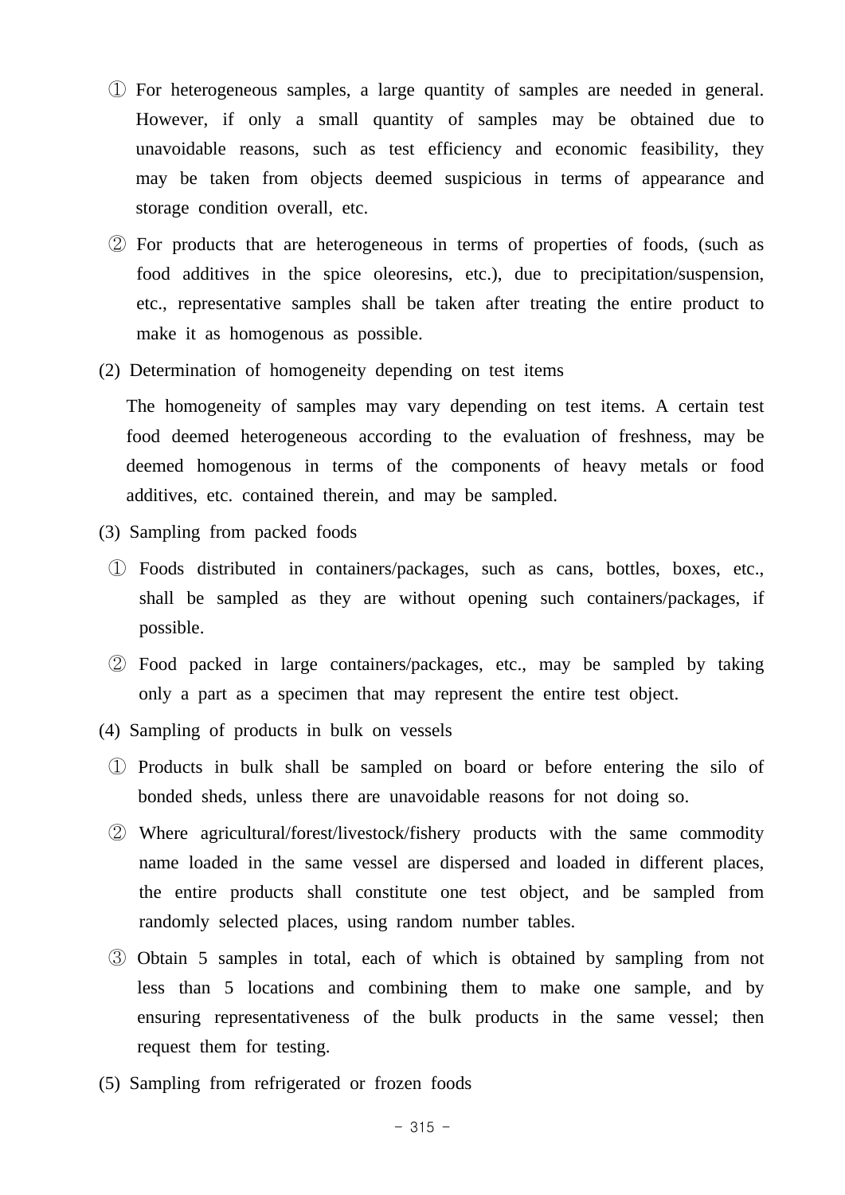① For heterogeneous samples, a large quantity of samples are needed in general. However, if only a small quantity of samples may be obtained due to unavoidable reasons, such as test efficiency and economic feasibility, they may be taken from objects deemed suspicious in terms of appearance and storage condition overall, etc.

② For products that are heterogeneous in terms of properties of foods, (such as food additives in the spice oleoresins, etc.), due to precipitation/suspension, etc., representative samples shall be taken after treating the entire product to make it as homogenous as possible.

(2) Determination of homogeneity depending on test items

The homogeneity of samples may vary depending on test items. A certain test food deemed heterogeneous according to the evaluation of freshness, may be deemed homogenous in terms of the components of heavy metals or food additives, etc. contained therein, and may be sampled.

(3) Sampling from packed foods

① Foods distributed in containers/packages, such as cans, bottles, boxes, etc., shall be sampled as they are without opening such containers/packages, if possible.

② Food packed in large containers/packages, etc., may be sampled by taking only a part as a specimen that may represent the entire test object.

(4) Sampling of products in bulk on vessels

① Products in bulk shall be sampled on board or before entering the silo of bonded sheds, unless there are unavoidable reasons for not doing so.

② Where agricultural/forest/livestock/fishery products with the same commodity name loaded in the same vessel are dispersed and loaded in different places, the entire products shall constitute one test object, and be sampled from randomly selected places, using random number tables.

③ Obtain 5 samples in total, each of which is obtained by sampling from not less than 5 locations and combining them to make one sample, and by ensuring representativeness of the bulk products in the same vessel; then request them for testing.

(5) Sampling from refrigerated or frozen foods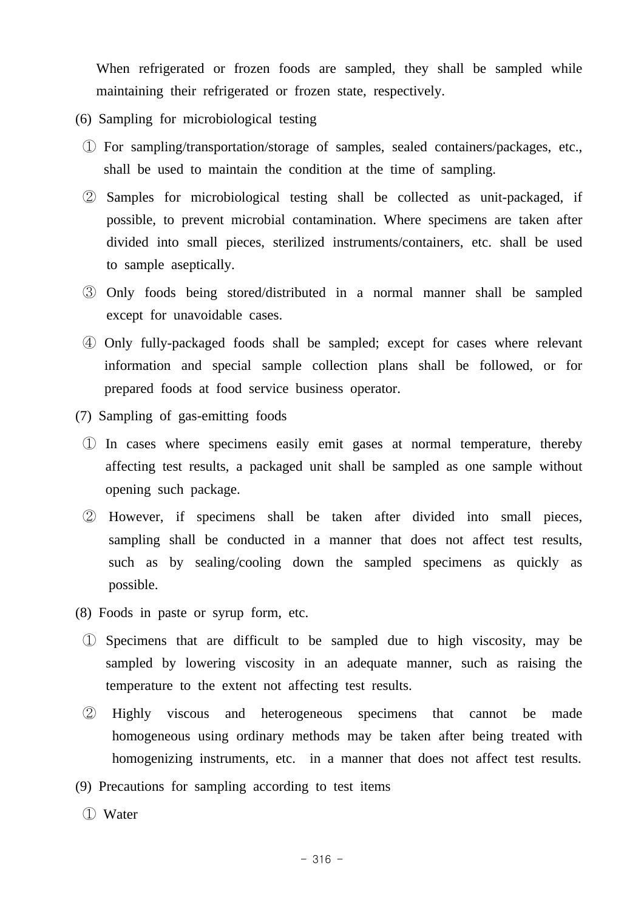When refrigerated or frozen foods are sampled, they shall be sampled while maintaining their refrigerated or frozen state, respectively.

(6) Sampling for microbiological testing

① For sampling/transportation/storage of samples, sealed containers/packages, etc., shall be used to maintain the condition at the time of sampling.

② Samples for microbiological testing shall be collected as unit-packaged, if possible, to prevent microbial contamination. Where specimens are taken after divided into small pieces, sterilized instruments/containers, etc. shall be used to sample aseptically.

③ Only foods being stored/distributed in a normal manner shall be sampled except for unavoidable cases.

④ Only fully-packaged foods shall be sampled; except for cases where relevant information and special sample collection plans shall be followed, or for prepared foods at food service business operator.

(7) Sampling of gas-emitting foods

① In cases where specimens easily emit gases at normal temperature, thereby affecting test results, a packaged unit shall be sampled as one sample without opening such package.

② However, if specimens shall be taken after divided into small pieces, sampling shall be conducted in a manner that does not affect test results, such as by sealing/cooling down the sampled specimens as quickly as possible.

(8) Foods in paste or syrup form, etc.

① Specimens that are difficult to be sampled due to high viscosity, may be sampled by lowering viscosity in an adequate manner, such as raising the temperature to the extent not affecting test results.

② Highly viscous and heterogeneous specimens that cannot be made homogeneous using ordinary methods may be taken after being treated with homogenizing instruments, etc. in a manner that does not affect test results.

(9) Precautions for sampling according to test items

① Water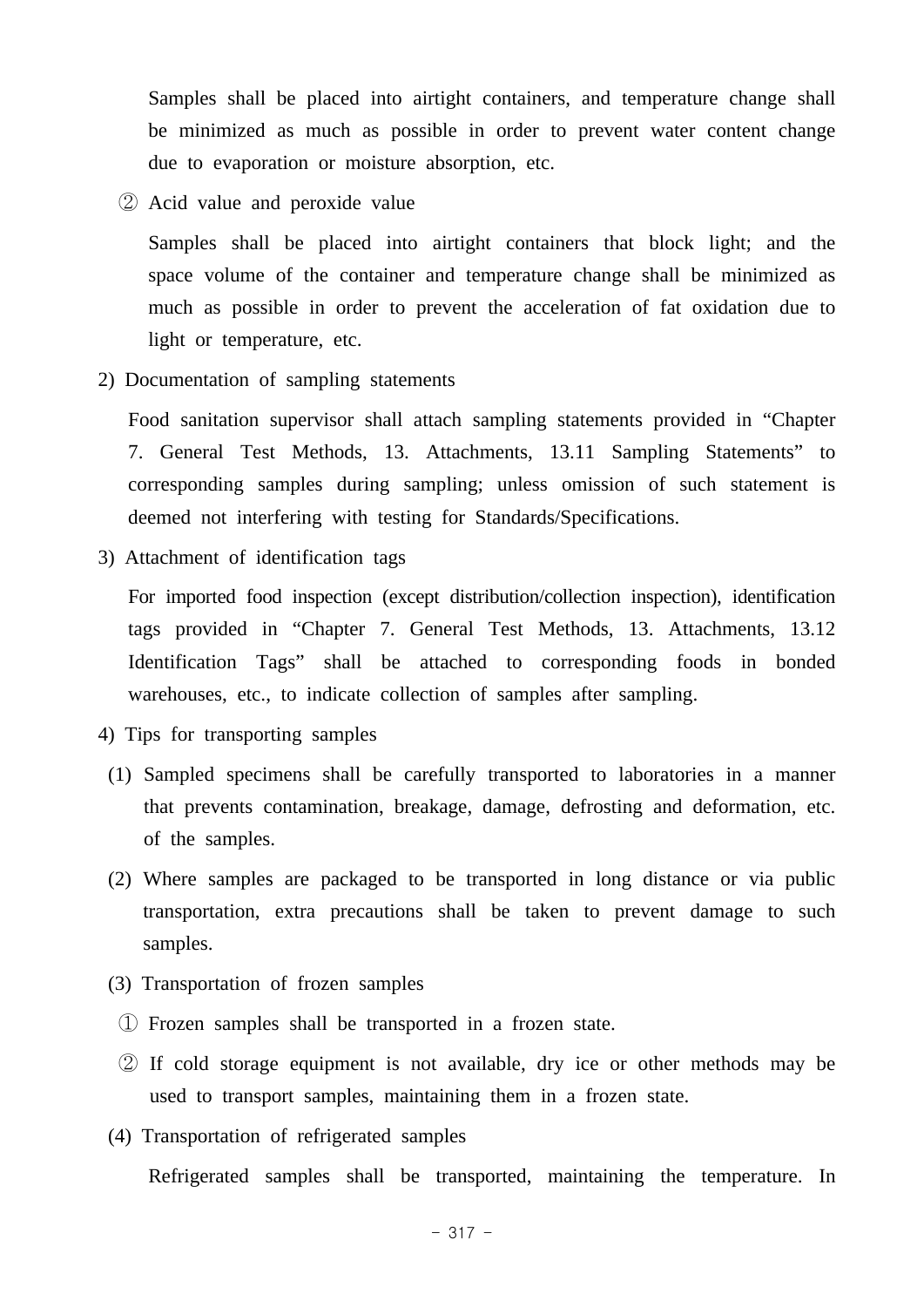Samples shall be placed into airtight containers, and temperature change shall be minimized as much as possible in order to prevent water content change due to evaporation or moisture absorption, etc.

② Acid value and peroxide value

Samples shall be placed into airtight containers that block light; and the space volume of the container and temperature change shall be minimized as much as possible in order to prevent the acceleration of fat oxidation due to light or temperature, etc.

2) Documentation of sampling statements

Food sanitation supervisor shall attach sampling statements provided in “Chapter 7. General Test Methods, 13. Attachments, 13.11 Sampling Statements” to corresponding samples during sampling; unless omission of such statement is deemed not interfering with testing for Standards/Specifications.

3) Attachment of identification tags

For imported food inspection (except distribution/collection inspection), identification tags provided in “Chapter 7. General Test Methods, 13. Attachments, 13.12 Identification Tags” shall be attached to corresponding foods in bonded warehouses, etc., to indicate collection of samples after sampling.

4) Tips for transporting samples

(1) Sampled specimens shall be carefully transported to laboratories in a manner that prevents contamination, breakage, damage, defrosting and deformation, etc. of the samples.

(2) Where samples are packaged to be transported in long distance or via public transportation, extra precautions shall be taken to prevent damage to such samples.

(3) Transportation of frozen samples

① Frozen samples shall be transported in a frozen state.

② If cold storage equipment is not available, dry ice or other methods may be used to transport samples, maintaining them in a frozen state.

(4) Transportation of refrigerated samples

Refrigerated samples shall be transported, maintaining the temperature. In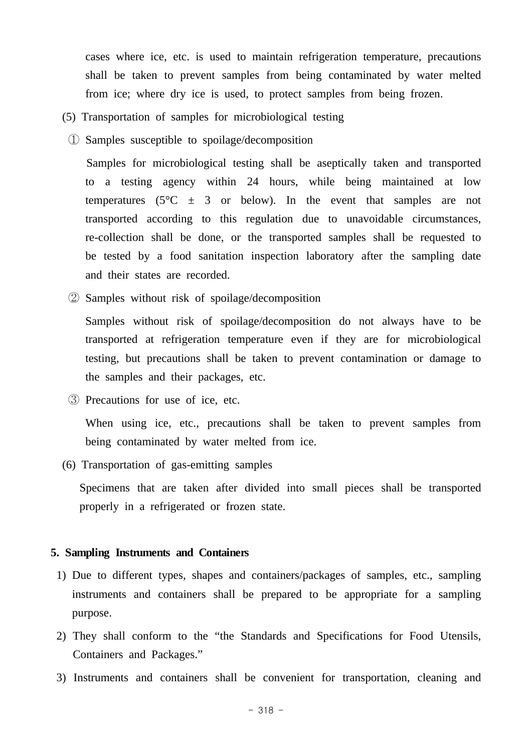cases where ice, etc. is used to maintain refrigeration temperature, precautions shall be taken to prevent samples from being contaminated by water melted from ice; where dry ice is used, to protect samples from being frozen.

(5) Transportation of samples for microbiological testing

① Samples susceptible to spoilage/decomposition

Samples for microbiological testing shall be aseptically taken and transported to a testing agency within 24 hours, while being maintained at low temperatures (5°C ± 3 or below). In the event that samples are not transported according to this regulation due to unavoidable circumstances, re-collection shall be done, or the transported samples shall be requested to be tested by a food sanitation inspection laboratory after the sampling date and their states are recorded.

② Samples without risk of spoilage/decomposition

Samples without risk of spoilage/decomposition do not always have to be transported at refrigeration temperature even if they are for microbiological testing, but precautions shall be taken to prevent contamination or damage to the samples and their packages, etc.

③ Precautions for use of ice, etc.

When using ice, etc., precautions shall be taken to prevent samples from being contaminated by water melted from ice.

(6) Transportation of gas-emitting samples

Specimens that are taken after divided into small pieces shall be transported properly in a refrigerated or frozen state.

## 5. Sampling Instruments and Containers

1) Due to different types, shapes and containers/packages of samples, etc., sampling instruments and containers shall be prepared to be appropriate for a sampling purpose.

2) They shall conform to the “the Standards and Specifications for Food Utensils, Containers and Packages.”

3) Instruments and containers shall be convenient for transportation, cleaning and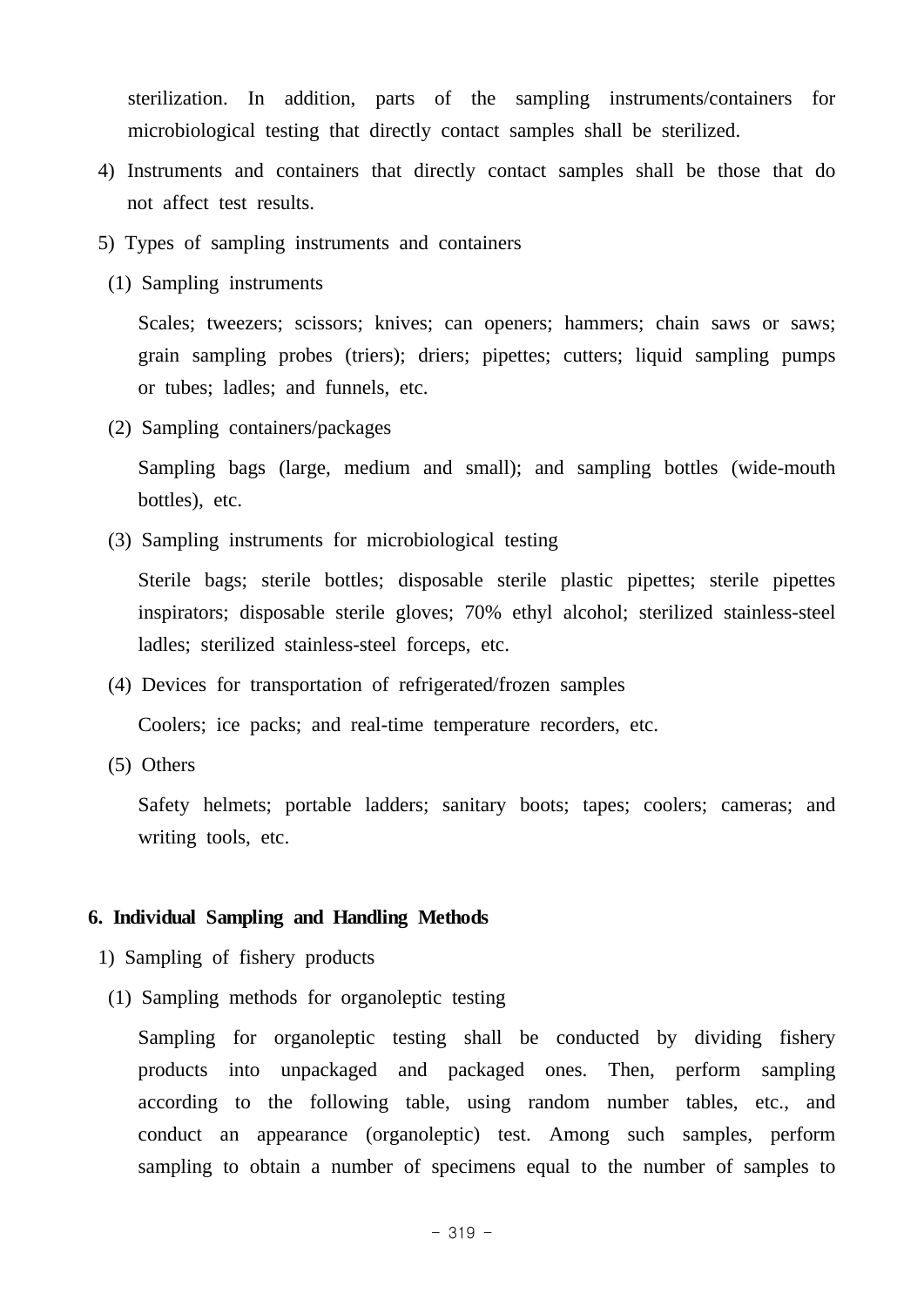sterilization. In addition, parts of the sampling instruments/containers for microbiological testing that directly contact samples shall be sterilized.

4) Instruments and containers that directly contact samples shall be those that do not affect test results.

5) Types of sampling instruments and containers

(1) Sampling instruments

Scales; tweezers; scissors; knives; can openers; hammers; chain saws or saws; grain sampling probes (triers); driers; pipettes; cutters; liquid sampling pumps or tubes; ladles; and funnels, etc.

(2) Sampling containers/packages

Sampling bags (large, medium and small); and sampling bottles (wide-mouth bottles), etc.

(3) Sampling instruments for microbiological testing

Sterile bags; sterile bottles; disposable sterile plastic pipettes; sterile pipettes inspirators; disposable sterile gloves; 70% ethyl alcohol; sterilized stainless-steel ladles; sterilized stainless-steel forceps, etc.

(4) Devices for transportation of refrigerated/frozen samples

Coolers; ice packs; and real-time temperature recorders, etc.

(5) Others

Safety helmets; portable ladders; sanitary boots; tapes; coolers; cameras; and writing tools, etc.

## 6. Individual Sampling and Handling Methods

1) Sampling of fishery products

(1) Sampling methods for organoleptic testing

Sampling for organoleptic testing shall be conducted by dividing fishery products into unpackaged and packaged ones. Then, perform sampling according to the following table, using random number tables, etc., and conduct an appearance (organoleptic) test. Among such samples, perform sampling to obtain a number of specimens equal to the number of samples to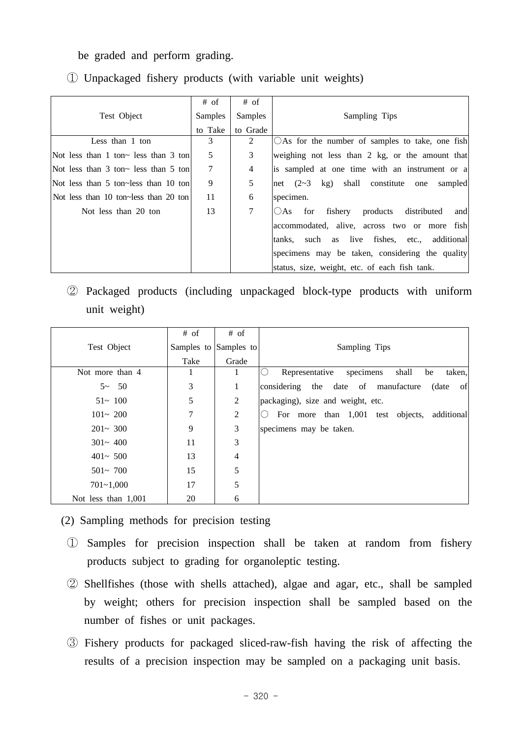be graded and perform grading.

① Unpackaged fishery products (with variable unit weights)

| Test Object | # of Samples to Take | # of Samples to Grade | Sampling Tips |
|---|---|---|---|
| Less than 1 ton | 3 | 2 | ○As for the number of samples to take, one fish weighing not less than 2 kg, or the amount that is sampled at one time with an instrument or a net (2~3 kg) shall constitute one sampled specimen.<br>○As for fishery products distributed and accommodated, alive, across two or more fish tanks, such as live fishes, etc., additional specimens may be taken, considering the quality status, size, weight, etc. of each fish tank. |
| Not less than 1 ton~ less than 3 ton | 5 | 3 | |
| Not less than 3 ton~ less than 5 ton | 7 | 4 | |
| Not less than 5 ton~less than 10 ton | 9 | 5 | |
| Not less than 10 ton~less than 20 ton | 11 | 6 | |
| Not less than 20 ton | 13 | 7 | |

② Packaged products (including unpackaged block-type products with uniform unit weight)

| Test Object | # of Samples to Take | # of Samples to Grade | Sampling Tips |
|---|---|---|---|
| Not more than 4 | 1 | 1 | ○ Representative specimens shall be taken, considering the date of manufacture (date of packaging), size and weight, etc.<br>○ For more than 1,001 test objects, additional specimens may be taken. |
| 5~ 50 | 3 | 1 | |
| 51~ 100 | 5 | 2 | |
| 101~ 200 | 7 | 2 | |
| 201~ 300 | 9 | 3 | |
| 301~ 400 | 11 | 3 | |
| 401~ 500 | 13 | 4 | |
| 501~ 700 | 15 | 5 | |
| 701~1,000 | 17 | 5 | |
| Not less than 1,001 | 20 | 6 | |

(2) Sampling methods for precision testing

① Samples for precision inspection shall be taken at random from fishery products subject to grading for organoleptic testing.

② Shellfishes (those with shells attached), algae and agar, etc., shall be sampled by weight; others for precision inspection shall be sampled based on the number of fishes or unit packages.

③ Fishery products for packaged sliced-raw-fish having the risk of affecting the results of a precision inspection may be sampled on a packaging unit basis.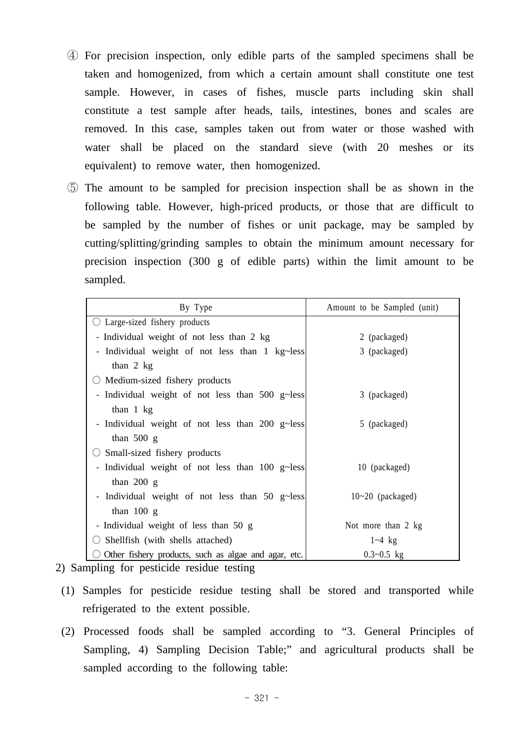④ For precision inspection, only edible parts of the sampled specimens shall be taken and homogenized, from which a certain amount shall constitute one test sample. However, in cases of fishes, muscle parts including skin shall constitute a test sample after heads, tails, intestines, bones and scales are removed. In this case, samples taken out from water or those washed with water shall be placed on the standard sieve (with 20 meshes or its equivalent) to remove water, then homogenized.

⑤ The amount to be sampled for precision inspection shall be as shown in the following table. However, high-priced products, or those that are difficult to be sampled by the number of fishes or unit package, may be sampled by cutting/splitting/grinding samples to obtain the minimum amount necessary for precision inspection (300 g of edible parts) within the limit amount to be sampled.

| By Type | Amount to be Sampled (unit) |
|---|---|
| ○ Large-sized fishery products | |
| - Individual weight of not less than 2 kg | 2 (packaged) |
| - Individual weight of not less than 1 kg~less than 2 kg | 3 (packaged) |
| ○ Medium-sized fishery products | |
| - Individual weight of not less than 500 g~less than 1 kg | 3 (packaged) |
| - Individual weight of not less than 200 g~less than 500 g | 5 (packaged) |
| ○ Small-sized fishery products | |
| - Individual weight of not less than 100 g~less than 200 g | 10 (packaged) |
| - Individual weight of not less than 50 g~less than 100 g | 10~20 (packaged) |
| - Individual weight of less than 50 g | Not more than 2 kg |
| ○ Shellfish (with shells attached) | 1~4 kg |
| ○ Other fishery products, such as algae and agar, etc. | 0.3~0.5 kg |

2) Sampling for pesticide residue testing

(1) Samples for pesticide residue testing shall be stored and transported while refrigerated to the extent possible.

(2) Processed foods shall be sampled according to “3. General Principles of Sampling, 4) Sampling Decision Table;” and agricultural products shall be sampled according to the following table: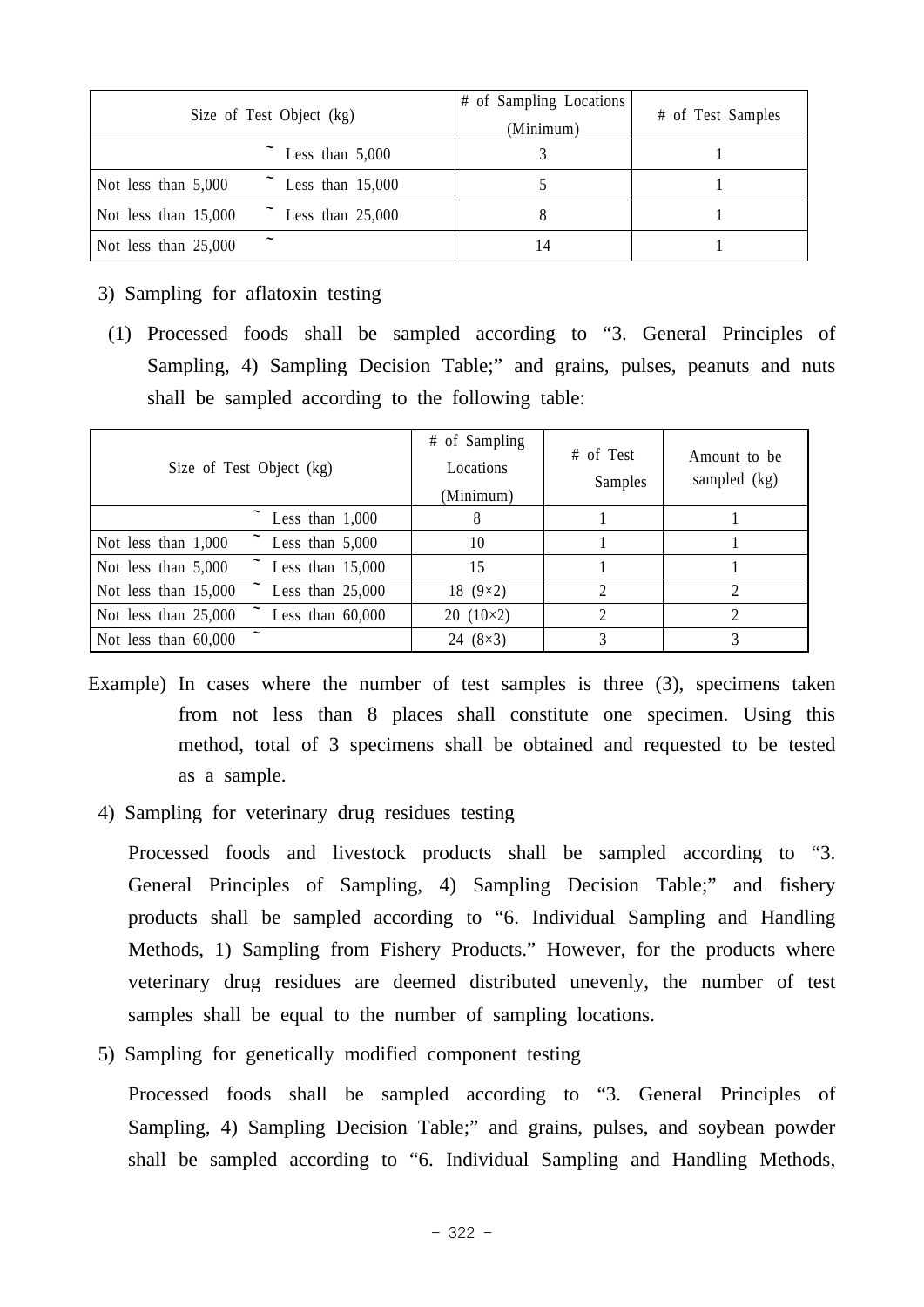| Size of Test Object (kg) | # of Sampling Locations (Minimum) | # of Test Samples |
|---|---|---|
| ~ Less than 5,000 | 3 | 1 |
| Not less than 5,000 ~ Less than 15,000 | 5 | 1 |
| Not less than 15,000 ~ Less than 25,000 | 8 | 1 |
| Not less than 25,000 ~ | 14 | 1 |

3) Sampling for aflatoxin testing

(1) Processed foods shall be sampled according to "3. General Principles of Sampling, 4) Sampling Decision Table;" and grains, pulses, peanuts and nuts shall be sampled according to the following table:

| Size of Test Object (kg) | # of Sampling Locations (Minimum) | # of Test Samples | Amount to be sampled (kg) |
|---|---|---|---|
| ~ Less than 1,000 | 8 | 1 | 1 |
| Not less than 1,000 ~ Less than 5,000 | 10 | 1 | 1 |
| Not less than 5,000 ~ Less than 15,000 | 15 | 1 | 1 |
| Not less than 15,000 ~ Less than 25,000 | 18 (9×2) | 2 | 2 |
| Not less than 25,000 ~ Less than 60,000 | 20 (10×2) | 2 | 2 |
| Not less than 60,000 ~ | 24 (8×3) | 3 | 3 |

Example) In cases where the number of test samples is three (3), specimens taken from not less than 8 places shall constitute one specimen. Using this method, total of 3 specimens shall be obtained and requested to be tested as a sample.

4) Sampling for veterinary drug residues testing

Processed foods and livestock products shall be sampled according to "3. General Principles of Sampling, 4) Sampling Decision Table;" and fishery products shall be sampled according to "6. Individual Sampling and Handling Methods, 1) Sampling from Fishery Products." However, for the products where veterinary drug residues are deemed distributed unevenly, the number of test samples shall be equal to the number of sampling locations.

5) Sampling for genetically modified component testing

Processed foods shall be sampled according to "3. General Principles of Sampling, 4) Sampling Decision Table;" and grains, pulses, and soybean powder shall be sampled according to "6. Individual Sampling and Handling Methods,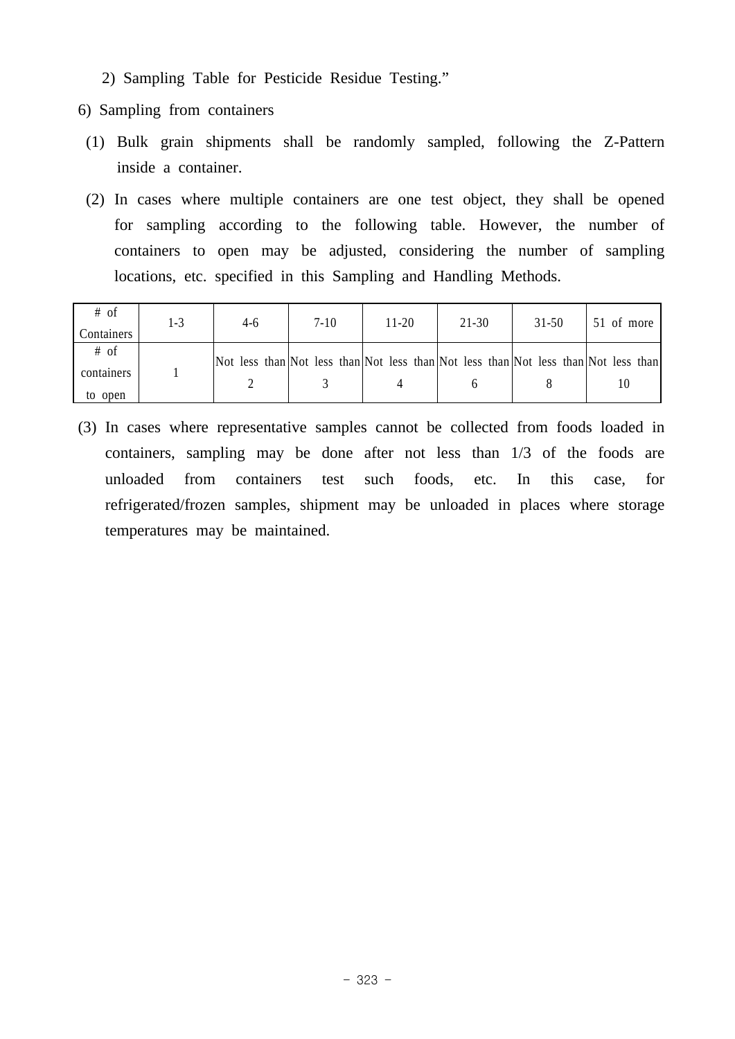2) Sampling Table for Pesticide Residue Testing."

6) Sampling from containers

(1) Bulk grain shipments shall be randomly sampled, following the Z-Pattern inside a container.

(2) In cases where multiple containers are one test object, they shall be opened for sampling according to the following table. However, the number of containers to open may be adjusted, considering the number of sampling locations, etc. specified in this Sampling and Handling Methods.

| # of Containers | 1-3 | 4-6 | 7-10 | 11-20 | 21-30 | 31-50 | 51 of more |
|---|---|---|---|---|---|---|---|
| # of containers to open | 1 | Not less than 2 | Not less than 3 | Not less than 4 | Not less than 6 | Not less than 8 | Not less than 10 |

(3) In cases where representative samples cannot be collected from foods loaded in containers, sampling may be done after not less than 1/3 of the foods are unloaded from containers test such foods, etc. In this case, for refrigerated/frozen samples, shipment may be unloaded in places where storage temperatures may be maintained.